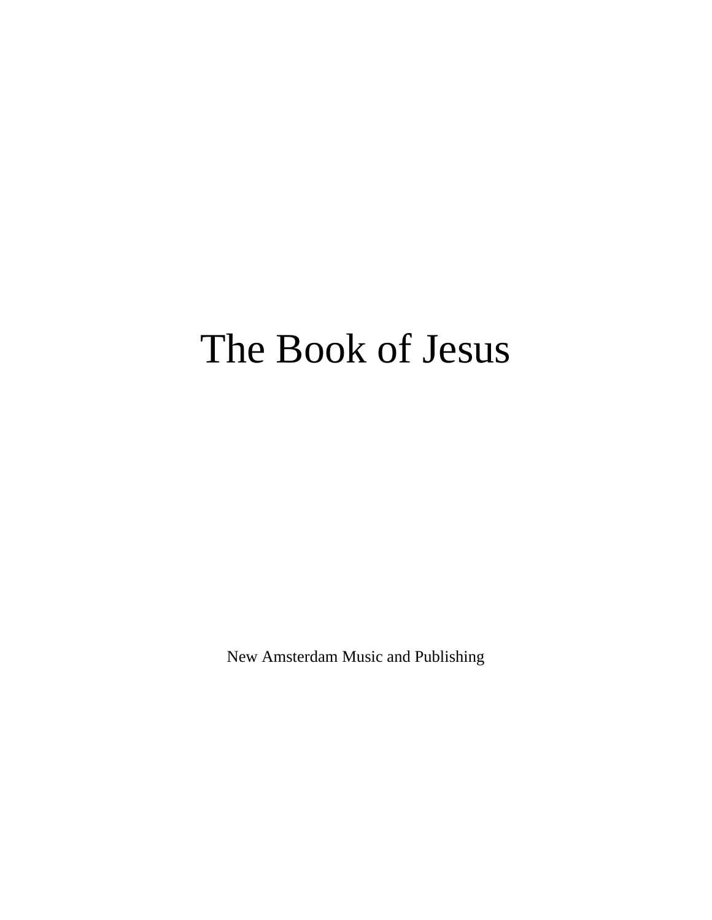# The Book of Jesus

New Amsterdam Music and Publishing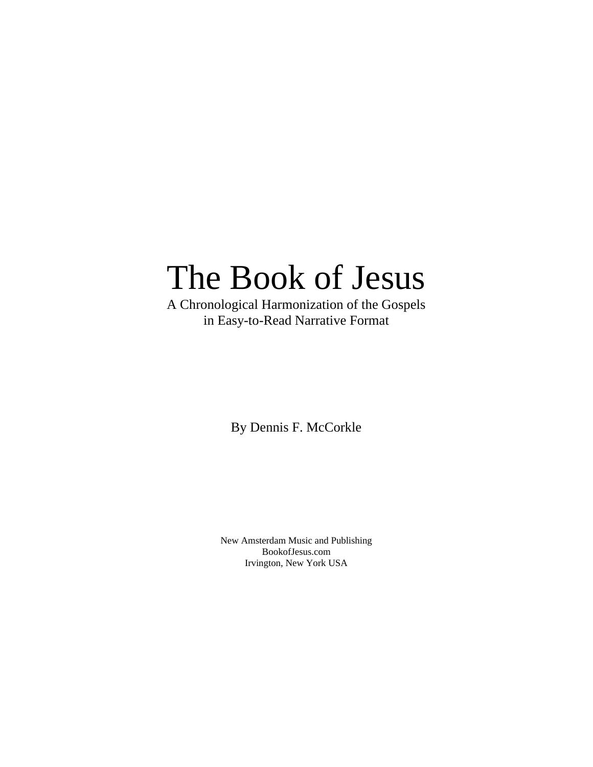# The Book of Jesus

A Chronological Harmonization of the Gospels
in Easy-to-Read Narrative Format

By Dennis F. McCorkle

New Amsterdam Music and Publishing
BookofJesus.com
Irvington, New York USA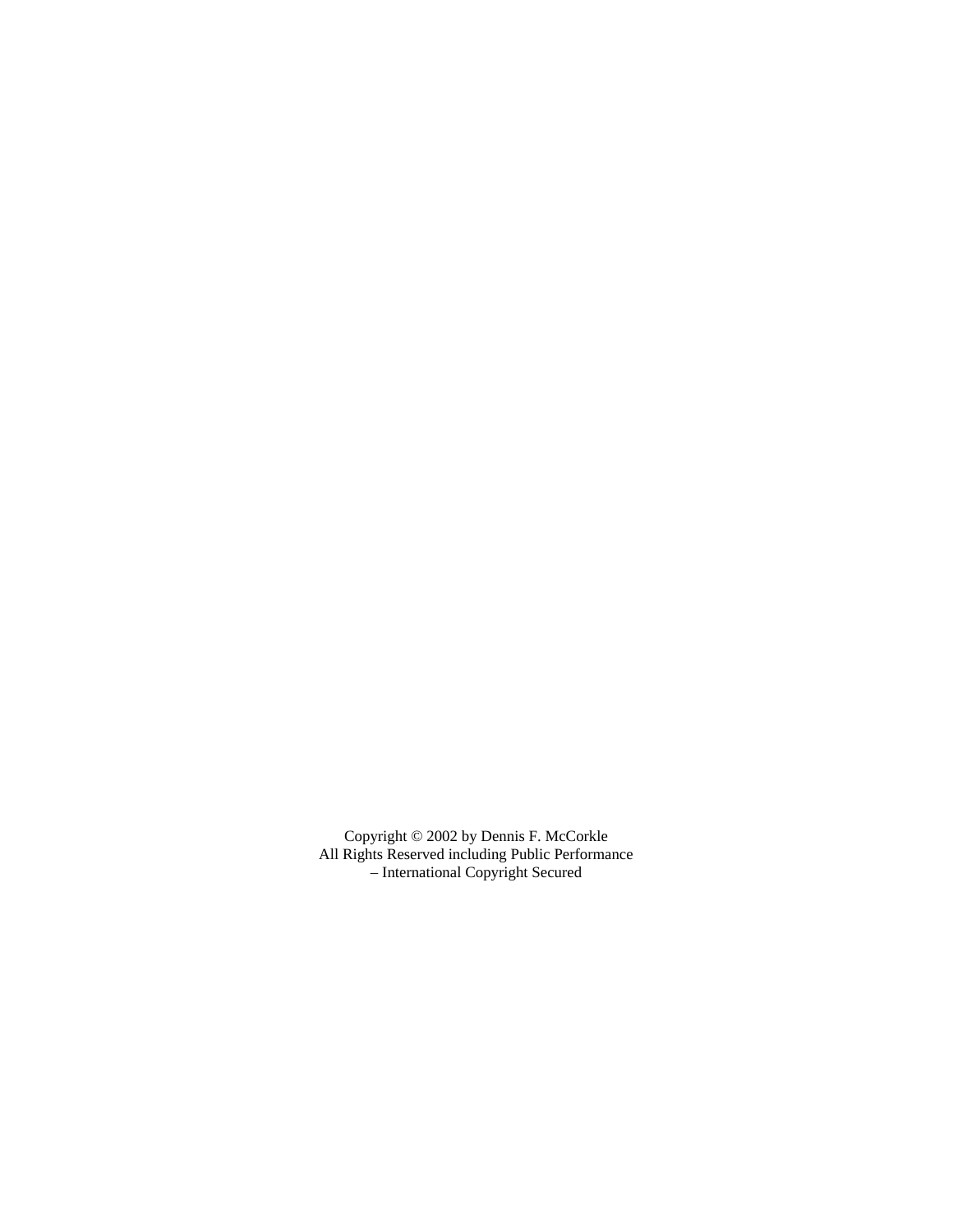Copyright © 2002 by Dennis F. McCorkle
All Rights Reserved including Public Performance
– International Copyright Secured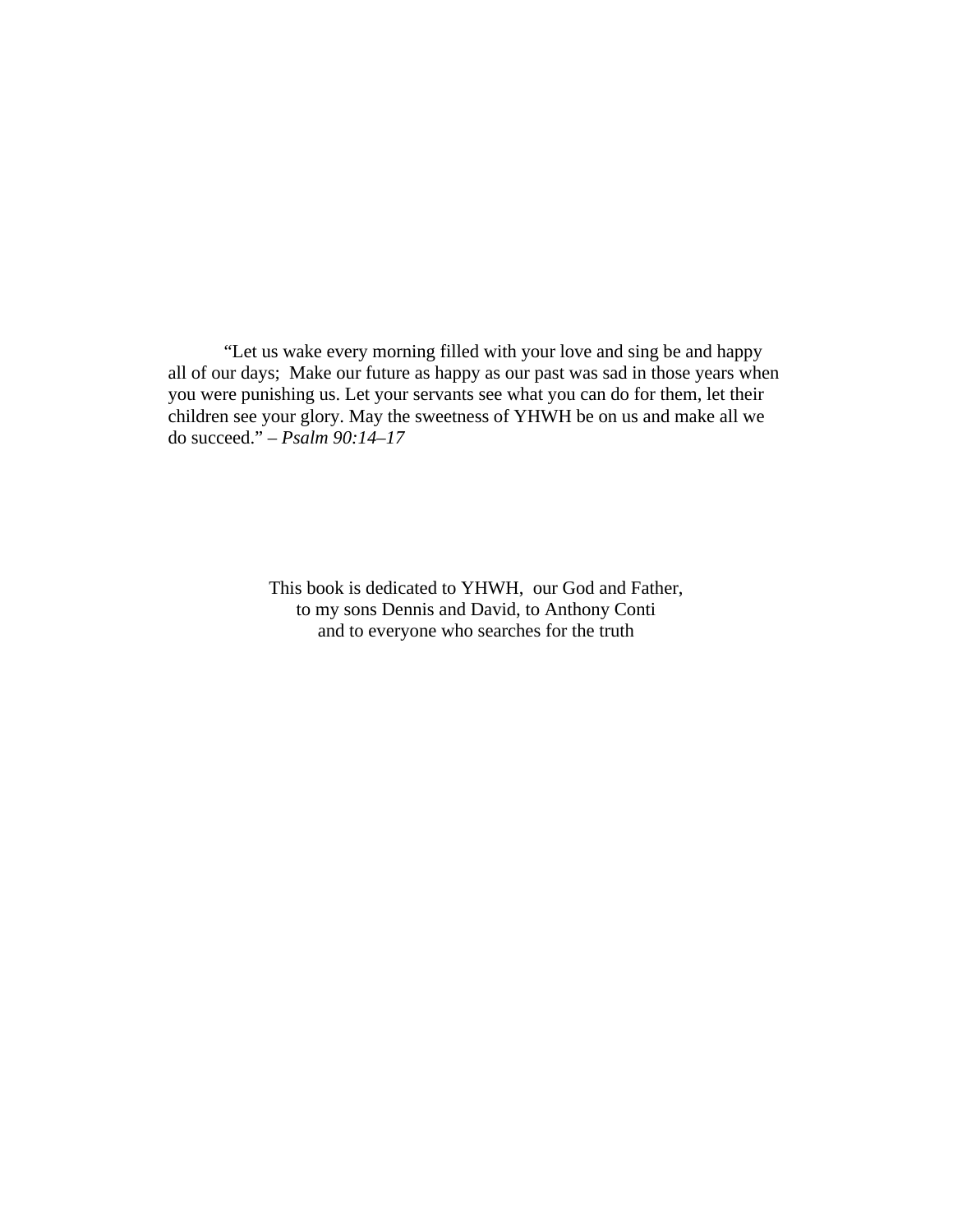"Let us wake every morning filled with your love and sing be and happy all of our days;  Make our future as happy as our past was sad in those years when you were punishing us. Let your servants see what you can do for them, let their children see your glory. May the sweetness of YHWH be on us and make all we do succeed." – *Psalm 90:14–17*

This book is dedicated to YHWH,  our God and Father,
to my sons Dennis and David, to Anthony Conti
and to everyone who searches for the truth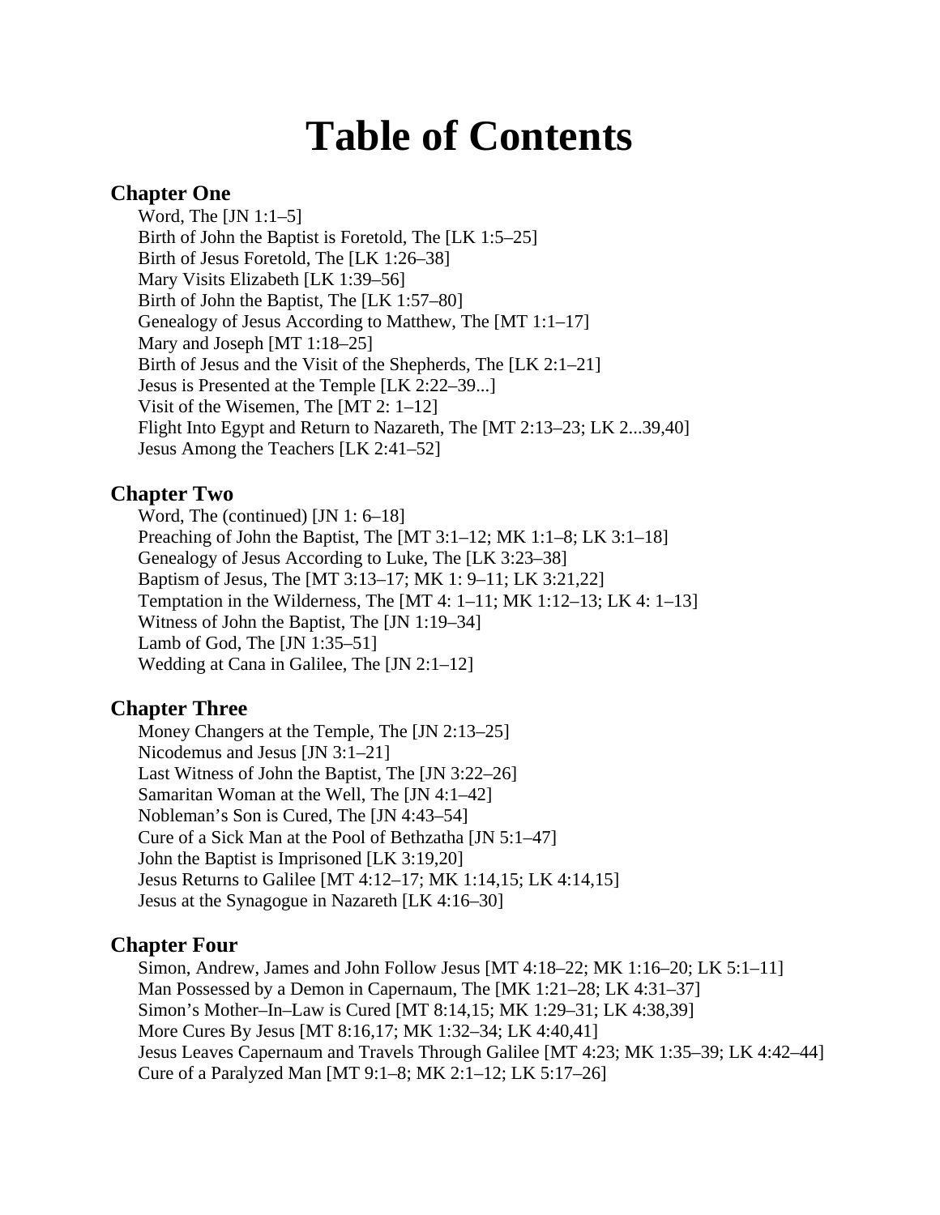# Table of Contents

### Chapter One

Word, The [JN 1:1–5]
Birth of John the Baptist is Foretold, The [LK 1:5–25]
Birth of Jesus Foretold, The [LK 1:26–38]
Mary Visits Elizabeth [LK 1:39–56]
Birth of John the Baptist, The [LK 1:57–80]
Genealogy of Jesus According to Matthew, The [MT 1:1–17]
Mary and Joseph [MT 1:18–25]
Birth of Jesus and the Visit of the Shepherds, The [LK 2:1–21]
Jesus is Presented at the Temple [LK 2:22–39...]
Visit of the Wisemen, The [MT 2: 1–12]
Flight Into Egypt and Return to Nazareth, The [MT 2:13–23; LK 2...39,40]
Jesus Among the Teachers [LK 2:41–52]

### Chapter Two

Word, The (continued) [JN 1: 6–18]
Preaching of John the Baptist, The [MT 3:1–12; MK 1:1–8; LK 3:1–18]
Genealogy of Jesus According to Luke, The [LK 3:23–38]
Baptism of Jesus, The [MT 3:13–17; MK 1: 9–11; LK 3:21,22]
Temptation in the Wilderness, The [MT 4: 1–11; MK 1:12–13; LK 4: 1–13]
Witness of John the Baptist, The [JN 1:19–34]
Lamb of God, The [JN 1:35–51]
Wedding at Cana in Galilee, The [JN 2:1–12]

### Chapter Three

Money Changers at the Temple, The [JN 2:13–25]
Nicodemus and Jesus [JN 3:1–21]
Last Witness of John the Baptist, The [JN 3:22–26]
Samaritan Woman at the Well, The [JN 4:1–42]
Nobleman's Son is Cured, The [JN 4:43–54]
Cure of a Sick Man at the Pool of Bethzatha [JN 5:1–47]
John the Baptist is Imprisoned [LK 3:19,20]
Jesus Returns to Galilee [MT 4:12–17; MK 1:14,15; LK 4:14,15]
Jesus at the Synagogue in Nazareth [LK 4:16–30]

### Chapter Four

Simon, Andrew, James and John Follow Jesus [MT 4:18–22; MK 1:16–20; LK 5:1–11]
Man Possessed by a Demon in Capernaum, The [MK 1:21–28; LK 4:31–37]
Simon's Mother–In–Law is Cured [MT 8:14,15; MK 1:29–31; LK 4:38,39]
More Cures By Jesus [MT 8:16,17; MK 1:32–34; LK 4:40,41]
Jesus Leaves Capernaum and Travels Through Galilee [MT 4:23; MK 1:35–39; LK 4:42–44]
Cure of a Paralyzed Man [MT 9:1–8; MK 2:1–12; LK 5:17–26]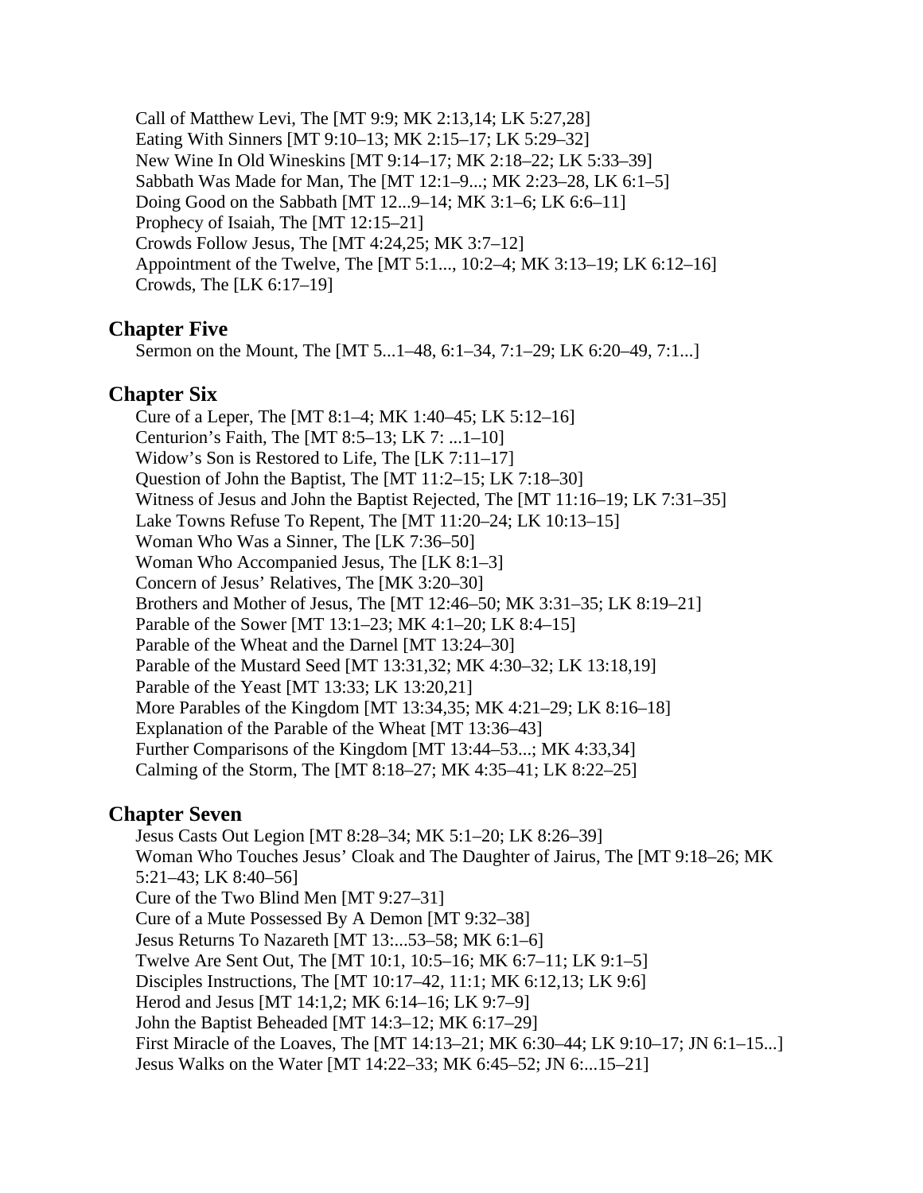Call of Matthew Levi, The [MT 9:9; MK 2:13,14; LK 5:27,28]
Eating With Sinners [MT 9:10–13; MK 2:15–17; LK 5:29–32]
New Wine In Old Wineskins [MT 9:14–17; MK 2:18–22; LK 5:33–39]
Sabbath Was Made for Man, The [MT 12:1–9...; MK 2:23–28, LK 6:1–5]
Doing Good on the Sabbath [MT 12...9–14; MK 3:1–6; LK 6:6–11]
Prophecy of Isaiah, The [MT 12:15–21]
Crowds Follow Jesus, The [MT 4:24,25; MK 3:7–12]
Appointment of the Twelve, The [MT 5:1..., 10:2–4; MK 3:13–19; LK 6:12–16]
Crowds, The [LK 6:17–19]

## Chapter Five

Sermon on the Mount, The [MT 5...1–48, 6:1–34, 7:1–29; LK 6:20–49, 7:1...]

## Chapter Six

Cure of a Leper, The [MT 8:1–4; MK 1:40–45; LK 5:12–16]
Centurion's Faith, The [MT 8:5–13; LK 7: ...1–10]
Widow's Son is Restored to Life, The [LK 7:11–17]
Question of John the Baptist, The [MT 11:2–15; LK 7:18–30]
Witness of Jesus and John the Baptist Rejected, The [MT 11:16–19; LK 7:31–35]
Lake Towns Refuse To Repent, The [MT 11:20–24; LK 10:13–15]
Woman Who Was a Sinner, The [LK 7:36–50]
Woman Who Accompanied Jesus, The [LK 8:1–3]
Concern of Jesus' Relatives, The [MK 3:20–30]
Brothers and Mother of Jesus, The [MT 12:46–50; MK 3:31–35; LK 8:19–21]
Parable of the Sower [MT 13:1–23; MK 4:1–20; LK 8:4–15]
Parable of the Wheat and the Darnel [MT 13:24–30]
Parable of the Mustard Seed [MT 13:31,32; MK 4:30–32; LK 13:18,19]
Parable of the Yeast [MT 13:33; LK 13:20,21]
More Parables of the Kingdom [MT 13:34,35; MK 4:21–29; LK 8:16–18]
Explanation of the Parable of the Wheat [MT 13:36–43]
Further Comparisons of the Kingdom [MT 13:44–53...; MK 4:33,34]
Calming of the Storm, The [MT 8:18–27; MK 4:35–41; LK 8:22–25]

## Chapter Seven

Jesus Casts Out Legion [MT 8:28–34; MK 5:1–20; LK 8:26–39]
Woman Who Touches Jesus' Cloak and The Daughter of Jairus, The [MT 9:18–26; MK 5:21–43; LK 8:40–56]
Cure of the Two Blind Men [MT 9:27–31]
Cure of a Mute Possessed By A Demon [MT 9:32–38]
Jesus Returns To Nazareth [MT 13:...53–58; MK 6:1–6]
Twelve Are Sent Out, The [MT 10:1, 10:5–16; MK 6:7–11; LK 9:1–5]
Disciples Instructions, The [MT 10:17–42, 11:1; MK 6:12,13; LK 9:6]
Herod and Jesus [MT 14:1,2; MK 6:14–16; LK 9:7–9]
John the Baptist Beheaded [MT 14:3–12; MK 6:17–29]
First Miracle of the Loaves, The [MT 14:13–21; MK 6:30–44; LK 9:10–17; JN 6:1–15...]
Jesus Walks on the Water [MT 14:22–33; MK 6:45–52; JN 6:...15–21]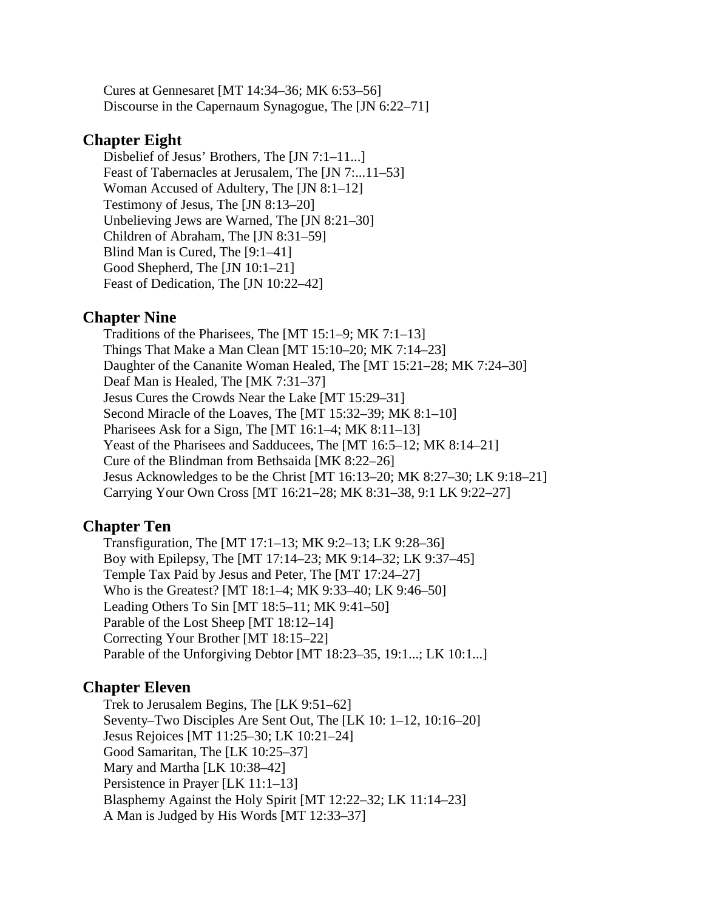Cures at Gennesaret [MT 14:34–36; MK 6:53–56]
Discourse in the Capernaum Synagogue, The [JN 6:22–71]

## Chapter Eight

Disbelief of Jesus' Brothers, The [JN 7:1–11...]
Feast of Tabernacles at Jerusalem, The [JN 7:...11–53]
Woman Accused of Adultery, The [JN 8:1–12]
Testimony of Jesus, The [JN 8:13–20]
Unbelieving Jews are Warned, The [JN 8:21–30]
Children of Abraham, The [JN 8:31–59]
Blind Man is Cured, The [9:1–41]
Good Shepherd, The [JN 10:1–21]
Feast of Dedication, The [JN 10:22–42]

## Chapter Nine

Traditions of the Pharisees, The [MT 15:1–9; MK 7:1–13]
Things That Make a Man Clean [MT 15:10–20; MK 7:14–23]
Daughter of the Cananite Woman Healed, The [MT 15:21–28; MK 7:24–30]
Deaf Man is Healed, The [MK 7:31–37]
Jesus Cures the Crowds Near the Lake [MT 15:29–31]
Second Miracle of the Loaves, The [MT 15:32–39; MK 8:1–10]
Pharisees Ask for a Sign, The [MT 16:1–4; MK 8:11–13]
Yeast of the Pharisees and Sadducees, The [MT 16:5–12; MK 8:14–21]
Cure of the Blindman from Bethsaida [MK 8:22–26]
Jesus Acknowledges to be the Christ [MT 16:13–20; MK 8:27–30; LK 9:18–21]
Carrying Your Own Cross [MT 16:21–28; MK 8:31–38, 9:1 LK 9:22–27]

## Chapter Ten

Transfiguration, The [MT 17:1–13; MK 9:2–13; LK 9:28–36]
Boy with Epilepsy, The [MT 17:14–23; MK 9:14–32; LK 9:37–45]
Temple Tax Paid by Jesus and Peter, The [MT 17:24–27]
Who is the Greatest? [MT 18:1–4; MK 9:33–40; LK 9:46–50]
Leading Others To Sin [MT 18:5–11; MK 9:41–50]
Parable of the Lost Sheep [MT 18:12–14]
Correcting Your Brother [MT 18:15–22]
Parable of the Unforgiving Debtor [MT 18:23–35, 19:1...; LK 10:1...]

## Chapter Eleven

Trek to Jerusalem Begins, The [LK 9:51–62]
Seventy–Two Disciples Are Sent Out, The [LK 10: 1–12, 10:16–20]
Jesus Rejoices [MT 11:25–30; LK 10:21–24]
Good Samaritan, The [LK 10:25–37]
Mary and Martha [LK 10:38–42]
Persistence in Prayer [LK 11:1–13]
Blasphemy Against the Holy Spirit [MT 12:22–32; LK 11:14–23]
A Man is Judged by His Words [MT 12:33–37]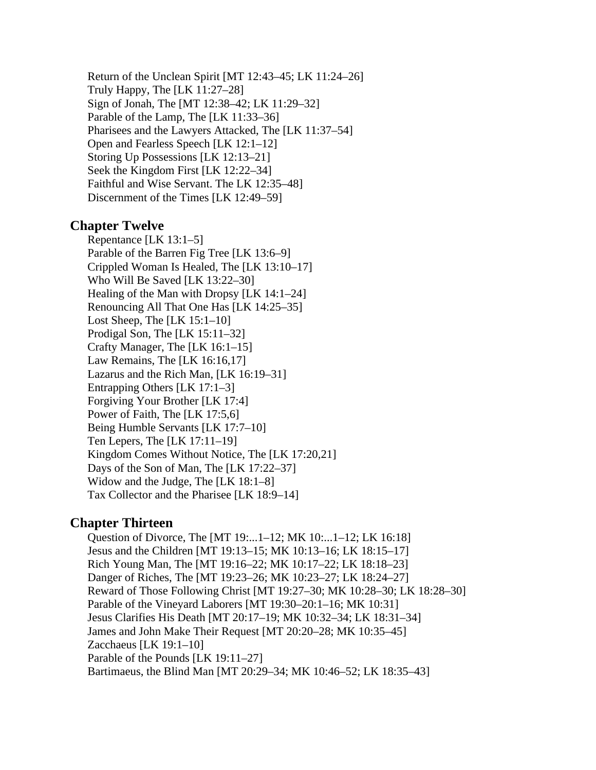Return of the Unclean Spirit [MT 12:43–45; LK 11:24–26]
Truly Happy, The [LK 11:27–28]
Sign of Jonah, The [MT 12:38–42; LK 11:29–32]
Parable of the Lamp, The [LK 11:33–36]
Pharisees and the Lawyers Attacked, The [LK 11:37–54]
Open and Fearless Speech [LK 12:1–12]
Storing Up Possessions [LK 12:13–21]
Seek the Kingdom First [LK 12:22–34]
Faithful and Wise Servant. The LK 12:35–48]
Discernment of the Times [LK 12:49–59]

## Chapter Twelve

Repentance [LK 13:1–5]
Parable of the Barren Fig Tree [LK 13:6–9]
Crippled Woman Is Healed, The [LK 13:10–17]
Who Will Be Saved [LK 13:22–30]
Healing of the Man with Dropsy [LK 14:1–24]
Renouncing All That One Has [LK 14:25–35]
Lost Sheep, The [LK 15:1–10]
Prodigal Son, The [LK 15:11–32]
Crafty Manager, The [LK 16:1–15]
Law Remains, The [LK 16:16,17]
Lazarus and the Rich Man, [LK 16:19–31]
Entrapping Others [LK 17:1–3]
Forgiving Your Brother [LK 17:4]
Power of Faith, The [LK 17:5,6]
Being Humble Servants [LK 17:7–10]
Ten Lepers, The [LK 17:11–19]
Kingdom Comes Without Notice, The [LK 17:20,21]
Days of the Son of Man, The [LK 17:22–37]
Widow and the Judge, The [LK 18:1–8]
Tax Collector and the Pharisee [LK 18:9–14]

## Chapter Thirteen

Question of Divorce, The [MT 19:...1–12; MK 10:...1–12; LK 16:18]
Jesus and the Children [MT 19:13–15; MK 10:13–16; LK 18:15–17]
Rich Young Man, The [MT 19:16–22; MK 10:17–22; LK 18:18–23]
Danger of Riches, The [MT 19:23–26; MK 10:23–27; LK 18:24–27]
Reward of Those Following Christ [MT 19:27–30; MK 10:28–30; LK 18:28–30]
Parable of the Vineyard Laborers [MT 19:30–20:1–16; MK 10:31]
Jesus Clarifies His Death [MT 20:17–19; MK 10:32–34; LK 18:31–34]
James and John Make Their Request [MT 20:20–28; MK 10:35–45]
Zacchaeus [LK 19:1–10]
Parable of the Pounds [LK 19:11–27]
Bartimaeus, the Blind Man [MT 20:29–34; MK 10:46–52; LK 18:35–43]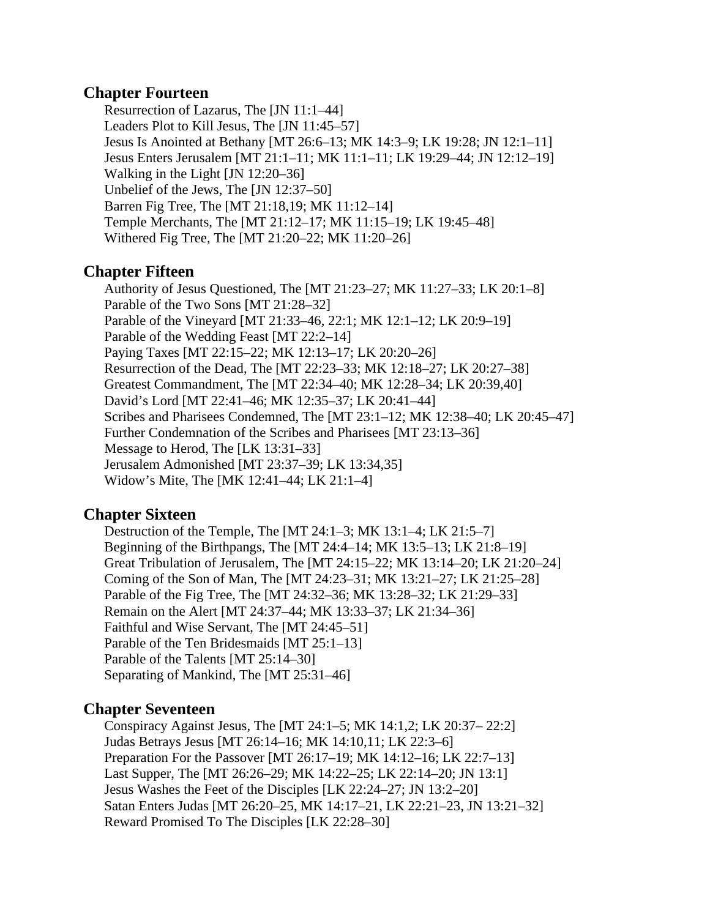## Chapter Fourteen

Resurrection of Lazarus, The [JN 11:1–44]
Leaders Plot to Kill Jesus, The [JN 11:45–57]
Jesus Is Anointed at Bethany [MT 26:6–13; MK 14:3–9; LK 19:28; JN 12:1–11]
Jesus Enters Jerusalem [MT 21:1–11; MK 11:1–11; LK 19:29–44; JN 12:12–19]
Walking in the Light [JN 12:20–36]
Unbelief of the Jews, The [JN 12:37–50]
Barren Fig Tree, The [MT 21:18,19; MK 11:12–14]
Temple Merchants, The [MT 21:12–17; MK 11:15–19; LK 19:45–48]
Withered Fig Tree, The [MT 21:20–22; MK 11:20–26]

## Chapter Fifteen

Authority of Jesus Questioned, The [MT 21:23–27; MK 11:27–33; LK 20:1–8]
Parable of the Two Sons [MT 21:28–32]
Parable of the Vineyard [MT 21:33–46, 22:1; MK 12:1–12; LK 20:9–19]
Parable of the Wedding Feast [MT 22:2–14]
Paying Taxes [MT 22:15–22; MK 12:13–17; LK 20:20–26]
Resurrection of the Dead, The [MT 22:23–33; MK 12:18–27; LK 20:27–38]
Greatest Commandment, The [MT 22:34–40; MK 12:28–34; LK 20:39,40]
David’s Lord [MT 22:41–46; MK 12:35–37; LK 20:41–44]
Scribes and Pharisees Condemned, The [MT 23:1–12; MK 12:38–40; LK 20:45–47]
Further Condemnation of the Scribes and Pharisees [MT 23:13–36]
Message to Herod, The [LK 13:31–33]
Jerusalem Admonished [MT 23:37–39; LK 13:34,35]
Widow’s Mite, The [MK 12:41–44; LK 21:1–4]

## Chapter Sixteen

Destruction of the Temple, The [MT 24:1–3; MK 13:1–4; LK 21:5–7]
Beginning of the Birthpangs, The [MT 24:4–14; MK 13:5–13; LK 21:8–19]
Great Tribulation of Jerusalem, The [MT 24:15–22; MK 13:14–20; LK 21:20–24]
Coming of the Son of Man, The [MT 24:23–31; MK 13:21–27; LK 21:25–28]
Parable of the Fig Tree, The [MT 24:32–36; MK 13:28–32; LK 21:29–33]
Remain on the Alert [MT 24:37–44; MK 13:33–37; LK 21:34–36]
Faithful and Wise Servant, The [MT 24:45–51]
Parable of the Ten Bridesmaids [MT 25:1–13]
Parable of the Talents [MT 25:14–30]
Separating of Mankind, The [MT 25:31–46]

## Chapter Seventeen

Conspiracy Against Jesus, The [MT 24:1–5; MK 14:1,2; LK 20:37– 22:2]
Judas Betrays Jesus [MT 26:14–16; MK 14:10,11; LK 22:3–6]
Preparation For the Passover [MT 26:17–19; MK 14:12–16; LK 22:7–13]
Last Supper, The [MT 26:26–29; MK 14:22–25; LK 22:14–20; JN 13:1]
Jesus Washes the Feet of the Disciples [LK 22:24–27; JN 13:2–20]
Satan Enters Judas [MT 26:20–25, MK 14:17–21, LK 22:21–23, JN 13:21–32]
Reward Promised To The Disciples [LK 22:28–30]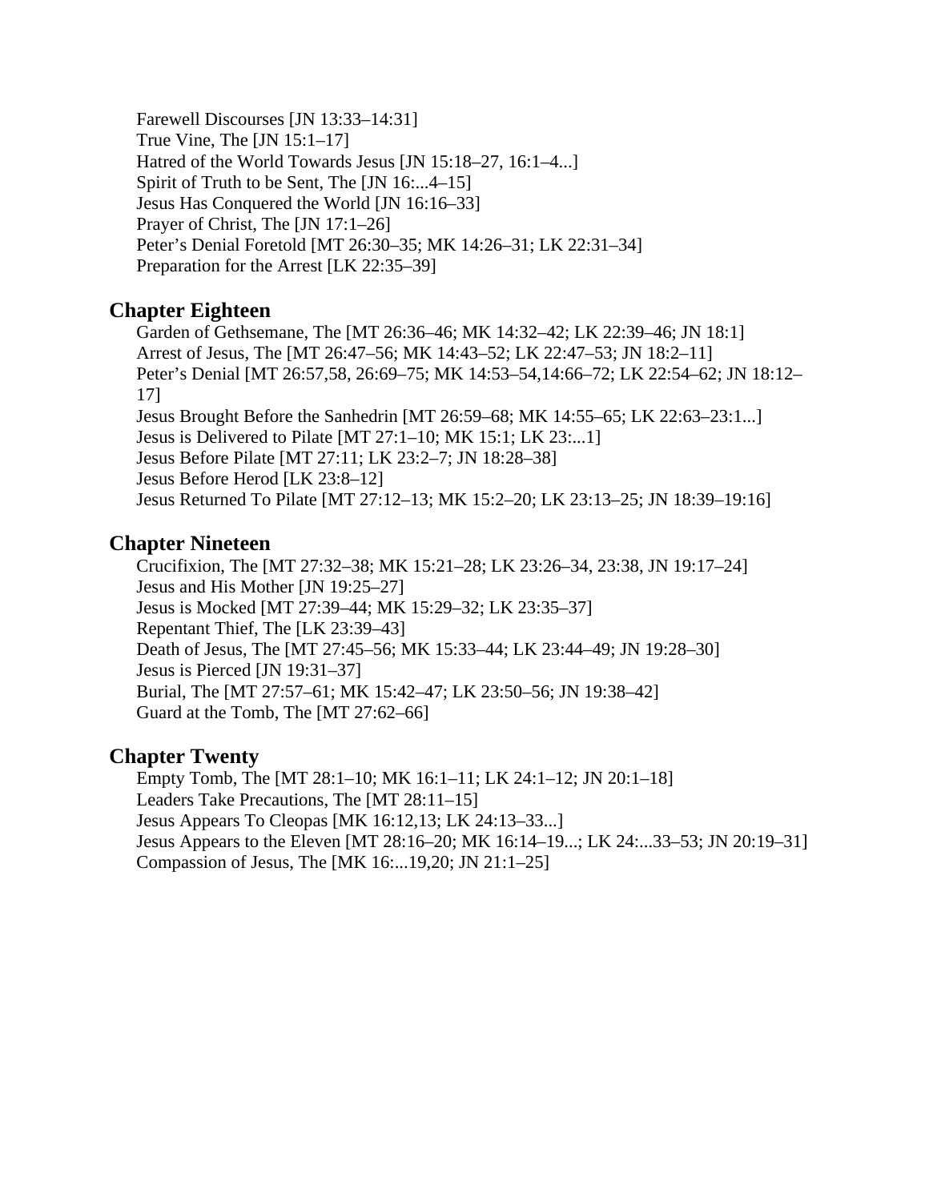Farewell Discourses [JN 13:33–14:31]
True Vine, The [JN 15:1–17]
Hatred of the World Towards Jesus [JN 15:18–27, 16:1–4...]
Spirit of Truth to be Sent, The [JN 16:...4–15]
Jesus Has Conquered the World [JN 16:16–33]
Prayer of Christ, The [JN 17:1–26]
Peter's Denial Foretold [MT 26:30–35; MK 14:26–31; LK 22:31–34]
Preparation for the Arrest [LK 22:35–39]

## Chapter Eighteen

Garden of Gethsemane, The [MT 26:36–46; MK 14:32–42; LK 22:39–46; JN 18:1]
Arrest of Jesus, The [MT 26:47–56; MK 14:43–52; LK 22:47–53; JN 18:2–11]
Peter's Denial [MT 26:57,58, 26:69–75; MK 14:53–54,14:66–72; LK 22:54–62; JN 18:12–17]
Jesus Brought Before the Sanhedrin [MT 26:59–68; MK 14:55–65; LK 22:63–23:1...]
Jesus is Delivered to Pilate [MT 27:1–10; MK 15:1; LK 23:...1]
Jesus Before Pilate [MT 27:11; LK 23:2–7; JN 18:28–38]
Jesus Before Herod [LK 23:8–12]
Jesus Returned To Pilate [MT 27:12–13; MK 15:2–20; LK 23:13–25; JN 18:39–19:16]

## Chapter Nineteen

Crucifixion, The [MT 27:32–38; MK 15:21–28; LK 23:26–34, 23:38, JN 19:17–24]
Jesus and His Mother [JN 19:25–27]
Jesus is Mocked [MT 27:39–44; MK 15:29–32; LK 23:35–37]
Repentant Thief, The [LK 23:39–43]
Death of Jesus, The [MT 27:45–56; MK 15:33–44; LK 23:44–49; JN 19:28–30]
Jesus is Pierced [JN 19:31–37]
Burial, The [MT 27:57–61; MK 15:42–47; LK 23:50–56; JN 19:38–42]
Guard at the Tomb, The [MT 27:62–66]

## Chapter Twenty

Empty Tomb, The [MT 28:1–10; MK 16:1–11; LK 24:1–12; JN 20:1–18]
Leaders Take Precautions, The [MT 28:11–15]
Jesus Appears To Cleopas [MK 16:12,13; LK 24:13–33...]
Jesus Appears to the Eleven [MT 28:16–20; MK 16:14–19...; LK 24:...33–53; JN 20:19–31]
Compassion of Jesus, The [MK 16:...19,20; JN 21:1–25]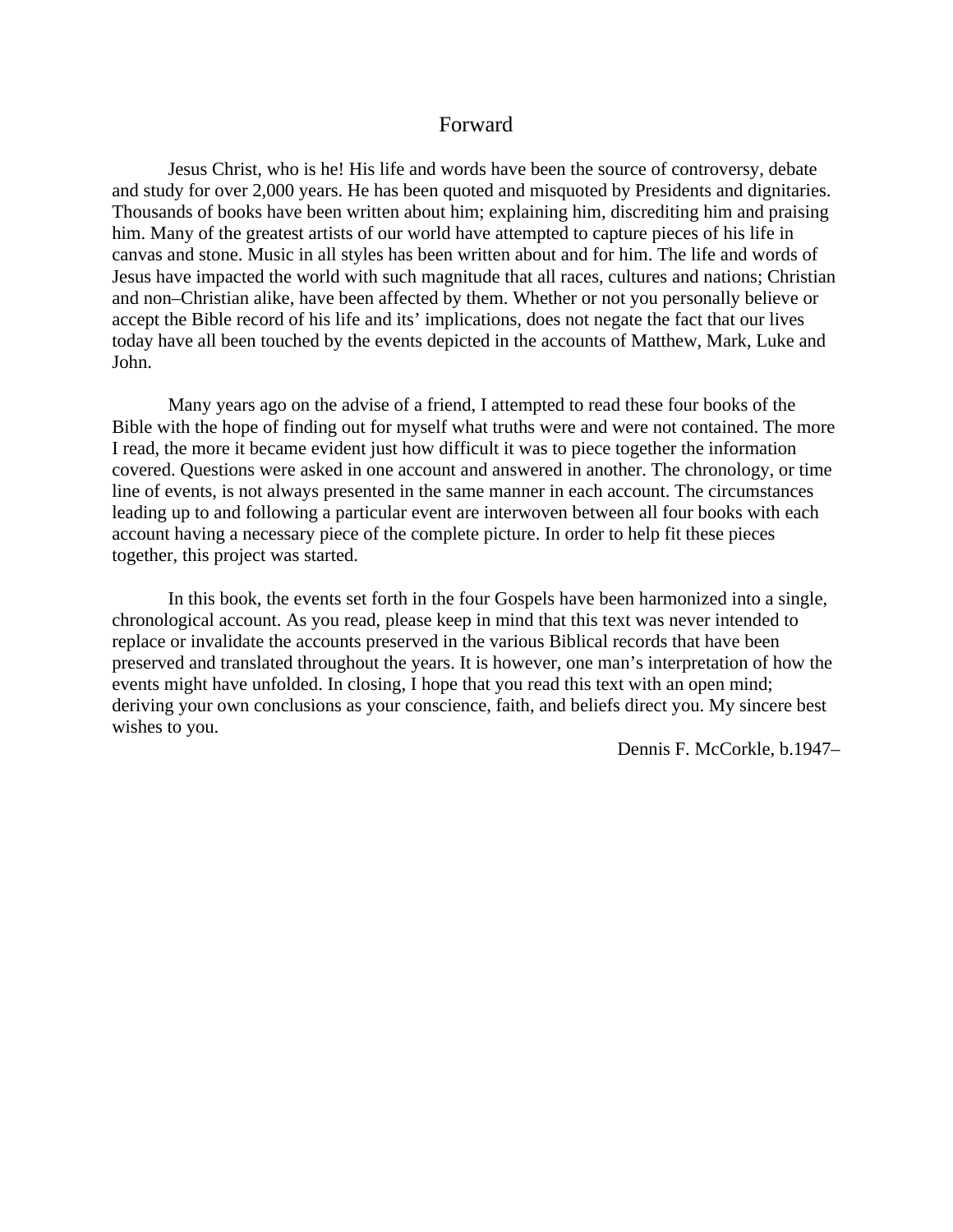# Forward

Jesus Christ, who is he! His life and words have been the source of controversy, debate and study for over 2,000 years. He has been quoted and misquoted by Presidents and dignitaries. Thousands of books have been written about him; explaining him, discrediting him and praising him. Many of the greatest artists of our world have attempted to capture pieces of his life in canvas and stone. Music in all styles has been written about and for him. The life and words of Jesus have impacted the world with such magnitude that all races, cultures and nations; Christian and non–Christian alike, have been affected by them. Whether or not you personally believe or accept the Bible record of his life and its' implications, does not negate the fact that our lives today have all been touched by the events depicted in the accounts of Matthew, Mark, Luke and John.

Many years ago on the advise of a friend, I attempted to read these four books of the Bible with the hope of finding out for myself what truths were and were not contained. The more I read, the more it became evident just how difficult it was to piece together the information covered. Questions were asked in one account and answered in another. The chronology, or time line of events, is not always presented in the same manner in each account. The circumstances leading up to and following a particular event are interwoven between all four books with each account having a necessary piece of the complete picture. In order to help fit these pieces together, this project was started.

In this book, the events set forth in the four Gospels have been harmonized into a single, chronological account. As you read, please keep in mind that this text was never intended to replace or invalidate the accounts preserved in the various Biblical records that have been preserved and translated throughout the years. It is however, one man's interpretation of how the events might have unfolded. In closing, I hope that you read this text with an open mind; deriving your own conclusions as your conscience, faith, and beliefs direct you. My sincere best wishes to you.

Dennis F. McCorkle, b.1947–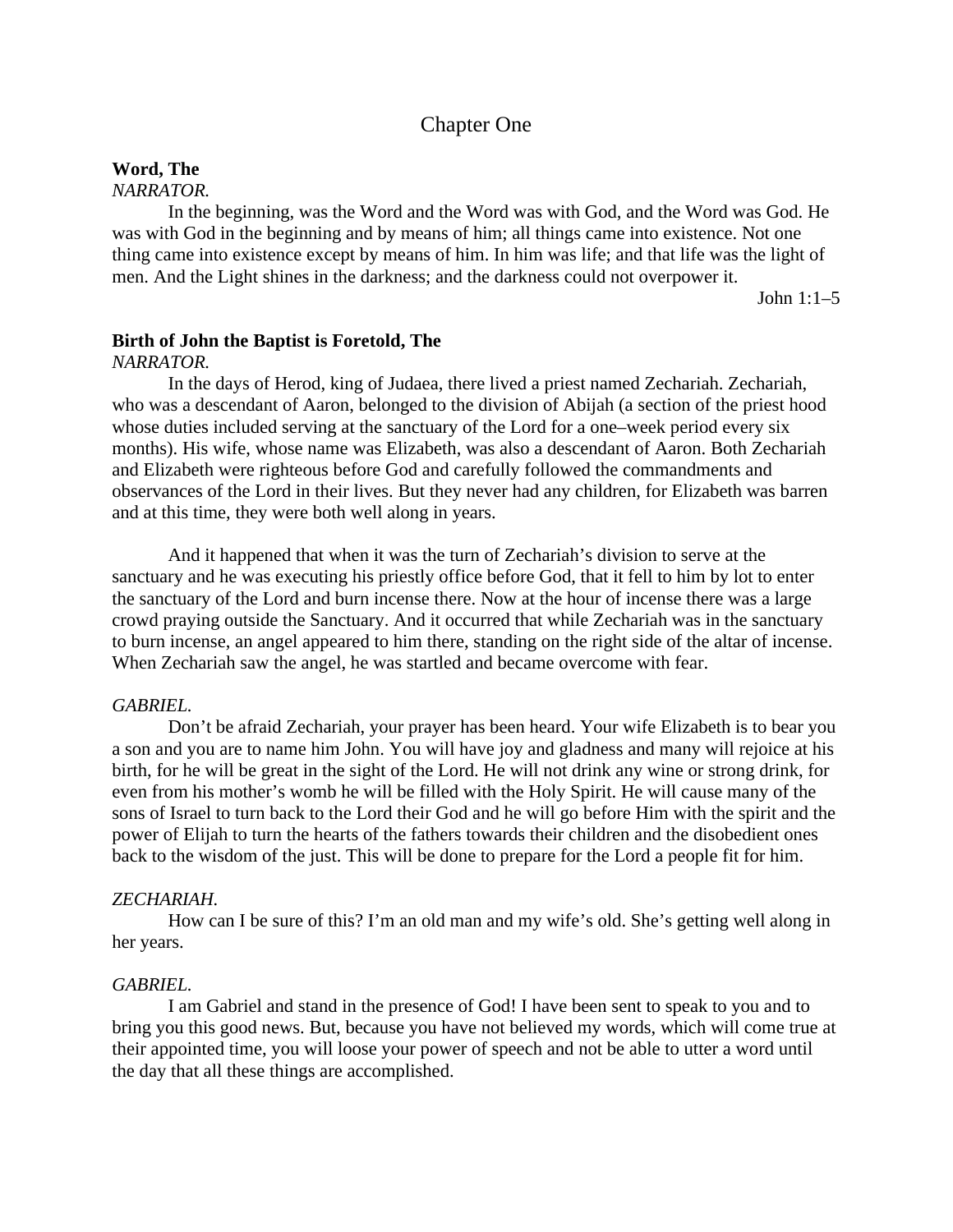## Chapter One

**Word, The**

*NARRATOR.*

In the beginning, was the Word and the Word was with God, and the Word was God. He was with God in the beginning and by means of him; all things came into existence. Not one thing came into existence except by means of him. In him was life; and that life was the light of men. And the Light shines in the darkness; and the darkness could not overpower it.

John 1:1–5

**Birth of John the Baptist is Foretold, The**

*NARRATOR.*

In the days of Herod, king of Judaea, there lived a priest named Zechariah. Zechariah, who was a descendant of Aaron, belonged to the division of Abijah (a section of the priest hood whose duties included serving at the sanctuary of the Lord for a one–week period every six months). His wife, whose name was Elizabeth, was also a descendant of Aaron. Both Zechariah and Elizabeth were righteous before God and carefully followed the commandments and observances of the Lord in their lives. But they never had any children, for Elizabeth was barren and at this time, they were both well along in years.

And it happened that when it was the turn of Zechariah's division to serve at the sanctuary and he was executing his priestly office before God, that it fell to him by lot to enter the sanctuary of the Lord and burn incense there. Now at the hour of incense there was a large crowd praying outside the Sanctuary. And it occurred that while Zechariah was in the sanctuary to burn incense, an angel appeared to him there, standing on the right side of the altar of incense. When Zechariah saw the angel, he was startled and became overcome with fear.

*GABRIEL.*

Don't be afraid Zechariah, your prayer has been heard. Your wife Elizabeth is to bear you a son and you are to name him John. You will have joy and gladness and many will rejoice at his birth, for he will be great in the sight of the Lord. He will not drink any wine or strong drink, for even from his mother's womb he will be filled with the Holy Spirit. He will cause many of the sons of Israel to turn back to the Lord their God and he will go before Him with the spirit and the power of Elijah to turn the hearts of the fathers towards their children and the disobedient ones back to the wisdom of the just. This will be done to prepare for the Lord a people fit for him.

*ZECHARIAH.*

How can I be sure of this? I'm an old man and my wife's old. She's getting well along in her years.

*GABRIEL.*

I am Gabriel and stand in the presence of God! I have been sent to speak to you and to bring you this good news. But, because you have not believed my words, which will come true at their appointed time, you will loose your power of speech and not be able to utter a word until the day that all these things are accomplished.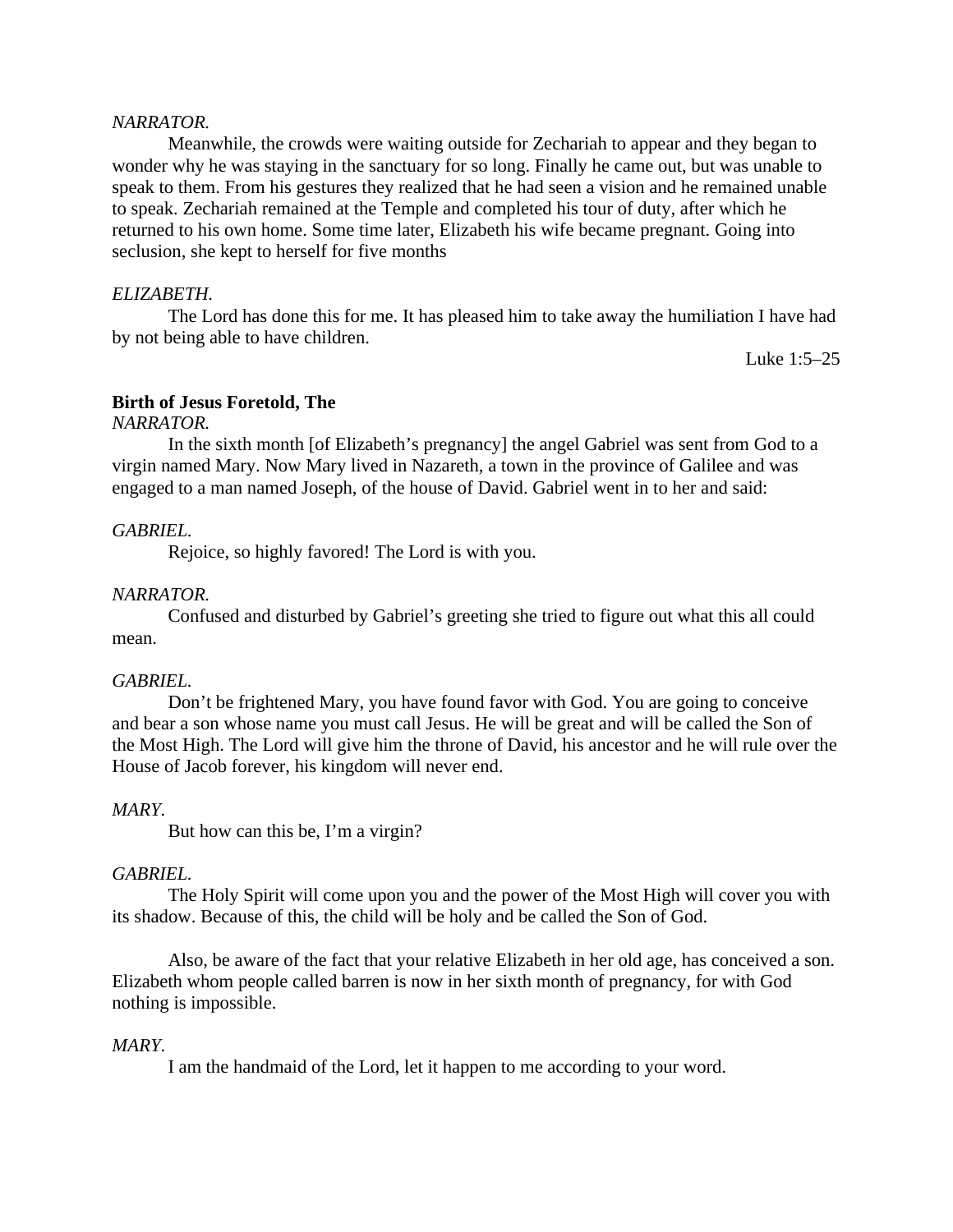*NARRATOR.*

Meanwhile, the crowds were waiting outside for Zechariah to appear and they began to wonder why he was staying in the sanctuary for so long. Finally he came out, but was unable to speak to them. From his gestures they realized that he had seen a vision and he remained unable to speak. Zechariah remained at the Temple and completed his tour of duty, after which he returned to his own home. Some time later, Elizabeth his wife became pregnant. Going into seclusion, she kept to herself for five months

*ELIZABETH.*

The Lord has done this for me. It has pleased him to take away the humiliation I have had by not being able to have children.

Luke 1:5–25

**Birth of Jesus Foretold, The**

*NARRATOR.*

In the sixth month [of Elizabeth's pregnancy] the angel Gabriel was sent from God to a virgin named Mary. Now Mary lived in Nazareth, a town in the province of Galilee and was engaged to a man named Joseph, of the house of David. Gabriel went in to her and said:

*GABRIEL.*

Rejoice, so highly favored! The Lord is with you.

*NARRATOR.*

Confused and disturbed by Gabriel's greeting she tried to figure out what this all could mean.

*GABRIEL.*

Don't be frightened Mary, you have found favor with God. You are going to conceive and bear a son whose name you must call Jesus. He will be great and will be called the Son of the Most High. The Lord will give him the throne of David, his ancestor and he will rule over the House of Jacob forever, his kingdom will never end.

*MARY.*

But how can this be, I'm a virgin?

*GABRIEL.*

The Holy Spirit will come upon you and the power of the Most High will cover you with its shadow. Because of this, the child will be holy and be called the Son of God.

Also, be aware of the fact that your relative Elizabeth in her old age, has conceived a son. Elizabeth whom people called barren is now in her sixth month of pregnancy, for with God nothing is impossible.

*MARY.*

I am the handmaid of the Lord, let it happen to me according to your word.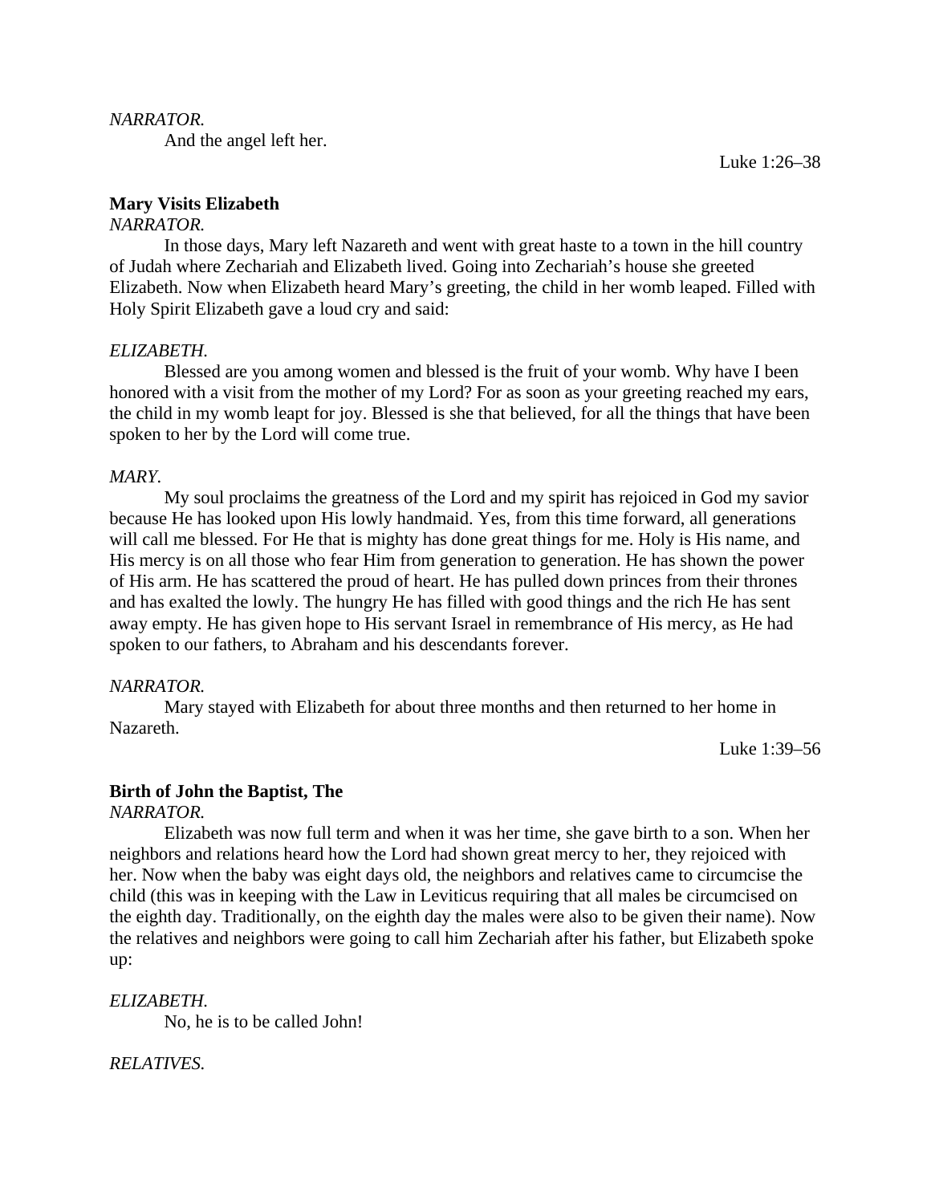*NARRATOR.*

And the angel left her.

Luke 1:26–38

**Mary Visits Elizabeth**

*NARRATOR.*

In those days, Mary left Nazareth and went with great haste to a town in the hill country of Judah where Zechariah and Elizabeth lived. Going into Zechariah's house she greeted Elizabeth. Now when Elizabeth heard Mary's greeting, the child in her womb leaped. Filled with Holy Spirit Elizabeth gave a loud cry and said:

*ELIZABETH.*

Blessed are you among women and blessed is the fruit of your womb. Why have I been honored with a visit from the mother of my Lord? For as soon as your greeting reached my ears, the child in my womb leapt for joy. Blessed is she that believed, for all the things that have been spoken to her by the Lord will come true.

*MARY.*

My soul proclaims the greatness of the Lord and my spirit has rejoiced in God my savior because He has looked upon His lowly handmaid. Yes, from this time forward, all generations will call me blessed. For He that is mighty has done great things for me. Holy is His name, and His mercy is on all those who fear Him from generation to generation. He has shown the power of His arm. He has scattered the proud of heart. He has pulled down princes from their thrones and has exalted the lowly. The hungry He has filled with good things and the rich He has sent away empty. He has given hope to His servant Israel in remembrance of His mercy, as He had spoken to our fathers, to Abraham and his descendants forever.

*NARRATOR.*

Mary stayed with Elizabeth for about three months and then returned to her home in Nazareth.

Luke 1:39–56

**Birth of John the Baptist, The**

*NARRATOR.*

Elizabeth was now full term and when it was her time, she gave birth to a son. When her neighbors and relations heard how the Lord had shown great mercy to her, they rejoiced with her. Now when the baby was eight days old, the neighbors and relatives came to circumcise the child (this was in keeping with the Law in Leviticus requiring that all males be circumcised on the eighth day. Traditionally, on the eighth day the males were also to be given their name). Now the relatives and neighbors were going to call him Zechariah after his father, but Elizabeth spoke up:

*ELIZABETH.*

No, he is to be called John!

*RELATIVES.*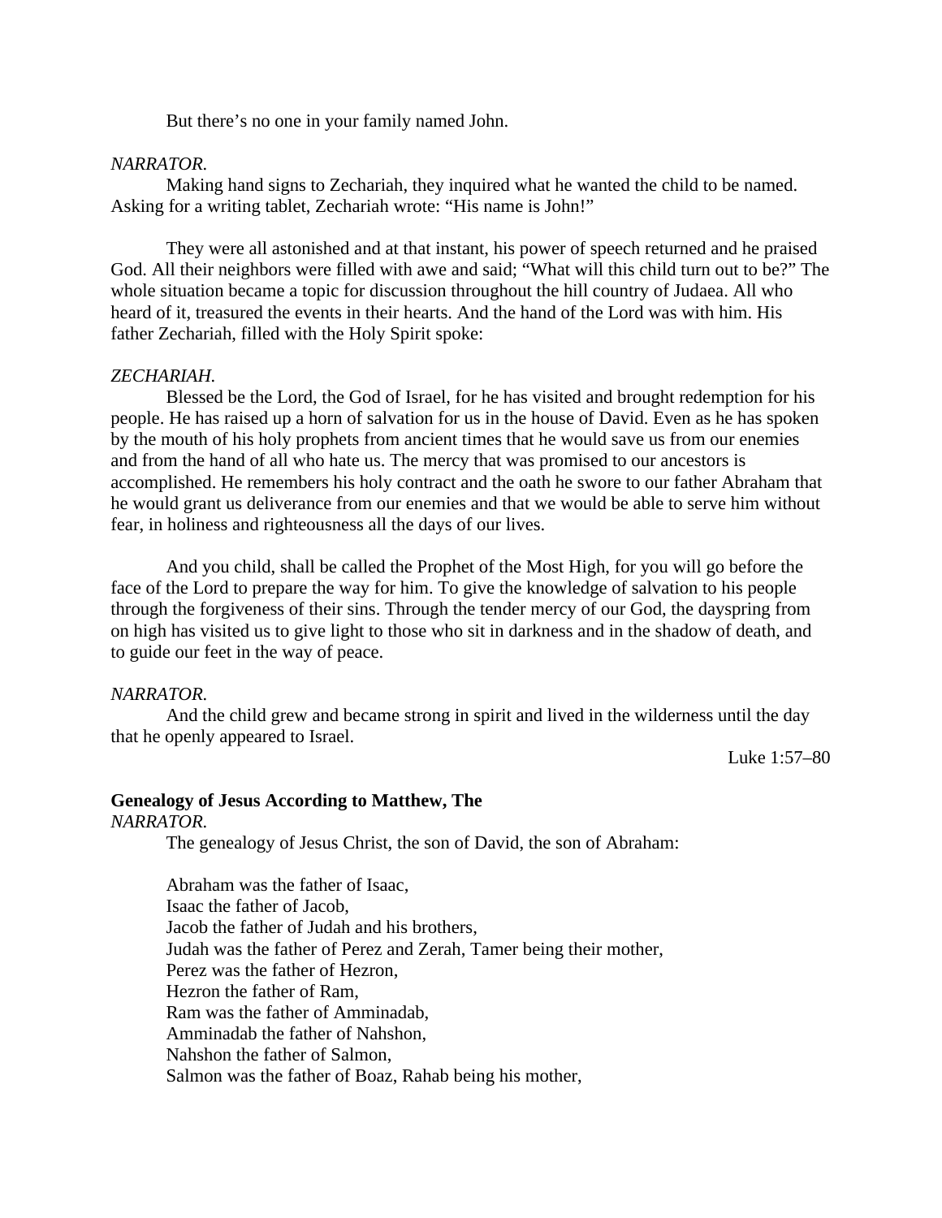But there's no one in your family named John.

*NARRATOR.*

Making hand signs to Zechariah, they inquired what he wanted the child to be named. Asking for a writing tablet, Zechariah wrote: "His name is John!"

They were all astonished and at that instant, his power of speech returned and he praised God. All their neighbors were filled with awe and said; "What will this child turn out to be?" The whole situation became a topic for discussion throughout the hill country of Judaea. All who heard of it, treasured the events in their hearts. And the hand of the Lord was with him. His father Zechariah, filled with the Holy Spirit spoke:

*ZECHARIAH.*

Blessed be the Lord, the God of Israel, for he has visited and brought redemption for his people. He has raised up a horn of salvation for us in the house of David. Even as he has spoken by the mouth of his holy prophets from ancient times that he would save us from our enemies and from the hand of all who hate us. The mercy that was promised to our ancestors is accomplished. He remembers his holy contract and the oath he swore to our father Abraham that he would grant us deliverance from our enemies and that we would be able to serve him without fear, in holiness and righteousness all the days of our lives.

And you child, shall be called the Prophet of the Most High, for you will go before the face of the Lord to prepare the way for him. To give the knowledge of salvation to his people through the forgiveness of their sins. Through the tender mercy of our God, the dayspring from on high has visited us to give light to those who sit in darkness and in the shadow of death, and to guide our feet in the way of peace.

*NARRATOR.*

And the child grew and became strong in spirit and lived in the wilderness until the day that he openly appeared to Israel.

Luke 1:57–80

**Genealogy of Jesus According to Matthew, The**

*NARRATOR.*

The genealogy of Jesus Christ, the son of David, the son of Abraham:

Abraham was the father of Isaac,
Isaac the father of Jacob,
Jacob the father of Judah and his brothers,
Judah was the father of Perez and Zerah, Tamer being their mother,
Perez was the father of Hezron,
Hezron the father of Ram,
Ram was the father of Amminadab,
Amminadab the father of Nahshon,
Nahshon the father of Salmon,
Salmon was the father of Boaz, Rahab being his mother,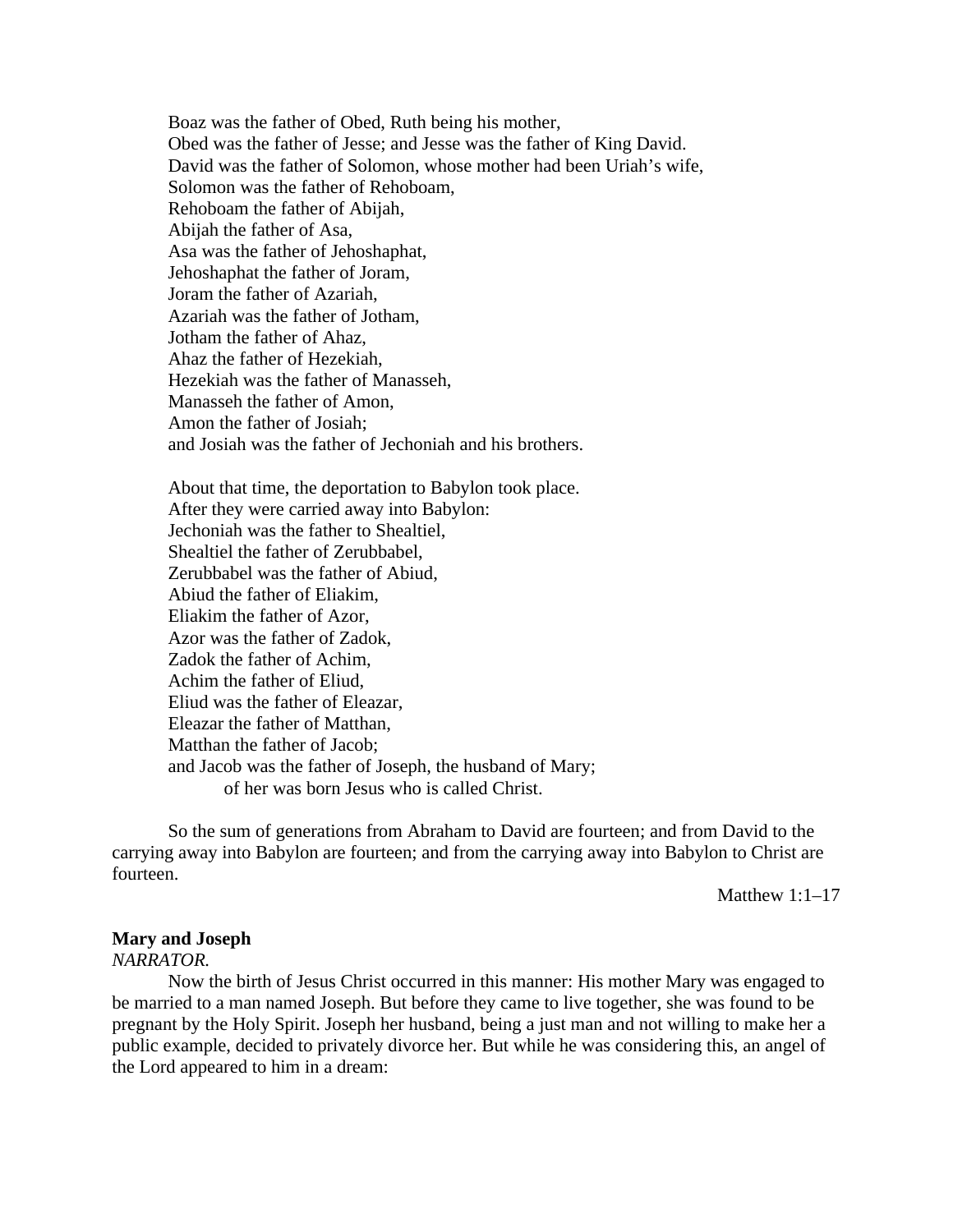Boaz was the father of Obed, Ruth being his mother,  
Obed was the father of Jesse; and Jesse was the father of King David.  
David was the father of Solomon, whose mother had been Uriah's wife,  
Solomon was the father of Rehoboam,  
Rehoboam the father of Abijah,  
Abijah the father of Asa,  
Asa was the father of Jehoshaphat,  
Jehoshaphat the father of Joram,  
Joram the father of Azariah,  
Azariah was the father of Jotham,  
Jotham the father of Ahaz,  
Ahaz the father of Hezekiah,  
Hezekiah was the father of Manasseh,  
Manasseh the father of Amon,  
Amon the father of Josiah;  
and Josiah was the father of Jechoniah and his brothers.

About that time, the deportation to Babylon took place.  
After they were carried away into Babylon:  
Jechoniah was the father to Shealtiel,  
Shealtiel the father of Zerubbabel,  
Zerubbabel was the father of Abiud,  
Abiud the father of Eliakim,  
Eliakim the father of Azor,  
Azor was the father of Zadok,  
Zadok the father of Achim,  
Achim the father of Eliud,  
Eliud was the father of Eleazar,  
Eleazar the father of Matthan,  
Matthan the father of Jacob;  
and Jacob was the father of Joseph, the husband of Mary;  
of her was born Jesus who is called Christ.

So the sum of generations from Abraham to David are fourteen; and from David to the carrying away into Babylon are fourteen; and from the carrying away into Babylon to Christ are fourteen.

Matthew 1:1–17

**Mary and Joseph**  
*NARRATOR.*

Now the birth of Jesus Christ occurred in this manner: His mother Mary was engaged to be married to a man named Joseph. But before they came to live together, she was found to be pregnant by the Holy Spirit. Joseph her husband, being a just man and not willing to make her a public example, decided to privately divorce her. But while he was considering this, an angel of the Lord appeared to him in a dream: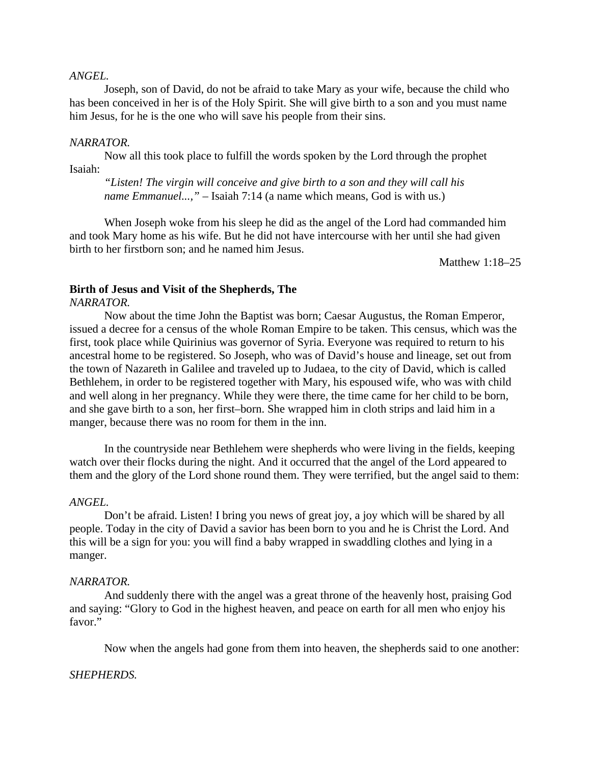*ANGEL.*

Joseph, son of David, do not be afraid to take Mary as your wife, because the child who has been conceived in her is of the Holy Spirit. She will give birth to a son and you must name him Jesus, for he is the one who will save his people from their sins.

*NARRATOR.*

Now all this took place to fulfill the words spoken by the Lord through the prophet Isaiah:

> *"Listen! The virgin will conceive and give birth to a son and they will call his name Emmanuel...,"* – Isaiah 7:14 (a name which means, God is with us.)

When Joseph woke from his sleep he did as the angel of the Lord had commanded him and took Mary home as his wife. But he did not have intercourse with her until she had given birth to her firstborn son; and he named him Jesus.

Matthew 1:18–25

**Birth of Jesus and Visit of the Shepherds, The**

*NARRATOR.*

Now about the time John the Baptist was born; Caesar Augustus, the Roman Emperor, issued a decree for a census of the whole Roman Empire to be taken. This census, which was the first, took place while Quirinius was governor of Syria. Everyone was required to return to his ancestral home to be registered. So Joseph, who was of David's house and lineage, set out from the town of Nazareth in Galilee and traveled up to Judaea, to the city of David, which is called Bethlehem, in order to be registered together with Mary, his espoused wife, who was with child and well along in her pregnancy. While they were there, the time came for her child to be born, and she gave birth to a son, her first–born. She wrapped him in cloth strips and laid him in a manger, because there was no room for them in the inn.

In the countryside near Bethlehem were shepherds who were living in the fields, keeping watch over their flocks during the night. And it occurred that the angel of the Lord appeared to them and the glory of the Lord shone round them. They were terrified, but the angel said to them:

*ANGEL.*

Don't be afraid. Listen! I bring you news of great joy, a joy which will be shared by all people. Today in the city of David a savior has been born to you and he is Christ the Lord. And this will be a sign for you: you will find a baby wrapped in swaddling clothes and lying in a manger.

*NARRATOR.*

And suddenly there with the angel was a great throne of the heavenly host, praising God and saying: "Glory to God in the highest heaven, and peace on earth for all men who enjoy his favor."

Now when the angels had gone from them into heaven, the shepherds said to one another:

*SHEPHERDS.*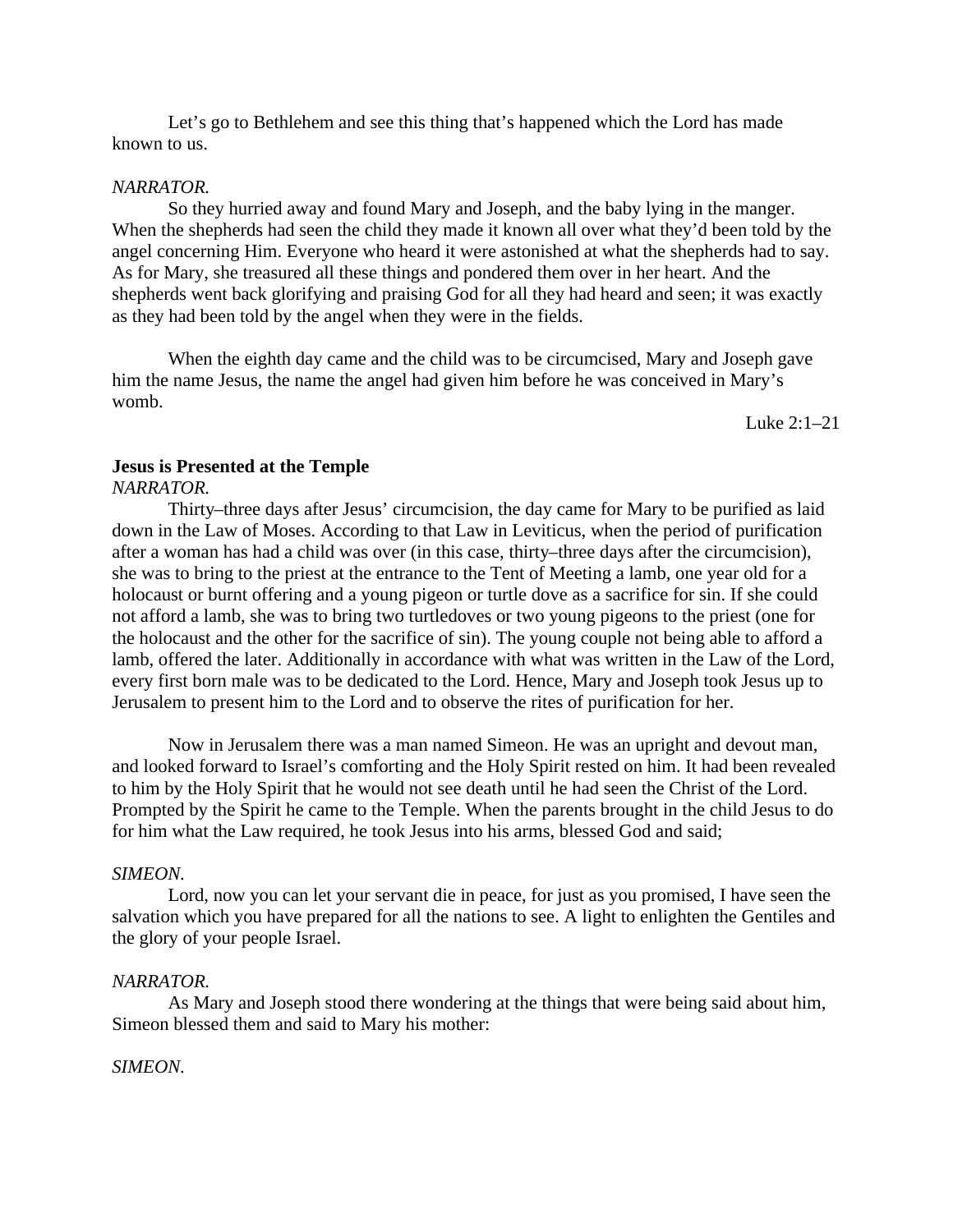Let’s go to Bethlehem and see this thing that’s happened which the Lord has made known to us.

*NARRATOR.*

So they hurried away and found Mary and Joseph, and the baby lying in the manger. When the shepherds had seen the child they made it known all over what they’d been told by the angel concerning Him. Everyone who heard it were astonished at what the shepherds had to say. As for Mary, she treasured all these things and pondered them over in her heart. And the shepherds went back glorifying and praising God for all they had heard and seen; it was exactly as they had been told by the angel when they were in the fields.

When the eighth day came and the child was to be circumcised, Mary and Joseph gave him the name Jesus, the name the angel had given him before he was conceived in Mary’s womb.

Luke 2:1–21

**Jesus is Presented at the Temple**

*NARRATOR.*

Thirty–three days after Jesus’ circumcision, the day came for Mary to be purified as laid down in the Law of Moses. According to that Law in Leviticus, when the period of purification after a woman has had a child was over (in this case, thirty–three days after the circumcision), she was to bring to the priest at the entrance to the Tent of Meeting a lamb, one year old for a holocaust or burnt offering and a young pigeon or turtle dove as a sacrifice for sin. If she could not afford a lamb, she was to bring two turtledoves or two young pigeons to the priest (one for the holocaust and the other for the sacrifice of sin). The young couple not being able to afford a lamb, offered the later. Additionally in accordance with what was written in the Law of the Lord, every first born male was to be dedicated to the Lord. Hence, Mary and Joseph took Jesus up to Jerusalem to present him to the Lord and to observe the rites of purification for her.

Now in Jerusalem there was a man named Simeon. He was an upright and devout man, and looked forward to Israel’s comforting and the Holy Spirit rested on him. It had been revealed to him by the Holy Spirit that he would not see death until he had seen the Christ of the Lord. Prompted by the Spirit he came to the Temple. When the parents brought in the child Jesus to do for him what the Law required, he took Jesus into his arms, blessed God and said;

*SIMEON.*

Lord, now you can let your servant die in peace, for just as you promised, I have seen the salvation which you have prepared for all the nations to see. A light to enlighten the Gentiles and the glory of your people Israel.

*NARRATOR.*

As Mary and Joseph stood there wondering at the things that were being said about him, Simeon blessed them and said to Mary his mother:

*SIMEON.*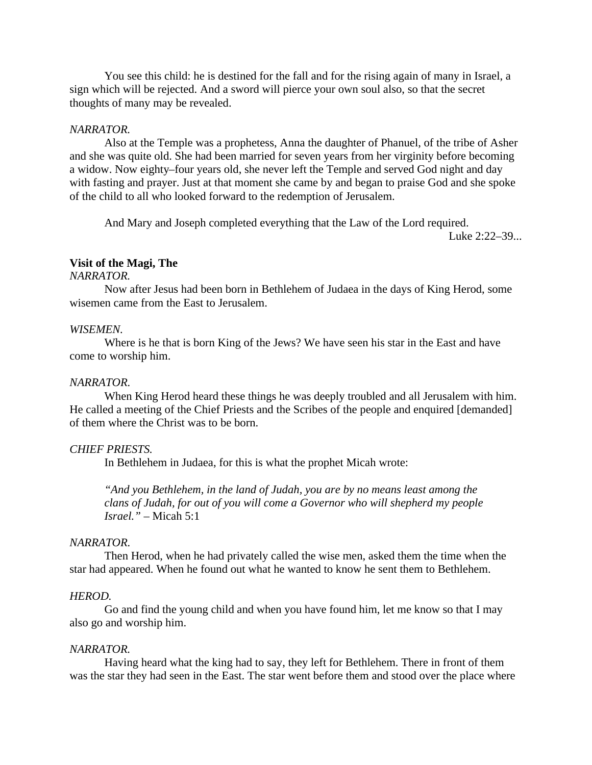You see this child: he is destined for the fall and for the rising again of many in Israel, a sign which will be rejected. And a sword will pierce your own soul also, so that the secret thoughts of many may be revealed.

*NARRATOR.*

Also at the Temple was a prophetess, Anna the daughter of Phanuel, of the tribe of Asher and she was quite old. She had been married for seven years from her virginity before becoming a widow. Now eighty–four years old, she never left the Temple and served God night and day with fasting and prayer. Just at that moment she came by and began to praise God and she spoke of the child to all who looked forward to the redemption of Jerusalem.

And Mary and Joseph completed everything that the Law of the Lord required.

Luke 2:22–39...

**Visit of the Magi, The**

*NARRATOR.*

Now after Jesus had been born in Bethlehem of Judaea in the days of King Herod, some wisemen came from the East to Jerusalem.

*WISEMEN.*

Where is he that is born King of the Jews? We have seen his star in the East and have come to worship him.

*NARRATOR.*

When King Herod heard these things he was deeply troubled and all Jerusalem with him. He called a meeting of the Chief Priests and the Scribes of the people and enquired [demanded] of them where the Christ was to be born.

*CHIEF PRIESTS.*

In Bethlehem in Judaea, for this is what the prophet Micah wrote:

*"And you Bethlehem, in the land of Judah, you are by no means least among the clans of Judah, for out of you will come a Governor who will shepherd my people Israel."* – Micah 5:1

*NARRATOR.*

Then Herod, when he had privately called the wise men, asked them the time when the star had appeared. When he found out what he wanted to know he sent them to Bethlehem.

*HEROD.*

Go and find the young child and when you have found him, let me know so that I may also go and worship him.

*NARRATOR.*

Having heard what the king had to say, they left for Bethlehem. There in front of them was the star they had seen in the East. The star went before them and stood over the place where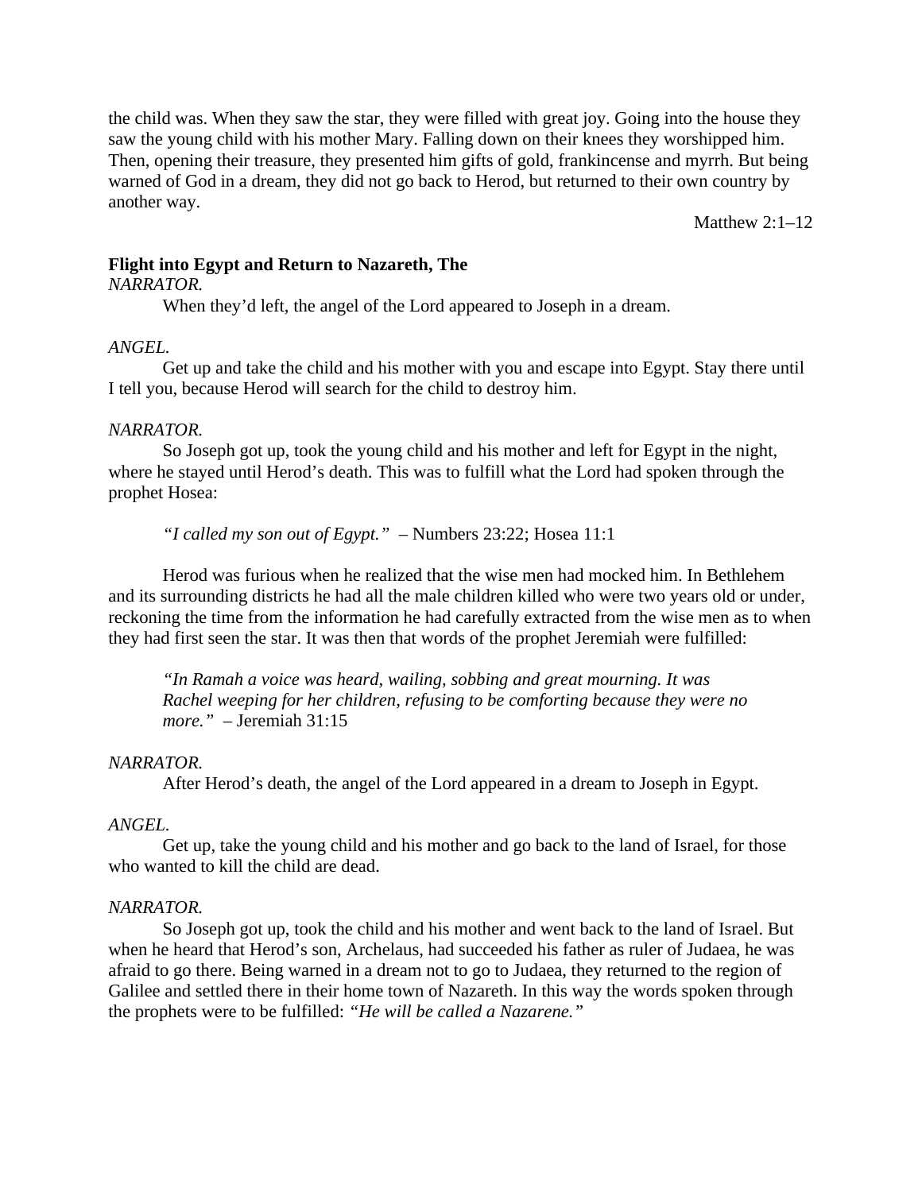the child was. When they saw the star, they were filled with great joy. Going into the house they saw the young child with his mother Mary. Falling down on their knees they worshipped him. Then, opening their treasure, they presented him gifts of gold, frankincense and myrrh. But being warned of God in a dream, they did not go back to Herod, but returned to their own country by another way.

Matthew 2:1–12

**Flight into Egypt and Return to Nazareth, The**

*NARRATOR.*

When they'd left, the angel of the Lord appeared to Joseph in a dream.

*ANGEL.*

Get up and take the child and his mother with you and escape into Egypt. Stay there until I tell you, because Herod will search for the child to destroy him.

*NARRATOR.*

So Joseph got up, took the young child and his mother and left for Egypt in the night, where he stayed until Herod's death. This was to fulfill what the Lord had spoken through the prophet Hosea:

> *"I called my son out of Egypt."* – Numbers 23:22; Hosea 11:1

Herod was furious when he realized that the wise men had mocked him. In Bethlehem and its surrounding districts he had all the male children killed who were two years old or under, reckoning the time from the information he had carefully extracted from the wise men as to when they had first seen the star. It was then that words of the prophet Jeremiah were fulfilled:

> *"In Ramah a voice was heard, wailing, sobbing and great mourning. It was Rachel weeping for her children, refusing to be comforting because they were no more."* – Jeremiah 31:15

*NARRATOR.*

After Herod's death, the angel of the Lord appeared in a dream to Joseph in Egypt.

*ANGEL.*

Get up, take the young child and his mother and go back to the land of Israel, for those who wanted to kill the child are dead.

*NARRATOR.*

So Joseph got up, took the child and his mother and went back to the land of Israel. But when he heard that Herod's son, Archelaus, had succeeded his father as ruler of Judaea, he was afraid to go there. Being warned in a dream not to go to Judaea, they returned to the region of Galilee and settled there in their home town of Nazareth. In this way the words spoken through the prophets were to be fulfilled: *"He will be called a Nazarene."*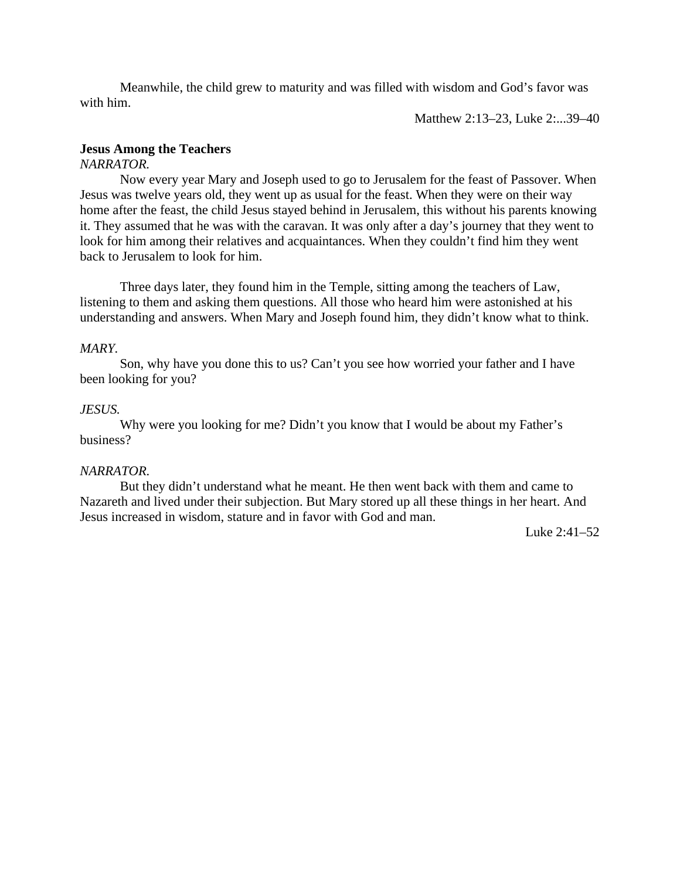Meanwhile, the child grew to maturity and was filled with wisdom and God's favor was with him.

Matthew 2:13–23, Luke 2:...39–40

**Jesus Among the Teachers**

*NARRATOR.*

Now every year Mary and Joseph used to go to Jerusalem for the feast of Passover. When Jesus was twelve years old, they went up as usual for the feast. When they were on their way home after the feast, the child Jesus stayed behind in Jerusalem, this without his parents knowing it. They assumed that he was with the caravan. It was only after a day's journey that they went to look for him among their relatives and acquaintances. When they couldn't find him they went back to Jerusalem to look for him.

Three days later, they found him in the Temple, sitting among the teachers of Law, listening to them and asking them questions. All those who heard him were astonished at his understanding and answers. When Mary and Joseph found him, they didn't know what to think.

*MARY.*

Son, why have you done this to us? Can't you see how worried your father and I have been looking for you?

*JESUS.*

Why were you looking for me? Didn't you know that I would be about my Father's business?

*NARRATOR.*

But they didn't understand what he meant. He then went back with them and came to Nazareth and lived under their subjection. But Mary stored up all these things in her heart. And Jesus increased in wisdom, stature and in favor with God and man.

Luke 2:41–52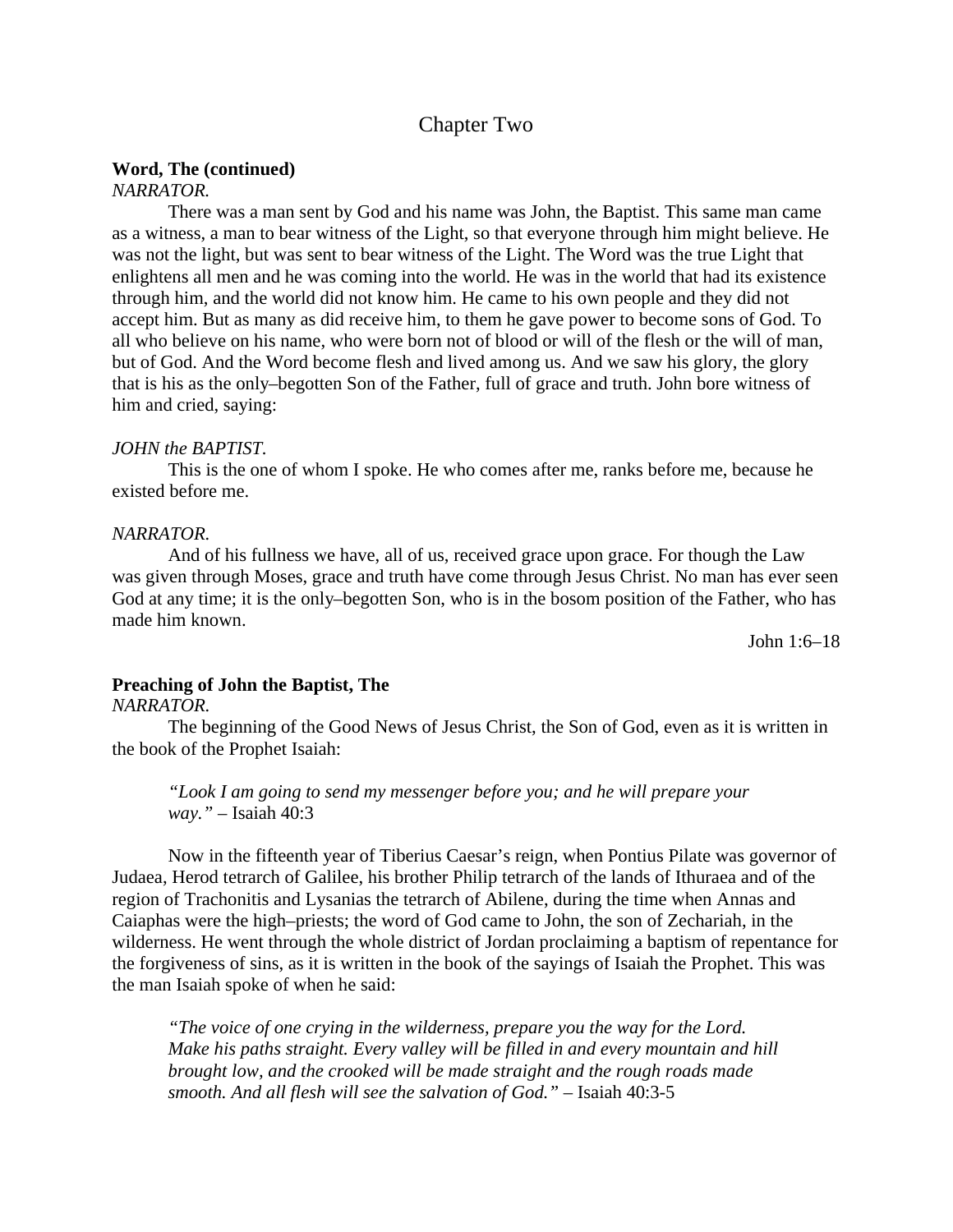# Chapter Two

**Word, The (continued)**

*NARRATOR.*

There was a man sent by God and his name was John, the Baptist. This same man came as a witness, a man to bear witness of the Light, so that everyone through him might believe. He was not the light, but was sent to bear witness of the Light. The Word was the true Light that enlightens all men and he was coming into the world. He was in the world that had its existence through him, and the world did not know him. He came to his own people and they did not accept him. But as many as did receive him, to them he gave power to become sons of God. To all who believe on his name, who were born not of blood or will of the flesh or the will of man, but of God. And the Word become flesh and lived among us. And we saw his glory, the glory that is his as the only–begotten Son of the Father, full of grace and truth. John bore witness of him and cried, saying:

*JOHN the BAPTIST.*

This is the one of whom I spoke. He who comes after me, ranks before me, because he existed before me.

*NARRATOR.*

And of his fullness we have, all of us, received grace upon grace. For though the Law was given through Moses, grace and truth have come through Jesus Christ. No man has ever seen God at any time; it is the only–begotten Son, who is in the bosom position of the Father, who has made him known.

John 1:6–18

**Preaching of John the Baptist, The**

*NARRATOR.*

The beginning of the Good News of Jesus Christ, the Son of God, even as it is written in the book of the Prophet Isaiah:

> *"Look I am going to send my messenger before you; and he will prepare your way."* – Isaiah 40:3

Now in the fifteenth year of Tiberius Caesar's reign, when Pontius Pilate was governor of Judaea, Herod tetrarch of Galilee, his brother Philip tetrarch of the lands of Ithuraea and of the region of Trachonitis and Lysanias the tetrarch of Abilene, during the time when Annas and Caiaphas were the high–priests; the word of God came to John, the son of Zechariah, in the wilderness. He went through the whole district of Jordan proclaiming a baptism of repentance for the forgiveness of sins, as it is written in the book of the sayings of Isaiah the Prophet. This was the man Isaiah spoke of when he said:

> *"The voice of one crying in the wilderness, prepare you the way for the Lord. Make his paths straight. Every valley will be filled in and every mountain and hill brought low, and the crooked will be made straight and the rough roads made smooth. And all flesh will see the salvation of God."* – Isaiah 40:3-5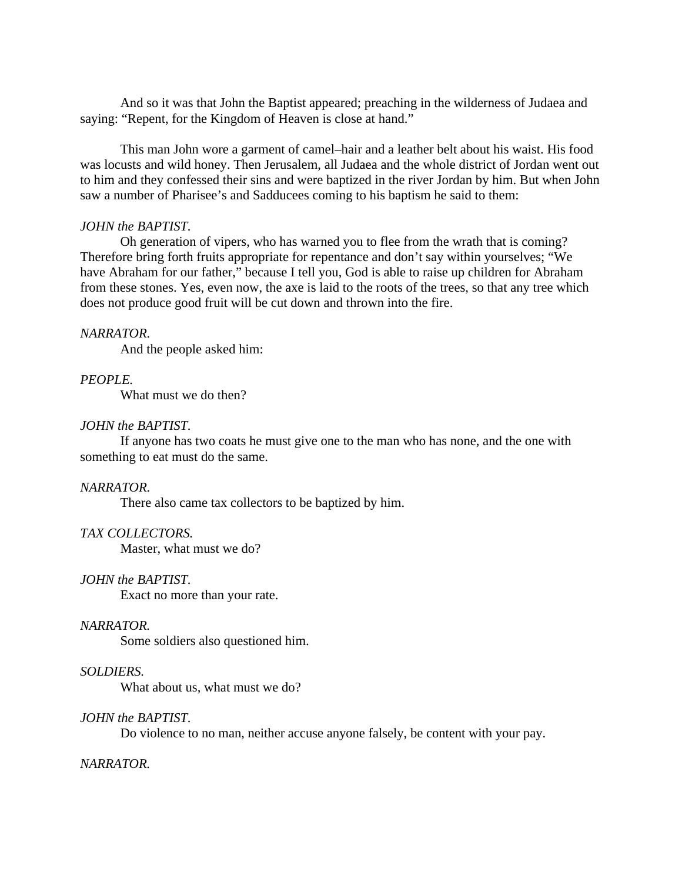And so it was that John the Baptist appeared; preaching in the wilderness of Judaea and saying: “Repent, for the Kingdom of Heaven is close at hand.”

This man John wore a garment of camel–hair and a leather belt about his waist. His food was locusts and wild honey. Then Jerusalem, all Judaea and the whole district of Jordan went out to him and they confessed their sins and were baptized in the river Jordan by him. But when John saw a number of Pharisee’s and Sadducees coming to his baptism he said to them:

*JOHN the BAPTIST.*

Oh generation of vipers, who has warned you to flee from the wrath that is coming? Therefore bring forth fruits appropriate for repentance and don’t say within yourselves; “We have Abraham for our father,” because I tell you, God is able to raise up children for Abraham from these stones. Yes, even now, the axe is laid to the roots of the trees, so that any tree which does not produce good fruit will be cut down and thrown into the fire.

*NARRATOR.*

And the people asked him:

*PEOPLE.*

What must we do then?

*JOHN the BAPTIST.*

If anyone has two coats he must give one to the man who has none, and the one with something to eat must do the same.

*NARRATOR.*

There also came tax collectors to be baptized by him.

*TAX COLLECTORS.*

Master, what must we do?

*JOHN the BAPTIST.*

Exact no more than your rate.

*NARRATOR.*

Some soldiers also questioned him.

*SOLDIERS.*

What about us, what must we do?

*JOHN the BAPTIST.*

Do violence to no man, neither accuse anyone falsely, be content with your pay.

*NARRATOR.*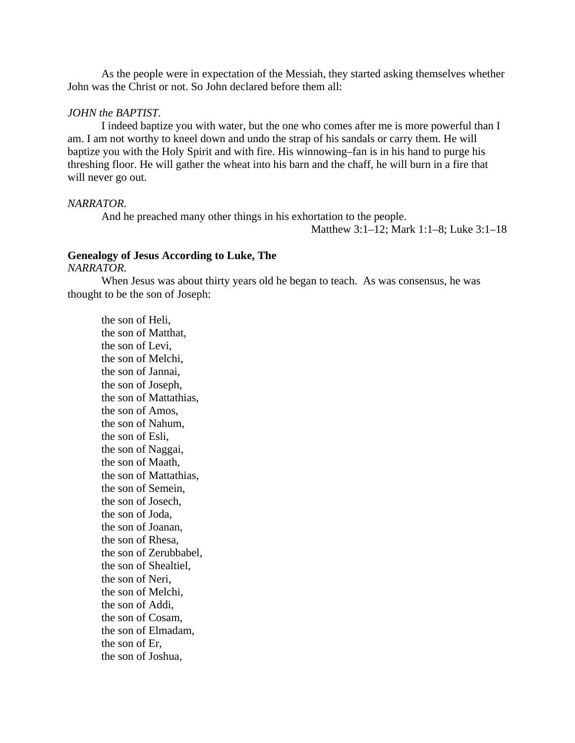As the people were in expectation of the Messiah, they started asking themselves whether John was the Christ or not. So John declared before them all:

*JOHN the BAPTIST.*

I indeed baptize you with water, but the one who comes after me is more powerful than I am. I am not worthy to kneel down and undo the strap of his sandals or carry them. He will baptize you with the Holy Spirit and with fire. His winnowing–fan is in his hand to purge his threshing floor. He will gather the wheat into his barn and the chaff, he will burn in a fire that will never go out.

*NARRATOR.*

And he preached many other things in his exhortation to the people.

Matthew 3:1–12; Mark 1:1–8; Luke 3:1–18

**Genealogy of Jesus According to Luke, The**

*NARRATOR.*

When Jesus was about thirty years old he began to teach. As was consensus, he was thought to be the son of Joseph:

the son of Heli,
the son of Matthat,
the son of Levi,
the son of Melchi,
the son of Jannai,
the son of Joseph,
the son of Mattathias,
the son of Amos,
the son of Nahum,
the son of Esli,
the son of Naggai,
the son of Maath,
the son of Mattathias,
the son of Semein,
the son of Josech,
the son of Joda,
the son of Joanan,
the son of Rhesa,
the son of Zerubbabel,
the son of Shealtiel,
the son of Neri,
the son of Melchi,
the son of Addi,
the son of Cosam,
the son of Elmadam,
the son of Er,
the son of Joshua,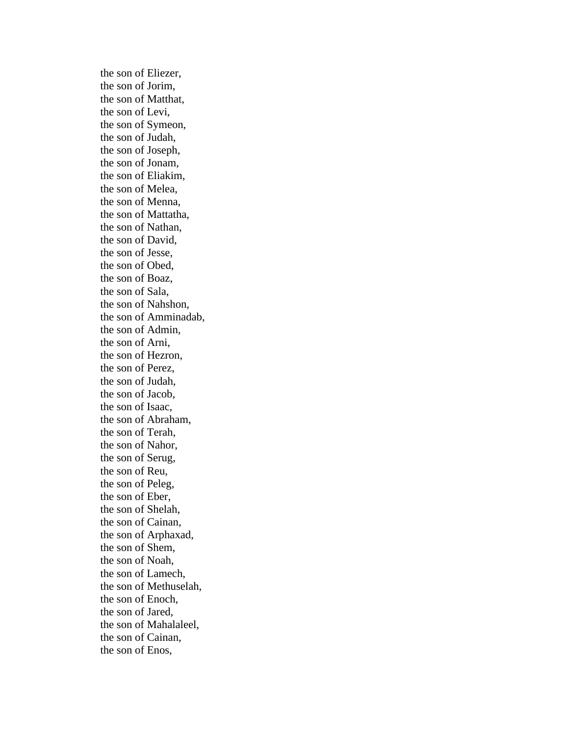the son of Eliezer,  
the son of Jorim,  
the son of Matthat,  
the son of Levi,  
the son of Symeon,  
the son of Judah,  
the son of Joseph,  
the son of Jonam,  
the son of Eliakim,  
the son of Melea,  
the son of Menna,  
the son of Mattatha,  
the son of Nathan,  
the son of David,  
the son of Jesse,  
the son of Obed,  
the son of Boaz,  
the son of Sala,  
the son of Nahshon,  
the son of Amminadab,  
the son of Admin,  
the son of Arni,  
the son of Hezron,  
the son of Perez,  
the son of Judah,  
the son of Jacob,  
the son of Isaac,  
the son of Abraham,  
the son of Terah,  
the son of Nahor,  
the son of Serug,  
the son of Reu,  
the son of Peleg,  
the son of Eber,  
the son of Shelah,  
the son of Cainan,  
the son of Arphaxad,  
the son of Shem,  
the son of Noah,  
the son of Lamech,  
the son of Methuselah,  
the son of Enoch,  
the son of Jared,  
the son of Mahalaleel,  
the son of Cainan,  
the son of Enos,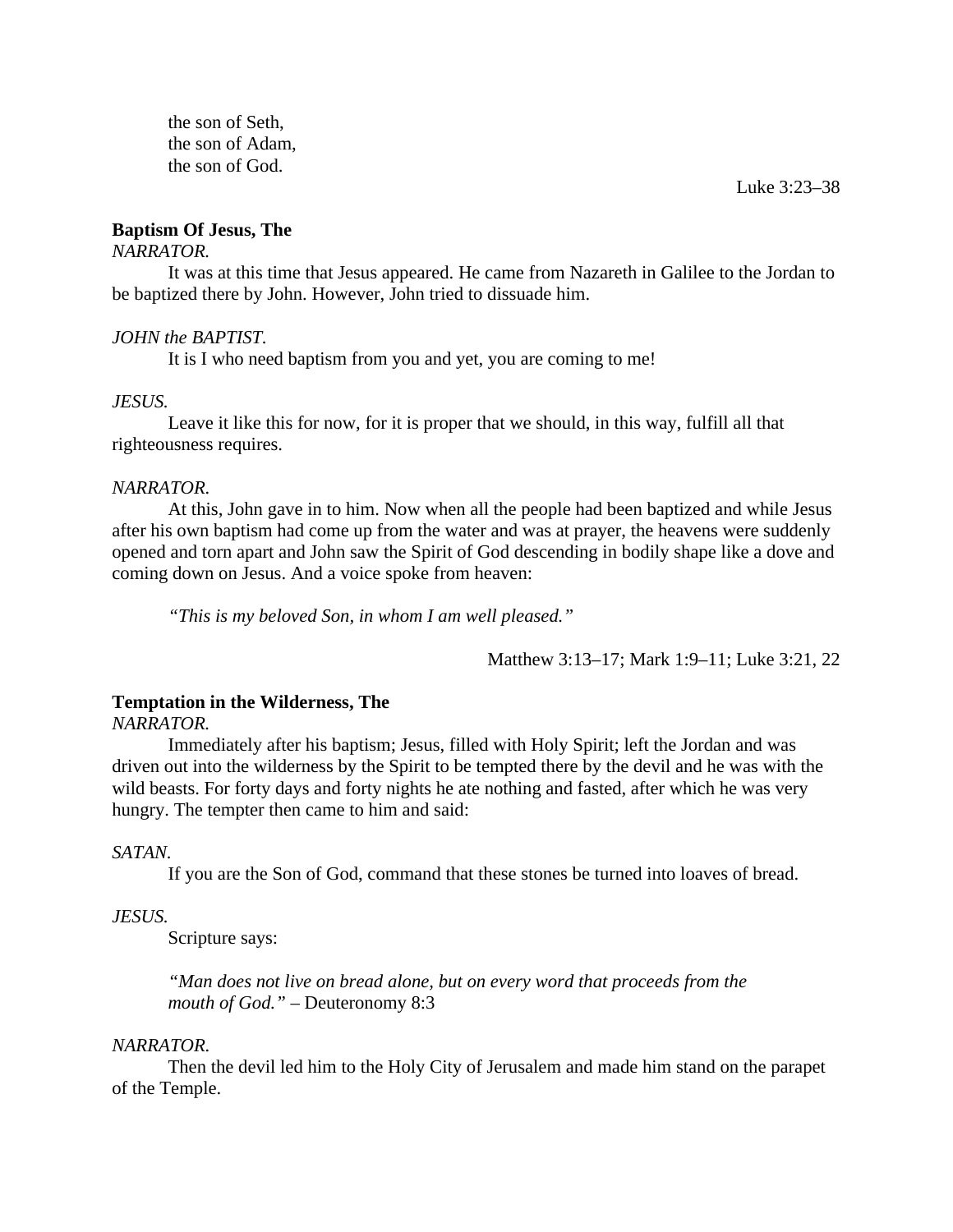the son of Seth,
the son of Adam,
the son of God.

Luke 3:23–38

**Baptism Of Jesus, The**

*NARRATOR.*

It was at this time that Jesus appeared. He came from Nazareth in Galilee to the Jordan to be baptized there by John. However, John tried to dissuade him.

*JOHN the BAPTIST.*

It is I who need baptism from you and yet, you are coming to me!

*JESUS.*

Leave it like this for now, for it is proper that we should, in this way, fulfill all that righteousness requires.

*NARRATOR.*

At this, John gave in to him. Now when all the people had been baptized and while Jesus after his own baptism had come up from the water and was at prayer, the heavens were suddenly opened and torn apart and John saw the Spirit of God descending in bodily shape like a dove and coming down on Jesus. And a voice spoke from heaven:

*"This is my beloved Son, in whom I am well pleased."*

Matthew 3:13–17; Mark 1:9–11; Luke 3:21, 22

**Temptation in the Wilderness, The**

*NARRATOR.*

Immediately after his baptism; Jesus, filled with Holy Spirit; left the Jordan and was driven out into the wilderness by the Spirit to be tempted there by the devil and he was with the wild beasts. For forty days and forty nights he ate nothing and fasted, after which he was very hungry. The tempter then came to him and said:

*SATAN.*

If you are the Son of God, command that these stones be turned into loaves of bread.

*JESUS.*

Scripture says:

*"Man does not live on bread alone, but on every word that proceeds from the mouth of God."* – Deuteronomy 8:3

*NARRATOR.*

Then the devil led him to the Holy City of Jerusalem and made him stand on the parapet of the Temple.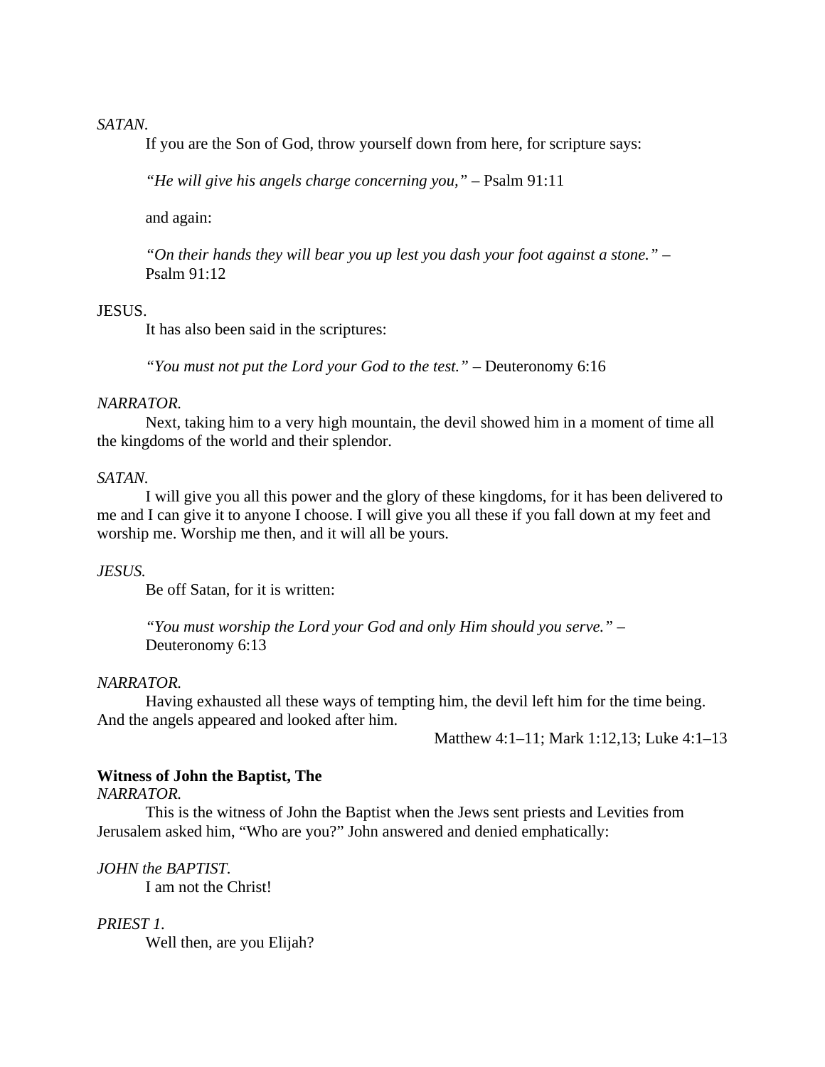*SATAN.*

If you are the Son of God, throw yourself down from here, for scripture says:

*"He will give his angels charge concerning you,"* – Psalm 91:11

and again:

*"On their hands they will bear you up lest you dash your foot against a stone."* – Psalm 91:12

JESUS.

It has also been said in the scriptures:

*"You must not put the Lord your God to the test."* – Deuteronomy 6:16

*NARRATOR.*

Next, taking him to a very high mountain, the devil showed him in a moment of time all the kingdoms of the world and their splendor.

*SATAN.*

I will give you all this power and the glory of these kingdoms, for it has been delivered to me and I can give it to anyone I choose. I will give you all these if you fall down at my feet and worship me. Worship me then, and it will all be yours.

*JESUS.*

Be off Satan, for it is written:

*"You must worship the Lord your God and only Him should you serve."* – Deuteronomy 6:13

*NARRATOR.*

Having exhausted all these ways of tempting him, the devil left him for the time being. And the angels appeared and looked after him.

Matthew 4:1–11; Mark 1:12,13; Luke 4:1–13

**Witness of John the Baptist, The**

*NARRATOR.*

This is the witness of John the Baptist when the Jews sent priests and Levities from Jerusalem asked him, "Who are you?" John answered and denied emphatically:

*JOHN the BAPTIST.*

I am not the Christ!

*PRIEST 1.*

Well then, are you Elijah?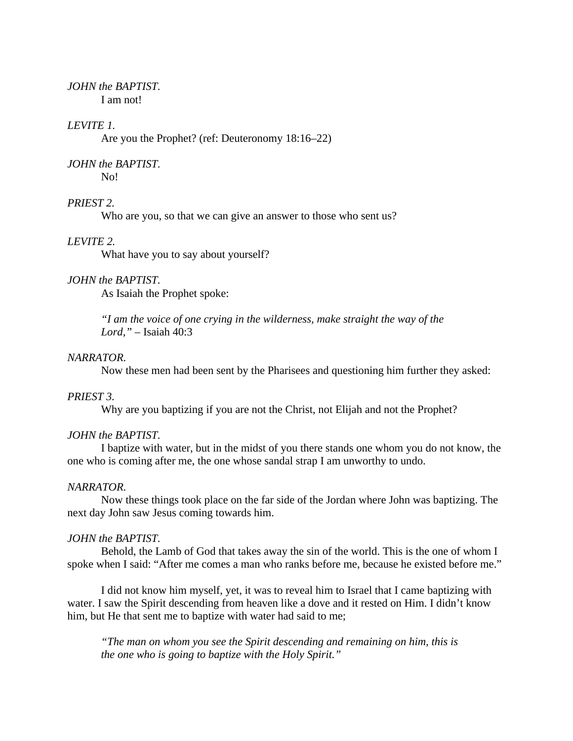*JOHN the BAPTIST.*

I am not!

*LEVITE 1.*

Are you the Prophet? (ref: Deuteronomy 18:16–22)

*JOHN the BAPTIST.*

No!

*PRIEST 2.*

Who are you, so that we can give an answer to those who sent us?

*LEVITE 2.*

What have you to say about yourself?

*JOHN the BAPTIST.*

As Isaiah the Prophet spoke:

> *"I am the voice of one crying in the wilderness, make straight the way of the Lord,"* – Isaiah 40:3

*NARRATOR.*

Now these men had been sent by the Pharisees and questioning him further they asked:

*PRIEST 3.*

Why are you baptizing if you are not the Christ, not Elijah and not the Prophet?

*JOHN the BAPTIST.*

I baptize with water, but in the midst of you there stands one whom you do not know, the one who is coming after me, the one whose sandal strap I am unworthy to undo.

*NARRATOR.*

Now these things took place on the far side of the Jordan where John was baptizing. The next day John saw Jesus coming towards him.

*JOHN the BAPTIST.*

Behold, the Lamb of God that takes away the sin of the world. This is the one of whom I spoke when I said: "After me comes a man who ranks before me, because he existed before me."

I did not know him myself, yet, it was to reveal him to Israel that I came baptizing with water. I saw the Spirit descending from heaven like a dove and it rested on Him. I didn't know him, but He that sent me to baptize with water had said to me;

> *"The man on whom you see the Spirit descending and remaining on him, this is the one who is going to baptize with the Holy Spirit."*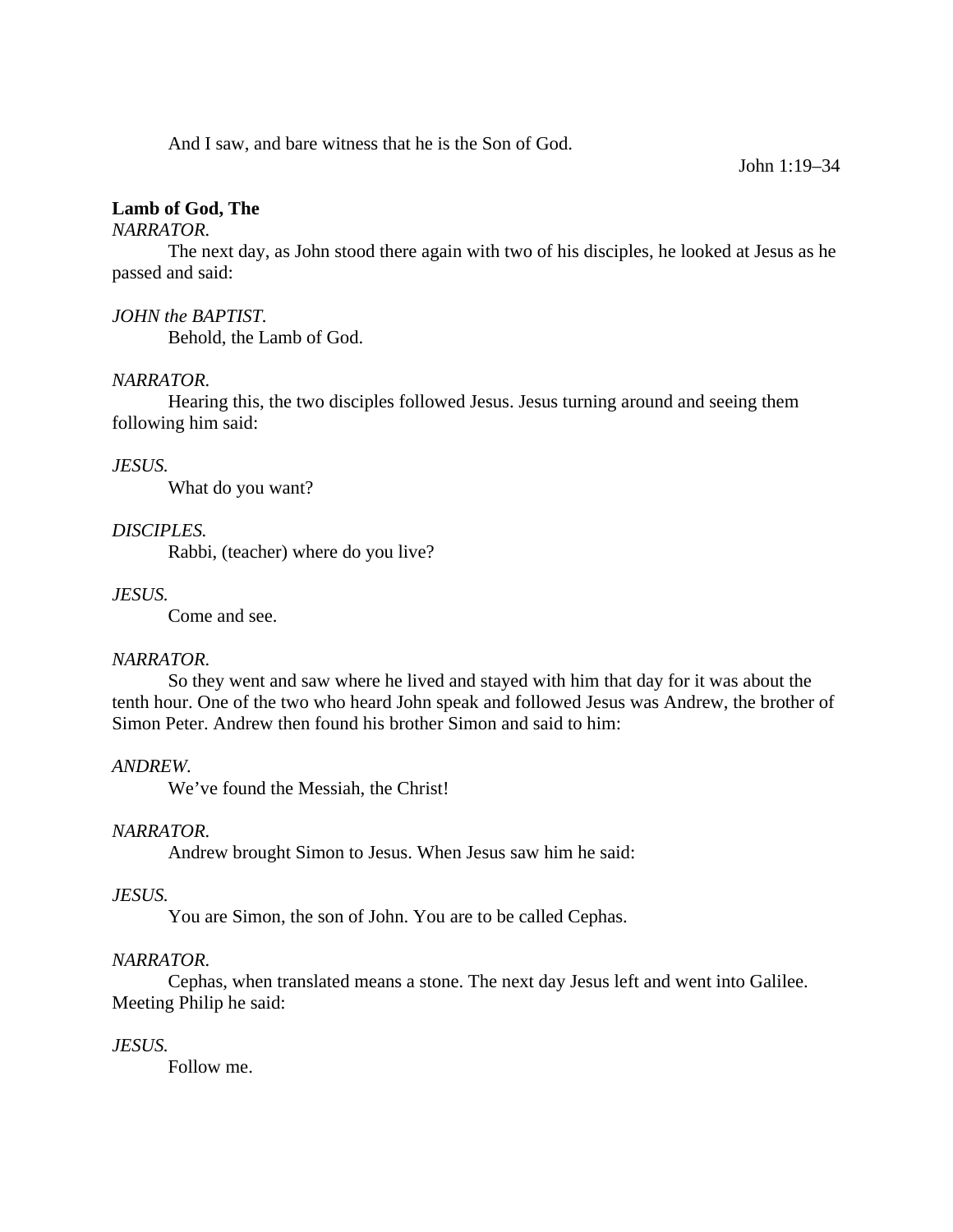And I saw, and bare witness that he is the Son of God.

John 1:19–34

**Lamb of God, The**

*NARRATOR.*

The next day, as John stood there again with two of his disciples, he looked at Jesus as he passed and said:

*JOHN the BAPTIST.*

Behold, the Lamb of God.

*NARRATOR.*

Hearing this, the two disciples followed Jesus. Jesus turning around and seeing them following him said:

*JESUS.*

What do you want?

*DISCIPLES.*

Rabbi, (teacher) where do you live?

*JESUS.*

Come and see.

*NARRATOR.*

So they went and saw where he lived and stayed with him that day for it was about the tenth hour. One of the two who heard John speak and followed Jesus was Andrew, the brother of Simon Peter. Andrew then found his brother Simon and said to him:

*ANDREW.*

We've found the Messiah, the Christ!

*NARRATOR.*

Andrew brought Simon to Jesus. When Jesus saw him he said:

*JESUS.*

You are Simon, the son of John. You are to be called Cephas.

*NARRATOR.*

Cephas, when translated means a stone. The next day Jesus left and went into Galilee. Meeting Philip he said:

*JESUS.*

Follow me.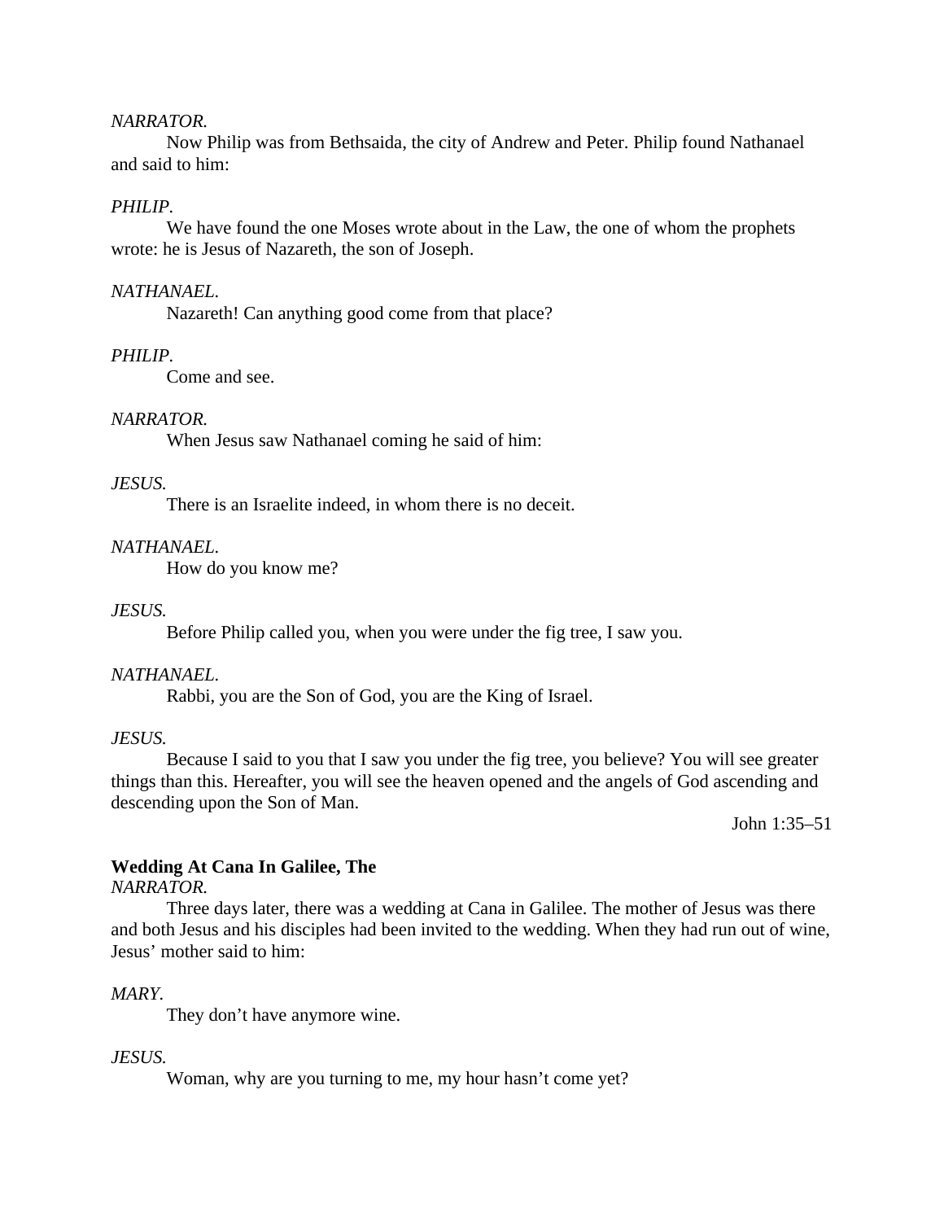*NARRATOR.*

Now Philip was from Bethsaida, the city of Andrew and Peter. Philip found Nathanael and said to him:

*PHILIP.*

We have found the one Moses wrote about in the Law, the one of whom the prophets wrote: he is Jesus of Nazareth, the son of Joseph.

*NATHANAEL.*

Nazareth! Can anything good come from that place?

*PHILIP.*

Come and see.

*NARRATOR.*

When Jesus saw Nathanael coming he said of him:

*JESUS.*

There is an Israelite indeed, in whom there is no deceit.

*NATHANAEL.*

How do you know me?

*JESUS.*

Before Philip called you, when you were under the fig tree, I saw you.

*NATHANAEL.*

Rabbi, you are the Son of God, you are the King of Israel.

*JESUS.*

Because I said to you that I saw you under the fig tree, you believe? You will see greater things than this. Hereafter, you will see the heaven opened and the angels of God ascending and descending upon the Son of Man.

John 1:35–51

**Wedding At Cana In Galilee, The**

*NARRATOR.*

Three days later, there was a wedding at Cana in Galilee. The mother of Jesus was there and both Jesus and his disciples had been invited to the wedding. When they had run out of wine, Jesus' mother said to him:

*MARY.*

They don't have anymore wine.

*JESUS.*

Woman, why are you turning to me, my hour hasn't come yet?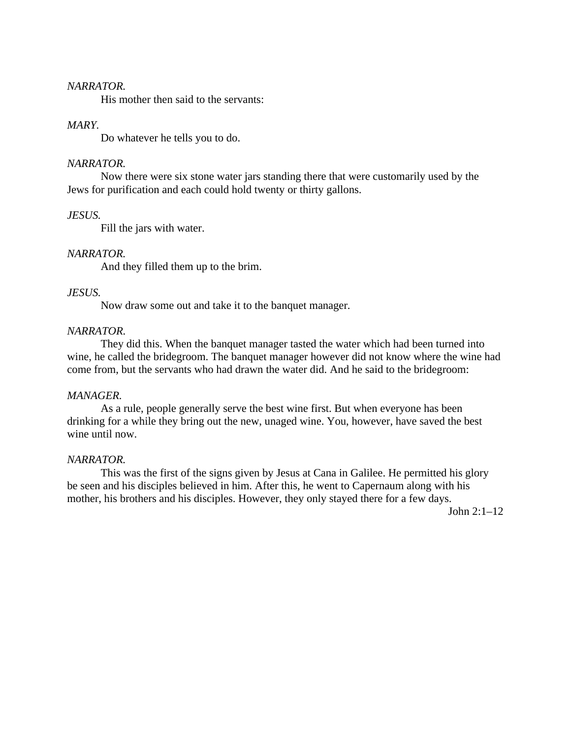*NARRATOR.*

His mother then said to the servants:

*MARY.*

Do whatever he tells you to do.

*NARRATOR.*

Now there were six stone water jars standing there that were customarily used by the Jews for purification and each could hold twenty or thirty gallons.

*JESUS.*

Fill the jars with water.

*NARRATOR.*

And they filled them up to the brim.

*JESUS.*

Now draw some out and take it to the banquet manager.

*NARRATOR.*

They did this. When the banquet manager tasted the water which had been turned into wine, he called the bridegroom. The banquet manager however did not know where the wine had come from, but the servants who had drawn the water did. And he said to the bridegroom:

*MANAGER.*

As a rule, people generally serve the best wine first. But when everyone has been drinking for a while they bring out the new, unaged wine. You, however, have saved the best wine until now.

*NARRATOR.*

This was the first of the signs given by Jesus at Cana in Galilee. He permitted his glory be seen and his disciples believed in him. After this, he went to Capernaum along with his mother, his brothers and his disciples. However, they only stayed there for a few days.

John 2:1–12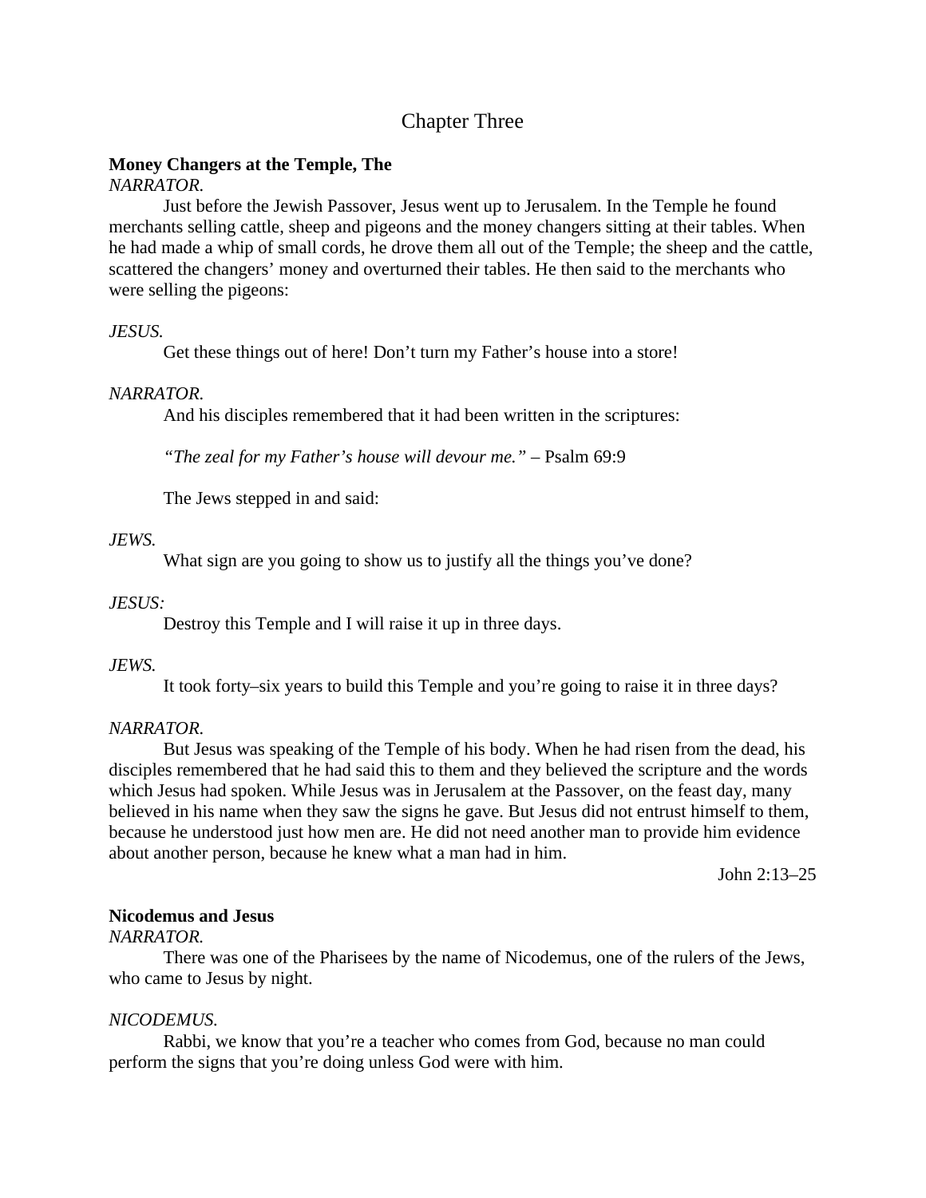# Chapter Three

**Money Changers at the Temple, The**

*NARRATOR.*

Just before the Jewish Passover, Jesus went up to Jerusalem. In the Temple he found merchants selling cattle, sheep and pigeons and the money changers sitting at their tables. When he had made a whip of small cords, he drove them all out of the Temple; the sheep and the cattle, scattered the changers' money and overturned their tables. He then said to the merchants who were selling the pigeons:

*JESUS.*

Get these things out of here! Don't turn my Father's house into a store!

*NARRATOR.*

And his disciples remembered that it had been written in the scriptures:

*"The zeal for my Father's house will devour me."* – Psalm 69:9

The Jews stepped in and said:

*JEWS.*

What sign are you going to show us to justify all the things you've done?

*JESUS:*

Destroy this Temple and I will raise it up in three days.

*JEWS.*

It took forty–six years to build this Temple and you're going to raise it in three days?

*NARRATOR.*

But Jesus was speaking of the Temple of his body. When he had risen from the dead, his disciples remembered that he had said this to them and they believed the scripture and the words which Jesus had spoken. While Jesus was in Jerusalem at the Passover, on the feast day, many believed in his name when they saw the signs he gave. But Jesus did not entrust himself to them, because he understood just how men are. He did not need another man to provide him evidence about another person, because he knew what a man had in him.

John 2:13–25

**Nicodemus and Jesus**

*NARRATOR.*

There was one of the Pharisees by the name of Nicodemus, one of the rulers of the Jews, who came to Jesus by night.

*NICODEMUS.*

Rabbi, we know that you're a teacher who comes from God, because no man could perform the signs that you're doing unless God were with him.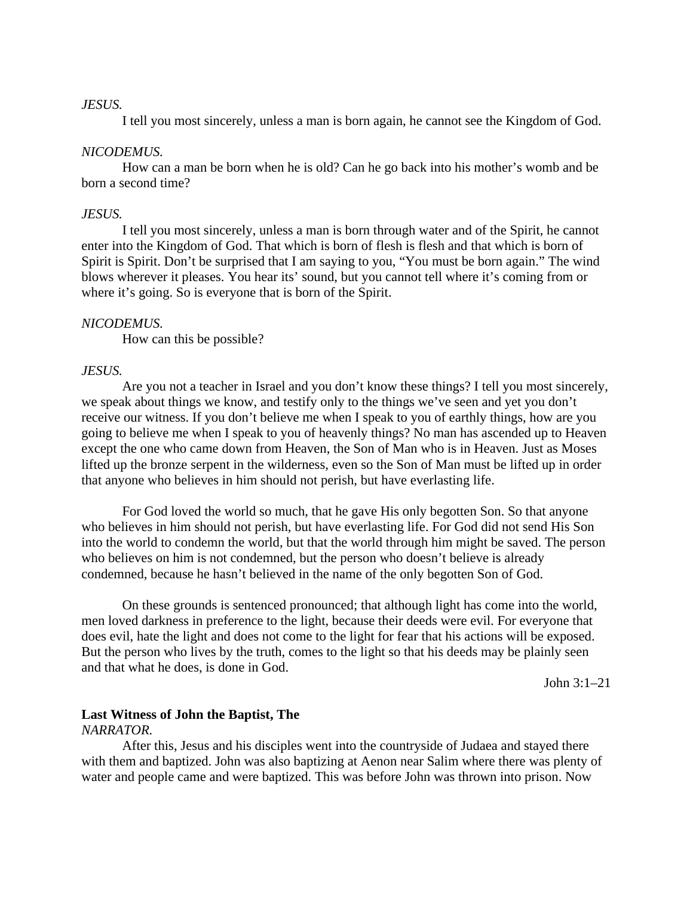*JESUS.*

I tell you most sincerely, unless a man is born again, he cannot see the Kingdom of God.

*NICODEMUS.*

How can a man be born when he is old? Can he go back into his mother's womb and be born a second time?

*JESUS.*

I tell you most sincerely, unless a man is born through water and of the Spirit, he cannot enter into the Kingdom of God. That which is born of flesh is flesh and that which is born of Spirit is Spirit. Don't be surprised that I am saying to you, "You must be born again." The wind blows wherever it pleases. You hear its' sound, but you cannot tell where it's coming from or where it's going. So is everyone that is born of the Spirit.

*NICODEMUS.*

How can this be possible?

*JESUS.*

Are you not a teacher in Israel and you don't know these things? I tell you most sincerely, we speak about things we know, and testify only to the things we've seen and yet you don't receive our witness. If you don't believe me when I speak to you of earthly things, how are you going to believe me when I speak to you of heavenly things? No man has ascended up to Heaven except the one who came down from Heaven, the Son of Man who is in Heaven. Just as Moses lifted up the bronze serpent in the wilderness, even so the Son of Man must be lifted up in order that anyone who believes in him should not perish, but have everlasting life.

For God loved the world so much, that he gave His only begotten Son. So that anyone who believes in him should not perish, but have everlasting life. For God did not send His Son into the world to condemn the world, but that the world through him might be saved. The person who believes on him is not condemned, but the person who doesn't believe is already condemned, because he hasn't believed in the name of the only begotten Son of God.

On these grounds is sentenced pronounced; that although light has come into the world, men loved darkness in preference to the light, because their deeds were evil. For everyone that does evil, hate the light and does not come to the light for fear that his actions will be exposed. But the person who lives by the truth, comes to the light so that his deeds may be plainly seen and that what he does, is done in God.

John 3:1–21

**Last Witness of John the Baptist, The**

*NARRATOR.*

After this, Jesus and his disciples went into the countryside of Judaea and stayed there with them and baptized. John was also baptizing at Aenon near Salim where there was plenty of water and people came and were baptized. This was before John was thrown into prison. Now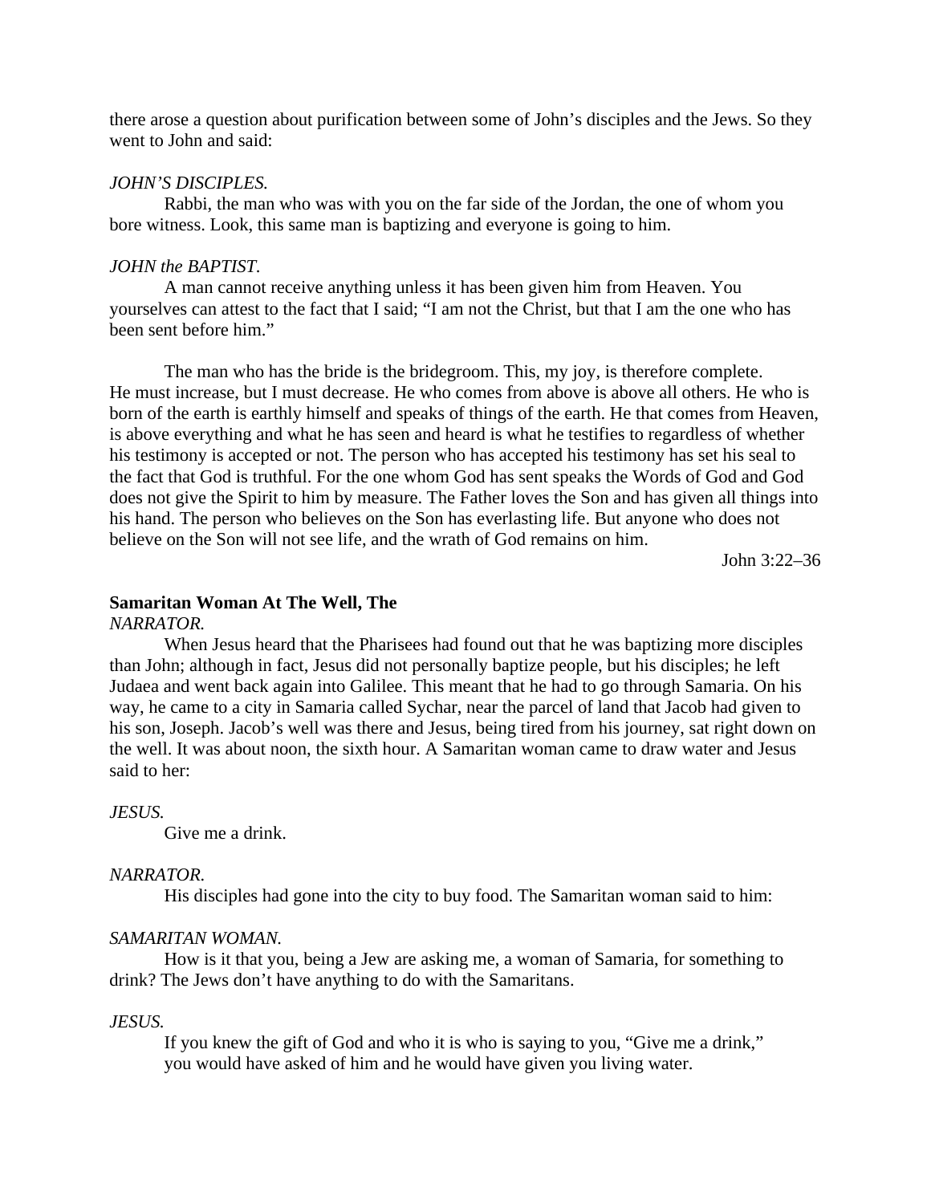there arose a question about purification between some of John's disciples and the Jews. So they went to John and said:

*JOHN'S DISCIPLES.*

Rabbi, the man who was with you on the far side of the Jordan, the one of whom you bore witness. Look, this same man is baptizing and everyone is going to him.

*JOHN the BAPTIST.*

A man cannot receive anything unless it has been given him from Heaven. You yourselves can attest to the fact that I said; "I am not the Christ, but that I am the one who has been sent before him."

The man who has the bride is the bridegroom. This, my joy, is therefore complete. He must increase, but I must decrease. He who comes from above is above all others. He who is born of the earth is earthly himself and speaks of things of the earth. He that comes from Heaven, is above everything and what he has seen and heard is what he testifies to regardless of whether his testimony is accepted or not. The person who has accepted his testimony has set his seal to the fact that God is truthful. For the one whom God has sent speaks the Words of God and God does not give the Spirit to him by measure. The Father loves the Son and has given all things into his hand. The person who believes on the Son has everlasting life. But anyone who does not believe on the Son will not see life, and the wrath of God remains on him.

John 3:22–36

**Samaritan Woman At The Well, The**

*NARRATOR.*

When Jesus heard that the Pharisees had found out that he was baptizing more disciples than John; although in fact, Jesus did not personally baptize people, but his disciples; he left Judaea and went back again into Galilee. This meant that he had to go through Samaria. On his way, he came to a city in Samaria called Sychar, near the parcel of land that Jacob had given to his son, Joseph. Jacob's well was there and Jesus, being tired from his journey, sat right down on the well. It was about noon, the sixth hour. A Samaritan woman came to draw water and Jesus said to her:

*JESUS.*

Give me a drink.

*NARRATOR.*

His disciples had gone into the city to buy food. The Samaritan woman said to him:

*SAMARITAN WOMAN.*

How is it that you, being a Jew are asking me, a woman of Samaria, for something to drink? The Jews don't have anything to do with the Samaritans.

*JESUS.*

If you knew the gift of God and who it is who is saying to you, "Give me a drink," you would have asked of him and he would have given you living water.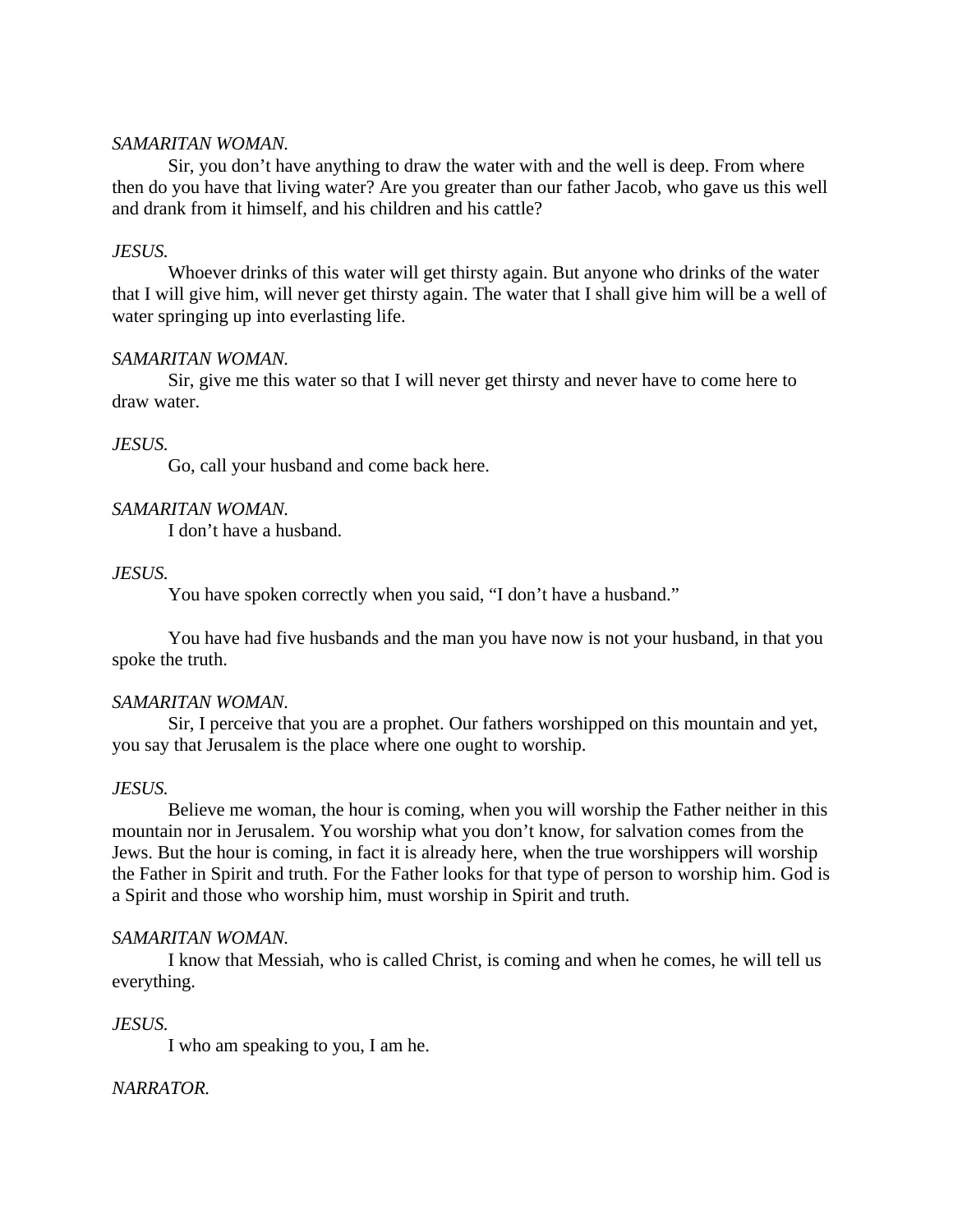*SAMARITAN WOMAN.*

Sir, you don't have anything to draw the water with and the well is deep. From where then do you have that living water? Are you greater than our father Jacob, who gave us this well and drank from it himself, and his children and his cattle?

*JESUS.*

Whoever drinks of this water will get thirsty again. But anyone who drinks of the water that I will give him, will never get thirsty again. The water that I shall give him will be a well of water springing up into everlasting life.

*SAMARITAN WOMAN.*

Sir, give me this water so that I will never get thirsty and never have to come here to draw water.

*JESUS.*

Go, call your husband and come back here.

*SAMARITAN WOMAN.*

I don't have a husband.

*JESUS.*

You have spoken correctly when you said, "I don't have a husband."

You have had five husbands and the man you have now is not your husband, in that you spoke the truth.

*SAMARITAN WOMAN.*

Sir, I perceive that you are a prophet. Our fathers worshipped on this mountain and yet, you say that Jerusalem is the place where one ought to worship.

*JESUS.*

Believe me woman, the hour is coming, when you will worship the Father neither in this mountain nor in Jerusalem. You worship what you don't know, for salvation comes from the Jews. But the hour is coming, in fact it is already here, when the true worshippers will worship the Father in Spirit and truth. For the Father looks for that type of person to worship him. God is a Spirit and those who worship him, must worship in Spirit and truth.

*SAMARITAN WOMAN.*

I know that Messiah, who is called Christ, is coming and when he comes, he will tell us everything.

*JESUS.*

I who am speaking to you, I am he.

*NARRATOR.*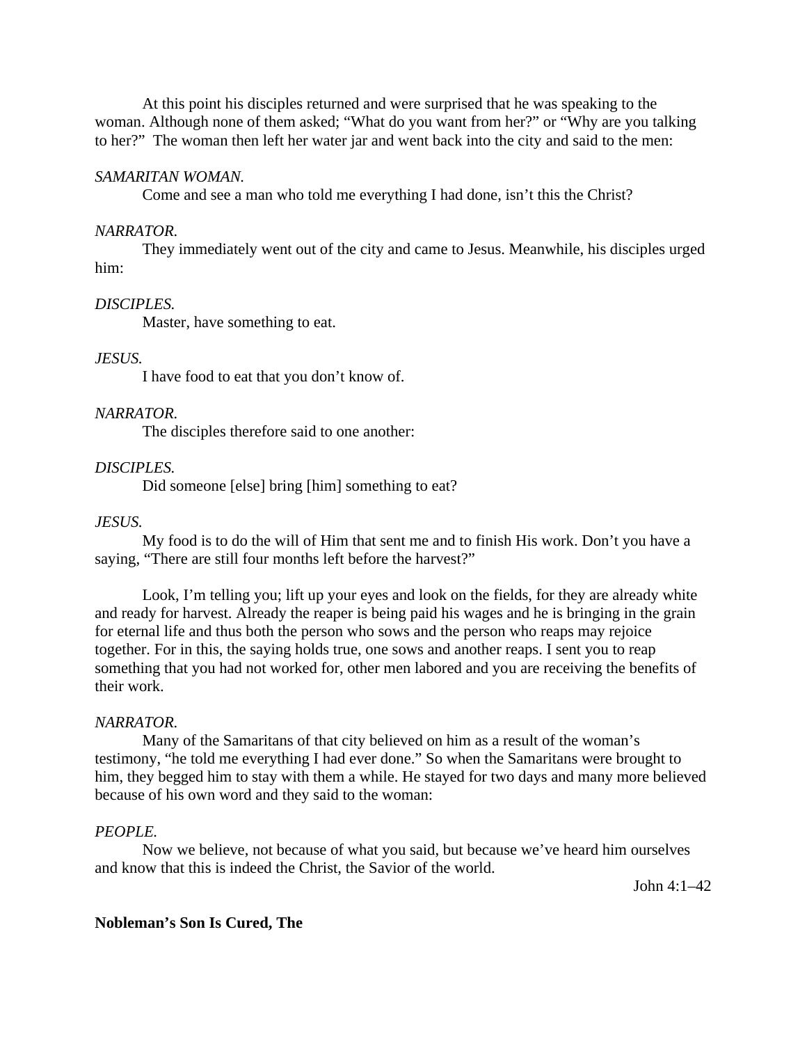At this point his disciples returned and were surprised that he was speaking to the woman. Although none of them asked; "What do you want from her?" or "Why are you talking to her?" The woman then left her water jar and went back into the city and said to the men:

*SAMARITAN WOMAN.*

Come and see a man who told me everything I had done, isn't this the Christ?

*NARRATOR.*

They immediately went out of the city and came to Jesus. Meanwhile, his disciples urged him:

*DISCIPLES.*

Master, have something to eat.

*JESUS.*

I have food to eat that you don't know of.

*NARRATOR.*

The disciples therefore said to one another:

*DISCIPLES.*

Did someone [else] bring [him] something to eat?

*JESUS.*

My food is to do the will of Him that sent me and to finish His work. Don't you have a saying, "There are still four months left before the harvest?"

Look, I'm telling you; lift up your eyes and look on the fields, for they are already white and ready for harvest. Already the reaper is being paid his wages and he is bringing in the grain for eternal life and thus both the person who sows and the person who reaps may rejoice together. For in this, the saying holds true, one sows and another reaps. I sent you to reap something that you had not worked for, other men labored and you are receiving the benefits of their work.

*NARRATOR.*

Many of the Samaritans of that city believed on him as a result of the woman's testimony, "he told me everything I had ever done." So when the Samaritans were brought to him, they begged him to stay with them a while. He stayed for two days and many more believed because of his own word and they said to the woman:

*PEOPLE.*

Now we believe, not because of what you said, but because we've heard him ourselves and know that this is indeed the Christ, the Savior of the world.

John 4:1–42

**Nobleman's Son Is Cured, The**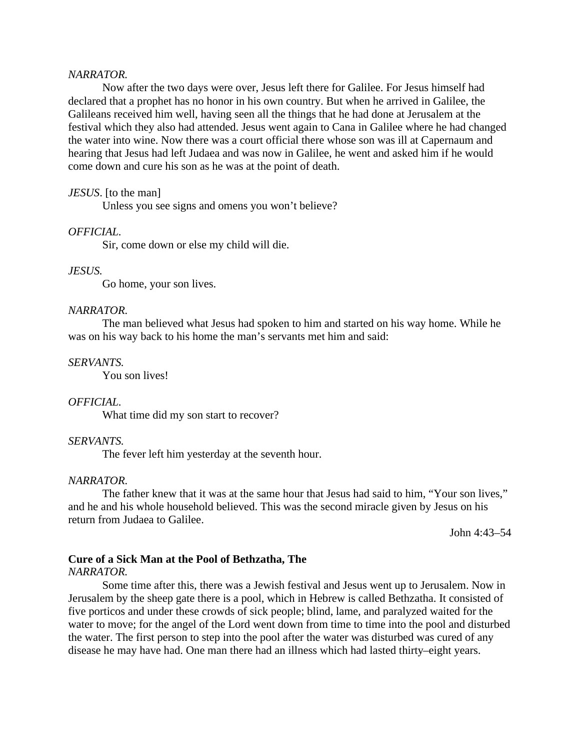*NARRATOR.*

Now after the two days were over, Jesus left there for Galilee. For Jesus himself had declared that a prophet has no honor in his own country. But when he arrived in Galilee, the Galileans received him well, having seen all the things that he had done at Jerusalem at the festival which they also had attended. Jesus went again to Cana in Galilee where he had changed the water into wine. Now there was a court official there whose son was ill at Capernaum and hearing that Jesus had left Judaea and was now in Galilee, he went and asked him if he would come down and cure his son as he was at the point of death.

*JESUS*. [to the man]

Unless you see signs and omens you won't believe?

*OFFICIAL.*

Sir, come down or else my child will die.

*JESUS.*

Go home, your son lives.

*NARRATOR.*

The man believed what Jesus had spoken to him and started on his way home. While he was on his way back to his home the man's servants met him and said:

*SERVANTS.*

You son lives!

*OFFICIAL.*

What time did my son start to recover?

*SERVANTS.*

The fever left him yesterday at the seventh hour.

*NARRATOR.*

The father knew that it was at the same hour that Jesus had said to him, "Your son lives," and he and his whole household believed. This was the second miracle given by Jesus on his return from Judaea to Galilee.

John 4:43–54

**Cure of a Sick Man at the Pool of Bethzatha, The**

*NARRATOR.*

Some time after this, there was a Jewish festival and Jesus went up to Jerusalem. Now in Jerusalem by the sheep gate there is a pool, which in Hebrew is called Bethzatha. It consisted of five porticos and under these crowds of sick people; blind, lame, and paralyzed waited for the water to move; for the angel of the Lord went down from time to time into the pool and disturbed the water. The first person to step into the pool after the water was disturbed was cured of any disease he may have had. One man there had an illness which had lasted thirty–eight years.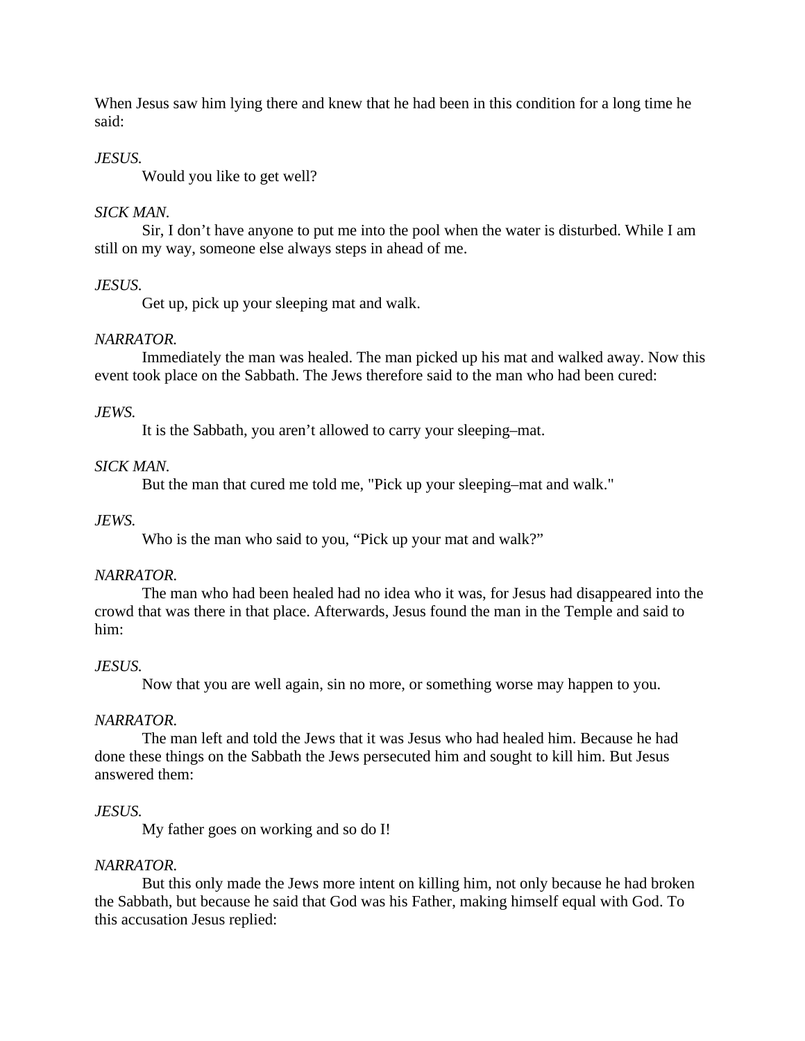When Jesus saw him lying there and knew that he had been in this condition for a long time he said:

*JESUS.*

Would you like to get well?

*SICK MAN.*

Sir, I don’t have anyone to put me into the pool when the water is disturbed. While I am still on my way, someone else always steps in ahead of me.

*JESUS.*

Get up, pick up your sleeping mat and walk.

*NARRATOR.*

Immediately the man was healed. The man picked up his mat and walked away. Now this event took place on the Sabbath. The Jews therefore said to the man who had been cured:

*JEWS.*

It is the Sabbath, you aren’t allowed to carry your sleeping–mat.

*SICK MAN.*

But the man that cured me told me, "Pick up your sleeping–mat and walk."

*JEWS.*

Who is the man who said to you, “Pick up your mat and walk?”

*NARRATOR.*

The man who had been healed had no idea who it was, for Jesus had disappeared into the crowd that was there in that place. Afterwards, Jesus found the man in the Temple and said to him:

*JESUS.*

Now that you are well again, sin no more, or something worse may happen to you.

*NARRATOR.*

The man left and told the Jews that it was Jesus who had healed him. Because he had done these things on the Sabbath the Jews persecuted him and sought to kill him. But Jesus answered them:

*JESUS.*

My father goes on working and so do I!

*NARRATOR.*

But this only made the Jews more intent on killing him, not only because he had broken the Sabbath, but because he said that God was his Father, making himself equal with God. To this accusation Jesus replied: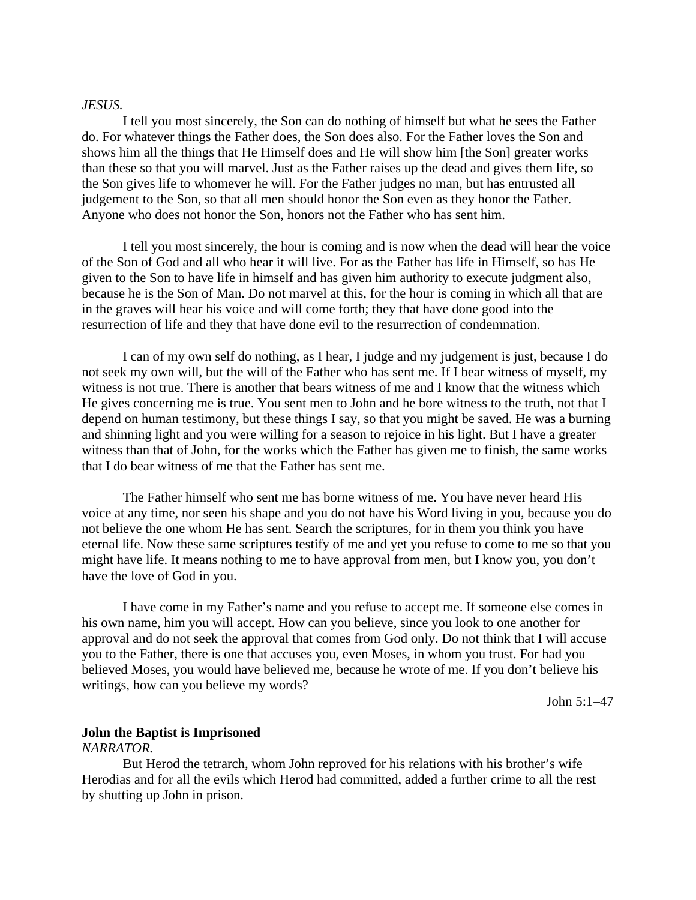*JESUS.*

I tell you most sincerely, the Son can do nothing of himself but what he sees the Father do. For whatever things the Father does, the Son does also. For the Father loves the Son and shows him all the things that He Himself does and He will show him [the Son] greater works than these so that you will marvel. Just as the Father raises up the dead and gives them life, so the Son gives life to whomever he will. For the Father judges no man, but has entrusted all judgement to the Son, so that all men should honor the Son even as they honor the Father. Anyone who does not honor the Son, honors not the Father who has sent him.

I tell you most sincerely, the hour is coming and is now when the dead will hear the voice of the Son of God and all who hear it will live. For as the Father has life in Himself, so has He given to the Son to have life in himself and has given him authority to execute judgment also, because he is the Son of Man. Do not marvel at this, for the hour is coming in which all that are in the graves will hear his voice and will come forth; they that have done good into the resurrection of life and they that have done evil to the resurrection of condemnation.

I can of my own self do nothing, as I hear, I judge and my judgement is just, because I do not seek my own will, but the will of the Father who has sent me. If I bear witness of myself, my witness is not true. There is another that bears witness of me and I know that the witness which He gives concerning me is true. You sent men to John and he bore witness to the truth, not that I depend on human testimony, but these things I say, so that you might be saved. He was a burning and shinning light and you were willing for a season to rejoice in his light. But I have a greater witness than that of John, for the works which the Father has given me to finish, the same works that I do bear witness of me that the Father has sent me.

The Father himself who sent me has borne witness of me. You have never heard His voice at any time, nor seen his shape and you do not have his Word living in you, because you do not believe the one whom He has sent. Search the scriptures, for in them you think you have eternal life. Now these same scriptures testify of me and yet you refuse to come to me so that you might have life. It means nothing to me to have approval from men, but I know you, you don't have the love of God in you.

I have come in my Father's name and you refuse to accept me. If someone else comes in his own name, him you will accept. How can you believe, since you look to one another for approval and do not seek the approval that comes from God only. Do not think that I will accuse you to the Father, there is one that accuses you, even Moses, in whom you trust. For had you believed Moses, you would have believed me, because he wrote of me. If you don't believe his writings, how can you believe my words?

John 5:1–47

**John the Baptist is Imprisoned**

*NARRATOR.*

But Herod the tetrarch, whom John reproved for his relations with his brother's wife Herodias and for all the evils which Herod had committed, added a further crime to all the rest by shutting up John in prison.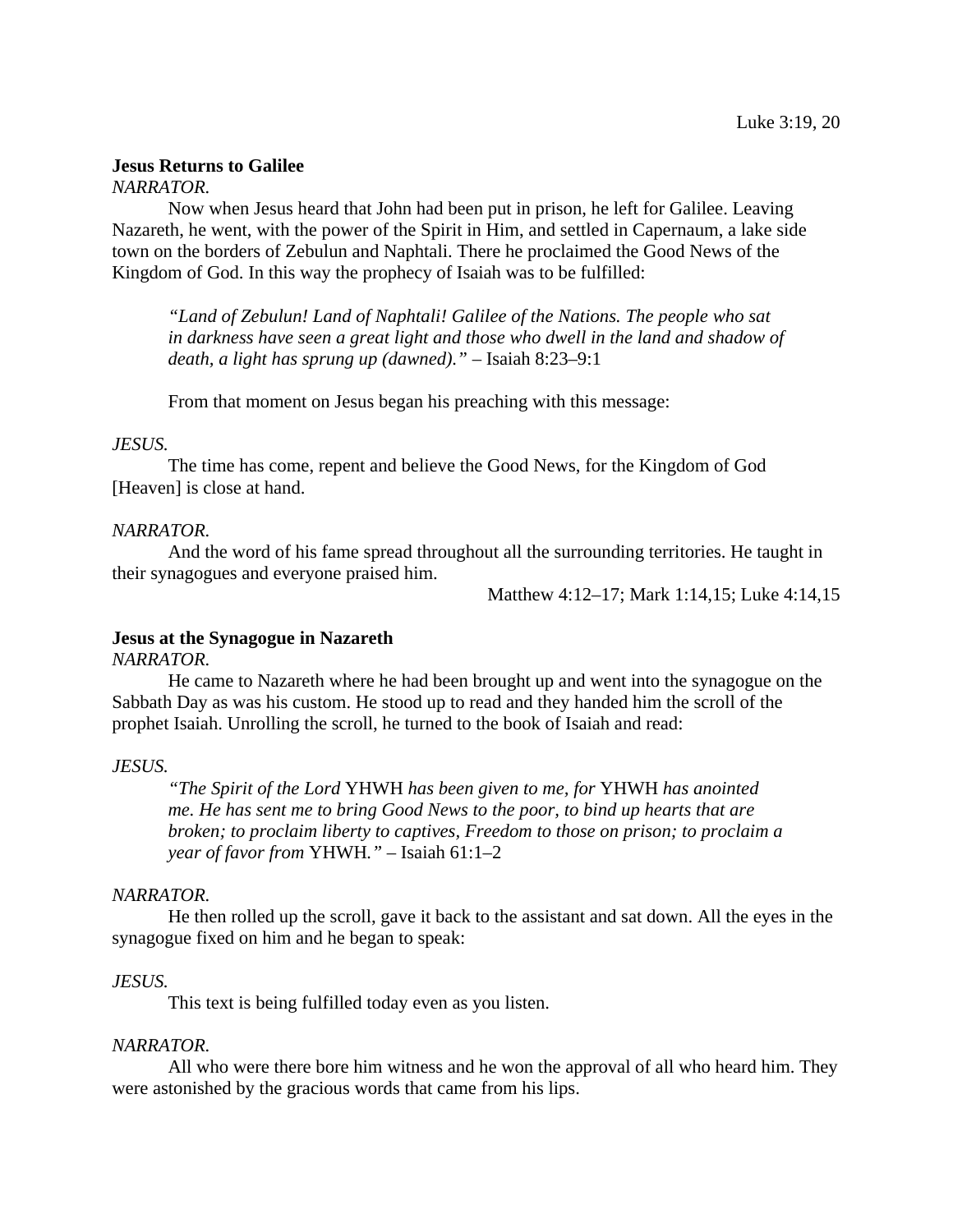Luke 3:19, 20

**Jesus Returns to Galilee**

*NARRATOR.*

Now when Jesus heard that John had been put in prison, he left for Galilee. Leaving Nazareth, he went, with the power of the Spirit in Him, and settled in Capernaum, a lake side town on the borders of Zebulun and Naphtali. There he proclaimed the Good News of the Kingdom of God. In this way the prophecy of Isaiah was to be fulfilled:

> *"Land of Zebulun! Land of Naphtali! Galilee of the Nations. The people who sat in darkness have seen a great light and those who dwell in the land and shadow of death, a light has sprung up (dawned)."* – Isaiah 8:23–9:1

From that moment on Jesus began his preaching with this message:

*JESUS.*

The time has come, repent and believe the Good News, for the Kingdom of God [Heaven] is close at hand.

*NARRATOR.*

And the word of his fame spread throughout all the surrounding territories. He taught in their synagogues and everyone praised him.

Matthew 4:12–17; Mark 1:14,15; Luke 4:14,15

**Jesus at the Synagogue in Nazareth**

*NARRATOR.*

He came to Nazareth where he had been brought up and went into the synagogue on the Sabbath Day as was his custom. He stood up to read and they handed him the scroll of the prophet Isaiah. Unrolling the scroll, he turned to the book of Isaiah and read:

*JESUS.*

> *"The Spirit of the Lord* YHWH *has been given to me, for* YHWH *has anointed me. He has sent me to bring Good News to the poor, to bind up hearts that are broken; to proclaim liberty to captives, Freedom to those on prison; to proclaim a year of favor from* YHWH*."* – Isaiah 61:1–2

*NARRATOR.*

He then rolled up the scroll, gave it back to the assistant and sat down. All the eyes in the synagogue fixed on him and he began to speak:

*JESUS.*

This text is being fulfilled today even as you listen.

*NARRATOR.*

All who were there bore him witness and he won the approval of all who heard him. They were astonished by the gracious words that came from his lips.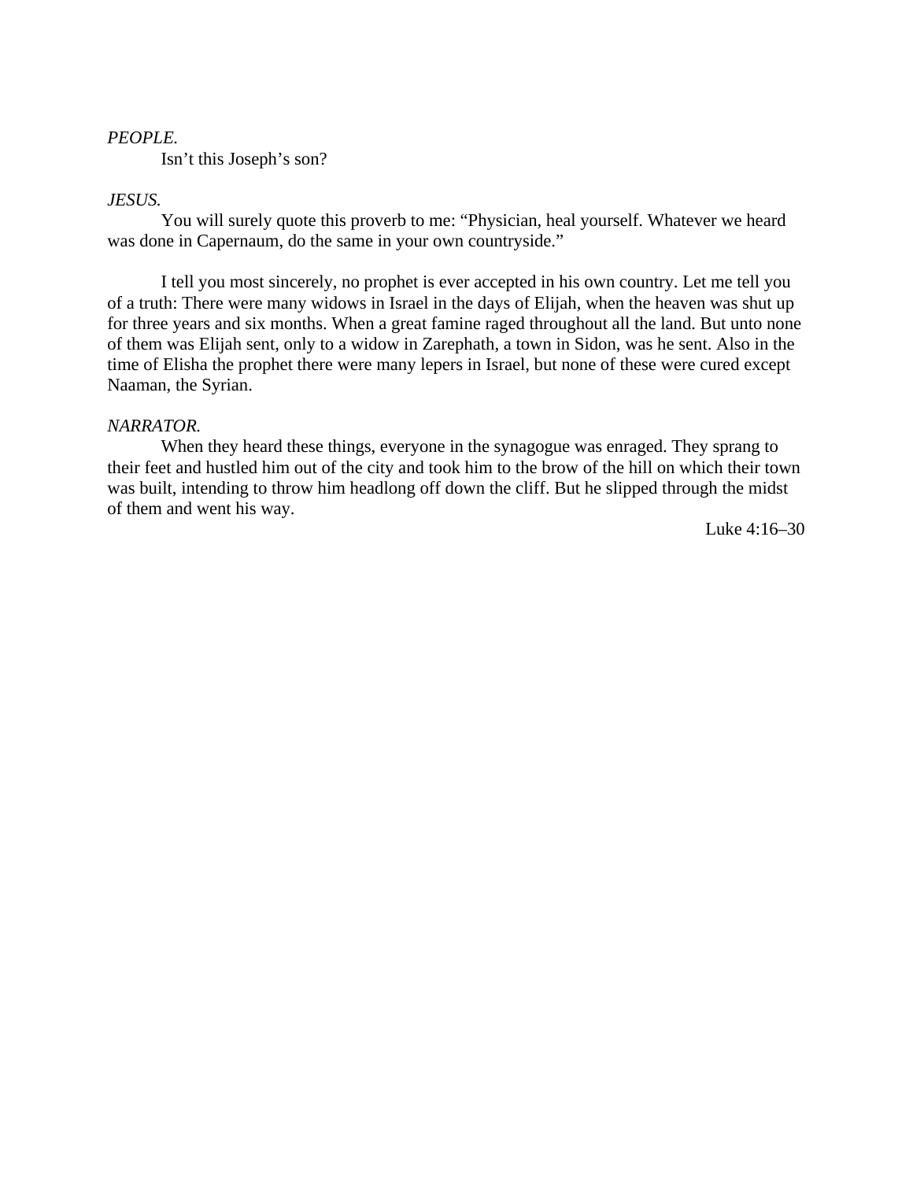*PEOPLE.*

Isn't this Joseph's son?

*JESUS.*

You will surely quote this proverb to me: "Physician, heal yourself. Whatever we heard was done in Capernaum, do the same in your own countryside."

I tell you most sincerely, no prophet is ever accepted in his own country. Let me tell you of a truth: There were many widows in Israel in the days of Elijah, when the heaven was shut up for three years and six months. When a great famine raged throughout all the land. But unto none of them was Elijah sent, only to a widow in Zarephath, a town in Sidon, was he sent. Also in the time of Elisha the prophet there were many lepers in Israel, but none of these were cured except Naaman, the Syrian.

*NARRATOR.*

When they heard these things, everyone in the synagogue was enraged. They sprang to their feet and hustled him out of the city and took him to the brow of the hill on which their town was built, intending to throw him headlong off down the cliff. But he slipped through the midst of them and went his way.

Luke 4:16–30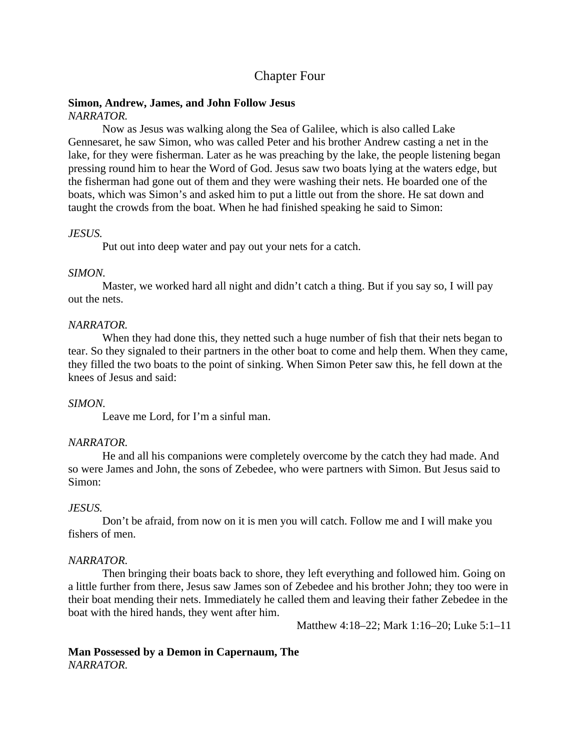## Chapter Four

**Simon, Andrew, James, and John Follow Jesus**

*NARRATOR.*

Now as Jesus was walking along the Sea of Galilee, which is also called Lake Gennesaret, he saw Simon, who was called Peter and his brother Andrew casting a net in the lake, for they were fisherman. Later as he was preaching by the lake, the people listening began pressing round him to hear the Word of God. Jesus saw two boats lying at the waters edge, but the fisherman had gone out of them and they were washing their nets. He boarded one of the boats, which was Simon's and asked him to put a little out from the shore. He sat down and taught the crowds from the boat. When he had finished speaking he said to Simon:

*JESUS.*

Put out into deep water and pay out your nets for a catch.

*SIMON.*

Master, we worked hard all night and didn't catch a thing. But if you say so, I will pay out the nets.

*NARRATOR.*

When they had done this, they netted such a huge number of fish that their nets began to tear. So they signaled to their partners in the other boat to come and help them. When they came, they filled the two boats to the point of sinking. When Simon Peter saw this, he fell down at the knees of Jesus and said:

*SIMON.*

Leave me Lord, for I'm a sinful man.

*NARRATOR.*

He and all his companions were completely overcome by the catch they had made. And so were James and John, the sons of Zebedee, who were partners with Simon. But Jesus said to Simon:

*JESUS.*

Don't be afraid, from now on it is men you will catch. Follow me and I will make you fishers of men.

*NARRATOR.*

Then bringing their boats back to shore, they left everything and followed him. Going on a little further from there, Jesus saw James son of Zebedee and his brother John; they too were in their boat mending their nets. Immediately he called them and leaving their father Zebedee in the boat with the hired hands, they went after him.

Matthew 4:18–22; Mark 1:16–20; Luke 5:1–11

**Man Possessed by a Demon in Capernaum, The**

*NARRATOR.*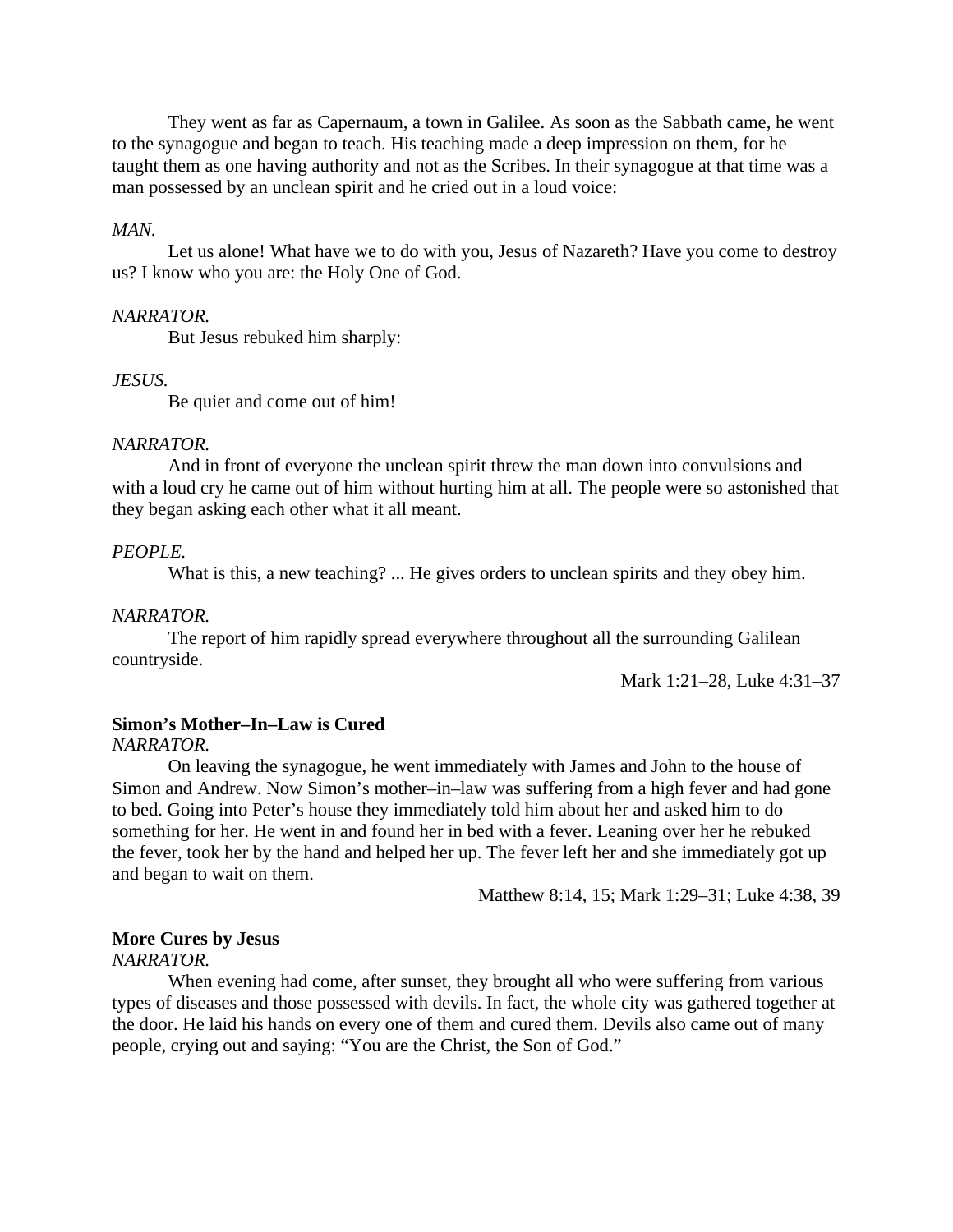They went as far as Capernaum, a town in Galilee. As soon as the Sabbath came, he went to the synagogue and began to teach. His teaching made a deep impression on them, for he taught them as one having authority and not as the Scribes. In their synagogue at that time was a man possessed by an unclean spirit and he cried out in a loud voice:

*MAN.*

Let us alone! What have we to do with you, Jesus of Nazareth? Have you come to destroy us? I know who you are: the Holy One of God.

*NARRATOR.*

But Jesus rebuked him sharply:

*JESUS.*

Be quiet and come out of him!

*NARRATOR.*

And in front of everyone the unclean spirit threw the man down into convulsions and with a loud cry he came out of him without hurting him at all. The people were so astonished that they began asking each other what it all meant.

*PEOPLE.*

What is this, a new teaching? ... He gives orders to unclean spirits and they obey him.

*NARRATOR.*

The report of him rapidly spread everywhere throughout all the surrounding Galilean countryside.

Mark 1:21–28, Luke 4:31–37

**Simon's Mother–In–Law is Cured**

*NARRATOR.*

On leaving the synagogue, he went immediately with James and John to the house of Simon and Andrew. Now Simon's mother–in–law was suffering from a high fever and had gone to bed. Going into Peter's house they immediately told him about her and asked him to do something for her. He went in and found her in bed with a fever. Leaning over her he rebuked the fever, took her by the hand and helped her up. The fever left her and she immediately got up and began to wait on them.

Matthew 8:14, 15; Mark 1:29–31; Luke 4:38, 39

**More Cures by Jesus**

*NARRATOR.*

When evening had come, after sunset, they brought all who were suffering from various types of diseases and those possessed with devils. In fact, the whole city was gathered together at the door. He laid his hands on every one of them and cured them. Devils also came out of many people, crying out and saying: "You are the Christ, the Son of God."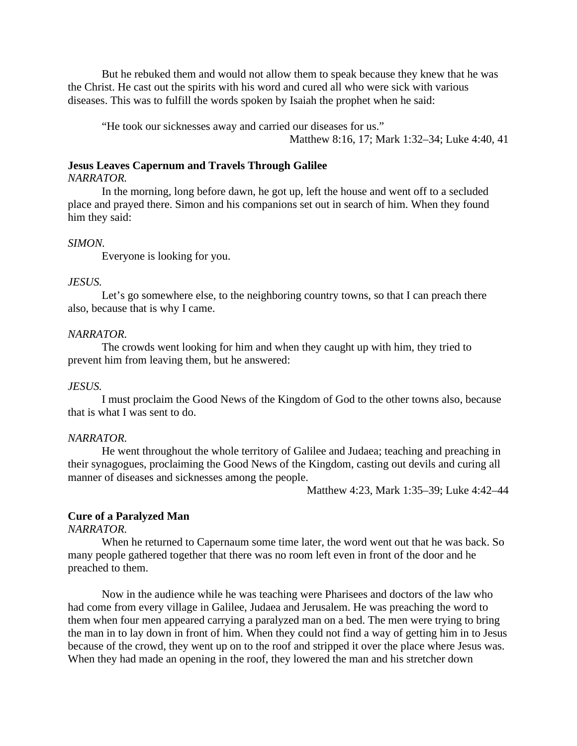But he rebuked them and would not allow them to speak because they knew that he was the Christ. He cast out the spirits with his word and cured all who were sick with various diseases. This was to fulfill the words spoken by Isaiah the prophet when he said:

> "He took our sicknesses away and carried our diseases for us."

Matthew 8:16, 17; Mark 1:32–34; Luke 4:40, 41

**Jesus Leaves Capernum and Travels Through Galilee**

*NARRATOR.*

In the morning, long before dawn, he got up, left the house and went off to a secluded place and prayed there. Simon and his companions set out in search of him. When they found him they said:

*SIMON.*

Everyone is looking for you.

*JESUS.*

Let's go somewhere else, to the neighboring country towns, so that I can preach there also, because that is why I came.

*NARRATOR.*

The crowds went looking for him and when they caught up with him, they tried to prevent him from leaving them, but he answered:

*JESUS.*

I must proclaim the Good News of the Kingdom of God to the other towns also, because that is what I was sent to do.

*NARRATOR.*

He went throughout the whole territory of Galilee and Judaea; teaching and preaching in their synagogues, proclaiming the Good News of the Kingdom, casting out devils and curing all manner of diseases and sicknesses among the people.

Matthew 4:23, Mark 1:35–39; Luke 4:42–44

**Cure of a Paralyzed Man**

*NARRATOR.*

When he returned to Capernaum some time later, the word went out that he was back. So many people gathered together that there was no room left even in front of the door and he preached to them.

Now in the audience while he was teaching were Pharisees and doctors of the law who had come from every village in Galilee, Judaea and Jerusalem. He was preaching the word to them when four men appeared carrying a paralyzed man on a bed. The men were trying to bring the man in to lay down in front of him. When they could not find a way of getting him in to Jesus because of the crowd, they went up on to the roof and stripped it over the place where Jesus was. When they had made an opening in the roof, they lowered the man and his stretcher down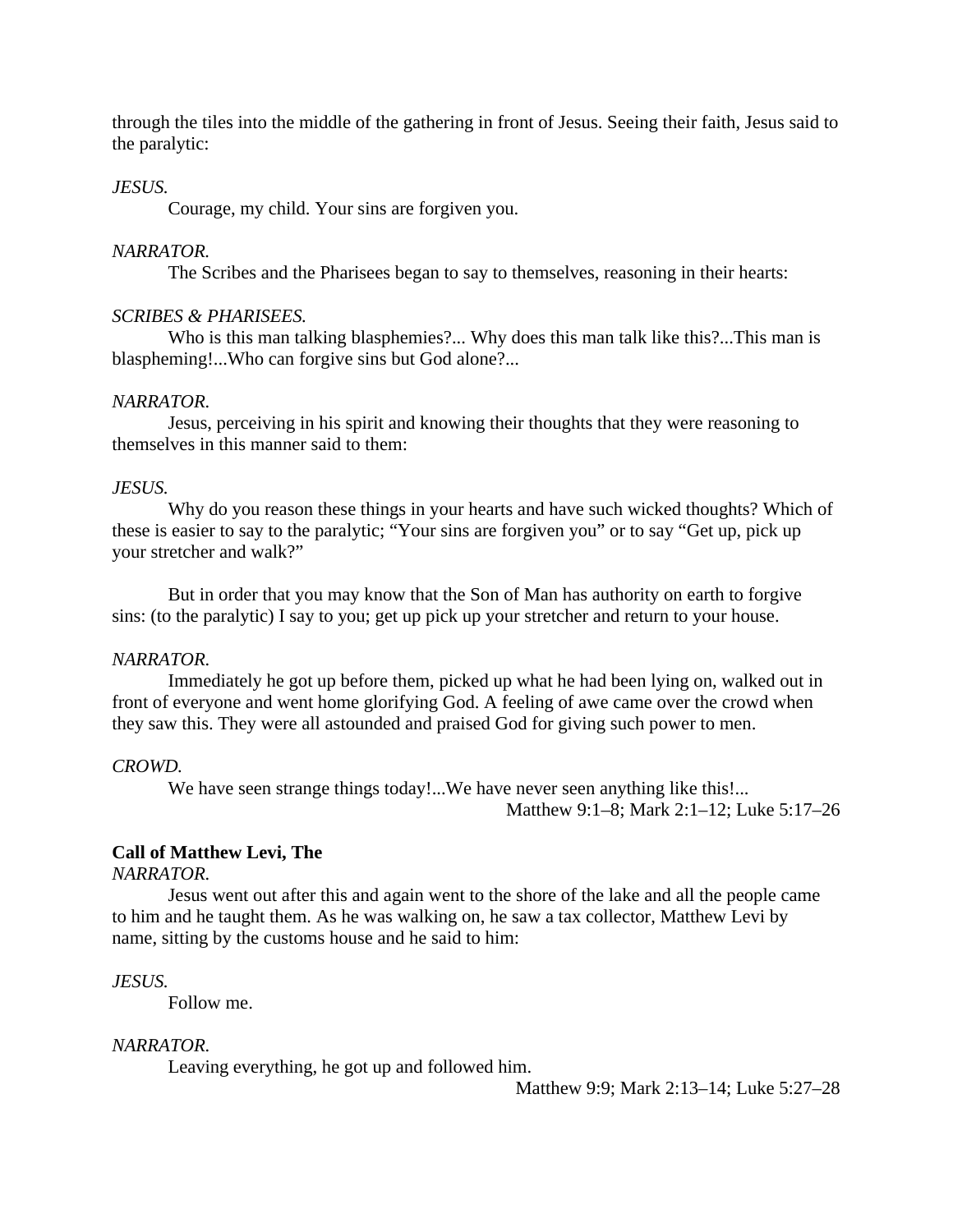through the tiles into the middle of the gathering in front of Jesus. Seeing their faith, Jesus said to the paralytic:

*JESUS.*

Courage, my child. Your sins are forgiven you.

*NARRATOR.*

The Scribes and the Pharisees began to say to themselves, reasoning in their hearts:

*SCRIBES & PHARISEES.*

Who is this man talking blasphemies?... Why does this man talk like this?...This man is blaspheming!...Who can forgive sins but God alone?...

*NARRATOR.*

Jesus, perceiving in his spirit and knowing their thoughts that they were reasoning to themselves in this manner said to them:

*JESUS.*

Why do you reason these things in your hearts and have such wicked thoughts? Which of these is easier to say to the paralytic; "Your sins are forgiven you" or to say "Get up, pick up your stretcher and walk?"

But in order that you may know that the Son of Man has authority on earth to forgive sins: (to the paralytic) I say to you; get up pick up your stretcher and return to your house.

*NARRATOR.*

Immediately he got up before them, picked up what he had been lying on, walked out in front of everyone and went home glorifying God. A feeling of awe came over the crowd when they saw this. They were all astounded and praised God for giving such power to men.

*CROWD.*

We have seen strange things today!...We have never seen anything like this!...

Matthew 9:1–8; Mark 2:1–12; Luke 5:17–26

**Call of Matthew Levi, The**

*NARRATOR.*

Jesus went out after this and again went to the shore of the lake and all the people came to him and he taught them. As he was walking on, he saw a tax collector, Matthew Levi by name, sitting by the customs house and he said to him:

*JESUS.*

Follow me.

*NARRATOR.*

Leaving everything, he got up and followed him.

Matthew 9:9; Mark 2:13–14; Luke 5:27–28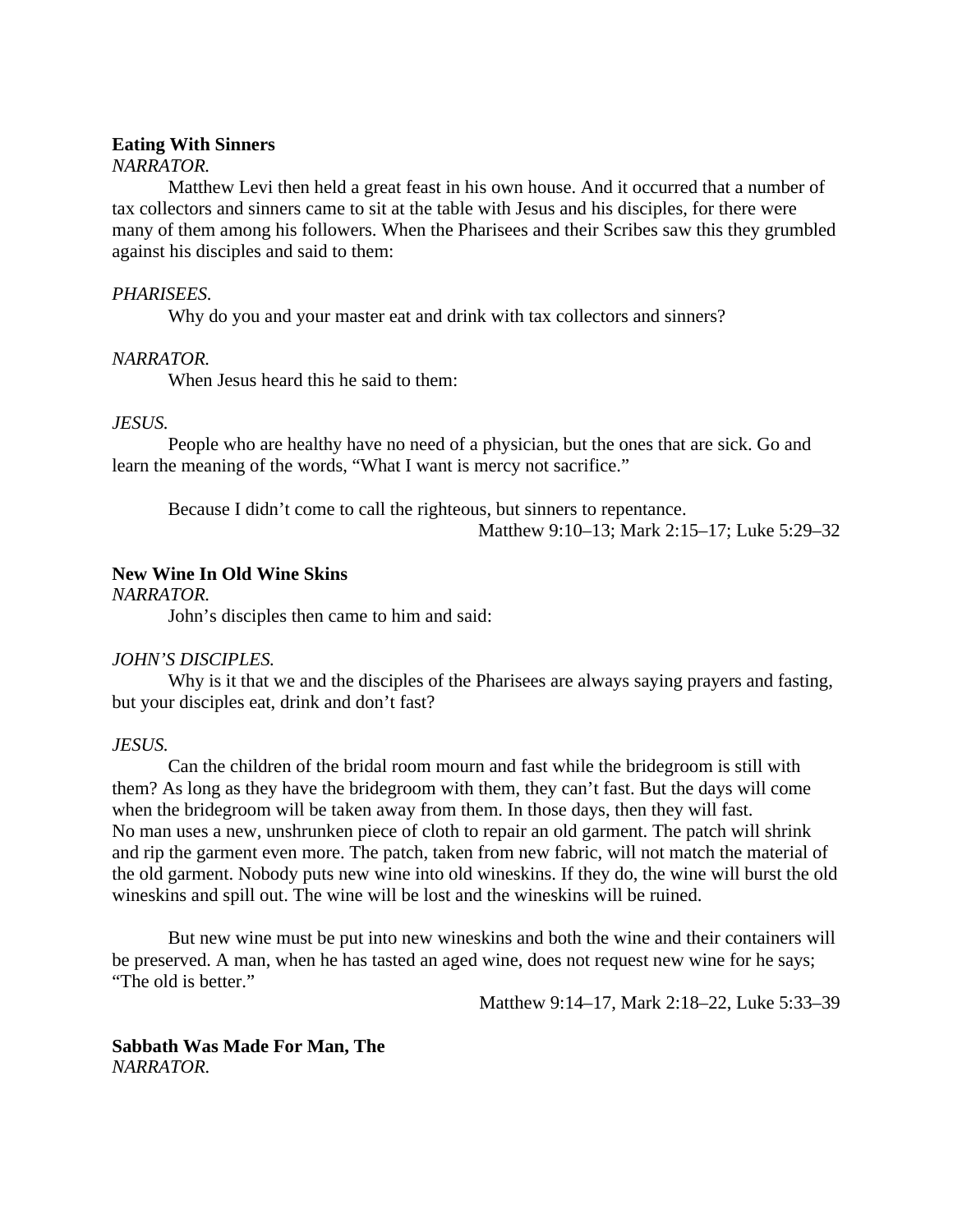**Eating With Sinners**

*NARRATOR.*

Matthew Levi then held a great feast in his own house. And it occurred that a number of tax collectors and sinners came to sit at the table with Jesus and his disciples, for there were many of them among his followers. When the Pharisees and their Scribes saw this they grumbled against his disciples and said to them:

*PHARISEES.*

Why do you and your master eat and drink with tax collectors and sinners?

*NARRATOR.*

When Jesus heard this he said to them:

*JESUS.*

People who are healthy have no need of a physician, but the ones that are sick. Go and learn the meaning of the words, “What I want is mercy not sacrifice.”

Because I didn’t come to call the righteous, but sinners to repentance.

Matthew 9:10–13; Mark 2:15–17; Luke 5:29–32

**New Wine In Old Wine Skins**

*NARRATOR.*

John’s disciples then came to him and said:

*JOHN’S DISCIPLES.*

Why is it that we and the disciples of the Pharisees are always saying prayers and fasting, but your disciples eat, drink and don’t fast?

*JESUS.*

Can the children of the bridal room mourn and fast while the bridegroom is still with them? As long as they have the bridegroom with them, they can’t fast. But the days will come when the bridegroom will be taken away from them. In those days, then they will fast.
No man uses a new, unshrunken piece of cloth to repair an old garment. The patch will shrink and rip the garment even more. The patch, taken from new fabric, will not match the material of the old garment. Nobody puts new wine into old wineskins. If they do, the wine will burst the old wineskins and spill out. The wine will be lost and the wineskins will be ruined.

But new wine must be put into new wineskins and both the wine and their containers will be preserved. A man, when he has tasted an aged wine, does not request new wine for he says; “The old is better.”

Matthew 9:14–17, Mark 2:18–22, Luke 5:33–39

**Sabbath Was Made For Man, The**

*NARRATOR.*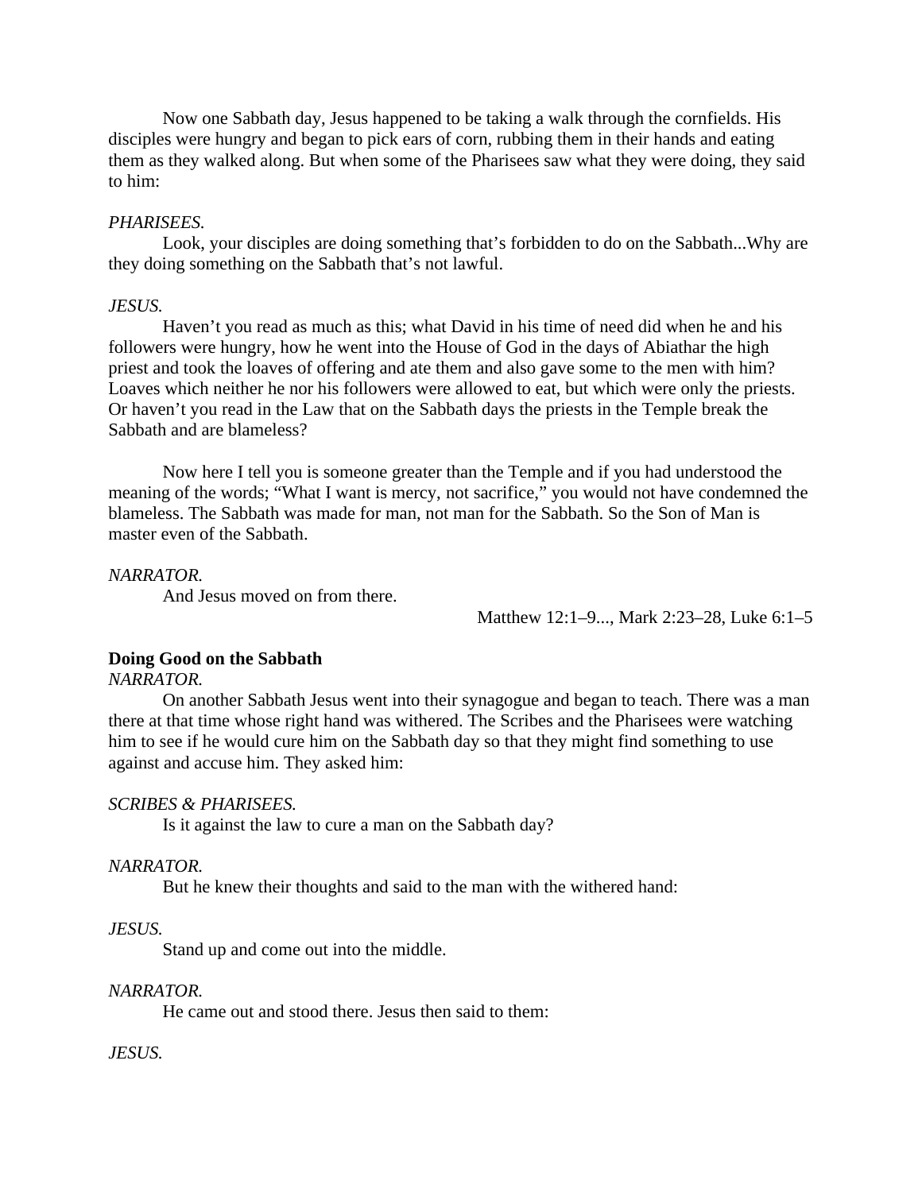Now one Sabbath day, Jesus happened to be taking a walk through the cornfields. His disciples were hungry and began to pick ears of corn, rubbing them in their hands and eating them as they walked along. But when some of the Pharisees saw what they were doing, they said to him:

*PHARISEES.*

Look, your disciples are doing something that's forbidden to do on the Sabbath...Why are they doing something on the Sabbath that's not lawful.

*JESUS.*

Haven't you read as much as this; what David in his time of need did when he and his followers were hungry, how he went into the House of God in the days of Abiathar the high priest and took the loaves of offering and ate them and also gave some to the men with him? Loaves which neither he nor his followers were allowed to eat, but which were only the priests. Or haven't you read in the Law that on the Sabbath days the priests in the Temple break the Sabbath and are blameless?

Now here I tell you is someone greater than the Temple and if you had understood the meaning of the words; "What I want is mercy, not sacrifice," you would not have condemned the blameless. The Sabbath was made for man, not man for the Sabbath. So the Son of Man is master even of the Sabbath.

*NARRATOR.*

And Jesus moved on from there.

Matthew 12:1–9..., Mark 2:23–28, Luke 6:1–5

**Doing Good on the Sabbath**

*NARRATOR.*

On another Sabbath Jesus went into their synagogue and began to teach. There was a man there at that time whose right hand was withered. The Scribes and the Pharisees were watching him to see if he would cure him on the Sabbath day so that they might find something to use against and accuse him. They asked him:

*SCRIBES & PHARISEES.*

Is it against the law to cure a man on the Sabbath day?

*NARRATOR.*

But he knew their thoughts and said to the man with the withered hand:

*JESUS.*

Stand up and come out into the middle.

*NARRATOR.*

He came out and stood there. Jesus then said to them:

*JESUS.*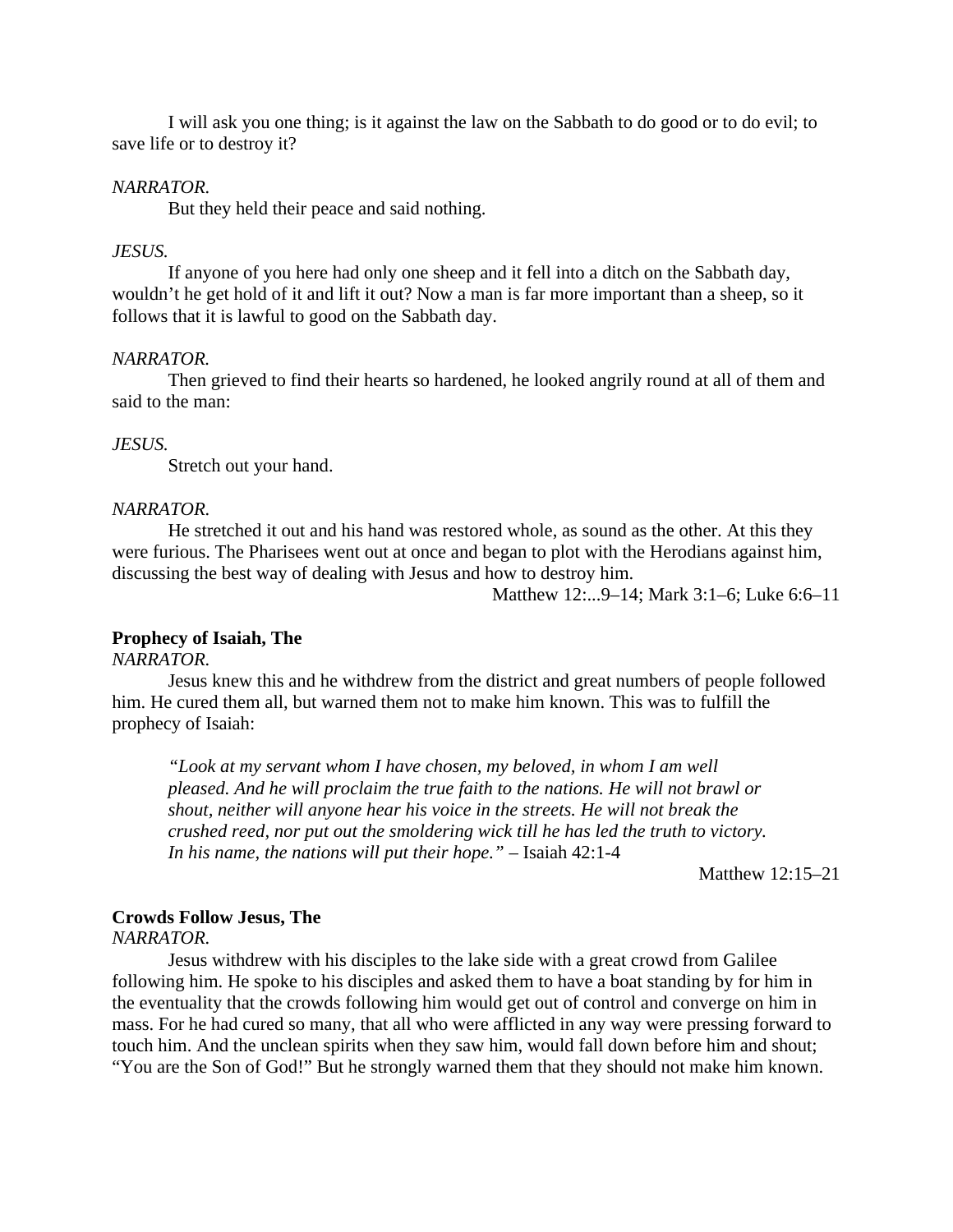I will ask you one thing; is it against the law on the Sabbath to do good or to do evil; to save life or to destroy it?

*NARRATOR.*

But they held their peace and said nothing.

*JESUS.*

If anyone of you here had only one sheep and it fell into a ditch on the Sabbath day, wouldn't he get hold of it and lift it out? Now a man is far more important than a sheep, so it follows that it is lawful to good on the Sabbath day.

*NARRATOR.*

Then grieved to find their hearts so hardened, he looked angrily round at all of them and said to the man:

*JESUS.*

Stretch out your hand.

*NARRATOR.*

He stretched it out and his hand was restored whole, as sound as the other. At this they were furious. The Pharisees went out at once and began to plot with the Herodians against him, discussing the best way of dealing with Jesus and how to destroy him.

Matthew 12:...9–14; Mark 3:1–6; Luke 6:6–11

**Prophecy of Isaiah, The**

*NARRATOR.*

Jesus knew this and he withdrew from the district and great numbers of people followed him. He cured them all, but warned them not to make him known. This was to fulfill the prophecy of Isaiah:

> *"Look at my servant whom I have chosen, my beloved, in whom I am well pleased. And he will proclaim the true faith to the nations. He will not brawl or shout, neither will anyone hear his voice in the streets. He will not break the crushed reed, nor put out the smoldering wick till he has led the truth to victory. In his name, the nations will put their hope."* – Isaiah 42:1-4

Matthew 12:15–21

**Crowds Follow Jesus, The**

*NARRATOR.*

Jesus withdrew with his disciples to the lake side with a great crowd from Galilee following him. He spoke to his disciples and asked them to have a boat standing by for him in the eventuality that the crowds following him would get out of control and converge on him in mass. For he had cured so many, that all who were afflicted in any way were pressing forward to touch him. And the unclean spirits when they saw him, would fall down before him and shout; "You are the Son of God!" But he strongly warned them that they should not make him known.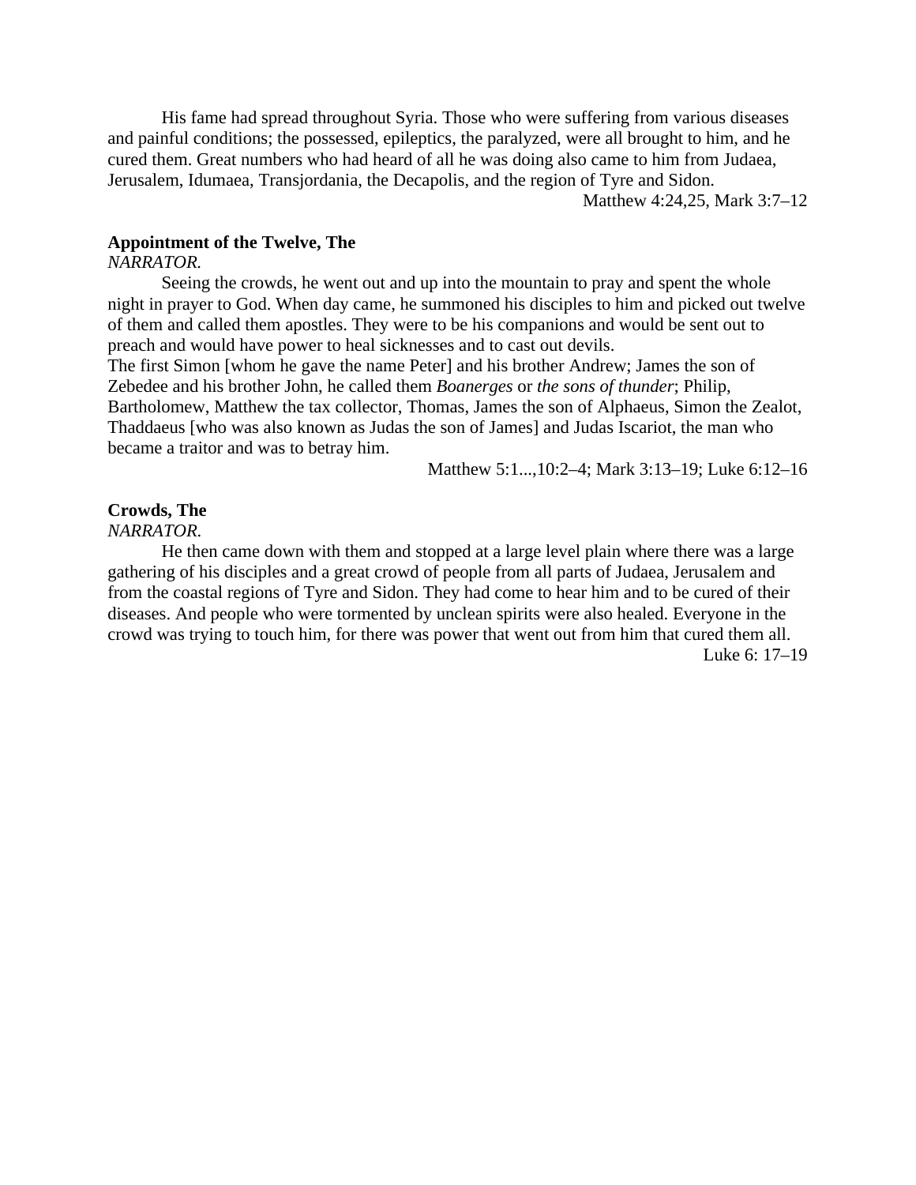His fame had spread throughout Syria. Those who were suffering from various diseases and painful conditions; the possessed, epileptics, the paralyzed, were all brought to him, and he cured them. Great numbers who had heard of all he was doing also came to him from Judaea, Jerusalem, Idumaea, Transjordania, the Decapolis, and the region of Tyre and Sidon.

Matthew 4:24,25, Mark 3:7–12

**Appointment of the Twelve, The**

*NARRATOR.*

Seeing the crowds, he went out and up into the mountain to pray and spent the whole night in prayer to God. When day came, he summoned his disciples to him and picked out twelve of them and called them apostles. They were to be his companions and would be sent out to preach and would have power to heal sicknesses and to cast out devils.

The first Simon [whom he gave the name Peter] and his brother Andrew; James the son of Zebedee and his brother John, he called them *Boanerges* or *the sons of thunder*; Philip, Bartholomew, Matthew the tax collector, Thomas, James the son of Alphaeus, Simon the Zealot, Thaddaeus [who was also known as Judas the son of James] and Judas Iscariot, the man who became a traitor and was to betray him.

Matthew 5:1...,10:2–4; Mark 3:13–19; Luke 6:12–16

**Crowds, The**

*NARRATOR.*

He then came down with them and stopped at a large level plain where there was a large gathering of his disciples and a great crowd of people from all parts of Judaea, Jerusalem and from the coastal regions of Tyre and Sidon. They had come to hear him and to be cured of their diseases. And people who were tormented by unclean spirits were also healed. Everyone in the crowd was trying to touch him, for there was power that went out from him that cured them all.

Luke 6: 17–19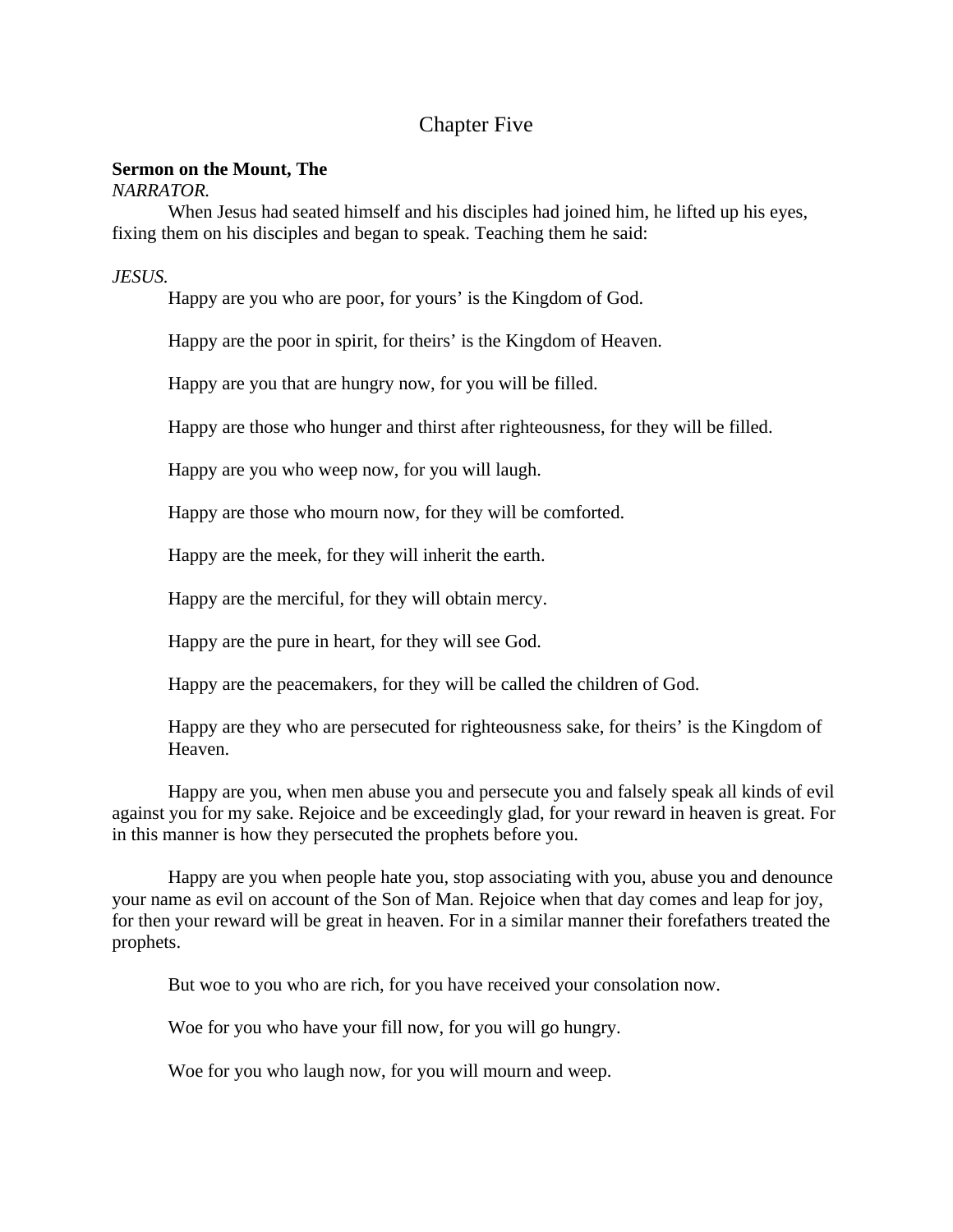# Chapter Five

**Sermon on the Mount, The**

*NARRATOR.*

When Jesus had seated himself and his disciples had joined him, he lifted up his eyes, fixing them on his disciples and began to speak. Teaching them he said:

*JESUS.*

Happy are you who are poor, for yours' is the Kingdom of God.

Happy are the poor in spirit, for theirs' is the Kingdom of Heaven.

Happy are you that are hungry now, for you will be filled.

Happy are those who hunger and thirst after righteousness, for they will be filled.

Happy are you who weep now, for you will laugh.

Happy are those who mourn now, for they will be comforted.

Happy are the meek, for they will inherit the earth.

Happy are the merciful, for they will obtain mercy.

Happy are the pure in heart, for they will see God.

Happy are the peacemakers, for they will be called the children of God.

Happy are they who are persecuted for righteousness sake, for theirs' is the Kingdom of Heaven.

Happy are you, when men abuse you and persecute you and falsely speak all kinds of evil against you for my sake. Rejoice and be exceedingly glad, for your reward in heaven is great. For in this manner is how they persecuted the prophets before you.

Happy are you when people hate you, stop associating with you, abuse you and denounce your name as evil on account of the Son of Man. Rejoice when that day comes and leap for joy, for then your reward will be great in heaven. For in a similar manner their forefathers treated the prophets.

But woe to you who are rich, for you have received your consolation now.

Woe for you who have your fill now, for you will go hungry.

Woe for you who laugh now, for you will mourn and weep.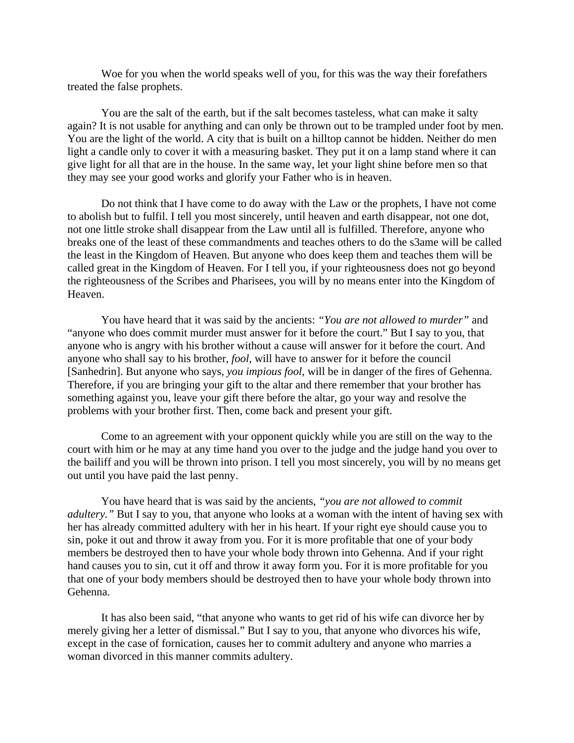Woe for you when the world speaks well of you, for this was the way their forefathers treated the false prophets.

You are the salt of the earth, but if the salt becomes tasteless, what can make it salty again? It is not usable for anything and can only be thrown out to be trampled under foot by men. You are the light of the world. A city that is built on a hilltop cannot be hidden. Neither do men light a candle only to cover it with a measuring basket. They put it on a lamp stand where it can give light for all that are in the house. In the same way, let your light shine before men so that they may see your good works and glorify your Father who is in heaven.

Do not think that I have come to do away with the Law or the prophets, I have not come to abolish but to fulfil. I tell you most sincerely, until heaven and earth disappear, not one dot, not one little stroke shall disappear from the Law until all is fulfilled. Therefore, anyone who breaks one of the least of these commandments and teaches others to do the s3ame will be called the least in the Kingdom of Heaven. But anyone who does keep them and teaches them will be called great in the Kingdom of Heaven. For I tell you, if your righteousness does not go beyond the righteousness of the Scribes and Pharisees, you will by no means enter into the Kingdom of Heaven.

You have heard that it was said by the ancients: *"You are not allowed to murder"* and "anyone who does commit murder must answer for it before the court." But I say to you, that anyone who is angry with his brother without a cause will answer for it before the court. And anyone who shall say to his brother, *fool*, will have to answer for it before the council [Sanhedrin]. But anyone who says, *you impious fool*, will be in danger of the fires of Gehenna. Therefore, if you are bringing your gift to the altar and there remember that your brother has something against you, leave your gift there before the altar, go your way and resolve the problems with your brother first. Then, come back and present your gift.

Come to an agreement with your opponent quickly while you are still on the way to the court with him or he may at any time hand you over to the judge and the judge hand you over to the bailiff and you will be thrown into prison. I tell you most sincerely, you will by no means get out until you have paid the last penny.

You have heard that is was said by the ancients, *"you are not allowed to commit adultery."* But I say to you, that anyone who looks at a woman with the intent of having sex with her has already committed adultery with her in his heart. If your right eye should cause you to sin, poke it out and throw it away from you. For it is more profitable that one of your body members be destroyed then to have your whole body thrown into Gehenna. And if your right hand causes you to sin, cut it off and throw it away form you. For it is more profitable for you that one of your body members should be destroyed then to have your whole body thrown into Gehenna.

It has also been said, "that anyone who wants to get rid of his wife can divorce her by merely giving her a letter of dismissal." But I say to you, that anyone who divorces his wife, except in the case of fornication, causes her to commit adultery and anyone who marries a woman divorced in this manner commits adultery.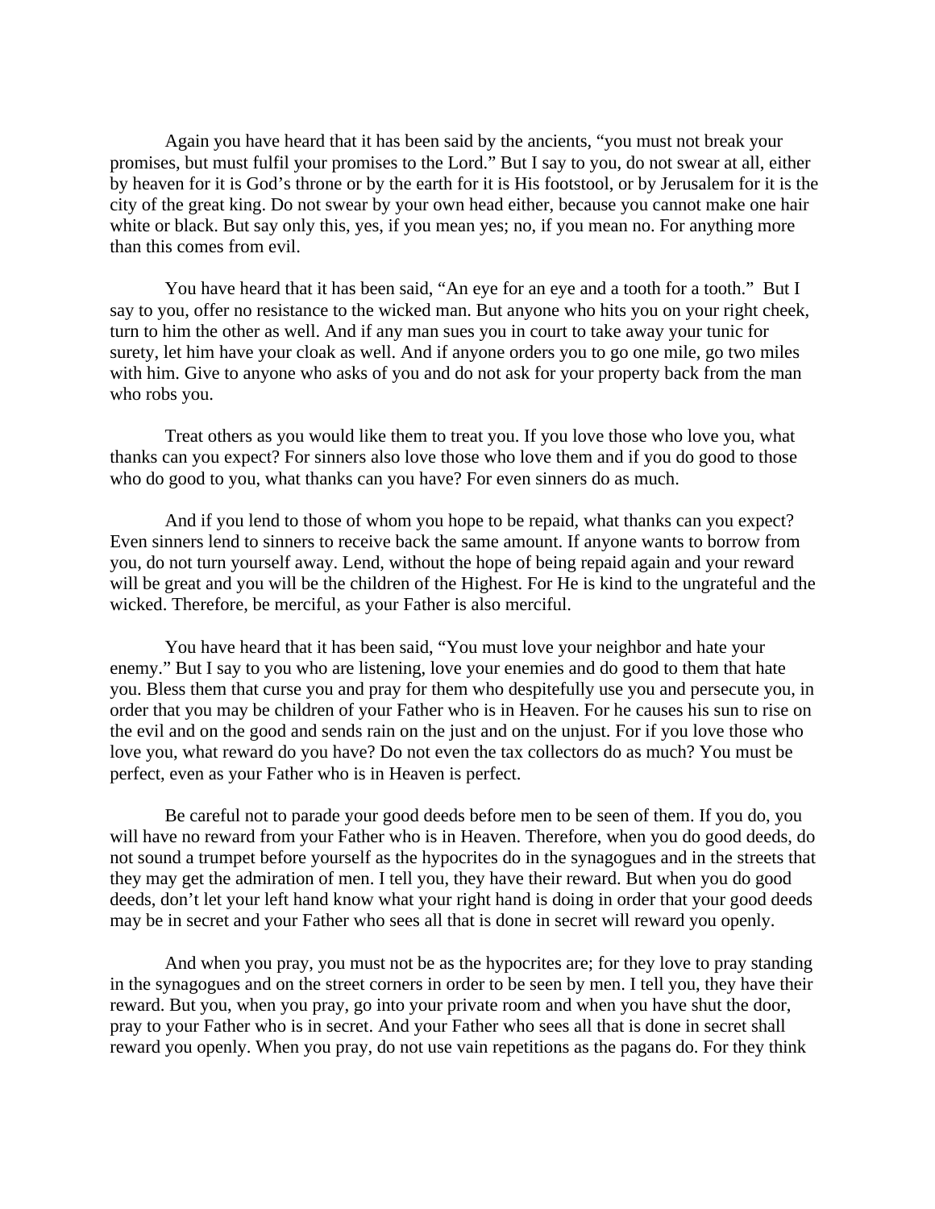Again you have heard that it has been said by the ancients, "you must not break your promises, but must fulfil your promises to the Lord." But I say to you, do not swear at all, either by heaven for it is God's throne or by the earth for it is His footstool, or by Jerusalem for it is the city of the great king. Do not swear by your own head either, because you cannot make one hair white or black. But say only this, yes, if you mean yes; no, if you mean no. For anything more than this comes from evil.

You have heard that it has been said, "An eye for an eye and a tooth for a tooth." But I say to you, offer no resistance to the wicked man. But anyone who hits you on your right cheek, turn to him the other as well. And if any man sues you in court to take away your tunic for surety, let him have your cloak as well. And if anyone orders you to go one mile, go two miles with him. Give to anyone who asks of you and do not ask for your property back from the man who robs you.

Treat others as you would like them to treat you. If you love those who love you, what thanks can you expect? For sinners also love those who love them and if you do good to those who do good to you, what thanks can you have? For even sinners do as much.

And if you lend to those of whom you hope to be repaid, what thanks can you expect? Even sinners lend to sinners to receive back the same amount. If anyone wants to borrow from you, do not turn yourself away. Lend, without the hope of being repaid again and your reward will be great and you will be the children of the Highest. For He is kind to the ungrateful and the wicked. Therefore, be merciful, as your Father is also merciful.

You have heard that it has been said, "You must love your neighbor and hate your enemy." But I say to you who are listening, love your enemies and do good to them that hate you. Bless them that curse you and pray for them who despitefully use you and persecute you, in order that you may be children of your Father who is in Heaven. For he causes his sun to rise on the evil and on the good and sends rain on the just and on the unjust. For if you love those who love you, what reward do you have? Do not even the tax collectors do as much? You must be perfect, even as your Father who is in Heaven is perfect.

Be careful not to parade your good deeds before men to be seen of them. If you do, you will have no reward from your Father who is in Heaven. Therefore, when you do good deeds, do not sound a trumpet before yourself as the hypocrites do in the synagogues and in the streets that they may get the admiration of men. I tell you, they have their reward. But when you do good deeds, don't let your left hand know what your right hand is doing in order that your good deeds may be in secret and your Father who sees all that is done in secret will reward you openly.

And when you pray, you must not be as the hypocrites are; for they love to pray standing in the synagogues and on the street corners in order to be seen by men. I tell you, they have their reward. But you, when you pray, go into your private room and when you have shut the door, pray to your Father who is in secret. And your Father who sees all that is done in secret shall reward you openly. When you pray, do not use vain repetitions as the pagans do. For they think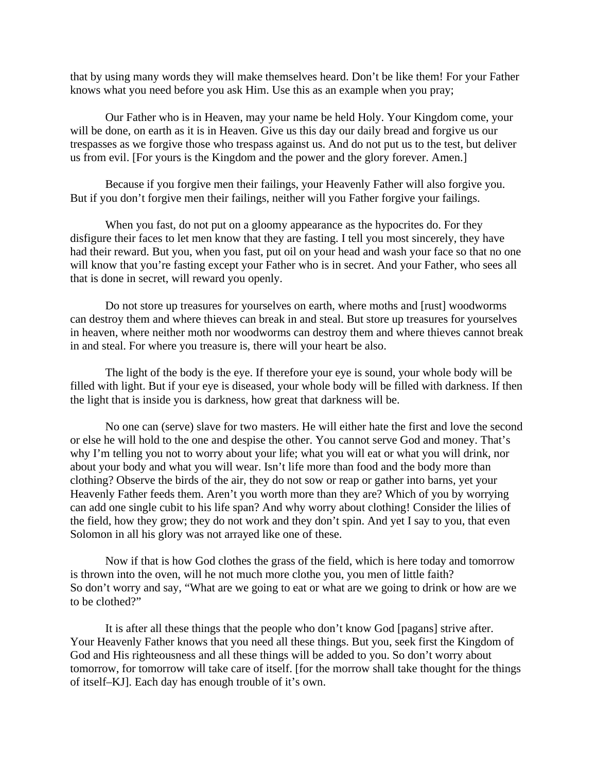that by using many words they will make themselves heard. Don't be like them! For your Father knows what you need before you ask Him. Use this as an example when you pray;

Our Father who is in Heaven, may your name be held Holy. Your Kingdom come, your will be done, on earth as it is in Heaven. Give us this day our daily bread and forgive us our trespasses as we forgive those who trespass against us. And do not put us to the test, but deliver us from evil. [For yours is the Kingdom and the power and the glory forever. Amen.]

Because if you forgive men their failings, your Heavenly Father will also forgive you. But if you don't forgive men their failings, neither will you Father forgive your failings.

When you fast, do not put on a gloomy appearance as the hypocrites do. For they disfigure their faces to let men know that they are fasting. I tell you most sincerely, they have had their reward. But you, when you fast, put oil on your head and wash your face so that no one will know that you're fasting except your Father who is in secret. And your Father, who sees all that is done in secret, will reward you openly.

Do not store up treasures for yourselves on earth, where moths and [rust] woodworms can destroy them and where thieves can break in and steal. But store up treasures for yourselves in heaven, where neither moth nor woodworms can destroy them and where thieves cannot break in and steal. For where you treasure is, there will your heart be also.

The light of the body is the eye. If therefore your eye is sound, your whole body will be filled with light. But if your eye is diseased, your whole body will be filled with darkness. If then the light that is inside you is darkness, how great that darkness will be.

No one can (serve) slave for two masters. He will either hate the first and love the second or else he will hold to the one and despise the other. You cannot serve God and money. That's why I'm telling you not to worry about your life; what you will eat or what you will drink, nor about your body and what you will wear. Isn't life more than food and the body more than clothing? Observe the birds of the air, they do not sow or reap or gather into barns, yet your Heavenly Father feeds them. Aren't you worth more than they are? Which of you by worrying can add one single cubit to his life span? And why worry about clothing! Consider the lilies of the field, how they grow; they do not work and they don't spin. And yet I say to you, that even Solomon in all his glory was not arrayed like one of these.

Now if that is how God clothes the grass of the field, which is here today and tomorrow is thrown into the oven, will he not much more clothe you, you men of little faith?
So don't worry and say, "What are we going to eat or what are we going to drink or how are we to be clothed?"

It is after all these things that the people who don't know God [pagans] strive after. Your Heavenly Father knows that you need all these things. But you, seek first the Kingdom of God and His righteousness and all these things will be added to you. So don't worry about tomorrow, for tomorrow will take care of itself. [for the morrow shall take thought for the things of itself–KJ]. Each day has enough trouble of it's own.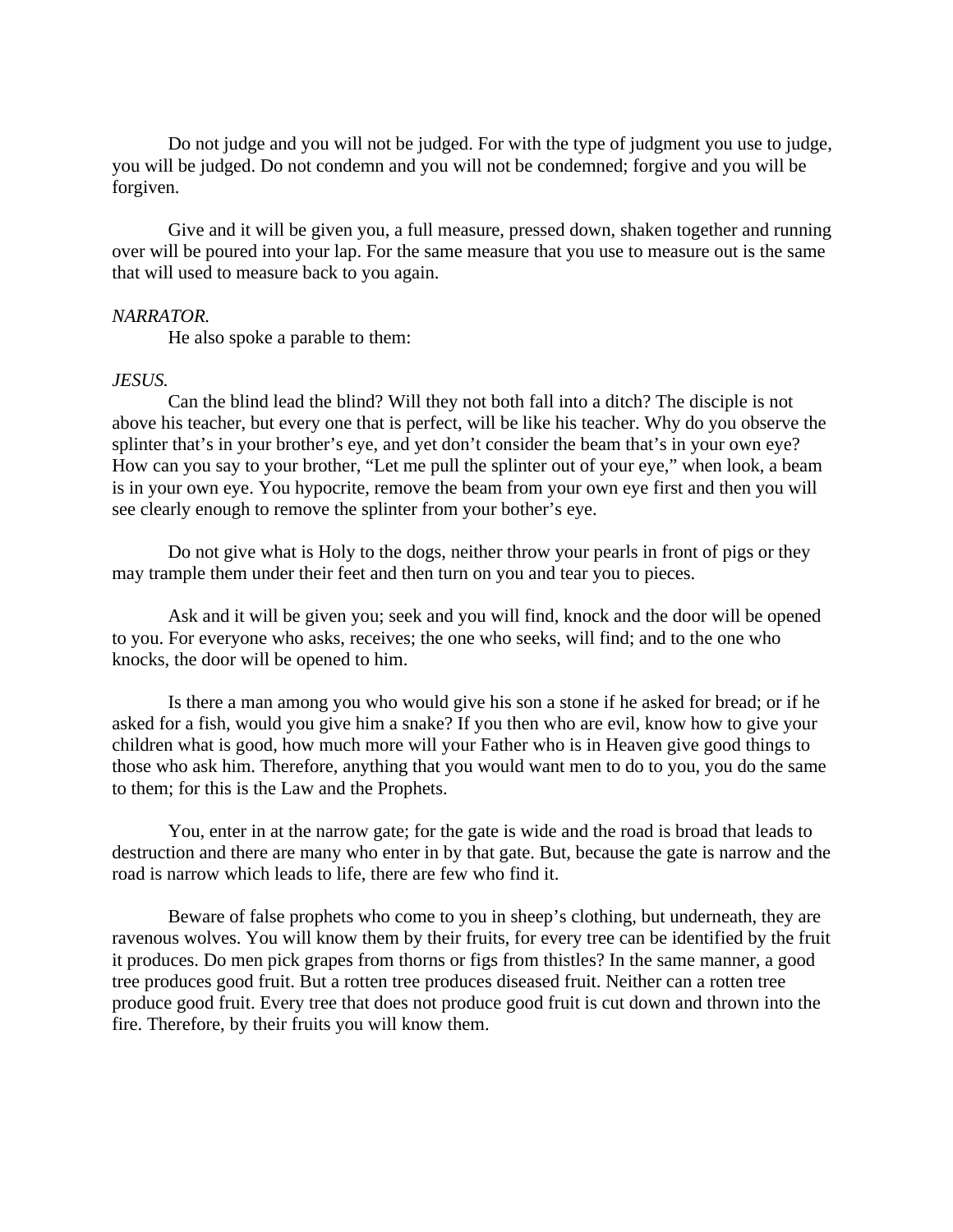Do not judge and you will not be judged. For with the type of judgment you use to judge, you will be judged. Do not condemn and you will not be condemned; forgive and you will be forgiven.

Give and it will be given you, a full measure, pressed down, shaken together and running over will be poured into your lap. For the same measure that you use to measure out is the same that will used to measure back to you again.

*NARRATOR.*

He also spoke a parable to them:

*JESUS.*

Can the blind lead the blind? Will they not both fall into a ditch? The disciple is not above his teacher, but every one that is perfect, will be like his teacher. Why do you observe the splinter that's in your brother's eye, and yet don't consider the beam that's in your own eye? How can you say to your brother, "Let me pull the splinter out of your eye," when look, a beam is in your own eye. You hypocrite, remove the beam from your own eye first and then you will see clearly enough to remove the splinter from your bother's eye.

Do not give what is Holy to the dogs, neither throw your pearls in front of pigs or they may trample them under their feet and then turn on you and tear you to pieces.

Ask and it will be given you; seek and you will find, knock and the door will be opened to you. For everyone who asks, receives; the one who seeks, will find; and to the one who knocks, the door will be opened to him.

Is there a man among you who would give his son a stone if he asked for bread; or if he asked for a fish, would you give him a snake? If you then who are evil, know how to give your children what is good, how much more will your Father who is in Heaven give good things to those who ask him. Therefore, anything that you would want men to do to you, you do the same to them; for this is the Law and the Prophets.

You, enter in at the narrow gate; for the gate is wide and the road is broad that leads to destruction and there are many who enter in by that gate. But, because the gate is narrow and the road is narrow which leads to life, there are few who find it.

Beware of false prophets who come to you in sheep's clothing, but underneath, they are ravenous wolves. You will know them by their fruits, for every tree can be identified by the fruit it produces. Do men pick grapes from thorns or figs from thistles? In the same manner, a good tree produces good fruit. But a rotten tree produces diseased fruit. Neither can a rotten tree produce good fruit. Every tree that does not produce good fruit is cut down and thrown into the fire. Therefore, by their fruits you will know them.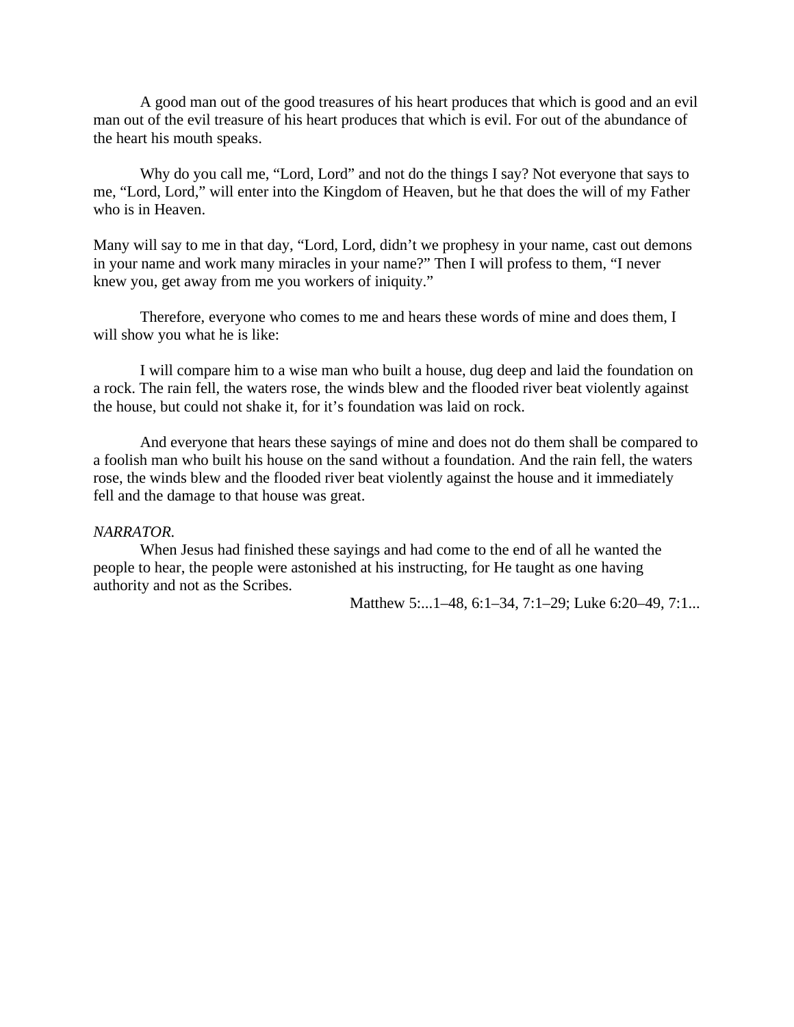A good man out of the good treasures of his heart produces that which is good and an evil man out of the evil treasure of his heart produces that which is evil. For out of the abundance of the heart his mouth speaks.

Why do you call me, “Lord, Lord” and not do the things I say? Not everyone that says to me, “Lord, Lord,” will enter into the Kingdom of Heaven, but he that does the will of my Father who is in Heaven.

Many will say to me in that day, “Lord, Lord, didn’t we prophesy in your name, cast out demons in your name and work many miracles in your name?” Then I will profess to them, “I never knew you, get away from me you workers of iniquity.”

Therefore, everyone who comes to me and hears these words of mine and does them, I will show you what he is like:

I will compare him to a wise man who built a house, dug deep and laid the foundation on a rock. The rain fell, the waters rose, the winds blew and the flooded river beat violently against the house, but could not shake it, for it’s foundation was laid on rock.

And everyone that hears these sayings of mine and does not do them shall be compared to a foolish man who built his house on the sand without a foundation. And the rain fell, the waters rose, the winds blew and the flooded river beat violently against the house and it immediately fell and the damage to that house was great.

*NARRATOR.*

When Jesus had finished these sayings and had come to the end of all he wanted the people to hear, the people were astonished at his instructing, for He taught as one having authority and not as the Scribes.

Matthew 5:...1–48, 6:1–34, 7:1–29; Luke 6:20–49, 7:1...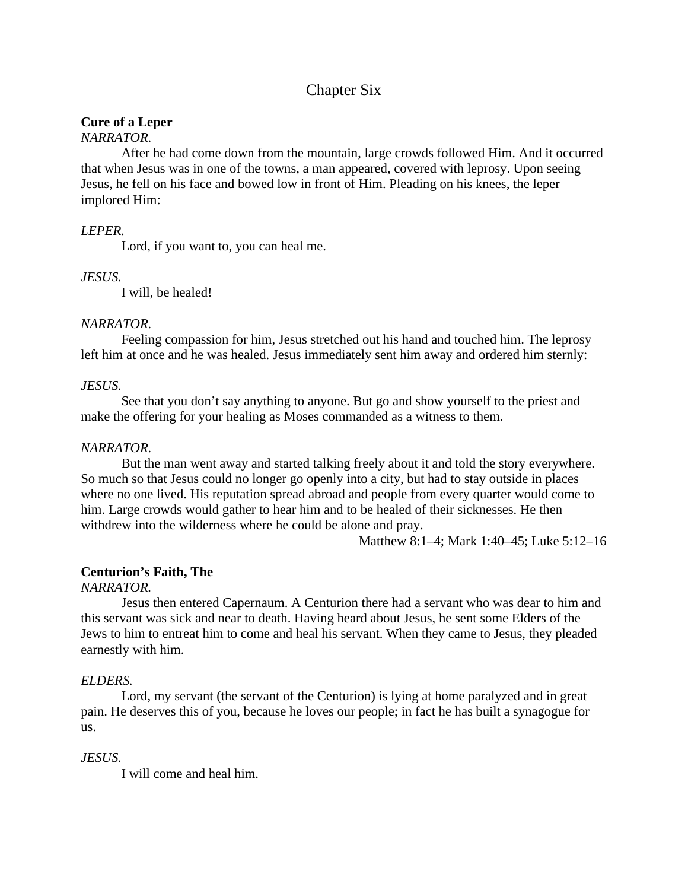# Chapter Six

**Cure of a Leper**

*NARRATOR.*

After he had come down from the mountain, large crowds followed Him. And it occurred that when Jesus was in one of the towns, a man appeared, covered with leprosy. Upon seeing Jesus, he fell on his face and bowed low in front of Him. Pleading on his knees, the leper implored Him:

*LEPER.*

Lord, if you want to, you can heal me.

*JESUS.*

I will, be healed!

*NARRATOR.*

Feeling compassion for him, Jesus stretched out his hand and touched him. The leprosy left him at once and he was healed. Jesus immediately sent him away and ordered him sternly:

*JESUS.*

See that you don't say anything to anyone. But go and show yourself to the priest and make the offering for your healing as Moses commanded as a witness to them.

*NARRATOR.*

But the man went away and started talking freely about it and told the story everywhere. So much so that Jesus could no longer go openly into a city, but had to stay outside in places where no one lived. His reputation spread abroad and people from every quarter would come to him. Large crowds would gather to hear him and to be healed of their sicknesses. He then withdrew into the wilderness where he could be alone and pray.

Matthew 8:1–4; Mark 1:40–45; Luke 5:12–16

**Centurion's Faith, The**

*NARRATOR.*

Jesus then entered Capernaum. A Centurion there had a servant who was dear to him and this servant was sick and near to death. Having heard about Jesus, he sent some Elders of the Jews to him to entreat him to come and heal his servant. When they came to Jesus, they pleaded earnestly with him.

*ELDERS.*

Lord, my servant (the servant of the Centurion) is lying at home paralyzed and in great pain. He deserves this of you, because he loves our people; in fact he has built a synagogue for us.

*JESUS.*

I will come and heal him.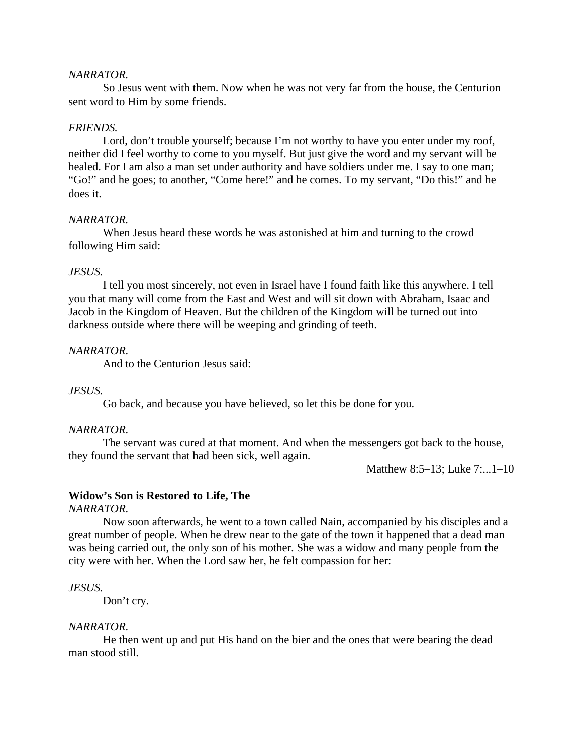*NARRATOR.*

So Jesus went with them. Now when he was not very far from the house, the Centurion sent word to Him by some friends.

*FRIENDS.*

Lord, don't trouble yourself; because I'm not worthy to have you enter under my roof, neither did I feel worthy to come to you myself. But just give the word and my servant will be healed. For I am also a man set under authority and have soldiers under me. I say to one man; "Go!" and he goes; to another, "Come here!" and he comes. To my servant, "Do this!" and he does it.

*NARRATOR.*

When Jesus heard these words he was astonished at him and turning to the crowd following Him said:

*JESUS.*

I tell you most sincerely, not even in Israel have I found faith like this anywhere. I tell you that many will come from the East and West and will sit down with Abraham, Isaac and Jacob in the Kingdom of Heaven. But the children of the Kingdom will be turned out into darkness outside where there will be weeping and grinding of teeth.

*NARRATOR.*

And to the Centurion Jesus said:

*JESUS.*

Go back, and because you have believed, so let this be done for you.

*NARRATOR.*

The servant was cured at that moment. And when the messengers got back to the house, they found the servant that had been sick, well again.

Matthew 8:5–13; Luke 7:...1–10

**Widow's Son is Restored to Life, The**

*NARRATOR.*

Now soon afterwards, he went to a town called Nain, accompanied by his disciples and a great number of people. When he drew near to the gate of the town it happened that a dead man was being carried out, the only son of his mother. She was a widow and many people from the city were with her. When the Lord saw her, he felt compassion for her:

*JESUS.*

Don't cry.

*NARRATOR.*

He then went up and put His hand on the bier and the ones that were bearing the dead man stood still.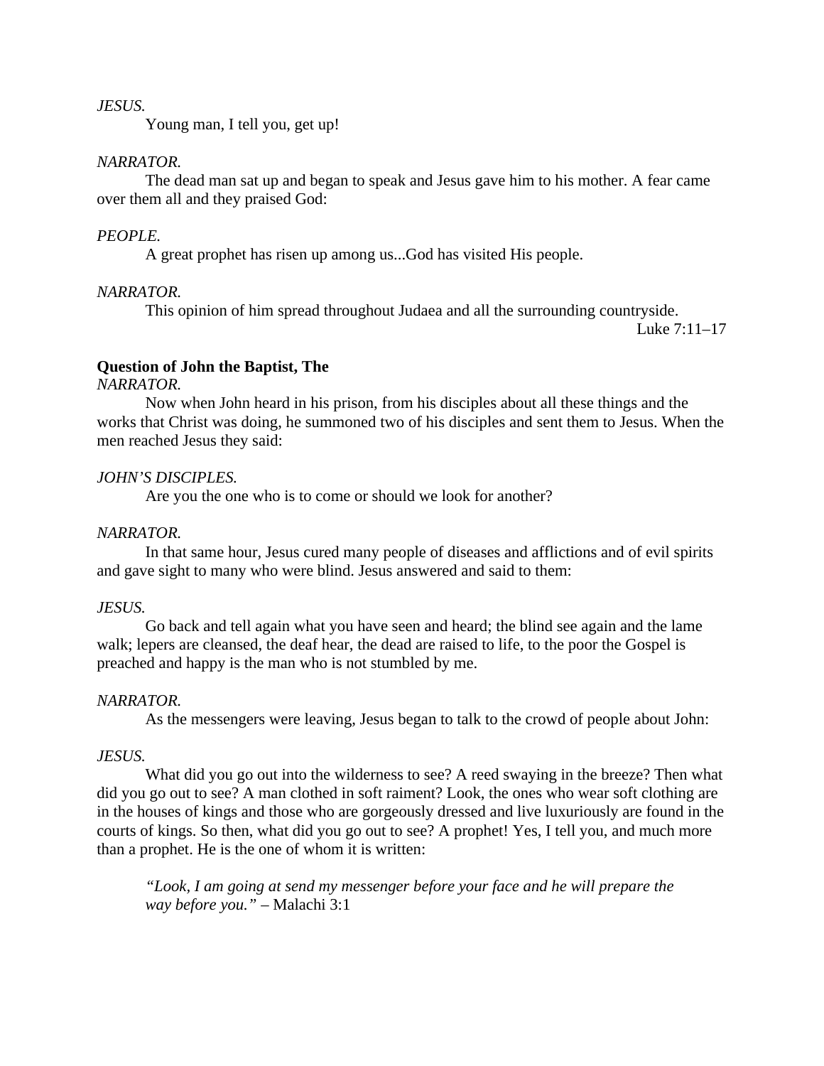*JESUS.*

Young man, I tell you, get up!

*NARRATOR.*

The dead man sat up and began to speak and Jesus gave him to his mother. A fear came over them all and they praised God:

*PEOPLE.*

A great prophet has risen up among us...God has visited His people.

*NARRATOR.*

This opinion of him spread throughout Judaea and all the surrounding countryside.

Luke 7:11–17

**Question of John the Baptist, The**

*NARRATOR.*

Now when John heard in his prison, from his disciples about all these things and the works that Christ was doing, he summoned two of his disciples and sent them to Jesus. When the men reached Jesus they said:

*JOHN'S DISCIPLES.*

Are you the one who is to come or should we look for another?

*NARRATOR.*

In that same hour, Jesus cured many people of diseases and afflictions and of evil spirits and gave sight to many who were blind. Jesus answered and said to them:

*JESUS.*

Go back and tell again what you have seen and heard; the blind see again and the lame walk; lepers are cleansed, the deaf hear, the dead are raised to life, to the poor the Gospel is preached and happy is the man who is not stumbled by me.

*NARRATOR.*

As the messengers were leaving, Jesus began to talk to the crowd of people about John:

*JESUS.*

What did you go out into the wilderness to see? A reed swaying in the breeze? Then what did you go out to see? A man clothed in soft raiment? Look, the ones who wear soft clothing are in the houses of kings and those who are gorgeously dressed and live luxuriously are found in the courts of kings. So then, what did you go out to see? A prophet! Yes, I tell you, and much more than a prophet. He is the one of whom it is written:

> *"Look, I am going at send my messenger before your face and he will prepare the way before you."* – Malachi 3:1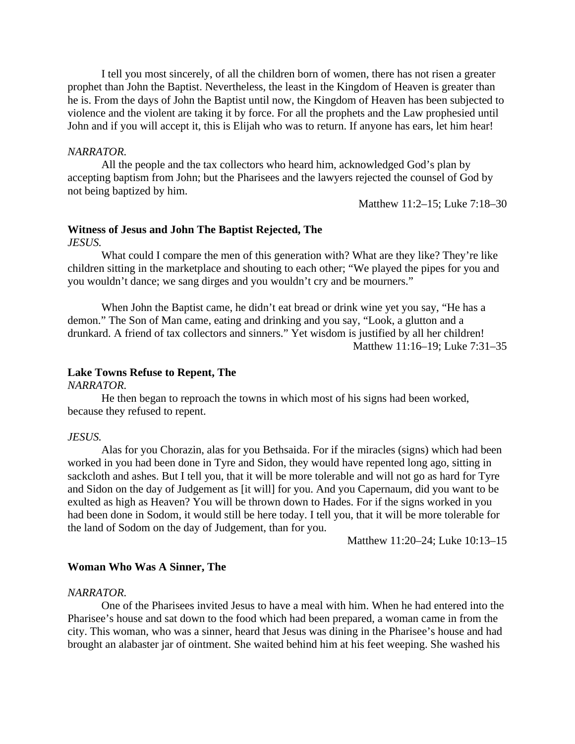I tell you most sincerely, of all the children born of women, there has not risen a greater prophet than John the Baptist. Nevertheless, the least in the Kingdom of Heaven is greater than he is. From the days of John the Baptist until now, the Kingdom of Heaven has been subjected to violence and the violent are taking it by force. For all the prophets and the Law prophesied until John and if you will accept it, this is Elijah who was to return. If anyone has ears, let him hear!

*NARRATOR.*

All the people and the tax collectors who heard him, acknowledged God's plan by accepting baptism from John; but the Pharisees and the lawyers rejected the counsel of God by not being baptized by him.

Matthew 11:2–15; Luke 7:18–30

**Witness of Jesus and John The Baptist Rejected, The**

*JESUS.*

What could I compare the men of this generation with? What are they like? They're like children sitting in the marketplace and shouting to each other; "We played the pipes for you and you wouldn't dance; we sang dirges and you wouldn't cry and be mourners."

When John the Baptist came, he didn't eat bread or drink wine yet you say, "He has a demon." The Son of Man came, eating and drinking and you say, "Look, a glutton and a drunkard. A friend of tax collectors and sinners." Yet wisdom is justified by all her children!

Matthew 11:16–19; Luke 7:31–35

**Lake Towns Refuse to Repent, The**

*NARRATOR.*

He then began to reproach the towns in which most of his signs had been worked, because they refused to repent.

*JESUS.*

Alas for you Chorazin, alas for you Bethsaida. For if the miracles (signs) which had been worked in you had been done in Tyre and Sidon, they would have repented long ago, sitting in sackcloth and ashes. But I tell you, that it will be more tolerable and will not go as hard for Tyre and Sidon on the day of Judgement as [it will] for you. And you Capernaum, did you want to be exulted as high as Heaven? You will be thrown down to Hades. For if the signs worked in you had been done in Sodom, it would still be here today. I tell you, that it will be more tolerable for the land of Sodom on the day of Judgement, than for you.

Matthew 11:20–24; Luke 10:13–15

**Woman Who Was A Sinner, The**

*NARRATOR.*

One of the Pharisees invited Jesus to have a meal with him. When he had entered into the Pharisee's house and sat down to the food which had been prepared, a woman came in from the city. This woman, who was a sinner, heard that Jesus was dining in the Pharisee's house and had brought an alabaster jar of ointment. She waited behind him at his feet weeping. She washed his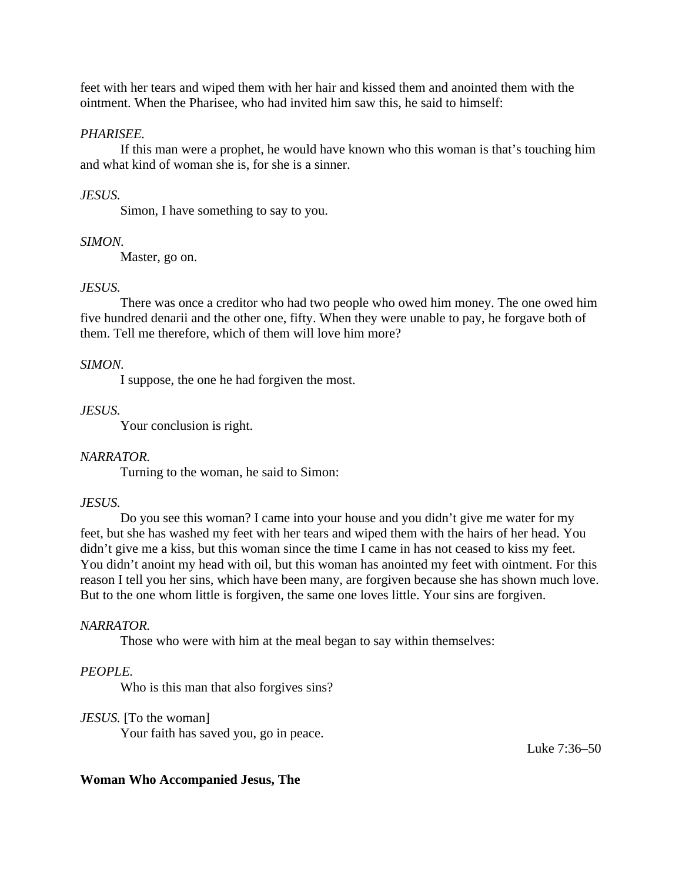feet with her tears and wiped them with her hair and kissed them and anointed them with the ointment. When the Pharisee, who had invited him saw this, he said to himself:

*PHARISEE.*
If this man were a prophet, he would have known who this woman is that's touching him and what kind of woman she is, for she is a sinner.

*JESUS.*
Simon, I have something to say to you.

*SIMON.*
Master, go on.

*JESUS.*
There was once a creditor who had two people who owed him money. The one owed him five hundred denarii and the other one, fifty. When they were unable to pay, he forgave both of them. Tell me therefore, which of them will love him more?

*SIMON.*
I suppose, the one he had forgiven the most.

*JESUS.*
Your conclusion is right.

*NARRATOR.*
Turning to the woman, he said to Simon:

*JESUS.*
Do you see this woman? I came into your house and you didn't give me water for my feet, but she has washed my feet with her tears and wiped them with the hairs of her head. You didn't give me a kiss, but this woman since the time I came in has not ceased to kiss my feet. You didn't anoint my head with oil, but this woman has anointed my feet with ointment. For this reason I tell you her sins, which have been many, are forgiven because she has shown much love. But to the one whom little is forgiven, the same one loves little. Your sins are forgiven.

*NARRATOR.*
Those who were with him at the meal began to say within themselves:

*PEOPLE.*
Who is this man that also forgives sins?

*JESUS.* [To the woman]
Your faith has saved you, go in peace.

Luke 7:36–50

**Woman Who Accompanied Jesus, The**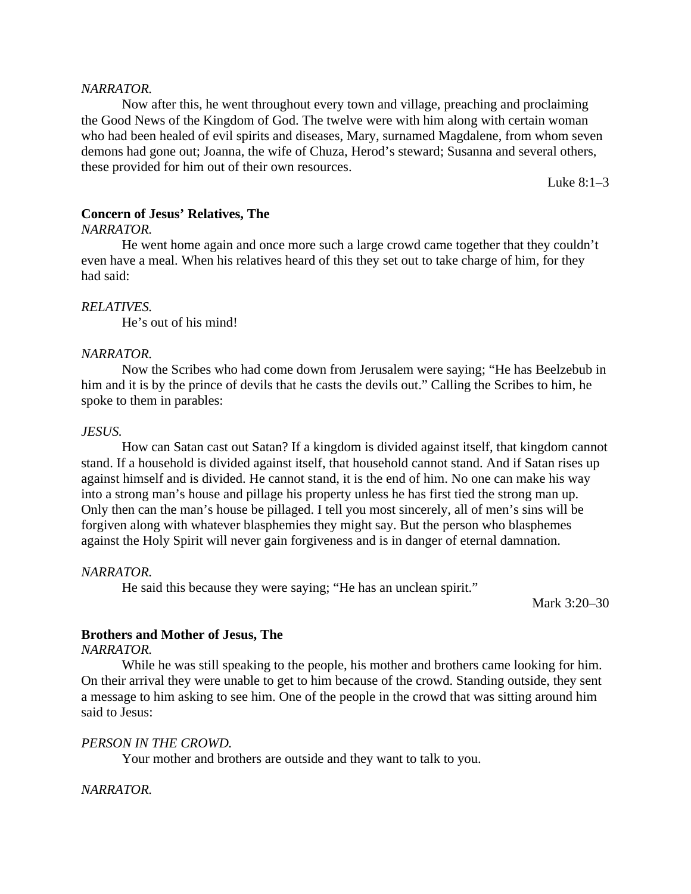*NARRATOR.*

Now after this, he went throughout every town and village, preaching and proclaiming the Good News of the Kingdom of God. The twelve were with him along with certain woman who had been healed of evil spirits and diseases, Mary, surnamed Magdalene, from whom seven demons had gone out; Joanna, the wife of Chuza, Herod's steward; Susanna and several others, these provided for him out of their own resources.

Luke 8:1–3

**Concern of Jesus' Relatives, The**

*NARRATOR.*

He went home again and once more such a large crowd came together that they couldn't even have a meal. When his relatives heard of this they set out to take charge of him, for they had said:

*RELATIVES.*

He's out of his mind!

*NARRATOR.*

Now the Scribes who had come down from Jerusalem were saying; "He has Beelzebub in him and it is by the prince of devils that he casts the devils out." Calling the Scribes to him, he spoke to them in parables:

*JESUS.*

How can Satan cast out Satan? If a kingdom is divided against itself, that kingdom cannot stand. If a household is divided against itself, that household cannot stand. And if Satan rises up against himself and is divided. He cannot stand, it is the end of him. No one can make his way into a strong man's house and pillage his property unless he has first tied the strong man up. Only then can the man's house be pillaged. I tell you most sincerely, all of men's sins will be forgiven along with whatever blasphemies they might say. But the person who blasphemes against the Holy Spirit will never gain forgiveness and is in danger of eternal damnation.

*NARRATOR.*

He said this because they were saying; "He has an unclean spirit."

Mark 3:20–30

**Brothers and Mother of Jesus, The**

*NARRATOR.*

While he was still speaking to the people, his mother and brothers came looking for him. On their arrival they were unable to get to him because of the crowd. Standing outside, they sent a message to him asking to see him. One of the people in the crowd that was sitting around him said to Jesus:

*PERSON IN THE CROWD.*

Your mother and brothers are outside and they want to talk to you.

*NARRATOR.*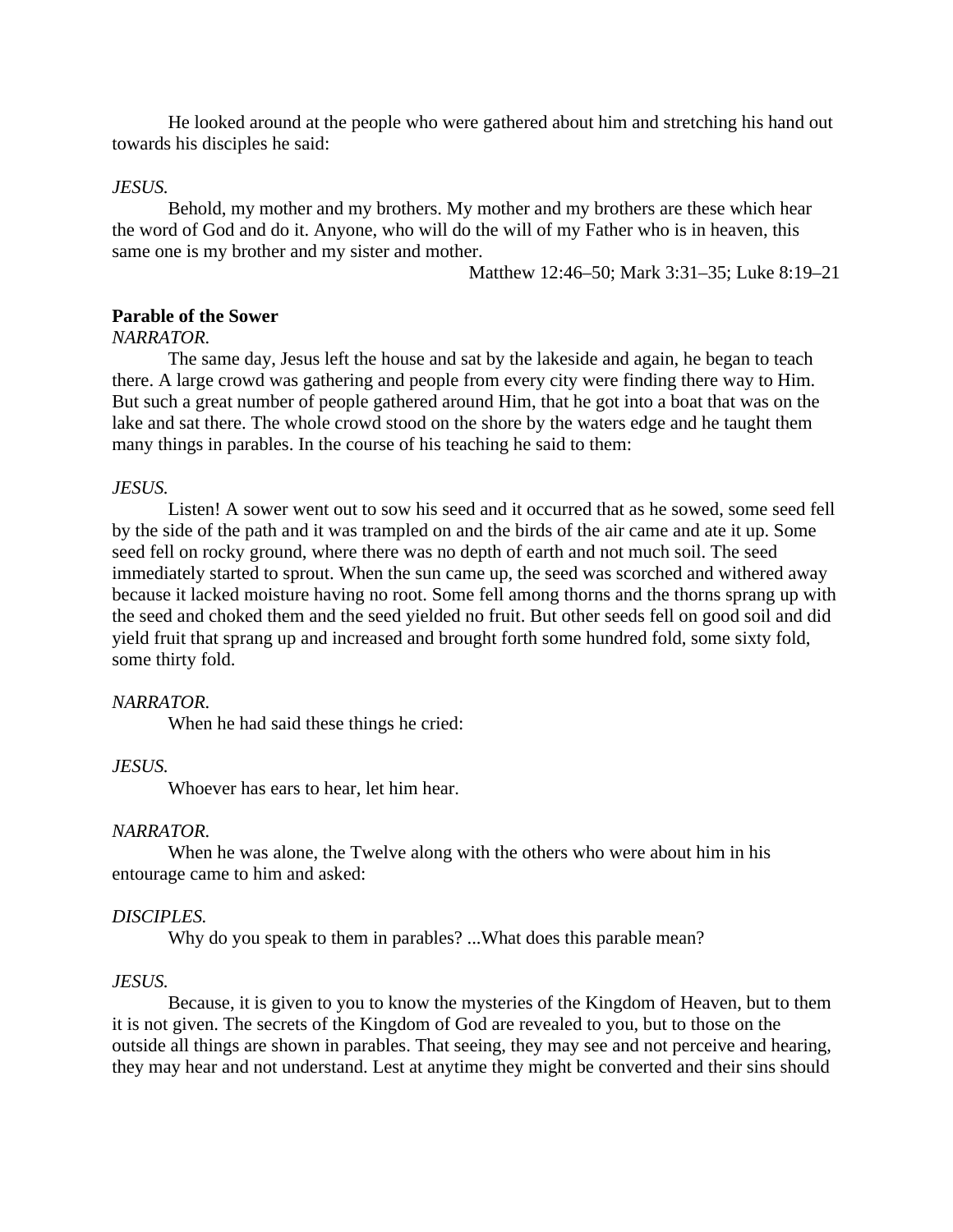He looked around at the people who were gathered about him and stretching his hand out towards his disciples he said:

*JESUS.*

Behold, my mother and my brothers. My mother and my brothers are these which hear the word of God and do it. Anyone, who will do the will of my Father who is in heaven, this same one is my brother and my sister and mother.

Matthew 12:46–50; Mark 3:31–35; Luke 8:19–21

**Parable of the Sower**

*NARRATOR.*

The same day, Jesus left the house and sat by the lakeside and again, he began to teach there. A large crowd was gathering and people from every city were finding there way to Him. But such a great number of people gathered around Him, that he got into a boat that was on the lake and sat there. The whole crowd stood on the shore by the waters edge and he taught them many things in parables. In the course of his teaching he said to them:

*JESUS.*

Listen! A sower went out to sow his seed and it occurred that as he sowed, some seed fell by the side of the path and it was trampled on and the birds of the air came and ate it up. Some seed fell on rocky ground, where there was no depth of earth and not much soil. The seed immediately started to sprout. When the sun came up, the seed was scorched and withered away because it lacked moisture having no root. Some fell among thorns and the thorns sprang up with the seed and choked them and the seed yielded no fruit. But other seeds fell on good soil and did yield fruit that sprang up and increased and brought forth some hundred fold, some sixty fold, some thirty fold.

*NARRATOR.*

When he had said these things he cried:

*JESUS.*

Whoever has ears to hear, let him hear.

*NARRATOR.*

When he was alone, the Twelve along with the others who were about him in his entourage came to him and asked:

*DISCIPLES.*

Why do you speak to them in parables? ...What does this parable mean?

*JESUS.*

Because, it is given to you to know the mysteries of the Kingdom of Heaven, but to them it is not given. The secrets of the Kingdom of God are revealed to you, but to those on the outside all things are shown in parables. That seeing, they may see and not perceive and hearing, they may hear and not understand. Lest at anytime they might be converted and their sins should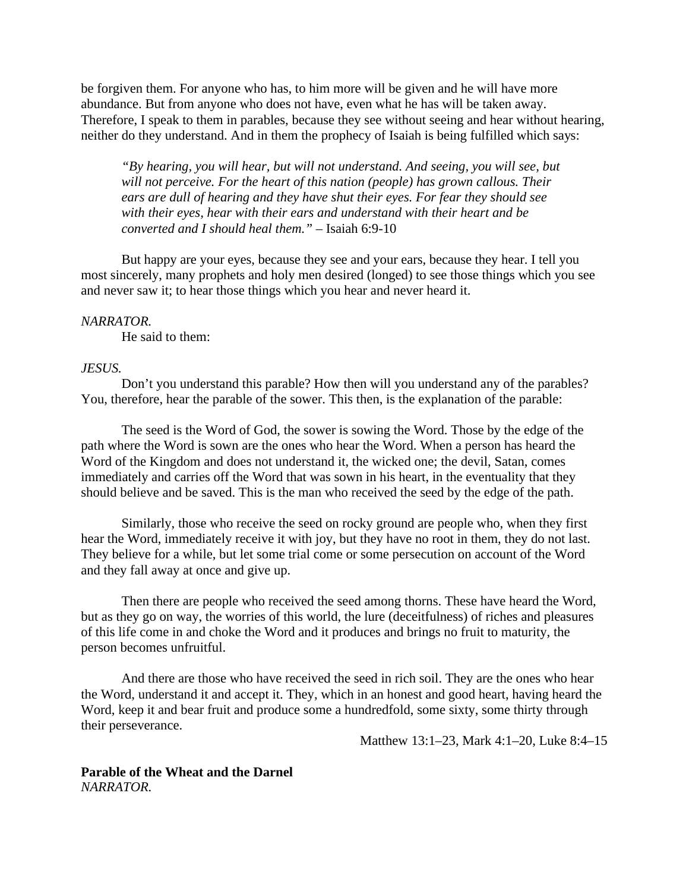be forgiven them. For anyone who has, to him more will be given and he will have more abundance. But from anyone who does not have, even what he has will be taken away. Therefore, I speak to them in parables, because they see without seeing and hear without hearing, neither do they understand. And in them the prophecy of Isaiah is being fulfilled which says:

> *"By hearing, you will hear, but will not understand. And seeing, you will see, but will not perceive. For the heart of this nation (people) has grown callous. Their ears are dull of hearing and they have shut their eyes. For fear they should see with their eyes, hear with their ears and understand with their heart and be converted and I should heal them."* – Isaiah 6:9-10

But happy are your eyes, because they see and your ears, because they hear. I tell you most sincerely, many prophets and holy men desired (longed) to see those things which you see and never saw it; to hear those things which you hear and never heard it.

*NARRATOR.*

He said to them:

*JESUS.*

Don't you understand this parable? How then will you understand any of the parables? You, therefore, hear the parable of the sower. This then, is the explanation of the parable:

The seed is the Word of God, the sower is sowing the Word. Those by the edge of the path where the Word is sown are the ones who hear the Word. When a person has heard the Word of the Kingdom and does not understand it, the wicked one; the devil, Satan, comes immediately and carries off the Word that was sown in his heart, in the eventuality that they should believe and be saved. This is the man who received the seed by the edge of the path.

Similarly, those who receive the seed on rocky ground are people who, when they first hear the Word, immediately receive it with joy, but they have no root in them, they do not last. They believe for a while, but let some trial come or some persecution on account of the Word and they fall away at once and give up.

Then there are people who received the seed among thorns. These have heard the Word, but as they go on way, the worries of this world, the lure (deceitfulness) of riches and pleasures of this life come in and choke the Word and it produces and brings no fruit to maturity, the person becomes unfruitful.

And there are those who have received the seed in rich soil. They are the ones who hear the Word, understand it and accept it. They, which in an honest and good heart, having heard the Word, keep it and bear fruit and produce some a hundredfold, some sixty, some thirty through their perseverance.

Matthew 13:1–23, Mark 4:1–20, Luke 8:4–15

**Parable of the Wheat and the Darnel**

*NARRATOR.*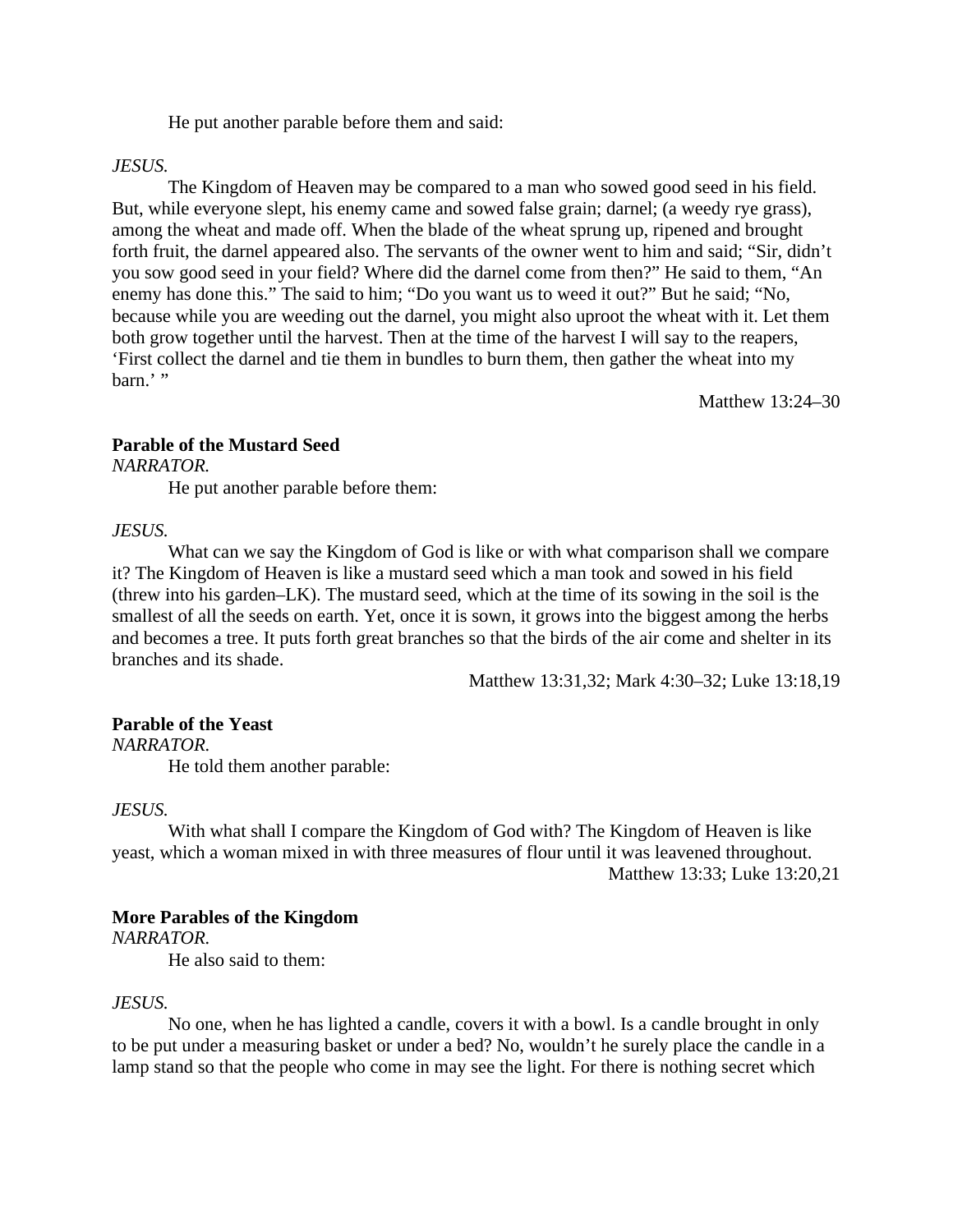He put another parable before them and said:

*JESUS.*

The Kingdom of Heaven may be compared to a man who sowed good seed in his field. But, while everyone slept, his enemy came and sowed false grain; darnel; (a weedy rye grass), among the wheat and made off. When the blade of the wheat sprung up, ripened and brought forth fruit, the darnel appeared also. The servants of the owner went to him and said; "Sir, didn't you sow good seed in your field? Where did the darnel come from then?" He said to them, "An enemy has done this." The said to him; "Do you want us to weed it out?" But he said; "No, because while you are weeding out the darnel, you might also uproot the wheat with it. Let them both grow together until the harvest. Then at the time of the harvest I will say to the reapers, 'First collect the darnel and tie them in bundles to burn them, then gather the wheat into my barn.' "

Matthew 13:24–30

**Parable of the Mustard Seed**

*NARRATOR.*

He put another parable before them:

*JESUS.*

What can we say the Kingdom of God is like or with what comparison shall we compare it? The Kingdom of Heaven is like a mustard seed which a man took and sowed in his field (threw into his garden–LK). The mustard seed, which at the time of its sowing in the soil is the smallest of all the seeds on earth. Yet, once it is sown, it grows into the biggest among the herbs and becomes a tree. It puts forth great branches so that the birds of the air come and shelter in its branches and its shade.

Matthew 13:31,32; Mark 4:30–32; Luke 13:18,19

**Parable of the Yeast**

*NARRATOR.*

He told them another parable:

*JESUS.*

With what shall I compare the Kingdom of God with? The Kingdom of Heaven is like yeast, which a woman mixed in with three measures of flour until it was leavened throughout.

Matthew 13:33; Luke 13:20,21

**More Parables of the Kingdom**

*NARRATOR.*

He also said to them:

*JESUS.*

No one, when he has lighted a candle, covers it with a bowl. Is a candle brought in only to be put under a measuring basket or under a bed? No, wouldn't he surely place the candle in a lamp stand so that the people who come in may see the light. For there is nothing secret which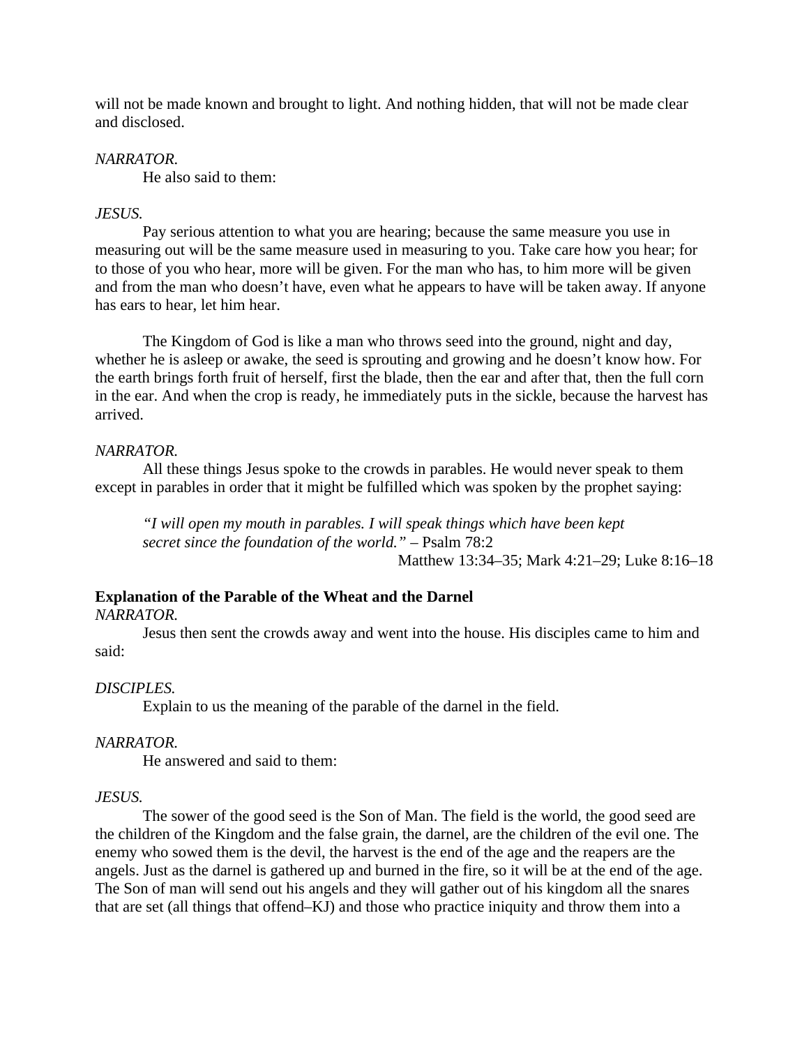will not be made known and brought to light. And nothing hidden, that will not be made clear and disclosed.

*NARRATOR.*

He also said to them:

*JESUS.*

Pay serious attention to what you are hearing; because the same measure you use in measuring out will be the same measure used in measuring to you. Take care how you hear; for to those of you who hear, more will be given. For the man who has, to him more will be given and from the man who doesn't have, even what he appears to have will be taken away. If anyone has ears to hear, let him hear.

The Kingdom of God is like a man who throws seed into the ground, night and day, whether he is asleep or awake, the seed is sprouting and growing and he doesn't know how. For the earth brings forth fruit of herself, first the blade, then the ear and after that, then the full corn in the ear. And when the crop is ready, he immediately puts in the sickle, because the harvest has arrived.

*NARRATOR.*

All these things Jesus spoke to the crowds in parables. He would never speak to them except in parables in order that it might be fulfilled which was spoken by the prophet saying:

> *"I will open my mouth in parables. I will speak things which have been kept secret since the foundation of the world."* – Psalm 78:2

Matthew 13:34–35; Mark 4:21–29; Luke 8:16–18

**Explanation of the Parable of the Wheat and the Darnel**

*NARRATOR.*

Jesus then sent the crowds away and went into the house. His disciples came to him and said:

*DISCIPLES.*

Explain to us the meaning of the parable of the darnel in the field.

*NARRATOR.*

He answered and said to them:

*JESUS.*

The sower of the good seed is the Son of Man. The field is the world, the good seed are the children of the Kingdom and the false grain, the darnel, are the children of the evil one. The enemy who sowed them is the devil, the harvest is the end of the age and the reapers are the angels. Just as the darnel is gathered up and burned in the fire, so it will be at the end of the age. The Son of man will send out his angels and they will gather out of his kingdom all the snares that are set (all things that offend–KJ) and those who practice iniquity and throw them into a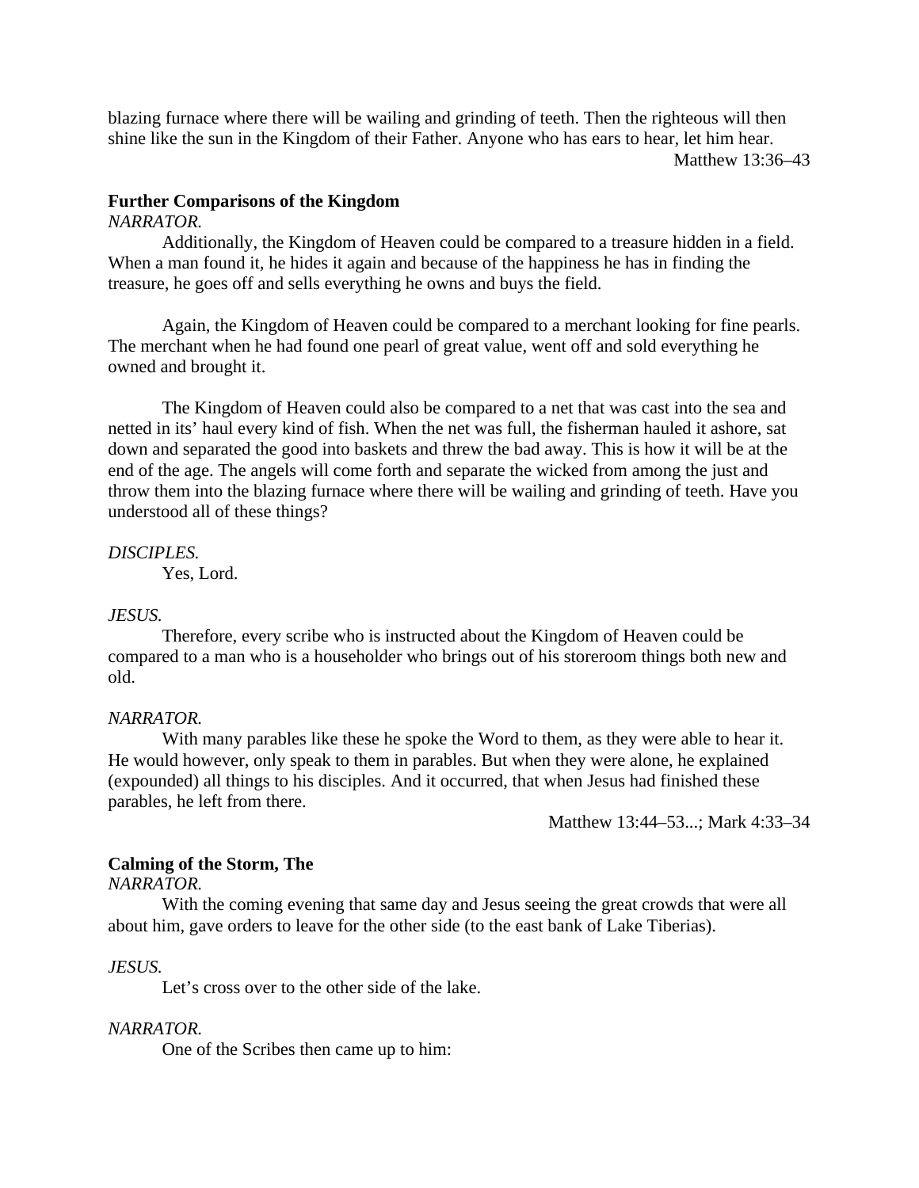blazing furnace where there will be wailing and grinding of teeth. Then the righteous will then shine like the sun in the Kingdom of their Father. Anyone who has ears to hear, let him hear.

Matthew 13:36–43

**Further Comparisons of the Kingdom**

*NARRATOR.*

Additionally, the Kingdom of Heaven could be compared to a treasure hidden in a field. When a man found it, he hides it again and because of the happiness he has in finding the treasure, he goes off and sells everything he owns and buys the field.

Again, the Kingdom of Heaven could be compared to a merchant looking for fine pearls. The merchant when he had found one pearl of great value, went off and sold everything he owned and brought it.

The Kingdom of Heaven could also be compared to a net that was cast into the sea and netted in its' haul every kind of fish. When the net was full, the fisherman hauled it ashore, sat down and separated the good into baskets and threw the bad away. This is how it will be at the end of the age. The angels will come forth and separate the wicked from among the just and throw them into the blazing furnace where there will be wailing and grinding of teeth. Have you understood all of these things?

*DISCIPLES.*

Yes, Lord.

*JESUS.*

Therefore, every scribe who is instructed about the Kingdom of Heaven could be compared to a man who is a householder who brings out of his storeroom things both new and old.

*NARRATOR.*

With many parables like these he spoke the Word to them, as they were able to hear it. He would however, only speak to them in parables. But when they were alone, he explained (expounded) all things to his disciples. And it occurred, that when Jesus had finished these parables, he left from there.

Matthew 13:44–53...; Mark 4:33–34

**Calming of the Storm, The**

*NARRATOR.*

With the coming evening that same day and Jesus seeing the great crowds that were all about him, gave orders to leave for the other side (to the east bank of Lake Tiberias).

*JESUS.*

Let's cross over to the other side of the lake.

*NARRATOR.*

One of the Scribes then came up to him: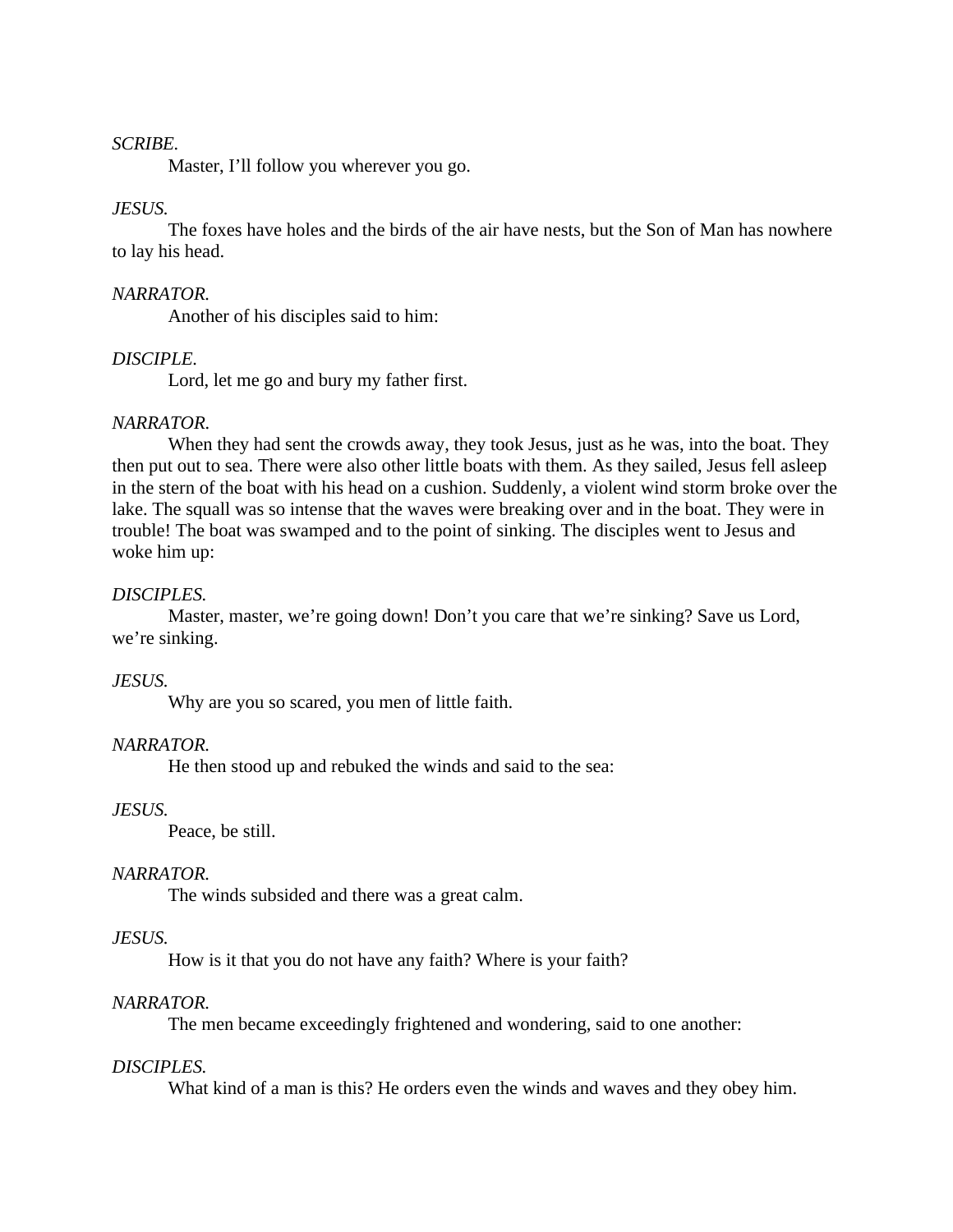*SCRIBE.*

Master, I'll follow you wherever you go.

*JESUS.*

The foxes have holes and the birds of the air have nests, but the Son of Man has nowhere to lay his head.

*NARRATOR.*

Another of his disciples said to him:

*DISCIPLE.*

Lord, let me go and bury my father first.

*NARRATOR.*

When they had sent the crowds away, they took Jesus, just as he was, into the boat. They then put out to sea. There were also other little boats with them. As they sailed, Jesus fell asleep in the stern of the boat with his head on a cushion. Suddenly, a violent wind storm broke over the lake. The squall was so intense that the waves were breaking over and in the boat. They were in trouble! The boat was swamped and to the point of sinking. The disciples went to Jesus and woke him up:

*DISCIPLES.*

Master, master, we're going down! Don't you care that we're sinking? Save us Lord, we're sinking.

*JESUS.*

Why are you so scared, you men of little faith.

*NARRATOR.*

He then stood up and rebuked the winds and said to the sea:

*JESUS.*

Peace, be still.

*NARRATOR.*

The winds subsided and there was a great calm.

*JESUS.*

How is it that you do not have any faith? Where is your faith?

*NARRATOR.*

The men became exceedingly frightened and wondering, said to one another:

*DISCIPLES.*

What kind of a man is this? He orders even the winds and waves and they obey him.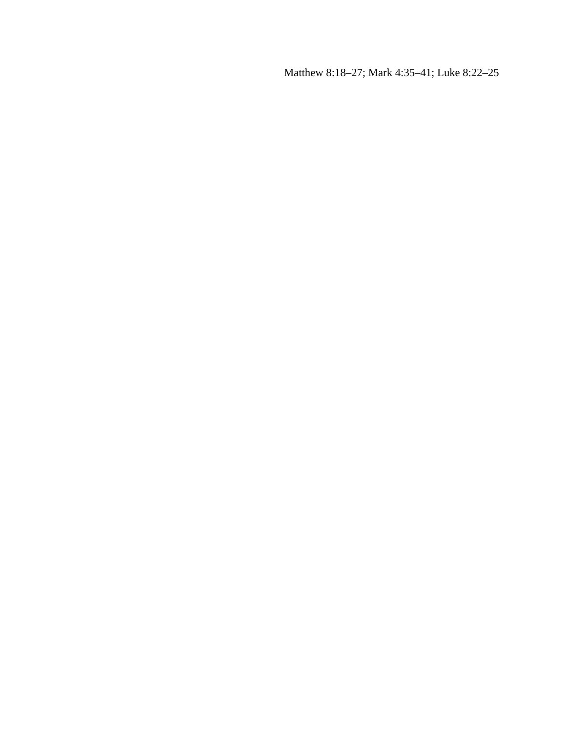Matthew 8:18–27; Mark 4:35–41; Luke 8:22–25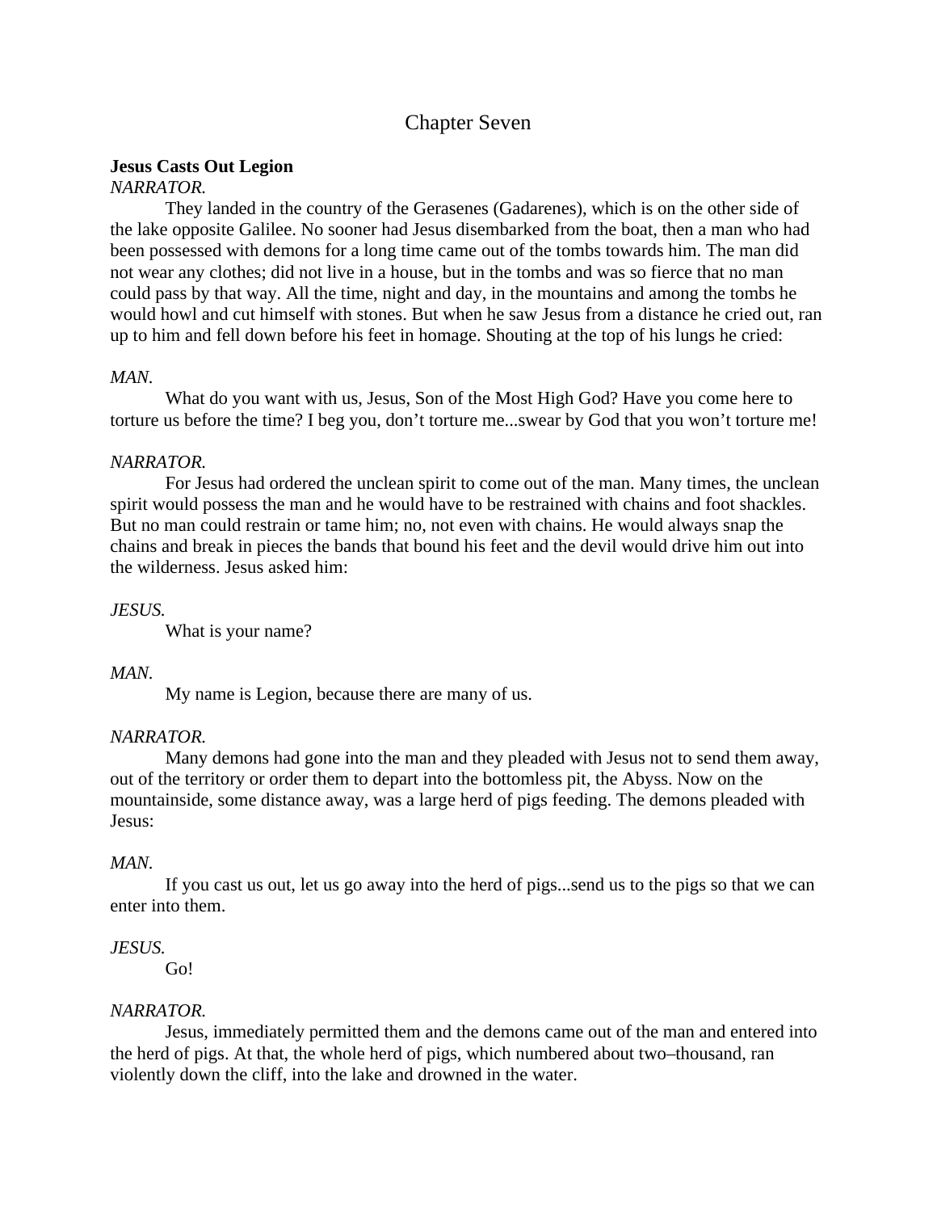# Chapter Seven

**Jesus Casts Out Legion**

*NARRATOR.*

They landed in the country of the Gerasenes (Gadarenes), which is on the other side of the lake opposite Galilee. No sooner had Jesus disembarked from the boat, then a man who had been possessed with demons for a long time came out of the tombs towards him. The man did not wear any clothes; did not live in a house, but in the tombs and was so fierce that no man could pass by that way. All the time, night and day, in the mountains and among the tombs he would howl and cut himself with stones. But when he saw Jesus from a distance he cried out, ran up to him and fell down before his feet in homage. Shouting at the top of his lungs he cried:

*MAN.*

What do you want with us, Jesus, Son of the Most High God? Have you come here to torture us before the time? I beg you, don't torture me...swear by God that you won't torture me!

*NARRATOR.*

For Jesus had ordered the unclean spirit to come out of the man. Many times, the unclean spirit would possess the man and he would have to be restrained with chains and foot shackles. But no man could restrain or tame him; no, not even with chains. He would always snap the chains and break in pieces the bands that bound his feet and the devil would drive him out into the wilderness. Jesus asked him:

*JESUS.*

What is your name?

*MAN.*

My name is Legion, because there are many of us.

*NARRATOR.*

Many demons had gone into the man and they pleaded with Jesus not to send them away, out of the territory or order them to depart into the bottomless pit, the Abyss. Now on the mountainside, some distance away, was a large herd of pigs feeding. The demons pleaded with Jesus:

*MAN.*

If you cast us out, let us go away into the herd of pigs...send us to the pigs so that we can enter into them.

*JESUS.*

Go!

*NARRATOR.*

Jesus, immediately permitted them and the demons came out of the man and entered into the herd of pigs. At that, the whole herd of pigs, which numbered about two–thousand, ran violently down the cliff, into the lake and drowned in the water.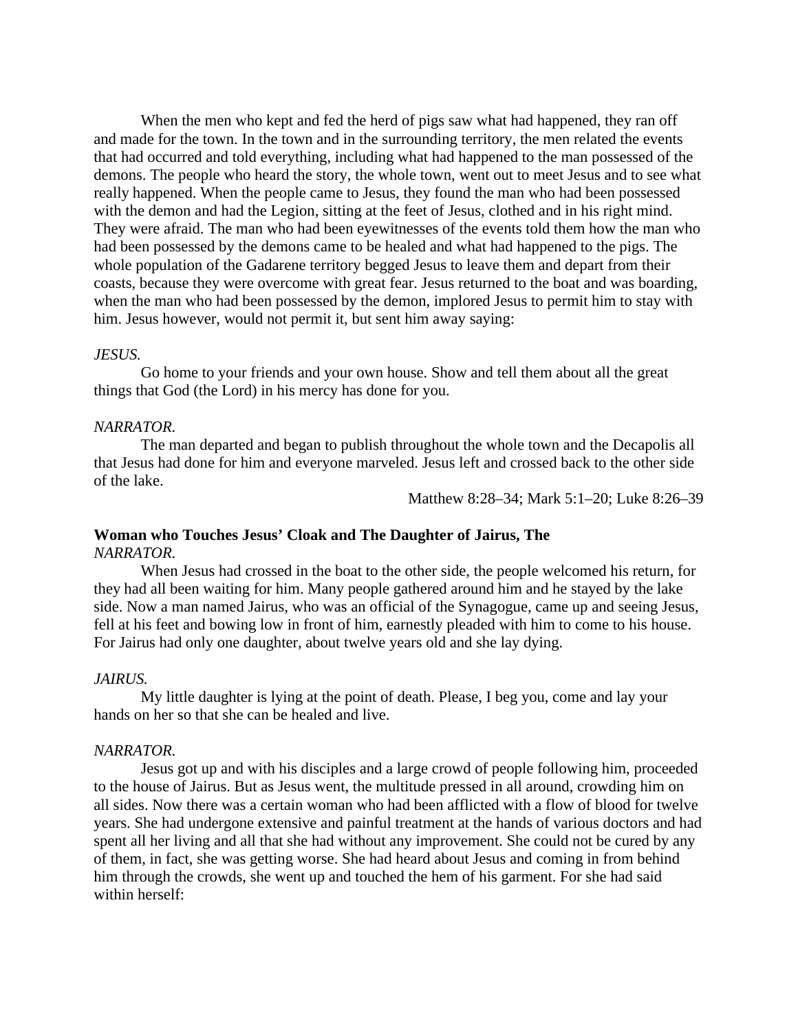When the men who kept and fed the herd of pigs saw what had happened, they ran off and made for the town. In the town and in the surrounding territory, the men related the events that had occurred and told everything, including what had happened to the man possessed of the demons. The people who heard the story, the whole town, went out to meet Jesus and to see what really happened. When the people came to Jesus, they found the man who had been possessed with the demon and had the Legion, sitting at the feet of Jesus, clothed and in his right mind. They were afraid. The man who had been eyewitnesses of the events told them how the man who had been possessed by the demons came to be healed and what had happened to the pigs. The whole population of the Gadarene territory begged Jesus to leave them and depart from their coasts, because they were overcome with great fear. Jesus returned to the boat and was boarding, when the man who had been possessed by the demon, implored Jesus to permit him to stay with him. Jesus however, would not permit it, but sent him away saying:

*JESUS.*

Go home to your friends and your own house. Show and tell them about all the great things that God (the Lord) in his mercy has done for you.

*NARRATOR.*

The man departed and began to publish throughout the whole town and the Decapolis all that Jesus had done for him and everyone marveled. Jesus left and crossed back to the other side of the lake.

Matthew 8:28–34; Mark 5:1–20; Luke 8:26–39

**Woman who Touches Jesus' Cloak and The Daughter of Jairus, The**

*NARRATOR.*

When Jesus had crossed in the boat to the other side, the people welcomed his return, for they had all been waiting for him. Many people gathered around him and he stayed by the lake side. Now a man named Jairus, who was an official of the Synagogue, came up and seeing Jesus, fell at his feet and bowing low in front of him, earnestly pleaded with him to come to his house. For Jairus had only one daughter, about twelve years old and she lay dying.

*JAIRUS.*

My little daughter is lying at the point of death. Please, I beg you, come and lay your hands on her so that she can be healed and live.

*NARRATOR.*

Jesus got up and with his disciples and a large crowd of people following him, proceeded to the house of Jairus. But as Jesus went, the multitude pressed in all around, crowding him on all sides. Now there was a certain woman who had been afflicted with a flow of blood for twelve years. She had undergone extensive and painful treatment at the hands of various doctors and had spent all her living and all that she had without any improvement. She could not be cured by any of them, in fact, she was getting worse. She had heard about Jesus and coming in from behind him through the crowds, she went up and touched the hem of his garment. For she had said within herself: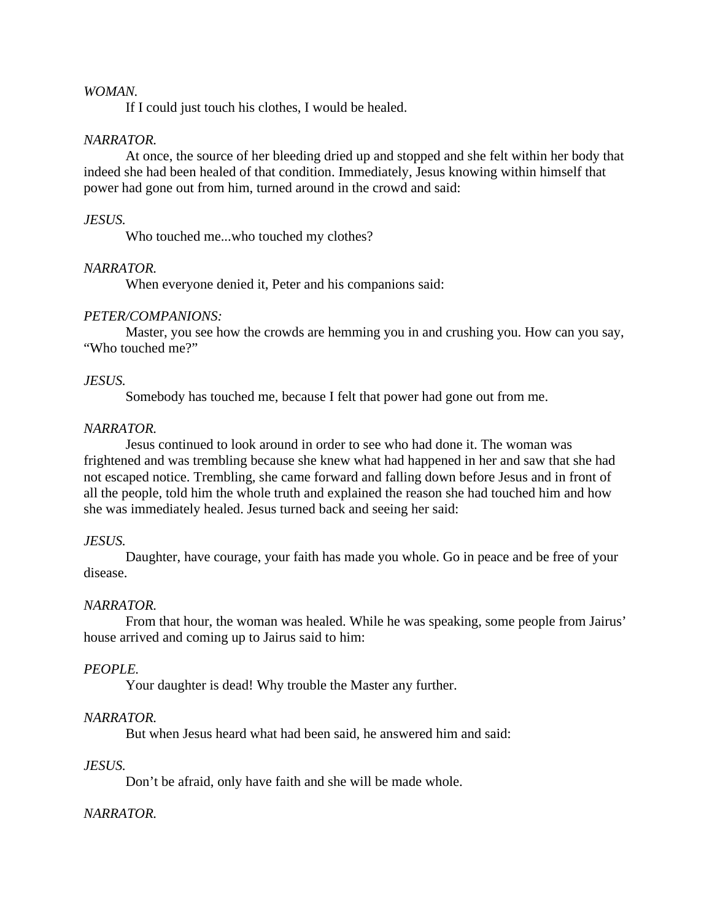*WOMAN.*

If I could just touch his clothes, I would be healed.

*NARRATOR.*

At once, the source of her bleeding dried up and stopped and she felt within her body that indeed she had been healed of that condition. Immediately, Jesus knowing within himself that power had gone out from him, turned around in the crowd and said:

*JESUS.*

Who touched me...who touched my clothes?

*NARRATOR.*

When everyone denied it, Peter and his companions said:

*PETER/COMPANIONS:*

Master, you see how the crowds are hemming you in and crushing you. How can you say, “Who touched me?”

*JESUS.*

Somebody has touched me, because I felt that power had gone out from me.

*NARRATOR.*

Jesus continued to look around in order to see who had done it. The woman was frightened and was trembling because she knew what had happened in her and saw that she had not escaped notice. Trembling, she came forward and falling down before Jesus and in front of all the people, told him the whole truth and explained the reason she had touched him and how she was immediately healed. Jesus turned back and seeing her said:

*JESUS.*

Daughter, have courage, your faith has made you whole. Go in peace and be free of your disease.

*NARRATOR.*

From that hour, the woman was healed. While he was speaking, some people from Jairus’ house arrived and coming up to Jairus said to him:

*PEOPLE.*

Your daughter is dead! Why trouble the Master any further.

*NARRATOR.*

But when Jesus heard what had been said, he answered him and said:

*JESUS.*

Don’t be afraid, only have faith and she will be made whole.

*NARRATOR.*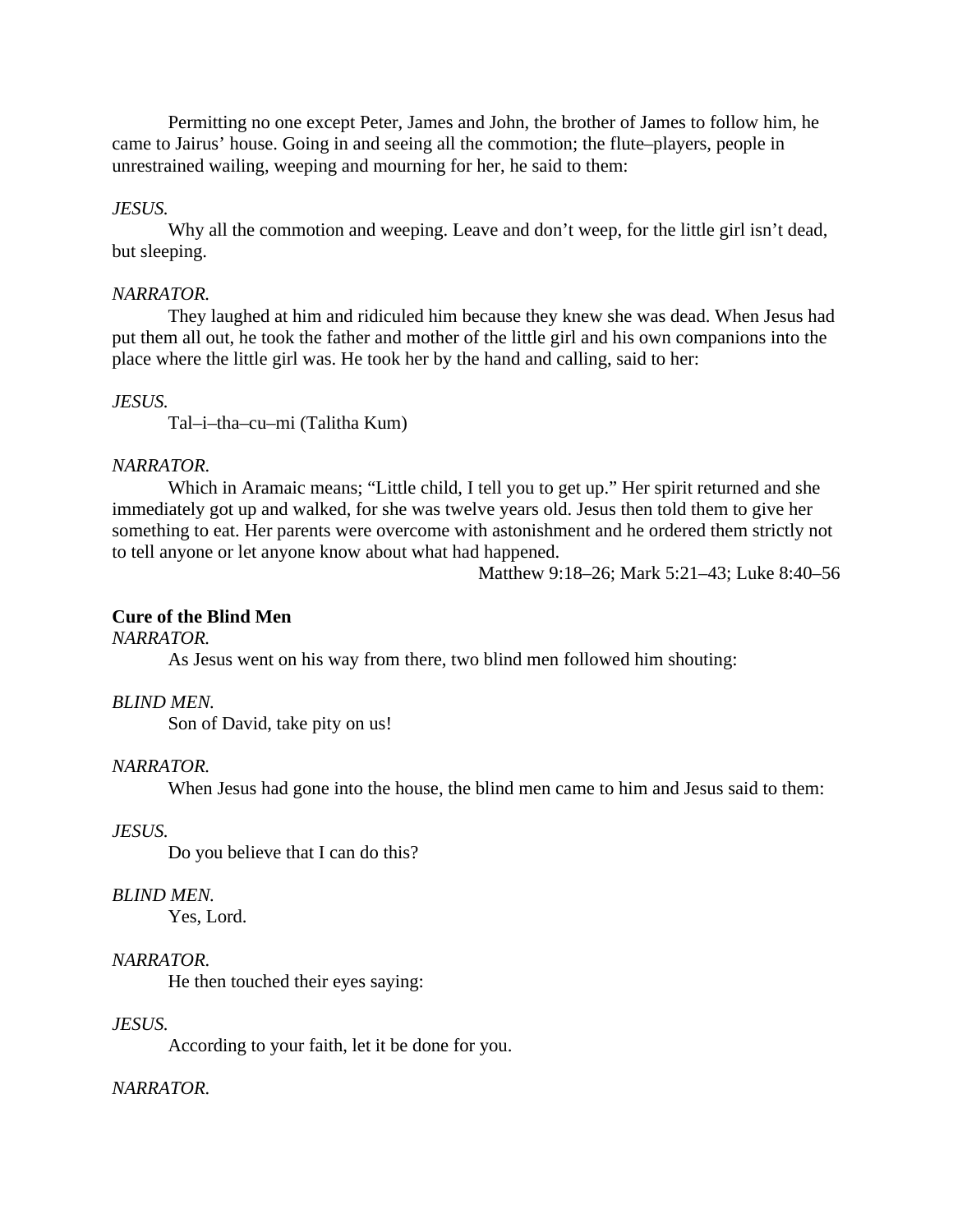Permitting no one except Peter, James and John, the brother of James to follow him, he came to Jairus' house. Going in and seeing all the commotion; the flute–players, people in unrestrained wailing, weeping and mourning for her, he said to them:

*JESUS.*

Why all the commotion and weeping. Leave and don't weep, for the little girl isn't dead, but sleeping.

*NARRATOR.*

They laughed at him and ridiculed him because they knew she was dead. When Jesus had put them all out, he took the father and mother of the little girl and his own companions into the place where the little girl was. He took her by the hand and calling, said to her:

*JESUS.*

Tal–i–tha–cu–mi (Talitha Kum)

*NARRATOR.*

Which in Aramaic means; "Little child, I tell you to get up." Her spirit returned and she immediately got up and walked, for she was twelve years old. Jesus then told them to give her something to eat. Her parents were overcome with astonishment and he ordered them strictly not to tell anyone or let anyone know about what had happened.

Matthew 9:18–26; Mark 5:21–43; Luke 8:40–56

**Cure of the Blind Men**

*NARRATOR.*

As Jesus went on his way from there, two blind men followed him shouting:

*BLIND MEN.*

Son of David, take pity on us!

*NARRATOR.*

When Jesus had gone into the house, the blind men came to him and Jesus said to them:

*JESUS.*

Do you believe that I can do this?

*BLIND MEN.*

Yes, Lord.

*NARRATOR.*

He then touched their eyes saying:

*JESUS.*

According to your faith, let it be done for you.

*NARRATOR.*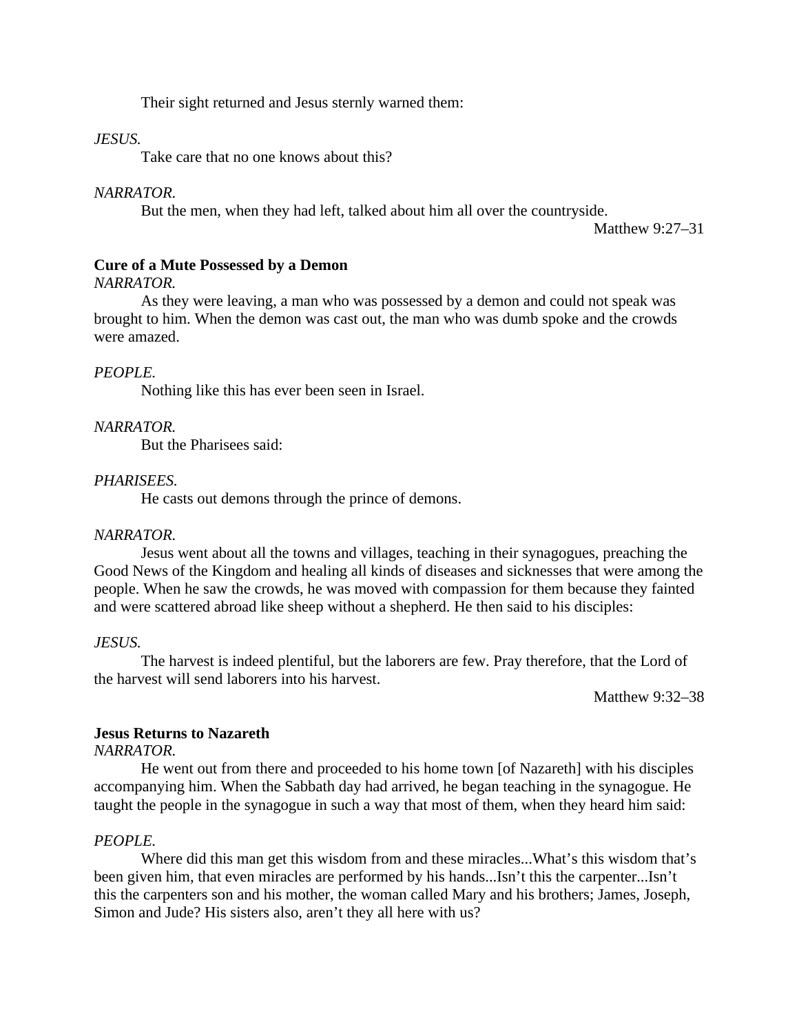Their sight returned and Jesus sternly warned them:

*JESUS.*

Take care that no one knows about this?

*NARRATOR.*

But the men, when they had left, talked about him all over the countryside.

Matthew 9:27–31

**Cure of a Mute Possessed by a Demon**

*NARRATOR.*

As they were leaving, a man who was possessed by a demon and could not speak was brought to him. When the demon was cast out, the man who was dumb spoke and the crowds were amazed.

*PEOPLE.*

Nothing like this has ever been seen in Israel.

*NARRATOR.*

But the Pharisees said:

*PHARISEES.*

He casts out demons through the prince of demons.

*NARRATOR.*

Jesus went about all the towns and villages, teaching in their synagogues, preaching the Good News of the Kingdom and healing all kinds of diseases and sicknesses that were among the people. When he saw the crowds, he was moved with compassion for them because they fainted and were scattered abroad like sheep without a shepherd. He then said to his disciples:

*JESUS.*

The harvest is indeed plentiful, but the laborers are few. Pray therefore, that the Lord of the harvest will send laborers into his harvest.

Matthew 9:32–38

**Jesus Returns to Nazareth**

*NARRATOR.*

He went out from there and proceeded to his home town [of Nazareth] with his disciples accompanying him. When the Sabbath day had arrived, he began teaching in the synagogue. He taught the people in the synagogue in such a way that most of them, when they heard him said:

*PEOPLE.*

Where did this man get this wisdom from and these miracles...What's this wisdom that's been given him, that even miracles are performed by his hands...Isn't this the carpenter...Isn't this the carpenters son and his mother, the woman called Mary and his brothers; James, Joseph, Simon and Jude? His sisters also, aren't they all here with us?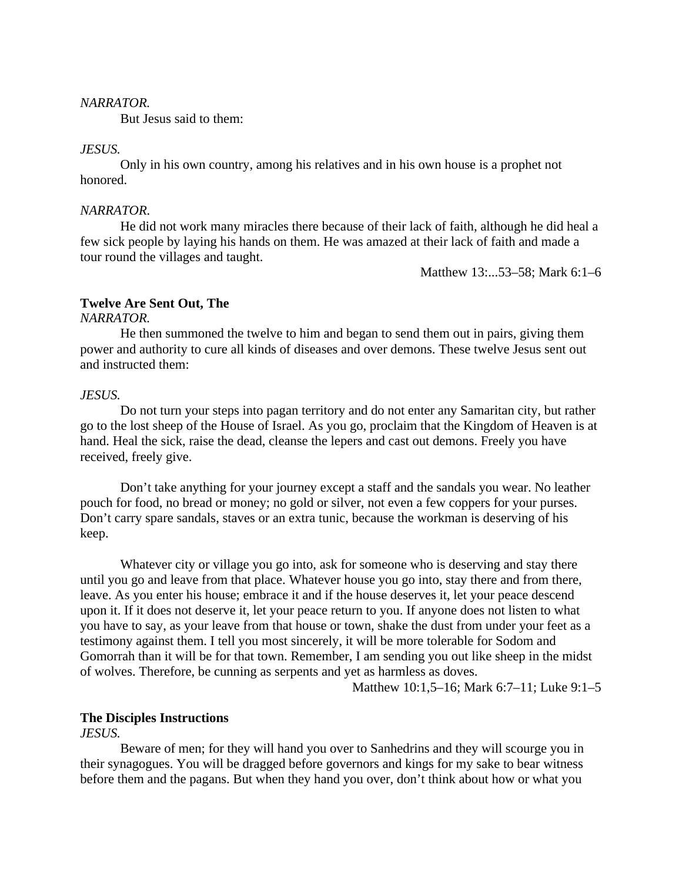*NARRATOR.*

But Jesus said to them:

*JESUS.*

Only in his own country, among his relatives and in his own house is a prophet not honored.

*NARRATOR.*

He did not work many miracles there because of their lack of faith, although he did heal a few sick people by laying his hands on them. He was amazed at their lack of faith and made a tour round the villages and taught.

Matthew 13:...53–58; Mark 6:1–6

**Twelve Are Sent Out, The**

*NARRATOR.*

He then summoned the twelve to him and began to send them out in pairs, giving them power and authority to cure all kinds of diseases and over demons. These twelve Jesus sent out and instructed them:

*JESUS.*

Do not turn your steps into pagan territory and do not enter any Samaritan city, but rather go to the lost sheep of the House of Israel. As you go, proclaim that the Kingdom of Heaven is at hand. Heal the sick, raise the dead, cleanse the lepers and cast out demons. Freely you have received, freely give.

Don't take anything for your journey except a staff and the sandals you wear. No leather pouch for food, no bread or money; no gold or silver, not even a few coppers for your purses. Don't carry spare sandals, staves or an extra tunic, because the workman is deserving of his keep.

Whatever city or village you go into, ask for someone who is deserving and stay there until you go and leave from that place. Whatever house you go into, stay there and from there, leave. As you enter his house; embrace it and if the house deserves it, let your peace descend upon it. If it does not deserve it, let your peace return to you. If anyone does not listen to what you have to say, as your leave from that house or town, shake the dust from under your feet as a testimony against them. I tell you most sincerely, it will be more tolerable for Sodom and Gomorrah than it will be for that town. Remember, I am sending you out like sheep in the midst of wolves. Therefore, be cunning as serpents and yet as harmless as doves.

Matthew 10:1,5–16; Mark 6:7–11; Luke 9:1–5

**The Disciples Instructions**

*JESUS.*

Beware of men; for they will hand you over to Sanhedrins and they will scourge you in their synagogues. You will be dragged before governors and kings for my sake to bear witness before them and the pagans. But when they hand you over, don't think about how or what you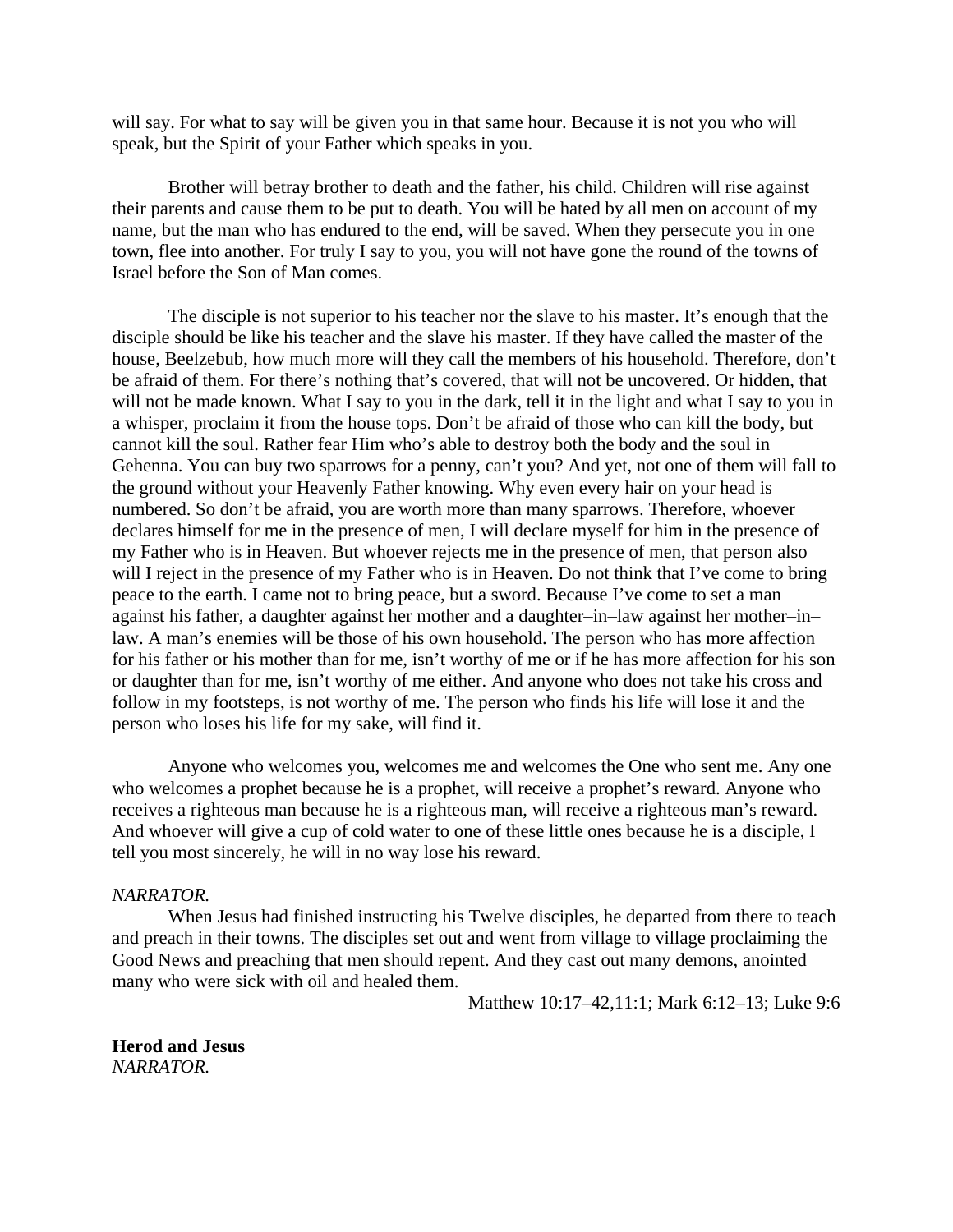will say. For what to say will be given you in that same hour. Because it is not you who will speak, but the Spirit of your Father which speaks in you.

Brother will betray brother to death and the father, his child. Children will rise against their parents and cause them to be put to death. You will be hated by all men on account of my name, but the man who has endured to the end, will be saved. When they persecute you in one town, flee into another. For truly I say to you, you will not have gone the round of the towns of Israel before the Son of Man comes.

The disciple is not superior to his teacher nor the slave to his master. It's enough that the disciple should be like his teacher and the slave his master. If they have called the master of the house, Beelzebub, how much more will they call the members of his household. Therefore, don't be afraid of them. For there's nothing that's covered, that will not be uncovered. Or hidden, that will not be made known. What I say to you in the dark, tell it in the light and what I say to you in a whisper, proclaim it from the house tops. Don't be afraid of those who can kill the body, but cannot kill the soul. Rather fear Him who's able to destroy both the body and the soul in Gehenna. You can buy two sparrows for a penny, can't you? And yet, not one of them will fall to the ground without your Heavenly Father knowing. Why even every hair on your head is numbered. So don't be afraid, you are worth more than many sparrows. Therefore, whoever declares himself for me in the presence of men, I will declare myself for him in the presence of my Father who is in Heaven. But whoever rejects me in the presence of men, that person also will I reject in the presence of my Father who is in Heaven. Do not think that I've come to bring peace to the earth. I came not to bring peace, but a sword. Because I've come to set a man against his father, a daughter against her mother and a daughter–in–law against her mother–in–law. A man's enemies will be those of his own household. The person who has more affection for his father or his mother than for me, isn't worthy of me or if he has more affection for his son or daughter than for me, isn't worthy of me either. And anyone who does not take his cross and follow in my footsteps, is not worthy of me. The person who finds his life will lose it and the person who loses his life for my sake, will find it.

Anyone who welcomes you, welcomes me and welcomes the One who sent me. Any one who welcomes a prophet because he is a prophet, will receive a prophet's reward. Anyone who receives a righteous man because he is a righteous man, will receive a righteous man's reward. And whoever will give a cup of cold water to one of these little ones because he is a disciple, I tell you most sincerely, he will in no way lose his reward.

*NARRATOR.*

When Jesus had finished instructing his Twelve disciples, he departed from there to teach and preach in their towns. The disciples set out and went from village to village proclaiming the Good News and preaching that men should repent. And they cast out many demons, anointed many who were sick with oil and healed them.

Matthew 10:17–42,11:1; Mark 6:12–13; Luke 9:6

**Herod and Jesus**

*NARRATOR.*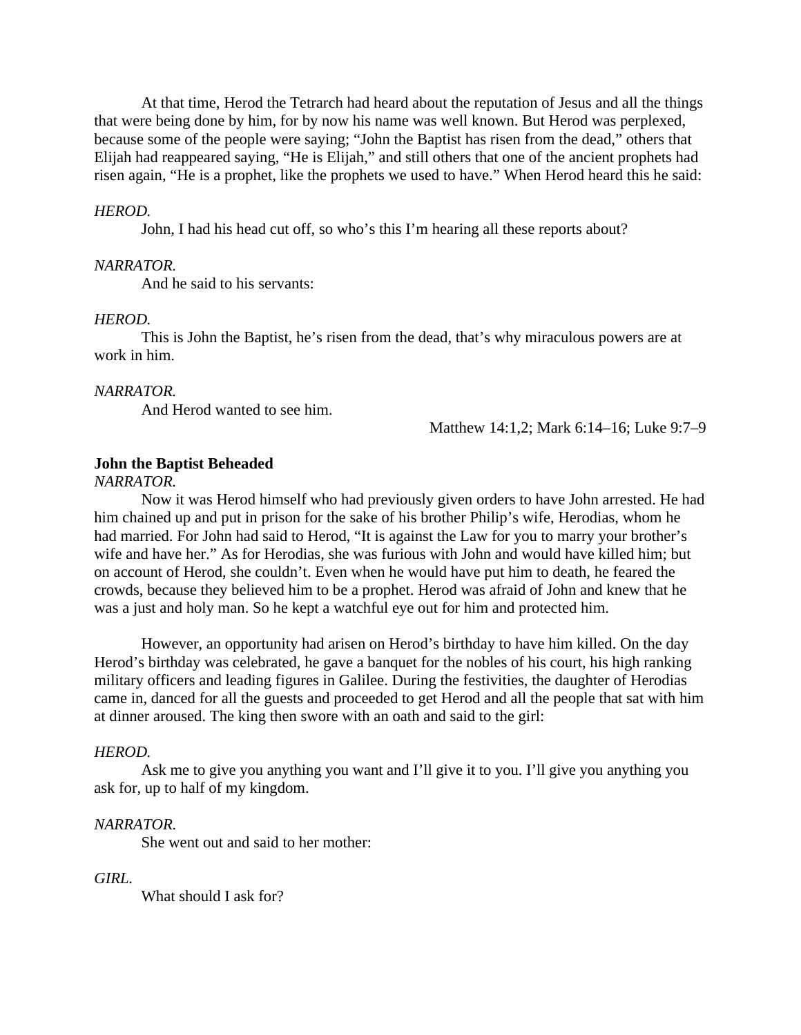At that time, Herod the Tetrarch had heard about the reputation of Jesus and all the things that were being done by him, for by now his name was well known. But Herod was perplexed, because some of the people were saying; "John the Baptist has risen from the dead," others that Elijah had reappeared saying, "He is Elijah," and still others that one of the ancient prophets had risen again, "He is a prophet, like the prophets we used to have." When Herod heard this he said:

*HEROD.*

John, I had his head cut off, so who's this I'm hearing all these reports about?

*NARRATOR.*

And he said to his servants:

*HEROD.*

This is John the Baptist, he's risen from the dead, that's why miraculous powers are at work in him.

*NARRATOR.*

And Herod wanted to see him.

Matthew 14:1,2; Mark 6:14–16; Luke 9:7–9

**John the Baptist Beheaded**

*NARRATOR.*

Now it was Herod himself who had previously given orders to have John arrested. He had him chained up and put in prison for the sake of his brother Philip's wife, Herodias, whom he had married. For John had said to Herod, "It is against the Law for you to marry your brother's wife and have her." As for Herodias, she was furious with John and would have killed him; but on account of Herod, she couldn't. Even when he would have put him to death, he feared the crowds, because they believed him to be a prophet. Herod was afraid of John and knew that he was a just and holy man. So he kept a watchful eye out for him and protected him.

However, an opportunity had arisen on Herod's birthday to have him killed. On the day Herod's birthday was celebrated, he gave a banquet for the nobles of his court, his high ranking military officers and leading figures in Galilee. During the festivities, the daughter of Herodias came in, danced for all the guests and proceeded to get Herod and all the people that sat with him at dinner aroused. The king then swore with an oath and said to the girl:

*HEROD.*

Ask me to give you anything you want and I'll give it to you. I'll give you anything you ask for, up to half of my kingdom.

*NARRATOR.*

She went out and said to her mother:

*GIRL.*

What should I ask for?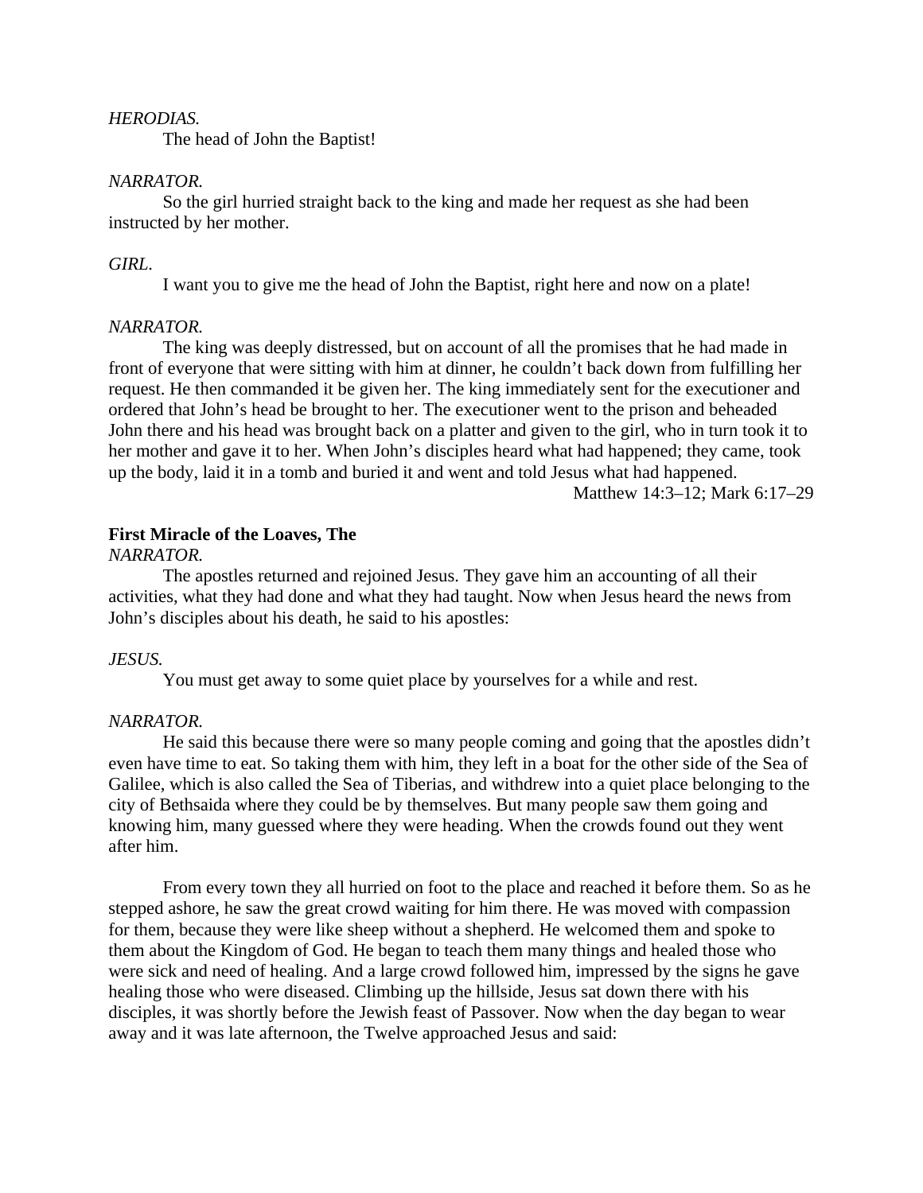*HERODIAS.*

The head of John the Baptist!

*NARRATOR.*

So the girl hurried straight back to the king and made her request as she had been instructed by her mother.

*GIRL.*

I want you to give me the head of John the Baptist, right here and now on a plate!

*NARRATOR.*

The king was deeply distressed, but on account of all the promises that he had made in front of everyone that were sitting with him at dinner, he couldn't back down from fulfilling her request. He then commanded it be given her. The king immediately sent for the executioner and ordered that John's head be brought to her. The executioner went to the prison and beheaded John there and his head was brought back on a platter and given to the girl, who in turn took it to her mother and gave it to her. When John's disciples heard what had happened; they came, took up the body, laid it in a tomb and buried it and went and told Jesus what had happened.

Matthew 14:3–12; Mark 6:17–29

**First Miracle of the Loaves, The**

*NARRATOR.*

The apostles returned and rejoined Jesus. They gave him an accounting of all their activities, what they had done and what they had taught. Now when Jesus heard the news from John's disciples about his death, he said to his apostles:

*JESUS.*

You must get away to some quiet place by yourselves for a while and rest.

*NARRATOR.*

He said this because there were so many people coming and going that the apostles didn't even have time to eat. So taking them with him, they left in a boat for the other side of the Sea of Galilee, which is also called the Sea of Tiberias, and withdrew into a quiet place belonging to the city of Bethsaida where they could be by themselves. But many people saw them going and knowing him, many guessed where they were heading. When the crowds found out they went after him.

From every town they all hurried on foot to the place and reached it before them. So as he stepped ashore, he saw the great crowd waiting for him there. He was moved with compassion for them, because they were like sheep without a shepherd. He welcomed them and spoke to them about the Kingdom of God. He began to teach them many things and healed those who were sick and need of healing. And a large crowd followed him, impressed by the signs he gave healing those who were diseased. Climbing up the hillside, Jesus sat down there with his disciples, it was shortly before the Jewish feast of Passover. Now when the day began to wear away and it was late afternoon, the Twelve approached Jesus and said: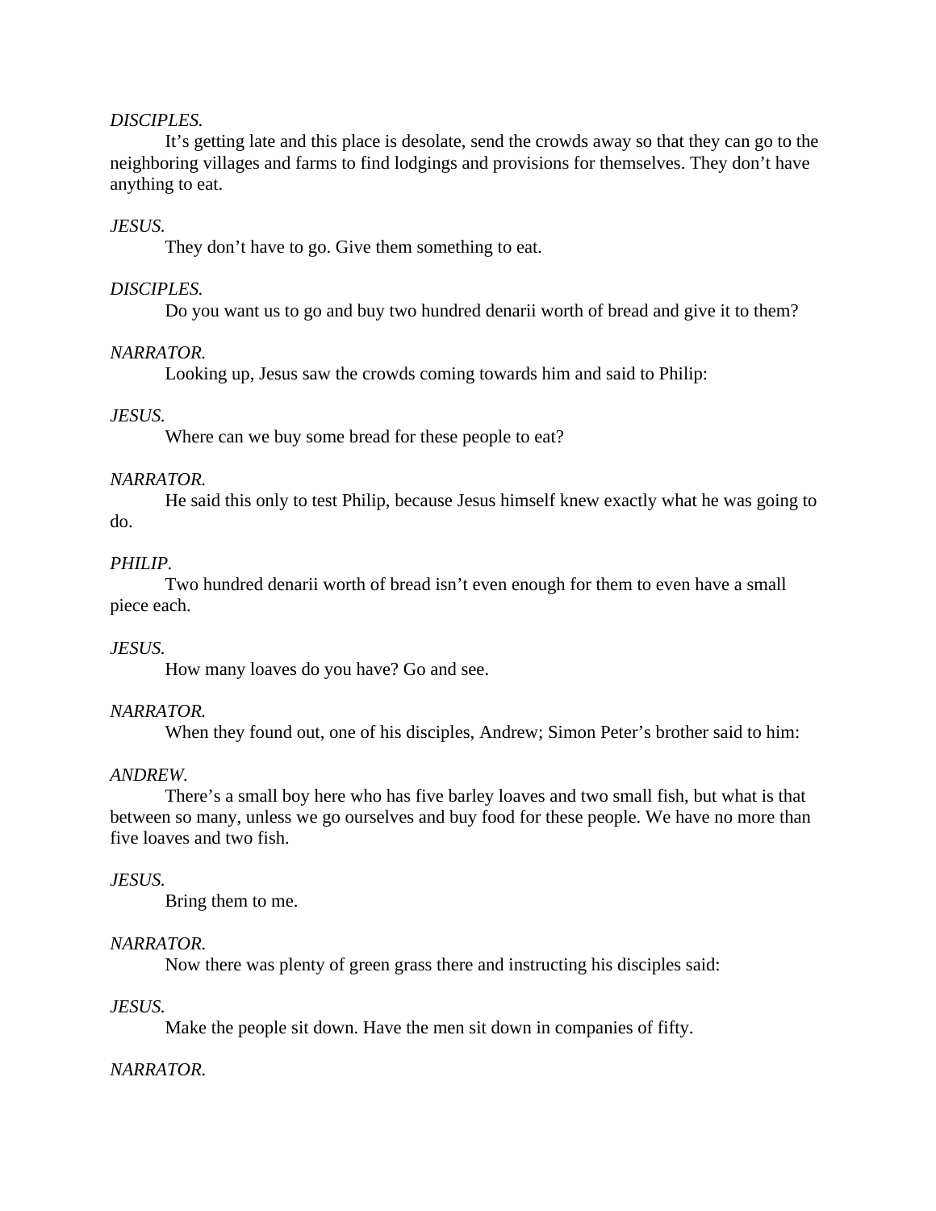*DISCIPLES.*

It's getting late and this place is desolate, send the crowds away so that they can go to the neighboring villages and farms to find lodgings and provisions for themselves. They don't have anything to eat.

*JESUS.*

They don't have to go. Give them something to eat.

*DISCIPLES.*

Do you want us to go and buy two hundred denarii worth of bread and give it to them?

*NARRATOR.*

Looking up, Jesus saw the crowds coming towards him and said to Philip:

*JESUS.*

Where can we buy some bread for these people to eat?

*NARRATOR.*

He said this only to test Philip, because Jesus himself knew exactly what he was going to do.

*PHILIP*.

Two hundred denarii worth of bread isn't even enough for them to even have a small piece each.

*JESUS.*

How many loaves do you have? Go and see.

*NARRATOR.*

When they found out, one of his disciples, Andrew; Simon Peter's brother said to him:

*ANDREW.*

There's a small boy here who has five barley loaves and two small fish, but what is that between so many, unless we go ourselves and buy food for these people. We have no more than five loaves and two fish.

*JESUS.*

Bring them to me.

*NARRATOR.*

Now there was plenty of green grass there and instructing his disciples said:

*JESUS.*

Make the people sit down. Have the men sit down in companies of fifty.

*NARRATOR.*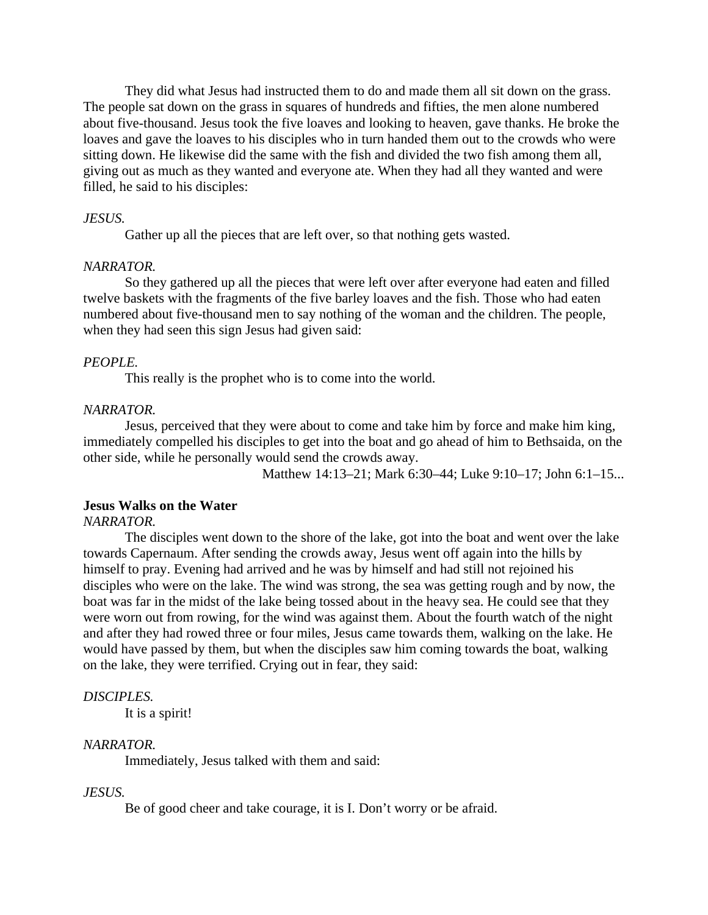They did what Jesus had instructed them to do and made them all sit down on the grass. The people sat down on the grass in squares of hundreds and fifties, the men alone numbered about five-thousand. Jesus took the five loaves and looking to heaven, gave thanks. He broke the loaves and gave the loaves to his disciples who in turn handed them out to the crowds who were sitting down. He likewise did the same with the fish and divided the two fish among them all, giving out as much as they wanted and everyone ate. When they had all they wanted and were filled, he said to his disciples:

*JESUS.*

Gather up all the pieces that are left over, so that nothing gets wasted.

*NARRATOR.*

So they gathered up all the pieces that were left over after everyone had eaten and filled twelve baskets with the fragments of the five barley loaves and the fish. Those who had eaten numbered about five-thousand men to say nothing of the woman and the children. The people, when they had seen this sign Jesus had given said:

*PEOPLE.*

This really is the prophet who is to come into the world.

*NARRATOR.*

Jesus, perceived that they were about to come and take him by force and make him king, immediately compelled his disciples to get into the boat and go ahead of him to Bethsaida, on the other side, while he personally would send the crowds away.

Matthew 14:13–21; Mark 6:30–44; Luke 9:10–17; John 6:1–15...

**Jesus Walks on the Water**

*NARRATOR.*

The disciples went down to the shore of the lake, got into the boat and went over the lake towards Capernaum. After sending the crowds away, Jesus went off again into the hills by himself to pray. Evening had arrived and he was by himself and had still not rejoined his disciples who were on the lake. The wind was strong, the sea was getting rough and by now, the boat was far in the midst of the lake being tossed about in the heavy sea. He could see that they were worn out from rowing, for the wind was against them. About the fourth watch of the night and after they had rowed three or four miles, Jesus came towards them, walking on the lake. He would have passed by them, but when the disciples saw him coming towards the boat, walking on the lake, they were terrified. Crying out in fear, they said:

*DISCIPLES.*

It is a spirit!

*NARRATOR.*

Immediately, Jesus talked with them and said:

*JESUS.*

Be of good cheer and take courage, it is I. Don't worry or be afraid.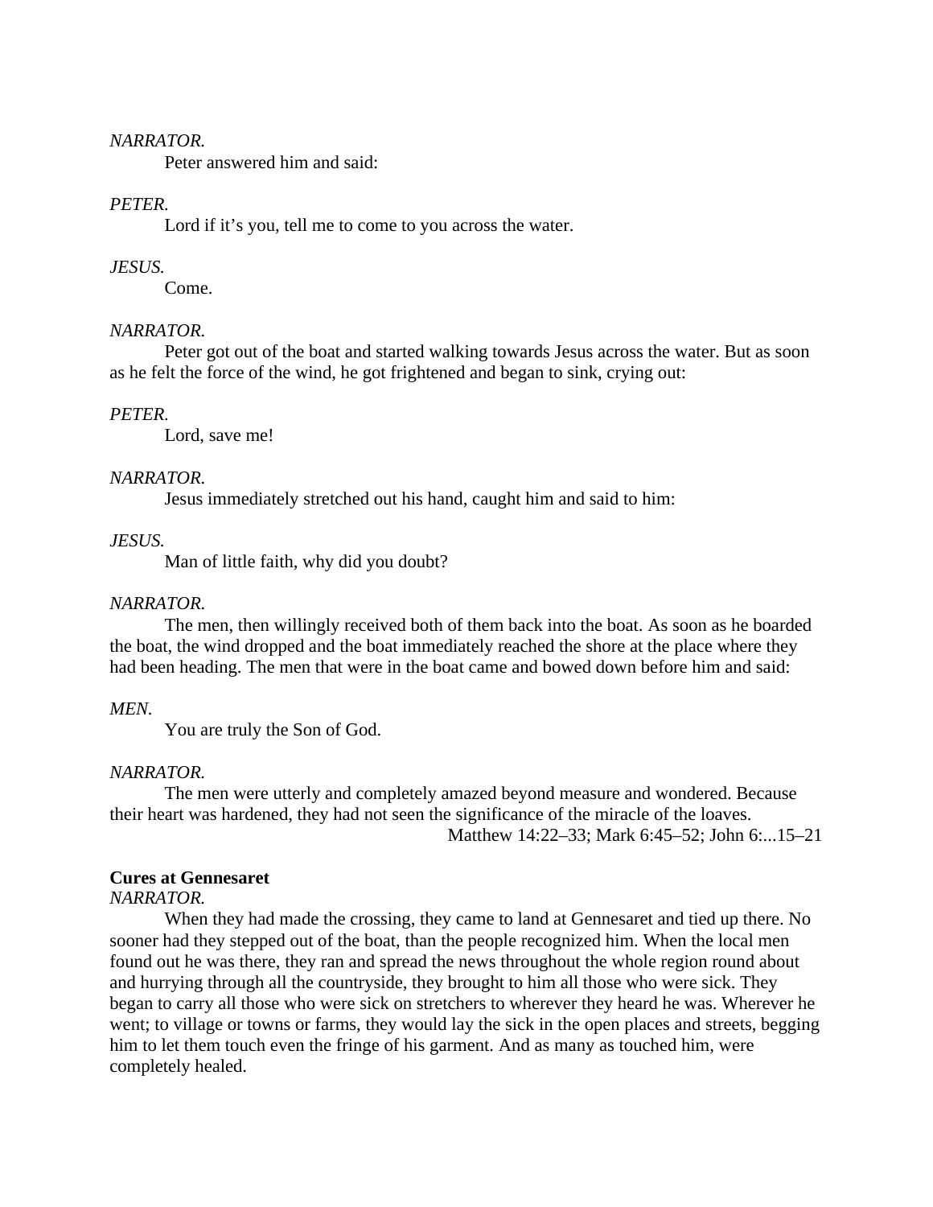*NARRATOR.*

Peter answered him and said:

*PETER.*

Lord if it’s you, tell me to come to you across the water.

*JESUS.*

Come.

*NARRATOR.*

Peter got out of the boat and started walking towards Jesus across the water. But as soon as he felt the force of the wind, he got frightened and began to sink, crying out:

*PETER.*

Lord, save me!

*NARRATOR.*

Jesus immediately stretched out his hand, caught him and said to him:

*JESUS.*

Man of little faith, why did you doubt?

*NARRATOR.*

The men, then willingly received both of them back into the boat. As soon as he boarded the boat, the wind dropped and the boat immediately reached the shore at the place where they had been heading. The men that were in the boat came and bowed down before him and said:

*MEN.*

You are truly the Son of God.

*NARRATOR.*

The men were utterly and completely amazed beyond measure and wondered. Because their heart was hardened, they had not seen the significance of the miracle of the loaves.

Matthew 14:22–33; Mark 6:45–52; John 6:...15–21

**Cures at Gennesaret**

*NARRATOR.*

When they had made the crossing, they came to land at Gennesaret and tied up there. No sooner had they stepped out of the boat, than the people recognized him. When the local men found out he was there, they ran and spread the news throughout the whole region round about and hurrying through all the countryside, they brought to him all those who were sick. They began to carry all those who were sick on stretchers to wherever they heard he was. Wherever he went; to village or towns or farms, they would lay the sick in the open places and streets, begging him to let them touch even the fringe of his garment. And as many as touched him, were completely healed.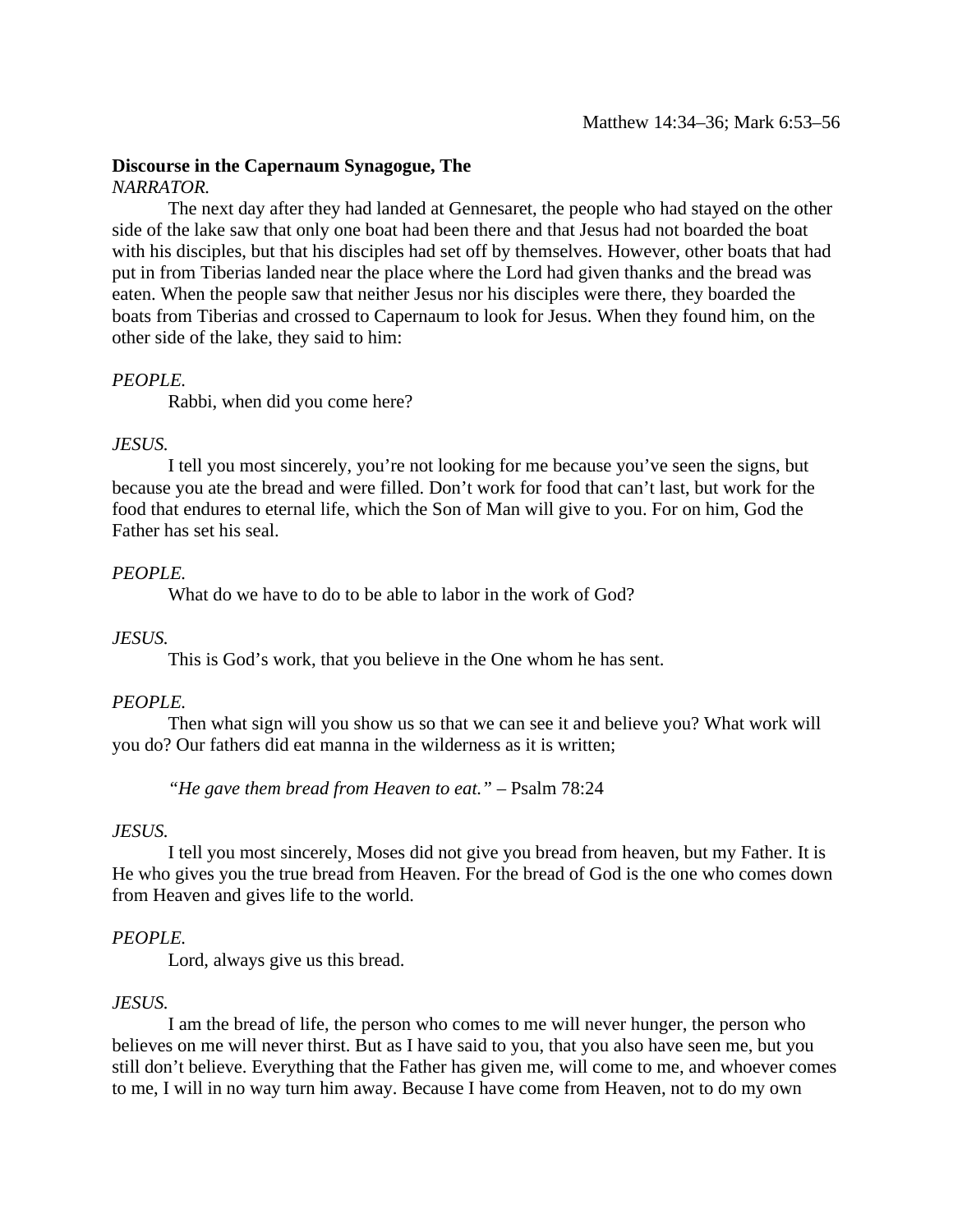Matthew 14:34–36; Mark 6:53–56

**Discourse in the Capernaum Synagogue, The**

*NARRATOR.*

The next day after they had landed at Gennesaret, the people who had stayed on the other side of the lake saw that only one boat had been there and that Jesus had not boarded the boat with his disciples, but that his disciples had set off by themselves. However, other boats that had put in from Tiberias landed near the place where the Lord had given thanks and the bread was eaten. When the people saw that neither Jesus nor his disciples were there, they boarded the boats from Tiberias and crossed to Capernaum to look for Jesus. When they found him, on the other side of the lake, they said to him:

*PEOPLE.*

Rabbi, when did you come here?

*JESUS.*

I tell you most sincerely, you're not looking for me because you've seen the signs, but because you ate the bread and were filled. Don't work for food that can't last, but work for the food that endures to eternal life, which the Son of Man will give to you. For on him, God the Father has set his seal.

*PEOPLE.*

What do we have to do to be able to labor in the work of God?

*JESUS.*

This is God's work, that you believe in the One whom he has sent.

*PEOPLE.*

Then what sign will you show us so that we can see it and believe you? What work will you do? Our fathers did eat manna in the wilderness as it is written;

*"He gave them bread from Heaven to eat."* – Psalm 78:24

*JESUS.*

I tell you most sincerely, Moses did not give you bread from heaven, but my Father. It is He who gives you the true bread from Heaven. For the bread of God is the one who comes down from Heaven and gives life to the world.

*PEOPLE.*

Lord, always give us this bread.

*JESUS.*

I am the bread of life, the person who comes to me will never hunger, the person who believes on me will never thirst. But as I have said to you, that you also have seen me, but you still don't believe. Everything that the Father has given me, will come to me, and whoever comes to me, I will in no way turn him away. Because I have come from Heaven, not to do my own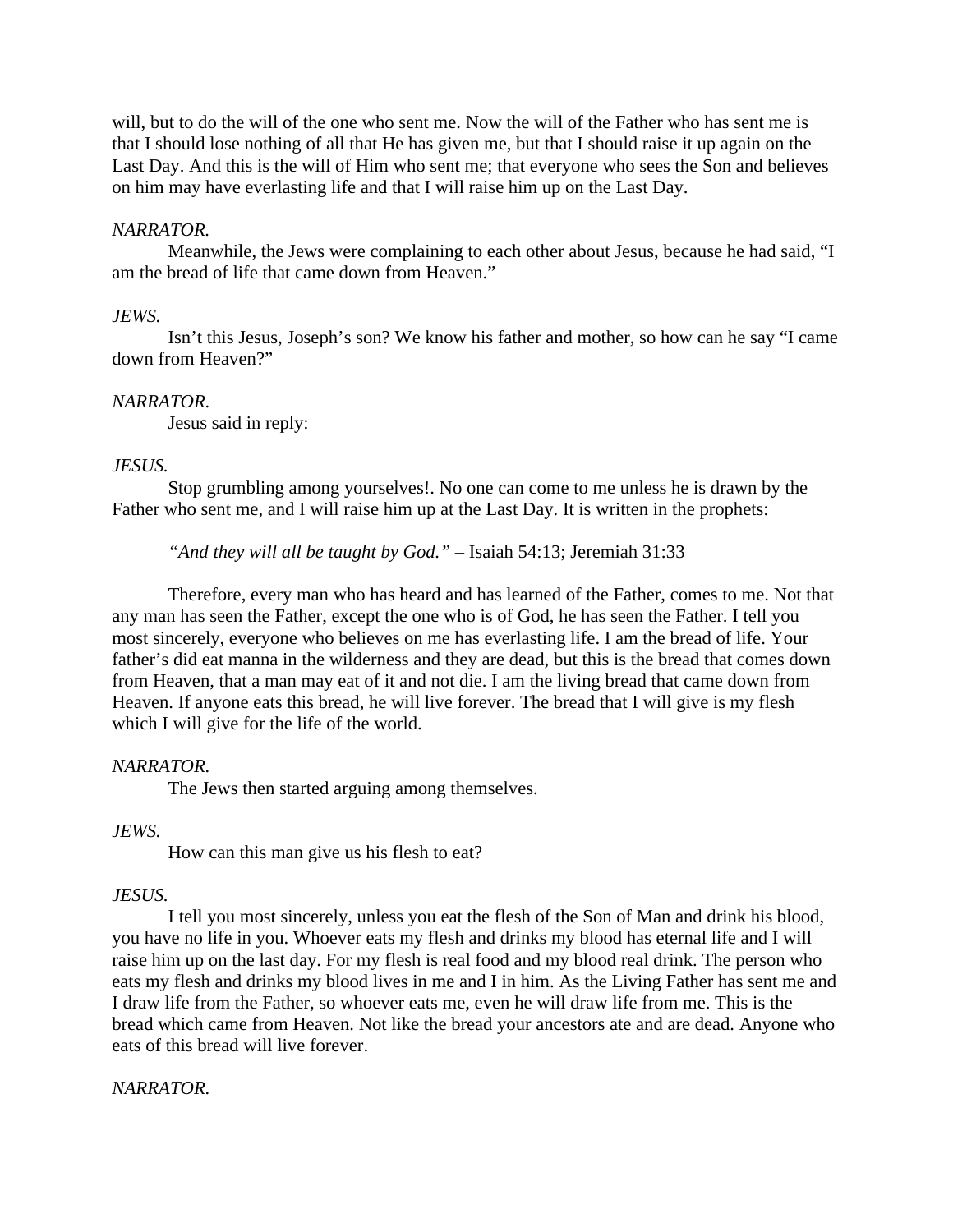will, but to do the will of the one who sent me. Now the will of the Father who has sent me is that I should lose nothing of all that He has given me, but that I should raise it up again on the Last Day. And this is the will of Him who sent me; that everyone who sees the Son and believes on him may have everlasting life and that I will raise him up on the Last Day.

*NARRATOR.*

Meanwhile, the Jews were complaining to each other about Jesus, because he had said, "I am the bread of life that came down from Heaven."

*JEWS.*

Isn't this Jesus, Joseph's son? We know his father and mother, so how can he say "I came down from Heaven?"

*NARRATOR.*

Jesus said in reply:

*JESUS.*

Stop grumbling among yourselves!. No one can come to me unless he is drawn by the Father who sent me, and I will raise him up at the Last Day. It is written in the prophets:

*"And they will all be taught by God."* – Isaiah 54:13; Jeremiah 31:33

Therefore, every man who has heard and has learned of the Father, comes to me. Not that any man has seen the Father, except the one who is of God, he has seen the Father. I tell you most sincerely, everyone who believes on me has everlasting life. I am the bread of life. Your father's did eat manna in the wilderness and they are dead, but this is the bread that comes down from Heaven, that a man may eat of it and not die. I am the living bread that came down from Heaven. If anyone eats this bread, he will live forever. The bread that I will give is my flesh which I will give for the life of the world.

*NARRATOR.*

The Jews then started arguing among themselves.

*JEWS.*

How can this man give us his flesh to eat?

*JESUS.*

I tell you most sincerely, unless you eat the flesh of the Son of Man and drink his blood, you have no life in you. Whoever eats my flesh and drinks my blood has eternal life and I will raise him up on the last day. For my flesh is real food and my blood real drink. The person who eats my flesh and drinks my blood lives in me and I in him. As the Living Father has sent me and I draw life from the Father, so whoever eats me, even he will draw life from me. This is the bread which came from Heaven. Not like the bread your ancestors ate and are dead. Anyone who eats of this bread will live forever.

*NARRATOR.*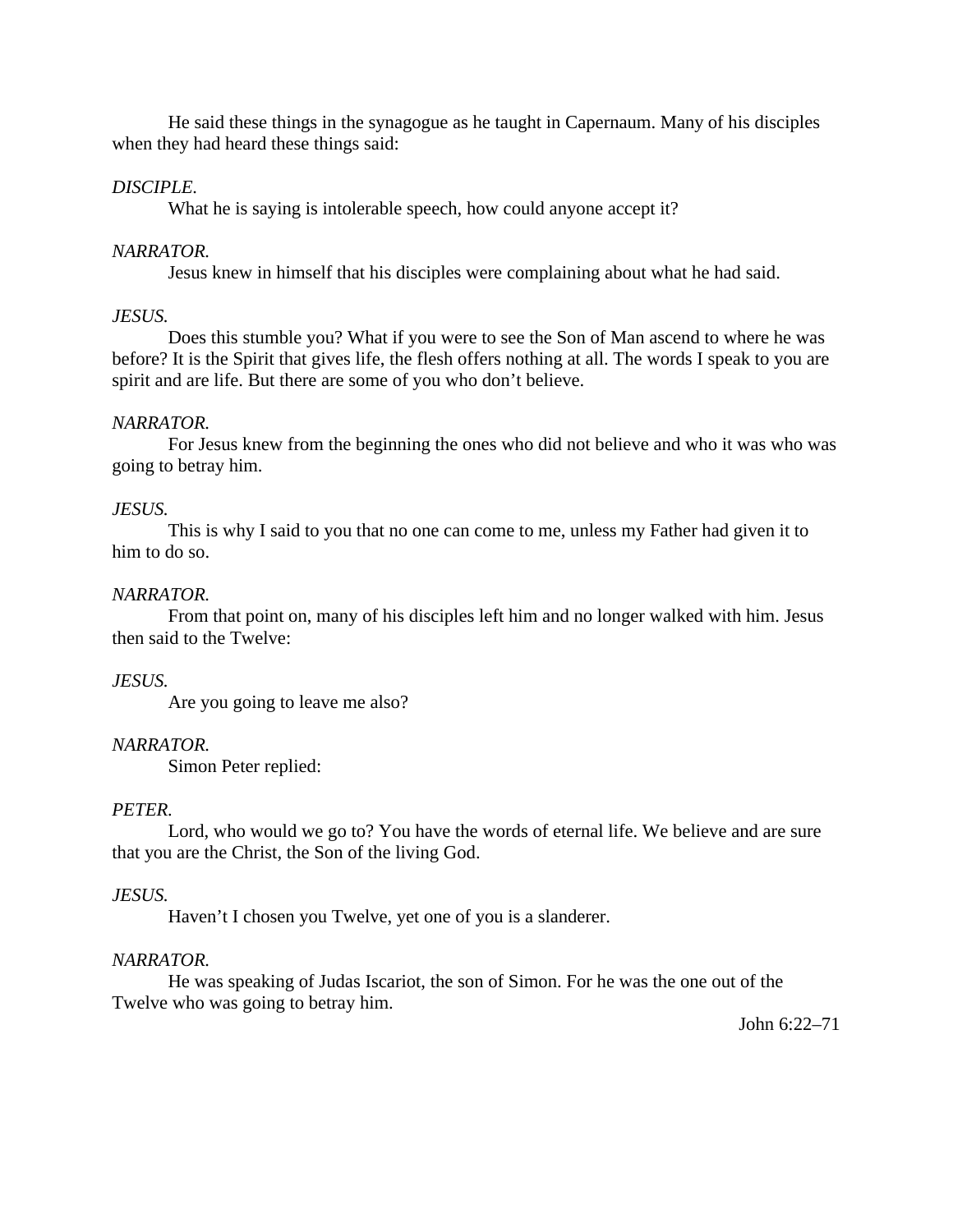He said these things in the synagogue as he taught in Capernaum. Many of his disciples when they had heard these things said:

*DISCIPLE.*

What he is saying is intolerable speech, how could anyone accept it?

*NARRATOR.*

Jesus knew in himself that his disciples were complaining about what he had said.

*JESUS.*

Does this stumble you? What if you were to see the Son of Man ascend to where he was before? It is the Spirit that gives life, the flesh offers nothing at all. The words I speak to you are spirit and are life. But there are some of you who don't believe.

*NARRATOR.*

For Jesus knew from the beginning the ones who did not believe and who it was who was going to betray him.

*JESUS.*

This is why I said to you that no one can come to me, unless my Father had given it to him to do so.

*NARRATOR.*

From that point on, many of his disciples left him and no longer walked with him. Jesus then said to the Twelve:

*JESUS.*

Are you going to leave me also?

*NARRATOR.*

Simon Peter replied:

*PETER.*

Lord, who would we go to? You have the words of eternal life. We believe and are sure that you are the Christ, the Son of the living God.

*JESUS.*

Haven't I chosen you Twelve, yet one of you is a slanderer.

*NARRATOR.*

He was speaking of Judas Iscariot, the son of Simon. For he was the one out of the Twelve who was going to betray him.

John 6:22–71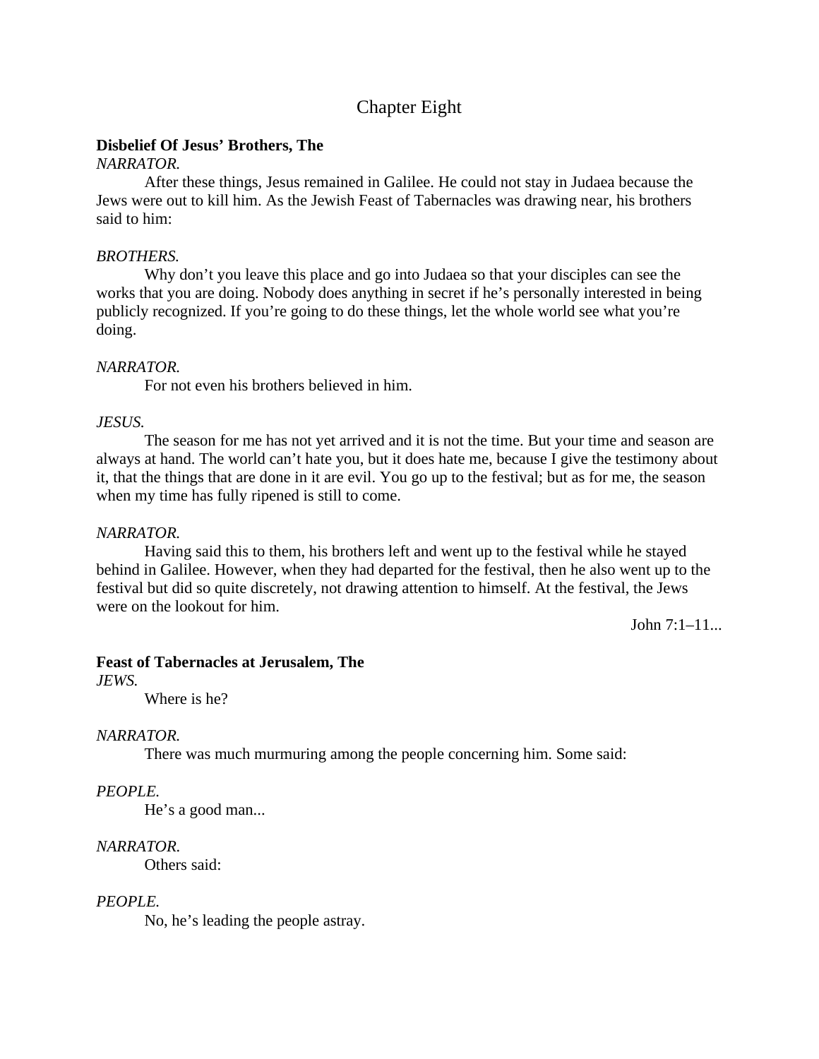## Chapter Eight

**Disbelief Of Jesus' Brothers, The**

*NARRATOR.*

After these things, Jesus remained in Galilee. He could not stay in Judaea because the Jews were out to kill him. As the Jewish Feast of Tabernacles was drawing near, his brothers said to him:

*BROTHERS.*

Why don't you leave this place and go into Judaea so that your disciples can see the works that you are doing. Nobody does anything in secret if he's personally interested in being publicly recognized. If you're going to do these things, let the whole world see what you're doing.

*NARRATOR.*

For not even his brothers believed in him.

*JESUS.*

The season for me has not yet arrived and it is not the time. But your time and season are always at hand. The world can't hate you, but it does hate me, because I give the testimony about it, that the things that are done in it are evil. You go up to the festival; but as for me, the season when my time has fully ripened is still to come.

*NARRATOR.*

Having said this to them, his brothers left and went up to the festival while he stayed behind in Galilee. However, when they had departed for the festival, then he also went up to the festival but did so quite discretely, not drawing attention to himself. At the festival, the Jews were on the lookout for him.

John 7:1–11...

**Feast of Tabernacles at Jerusalem, The**

*JEWS.*

Where is he?

*NARRATOR.*

There was much murmuring among the people concerning him. Some said:

*PEOPLE.*

He's a good man...

*NARRATOR.*

Others said:

*PEOPLE.*

No, he's leading the people astray.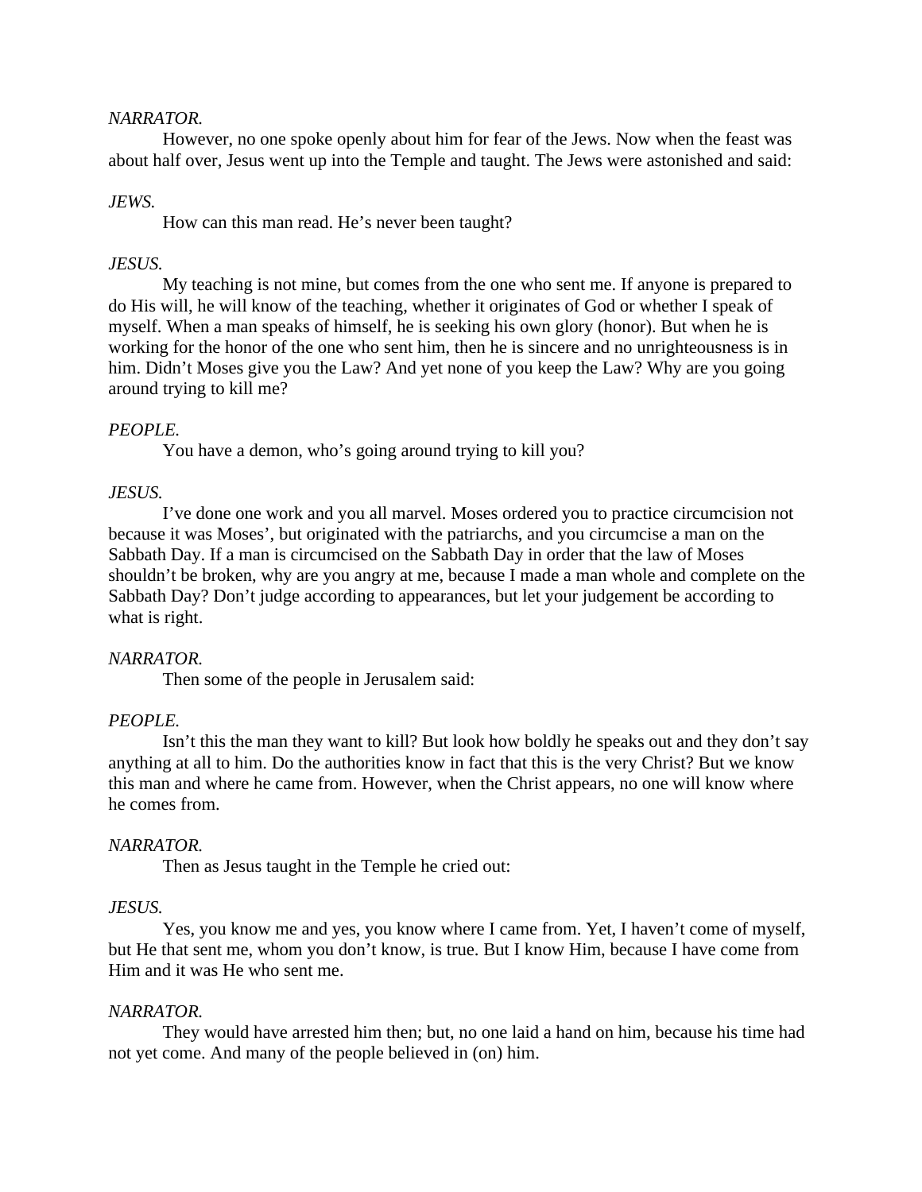*NARRATOR.*

However, no one spoke openly about him for fear of the Jews. Now when the feast was about half over, Jesus went up into the Temple and taught. The Jews were astonished and said:

*JEWS.*

How can this man read. He's never been taught?

*JESUS.*

My teaching is not mine, but comes from the one who sent me. If anyone is prepared to do His will, he will know of the teaching, whether it originates of God or whether I speak of myself. When a man speaks of himself, he is seeking his own glory (honor). But when he is working for the honor of the one who sent him, then he is sincere and no unrighteousness is in him. Didn't Moses give you the Law? And yet none of you keep the Law? Why are you going around trying to kill me?

*PEOPLE.*

You have a demon, who's going around trying to kill you?

*JESUS.*

I've done one work and you all marvel. Moses ordered you to practice circumcision not because it was Moses', but originated with the patriarchs, and you circumcise a man on the Sabbath Day. If a man is circumcised on the Sabbath Day in order that the law of Moses shouldn't be broken, why are you angry at me, because I made a man whole and complete on the Sabbath Day? Don't judge according to appearances, but let your judgement be according to what is right.

*NARRATOR.*

Then some of the people in Jerusalem said:

*PEOPLE.*

Isn't this the man they want to kill? But look how boldly he speaks out and they don't say anything at all to him. Do the authorities know in fact that this is the very Christ? But we know this man and where he came from. However, when the Christ appears, no one will know where he comes from.

*NARRATOR.*

Then as Jesus taught in the Temple he cried out:

*JESUS.*

Yes, you know me and yes, you know where I came from. Yet, I haven't come of myself, but He that sent me, whom you don't know, is true. But I know Him, because I have come from Him and it was He who sent me.

*NARRATOR.*

They would have arrested him then; but, no one laid a hand on him, because his time had not yet come. And many of the people believed in (on) him.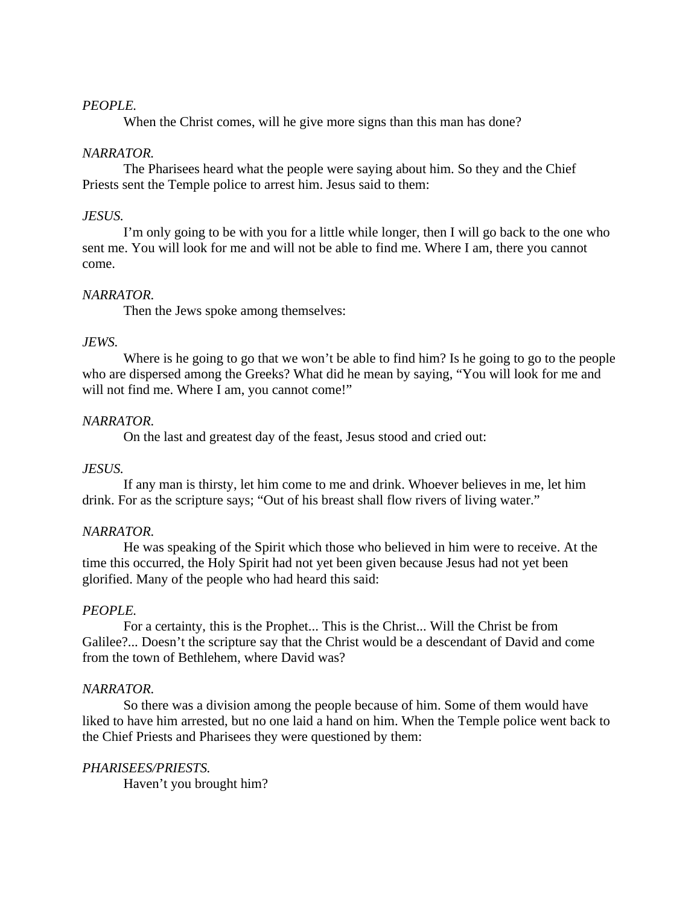*PEOPLE.*

When the Christ comes, will he give more signs than this man has done?

*NARRATOR.*

The Pharisees heard what the people were saying about him. So they and the Chief Priests sent the Temple police to arrest him. Jesus said to them:

*JESUS.*

I'm only going to be with you for a little while longer, then I will go back to the one who sent me. You will look for me and will not be able to find me. Where I am, there you cannot come.

*NARRATOR.*

Then the Jews spoke among themselves:

*JEWS.*

Where is he going to go that we won't be able to find him? Is he going to go to the people who are dispersed among the Greeks? What did he mean by saying, "You will look for me and will not find me. Where I am, you cannot come!"

*NARRATOR.*

On the last and greatest day of the feast, Jesus stood and cried out:

*JESUS.*

If any man is thirsty, let him come to me and drink. Whoever believes in me, let him drink. For as the scripture says; "Out of his breast shall flow rivers of living water."

*NARRATOR.*

He was speaking of the Spirit which those who believed in him were to receive. At the time this occurred, the Holy Spirit had not yet been given because Jesus had not yet been glorified. Many of the people who had heard this said:

*PEOPLE.*

For a certainty, this is the Prophet... This is the Christ... Will the Christ be from Galilee?... Doesn't the scripture say that the Christ would be a descendant of David and come from the town of Bethlehem, where David was?

*NARRATOR.*

So there was a division among the people because of him. Some of them would have liked to have him arrested, but no one laid a hand on him. When the Temple police went back to the Chief Priests and Pharisees they were questioned by them:

*PHARISEES/PRIESTS.*

Haven't you brought him?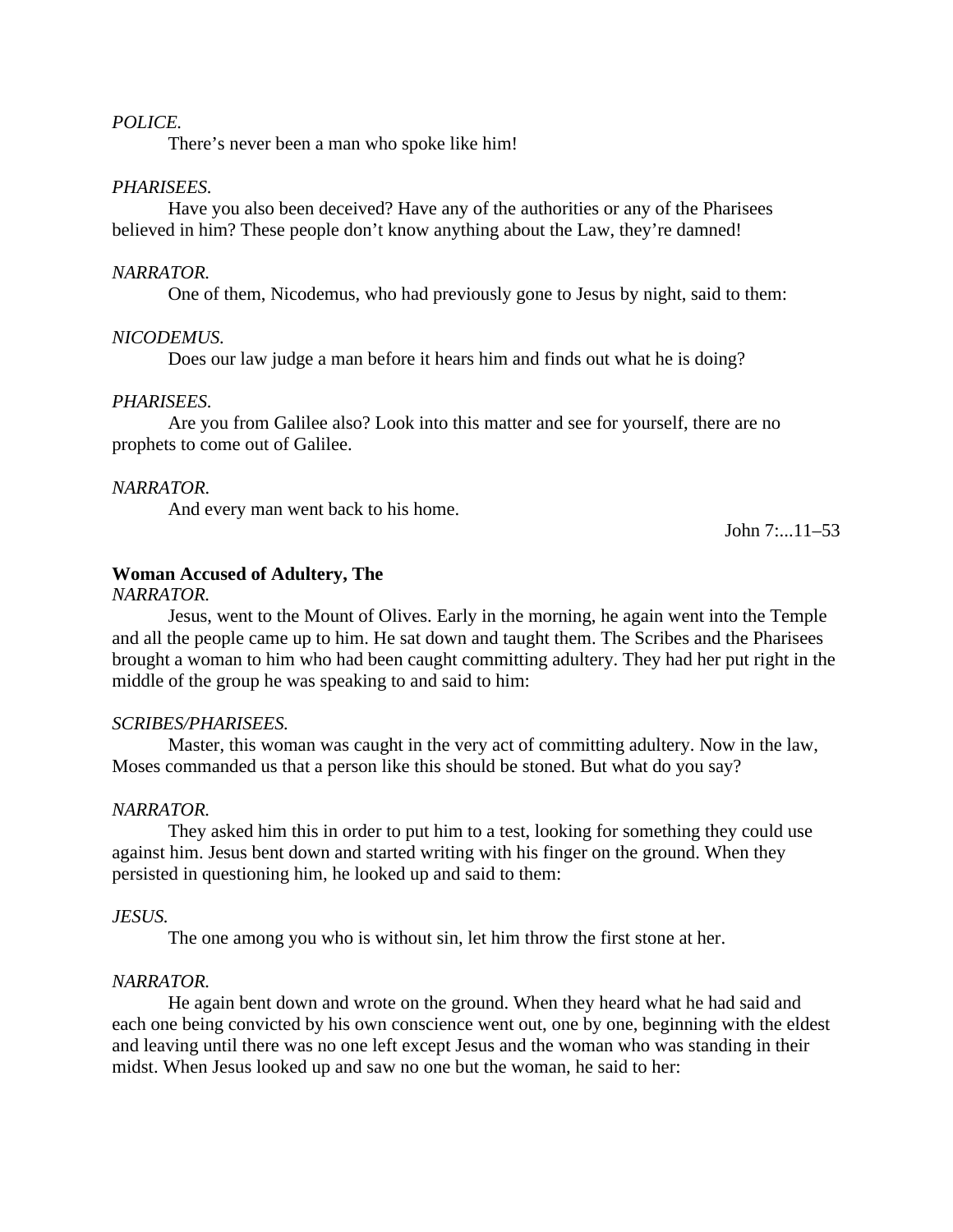*POLICE.*

There’s never been a man who spoke like him!

*PHARISEES.*

Have you also been deceived? Have any of the authorities or any of the Pharisees believed in him? These people don’t know anything about the Law, they’re damned!

*NARRATOR.*

One of them, Nicodemus, who had previously gone to Jesus by night, said to them:

*NICODEMUS.*

Does our law judge a man before it hears him and finds out what he is doing?

*PHARISEES.*

Are you from Galilee also? Look into this matter and see for yourself, there are no prophets to come out of Galilee.

*NARRATOR.*

And every man went back to his home.

John 7:...11–53

**Woman Accused of Adultery, The**

*NARRATOR.*

Jesus, went to the Mount of Olives. Early in the morning, he again went into the Temple and all the people came up to him. He sat down and taught them. The Scribes and the Pharisees brought a woman to him who had been caught committing adultery. They had her put right in the middle of the group he was speaking to and said to him:

*SCRIBES/PHARISEES.*

Master, this woman was caught in the very act of committing adultery. Now in the law, Moses commanded us that a person like this should be stoned. But what do you say?

*NARRATOR.*

They asked him this in order to put him to a test, looking for something they could use against him. Jesus bent down and started writing with his finger on the ground. When they persisted in questioning him, he looked up and said to them:

*JESUS.*

The one among you who is without sin, let him throw the first stone at her.

*NARRATOR.*

He again bent down and wrote on the ground. When they heard what he had said and each one being convicted by his own conscience went out, one by one, beginning with the eldest and leaving until there was no one left except Jesus and the woman who was standing in their midst. When Jesus looked up and saw no one but the woman, he said to her: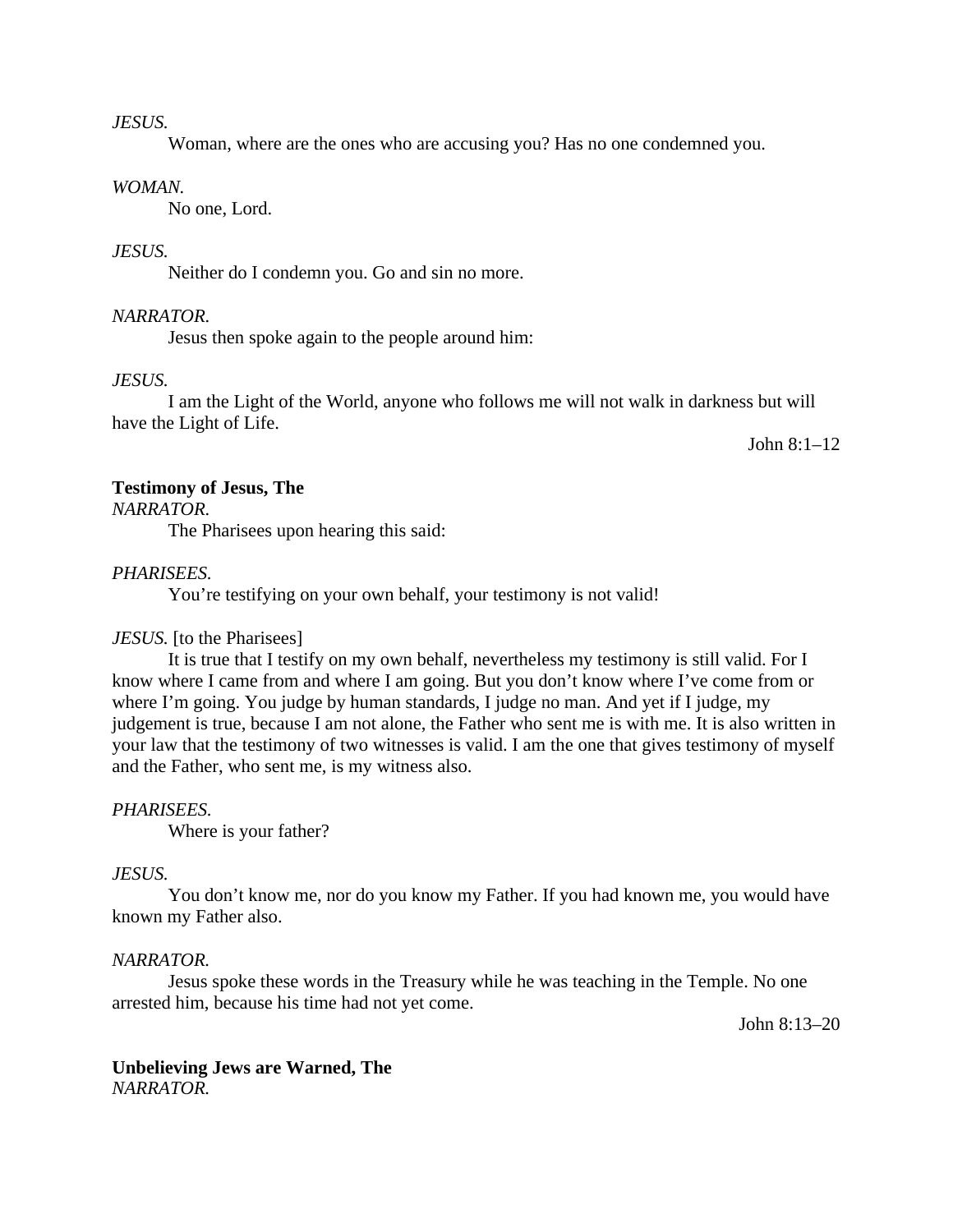*JESUS.*

Woman, where are the ones who are accusing you? Has no one condemned you.

*WOMAN.*

No one, Lord.

*JESUS.*

Neither do I condemn you. Go and sin no more.

*NARRATOR.*

Jesus then spoke again to the people around him:

*JESUS.*

I am the Light of the World, anyone who follows me will not walk in darkness but will have the Light of Life.

John 8:1–12

**Testimony of Jesus, The**

*NARRATOR.*

The Pharisees upon hearing this said:

*PHARISEES.*

You're testifying on your own behalf, your testimony is not valid!

*JESUS.* [to the Pharisees]

It is true that I testify on my own behalf, nevertheless my testimony is still valid. For I know where I came from and where I am going. But you don't know where I've come from or where I'm going. You judge by human standards, I judge no man. And yet if I judge, my judgement is true, because I am not alone, the Father who sent me is with me. It is also written in your law that the testimony of two witnesses is valid. I am the one that gives testimony of myself and the Father, who sent me, is my witness also.

*PHARISEES.*

Where is your father?

*JESUS.*

You don't know me, nor do you know my Father. If you had known me, you would have known my Father also.

*NARRATOR.*

Jesus spoke these words in the Treasury while he was teaching in the Temple. No one arrested him, because his time had not yet come.

John 8:13–20

**Unbelieving Jews are Warned, The**

*NARRATOR.*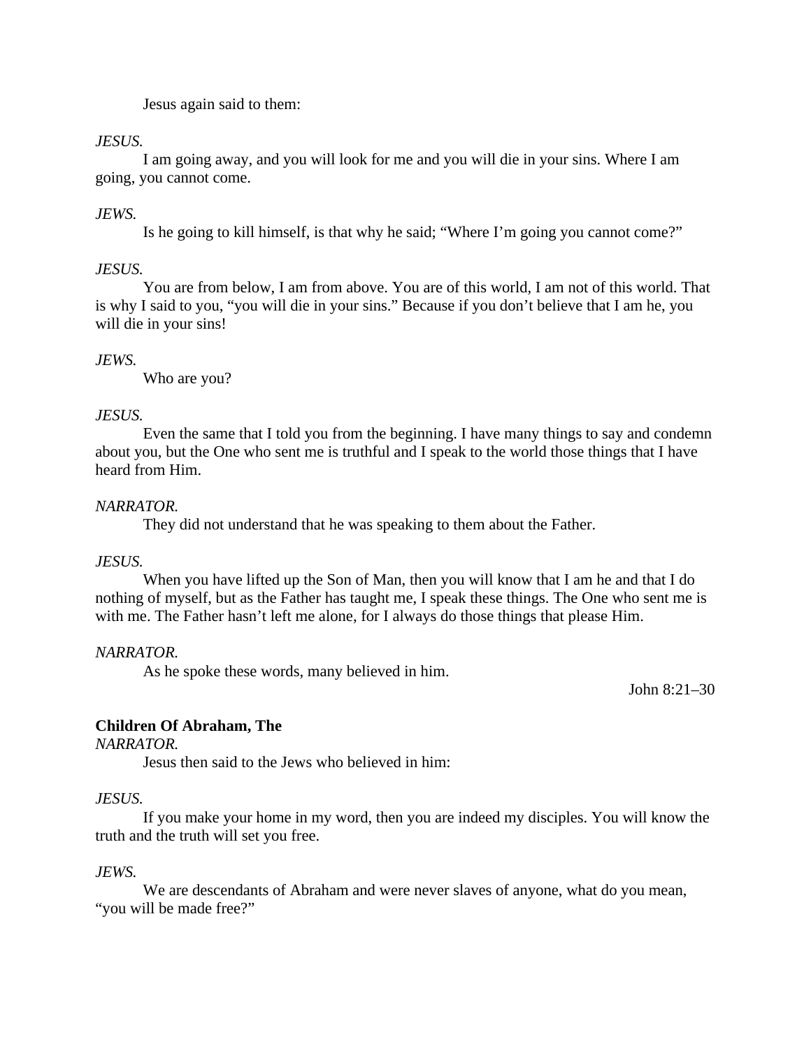Jesus again said to them:

*JESUS.*

I am going away, and you will look for me and you will die in your sins. Where I am going, you cannot come.

*JEWS.*

Is he going to kill himself, is that why he said; "Where I'm going you cannot come?"

*JESUS.*

You are from below, I am from above. You are of this world, I am not of this world. That is why I said to you, "you will die in your sins." Because if you don't believe that I am he, you will die in your sins!

*JEWS.*

Who are you?

*JESUS.*

Even the same that I told you from the beginning. I have many things to say and condemn about you, but the One who sent me is truthful and I speak to the world those things that I have heard from Him.

*NARRATOR.*

They did not understand that he was speaking to them about the Father.

*JESUS.*

When you have lifted up the Son of Man, then you will know that I am he and that I do nothing of myself, but as the Father has taught me, I speak these things. The One who sent me is with me. The Father hasn't left me alone, for I always do those things that please Him.

*NARRATOR.*

As he spoke these words, many believed in him.

John 8:21–30

**Children Of Abraham, The**

*NARRATOR.*

Jesus then said to the Jews who believed in him:

*JESUS.*

If you make your home in my word, then you are indeed my disciples. You will know the truth and the truth will set you free.

*JEWS.*

We are descendants of Abraham and were never slaves of anyone, what do you mean, "you will be made free?"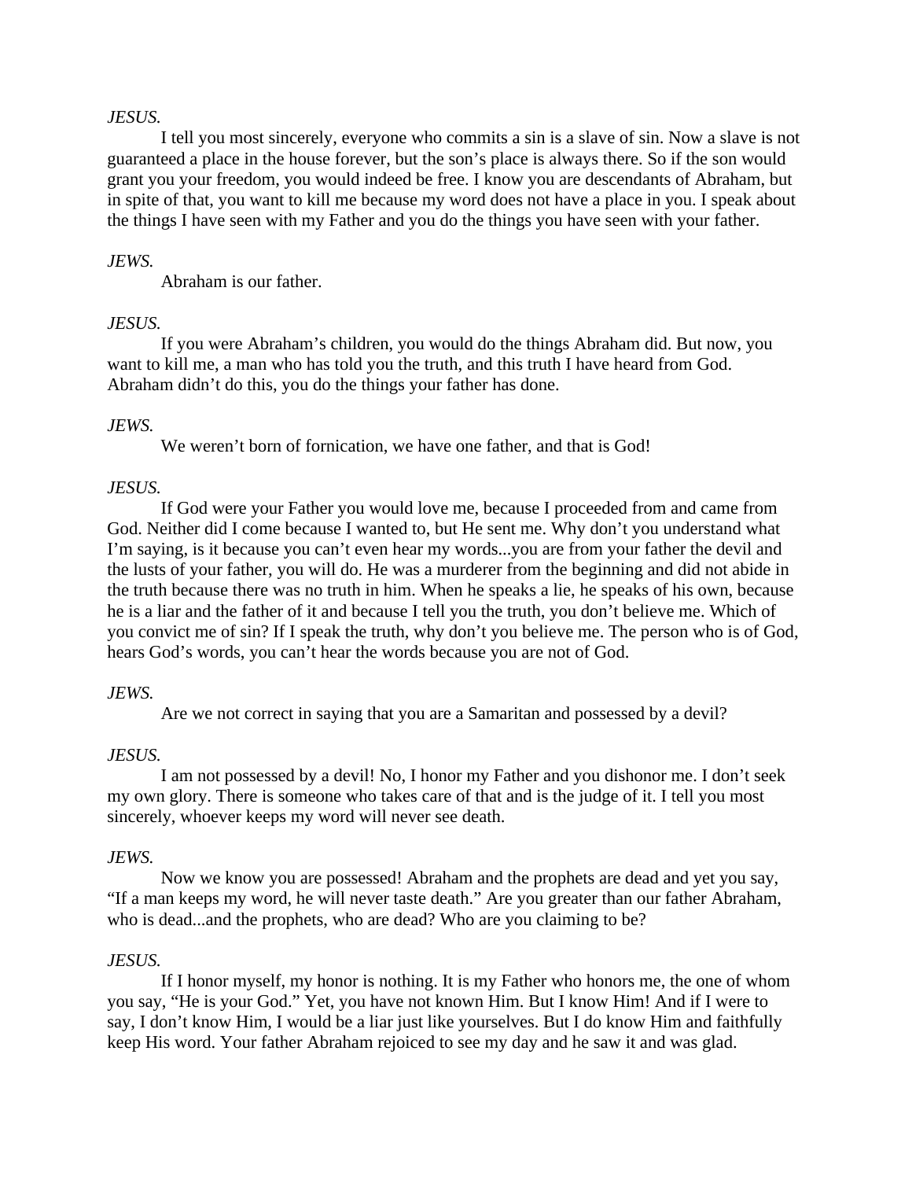*JESUS.*

I tell you most sincerely, everyone who commits a sin is a slave of sin. Now a slave is not guaranteed a place in the house forever, but the son's place is always there. So if the son would grant you your freedom, you would indeed be free. I know you are descendants of Abraham, but in spite of that, you want to kill me because my word does not have a place in you. I speak about the things I have seen with my Father and you do the things you have seen with your father.

*JEWS.*

Abraham is our father.

*JESUS.*

If you were Abraham's children, you would do the things Abraham did. But now, you want to kill me, a man who has told you the truth, and this truth I have heard from God. Abraham didn't do this, you do the things your father has done.

*JEWS.*

We weren't born of fornication, we have one father, and that is God!

*JESUS.*

If God were your Father you would love me, because I proceeded from and came from God. Neither did I come because I wanted to, but He sent me. Why don't you understand what I'm saying, is it because you can't even hear my words...you are from your father the devil and the lusts of your father, you will do. He was a murderer from the beginning and did not abide in the truth because there was no truth in him. When he speaks a lie, he speaks of his own, because he is a liar and the father of it and because I tell you the truth, you don't believe me. Which of you convict me of sin? If I speak the truth, why don't you believe me. The person who is of God, hears God's words, you can't hear the words because you are not of God.

*JEWS.*

Are we not correct in saying that you are a Samaritan and possessed by a devil?

*JESUS.*

I am not possessed by a devil! No, I honor my Father and you dishonor me. I don't seek my own glory. There is someone who takes care of that and is the judge of it. I tell you most sincerely, whoever keeps my word will never see death.

*JEWS.*

Now we know you are possessed! Abraham and the prophets are dead and yet you say, "If a man keeps my word, he will never taste death." Are you greater than our father Abraham, who is dead...and the prophets, who are dead? Who are you claiming to be?

*JESUS.*

If I honor myself, my honor is nothing. It is my Father who honors me, the one of whom you say, "He is your God." Yet, you have not known Him. But I know Him! And if I were to say, I don't know Him, I would be a liar just like yourselves. But I do know Him and faithfully keep His word. Your father Abraham rejoiced to see my day and he saw it and was glad.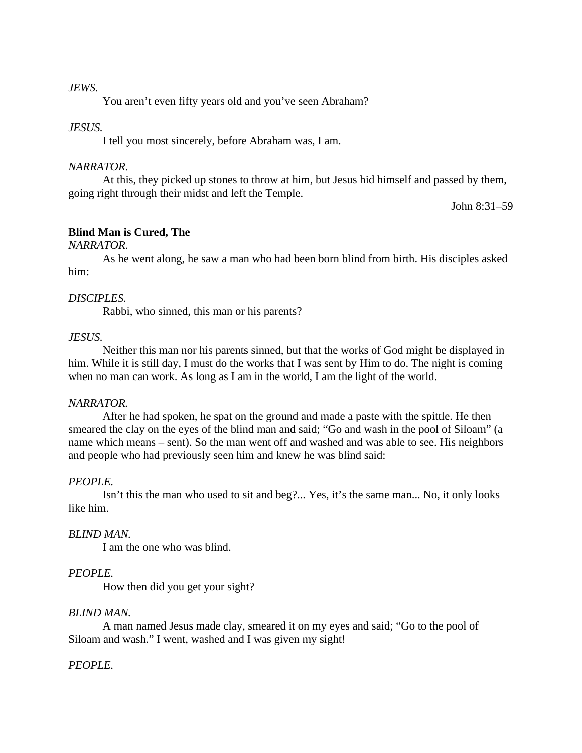*JEWS.*

You aren’t even fifty years old and you’ve seen Abraham?

*JESUS.*

I tell you most sincerely, before Abraham was, I am.

*NARRATOR.*

At this, they picked up stones to throw at him, but Jesus hid himself and passed by them, going right through their midst and left the Temple.

John 8:31–59

**Blind Man is Cured, The**

*NARRATOR.*

As he went along, he saw a man who had been born blind from birth. His disciples asked him:

*DISCIPLES.*

Rabbi, who sinned, this man or his parents?

*JESUS.*

Neither this man nor his parents sinned, but that the works of God might be displayed in him. While it is still day, I must do the works that I was sent by Him to do. The night is coming when no man can work. As long as I am in the world, I am the light of the world.

*NARRATOR.*

After he had spoken, he spat on the ground and made a paste with the spittle. He then smeared the clay on the eyes of the blind man and said; “Go and wash in the pool of Siloam” (a name which means – sent). So the man went off and washed and was able to see. His neighbors and people who had previously seen him and knew he was blind said:

*PEOPLE.*

Isn’t this the man who used to sit and beg?... Yes, it’s the same man... No, it only looks like him.

*BLIND MAN.*

I am the one who was blind.

*PEOPLE.*

How then did you get your sight?

*BLIND MAN.*

A man named Jesus made clay, smeared it on my eyes and said; “Go to the pool of Siloam and wash.” I went, washed and I was given my sight!

*PEOPLE.*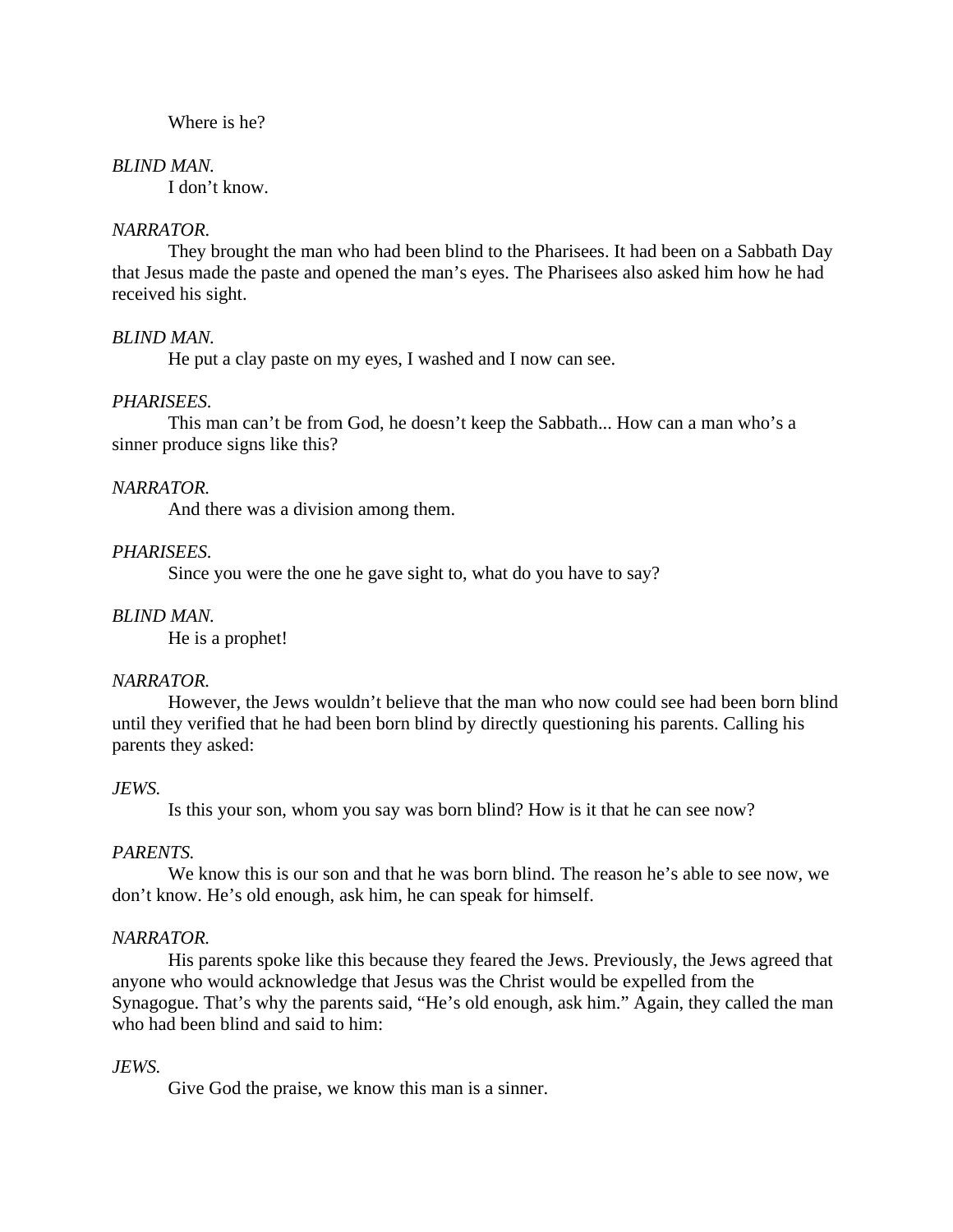Where is he?

*BLIND MAN.*

I don't know.

*NARRATOR.*

They brought the man who had been blind to the Pharisees. It had been on a Sabbath Day that Jesus made the paste and opened the man's eyes. The Pharisees also asked him how he had received his sight.

*BLIND MAN.*

He put a clay paste on my eyes, I washed and I now can see.

*PHARISEES.*

This man can't be from God, he doesn't keep the Sabbath... How can a man who's a sinner produce signs like this?

*NARRATOR.*

And there was a division among them.

*PHARISEES.*

Since you were the one he gave sight to, what do you have to say?

*BLIND MAN.*

He is a prophet!

*NARRATOR.*

However, the Jews wouldn't believe that the man who now could see had been born blind until they verified that he had been born blind by directly questioning his parents. Calling his parents they asked:

*JEWS.*

Is this your son, whom you say was born blind? How is it that he can see now?

*PARENTS.*

We know this is our son and that he was born blind. The reason he's able to see now, we don't know. He's old enough, ask him, he can speak for himself.

*NARRATOR.*

His parents spoke like this because they feared the Jews. Previously, the Jews agreed that anyone who would acknowledge that Jesus was the Christ would be expelled from the Synagogue. That's why the parents said, "He's old enough, ask him." Again, they called the man who had been blind and said to him:

*JEWS.*

Give God the praise, we know this man is a sinner.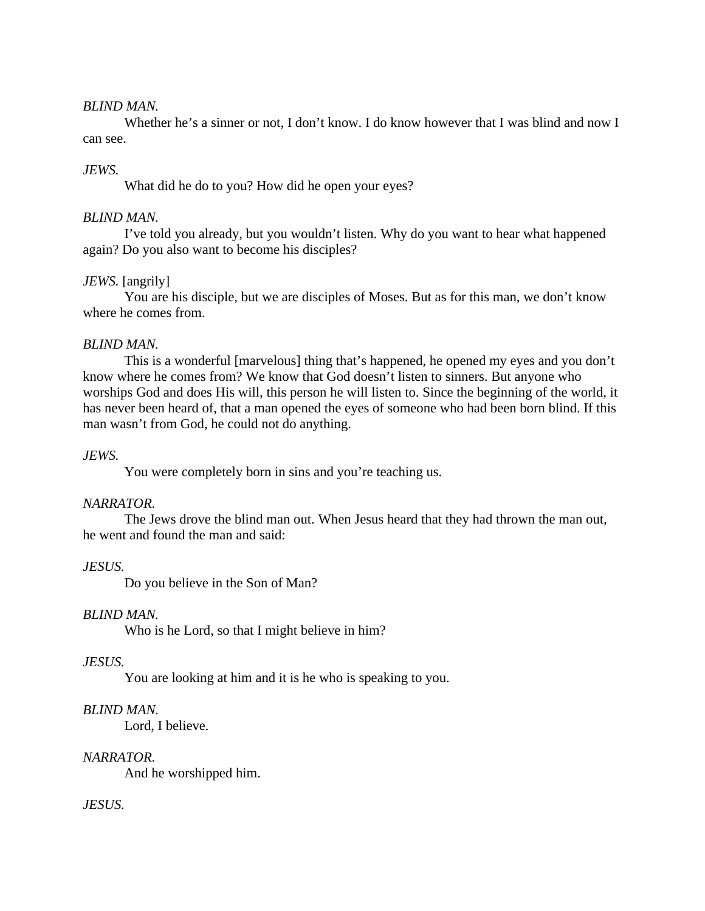*BLIND MAN.*

Whether he's a sinner or not, I don't know. I do know however that I was blind and now I can see.

*JEWS.*

What did he do to you? How did he open your eyes?

*BLIND MAN.*

I've told you already, but you wouldn't listen. Why do you want to hear what happened again? Do you also want to become his disciples?

*JEWS.* [angrily]

You are his disciple, but we are disciples of Moses. But as for this man, we don't know where he comes from.

*BLIND MAN.*

This is a wonderful [marvelous] thing that's happened, he opened my eyes and you don't know where he comes from? We know that God doesn't listen to sinners. But anyone who worships God and does His will, this person he will listen to. Since the beginning of the world, it has never been heard of, that a man opened the eyes of someone who had been born blind. If this man wasn't from God, he could not do anything.

*JEWS.*

You were completely born in sins and you're teaching us.

*NARRATOR.*

The Jews drove the blind man out. When Jesus heard that they had thrown the man out, he went and found the man and said:

*JESUS.*

Do you believe in the Son of Man?

*BLIND MAN.*

Who is he Lord, so that I might believe in him?

*JESUS.*

You are looking at him and it is he who is speaking to you.

*BLIND MAN.*

Lord, I believe.

*NARRATOR.*

And he worshipped him.

*JESUS.*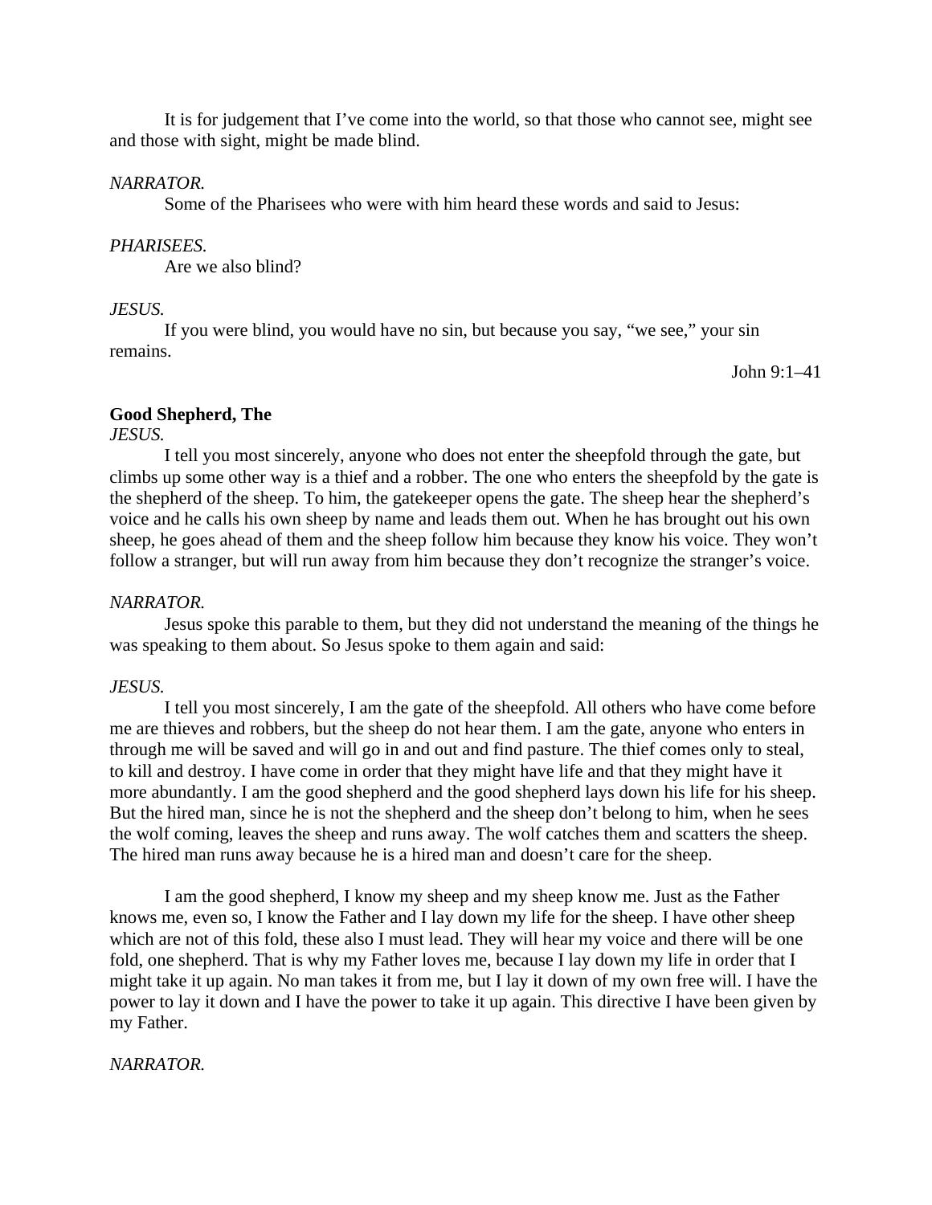It is for judgement that I've come into the world, so that those who cannot see, might see and those with sight, might be made blind.

*NARRATOR.*

Some of the Pharisees who were with him heard these words and said to Jesus:

*PHARISEES.*

Are we also blind?

*JESUS.*

If you were blind, you would have no sin, but because you say, "we see," your sin remains.

John 9:1–41

**Good Shepherd, The**

*JESUS.*

I tell you most sincerely, anyone who does not enter the sheepfold through the gate, but climbs up some other way is a thief and a robber. The one who enters the sheepfold by the gate is the shepherd of the sheep. To him, the gatekeeper opens the gate. The sheep hear the shepherd's voice and he calls his own sheep by name and leads them out. When he has brought out his own sheep, he goes ahead of them and the sheep follow him because they know his voice. They won't follow a stranger, but will run away from him because they don't recognize the stranger's voice.

*NARRATOR.*

Jesus spoke this parable to them, but they did not understand the meaning of the things he was speaking to them about. So Jesus spoke to them again and said:

*JESUS.*

I tell you most sincerely, I am the gate of the sheepfold. All others who have come before me are thieves and robbers, but the sheep do not hear them. I am the gate, anyone who enters in through me will be saved and will go in and out and find pasture. The thief comes only to steal, to kill and destroy. I have come in order that they might have life and that they might have it more abundantly. I am the good shepherd and the good shepherd lays down his life for his sheep. But the hired man, since he is not the shepherd and the sheep don't belong to him, when he sees the wolf coming, leaves the sheep and runs away. The wolf catches them and scatters the sheep. The hired man runs away because he is a hired man and doesn't care for the sheep.

I am the good shepherd, I know my sheep and my sheep know me. Just as the Father knows me, even so, I know the Father and I lay down my life for the sheep. I have other sheep which are not of this fold, these also I must lead. They will hear my voice and there will be one fold, one shepherd. That is why my Father loves me, because I lay down my life in order that I might take it up again. No man takes it from me, but I lay it down of my own free will. I have the power to lay it down and I have the power to take it up again. This directive I have been given by my Father.

*NARRATOR.*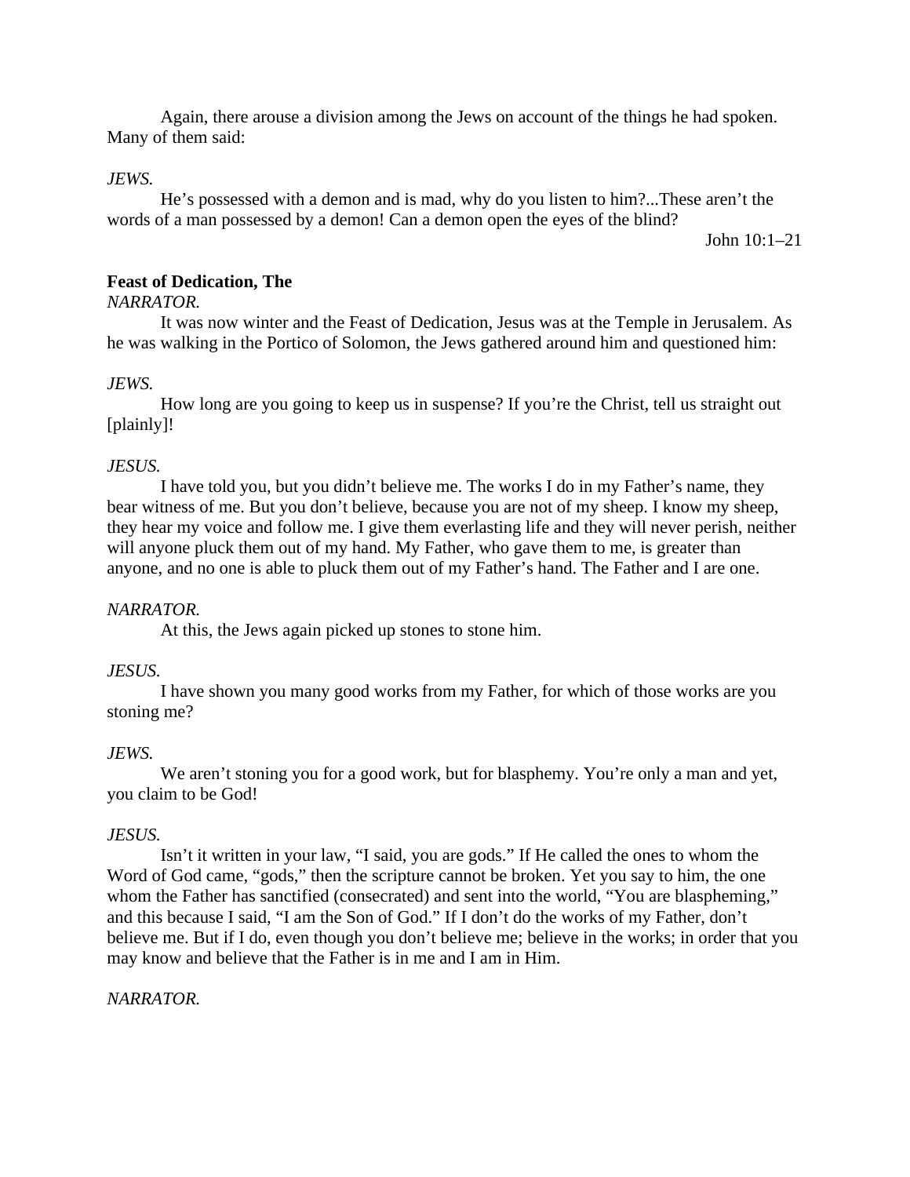Again, there arouse a division among the Jews on account of the things he had spoken. Many of them said:

*JEWS.*

He's possessed with a demon and is mad, why do you listen to him?...These aren't the words of a man possessed by a demon! Can a demon open the eyes of the blind?

John 10:1–21

**Feast of Dedication, The**

*NARRATOR.*

It was now winter and the Feast of Dedication, Jesus was at the Temple in Jerusalem. As he was walking in the Portico of Solomon, the Jews gathered around him and questioned him:

*JEWS.*

How long are you going to keep us in suspense? If you're the Christ, tell us straight out [plainly]!

*JESUS.*

I have told you, but you didn't believe me. The works I do in my Father's name, they bear witness of me. But you don't believe, because you are not of my sheep. I know my sheep, they hear my voice and follow me. I give them everlasting life and they will never perish, neither will anyone pluck them out of my hand. My Father, who gave them to me, is greater than anyone, and no one is able to pluck them out of my Father's hand. The Father and I are one.

*NARRATOR.*

At this, the Jews again picked up stones to stone him.

*JESUS.*

I have shown you many good works from my Father, for which of those works are you stoning me?

*JEWS.*

We aren't stoning you for a good work, but for blasphemy. You're only a man and yet, you claim to be God!

*JESUS.*

Isn't it written in your law, "I said, you are gods." If He called the ones to whom the Word of God came, "gods," then the scripture cannot be broken. Yet you say to him, the one whom the Father has sanctified (consecrated) and sent into the world, "You are blaspheming," and this because I said, "I am the Son of God." If I don't do the works of my Father, don't believe me. But if I do, even though you don't believe me; believe in the works; in order that you may know and believe that the Father is in me and I am in Him.

*NARRATOR.*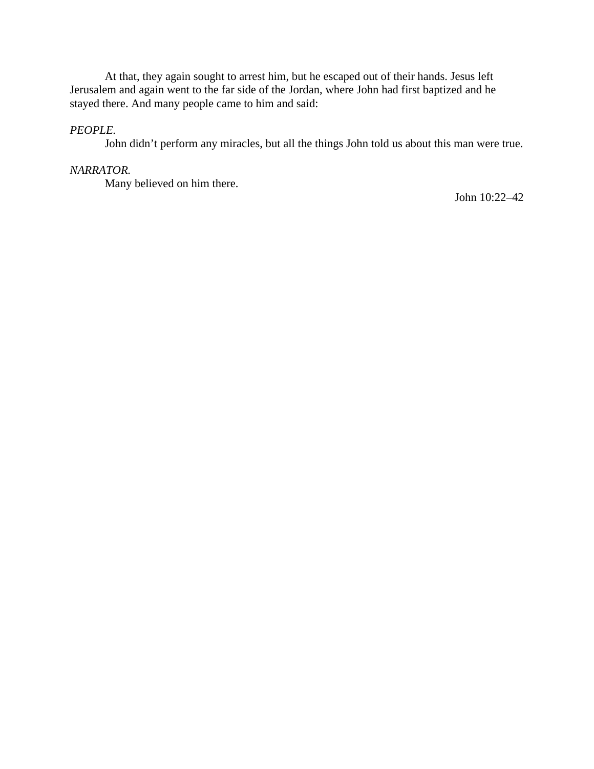At that, they again sought to arrest him, but he escaped out of their hands. Jesus left Jerusalem and again went to the far side of the Jordan, where John had first baptized and he stayed there. And many people came to him and said:

*PEOPLE.*

John didn't perform any miracles, but all the things John told us about this man were true.

*NARRATOR.*

Many believed on him there.

John 10:22–42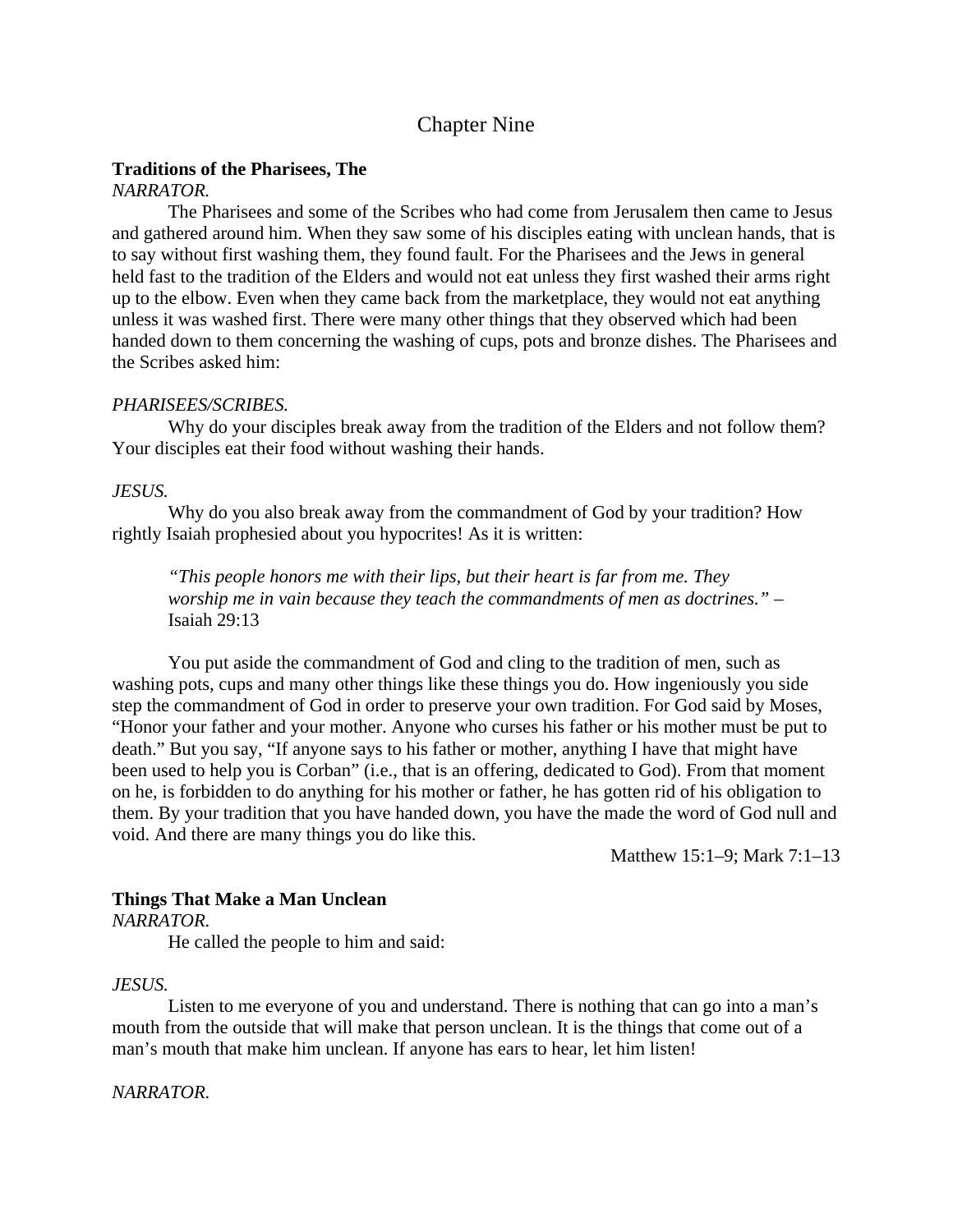## Chapter Nine

**Traditions of the Pharisees, The**

*NARRATOR.*

The Pharisees and some of the Scribes who had come from Jerusalem then came to Jesus and gathered around him. When they saw some of his disciples eating with unclean hands, that is to say without first washing them, they found fault. For the Pharisees and the Jews in general held fast to the tradition of the Elders and would not eat unless they first washed their arms right up to the elbow. Even when they came back from the marketplace, they would not eat anything unless it was washed first. There were many other things that they observed which had been handed down to them concerning the washing of cups, pots and bronze dishes. The Pharisees and the Scribes asked him:

*PHARISEES/SCRIBES.*

Why do your disciples break away from the tradition of the Elders and not follow them? Your disciples eat their food without washing their hands.

*JESUS.*

Why do you also break away from the commandment of God by your tradition? How rightly Isaiah prophesied about you hypocrites! As it is written:

> *"This people honors me with their lips, but their heart is far from me. They worship me in vain because they teach the commandments of men as doctrines."* – Isaiah 29:13

You put aside the commandment of God and cling to the tradition of men, such as washing pots, cups and many other things like these things you do. How ingeniously you side step the commandment of God in order to preserve your own tradition. For God said by Moses, "Honor your father and your mother. Anyone who curses his father or his mother must be put to death." But you say, "If anyone says to his father or mother, anything I have that might have been used to help you is Corban" (i.e., that is an offering, dedicated to God). From that moment on he, is forbidden to do anything for his mother or father, he has gotten rid of his obligation to them. By your tradition that you have handed down, you have the made the word of God null and void. And there are many things you do like this.

Matthew 15:1–9; Mark 7:1–13

**Things That Make a Man Unclean**

*NARRATOR.*

He called the people to him and said:

*JESUS.*

Listen to me everyone of you and understand. There is nothing that can go into a man's mouth from the outside that will make that person unclean. It is the things that come out of a man's mouth that make him unclean. If anyone has ears to hear, let him listen!

*NARRATOR.*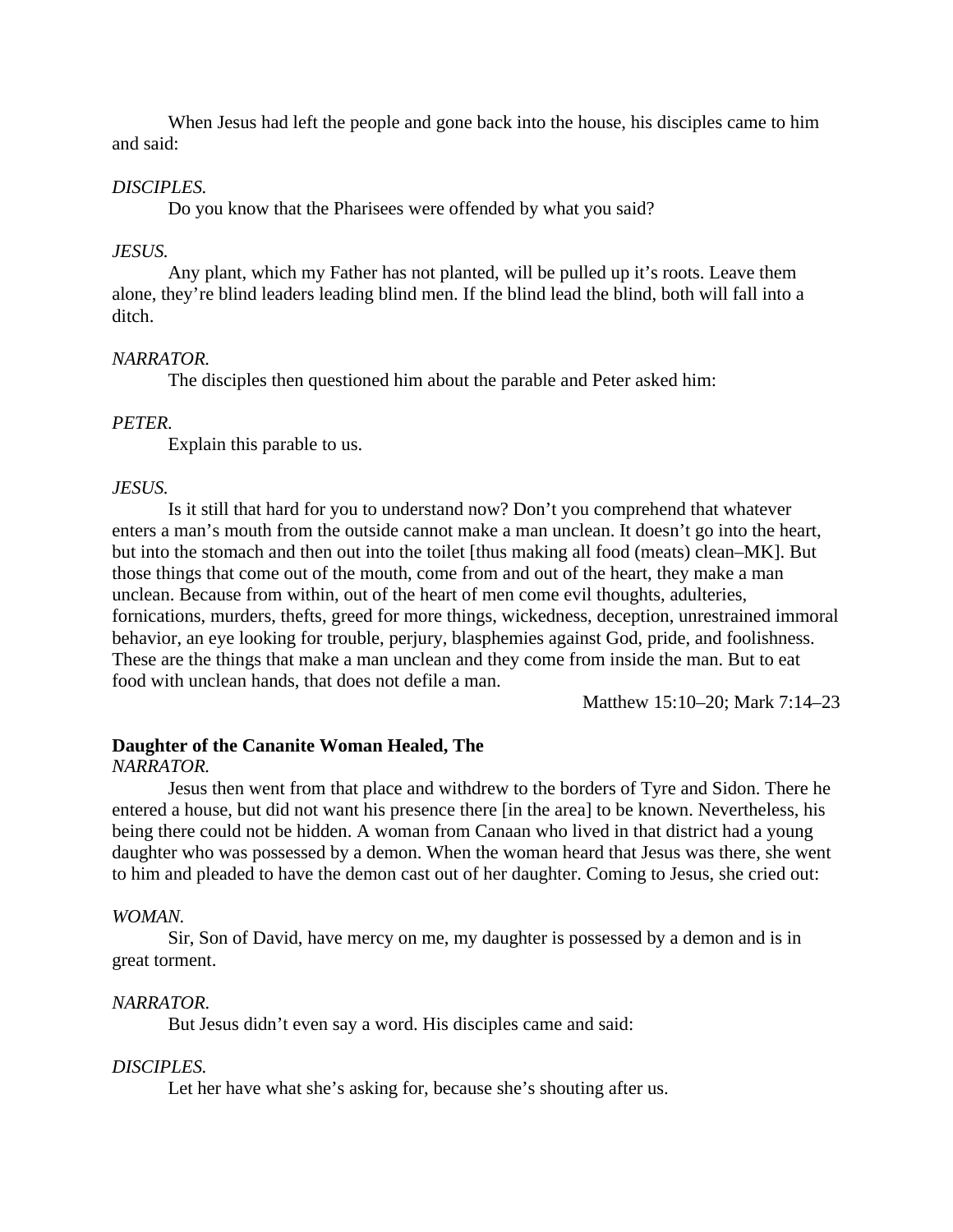When Jesus had left the people and gone back into the house, his disciples came to him and said:

*DISCIPLES.*

Do you know that the Pharisees were offended by what you said?

*JESUS.*

Any plant, which my Father has not planted, will be pulled up it's roots. Leave them alone, they're blind leaders leading blind men. If the blind lead the blind, both will fall into a ditch.

*NARRATOR.*

The disciples then questioned him about the parable and Peter asked him:

*PETER.*

Explain this parable to us.

*JESUS.*

Is it still that hard for you to understand now? Don't you comprehend that whatever enters a man's mouth from the outside cannot make a man unclean. It doesn't go into the heart, but into the stomach and then out into the toilet [thus making all food (meats) clean–MK]. But those things that come out of the mouth, come from and out of the heart, they make a man unclean. Because from within, out of the heart of men come evil thoughts, adulteries, fornications, murders, thefts, greed for more things, wickedness, deception, unrestrained immoral behavior, an eye looking for trouble, perjury, blasphemies against God, pride, and foolishness. These are the things that make a man unclean and they come from inside the man. But to eat food with unclean hands, that does not defile a man.

Matthew 15:10–20; Mark 7:14–23

**Daughter of the Cananite Woman Healed, The**

*NARRATOR.*

Jesus then went from that place and withdrew to the borders of Tyre and Sidon. There he entered a house, but did not want his presence there [in the area] to be known. Nevertheless, his being there could not be hidden. A woman from Canaan who lived in that district had a young daughter who was possessed by a demon. When the woman heard that Jesus was there, she went to him and pleaded to have the demon cast out of her daughter. Coming to Jesus, she cried out:

*WOMAN.*

Sir, Son of David, have mercy on me, my daughter is possessed by a demon and is in great torment.

*NARRATOR.*

But Jesus didn't even say a word. His disciples came and said:

*DISCIPLES.*

Let her have what she's asking for, because she's shouting after us.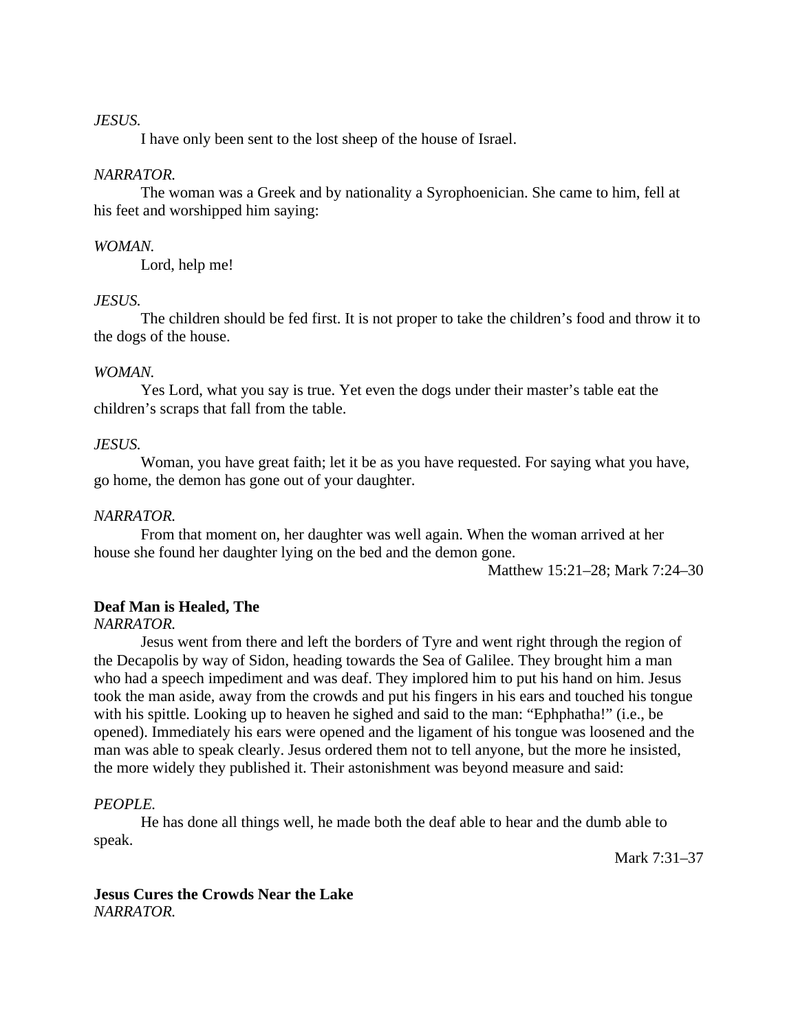*JESUS.*

I have only been sent to the lost sheep of the house of Israel.

*NARRATOR.*

The woman was a Greek and by nationality a Syrophoenician. She came to him, fell at his feet and worshipped him saying:

*WOMAN.*

Lord, help me!

*JESUS.*

The children should be fed first. It is not proper to take the children's food and throw it to the dogs of the house.

*WOMAN.*

Yes Lord, what you say is true. Yet even the dogs under their master's table eat the children's scraps that fall from the table.

*JESUS.*

Woman, you have great faith; let it be as you have requested. For saying what you have, go home, the demon has gone out of your daughter.

*NARRATOR.*

From that moment on, her daughter was well again. When the woman arrived at her house she found her daughter lying on the bed and the demon gone.

Matthew 15:21–28; Mark 7:24–30

**Deaf Man is Healed, The**

*NARRATOR.*

Jesus went from there and left the borders of Tyre and went right through the region of the Decapolis by way of Sidon, heading towards the Sea of Galilee. They brought him a man who had a speech impediment and was deaf. They implored him to put his hand on him. Jesus took the man aside, away from the crowds and put his fingers in his ears and touched his tongue with his spittle. Looking up to heaven he sighed and said to the man: "Ephphatha!" (i.e., be opened). Immediately his ears were opened and the ligament of his tongue was loosened and the man was able to speak clearly. Jesus ordered them not to tell anyone, but the more he insisted, the more widely they published it. Their astonishment was beyond measure and said:

*PEOPLE.*

He has done all things well, he made both the deaf able to hear and the dumb able to speak.

Mark 7:31–37

**Jesus Cures the Crowds Near the Lake**

*NARRATOR.*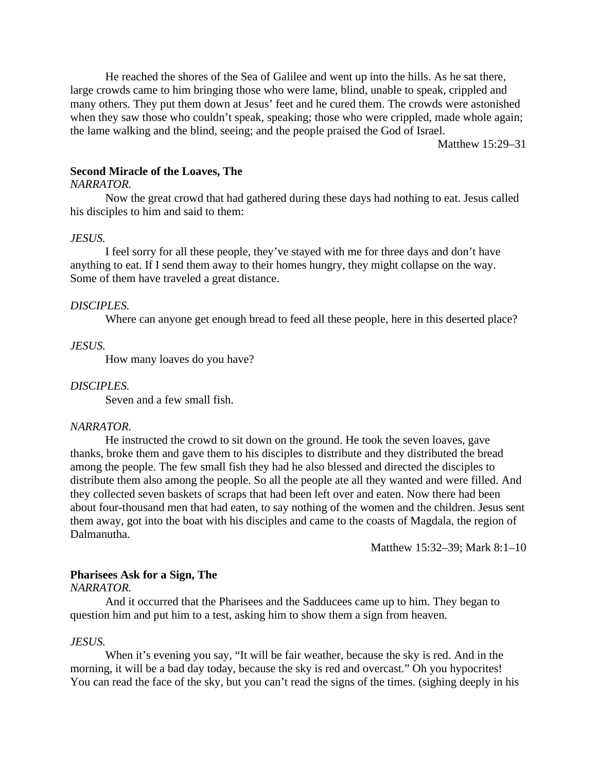He reached the shores of the Sea of Galilee and went up into the hills. As he sat there, large crowds came to him bringing those who were lame, blind, unable to speak, crippled and many others. They put them down at Jesus' feet and he cured them. The crowds were astonished when they saw those who couldn't speak, speaking; those who were crippled, made whole again; the lame walking and the blind, seeing; and the people praised the God of Israel.

Matthew 15:29–31

**Second Miracle of the Loaves, The**

*NARRATOR.*

Now the great crowd that had gathered during these days had nothing to eat. Jesus called his disciples to him and said to them:

*JESUS.*

I feel sorry for all these people, they've stayed with me for three days and don't have anything to eat. If I send them away to their homes hungry, they might collapse on the way. Some of them have traveled a great distance.

*DISCIPLES.*

Where can anyone get enough bread to feed all these people, here in this deserted place?

*JESUS.*

How many loaves do you have?

*DISCIPLES.*

Seven and a few small fish.

*NARRATOR.*

He instructed the crowd to sit down on the ground. He took the seven loaves, gave thanks, broke them and gave them to his disciples to distribute and they distributed the bread among the people. The few small fish they had he also blessed and directed the disciples to distribute them also among the people. So all the people ate all they wanted and were filled. And they collected seven baskets of scraps that had been left over and eaten. Now there had been about four-thousand men that had eaten, to say nothing of the women and the children. Jesus sent them away, got into the boat with his disciples and came to the coasts of Magdala, the region of Dalmanutha.

Matthew 15:32–39; Mark 8:1–10

**Pharisees Ask for a Sign, The**

*NARRATOR.*

And it occurred that the Pharisees and the Sadducees came up to him. They began to question him and put him to a test, asking him to show them a sign from heaven.

*JESUS.*

When it's evening you say, "It will be fair weather, because the sky is red. And in the morning, it will be a bad day today, because the sky is red and overcast." Oh you hypocrites! You can read the face of the sky, but you can't read the signs of the times. (sighing deeply in his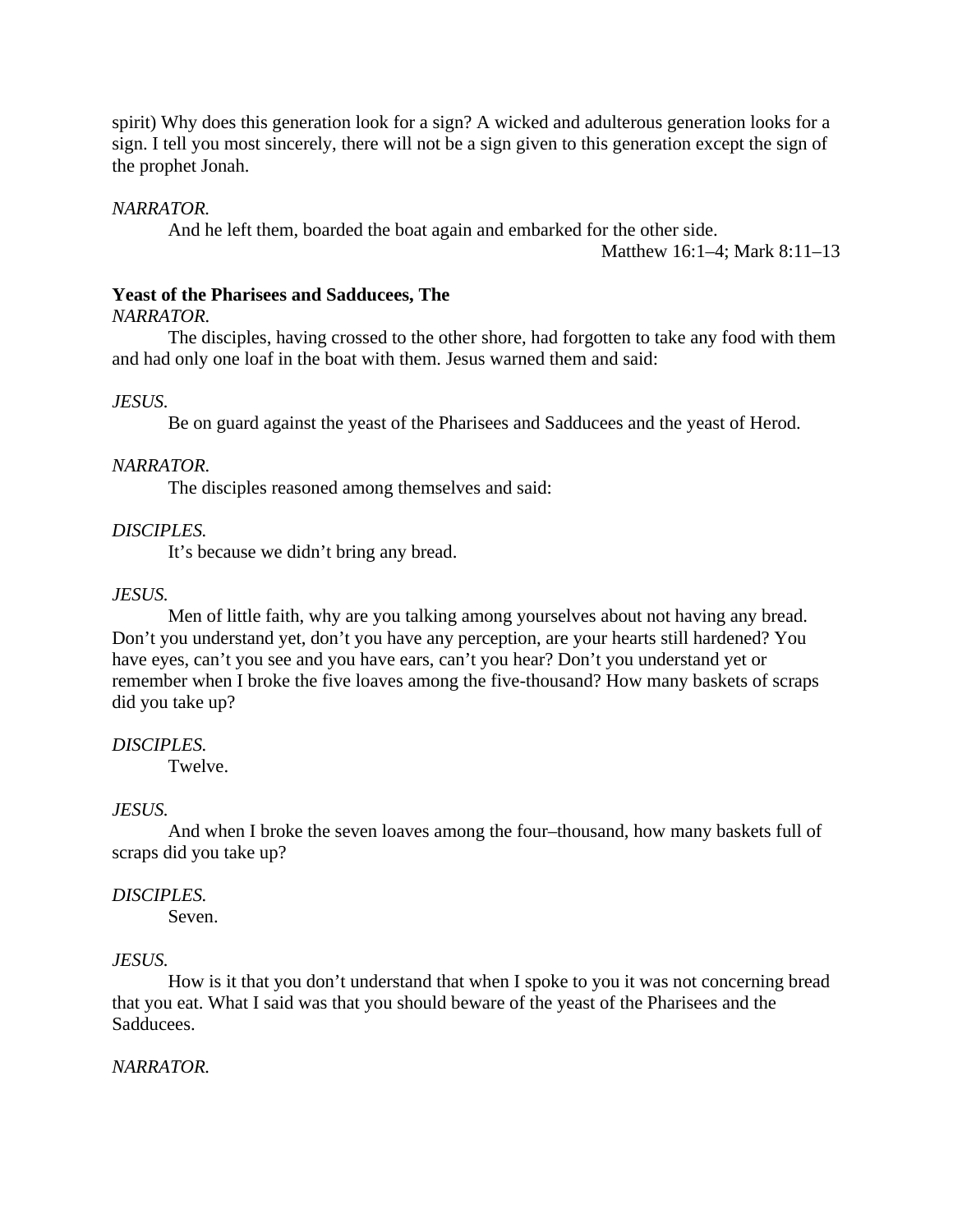spirit) Why does this generation look for a sign? A wicked and adulterous generation looks for a sign. I tell you most sincerely, there will not be a sign given to this generation except the sign of the prophet Jonah.

*NARRATOR.*

And he left them, boarded the boat again and embarked for the other side.

Matthew 16:1–4; Mark 8:11–13

**Yeast of the Pharisees and Sadducees, The**

*NARRATOR.*

The disciples, having crossed to the other shore, had forgotten to take any food with them and had only one loaf in the boat with them. Jesus warned them and said:

*JESUS.*

Be on guard against the yeast of the Pharisees and Sadducees and the yeast of Herod.

*NARRATOR.*

The disciples reasoned among themselves and said:

*DISCIPLES.*

It's because we didn't bring any bread.

*JESUS.*

Men of little faith, why are you talking among yourselves about not having any bread. Don't you understand yet, don't you have any perception, are your hearts still hardened? You have eyes, can't you see and you have ears, can't you hear? Don't you understand yet or remember when I broke the five loaves among the five-thousand? How many baskets of scraps did you take up?

*DISCIPLES.*

Twelve.

*JESUS.*

And when I broke the seven loaves among the four–thousand, how many baskets full of scraps did you take up?

*DISCIPLES.*

Seven.

*JESUS.*

How is it that you don't understand that when I spoke to you it was not concerning bread that you eat. What I said was that you should beware of the yeast of the Pharisees and the Sadducees.

*NARRATOR.*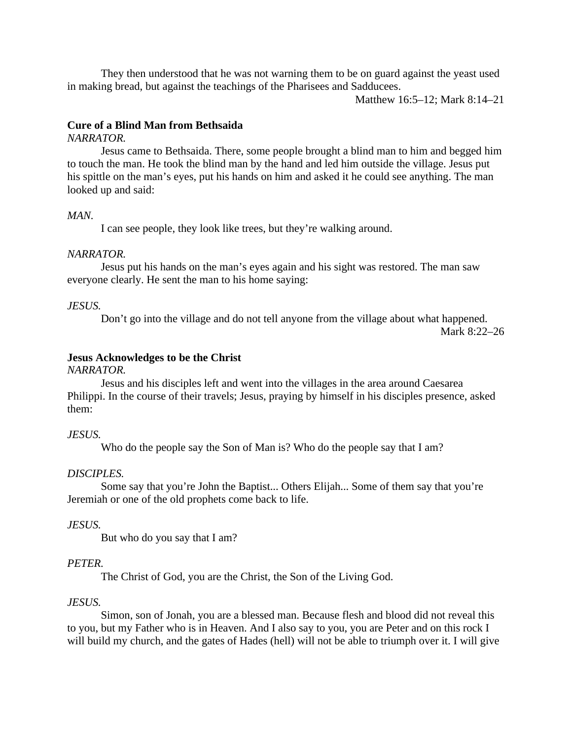They then understood that he was not warning them to be on guard against the yeast used in making bread, but against the teachings of the Pharisees and Sadducees.

Matthew 16:5–12; Mark 8:14–21

**Cure of a Blind Man from Bethsaida**

*NARRATOR.*

Jesus came to Bethsaida. There, some people brought a blind man to him and begged him to touch the man. He took the blind man by the hand and led him outside the village. Jesus put his spittle on the man's eyes, put his hands on him and asked it he could see anything. The man looked up and said:

*MAN.*

I can see people, they look like trees, but they're walking around.

*NARRATOR.*

Jesus put his hands on the man's eyes again and his sight was restored. The man saw everyone clearly. He sent the man to his home saying:

*JESUS.*

Don't go into the village and do not tell anyone from the village about what happened.

Mark 8:22–26

**Jesus Acknowledges to be the Christ**

*NARRATOR.*

Jesus and his disciples left and went into the villages in the area around Caesarea Philippi. In the course of their travels; Jesus, praying by himself in his disciples presence, asked them:

*JESUS.*

Who do the people say the Son of Man is? Who do the people say that I am?

*DISCIPLES.*

Some say that you're John the Baptist... Others Elijah... Some of them say that you're Jeremiah or one of the old prophets come back to life.

*JESUS.*

But who do you say that I am?

*PETER.*

The Christ of God, you are the Christ, the Son of the Living God.

*JESUS.*

Simon, son of Jonah, you are a blessed man. Because flesh and blood did not reveal this to you, but my Father who is in Heaven. And I also say to you, you are Peter and on this rock I will build my church, and the gates of Hades (hell) will not be able to triumph over it. I will give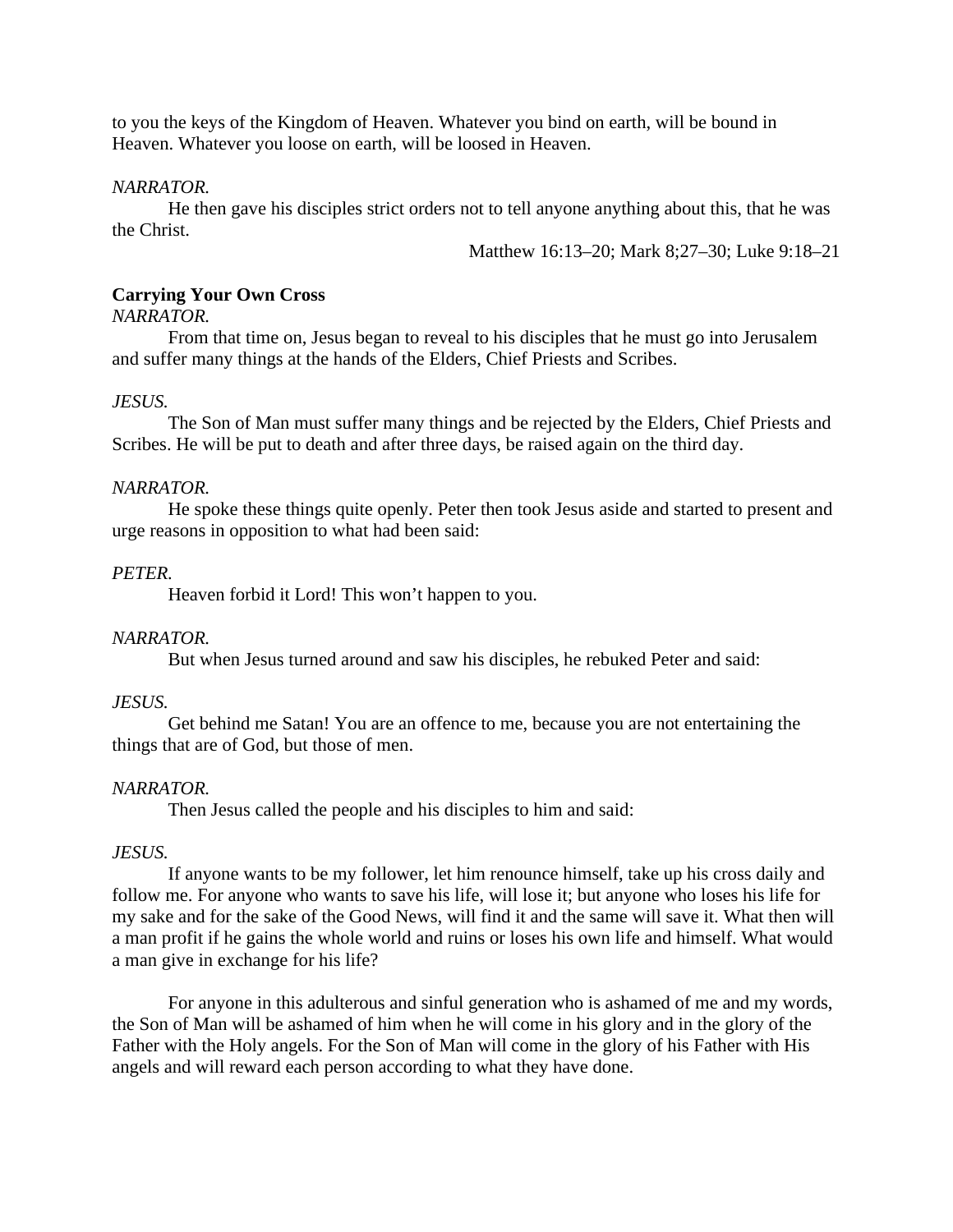to you the keys of the Kingdom of Heaven. Whatever you bind on earth, will be bound in Heaven. Whatever you loose on earth, will be loosed in Heaven.

*NARRATOR.*

He then gave his disciples strict orders not to tell anyone anything about this, that he was the Christ.

Matthew 16:13–20; Mark 8;27–30; Luke 9:18–21

**Carrying Your Own Cross**

*NARRATOR.*

From that time on, Jesus began to reveal to his disciples that he must go into Jerusalem and suffer many things at the hands of the Elders, Chief Priests and Scribes.

*JESUS.*

The Son of Man must suffer many things and be rejected by the Elders, Chief Priests and Scribes. He will be put to death and after three days, be raised again on the third day.

*NARRATOR.*

He spoke these things quite openly. Peter then took Jesus aside and started to present and urge reasons in opposition to what had been said:

*PETER.*

Heaven forbid it Lord! This won't happen to you.

*NARRATOR.*

But when Jesus turned around and saw his disciples, he rebuked Peter and said:

*JESUS.*

Get behind me Satan! You are an offence to me, because you are not entertaining the things that are of God, but those of men.

*NARRATOR.*

Then Jesus called the people and his disciples to him and said:

*JESUS.*

If anyone wants to be my follower, let him renounce himself, take up his cross daily and follow me. For anyone who wants to save his life, will lose it; but anyone who loses his life for my sake and for the sake of the Good News, will find it and the same will save it. What then will a man profit if he gains the whole world and ruins or loses his own life and himself. What would a man give in exchange for his life?

For anyone in this adulterous and sinful generation who is ashamed of me and my words, the Son of Man will be ashamed of him when he will come in his glory and in the glory of the Father with the Holy angels. For the Son of Man will come in the glory of his Father with His angels and will reward each person according to what they have done.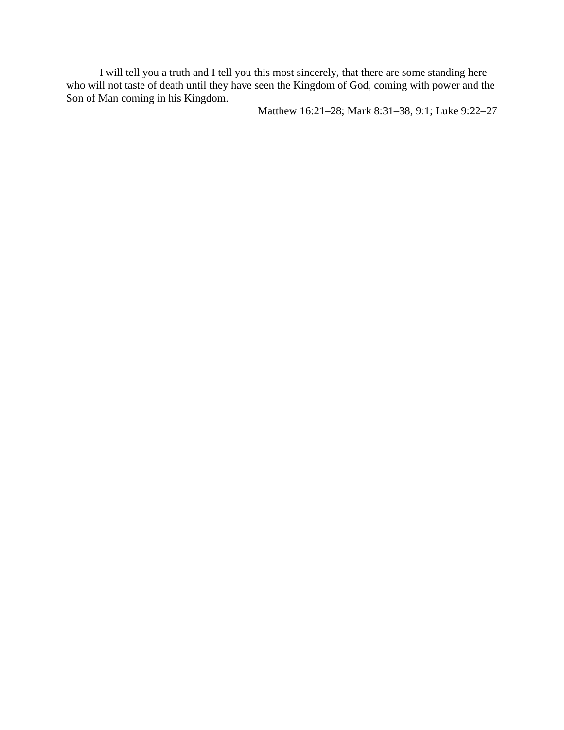I will tell you a truth and I tell you this most sincerely, that there are some standing here who will not taste of death until they have seen the Kingdom of God, coming with power and the Son of Man coming in his Kingdom.

Matthew 16:21–28; Mark 8:31–38, 9:1; Luke 9:22–27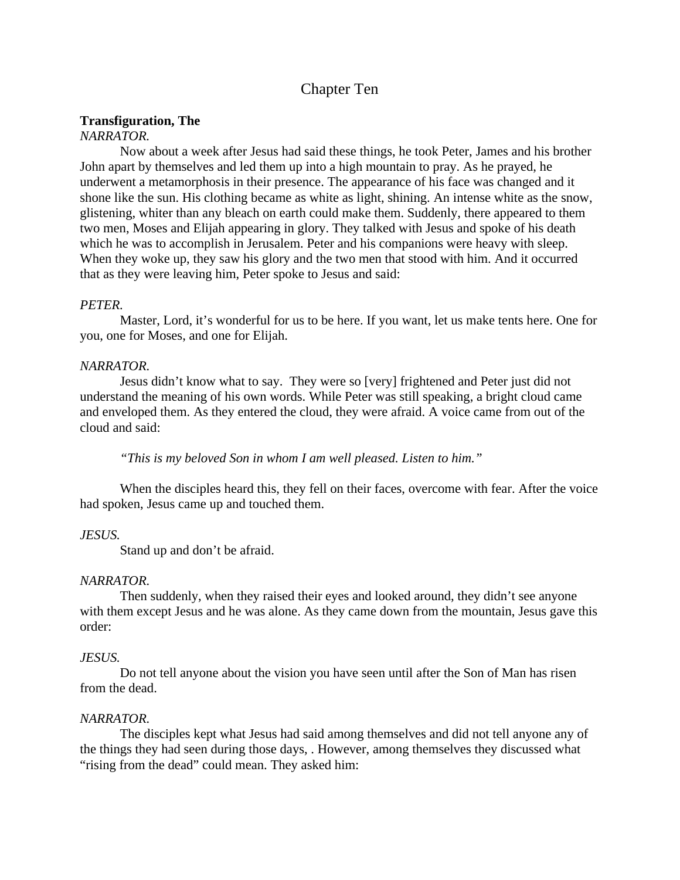# Chapter Ten

**Transfiguration, The**

*NARRATOR.*

Now about a week after Jesus had said these things, he took Peter, James and his brother John apart by themselves and led them up into a high mountain to pray. As he prayed, he underwent a metamorphosis in their presence. The appearance of his face was changed and it shone like the sun. His clothing became as white as light, shining. An intense white as the snow, glistening, whiter than any bleach on earth could make them. Suddenly, there appeared to them two men, Moses and Elijah appearing in glory. They talked with Jesus and spoke of his death which he was to accomplish in Jerusalem. Peter and his companions were heavy with sleep. When they woke up, they saw his glory and the two men that stood with him. And it occurred that as they were leaving him, Peter spoke to Jesus and said:

*PETER.*

Master, Lord, it's wonderful for us to be here. If you want, let us make tents here. One for you, one for Moses, and one for Elijah.

*NARRATOR.*

Jesus didn't know what to say. They were so [very] frightened and Peter just did not understand the meaning of his own words. While Peter was still speaking, a bright cloud came and enveloped them. As they entered the cloud, they were afraid. A voice came from out of the cloud and said:

*"This is my beloved Son in whom I am well pleased. Listen to him."*

When the disciples heard this, they fell on their faces, overcome with fear. After the voice had spoken, Jesus came up and touched them.

*JESUS.*

Stand up and don't be afraid.

*NARRATOR.*

Then suddenly, when they raised their eyes and looked around, they didn't see anyone with them except Jesus and he was alone. As they came down from the mountain, Jesus gave this order:

*JESUS.*

Do not tell anyone about the vision you have seen until after the Son of Man has risen from the dead.

*NARRATOR.*

The disciples kept what Jesus had said among themselves and did not tell anyone any of the things they had seen during those days, . However, among themselves they discussed what "rising from the dead" could mean. They asked him: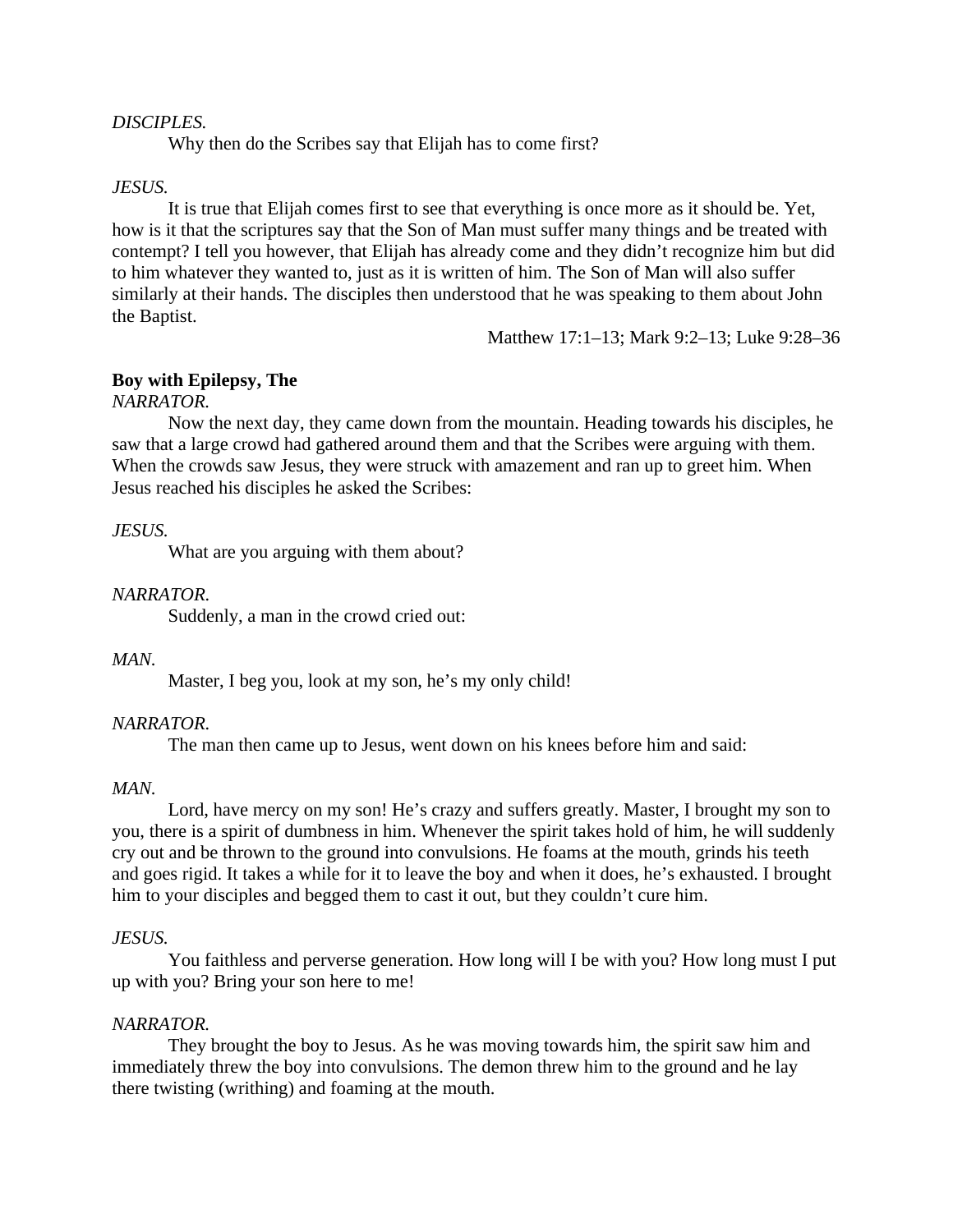*DISCIPLES.*

Why then do the Scribes say that Elijah has to come first?

*JESUS.*

It is true that Elijah comes first to see that everything is once more as it should be. Yet, how is it that the scriptures say that the Son of Man must suffer many things and be treated with contempt? I tell you however, that Elijah has already come and they didn't recognize him but did to him whatever they wanted to, just as it is written of him. The Son of Man will also suffer similarly at their hands. The disciples then understood that he was speaking to them about John the Baptist.

Matthew 17:1–13; Mark 9:2–13; Luke 9:28–36

**Boy with Epilepsy, The**

*NARRATOR.*

Now the next day, they came down from the mountain. Heading towards his disciples, he saw that a large crowd had gathered around them and that the Scribes were arguing with them. When the crowds saw Jesus, they were struck with amazement and ran up to greet him. When Jesus reached his disciples he asked the Scribes:

*JESUS.*

What are you arguing with them about?

*NARRATOR.*

Suddenly, a man in the crowd cried out:

*MAN.*

Master, I beg you, look at my son, he's my only child!

*NARRATOR.*

The man then came up to Jesus, went down on his knees before him and said:

*MAN.*

Lord, have mercy on my son! He's crazy and suffers greatly. Master, I brought my son to you, there is a spirit of dumbness in him. Whenever the spirit takes hold of him, he will suddenly cry out and be thrown to the ground into convulsions. He foams at the mouth, grinds his teeth and goes rigid. It takes a while for it to leave the boy and when it does, he's exhausted. I brought him to your disciples and begged them to cast it out, but they couldn't cure him.

*JESUS.*

You faithless and perverse generation. How long will I be with you? How long must I put up with you? Bring your son here to me!

*NARRATOR.*

They brought the boy to Jesus. As he was moving towards him, the spirit saw him and immediately threw the boy into convulsions. The demon threw him to the ground and he lay there twisting (writhing) and foaming at the mouth.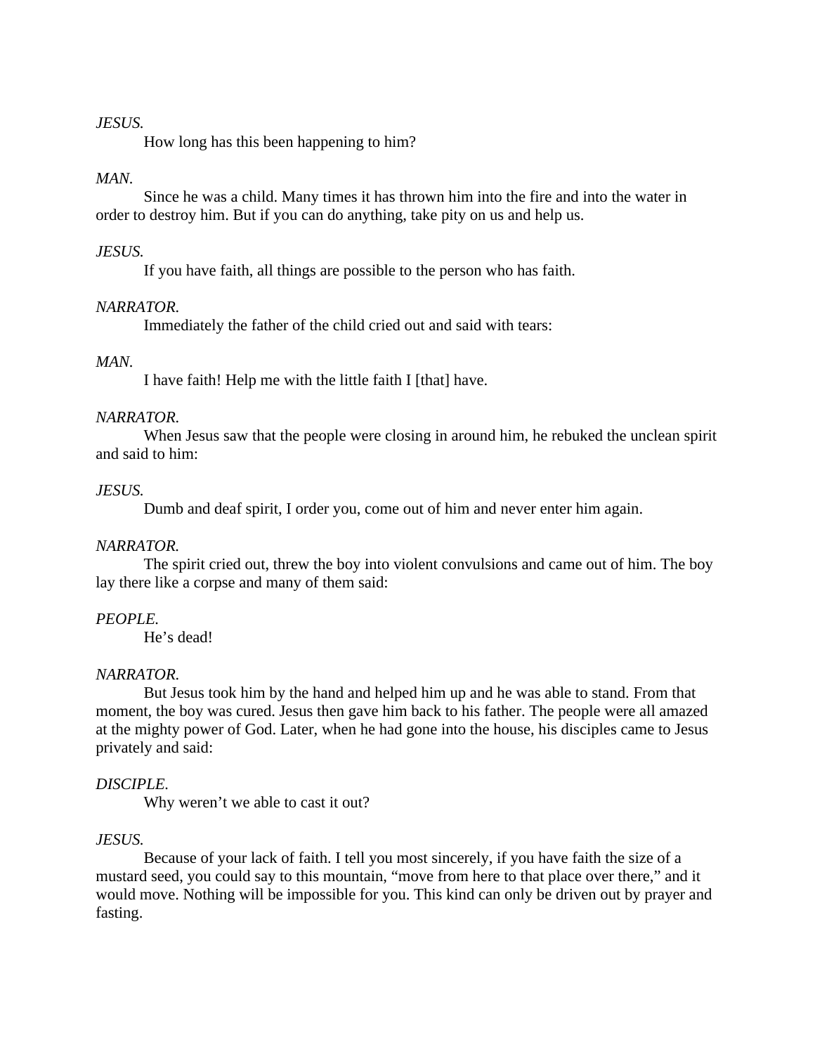*JESUS.*

How long has this been happening to him?

*MAN.*

Since he was a child. Many times it has thrown him into the fire and into the water in order to destroy him. But if you can do anything, take pity on us and help us.

*JESUS.*

If you have faith, all things are possible to the person who has faith.

*NARRATOR.*

Immediately the father of the child cried out and said with tears:

*MAN.*

I have faith! Help me with the little faith I [that] have.

*NARRATOR.*

When Jesus saw that the people were closing in around him, he rebuked the unclean spirit and said to him:

*JESUS.*

Dumb and deaf spirit, I order you, come out of him and never enter him again.

*NARRATOR.*

The spirit cried out, threw the boy into violent convulsions and came out of him. The boy lay there like a corpse and many of them said:

*PEOPLE.*

He's dead!

*NARRATOR.*

But Jesus took him by the hand and helped him up and he was able to stand. From that moment, the boy was cured. Jesus then gave him back to his father. The people were all amazed at the mighty power of God. Later, when he had gone into the house, his disciples came to Jesus privately and said:

*DISCIPLE.*

Why weren't we able to cast it out?

*JESUS.*

Because of your lack of faith. I tell you most sincerely, if you have faith the size of a mustard seed, you could say to this mountain, "move from here to that place over there," and it would move. Nothing will be impossible for you. This kind can only be driven out by prayer and fasting.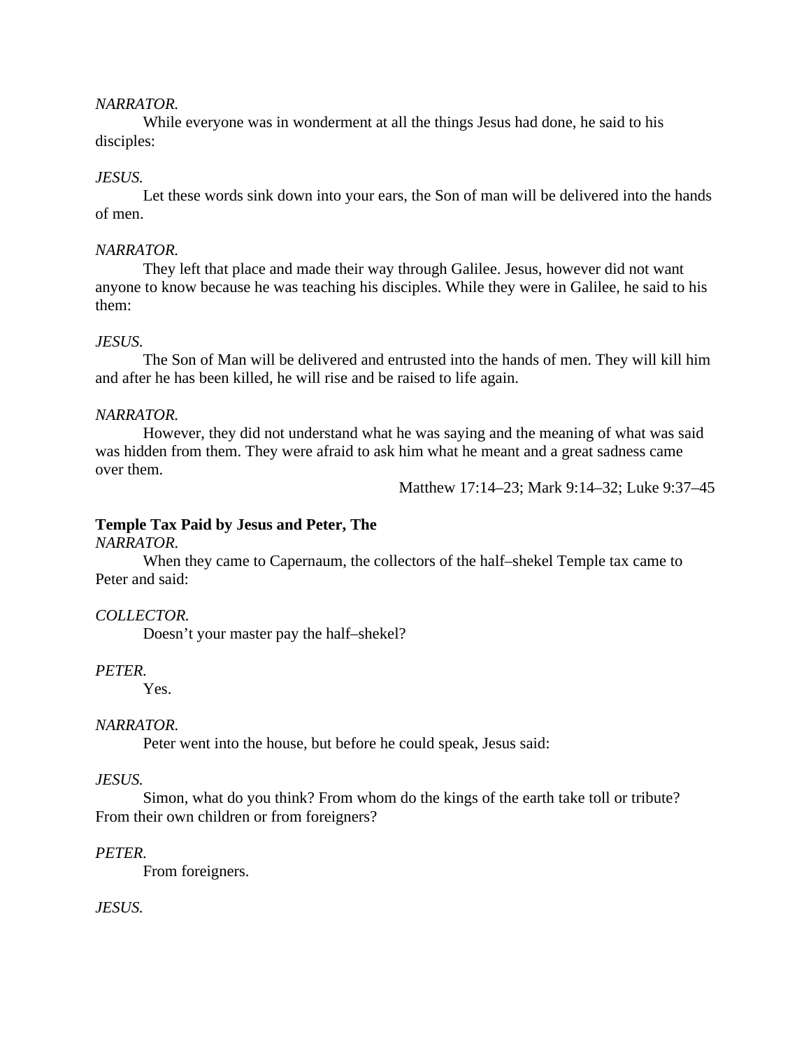*NARRATOR.*

While everyone was in wonderment at all the things Jesus had done, he said to his disciples:

*JESUS.*

Let these words sink down into your ears, the Son of man will be delivered into the hands of men.

*NARRATOR.*

They left that place and made their way through Galilee. Jesus, however did not want anyone to know because he was teaching his disciples. While they were in Galilee, he said to his them:

*JESUS.*

The Son of Man will be delivered and entrusted into the hands of men. They will kill him and after he has been killed, he will rise and be raised to life again.

*NARRATOR.*

However, they did not understand what he was saying and the meaning of what was said was hidden from them. They were afraid to ask him what he meant and a great sadness came over them.

Matthew 17:14–23; Mark 9:14–32; Luke 9:37–45

**Temple Tax Paid by Jesus and Peter, The**

*NARRATOR.*

When they came to Capernaum, the collectors of the half–shekel Temple tax came to Peter and said:

*COLLECTOR.*

Doesn't your master pay the half–shekel?

*PETER.*

Yes.

*NARRATOR.*

Peter went into the house, but before he could speak, Jesus said:

*JESUS.*

Simon, what do you think? From whom do the kings of the earth take toll or tribute? From their own children or from foreigners?

*PETER.*

From foreigners.

*JESUS.*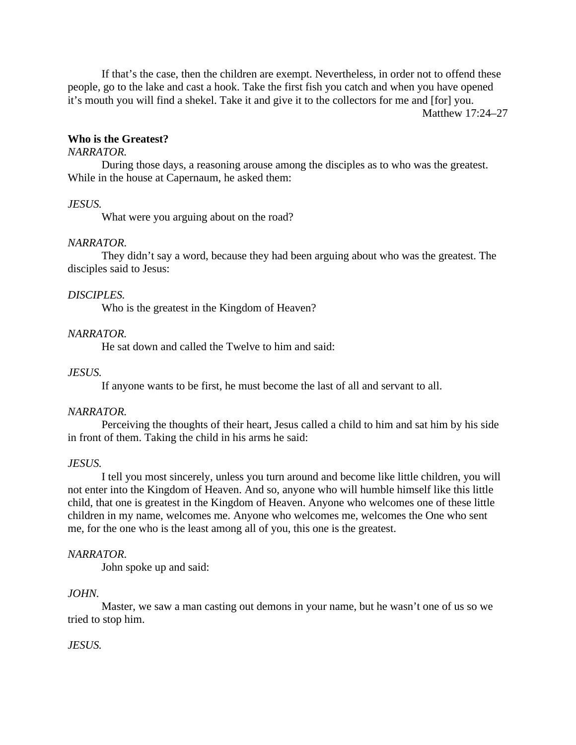If that’s the case, then the children are exempt. Nevertheless, in order not to offend these people, go to the lake and cast a hook. Take the first fish you catch and when you have opened it’s mouth you will find a shekel. Take it and give it to the collectors for me and [for] you.

Matthew 17:24–27

**Who is the Greatest?**

*NARRATOR.*

During those days, a reasoning arouse among the disciples as to who was the greatest. While in the house at Capernaum, he asked them:

*JESUS.*

What were you arguing about on the road?

*NARRATOR.*

They didn’t say a word, because they had been arguing about who was the greatest. The disciples said to Jesus:

*DISCIPLES.*

Who is the greatest in the Kingdom of Heaven?

*NARRATOR.*

He sat down and called the Twelve to him and said:

*JESUS.*

If anyone wants to be first, he must become the last of all and servant to all.

*NARRATOR.*

Perceiving the thoughts of their heart, Jesus called a child to him and sat him by his side in front of them. Taking the child in his arms he said:

*JESUS.*

I tell you most sincerely, unless you turn around and become like little children, you will not enter into the Kingdom of Heaven. And so, anyone who will humble himself like this little child, that one is greatest in the Kingdom of Heaven. Anyone who welcomes one of these little children in my name, welcomes me. Anyone who welcomes me, welcomes the One who sent me, for the one who is the least among all of you, this one is the greatest.

*NARRATOR.*

John spoke up and said:

*JOHN.*

Master, we saw a man casting out demons in your name, but he wasn’t one of us so we tried to stop him.

*JESUS.*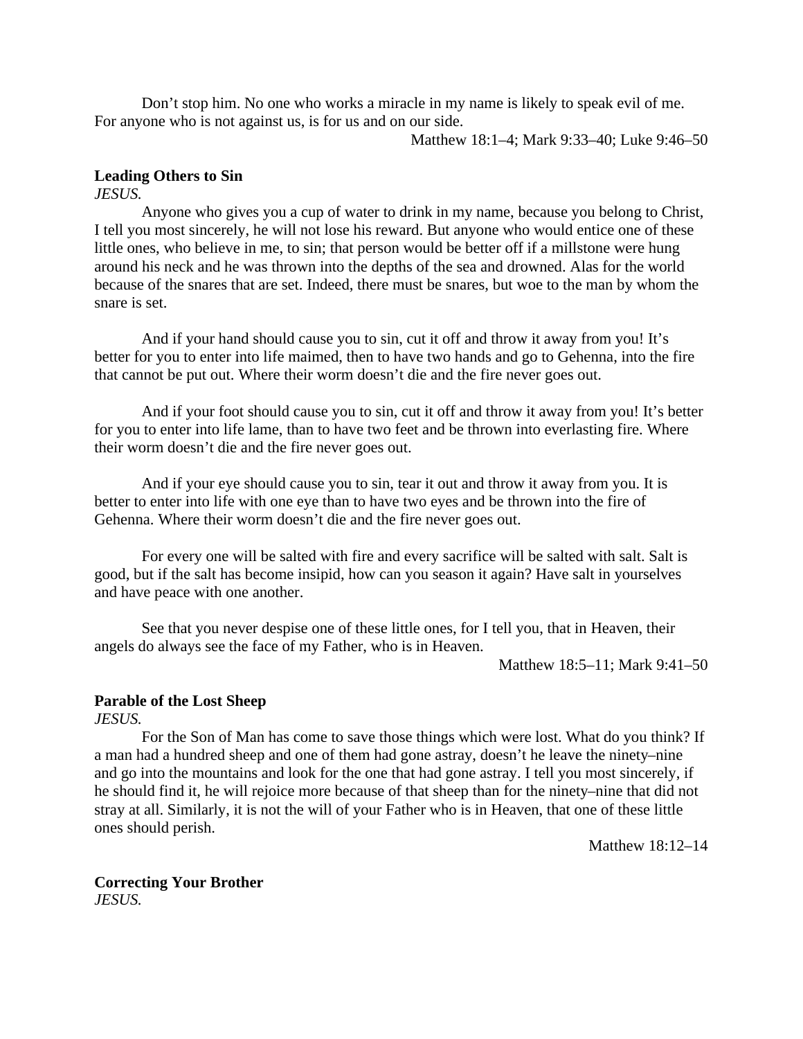Don't stop him. No one who works a miracle in my name is likely to speak evil of me. For anyone who is not against us, is for us and on our side.

Matthew 18:1–4; Mark 9:33–40; Luke 9:46–50

**Leading Others to Sin**

*JESUS.*

Anyone who gives you a cup of water to drink in my name, because you belong to Christ, I tell you most sincerely, he will not lose his reward. But anyone who would entice one of these little ones, who believe in me, to sin; that person would be better off if a millstone were hung around his neck and he was thrown into the depths of the sea and drowned. Alas for the world because of the snares that are set. Indeed, there must be snares, but woe to the man by whom the snare is set.

And if your hand should cause you to sin, cut it off and throw it away from you! It's better for you to enter into life maimed, then to have two hands and go to Gehenna, into the fire that cannot be put out. Where their worm doesn't die and the fire never goes out.

And if your foot should cause you to sin, cut it off and throw it away from you! It's better for you to enter into life lame, than to have two feet and be thrown into everlasting fire. Where their worm doesn't die and the fire never goes out.

And if your eye should cause you to sin, tear it out and throw it away from you. It is better to enter into life with one eye than to have two eyes and be thrown into the fire of Gehenna. Where their worm doesn't die and the fire never goes out.

For every one will be salted with fire and every sacrifice will be salted with salt. Salt is good, but if the salt has become insipid, how can you season it again? Have salt in yourselves and have peace with one another.

See that you never despise one of these little ones, for I tell you, that in Heaven, their angels do always see the face of my Father, who is in Heaven.

Matthew 18:5–11; Mark 9:41–50

**Parable of the Lost Sheep**

*JESUS.*

For the Son of Man has come to save those things which were lost. What do you think? If a man had a hundred sheep and one of them had gone astray, doesn't he leave the ninety–nine and go into the mountains and look for the one that had gone astray. I tell you most sincerely, if he should find it, he will rejoice more because of that sheep than for the ninety–nine that did not stray at all. Similarly, it is not the will of your Father who is in Heaven, that one of these little ones should perish.

Matthew 18:12–14

**Correcting Your Brother**

*JESUS.*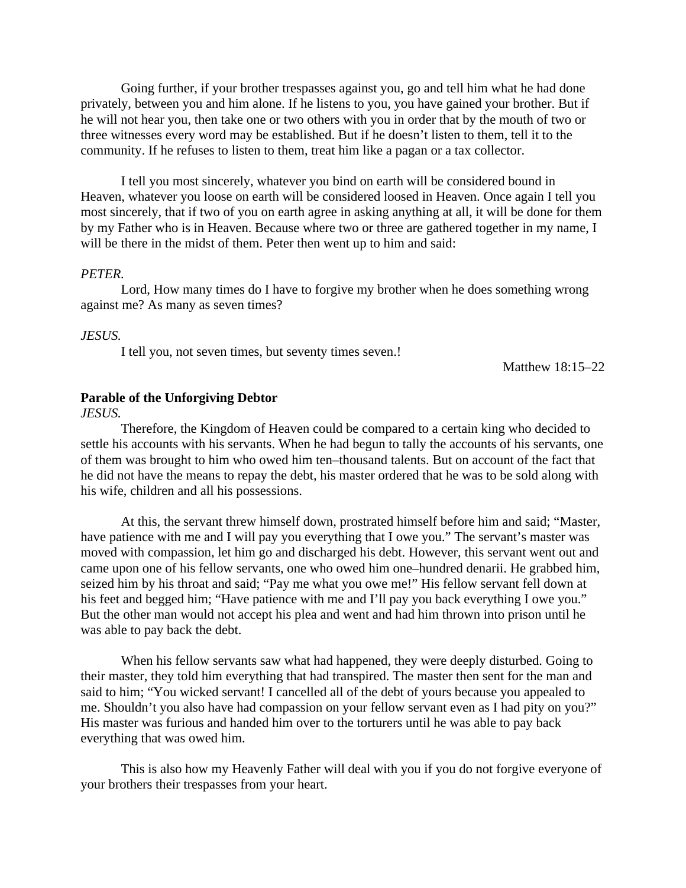Going further, if your brother trespasses against you, go and tell him what he had done privately, between you and him alone. If he listens to you, you have gained your brother. But if he will not hear you, then take one or two others with you in order that by the mouth of two or three witnesses every word may be established. But if he doesn't listen to them, tell it to the community. If he refuses to listen to them, treat him like a pagan or a tax collector.

I tell you most sincerely, whatever you bind on earth will be considered bound in Heaven, whatever you loose on earth will be considered loosed in Heaven. Once again I tell you most sincerely, that if two of you on earth agree in asking anything at all, it will be done for them by my Father who is in Heaven. Because where two or three are gathered together in my name, I will be there in the midst of them. Peter then went up to him and said:

*PETER.*

Lord, How many times do I have to forgive my brother when he does something wrong against me? As many as seven times?

*JESUS.*

I tell you, not seven times, but seventy times seven.!

Matthew 18:15–22

**Parable of the Unforgiving Debtor**

*JESUS.*

Therefore, the Kingdom of Heaven could be compared to a certain king who decided to settle his accounts with his servants. When he had begun to tally the accounts of his servants, one of them was brought to him who owed him ten–thousand talents. But on account of the fact that he did not have the means to repay the debt, his master ordered that he was to be sold along with his wife, children and all his possessions.

At this, the servant threw himself down, prostrated himself before him and said; "Master, have patience with me and I will pay you everything that I owe you." The servant's master was moved with compassion, let him go and discharged his debt. However, this servant went out and came upon one of his fellow servants, one who owed him one–hundred denarii. He grabbed him, seized him by his throat and said; "Pay me what you owe me!" His fellow servant fell down at his feet and begged him; "Have patience with me and I'll pay you back everything I owe you." But the other man would not accept his plea and went and had him thrown into prison until he was able to pay back the debt.

When his fellow servants saw what had happened, they were deeply disturbed. Going to their master, they told him everything that had transpired. The master then sent for the man and said to him; "You wicked servant! I cancelled all of the debt of yours because you appealed to me. Shouldn't you also have had compassion on your fellow servant even as I had pity on you?" His master was furious and handed him over to the torturers until he was able to pay back everything that was owed him.

This is also how my Heavenly Father will deal with you if you do not forgive everyone of your brothers their trespasses from your heart.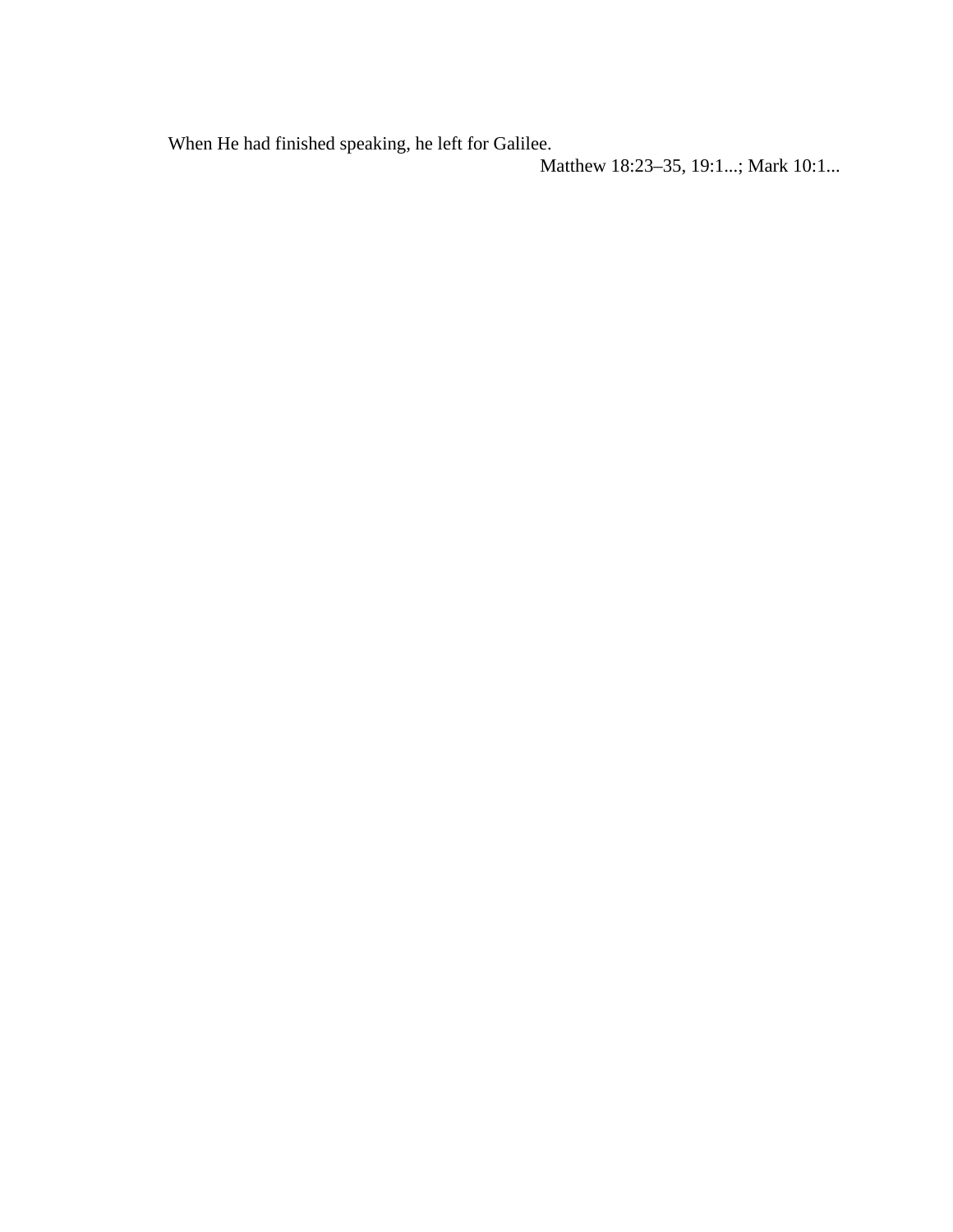When He had finished speaking, he left for Galilee.

Matthew 18:23–35, 19:1...; Mark 10:1...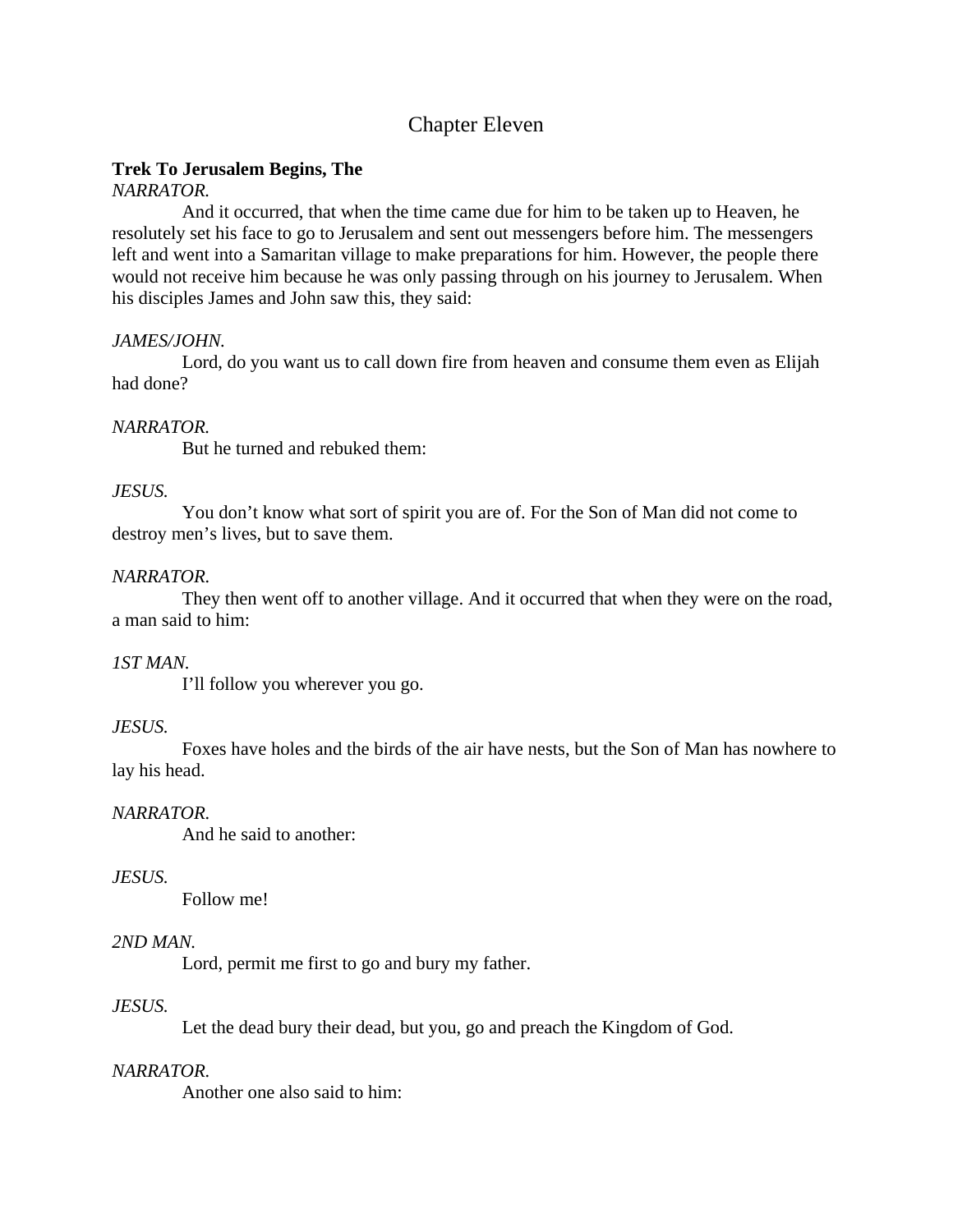# Chapter Eleven

**Trek To Jerusalem Begins, The**

*NARRATOR.*

And it occurred, that when the time came due for him to be taken up to Heaven, he resolutely set his face to go to Jerusalem and sent out messengers before him. The messengers left and went into a Samaritan village to make preparations for him. However, the people there would not receive him because he was only passing through on his journey to Jerusalem. When his disciples James and John saw this, they said:

*JAMES/JOHN.*

Lord, do you want us to call down fire from heaven and consume them even as Elijah had done?

*NARRATOR.*

But he turned and rebuked them:

*JESUS.*

You don't know what sort of spirit you are of. For the Son of Man did not come to destroy men's lives, but to save them.

*NARRATOR.*

They then went off to another village. And it occurred that when they were on the road, a man said to him:

*1ST MAN.*

I'll follow you wherever you go.

*JESUS.*

Foxes have holes and the birds of the air have nests, but the Son of Man has nowhere to lay his head.

*NARRATOR.*

And he said to another:

*JESUS.*

Follow me!

*2ND MAN.*

Lord, permit me first to go and bury my father.

*JESUS.*

Let the dead bury their dead, but you, go and preach the Kingdom of God.

*NARRATOR.*

Another one also said to him: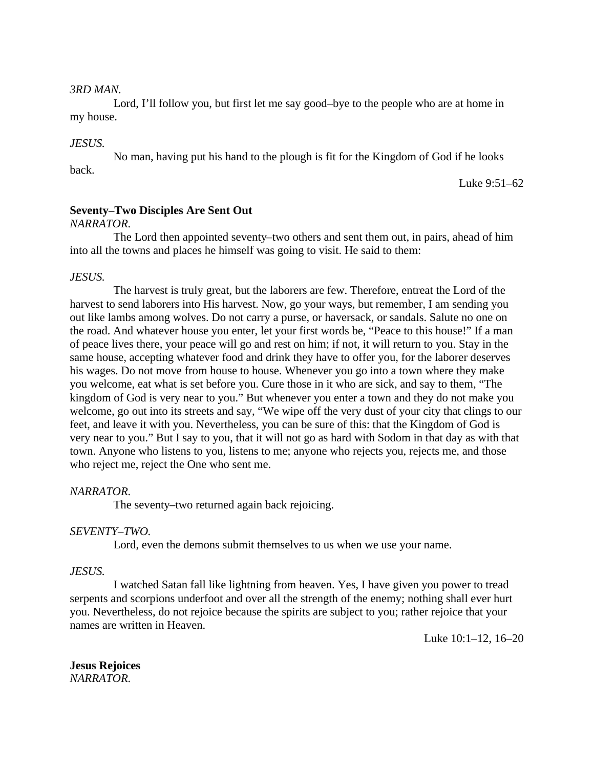*3RD MAN.*

Lord, I'll follow you, but first let me say good–bye to the people who are at home in my house.

*JESUS.*

No man, having put his hand to the plough is fit for the Kingdom of God if he looks back.

Luke 9:51–62

**Seventy–Two Disciples Are Sent Out**

*NARRATOR.*

The Lord then appointed seventy–two others and sent them out, in pairs, ahead of him into all the towns and places he himself was going to visit. He said to them:

*JESUS.*

The harvest is truly great, but the laborers are few. Therefore, entreat the Lord of the harvest to send laborers into His harvest. Now, go your ways, but remember, I am sending you out like lambs among wolves. Do not carry a purse, or haversack, or sandals. Salute no one on the road. And whatever house you enter, let your first words be, "Peace to this house!" If a man of peace lives there, your peace will go and rest on him; if not, it will return to you. Stay in the same house, accepting whatever food and drink they have to offer you, for the laborer deserves his wages. Do not move from house to house. Whenever you go into a town where they make you welcome, eat what is set before you. Cure those in it who are sick, and say to them, "The kingdom of God is very near to you." But whenever you enter a town and they do not make you welcome, go out into its streets and say, "We wipe off the very dust of your city that clings to our feet, and leave it with you. Nevertheless, you can be sure of this: that the Kingdom of God is very near to you." But I say to you, that it will not go as hard with Sodom in that day as with that town. Anyone who listens to you, listens to me; anyone who rejects you, rejects me, and those who reject me, reject the One who sent me.

*NARRATOR.*

The seventy–two returned again back rejoicing.

*SEVENTY–TWO.*

Lord, even the demons submit themselves to us when we use your name.

*JESUS.*

I watched Satan fall like lightning from heaven. Yes, I have given you power to tread serpents and scorpions underfoot and over all the strength of the enemy; nothing shall ever hurt you. Nevertheless, do not rejoice because the spirits are subject to you; rather rejoice that your names are written in Heaven.

Luke 10:1–12, 16–20

**Jesus Rejoices**

*NARRATOR.*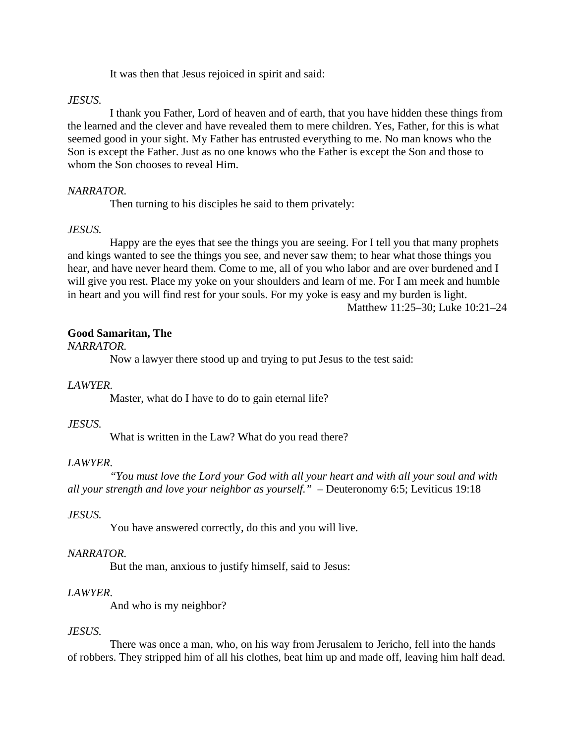It was then that Jesus rejoiced in spirit and said:

*JESUS.*

I thank you Father, Lord of heaven and of earth, that you have hidden these things from the learned and the clever and have revealed them to mere children. Yes, Father, for this is what seemed good in your sight. My Father has entrusted everything to me. No man knows who the Son is except the Father. Just as no one knows who the Father is except the Son and those to whom the Son chooses to reveal Him.

*NARRATOR.*

Then turning to his disciples he said to them privately:

*JESUS.*

Happy are the eyes that see the things you are seeing. For I tell you that many prophets and kings wanted to see the things you see, and never saw them; to hear what those things you hear, and have never heard them. Come to me, all of you who labor and are over burdened and I will give you rest. Place my yoke on your shoulders and learn of me. For I am meek and humble in heart and you will find rest for your souls. For my yoke is easy and my burden is light.

Matthew 11:25–30; Luke 10:21–24

**Good Samaritan, The**

*NARRATOR.*

Now a lawyer there stood up and trying to put Jesus to the test said:

*LAWYER.*

Master, what do I have to do to gain eternal life?

*JESUS.*

What is written in the Law? What do you read there?

*LAWYER.*

*"You must love the Lord your God with all your heart and with all your soul and with all your strength and love your neighbor as yourself."* – Deuteronomy 6:5; Leviticus 19:18

*JESUS.*

You have answered correctly, do this and you will live.

*NARRATOR.*

But the man, anxious to justify himself, said to Jesus:

*LAWYER.*

And who is my neighbor?

*JESUS.*

There was once a man, who, on his way from Jerusalem to Jericho, fell into the hands of robbers. They stripped him of all his clothes, beat him up and made off, leaving him half dead.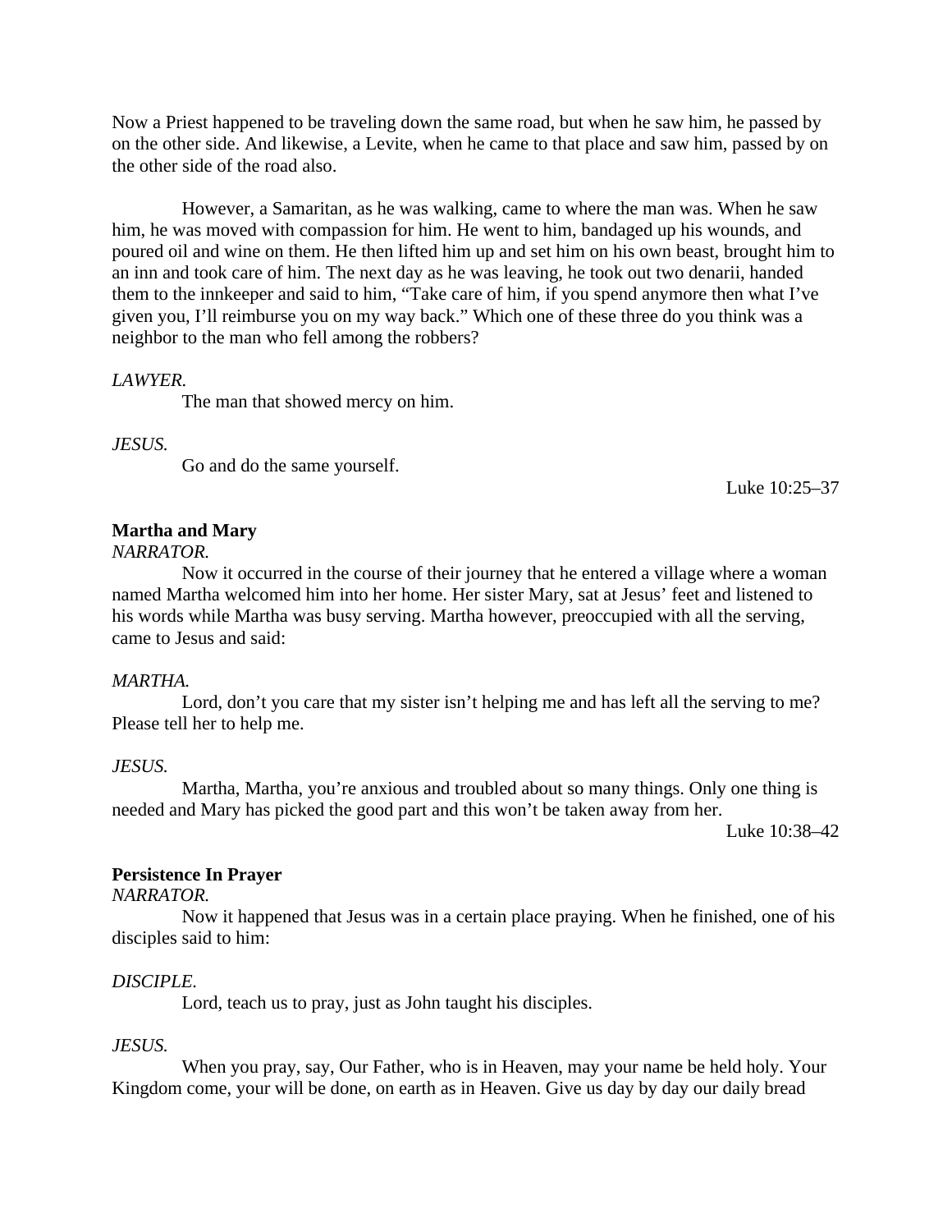Now a Priest happened to be traveling down the same road, but when he saw him, he passed by on the other side. And likewise, a Levite, when he came to that place and saw him, passed by on the other side of the road also.

However, a Samaritan, as he was walking, came to where the man was. When he saw him, he was moved with compassion for him. He went to him, bandaged up his wounds, and poured oil and wine on them. He then lifted him up and set him on his own beast, brought him to an inn and took care of him. The next day as he was leaving, he took out two denarii, handed them to the innkeeper and said to him, "Take care of him, if you spend anymore then what I've given you, I'll reimburse you on my way back." Which one of these three do you think was a neighbor to the man who fell among the robbers?

*LAWYER.*

The man that showed mercy on him.

*JESUS.*

Go and do the same yourself.

Luke 10:25–37

**Martha and Mary**

*NARRATOR.*

Now it occurred in the course of their journey that he entered a village where a woman named Martha welcomed him into her home. Her sister Mary, sat at Jesus' feet and listened to his words while Martha was busy serving. Martha however, preoccupied with all the serving, came to Jesus and said:

*MARTHA.*

Lord, don't you care that my sister isn't helping me and has left all the serving to me? Please tell her to help me.

*JESUS.*

Martha, Martha, you're anxious and troubled about so many things. Only one thing is needed and Mary has picked the good part and this won't be taken away from her.

Luke 10:38–42

**Persistence In Prayer**

*NARRATOR.*

Now it happened that Jesus was in a certain place praying. When he finished, one of his disciples said to him:

*DISCIPLE.*

Lord, teach us to pray, just as John taught his disciples.

*JESUS.*

When you pray, say, Our Father, who is in Heaven, may your name be held holy. Your Kingdom come, your will be done, on earth as in Heaven. Give us day by day our daily bread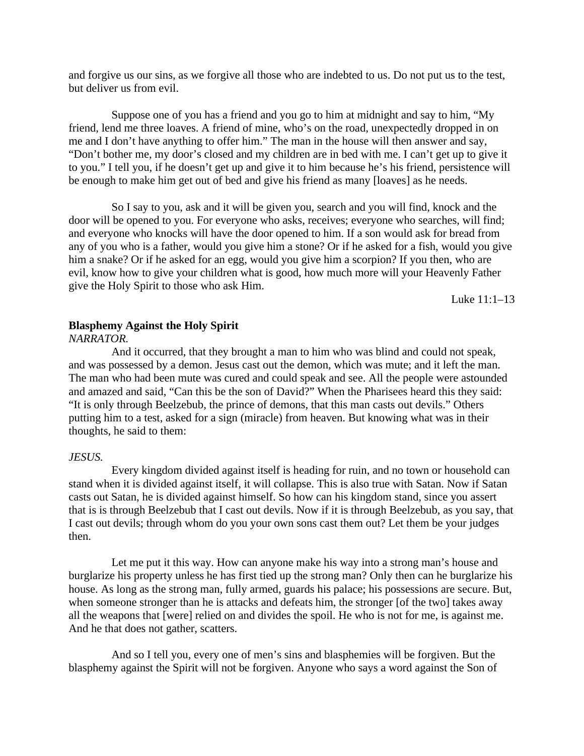and forgive us our sins, as we forgive all those who are indebted to us. Do not put us to the test, but deliver us from evil.

Suppose one of you has a friend and you go to him at midnight and say to him, “My friend, lend me three loaves. A friend of mine, who’s on the road, unexpectedly dropped in on me and I don’t have anything to offer him.” The man in the house will then answer and say, “Don’t bother me, my door’s closed and my children are in bed with me. I can’t get up to give it to you.” I tell you, if he doesn’t get up and give it to him because he’s his friend, persistence will be enough to make him get out of bed and give his friend as many [loaves] as he needs.

So I say to you, ask and it will be given you, search and you will find, knock and the door will be opened to you. For everyone who asks, receives; everyone who searches, will find; and everyone who knocks will have the door opened to him. If a son would ask for bread from any of you who is a father, would you give him a stone? Or if he asked for a fish, would you give him a snake? Or if he asked for an egg, would you give him a scorpion? If you then, who are evil, know how to give your children what is good, how much more will your Heavenly Father give the Holy Spirit to those who ask Him.

Luke 11:1–13

**Blasphemy Against the Holy Spirit**

*NARRATOR.*

And it occurred, that they brought a man to him who was blind and could not speak, and was possessed by a demon. Jesus cast out the demon, which was mute; and it left the man. The man who had been mute was cured and could speak and see. All the people were astounded and amazed and said, “Can this be the son of David?” When the Pharisees heard this they said: “It is only through Beelzebub, the prince of demons, that this man casts out devils.” Others putting him to a test, asked for a sign (miracle) from heaven. But knowing what was in their thoughts, he said to them:

*JESUS.*

Every kingdom divided against itself is heading for ruin, and no town or household can stand when it is divided against itself, it will collapse. This is also true with Satan. Now if Satan casts out Satan, he is divided against himself. So how can his kingdom stand, since you assert that is is through Beelzebub that I cast out devils. Now if it is through Beelzebub, as you say, that I cast out devils; through whom do you your own sons cast them out? Let them be your judges then.

Let me put it this way. How can anyone make his way into a strong man’s house and burglarize his property unless he has first tied up the strong man? Only then can he burglarize his house. As long as the strong man, fully armed, guards his palace; his possessions are secure. But, when someone stronger than he is attacks and defeats him, the stronger [of the two] takes away all the weapons that [were] relied on and divides the spoil. He who is not for me, is against me. And he that does not gather, scatters.

And so I tell you, every one of men’s sins and blasphemies will be forgiven. But the blasphemy against the Spirit will not be forgiven. Anyone who says a word against the Son of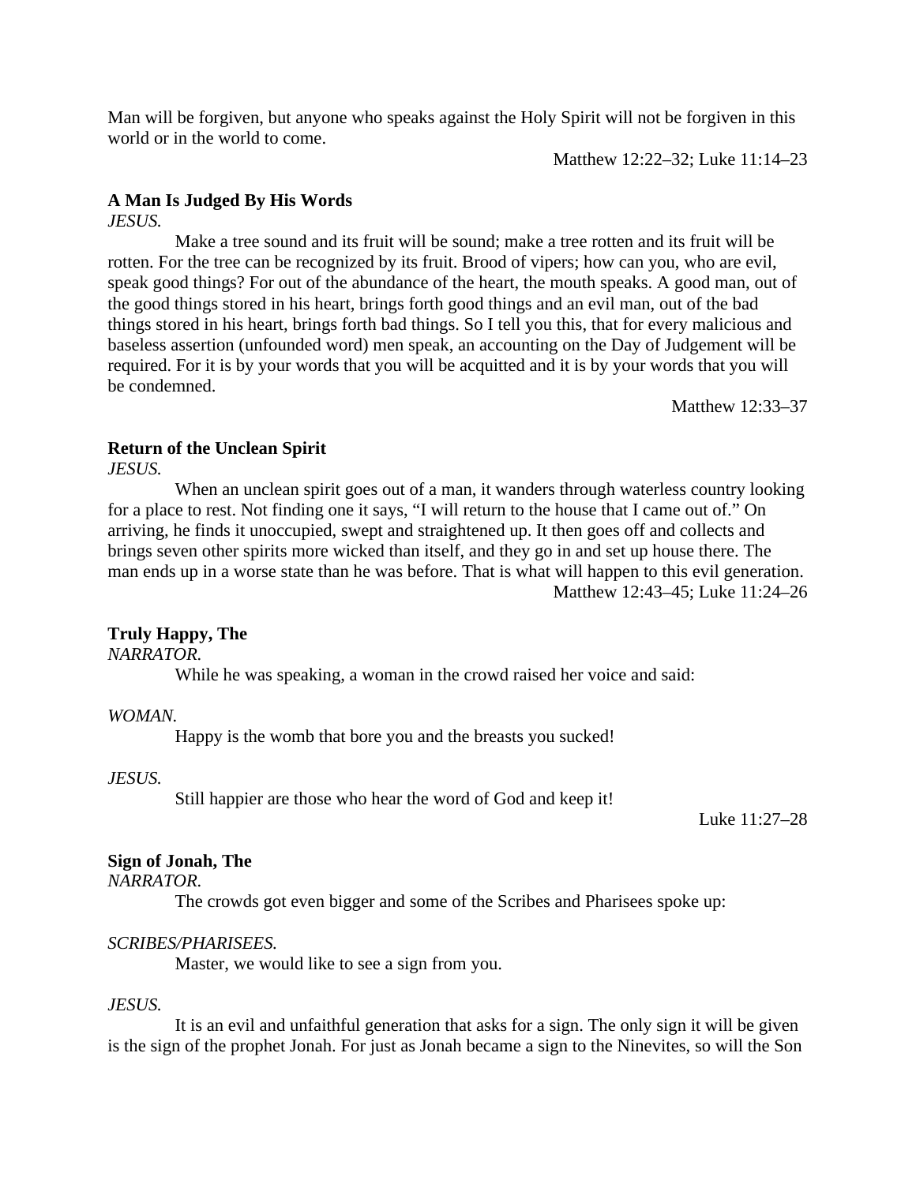Man will be forgiven, but anyone who speaks against the Holy Spirit will not be forgiven in this world or in the world to come.

Matthew 12:22–32; Luke 11:14–23

**A Man Is Judged By His Words**

*JESUS.*

Make a tree sound and its fruit will be sound; make a tree rotten and its fruit will be rotten. For the tree can be recognized by its fruit. Brood of vipers; how can you, who are evil, speak good things? For out of the abundance of the heart, the mouth speaks. A good man, out of the good things stored in his heart, brings forth good things and an evil man, out of the bad things stored in his heart, brings forth bad things. So I tell you this, that for every malicious and baseless assertion (unfounded word) men speak, an accounting on the Day of Judgement will be required. For it is by your words that you will be acquitted and it is by your words that you will be condemned.

Matthew 12:33–37

**Return of the Unclean Spirit**

*JESUS.*

When an unclean spirit goes out of a man, it wanders through waterless country looking for a place to rest. Not finding one it says, "I will return to the house that I came out of." On arriving, he finds it unoccupied, swept and straightened up. It then goes off and collects and brings seven other spirits more wicked than itself, and they go in and set up house there. The man ends up in a worse state than he was before. That is what will happen to this evil generation.

Matthew 12:43–45; Luke 11:24–26

**Truly Happy, The**

*NARRATOR.*

While he was speaking, a woman in the crowd raised her voice and said:

*WOMAN.*

Happy is the womb that bore you and the breasts you sucked!

*JESUS.*

Still happier are those who hear the word of God and keep it!

Luke 11:27–28

**Sign of Jonah, The**

*NARRATOR.*

The crowds got even bigger and some of the Scribes and Pharisees spoke up:

*SCRIBES/PHARISEES.*

Master, we would like to see a sign from you.

*JESUS.*

It is an evil and unfaithful generation that asks for a sign. The only sign it will be given is the sign of the prophet Jonah. For just as Jonah became a sign to the Ninevites, so will the Son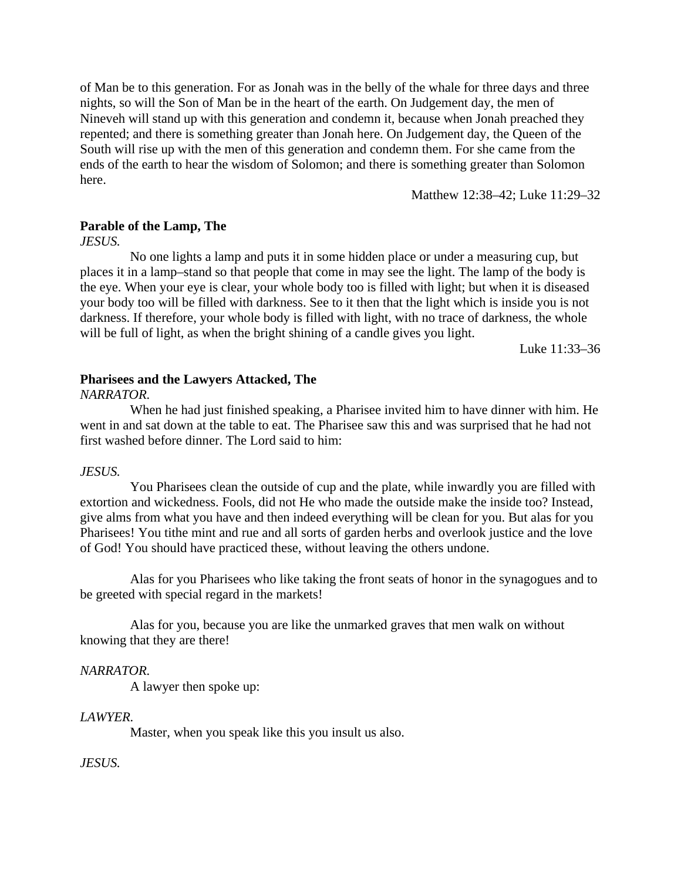of Man be to this generation. For as Jonah was in the belly of the whale for three days and three nights, so will the Son of Man be in the heart of the earth. On Judgement day, the men of Nineveh will stand up with this generation and condemn it, because when Jonah preached they repented; and there is something greater than Jonah here. On Judgement day, the Queen of the South will rise up with the men of this generation and condemn them. For she came from the ends of the earth to hear the wisdom of Solomon; and there is something greater than Solomon here.

Matthew 12:38–42; Luke 11:29–32

**Parable of the Lamp, The**

*JESUS.*

No one lights a lamp and puts it in some hidden place or under a measuring cup, but places it in a lamp–stand so that people that come in may see the light. The lamp of the body is the eye. When your eye is clear, your whole body too is filled with light; but when it is diseased your body too will be filled with darkness. See to it then that the light which is inside you is not darkness. If therefore, your whole body is filled with light, with no trace of darkness, the whole will be full of light, as when the bright shining of a candle gives you light.

Luke 11:33–36

**Pharisees and the Lawyers Attacked, The**

*NARRATOR.*

When he had just finished speaking, a Pharisee invited him to have dinner with him. He went in and sat down at the table to eat. The Pharisee saw this and was surprised that he had not first washed before dinner. The Lord said to him:

*JESUS.*

You Pharisees clean the outside of cup and the plate, while inwardly you are filled with extortion and wickedness. Fools, did not He who made the outside make the inside too? Instead, give alms from what you have and then indeed everything will be clean for you. But alas for you Pharisees! You tithe mint and rue and all sorts of garden herbs and overlook justice and the love of God! You should have practiced these, without leaving the others undone.

Alas for you Pharisees who like taking the front seats of honor in the synagogues and to be greeted with special regard in the markets!

Alas for you, because you are like the unmarked graves that men walk on without knowing that they are there!

*NARRATOR.*

A lawyer then spoke up:

*LAWYER.*

Master, when you speak like this you insult us also.

*JESUS.*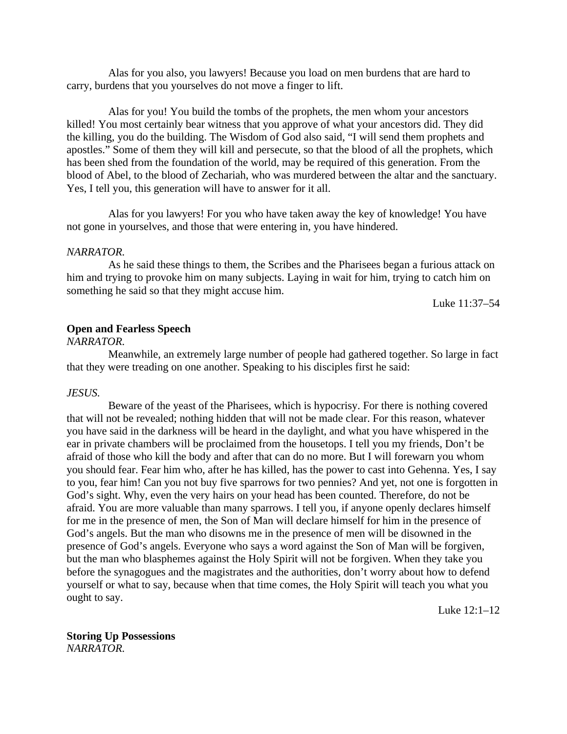Alas for you also, you lawyers! Because you load on men burdens that are hard to carry, burdens that you yourselves do not move a finger to lift.

Alas for you! You build the tombs of the prophets, the men whom your ancestors killed! You most certainly bear witness that you approve of what your ancestors did. They did the killing, you do the building. The Wisdom of God also said, "I will send them prophets and apostles." Some of them they will kill and persecute, so that the blood of all the prophets, which has been shed from the foundation of the world, may be required of this generation. From the blood of Abel, to the blood of Zechariah, who was murdered between the altar and the sanctuary. Yes, I tell you, this generation will have to answer for it all.

Alas for you lawyers! For you who have taken away the key of knowledge! You have not gone in yourselves, and those that were entering in, you have hindered.

*NARRATOR.*

As he said these things to them, the Scribes and the Pharisees began a furious attack on him and trying to provoke him on many subjects. Laying in wait for him, trying to catch him on something he said so that they might accuse him.

Luke 11:37–54

**Open and Fearless Speech**

*NARRATOR.*

Meanwhile, an extremely large number of people had gathered together. So large in fact that they were treading on one another. Speaking to his disciples first he said:

*JESUS.*

Beware of the yeast of the Pharisees, which is hypocrisy. For there is nothing covered that will not be revealed; nothing hidden that will not be made clear. For this reason, whatever you have said in the darkness will be heard in the daylight, and what you have whispered in the ear in private chambers will be proclaimed from the housetops. I tell you my friends, Don't be afraid of those who kill the body and after that can do no more. But I will forewarn you whom you should fear. Fear him who, after he has killed, has the power to cast into Gehenna. Yes, I say to you, fear him! Can you not buy five sparrows for two pennies? And yet, not one is forgotten in God's sight. Why, even the very hairs on your head has been counted. Therefore, do not be afraid. You are more valuable than many sparrows. I tell you, if anyone openly declares himself for me in the presence of men, the Son of Man will declare himself for him in the presence of God's angels. But the man who disowns me in the presence of men will be disowned in the presence of God's angels. Everyone who says a word against the Son of Man will be forgiven, but the man who blasphemes against the Holy Spirit will not be forgiven. When they take you before the synagogues and the magistrates and the authorities, don't worry about how to defend yourself or what to say, because when that time comes, the Holy Spirit will teach you what you ought to say.

Luke 12:1–12

**Storing Up Possessions**

*NARRATOR.*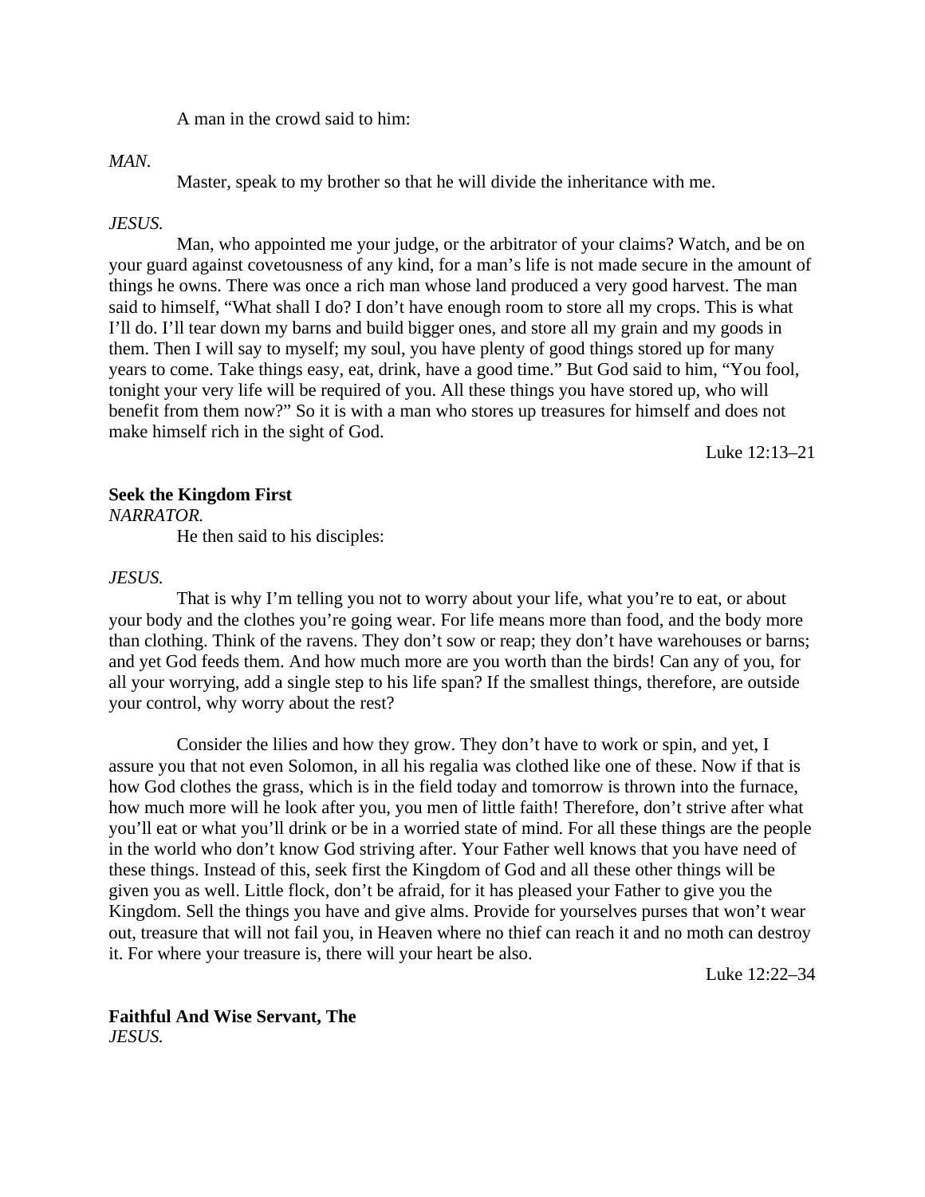A man in the crowd said to him:

*MAN.*

Master, speak to my brother so that he will divide the inheritance with me.

*JESUS.*

Man, who appointed me your judge, or the arbitrator of your claims? Watch, and be on your guard against covetousness of any kind, for a man's life is not made secure in the amount of things he owns. There was once a rich man whose land produced a very good harvest. The man said to himself, "What shall I do? I don't have enough room to store all my crops. This is what I'll do. I'll tear down my barns and build bigger ones, and store all my grain and my goods in them. Then I will say to myself; my soul, you have plenty of good things stored up for many years to come. Take things easy, eat, drink, have a good time." But God said to him, "You fool, tonight your very life will be required of you. All these things you have stored up, who will benefit from them now?" So it is with a man who stores up treasures for himself and does not make himself rich in the sight of God.

Luke 12:13–21

**Seek the Kingdom First**

*NARRATOR.*

He then said to his disciples:

*JESUS.*

That is why I'm telling you not to worry about your life, what you're to eat, or about your body and the clothes you're going wear. For life means more than food, and the body more than clothing. Think of the ravens. They don't sow or reap; they don't have warehouses or barns; and yet God feeds them. And how much more are you worth than the birds! Can any of you, for all your worrying, add a single step to his life span? If the smallest things, therefore, are outside your control, why worry about the rest?

Consider the lilies and how they grow. They don't have to work or spin, and yet, I assure you that not even Solomon, in all his regalia was clothed like one of these. Now if that is how God clothes the grass, which is in the field today and tomorrow is thrown into the furnace, how much more will he look after you, you men of little faith! Therefore, don't strive after what you'll eat or what you'll drink or be in a worried state of mind. For all these things are the people in the world who don't know God striving after. Your Father well knows that you have need of these things. Instead of this, seek first the Kingdom of God and all these other things will be given you as well. Little flock, don't be afraid, for it has pleased your Father to give you the Kingdom. Sell the things you have and give alms. Provide for yourselves purses that won't wear out, treasure that will not fail you, in Heaven where no thief can reach it and no moth can destroy it. For where your treasure is, there will your heart be also.

Luke 12:22–34

**Faithful And Wise Servant, The**

*JESUS.*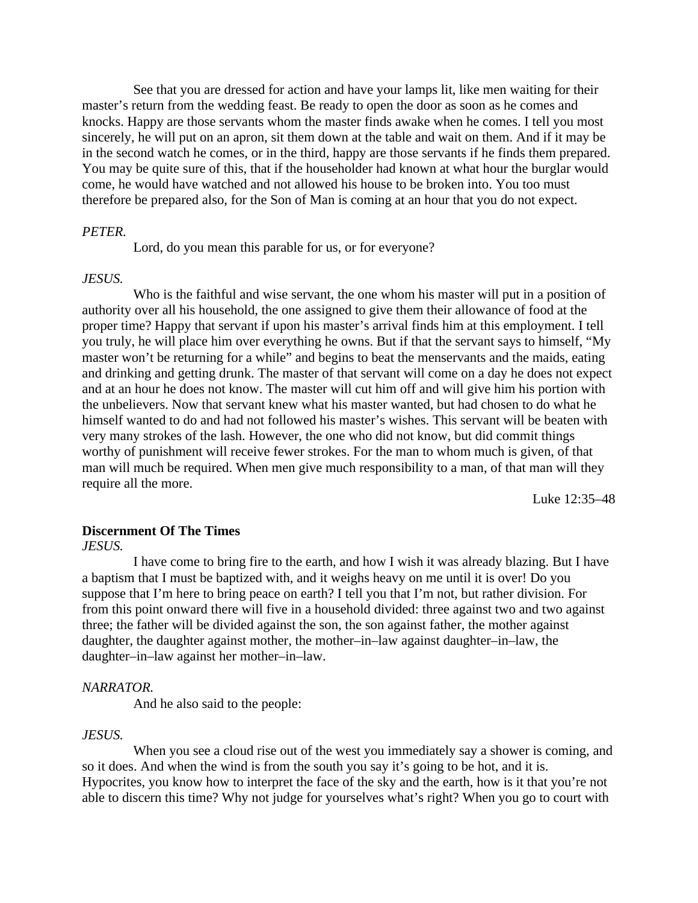See that you are dressed for action and have your lamps lit, like men waiting for their master's return from the wedding feast. Be ready to open the door as soon as he comes and knocks. Happy are those servants whom the master finds awake when he comes. I tell you most sincerely, he will put on an apron, sit them down at the table and wait on them. And if it may be in the second watch he comes, or in the third, happy are those servants if he finds them prepared. You may be quite sure of this, that if the householder had known at what hour the burglar would come, he would have watched and not allowed his house to be broken into. You too must therefore be prepared also, for the Son of Man is coming at an hour that you do not expect.

*PETER.*

Lord, do you mean this parable for us, or for everyone?

*JESUS.*

Who is the faithful and wise servant, the one whom his master will put in a position of authority over all his household, the one assigned to give them their allowance of food at the proper time? Happy that servant if upon his master's arrival finds him at this employment. I tell you truly, he will place him over everything he owns. But if that the servant says to himself, "My master won't be returning for a while" and begins to beat the menservants and the maids, eating and drinking and getting drunk. The master of that servant will come on a day he does not expect and at an hour he does not know. The master will cut him off and will give him his portion with the unbelievers. Now that servant knew what his master wanted, but had chosen to do what he himself wanted to do and had not followed his master's wishes. This servant will be beaten with very many strokes of the lash. However, the one who did not know, but did commit things worthy of punishment will receive fewer strokes. For the man to whom much is given, of that man will much be required. When men give much responsibility to a man, of that man will they require all the more.

Luke 12:35–48

**Discernment Of The Times**

*JESUS.*

I have come to bring fire to the earth, and how I wish it was already blazing. But I have a baptism that I must be baptized with, and it weighs heavy on me until it is over! Do you suppose that I'm here to bring peace on earth? I tell you that I'm not, but rather division. For from this point onward there will five in a household divided: three against two and two against three; the father will be divided against the son, the son against father, the mother against daughter, the daughter against mother, the mother–in–law against daughter–in–law, the daughter–in–law against her mother–in–law.

*NARRATOR.*

And he also said to the people:

*JESUS.*

When you see a cloud rise out of the west you immediately say a shower is coming, and so it does. And when the wind is from the south you say it's going to be hot, and it is. Hypocrites, you know how to interpret the face of the sky and the earth, how is it that you're not able to discern this time? Why not judge for yourselves what's right? When you go to court with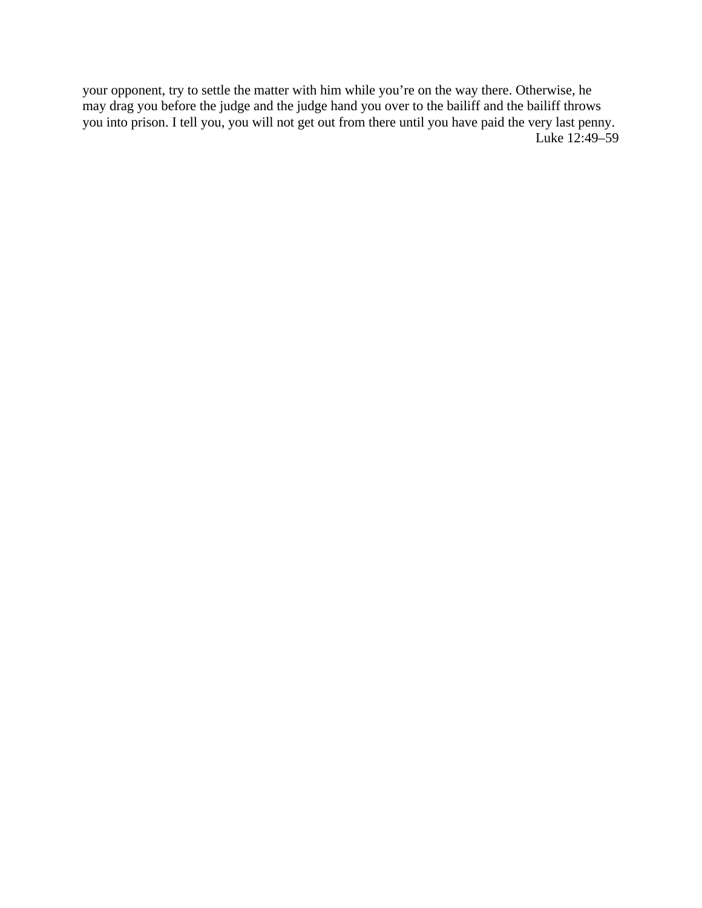your opponent, try to settle the matter with him while you're on the way there. Otherwise, he may drag you before the judge and the judge hand you over to the bailiff and the bailiff throws you into prison. I tell you, you will not get out from there until you have paid the very last penny.

Luke 12:49–59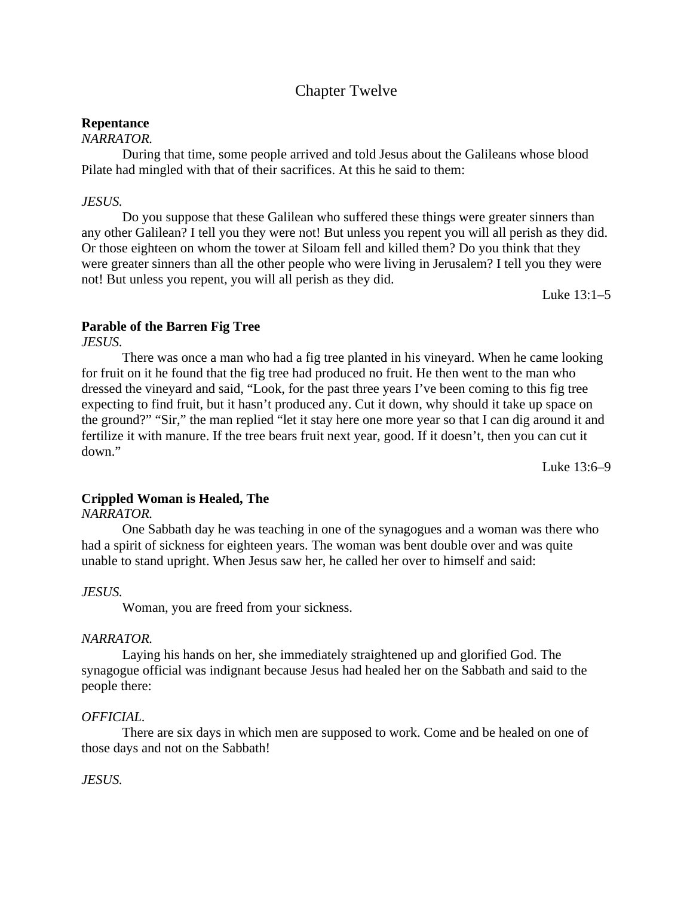# Chapter Twelve

**Repentance**

*NARRATOR.*

During that time, some people arrived and told Jesus about the Galileans whose blood Pilate had mingled with that of their sacrifices. At this he said to them:

*JESUS.*

Do you suppose that these Galilean who suffered these things were greater sinners than any other Galilean? I tell you they were not! But unless you repent you will all perish as they did. Or those eighteen on whom the tower at Siloam fell and killed them? Do you think that they were greater sinners than all the other people who were living in Jerusalem? I tell you they were not! But unless you repent, you will all perish as they did.

Luke 13:1–5

**Parable of the Barren Fig Tree**

*JESUS.*

There was once a man who had a fig tree planted in his vineyard. When he came looking for fruit on it he found that the fig tree had produced no fruit. He then went to the man who dressed the vineyard and said, "Look, for the past three years I've been coming to this fig tree expecting to find fruit, but it hasn't produced any. Cut it down, why should it take up space on the ground?" "Sir," the man replied "let it stay here one more year so that I can dig around it and fertilize it with manure. If the tree bears fruit next year, good. If it doesn't, then you can cut it down."

Luke 13:6–9

**Crippled Woman is Healed, The**

*NARRATOR.*

One Sabbath day he was teaching in one of the synagogues and a woman was there who had a spirit of sickness for eighteen years. The woman was bent double over and was quite unable to stand upright. When Jesus saw her, he called her over to himself and said:

*JESUS.*

Woman, you are freed from your sickness.

*NARRATOR.*

Laying his hands on her, she immediately straightened up and glorified God. The synagogue official was indignant because Jesus had healed her on the Sabbath and said to the people there:

*OFFICIAL*.

There are six days in which men are supposed to work. Come and be healed on one of those days and not on the Sabbath!

*JESUS.*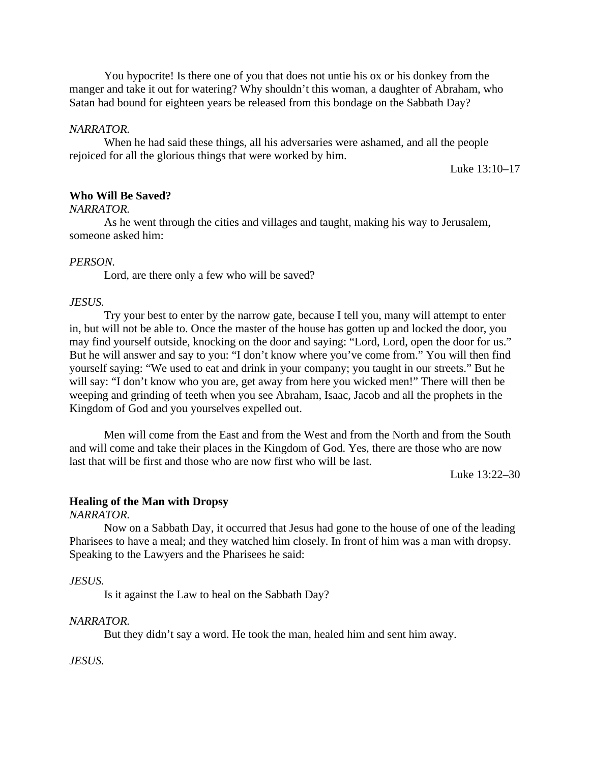You hypocrite! Is there one of you that does not untie his ox or his donkey from the manger and take it out for watering? Why shouldn't this woman, a daughter of Abraham, who Satan had bound for eighteen years be released from this bondage on the Sabbath Day?

*NARRATOR.*

When he had said these things, all his adversaries were ashamed, and all the people rejoiced for all the glorious things that were worked by him.

Luke 13:10–17

**Who Will Be Saved?**

*NARRATOR.*

As he went through the cities and villages and taught, making his way to Jerusalem, someone asked him:

*PERSON.*

Lord, are there only a few who will be saved?

*JESUS.*

Try your best to enter by the narrow gate, because I tell you, many will attempt to enter in, but will not be able to. Once the master of the house has gotten up and locked the door, you may find yourself outside, knocking on the door and saying: "Lord, Lord, open the door for us." But he will answer and say to you: "I don't know where you've come from." You will then find yourself saying: "We used to eat and drink in your company; you taught in our streets." But he will say: "I don't know who you are, get away from here you wicked men!" There will then be weeping and grinding of teeth when you see Abraham, Isaac, Jacob and all the prophets in the Kingdom of God and you yourselves expelled out.

Men will come from the East and from the West and from the North and from the South and will come and take their places in the Kingdom of God. Yes, there are those who are now last that will be first and those who are now first who will be last.

Luke 13:22–30

**Healing of the Man with Dropsy**

*NARRATOR.*

Now on a Sabbath Day, it occurred that Jesus had gone to the house of one of the leading Pharisees to have a meal; and they watched him closely. In front of him was a man with dropsy. Speaking to the Lawyers and the Pharisees he said:

*JESUS.*

Is it against the Law to heal on the Sabbath Day?

*NARRATOR.*

But they didn't say a word. He took the man, healed him and sent him away.

*JESUS.*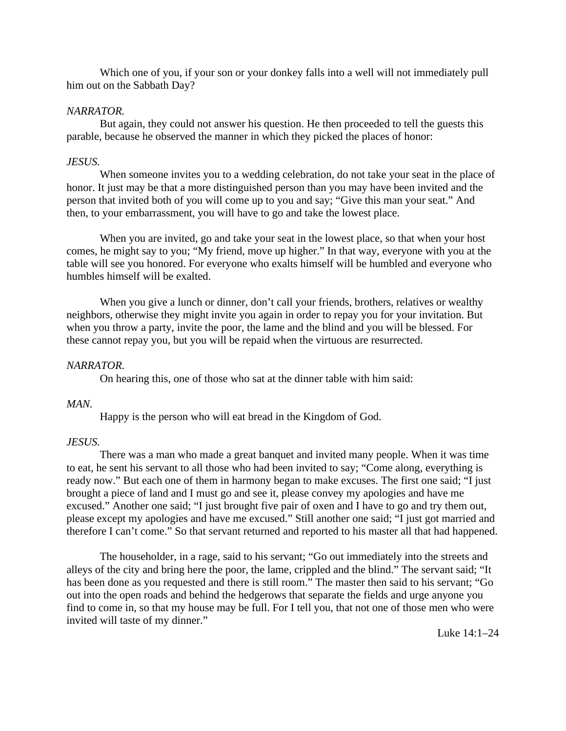Which one of you, if your son or your donkey falls into a well will not immediately pull him out on the Sabbath Day?

*NARRATOR.*

But again, they could not answer his question. He then proceeded to tell the guests this parable, because he observed the manner in which they picked the places of honor:

*JESUS.*

When someone invites you to a wedding celebration, do not take your seat in the place of honor. It just may be that a more distinguished person than you may have been invited and the person that invited both of you will come up to you and say; "Give this man your seat." And then, to your embarrassment, you will have to go and take the lowest place.

When you are invited, go and take your seat in the lowest place, so that when your host comes, he might say to you; "My friend, move up higher." In that way, everyone with you at the table will see you honored. For everyone who exalts himself will be humbled and everyone who humbles himself will be exalted.

When you give a lunch or dinner, don't call your friends, brothers, relatives or wealthy neighbors, otherwise they might invite you again in order to repay you for your invitation. But when you throw a party, invite the poor, the lame and the blind and you will be blessed. For these cannot repay you, but you will be repaid when the virtuous are resurrected.

*NARRATOR.*

On hearing this, one of those who sat at the dinner table with him said:

*MAN.*

Happy is the person who will eat bread in the Kingdom of God.

*JESUS.*

There was a man who made a great banquet and invited many people. When it was time to eat, he sent his servant to all those who had been invited to say; "Come along, everything is ready now." But each one of them in harmony began to make excuses. The first one said; "I just brought a piece of land and I must go and see it, please convey my apologies and have me excused." Another one said; "I just brought five pair of oxen and I have to go and try them out, please except my apologies and have me excused." Still another one said; "I just got married and therefore I can't come." So that servant returned and reported to his master all that had happened.

The householder, in a rage, said to his servant; "Go out immediately into the streets and alleys of the city and bring here the poor, the lame, crippled and the blind." The servant said; "It has been done as you requested and there is still room." The master then said to his servant; "Go out into the open roads and behind the hedgerows that separate the fields and urge anyone you find to come in, so that my house may be full. For I tell you, that not one of those men who were invited will taste of my dinner."

Luke 14:1–24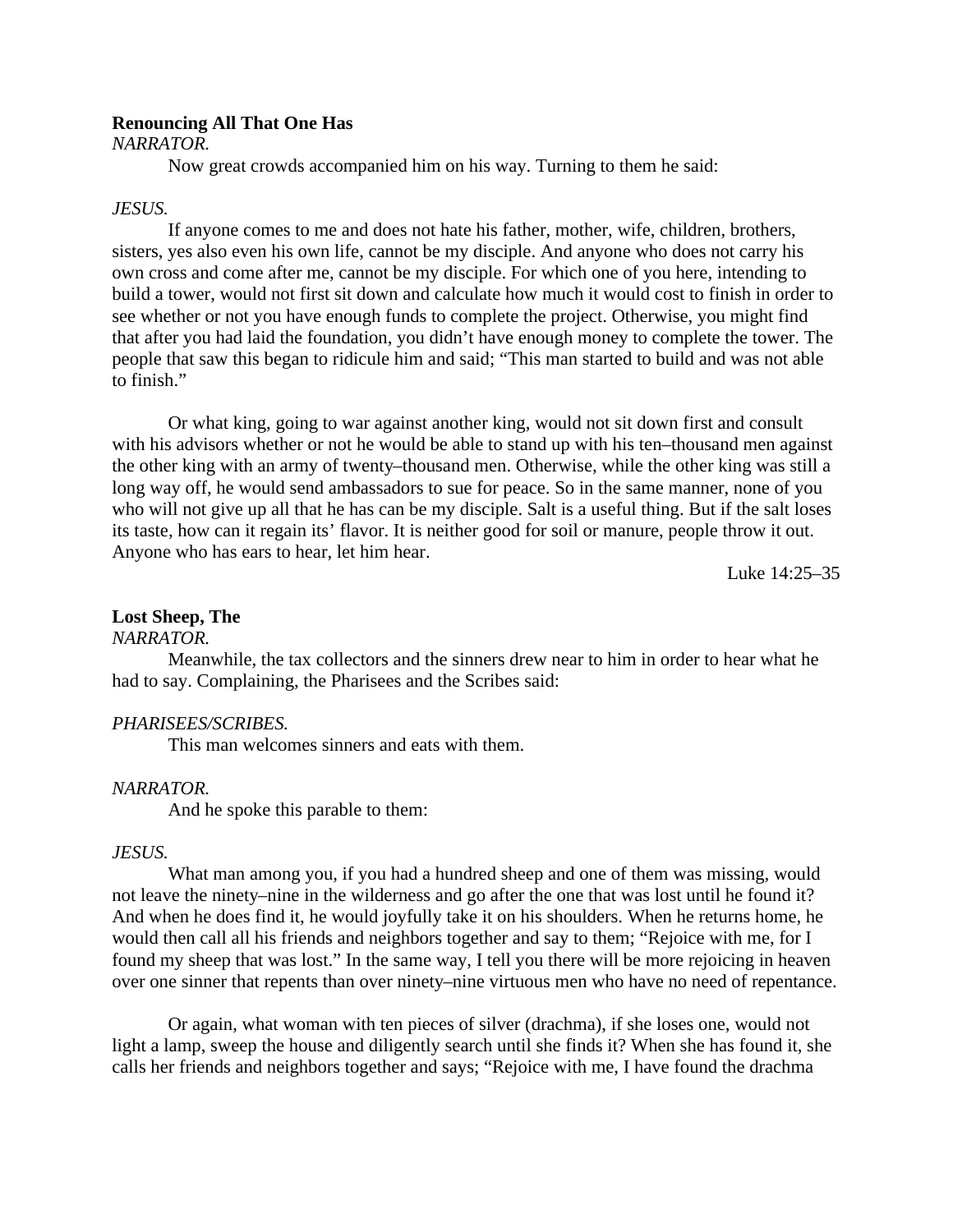**Renouncing All That One Has**

*NARRATOR.*

Now great crowds accompanied him on his way. Turning to them he said:

*JESUS.*

If anyone comes to me and does not hate his father, mother, wife, children, brothers, sisters, yes also even his own life, cannot be my disciple. And anyone who does not carry his own cross and come after me, cannot be my disciple. For which one of you here, intending to build a tower, would not first sit down and calculate how much it would cost to finish in order to see whether or not you have enough funds to complete the project. Otherwise, you might find that after you had laid the foundation, you didn't have enough money to complete the tower. The people that saw this began to ridicule him and said; "This man started to build and was not able to finish."

Or what king, going to war against another king, would not sit down first and consult with his advisors whether or not he would be able to stand up with his ten–thousand men against the other king with an army of twenty–thousand men. Otherwise, while the other king was still a long way off, he would send ambassadors to sue for peace. So in the same manner, none of you who will not give up all that he has can be my disciple. Salt is a useful thing. But if the salt loses its taste, how can it regain its' flavor. It is neither good for soil or manure, people throw it out. Anyone who has ears to hear, let him hear.

Luke 14:25–35

**Lost Sheep, The**

*NARRATOR.*

Meanwhile, the tax collectors and the sinners drew near to him in order to hear what he had to say. Complaining, the Pharisees and the Scribes said:

*PHARISEES/SCRIBES.*

This man welcomes sinners and eats with them.

*NARRATOR.*

And he spoke this parable to them:

*JESUS.*

What man among you, if you had a hundred sheep and one of them was missing, would not leave the ninety–nine in the wilderness and go after the one that was lost until he found it? And when he does find it, he would joyfully take it on his shoulders. When he returns home, he would then call all his friends and neighbors together and say to them; "Rejoice with me, for I found my sheep that was lost." In the same way, I tell you there will be more rejoicing in heaven over one sinner that repents than over ninety–nine virtuous men who have no need of repentance.

Or again, what woman with ten pieces of silver (drachma), if she loses one, would not light a lamp, sweep the house and diligently search until she finds it? When she has found it, she calls her friends and neighbors together and says; "Rejoice with me, I have found the drachma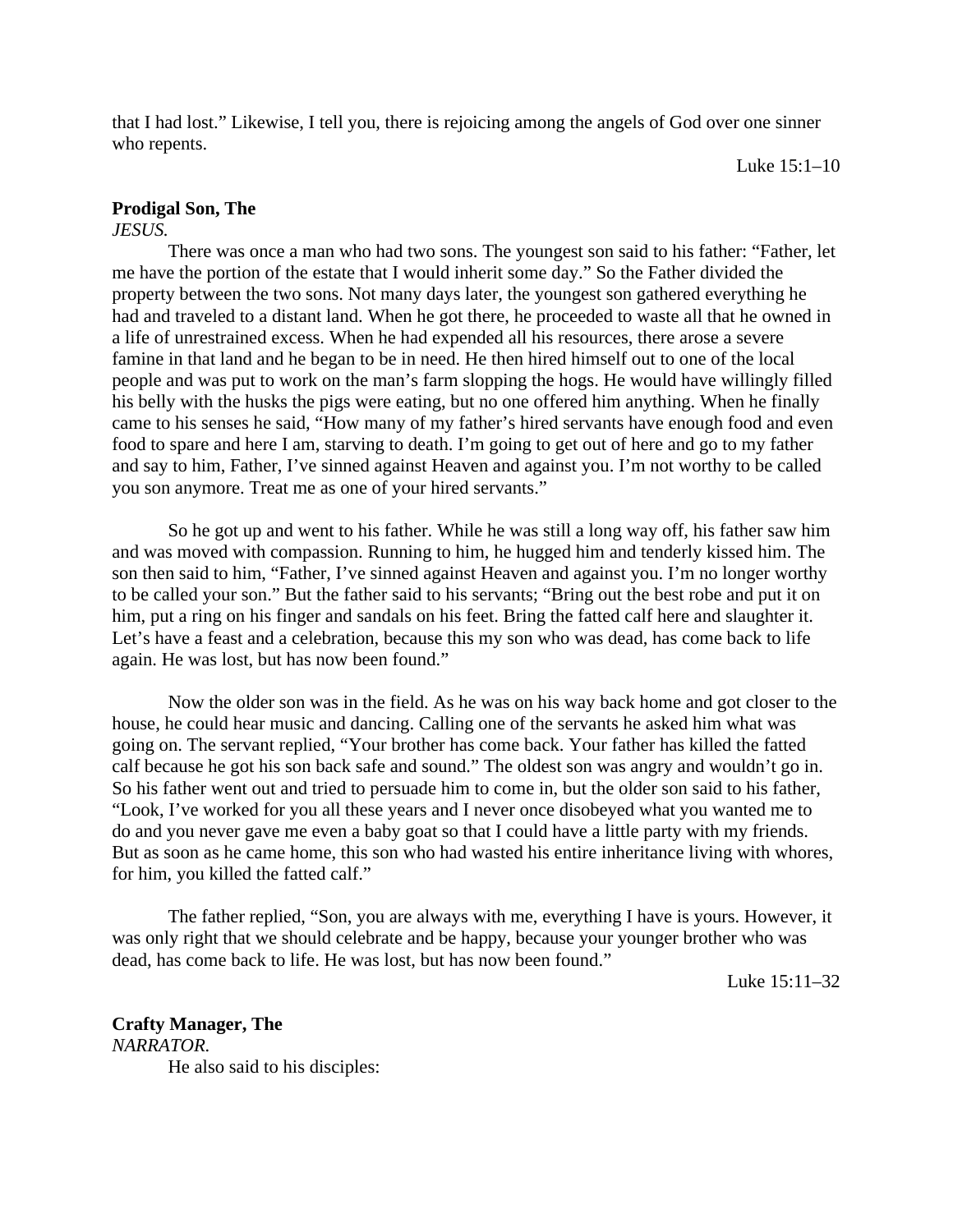that I had lost." Likewise, I tell you, there is rejoicing among the angels of God over one sinner who repents.

Luke 15:1–10

**Prodigal Son, The**

*JESUS.*

There was once a man who had two sons. The youngest son said to his father: "Father, let me have the portion of the estate that I would inherit some day." So the Father divided the property between the two sons. Not many days later, the youngest son gathered everything he had and traveled to a distant land. When he got there, he proceeded to waste all that he owned in a life of unrestrained excess. When he had expended all his resources, there arose a severe famine in that land and he began to be in need. He then hired himself out to one of the local people and was put to work on the man's farm slopping the hogs. He would have willingly filled his belly with the husks the pigs were eating, but no one offered him anything. When he finally came to his senses he said, "How many of my father's hired servants have enough food and even food to spare and here I am, starving to death. I'm going to get out of here and go to my father and say to him, Father, I've sinned against Heaven and against you. I'm not worthy to be called you son anymore. Treat me as one of your hired servants."

So he got up and went to his father. While he was still a long way off, his father saw him and was moved with compassion. Running to him, he hugged him and tenderly kissed him. The son then said to him, "Father, I've sinned against Heaven and against you. I'm no longer worthy to be called your son." But the father said to his servants; "Bring out the best robe and put it on him, put a ring on his finger and sandals on his feet. Bring the fatted calf here and slaughter it. Let's have a feast and a celebration, because this my son who was dead, has come back to life again. He was lost, but has now been found."

Now the older son was in the field. As he was on his way back home and got closer to the house, he could hear music and dancing. Calling one of the servants he asked him what was going on. The servant replied, "Your brother has come back. Your father has killed the fatted calf because he got his son back safe and sound." The oldest son was angry and wouldn't go in. So his father went out and tried to persuade him to come in, but the older son said to his father, "Look, I've worked for you all these years and I never once disobeyed what you wanted me to do and you never gave me even a baby goat so that I could have a little party with my friends. But as soon as he came home, this son who had wasted his entire inheritance living with whores, for him, you killed the fatted calf."

The father replied, "Son, you are always with me, everything I have is yours. However, it was only right that we should celebrate and be happy, because your younger brother who was dead, has come back to life. He was lost, but has now been found."

Luke 15:11–32

**Crafty Manager, The**

*NARRATOR.*

He also said to his disciples: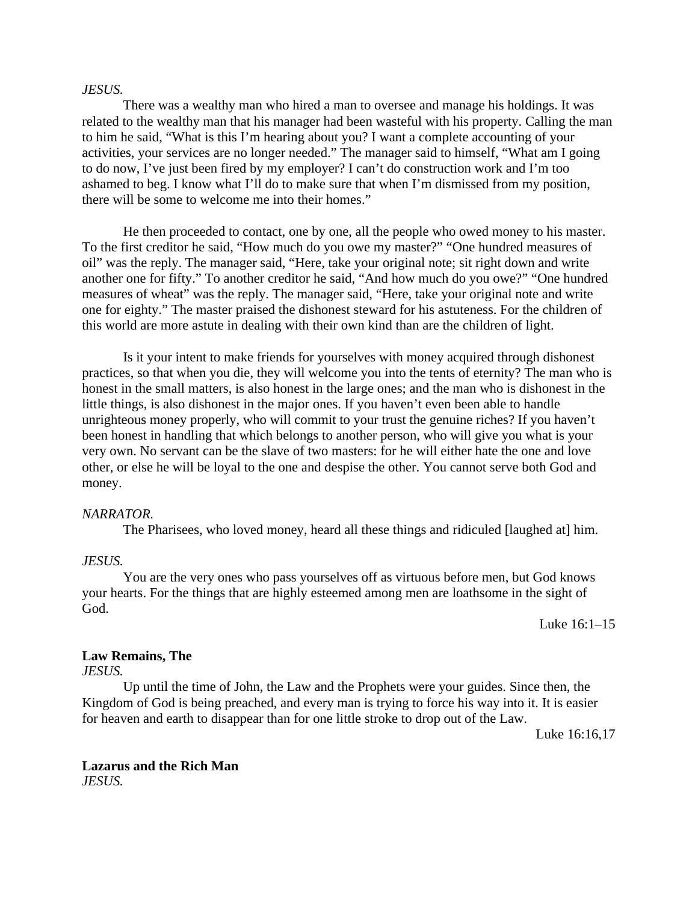*JESUS.*

There was a wealthy man who hired a man to oversee and manage his holdings. It was related to the wealthy man that his manager had been wasteful with his property. Calling the man to him he said, “What is this I’m hearing about you? I want a complete accounting of your activities, your services are no longer needed.” The manager said to himself, “What am I going to do now, I’ve just been fired by my employer? I can’t do construction work and I’m too ashamed to beg. I know what I’ll do to make sure that when I’m dismissed from my position, there will be some to welcome me into their homes.”

He then proceeded to contact, one by one, all the people who owed money to his master. To the first creditor he said, “How much do you owe my master?” “One hundred measures of oil” was the reply. The manager said, “Here, take your original note; sit right down and write another one for fifty.” To another creditor he said, “And how much do you owe?” “One hundred measures of wheat” was the reply. The manager said, “Here, take your original note and write one for eighty.” The master praised the dishonest steward for his astuteness. For the children of this world are more astute in dealing with their own kind than are the children of light.

Is it your intent to make friends for yourselves with money acquired through dishonest practices, so that when you die, they will welcome you into the tents of eternity? The man who is honest in the small matters, is also honest in the large ones; and the man who is dishonest in the little things, is also dishonest in the major ones. If you haven’t even been able to handle unrighteous money properly, who will commit to your trust the genuine riches? If you haven’t been honest in handling that which belongs to another person, who will give you what is your very own. No servant can be the slave of two masters: for he will either hate the one and love other, or else he will be loyal to the one and despise the other. You cannot serve both God and money.

*NARRATOR.*

The Pharisees, who loved money, heard all these things and ridiculed [laughed at] him.

*JESUS.*

You are the very ones who pass yourselves off as virtuous before men, but God knows your hearts. For the things that are highly esteemed among men are loathsome in the sight of God.

Luke 16:1–15

**Law Remains, The**

*JESUS.*

Up until the time of John, the Law and the Prophets were your guides. Since then, the Kingdom of God is being preached, and every man is trying to force his way into it. It is easier for heaven and earth to disappear than for one little stroke to drop out of the Law.

Luke 16:16,17

**Lazarus and the Rich Man**

*JESUS.*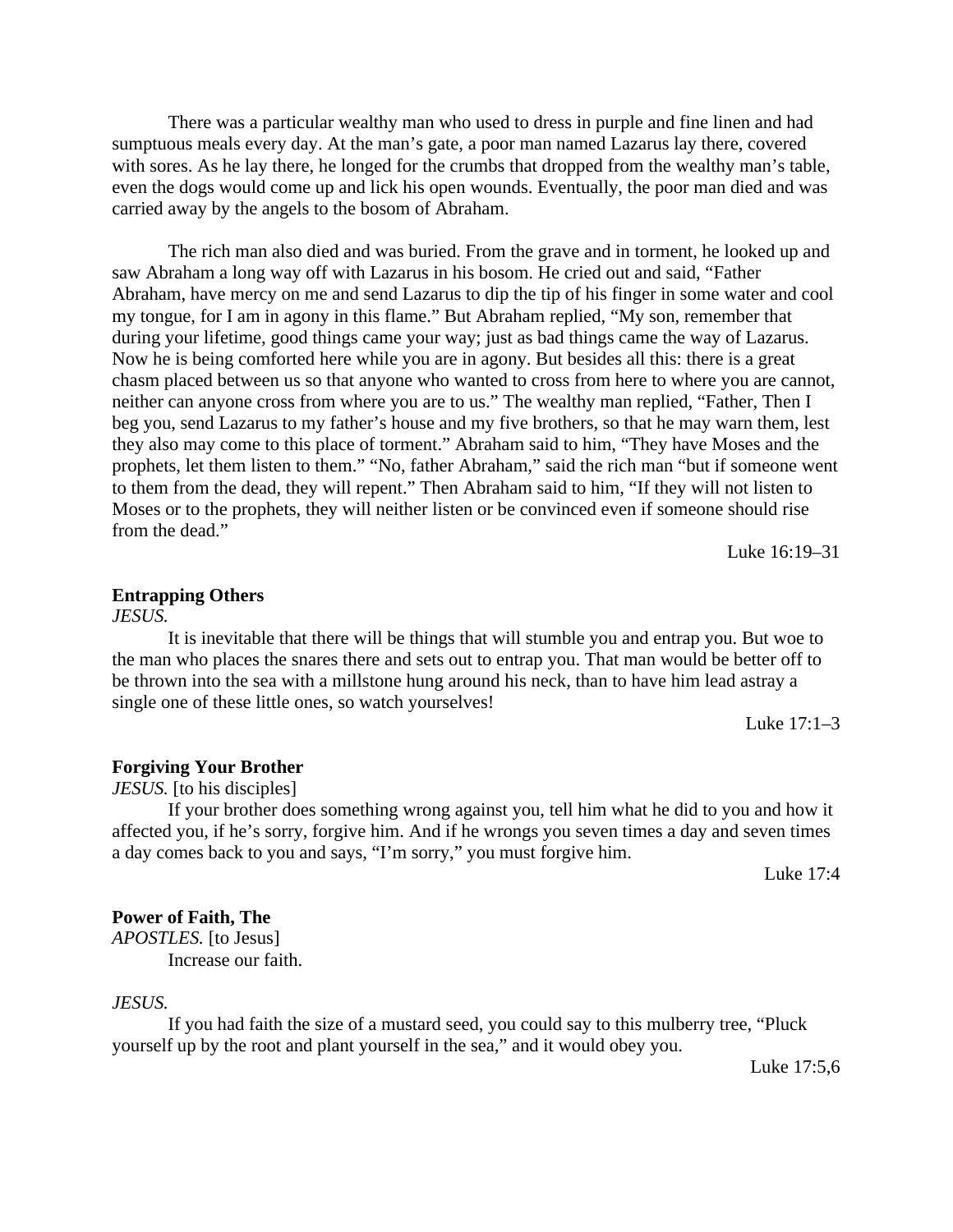There was a particular wealthy man who used to dress in purple and fine linen and had sumptuous meals every day. At the man's gate, a poor man named Lazarus lay there, covered with sores. As he lay there, he longed for the crumbs that dropped from the wealthy man's table, even the dogs would come up and lick his open wounds. Eventually, the poor man died and was carried away by the angels to the bosom of Abraham.

The rich man also died and was buried. From the grave and in torment, he looked up and saw Abraham a long way off with Lazarus in his bosom. He cried out and said, "Father Abraham, have mercy on me and send Lazarus to dip the tip of his finger in some water and cool my tongue, for I am in agony in this flame." But Abraham replied, "My son, remember that during your lifetime, good things came your way; just as bad things came the way of Lazarus. Now he is being comforted here while you are in agony. But besides all this: there is a great chasm placed between us so that anyone who wanted to cross from here to where you are cannot, neither can anyone cross from where you are to us." The wealthy man replied, "Father, Then I beg you, send Lazarus to my father's house and my five brothers, so that he may warn them, lest they also may come to this place of torment." Abraham said to him, "They have Moses and the prophets, let them listen to them." "No, father Abraham," said the rich man "but if someone went to them from the dead, they will repent." Then Abraham said to him, "If they will not listen to Moses or to the prophets, they will neither listen or be convinced even if someone should rise from the dead."

Luke 16:19–31

**Entrapping Others**

*JESUS.*

It is inevitable that there will be things that will stumble you and entrap you. But woe to the man who places the snares there and sets out to entrap you. That man would be better off to be thrown into the sea with a millstone hung around his neck, than to have him lead astray a single one of these little ones, so watch yourselves!

Luke 17:1–3

**Forgiving Your Brother**

*JESUS.* [to his disciples]

If your brother does something wrong against you, tell him what he did to you and how it affected you, if he's sorry, forgive him. And if he wrongs you seven times a day and seven times a day comes back to you and says, "I'm sorry," you must forgive him.

Luke 17:4

**Power of Faith, The**

*APOSTLES.* [to Jesus]

Increase our faith.

*JESUS.*

If you had faith the size of a mustard seed, you could say to this mulberry tree, "Pluck yourself up by the root and plant yourself in the sea," and it would obey you.

Luke 17:5,6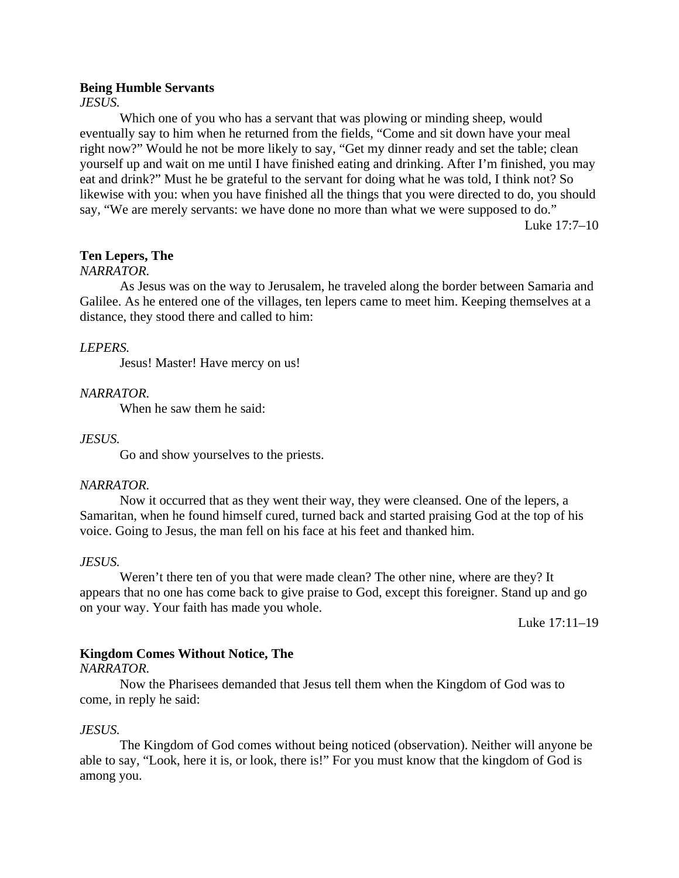**Being Humble Servants**

*JESUS.*

Which one of you who has a servant that was plowing or minding sheep, would eventually say to him when he returned from the fields, “Come and sit down have your meal right now?” Would he not be more likely to say, “Get my dinner ready and set the table; clean yourself up and wait on me until I have finished eating and drinking. After I’m finished, you may eat and drink?” Must he be grateful to the servant for doing what he was told, I think not? So likewise with you: when you have finished all the things that you were directed to do, you should say, “We are merely servants: we have done no more than what we were supposed to do.”

Luke 17:7–10

**Ten Lepers, The**

*NARRATOR.*

As Jesus was on the way to Jerusalem, he traveled along the border between Samaria and Galilee. As he entered one of the villages, ten lepers came to meet him. Keeping themselves at a distance, they stood there and called to him:

*LEPERS.*

Jesus! Master! Have mercy on us!

*NARRATOR.*

When he saw them he said:

*JESUS.*

Go and show yourselves to the priests.

*NARRATOR.*

Now it occurred that as they went their way, they were cleansed. One of the lepers, a Samaritan, when he found himself cured, turned back and started praising God at the top of his voice. Going to Jesus, the man fell on his face at his feet and thanked him.

*JESUS.*

Weren’t there ten of you that were made clean? The other nine, where are they? It appears that no one has come back to give praise to God, except this foreigner. Stand up and go on your way. Your faith has made you whole.

Luke 17:11–19

**Kingdom Comes Without Notice, The**

*NARRATOR.*

Now the Pharisees demanded that Jesus tell them when the Kingdom of God was to come, in reply he said:

*JESUS.*

The Kingdom of God comes without being noticed (observation). Neither will anyone be able to say, “Look, here it is, or look, there is!” For you must know that the kingdom of God is among you.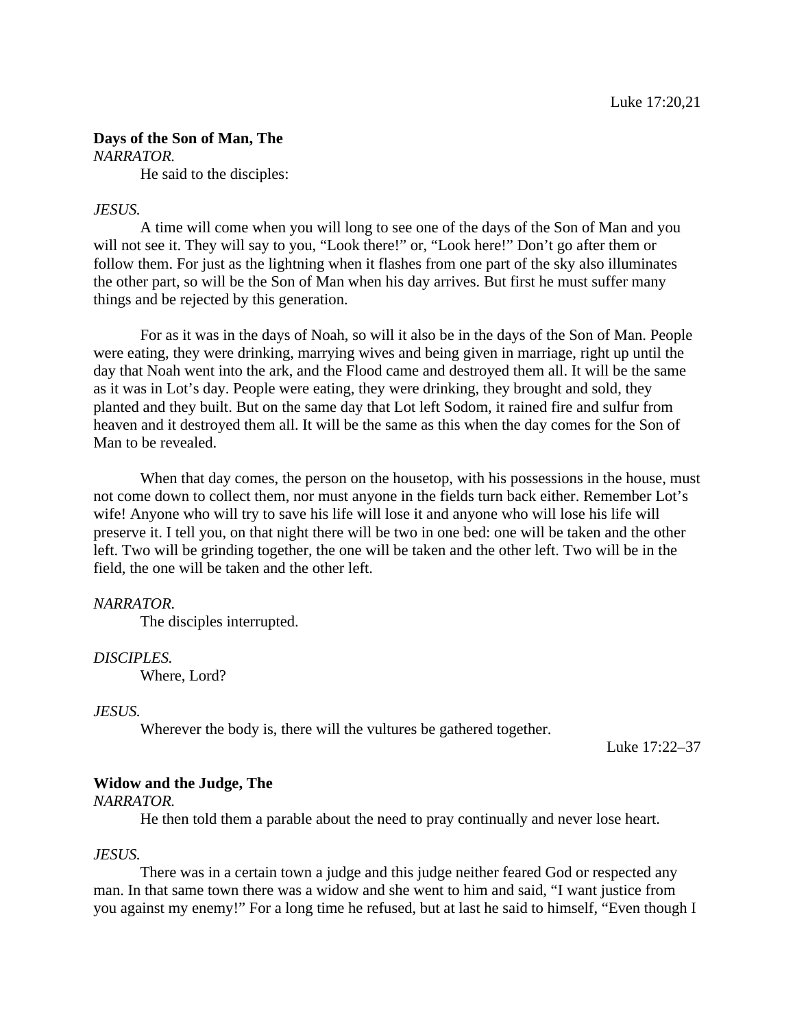Luke 17:20,21

**Days of the Son of Man, The**

*NARRATOR.*

He said to the disciples:

*JESUS.*

A time will come when you will long to see one of the days of the Son of Man and you will not see it. They will say to you, "Look there!" or, "Look here!" Don't go after them or follow them. For just as the lightning when it flashes from one part of the sky also illuminates the other part, so will be the Son of Man when his day arrives. But first he must suffer many things and be rejected by this generation.

For as it was in the days of Noah, so will it also be in the days of the Son of Man. People were eating, they were drinking, marrying wives and being given in marriage, right up until the day that Noah went into the ark, and the Flood came and destroyed them all. It will be the same as it was in Lot's day. People were eating, they were drinking, they brought and sold, they planted and they built. But on the same day that Lot left Sodom, it rained fire and sulfur from heaven and it destroyed them all. It will be the same as this when the day comes for the Son of Man to be revealed.

When that day comes, the person on the housetop, with his possessions in the house, must not come down to collect them, nor must anyone in the fields turn back either. Remember Lot's wife! Anyone who will try to save his life will lose it and anyone who will lose his life will preserve it. I tell you, on that night there will be two in one bed: one will be taken and the other left. Two will be grinding together, the one will be taken and the other left. Two will be in the field, the one will be taken and the other left.

*NARRATOR.*

The disciples interrupted.

*DISCIPLES.*

Where, Lord?

*JESUS.*

Wherever the body is, there will the vultures be gathered together.

Luke 17:22–37

**Widow and the Judge, The**

*NARRATOR.*

He then told them a parable about the need to pray continually and never lose heart.

*JESUS.*

There was in a certain town a judge and this judge neither feared God or respected any man. In that same town there was a widow and she went to him and said, "I want justice from you against my enemy!" For a long time he refused, but at last he said to himself, "Even though I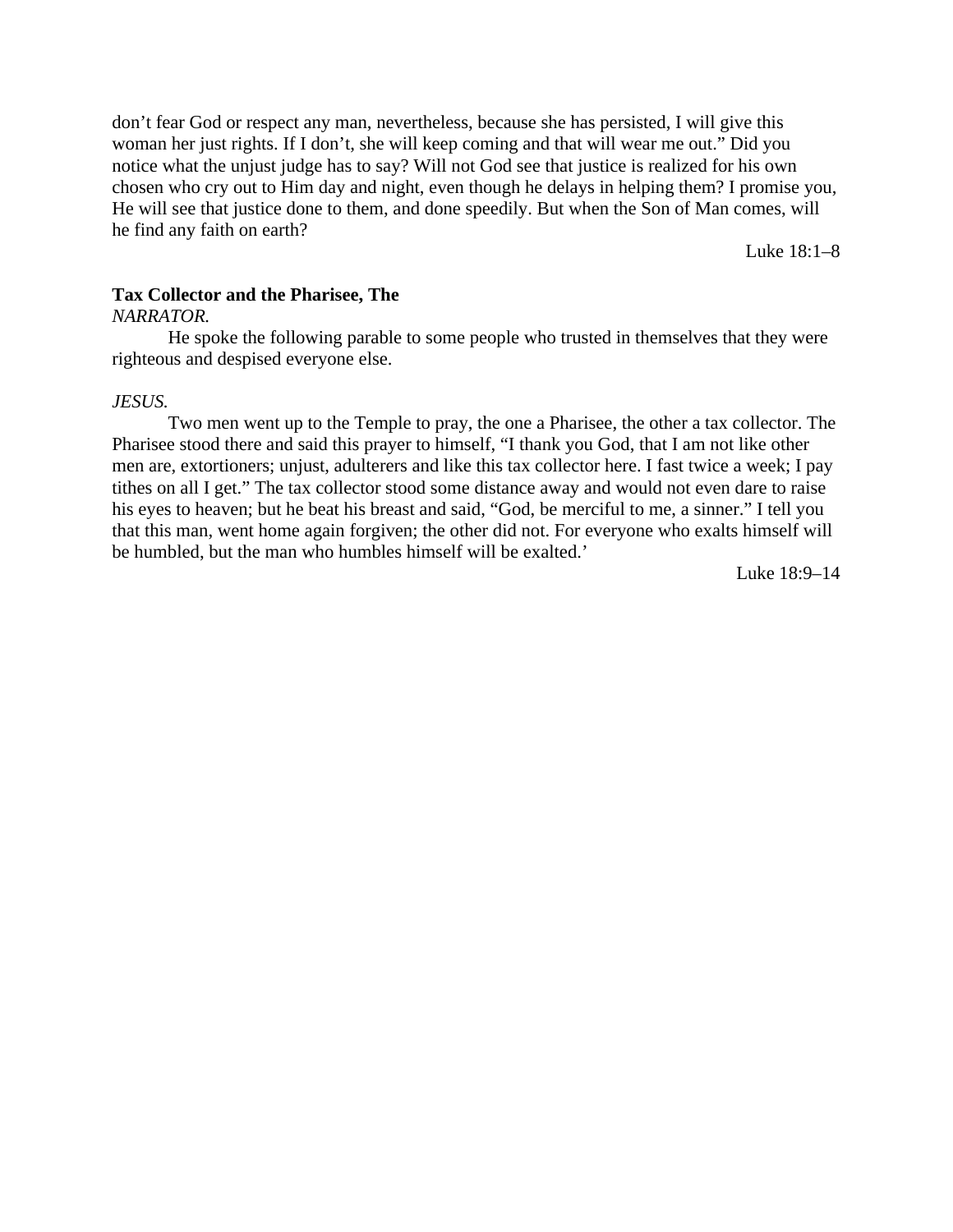don't fear God or respect any man, nevertheless, because she has persisted, I will give this woman her just rights. If I don't, she will keep coming and that will wear me out." Did you notice what the unjust judge has to say? Will not God see that justice is realized for his own chosen who cry out to Him day and night, even though he delays in helping them? I promise you, He will see that justice done to them, and done speedily. But when the Son of Man comes, will he find any faith on earth?

Luke 18:1–8

**Tax Collector and the Pharisee, The**

*NARRATOR.*

He spoke the following parable to some people who trusted in themselves that they were righteous and despised everyone else.

*JESUS.*

Two men went up to the Temple to pray, the one a Pharisee, the other a tax collector. The Pharisee stood there and said this prayer to himself, "I thank you God, that I am not like other men are, extortioners; unjust, adulterers and like this tax collector here. I fast twice a week; I pay tithes on all I get." The tax collector stood some distance away and would not even dare to raise his eyes to heaven; but he beat his breast and said, "God, be merciful to me, a sinner." I tell you that this man, went home again forgiven; the other did not. For everyone who exalts himself will be humbled, but the man who humbles himself will be exalted.'

Luke 18:9–14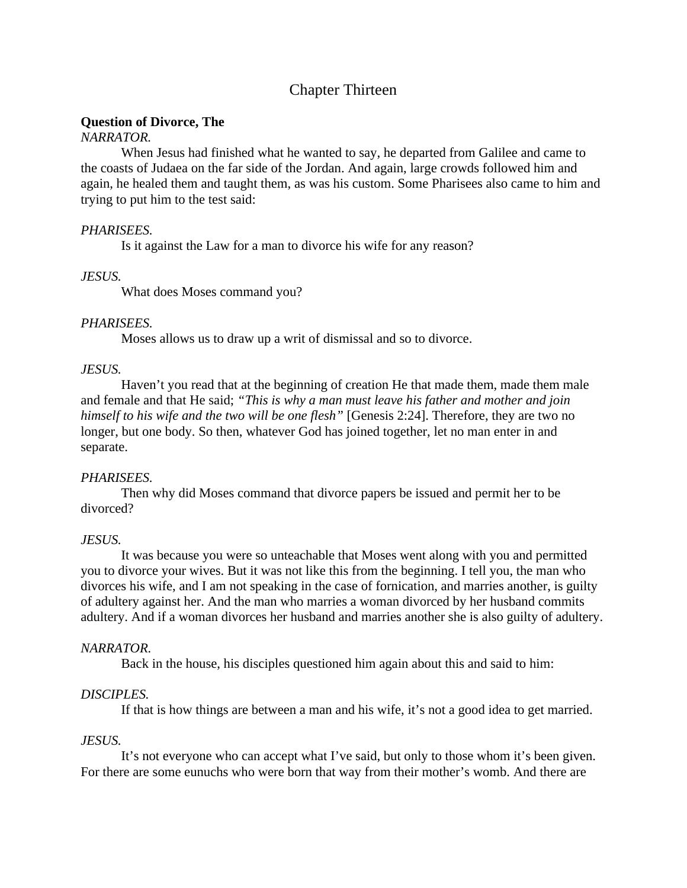# Chapter Thirteen

**Question of Divorce, The**

*NARRATOR.*

When Jesus had finished what he wanted to say, he departed from Galilee and came to the coasts of Judaea on the far side of the Jordan. And again, large crowds followed him and again, he healed them and taught them, as was his custom. Some Pharisees also came to him and trying to put him to the test said:

*PHARISEES.*

Is it against the Law for a man to divorce his wife for any reason?

*JESUS.*

What does Moses command you?

*PHARISEES.*

Moses allows us to draw up a writ of dismissal and so to divorce.

*JESUS.*

Haven't you read that at the beginning of creation He that made them, made them male and female and that He said; *"This is why a man must leave his father and mother and join himself to his wife and the two will be one flesh"* [Genesis 2:24]. Therefore, they are two no longer, but one body. So then, whatever God has joined together, let no man enter in and separate.

*PHARISEES.*

Then why did Moses command that divorce papers be issued and permit her to be divorced?

*JESUS.*

It was because you were so unteachable that Moses went along with you and permitted you to divorce your wives. But it was not like this from the beginning. I tell you, the man who divorces his wife, and I am not speaking in the case of fornication, and marries another, is guilty of adultery against her. And the man who marries a woman divorced by her husband commits adultery. And if a woman divorces her husband and marries another she is also guilty of adultery.

*NARRATOR.*

Back in the house, his disciples questioned him again about this and said to him:

*DISCIPLES.*

If that is how things are between a man and his wife, it's not a good idea to get married.

*JESUS.*

It's not everyone who can accept what I've said, but only to those whom it's been given. For there are some eunuchs who were born that way from their mother's womb. And there are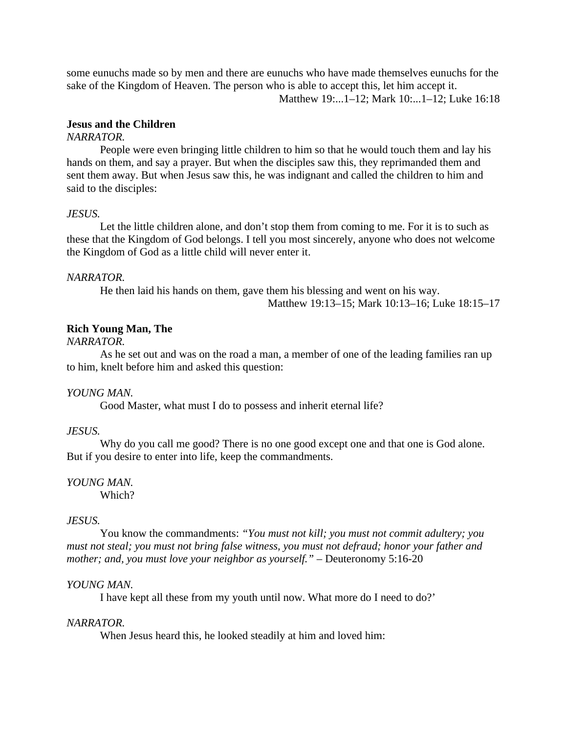some eunuchs made so by men and there are eunuchs who have made themselves eunuchs for the sake of the Kingdom of Heaven. The person who is able to accept this, let him accept it.

Matthew 19:...1–12; Mark 10:...1–12; Luke 16:18

**Jesus and the Children**

*NARRATOR.*

People were even bringing little children to him so that he would touch them and lay his hands on them, and say a prayer. But when the disciples saw this, they reprimanded them and sent them away. But when Jesus saw this, he was indignant and called the children to him and said to the disciples:

*JESUS.*

Let the little children alone, and don't stop them from coming to me. For it is to such as these that the Kingdom of God belongs. I tell you most sincerely, anyone who does not welcome the Kingdom of God as a little child will never enter it.

*NARRATOR.*

He then laid his hands on them, gave them his blessing and went on his way.

Matthew 19:13–15; Mark 10:13–16; Luke 18:15–17

**Rich Young Man, The**

*NARRATOR.*

As he set out and was on the road a man, a member of one of the leading families ran up to him, knelt before him and asked this question:

*YOUNG MAN.*

Good Master, what must I do to possess and inherit eternal life?

*JESUS.*

Why do you call me good? There is no one good except one and that one is God alone. But if you desire to enter into life, keep the commandments.

*YOUNG MAN.*

Which?

*JESUS.*

You know the commandments: *"You must not kill; you must not commit adultery; you must not steal; you must not bring false witness, you must not defraud; honor your father and mother; and, you must love your neighbor as yourself."* – Deuteronomy 5:16-20

*YOUNG MAN.*

I have kept all these from my youth until now. What more do I need to do?'

*NARRATOR.*

When Jesus heard this, he looked steadily at him and loved him: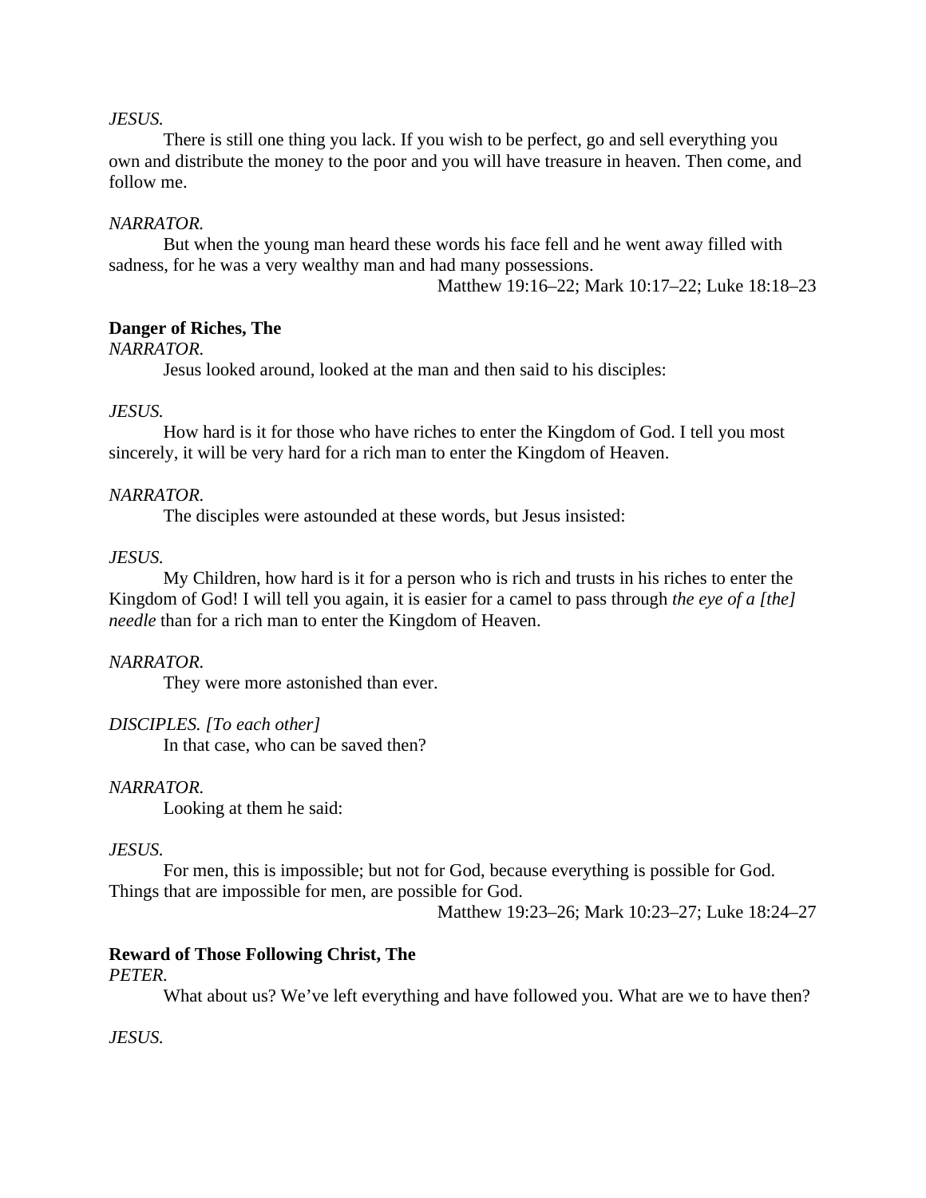*JESUS.*

There is still one thing you lack. If you wish to be perfect, go and sell everything you own and distribute the money to the poor and you will have treasure in heaven. Then come, and follow me.

*NARRATOR.*

But when the young man heard these words his face fell and he went away filled with sadness, for he was a very wealthy man and had many possessions.

Matthew 19:16–22; Mark 10:17–22; Luke 18:18–23

**Danger of Riches, The**

*NARRATOR.*

Jesus looked around, looked at the man and then said to his disciples:

*JESUS.*

How hard is it for those who have riches to enter the Kingdom of God. I tell you most sincerely, it will be very hard for a rich man to enter the Kingdom of Heaven.

*NARRATOR.*

The disciples were astounded at these words, but Jesus insisted:

*JESUS.*

My Children, how hard is it for a person who is rich and trusts in his riches to enter the Kingdom of God! I will tell you again, it is easier for a camel to pass through *the eye of a [the] needle* than for a rich man to enter the Kingdom of Heaven.

*NARRATOR.*

They were more astonished than ever.

*DISCIPLES. [To each other]*

In that case, who can be saved then?

*NARRATOR.*

Looking at them he said:

*JESUS.*

For men, this is impossible; but not for God, because everything is possible for God. Things that are impossible for men, are possible for God.

Matthew 19:23–26; Mark 10:23–27; Luke 18:24–27

**Reward of Those Following Christ, The**

*PETER.*

What about us? We've left everything and have followed you. What are we to have then?

*JESUS.*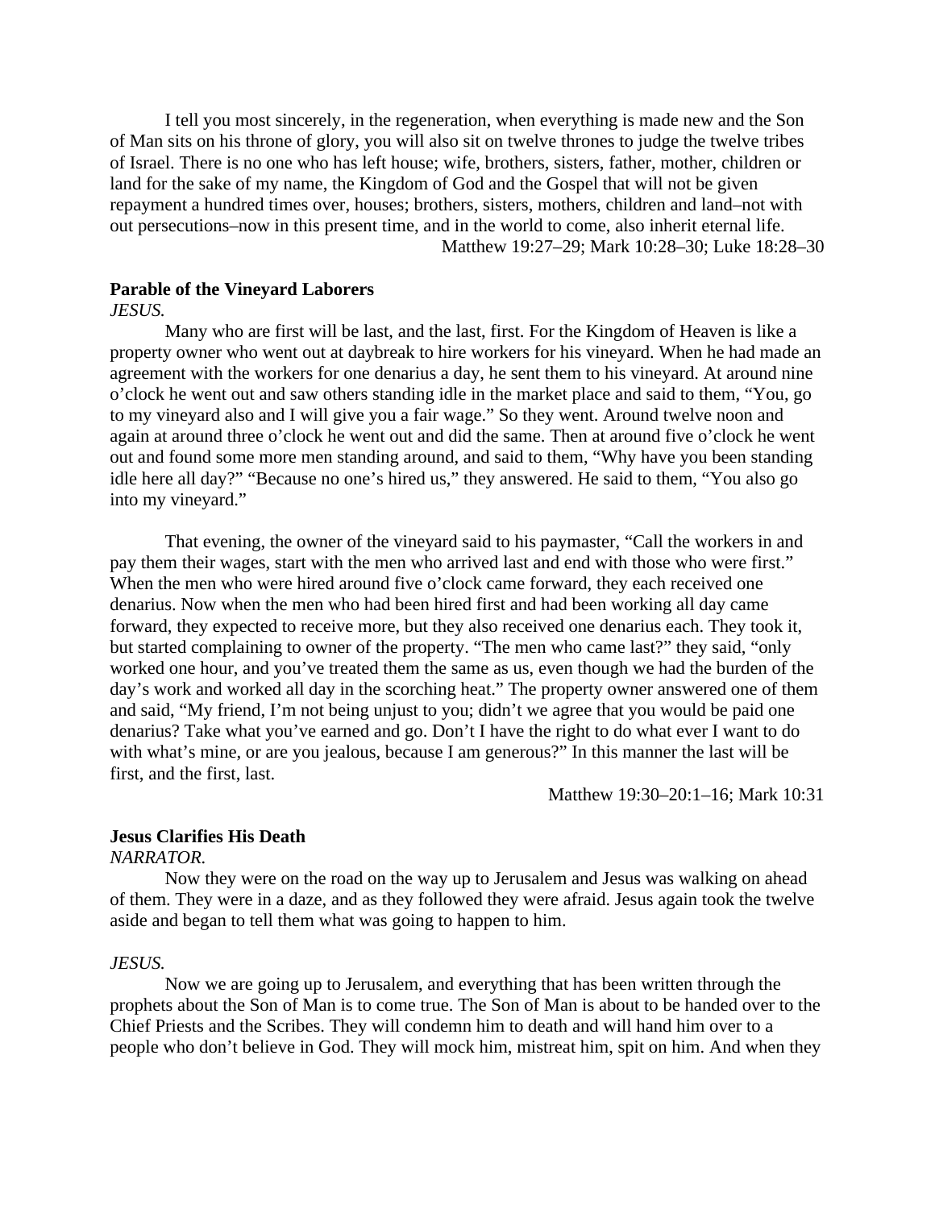I tell you most sincerely, in the regeneration, when everything is made new and the Son of Man sits on his throne of glory, you will also sit on twelve thrones to judge the twelve tribes of Israel. There is no one who has left house; wife, brothers, sisters, father, mother, children or land for the sake of my name, the Kingdom of God and the Gospel that will not be given repayment a hundred times over, houses; brothers, sisters, mothers, children and land–not with out persecutions–now in this present time, and in the world to come, also inherit eternal life.

Matthew 19:27–29; Mark 10:28–30; Luke 18:28–30

**Parable of the Vineyard Laborers**

*JESUS.*

Many who are first will be last, and the last, first. For the Kingdom of Heaven is like a property owner who went out at daybreak to hire workers for his vineyard. When he had made an agreement with the workers for one denarius a day, he sent them to his vineyard. At around nine o'clock he went out and saw others standing idle in the market place and said to them, "You, go to my vineyard also and I will give you a fair wage." So they went. Around twelve noon and again at around three o'clock he went out and did the same. Then at around five o'clock he went out and found some more men standing around, and said to them, "Why have you been standing idle here all day?" "Because no one's hired us," they answered. He said to them, "You also go into my vineyard."

That evening, the owner of the vineyard said to his paymaster, "Call the workers in and pay them their wages, start with the men who arrived last and end with those who were first." When the men who were hired around five o'clock came forward, they each received one denarius. Now when the men who had been hired first and had been working all day came forward, they expected to receive more, but they also received one denarius each. They took it, but started complaining to owner of the property. "The men who came last?" they said, "only worked one hour, and you've treated them the same as us, even though we had the burden of the day's work and worked all day in the scorching heat." The property owner answered one of them and said, "My friend, I'm not being unjust to you; didn't we agree that you would be paid one denarius? Take what you've earned and go. Don't I have the right to do what ever I want to do with what's mine, or are you jealous, because I am generous?" In this manner the last will be first, and the first, last.

Matthew 19:30–20:1–16; Mark 10:31

**Jesus Clarifies His Death**

*NARRATOR.*

Now they were on the road on the way up to Jerusalem and Jesus was walking on ahead of them. They were in a daze, and as they followed they were afraid. Jesus again took the twelve aside and began to tell them what was going to happen to him.

*JESUS.*

Now we are going up to Jerusalem, and everything that has been written through the prophets about the Son of Man is to come true. The Son of Man is about to be handed over to the Chief Priests and the Scribes. They will condemn him to death and will hand him over to a people who don't believe in God. They will mock him, mistreat him, spit on him. And when they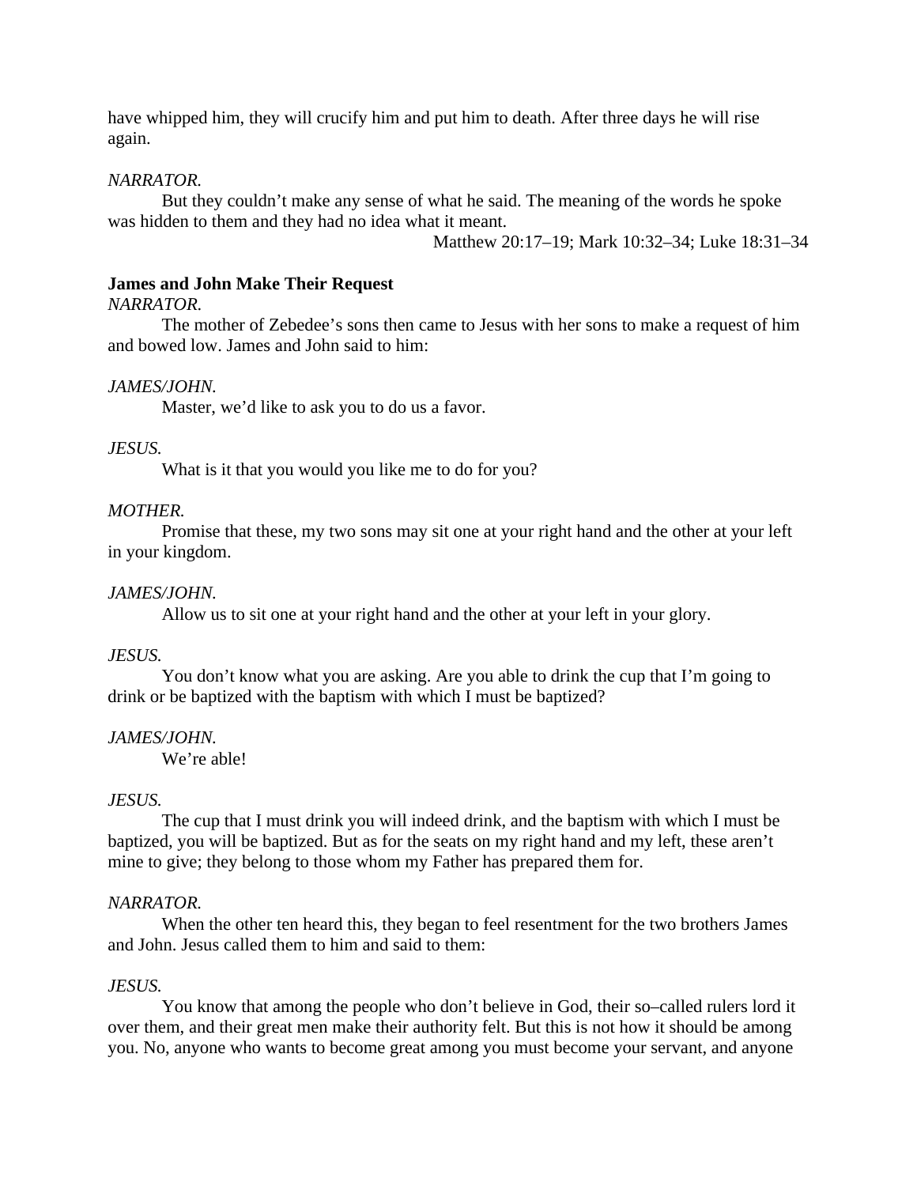have whipped him, they will crucify him and put him to death. After three days he will rise again.

*NARRATOR.*

But they couldn’t make any sense of what he said. The meaning of the words he spoke was hidden to them and they had no idea what it meant.

Matthew 20:17–19; Mark 10:32–34; Luke 18:31–34

**James and John Make Their Request**

*NARRATOR.*

The mother of Zebedee’s sons then came to Jesus with her sons to make a request of him and bowed low. James and John said to him:

*JAMES/JOHN.*

Master, we’d like to ask you to do us a favor.

*JESUS.*

What is it that you would you like me to do for you?

*MOTHER.*

Promise that these, my two sons may sit one at your right hand and the other at your left in your kingdom.

*JAMES/JOHN.*

Allow us to sit one at your right hand and the other at your left in your glory.

*JESUS.*

You don’t know what you are asking. Are you able to drink the cup that I’m going to drink or be baptized with the baptism with which I must be baptized?

*JAMES/JOHN.*

We’re able!

*JESUS.*

The cup that I must drink you will indeed drink, and the baptism with which I must be baptized, you will be baptized. But as for the seats on my right hand and my left, these aren’t mine to give; they belong to those whom my Father has prepared them for.

*NARRATOR.*

When the other ten heard this, they began to feel resentment for the two brothers James and John. Jesus called them to him and said to them:

*JESUS.*

You know that among the people who don’t believe in God, their so–called rulers lord it over them, and their great men make their authority felt. But this is not how it should be among you. No, anyone who wants to become great among you must become your servant, and anyone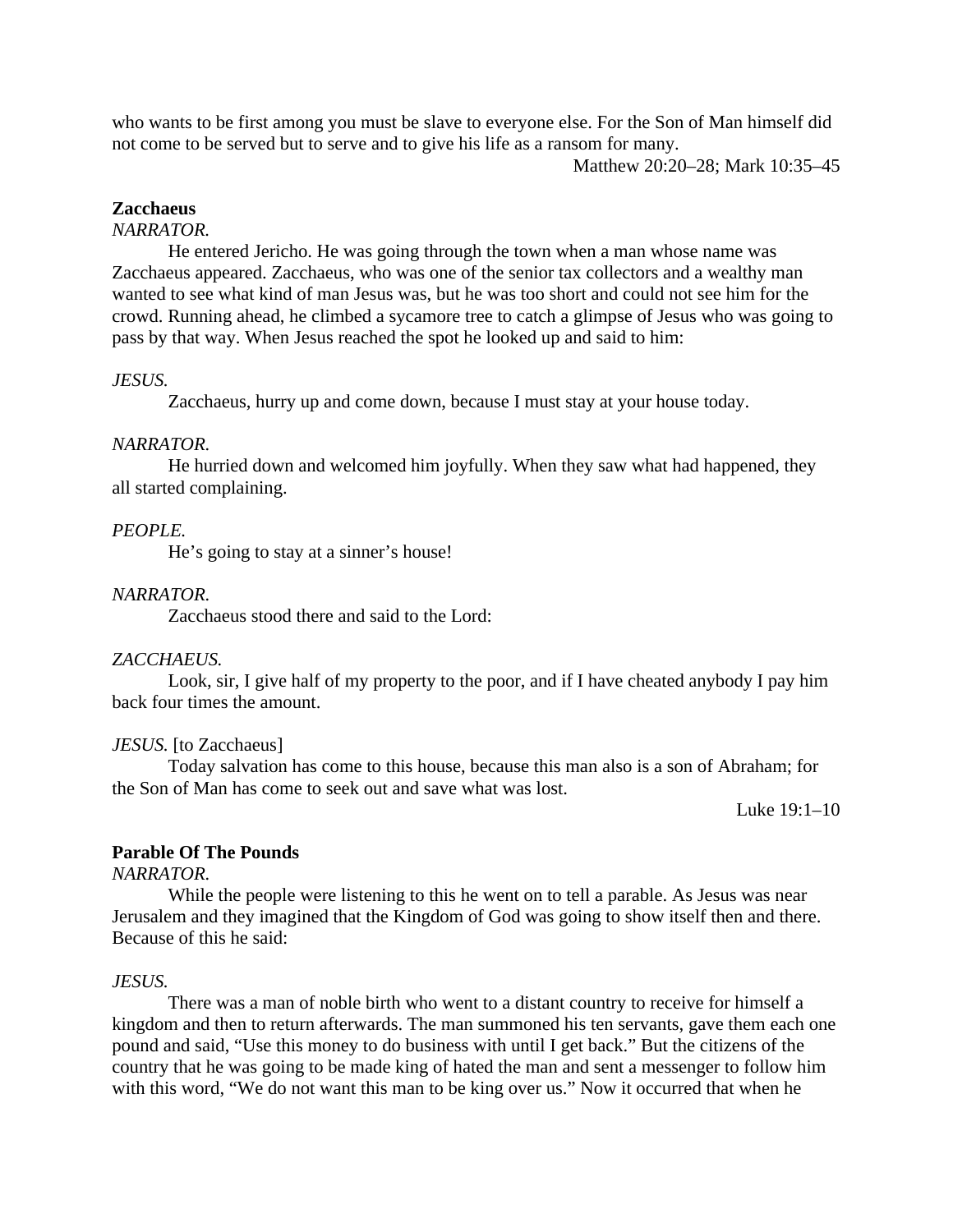who wants to be first among you must be slave to everyone else. For the Son of Man himself did not come to be served but to serve and to give his life as a ransom for many.

Matthew 20:20–28; Mark 10:35–45

**Zacchaeus**

*NARRATOR.*

He entered Jericho. He was going through the town when a man whose name was Zacchaeus appeared. Zacchaeus, who was one of the senior tax collectors and a wealthy man wanted to see what kind of man Jesus was, but he was too short and could not see him for the crowd. Running ahead, he climbed a sycamore tree to catch a glimpse of Jesus who was going to pass by that way. When Jesus reached the spot he looked up and said to him:

*JESUS.*

Zacchaeus, hurry up and come down, because I must stay at your house today.

*NARRATOR.*

He hurried down and welcomed him joyfully. When they saw what had happened, they all started complaining.

*PEOPLE.*

He's going to stay at a sinner's house!

*NARRATOR.*

Zacchaeus stood there and said to the Lord:

*ZACCHAEUS.*

Look, sir, I give half of my property to the poor, and if I have cheated anybody I pay him back four times the amount.

*JESUS.* [to Zacchaeus]

Today salvation has come to this house, because this man also is a son of Abraham; for the Son of Man has come to seek out and save what was lost.

Luke 19:1–10

**Parable Of The Pounds**

*NARRATOR.*

While the people were listening to this he went on to tell a parable. As Jesus was near Jerusalem and they imagined that the Kingdom of God was going to show itself then and there. Because of this he said:

*JESUS.*

There was a man of noble birth who went to a distant country to receive for himself a kingdom and then to return afterwards. The man summoned his ten servants, gave them each one pound and said, "Use this money to do business with until I get back." But the citizens of the country that he was going to be made king of hated the man and sent a messenger to follow him with this word, "We do not want this man to be king over us." Now it occurred that when he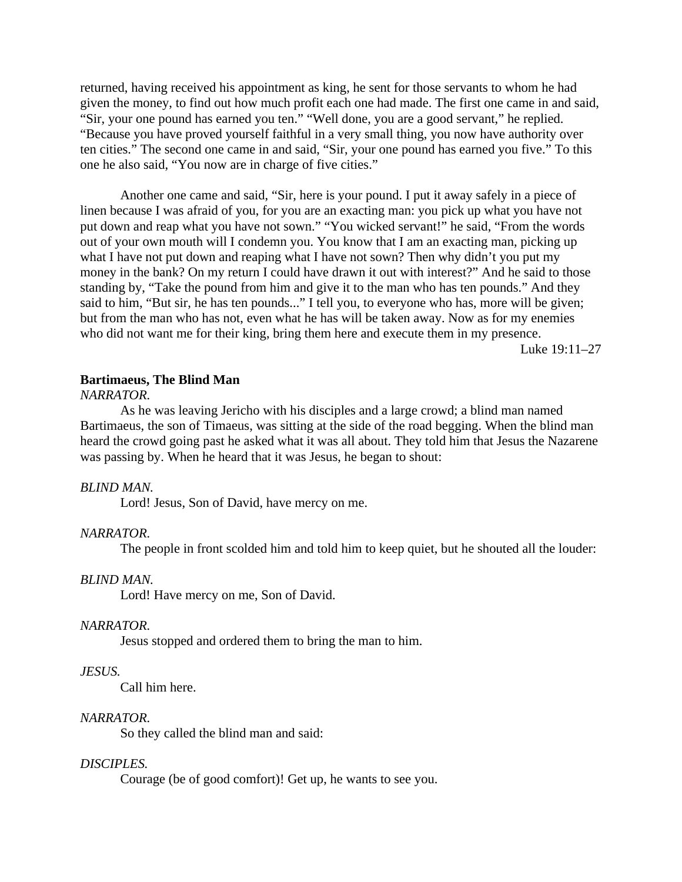returned, having received his appointment as king, he sent for those servants to whom he had given the money, to find out how much profit each one had made. The first one came in and said, “Sir, your one pound has earned you ten.” “Well done, you are a good servant,” he replied. “Because you have proved yourself faithful in a very small thing, you now have authority over ten cities.” The second one came in and said, “Sir, your one pound has earned you five.” To this one he also said, “You now are in charge of five cities.”

Another one came and said, “Sir, here is your pound. I put it away safely in a piece of linen because I was afraid of you, for you are an exacting man: you pick up what you have not put down and reap what you have not sown.” “You wicked servant!” he said, “From the words out of your own mouth will I condemn you. You know that I am an exacting man, picking up what I have not put down and reaping what I have not sown? Then why didn’t you put my money in the bank? On my return I could have drawn it out with interest?” And he said to those standing by, “Take the pound from him and give it to the man who has ten pounds.” And they said to him, “But sir, he has ten pounds...” I tell you, to everyone who has, more will be given; but from the man who has not, even what he has will be taken away. Now as for my enemies who did not want me for their king, bring them here and execute them in my presence.

Luke 19:11–27

**Bartimaeus, The Blind Man**

*NARRATOR.*

As he was leaving Jericho with his disciples and a large crowd; a blind man named Bartimaeus, the son of Timaeus, was sitting at the side of the road begging. When the blind man heard the crowd going past he asked what it was all about. They told him that Jesus the Nazarene was passing by. When he heard that it was Jesus, he began to shout:

*BLIND MAN.*

Lord! Jesus, Son of David, have mercy on me.

*NARRATOR.*

The people in front scolded him and told him to keep quiet, but he shouted all the louder:

*BLIND MAN.*

Lord! Have mercy on me, Son of David.

*NARRATOR.*

Jesus stopped and ordered them to bring the man to him.

*JESUS.*

Call him here.

*NARRATOR.*

So they called the blind man and said:

*DISCIPLES.*

Courage (be of good comfort)! Get up, he wants to see you.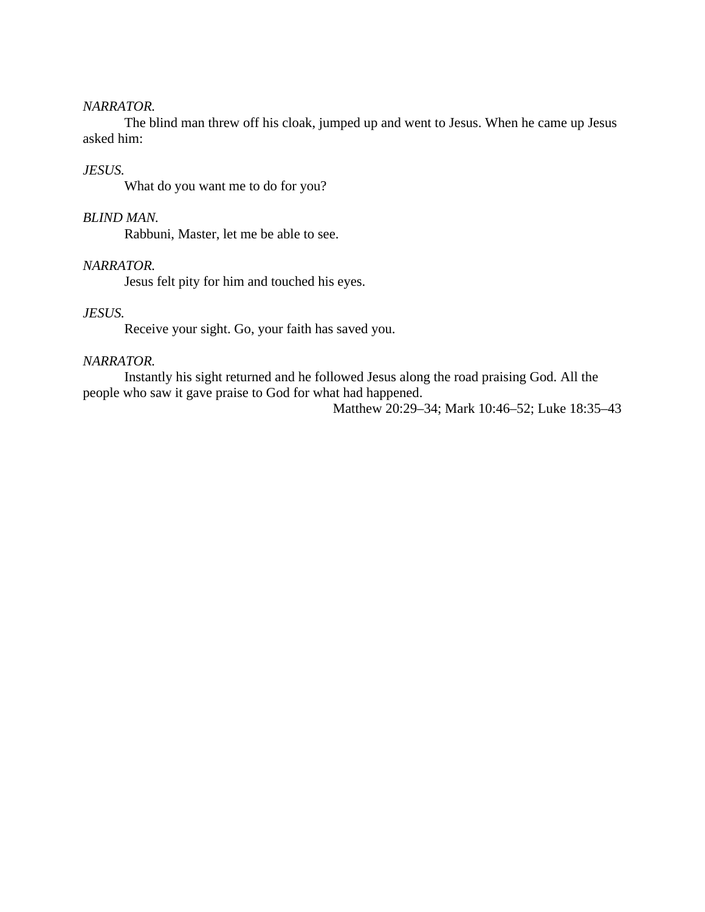*NARRATOR.*

The blind man threw off his cloak, jumped up and went to Jesus. When he came up Jesus asked him:

*JESUS.*

What do you want me to do for you?

*BLIND MAN.*

Rabbuni, Master, let me be able to see.

*NARRATOR.*

Jesus felt pity for him and touched his eyes.

*JESUS.*

Receive your sight. Go, your faith has saved you.

*NARRATOR.*

Instantly his sight returned and he followed Jesus along the road praising God. All the people who saw it gave praise to God for what had happened.

Matthew 20:29–34; Mark 10:46–52; Luke 18:35–43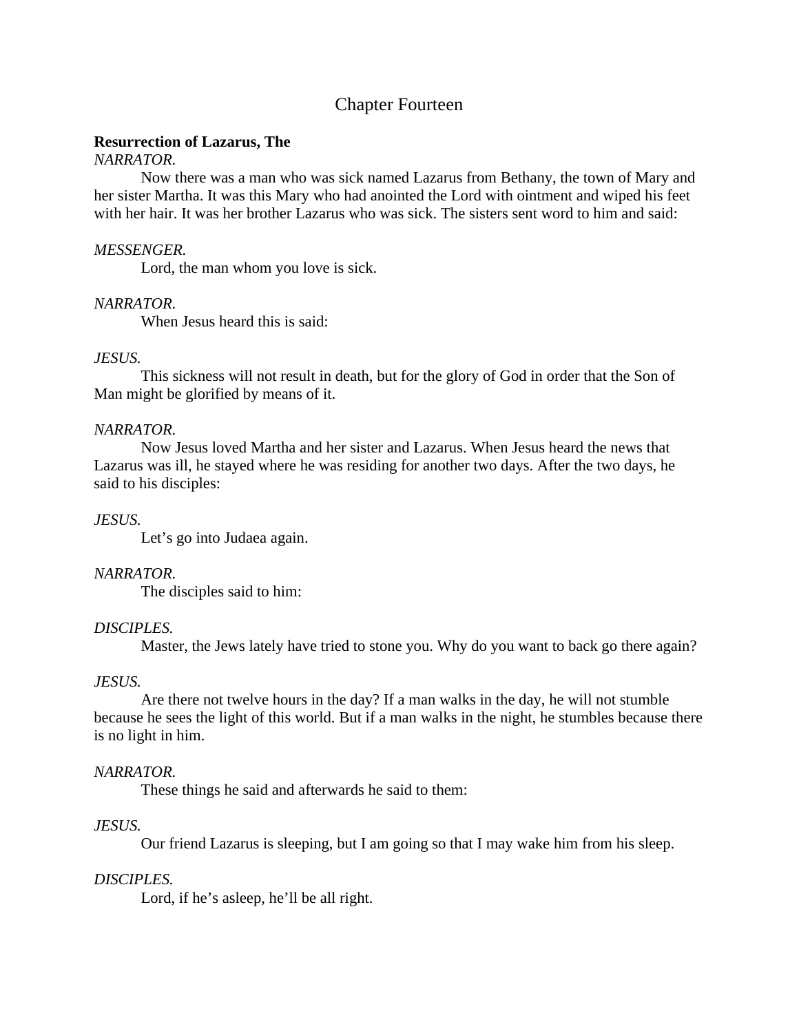# Chapter Fourteen

**Resurrection of Lazarus, The**

*NARRATOR.*

Now there was a man who was sick named Lazarus from Bethany, the town of Mary and her sister Martha. It was this Mary who had anointed the Lord with ointment and wiped his feet with her hair. It was her brother Lazarus who was sick. The sisters sent word to him and said:

*MESSENGER.*

Lord, the man whom you love is sick.

*NARRATOR.*

When Jesus heard this is said:

*JESUS.*

This sickness will not result in death, but for the glory of God in order that the Son of Man might be glorified by means of it.

*NARRATOR.*

Now Jesus loved Martha and her sister and Lazarus. When Jesus heard the news that Lazarus was ill, he stayed where he was residing for another two days. After the two days, he said to his disciples:

*JESUS.*

Let's go into Judaea again.

*NARRATOR.*

The disciples said to him:

*DISCIPLES.*

Master, the Jews lately have tried to stone you. Why do you want to back go there again?

*JESUS.*

Are there not twelve hours in the day? If a man walks in the day, he will not stumble because he sees the light of this world. But if a man walks in the night, he stumbles because there is no light in him.

*NARRATOR.*

These things he said and afterwards he said to them:

*JESUS.*

Our friend Lazarus is sleeping, but I am going so that I may wake him from his sleep.

*DISCIPLES.*

Lord, if he's asleep, he'll be all right.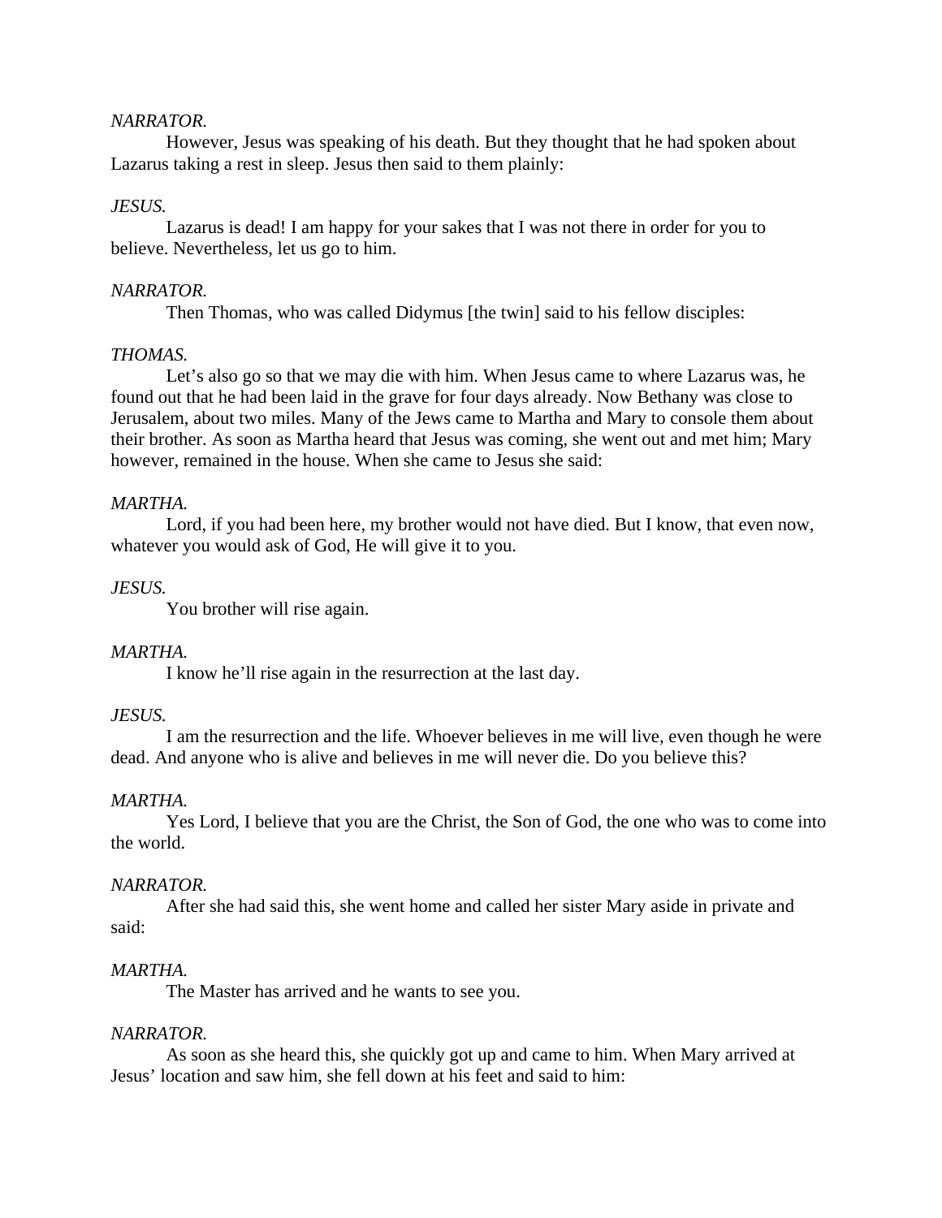*NARRATOR.*

However, Jesus was speaking of his death. But they thought that he had spoken about Lazarus taking a rest in sleep. Jesus then said to them plainly:

*JESUS.*

Lazarus is dead! I am happy for your sakes that I was not there in order for you to believe. Nevertheless, let us go to him.

*NARRATOR.*

Then Thomas, who was called Didymus [the twin] said to his fellow disciples:

*THOMAS.*

Let's also go so that we may die with him. When Jesus came to where Lazarus was, he found out that he had been laid in the grave for four days already. Now Bethany was close to Jerusalem, about two miles. Many of the Jews came to Martha and Mary to console them about their brother. As soon as Martha heard that Jesus was coming, she went out and met him; Mary however, remained in the house. When she came to Jesus she said:

*MARTHA.*

Lord, if you had been here, my brother would not have died. But I know, that even now, whatever you would ask of God, He will give it to you.

*JESUS.*

You brother will rise again.

*MARTHA.*

I know he'll rise again in the resurrection at the last day.

*JESUS.*

I am the resurrection and the life. Whoever believes in me will live, even though he were dead. And anyone who is alive and believes in me will never die. Do you believe this?

*MARTHA.*

Yes Lord, I believe that you are the Christ, the Son of God, the one who was to come into the world.

*NARRATOR.*

After she had said this, she went home and called her sister Mary aside in private and said:

*MARTHA.*

The Master has arrived and he wants to see you.

*NARRATOR.*

As soon as she heard this, she quickly got up and came to him. When Mary arrived at Jesus' location and saw him, she fell down at his feet and said to him: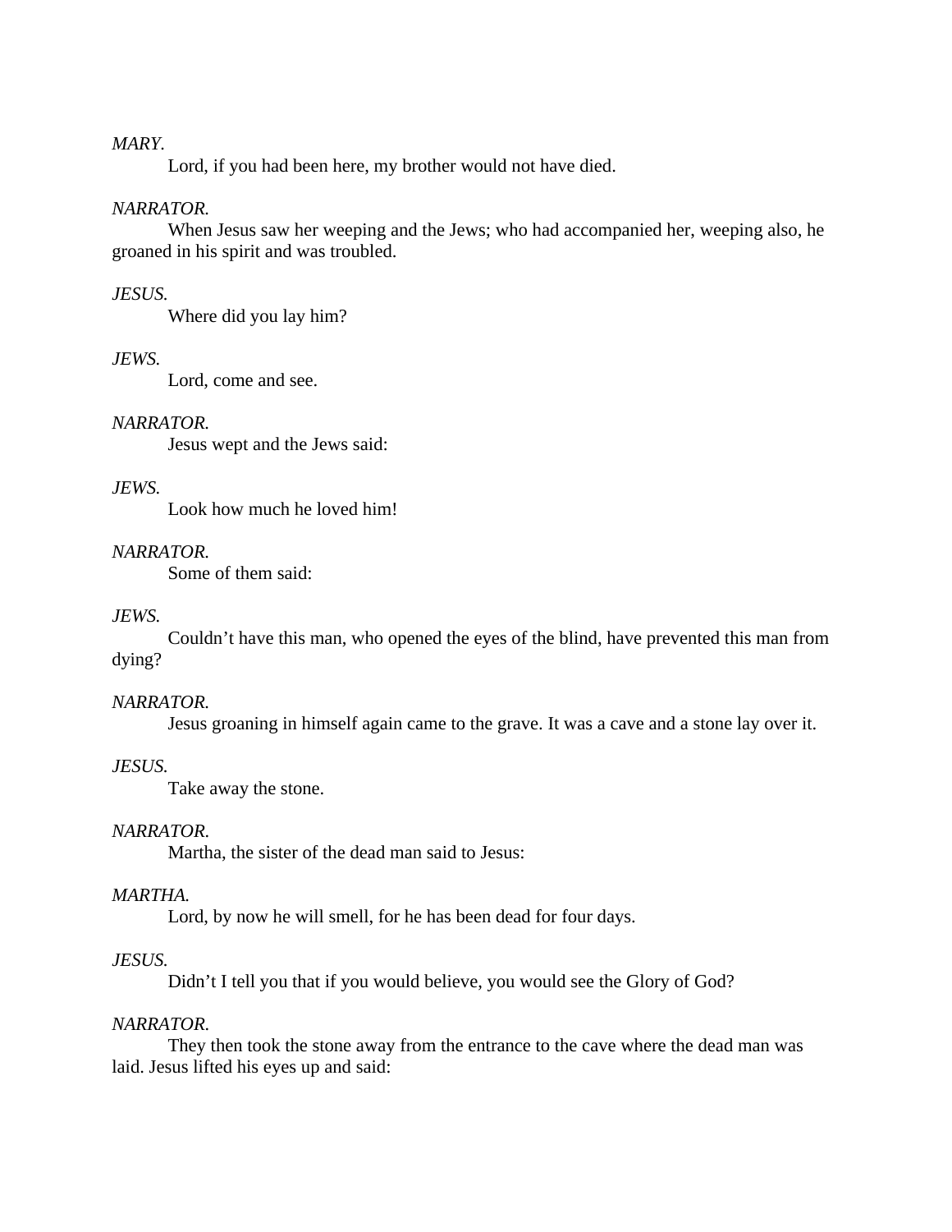*MARY.*

Lord, if you had been here, my brother would not have died.

*NARRATOR.*

When Jesus saw her weeping and the Jews; who had accompanied her, weeping also, he groaned in his spirit and was troubled.

*JESUS.*

Where did you lay him?

*JEWS.*

Lord, come and see.

*NARRATOR.*

Jesus wept and the Jews said:

*JEWS.*

Look how much he loved him!

*NARRATOR.*

Some of them said:

*JEWS.*

Couldn't have this man, who opened the eyes of the blind, have prevented this man from dying?

*NARRATOR.*

Jesus groaning in himself again came to the grave. It was a cave and a stone lay over it.

*JESUS.*

Take away the stone.

*NARRATOR.*

Martha, the sister of the dead man said to Jesus:

*MARTHA.*

Lord, by now he will smell, for he has been dead for four days.

*JESUS.*

Didn't I tell you that if you would believe, you would see the Glory of God?

*NARRATOR.*

They then took the stone away from the entrance to the cave where the dead man was laid. Jesus lifted his eyes up and said: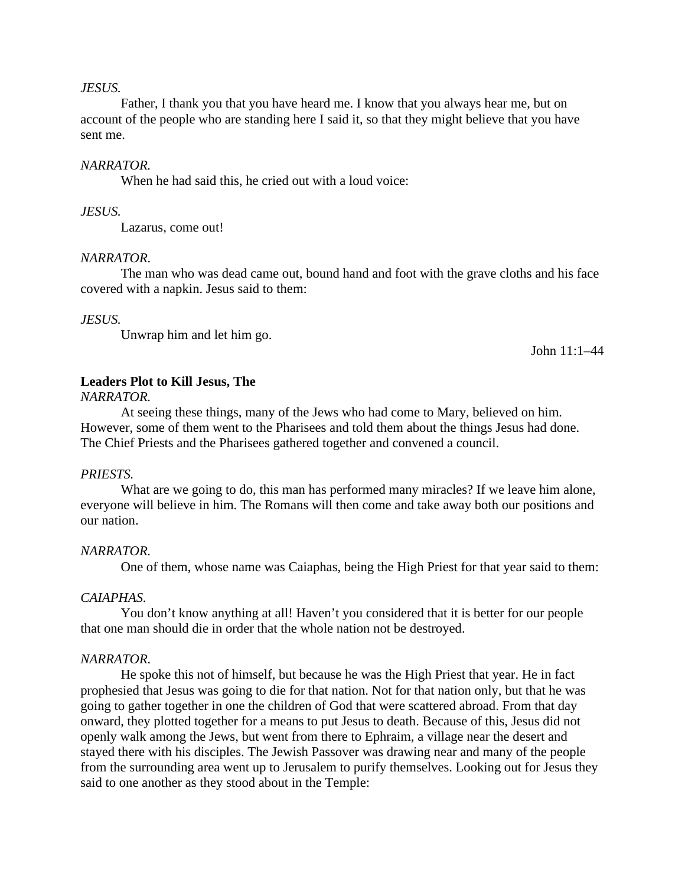*JESUS.*

Father, I thank you that you have heard me. I know that you always hear me, but on account of the people who are standing here I said it, so that they might believe that you have sent me.

*NARRATOR.*

When he had said this, he cried out with a loud voice:

*JESUS.*

Lazarus, come out!

*NARRATOR.*

The man who was dead came out, bound hand and foot with the grave cloths and his face covered with a napkin. Jesus said to them:

*JESUS.*

Unwrap him and let him go.

John 11:1–44

**Leaders Plot to Kill Jesus, The**

*NARRATOR.*

At seeing these things, many of the Jews who had come to Mary, believed on him. However, some of them went to the Pharisees and told them about the things Jesus had done. The Chief Priests and the Pharisees gathered together and convened a council.

*PRIESTS.*

What are we going to do, this man has performed many miracles? If we leave him alone, everyone will believe in him. The Romans will then come and take away both our positions and our nation.

*NARRATOR.*

One of them, whose name was Caiaphas, being the High Priest for that year said to them:

*CAIAPHAS.*

You don't know anything at all! Haven't you considered that it is better for our people that one man should die in order that the whole nation not be destroyed.

*NARRATOR.*

He spoke this not of himself, but because he was the High Priest that year. He in fact prophesied that Jesus was going to die for that nation. Not for that nation only, but that he was going to gather together in one the children of God that were scattered abroad. From that day onward, they plotted together for a means to put Jesus to death. Because of this, Jesus did not openly walk among the Jews, but went from there to Ephraim, a village near the desert and stayed there with his disciples. The Jewish Passover was drawing near and many of the people from the surrounding area went up to Jerusalem to purify themselves. Looking out for Jesus they said to one another as they stood about in the Temple: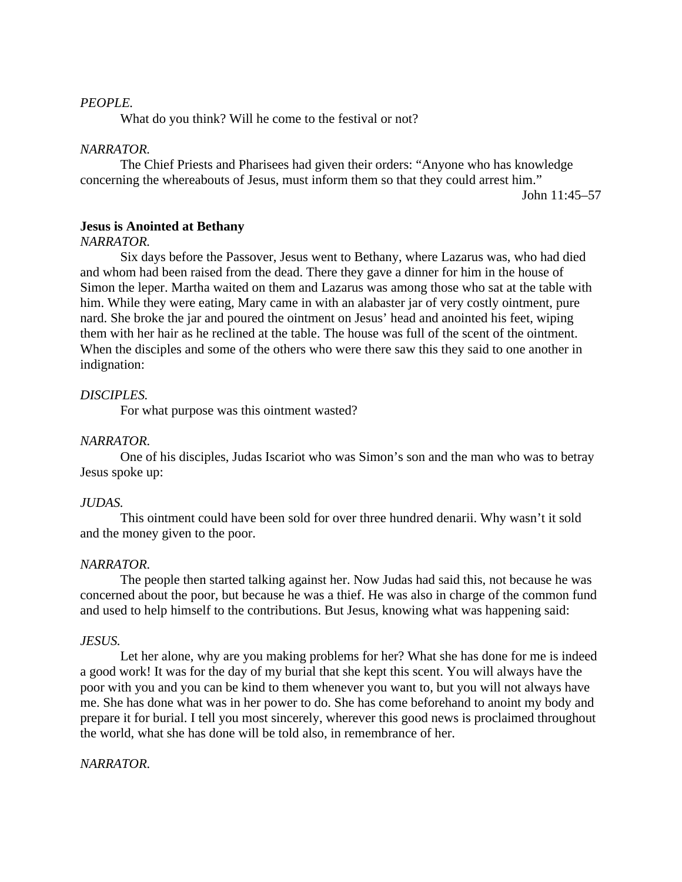*PEOPLE.*

What do you think? Will he come to the festival or not?

*NARRATOR.*

The Chief Priests and Pharisees had given their orders: “Anyone who has knowledge concerning the whereabouts of Jesus, must inform them so that they could arrest him.”

John 11:45–57

**Jesus is Anointed at Bethany**

*NARRATOR.*

Six days before the Passover, Jesus went to Bethany, where Lazarus was, who had died and whom had been raised from the dead. There they gave a dinner for him in the house of Simon the leper. Martha waited on them and Lazarus was among those who sat at the table with him. While they were eating, Mary came in with an alabaster jar of very costly ointment, pure nard. She broke the jar and poured the ointment on Jesus’ head and anointed his feet, wiping them with her hair as he reclined at the table. The house was full of the scent of the ointment. When the disciples and some of the others who were there saw this they said to one another in indignation:

*DISCIPLES.*

For what purpose was this ointment wasted?

*NARRATOR.*

One of his disciples, Judas Iscariot who was Simon’s son and the man who was to betray Jesus spoke up:

*JUDAS.*

This ointment could have been sold for over three hundred denarii. Why wasn’t it sold and the money given to the poor.

*NARRATOR.*

The people then started talking against her. Now Judas had said this, not because he was concerned about the poor, but because he was a thief. He was also in charge of the common fund and used to help himself to the contributions. But Jesus, knowing what was happening said:

*JESUS.*

Let her alone, why are you making problems for her? What she has done for me is indeed a good work! It was for the day of my burial that she kept this scent. You will always have the poor with you and you can be kind to them whenever you want to, but you will not always have me. She has done what was in her power to do. She has come beforehand to anoint my body and prepare it for burial. I tell you most sincerely, wherever this good news is proclaimed throughout the world, what she has done will be told also, in remembrance of her.

*NARRATOR.*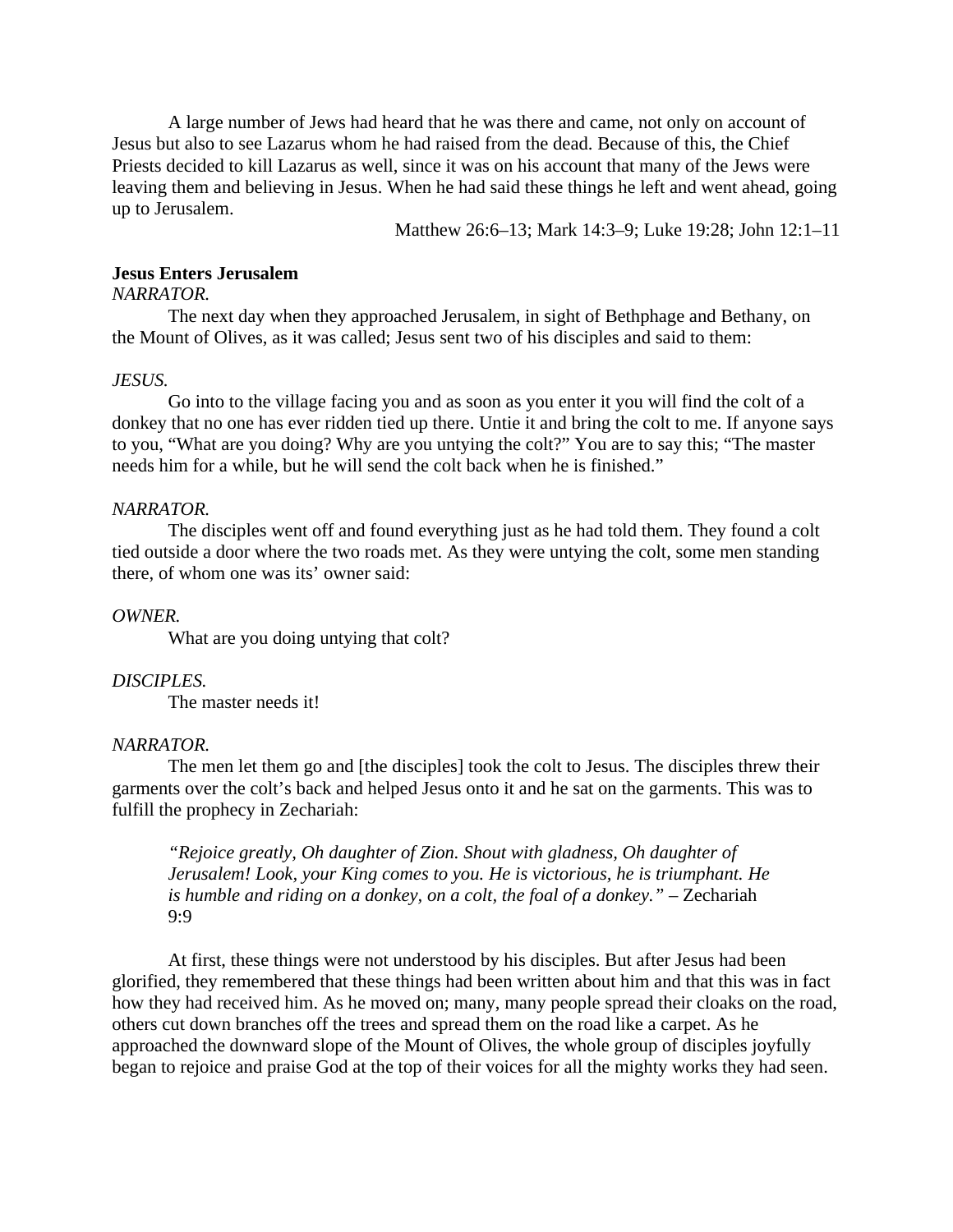A large number of Jews had heard that he was there and came, not only on account of Jesus but also to see Lazarus whom he had raised from the dead. Because of this, the Chief Priests decided to kill Lazarus as well, since it was on his account that many of the Jews were leaving them and believing in Jesus. When he had said these things he left and went ahead, going up to Jerusalem.

Matthew 26:6–13; Mark 14:3–9; Luke 19:28; John 12:1–11

**Jesus Enters Jerusalem**

*NARRATOR.*

The next day when they approached Jerusalem, in sight of Bethphage and Bethany, on the Mount of Olives, as it was called; Jesus sent two of his disciples and said to them:

*JESUS.*

Go into to the village facing you and as soon as you enter it you will find the colt of a donkey that no one has ever ridden tied up there. Untie it and bring the colt to me. If anyone says to you, "What are you doing? Why are you untying the colt?" You are to say this; "The master needs him for a while, but he will send the colt back when he is finished."

*NARRATOR.*

The disciples went off and found everything just as he had told them. They found a colt tied outside a door where the two roads met. As they were untying the colt, some men standing there, of whom one was its' owner said:

*OWNER.*

What are you doing untying that colt?

*DISCIPLES.*

The master needs it!

*NARRATOR.*

The men let them go and [the disciples] took the colt to Jesus. The disciples threw their garments over the colt's back and helped Jesus onto it and he sat on the garments. This was to fulfill the prophecy in Zechariah:

> *"Rejoice greatly, Oh daughter of Zion. Shout with gladness, Oh daughter of Jerusalem! Look, your King comes to you. He is victorious, he is triumphant. He is humble and riding on a donkey, on a colt, the foal of a donkey."* – Zechariah 9:9

At first, these things were not understood by his disciples. But after Jesus had been glorified, they remembered that these things had been written about him and that this was in fact how they had received him. As he moved on; many, many people spread their cloaks on the road, others cut down branches off the trees and spread them on the road like a carpet. As he approached the downward slope of the Mount of Olives, the whole group of disciples joyfully began to rejoice and praise God at the top of their voices for all the mighty works they had seen.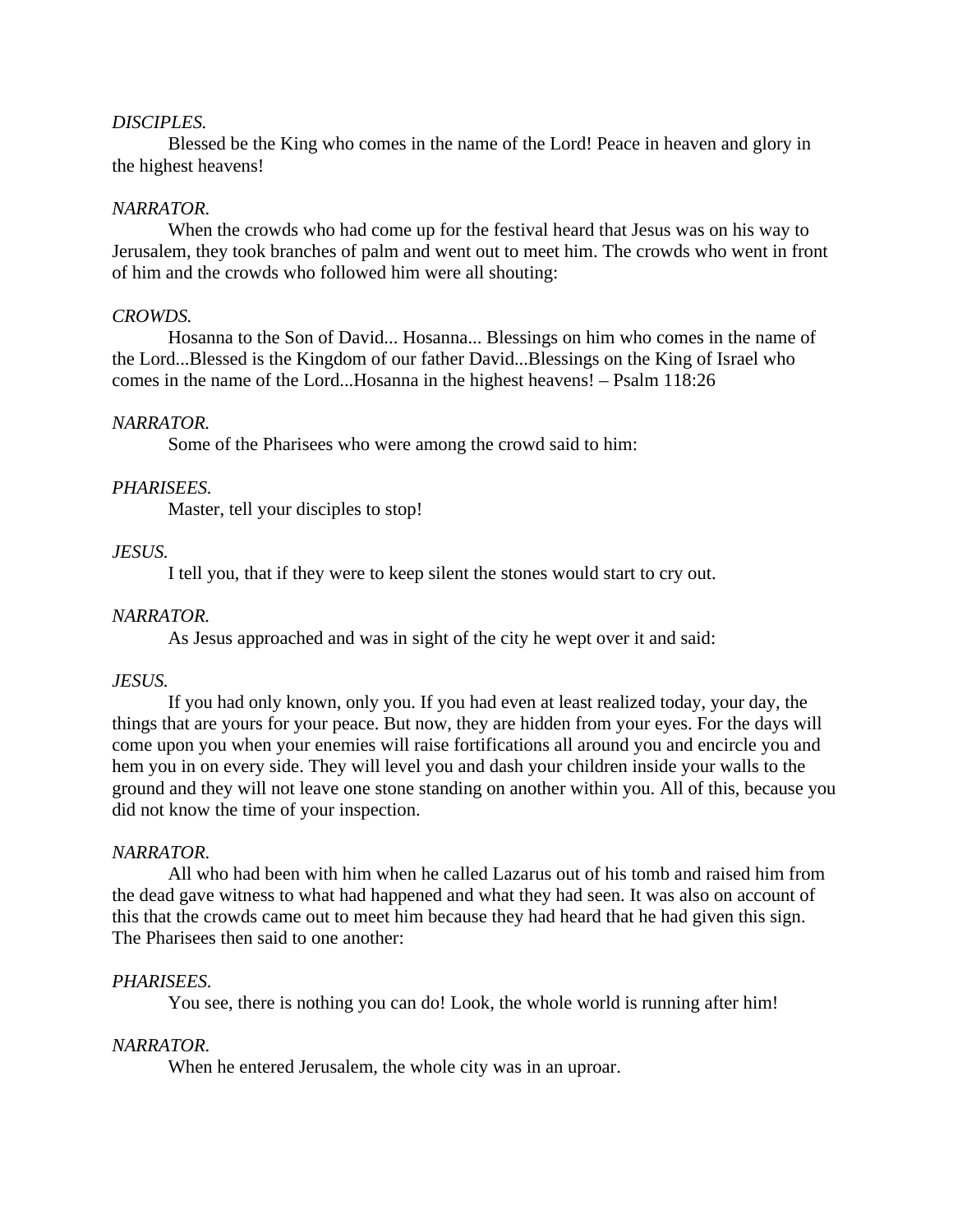*DISCIPLES.*

Blessed be the King who comes in the name of the Lord! Peace in heaven and glory in the highest heavens!

*NARRATOR.*

When the crowds who had come up for the festival heard that Jesus was on his way to Jerusalem, they took branches of palm and went out to meet him. The crowds who went in front of him and the crowds who followed him were all shouting:

*CROWDS.*

Hosanna to the Son of David... Hosanna... Blessings on him who comes in the name of the Lord...Blessed is the Kingdom of our father David...Blessings on the King of Israel who comes in the name of the Lord...Hosanna in the highest heavens! – Psalm 118:26

*NARRATOR.*

Some of the Pharisees who were among the crowd said to him:

*PHARISEES.*

Master, tell your disciples to stop!

*JESUS.*

I tell you, that if they were to keep silent the stones would start to cry out.

*NARRATOR.*

As Jesus approached and was in sight of the city he wept over it and said:

*JESUS.*

If you had only known, only you. If you had even at least realized today, your day, the things that are yours for your peace. But now, they are hidden from your eyes. For the days will come upon you when your enemies will raise fortifications all around you and encircle you and hem you in on every side. They will level you and dash your children inside your walls to the ground and they will not leave one stone standing on another within you. All of this, because you did not know the time of your inspection.

*NARRATOR.*

All who had been with him when he called Lazarus out of his tomb and raised him from the dead gave witness to what had happened and what they had seen. It was also on account of this that the crowds came out to meet him because they had heard that he had given this sign. The Pharisees then said to one another:

*PHARISEES.*

You see, there is nothing you can do! Look, the whole world is running after him!

*NARRATOR.*

When he entered Jerusalem, the whole city was in an uproar.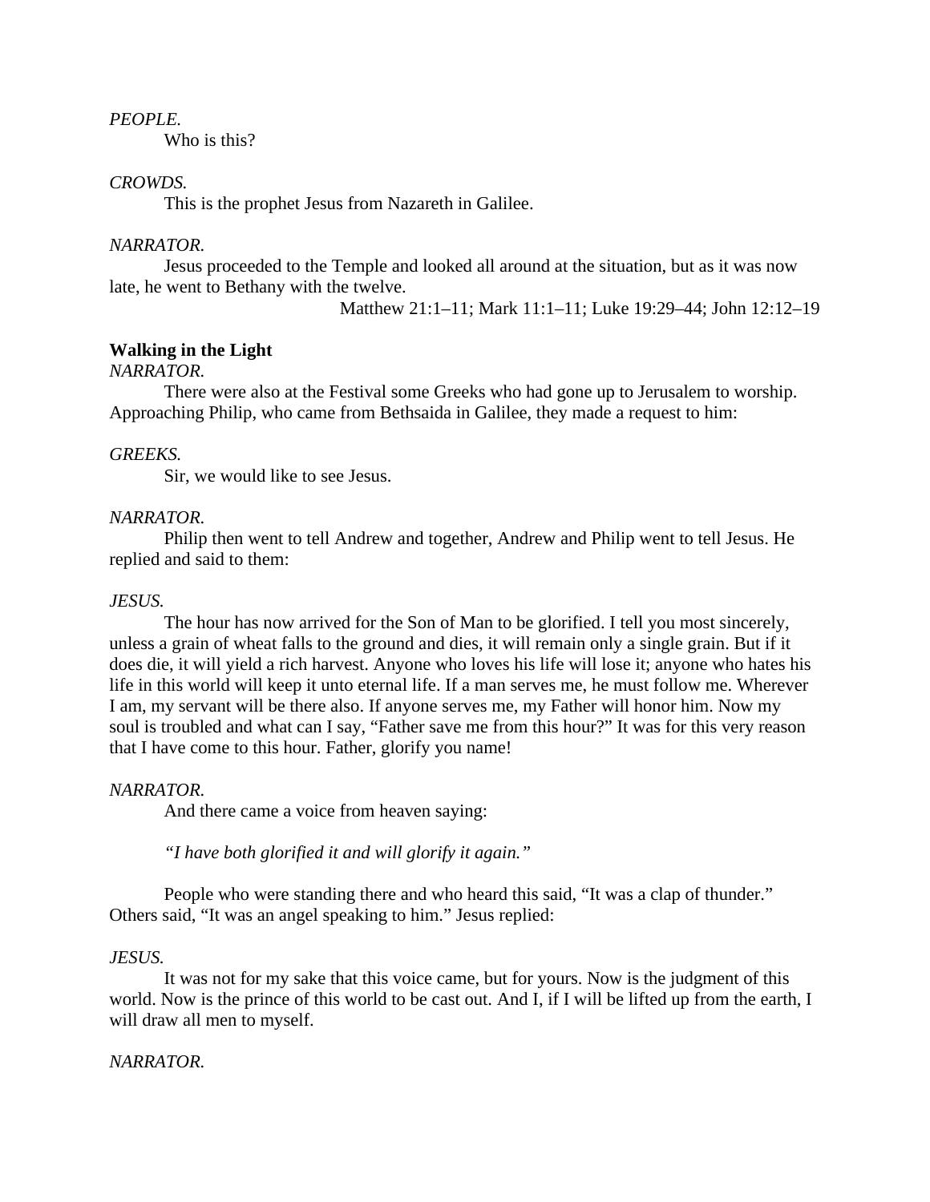*PEOPLE.*

Who is this?

*CROWDS.*

This is the prophet Jesus from Nazareth in Galilee.

*NARRATOR.*

Jesus proceeded to the Temple and looked all around at the situation, but as it was now late, he went to Bethany with the twelve.

Matthew 21:1–11; Mark 11:1–11; Luke 19:29–44; John 12:12–19

**Walking in the Light**

*NARRATOR.*

There were also at the Festival some Greeks who had gone up to Jerusalem to worship. Approaching Philip, who came from Bethsaida in Galilee, they made a request to him:

*GREEKS.*

Sir, we would like to see Jesus.

*NARRATOR.*

Philip then went to tell Andrew and together, Andrew and Philip went to tell Jesus. He replied and said to them:

*JESUS.*

The hour has now arrived for the Son of Man to be glorified. I tell you most sincerely, unless a grain of wheat falls to the ground and dies, it will remain only a single grain. But if it does die, it will yield a rich harvest. Anyone who loves his life will lose it; anyone who hates his life in this world will keep it unto eternal life. If a man serves me, he must follow me. Wherever I am, my servant will be there also. If anyone serves me, my Father will honor him. Now my soul is troubled and what can I say, "Father save me from this hour?" It was for this very reason that I have come to this hour. Father, glorify you name!

*NARRATOR.*

And there came a voice from heaven saying:

*"I have both glorified it and will glorify it again."*

People who were standing there and who heard this said, "It was a clap of thunder." Others said, "It was an angel speaking to him." Jesus replied:

*JESUS.*

It was not for my sake that this voice came, but for yours. Now is the judgment of this world. Now is the prince of this world to be cast out. And I, if I will be lifted up from the earth, I will draw all men to myself.

*NARRATOR.*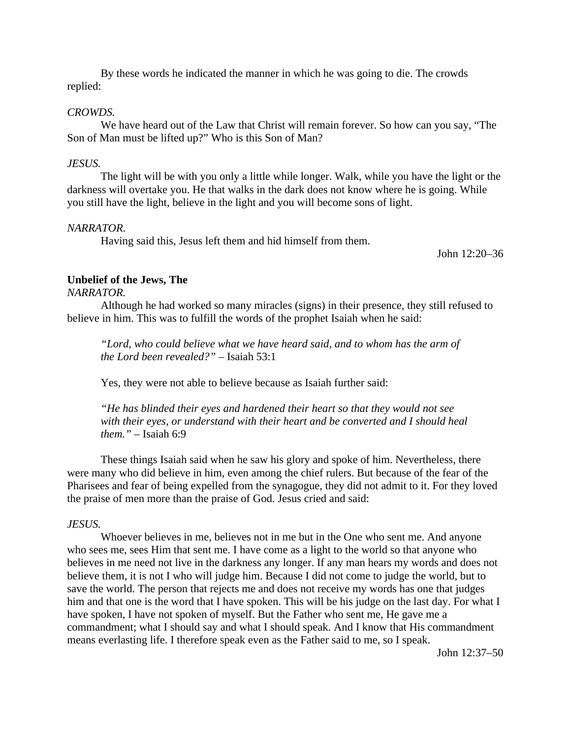By these words he indicated the manner in which he was going to die. The crowds replied:

*CROWDS.*

We have heard out of the Law that Christ will remain forever. So how can you say, "The Son of Man must be lifted up?" Who is this Son of Man?

*JESUS.*

The light will be with you only a little while longer. Walk, while you have the light or the darkness will overtake you. He that walks in the dark does not know where he is going. While you still have the light, believe in the light and you will become sons of light.

*NARRATOR.*

Having said this, Jesus left them and hid himself from them.

John 12:20–36

**Unbelief of the Jews, The**

*NARRATOR.*

Although he had worked so many miracles (signs) in their presence, they still refused to believe in him. This was to fulfill the words of the prophet Isaiah when he said:

> *"Lord, who could believe what we have heard said, and to whom has the arm of the Lord been revealed?"* – Isaiah 53:1
>
> Yes, they were not able to believe because as Isaiah further said:
>
> *"He has blinded their eyes and hardened their heart so that they would not see with their eyes, or understand with their heart and be converted and I should heal them."* – Isaiah 6:9

These things Isaiah said when he saw his glory and spoke of him. Nevertheless, there were many who did believe in him, even among the chief rulers. But because of the fear of the Pharisees and fear of being expelled from the synagogue, they did not admit to it. For they loved the praise of men more than the praise of God. Jesus cried and said:

*JESUS.*

Whoever believes in me, believes not in me but in the One who sent me. And anyone who sees me, sees Him that sent me. I have come as a light to the world so that anyone who believes in me need not live in the darkness any longer. If any man hears my words and does not believe them, it is not I who will judge him. Because I did not come to judge the world, but to save the world. The person that rejects me and does not receive my words has one that judges him and that one is the word that I have spoken. This will be his judge on the last day. For what I have spoken, I have not spoken of myself. But the Father who sent me, He gave me a commandment; what I should say and what I should speak. And I know that His commandment means everlasting life. I therefore speak even as the Father said to me, so I speak.

John 12:37–50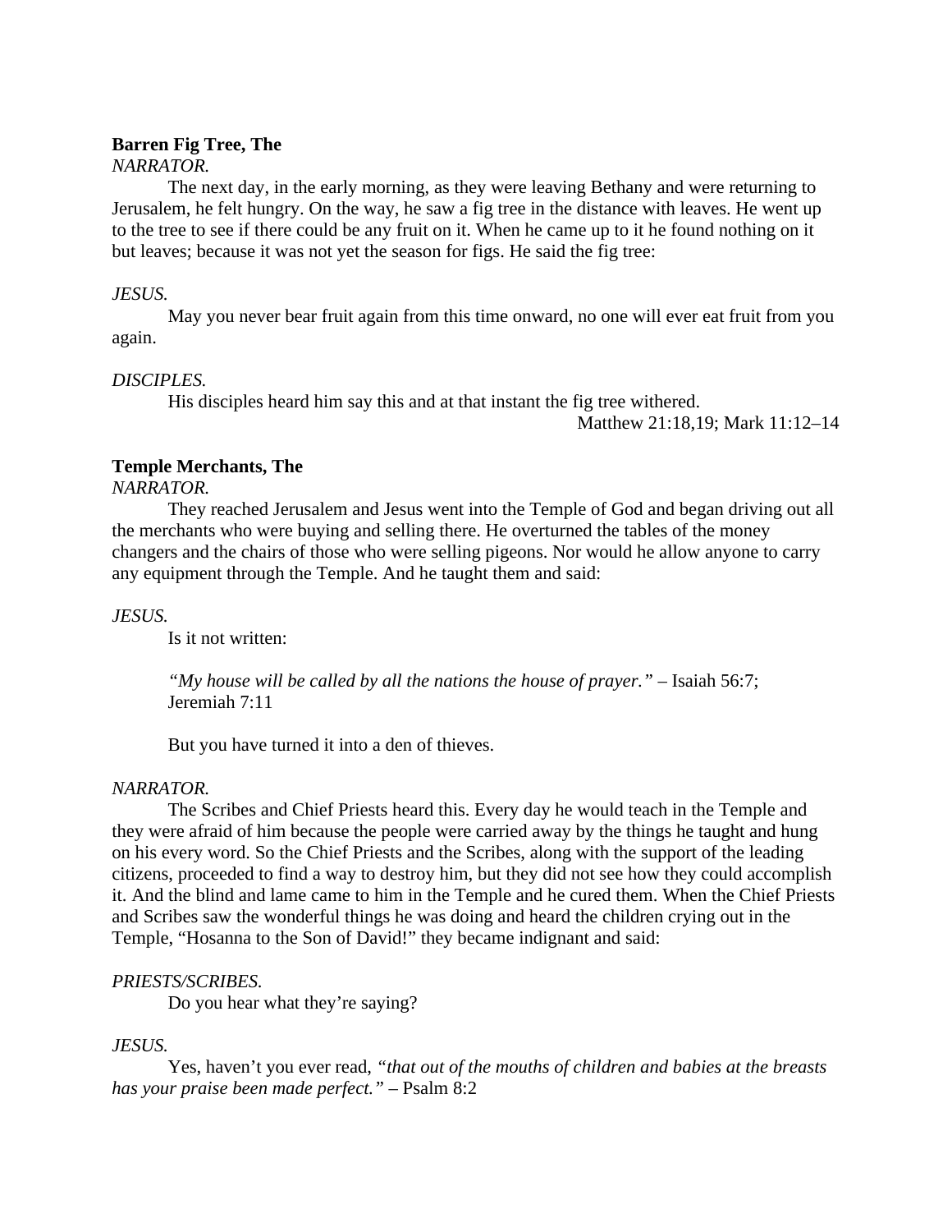**Barren Fig Tree, The**

*NARRATOR.*

The next day, in the early morning, as they were leaving Bethany and were returning to Jerusalem, he felt hungry. On the way, he saw a fig tree in the distance with leaves. He went up to the tree to see if there could be any fruit on it. When he came up to it he found nothing on it but leaves; because it was not yet the season for figs. He said the fig tree:

*JESUS.*

May you never bear fruit again from this time onward, no one will ever eat fruit from you again.

*DISCIPLES.*

His disciples heard him say this and at that instant the fig tree withered.

Matthew 21:18,19; Mark 11:12–14

**Temple Merchants, The**

*NARRATOR.*

They reached Jerusalem and Jesus went into the Temple of God and began driving out all the merchants who were buying and selling there. He overturned the tables of the money changers and the chairs of those who were selling pigeons. Nor would he allow anyone to carry any equipment through the Temple. And he taught them and said:

*JESUS.*

Is it not written:

*"My house will be called by all the nations the house of prayer."* – Isaiah 56:7; Jeremiah 7:11

But you have turned it into a den of thieves.

*NARRATOR.*

The Scribes and Chief Priests heard this. Every day he would teach in the Temple and they were afraid of him because the people were carried away by the things he taught and hung on his every word. So the Chief Priests and the Scribes, along with the support of the leading citizens, proceeded to find a way to destroy him, but they did not see how they could accomplish it. And the blind and lame came to him in the Temple and he cured them. When the Chief Priests and Scribes saw the wonderful things he was doing and heard the children crying out in the Temple, "Hosanna to the Son of David!" they became indignant and said:

*PRIESTS/SCRIBES.*

Do you hear what they're saying?

*JESUS.*

Yes, haven't you ever read, *"that out of the mouths of children and babies at the breasts has your praise been made perfect."* – Psalm 8:2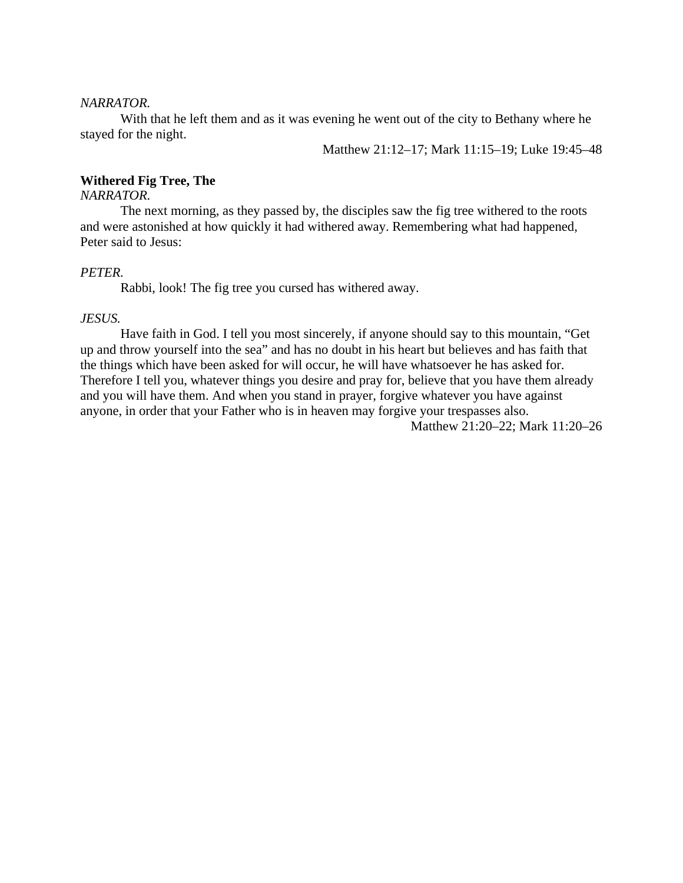*NARRATOR.*

With that he left them and as it was evening he went out of the city to Bethany where he stayed for the night.

Matthew 21:12–17; Mark 11:15–19; Luke 19:45–48

**Withered Fig Tree, The**

*NARRATOR.*

The next morning, as they passed by, the disciples saw the fig tree withered to the roots and were astonished at how quickly it had withered away. Remembering what had happened, Peter said to Jesus:

*PETER.*

Rabbi, look! The fig tree you cursed has withered away.

*JESUS.*

Have faith in God. I tell you most sincerely, if anyone should say to this mountain, "Get up and throw yourself into the sea" and has no doubt in his heart but believes and has faith that the things which have been asked for will occur, he will have whatsoever he has asked for. Therefore I tell you, whatever things you desire and pray for, believe that you have them already and you will have them. And when you stand in prayer, forgive whatever you have against anyone, in order that your Father who is in heaven may forgive your trespasses also.

Matthew 21:20–22; Mark 11:20–26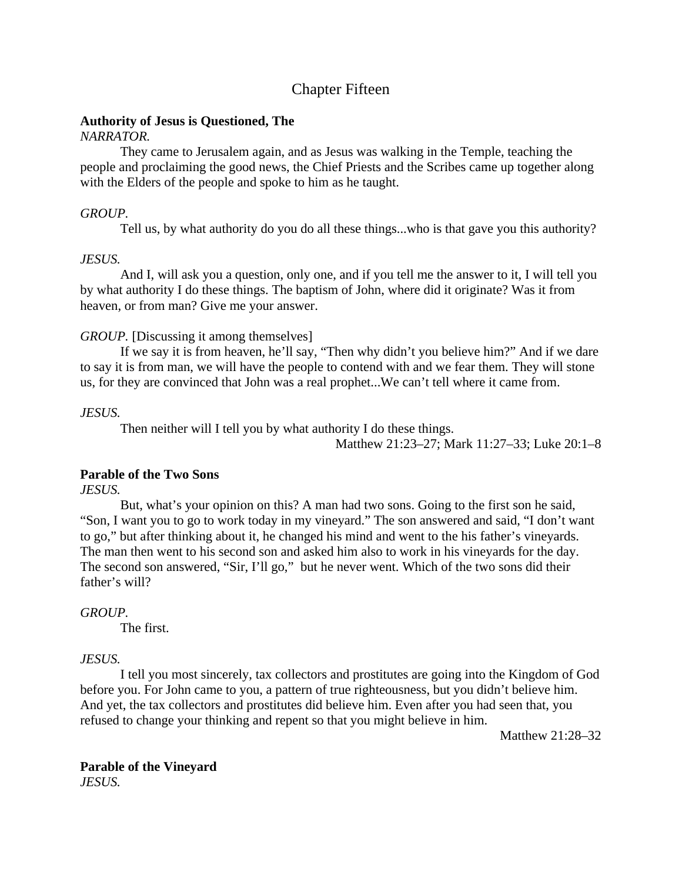# Chapter Fifteen

**Authority of Jesus is Questioned, The**

*NARRATOR.*

They came to Jerusalem again, and as Jesus was walking in the Temple, teaching the people and proclaiming the good news, the Chief Priests and the Scribes came up together along with the Elders of the people and spoke to him as he taught.

*GROUP.*

Tell us, by what authority do you do all these things...who is that gave you this authority?

*JESUS.*

And I, will ask you a question, only one, and if you tell me the answer to it, I will tell you by what authority I do these things. The baptism of John, where did it originate? Was it from heaven, or from man? Give me your answer.

*GROUP.* [Discussing it among themselves]

If we say it is from heaven, he'll say, "Then why didn't you believe him?" And if we dare to say it is from man, we will have the people to contend with and we fear them. They will stone us, for they are convinced that John was a real prophet...We can't tell where it came from.

*JESUS.*

Then neither will I tell you by what authority I do these things.

Matthew 21:23–27; Mark 11:27–33; Luke 20:1–8

**Parable of the Two Sons**

*JESUS.*

But, what's your opinion on this? A man had two sons. Going to the first son he said, "Son, I want you to go to work today in my vineyard." The son answered and said, "I don't want to go," but after thinking about it, he changed his mind and went to the his father's vineyards. The man then went to his second son and asked him also to work in his vineyards for the day. The second son answered, "Sir, I'll go," but he never went. Which of the two sons did their father's will?

*GROUP.*

The first.

*JESUS.*

I tell you most sincerely, tax collectors and prostitutes are going into the Kingdom of God before you. For John came to you, a pattern of true righteousness, but you didn't believe him. And yet, the tax collectors and prostitutes did believe him. Even after you had seen that, you refused to change your thinking and repent so that you might believe in him.

Matthew 21:28–32

**Parable of the Vineyard**

*JESUS.*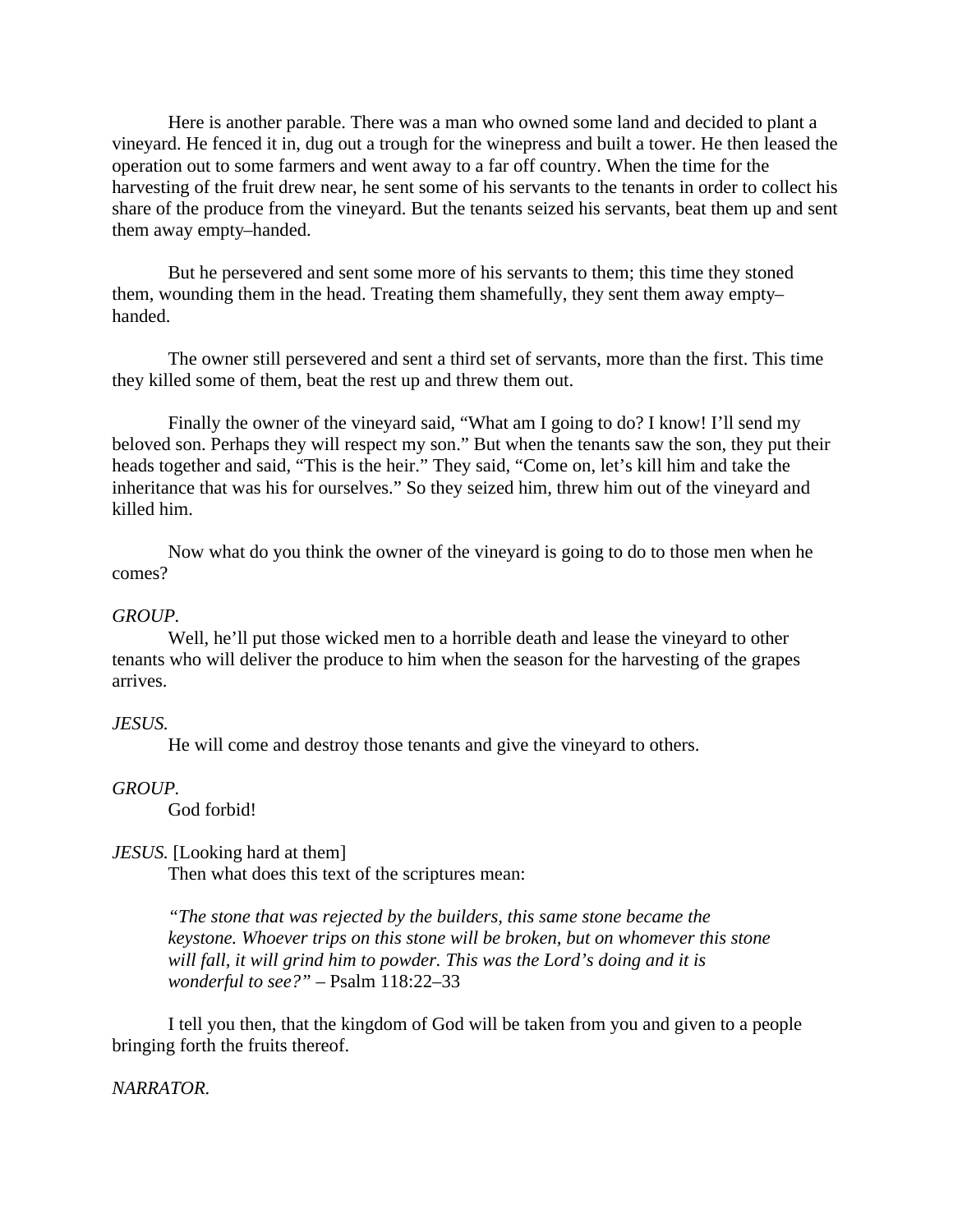Here is another parable. There was a man who owned some land and decided to plant a vineyard. He fenced it in, dug out a trough for the winepress and built a tower. He then leased the operation out to some farmers and went away to a far off country. When the time for the harvesting of the fruit drew near, he sent some of his servants to the tenants in order to collect his share of the produce from the vineyard. But the tenants seized his servants, beat them up and sent them away empty–handed.

But he persevered and sent some more of his servants to them; this time they stoned them, wounding them in the head. Treating them shamefully, they sent them away empty–handed.

The owner still persevered and sent a third set of servants, more than the first. This time they killed some of them, beat the rest up and threw them out.

Finally the owner of the vineyard said, “What am I going to do? I know! I’ll send my beloved son. Perhaps they will respect my son.” But when the tenants saw the son, they put their heads together and said, “This is the heir.” They said, “Come on, let’s kill him and take the inheritance that was his for ourselves.” So they seized him, threw him out of the vineyard and killed him.

Now what do you think the owner of the vineyard is going to do to those men when he comes?

*GROUP.*

Well, he’ll put those wicked men to a horrible death and lease the vineyard to other tenants who will deliver the produce to him when the season for the harvesting of the grapes arrives.

*JESUS.*

He will come and destroy those tenants and give the vineyard to others.

*GROUP.*

God forbid!

*JESUS.* [Looking hard at them]

Then what does this text of the scriptures mean:

> *“The stone that was rejected by the builders, this same stone became the keystone. Whoever trips on this stone will be broken, but on whomever this stone will fall, it will grind him to powder. This was the Lord’s doing and it is wonderful to see?”* – Psalm 118:22–33

I tell you then, that the kingdom of God will be taken from you and given to a people bringing forth the fruits thereof.

*NARRATOR.*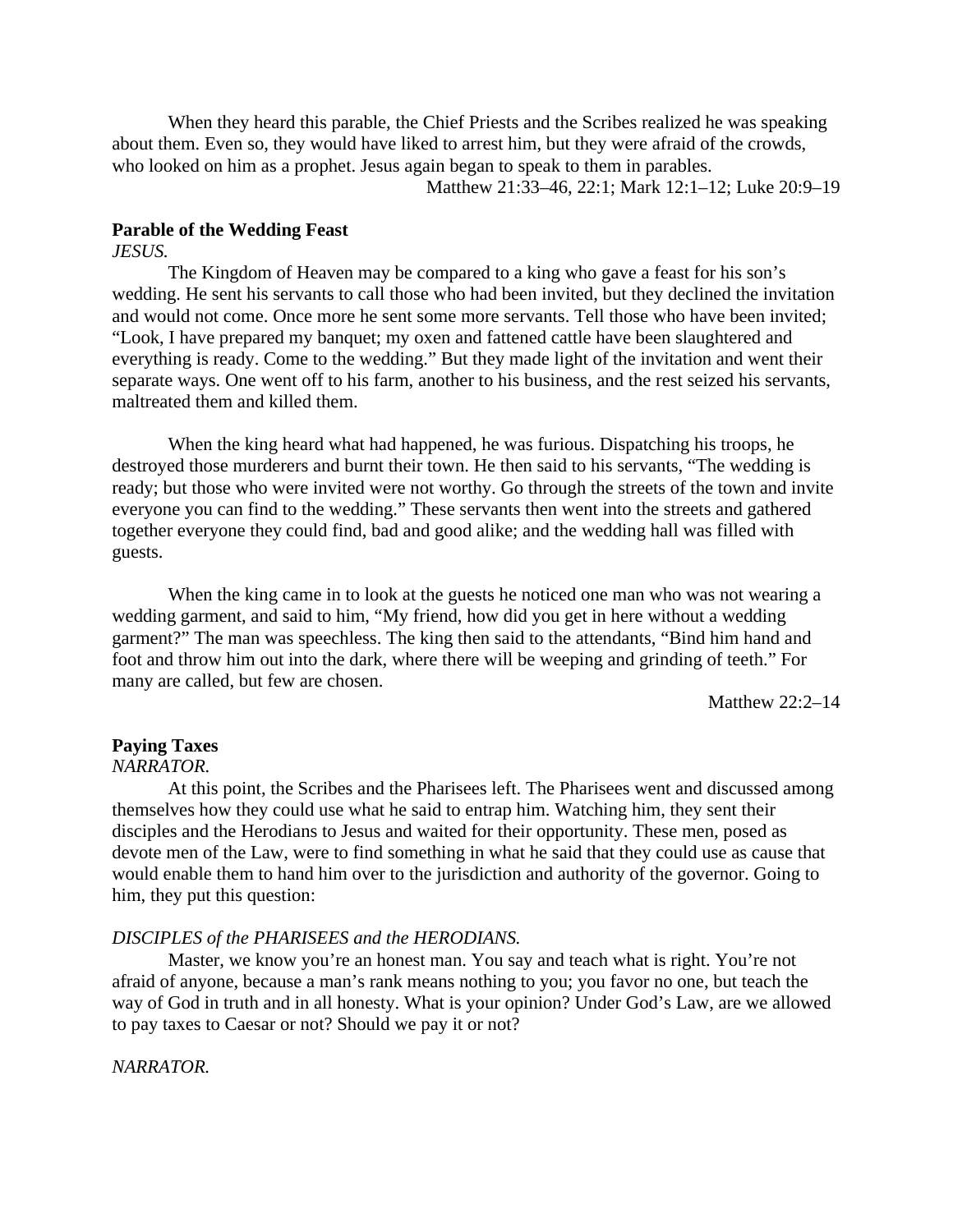When they heard this parable, the Chief Priests and the Scribes realized he was speaking about them. Even so, they would have liked to arrest him, but they were afraid of the crowds, who looked on him as a prophet. Jesus again began to speak to them in parables.

Matthew 21:33–46, 22:1; Mark 12:1–12; Luke 20:9–19

**Parable of the Wedding Feast**

*JESUS.*

The Kingdom of Heaven may be compared to a king who gave a feast for his son's wedding. He sent his servants to call those who had been invited, but they declined the invitation and would not come. Once more he sent some more servants. Tell those who have been invited; "Look, I have prepared my banquet; my oxen and fattened cattle have been slaughtered and everything is ready. Come to the wedding." But they made light of the invitation and went their separate ways. One went off to his farm, another to his business, and the rest seized his servants, maltreated them and killed them.

When the king heard what had happened, he was furious. Dispatching his troops, he destroyed those murderers and burnt their town. He then said to his servants, "The wedding is ready; but those who were invited were not worthy. Go through the streets of the town and invite everyone you can find to the wedding." These servants then went into the streets and gathered together everyone they could find, bad and good alike; and the wedding hall was filled with guests.

When the king came in to look at the guests he noticed one man who was not wearing a wedding garment, and said to him, "My friend, how did you get in here without a wedding garment?" The man was speechless. The king then said to the attendants, "Bind him hand and foot and throw him out into the dark, where there will be weeping and grinding of teeth." For many are called, but few are chosen.

Matthew 22:2–14

**Paying Taxes**

*NARRATOR.*

At this point, the Scribes and the Pharisees left. The Pharisees went and discussed among themselves how they could use what he said to entrap him. Watching him, they sent their disciples and the Herodians to Jesus and waited for their opportunity. These men, posed as devote men of the Law, were to find something in what he said that they could use as cause that would enable them to hand him over to the jurisdiction and authority of the governor. Going to him, they put this question:

*DISCIPLES of the PHARISEES and the HERODIANS.*

Master, we know you're an honest man. You say and teach what is right. You're not afraid of anyone, because a man's rank means nothing to you; you favor no one, but teach the way of God in truth and in all honesty. What is your opinion? Under God's Law, are we allowed to pay taxes to Caesar or not? Should we pay it or not?

*NARRATOR.*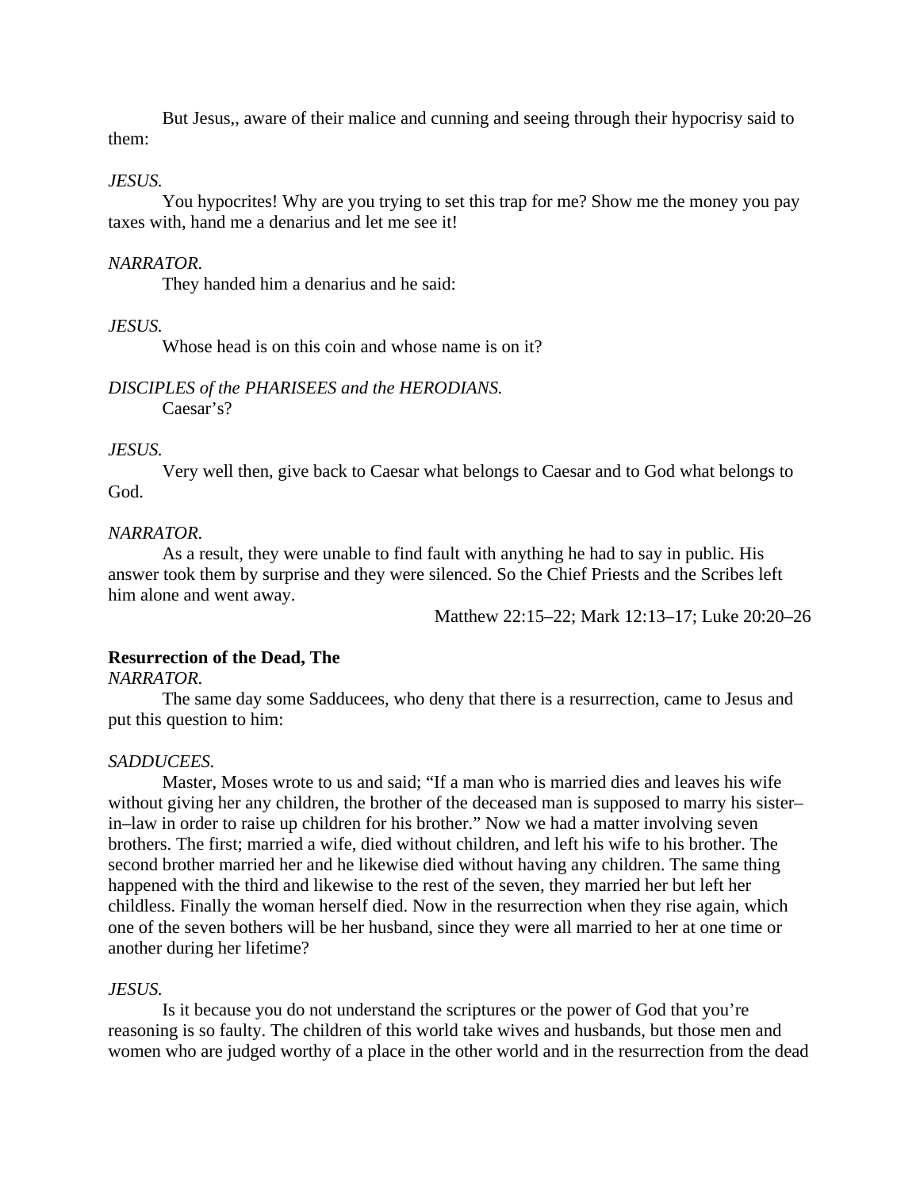But Jesus,, aware of their malice and cunning and seeing through their hypocrisy said to them:

*JESUS.*

You hypocrites! Why are you trying to set this trap for me? Show me the money you pay taxes with, hand me a denarius and let me see it!

*NARRATOR.*

They handed him a denarius and he said:

*JESUS.*

Whose head is on this coin and whose name is on it?

*DISCIPLES of the PHARISEES and the HERODIANS.*

Caesar's?

*JESUS.*

Very well then, give back to Caesar what belongs to Caesar and to God what belongs to God.

*NARRATOR.*

As a result, they were unable to find fault with anything he had to say in public. His answer took them by surprise and they were silenced. So the Chief Priests and the Scribes left him alone and went away.

Matthew 22:15–22; Mark 12:13–17; Luke 20:20–26

**Resurrection of the Dead, The**

*NARRATOR.*

The same day some Sadducees, who deny that there is a resurrection, came to Jesus and put this question to him:

*SADDUCEES.*

Master, Moses wrote to us and said; "If a man who is married dies and leaves his wife without giving her any children, the brother of the deceased man is supposed to marry his sister–in–law in order to raise up children for his brother." Now we had a matter involving seven brothers. The first; married a wife, died without children, and left his wife to his brother. The second brother married her and he likewise died without having any children. The same thing happened with the third and likewise to the rest of the seven, they married her but left her childless. Finally the woman herself died. Now in the resurrection when they rise again, which one of the seven bothers will be her husband, since they were all married to her at one time or another during her lifetime?

*JESUS.*

Is it because you do not understand the scriptures or the power of God that you're reasoning is so faulty. The children of this world take wives and husbands, but those men and women who are judged worthy of a place in the other world and in the resurrection from the dead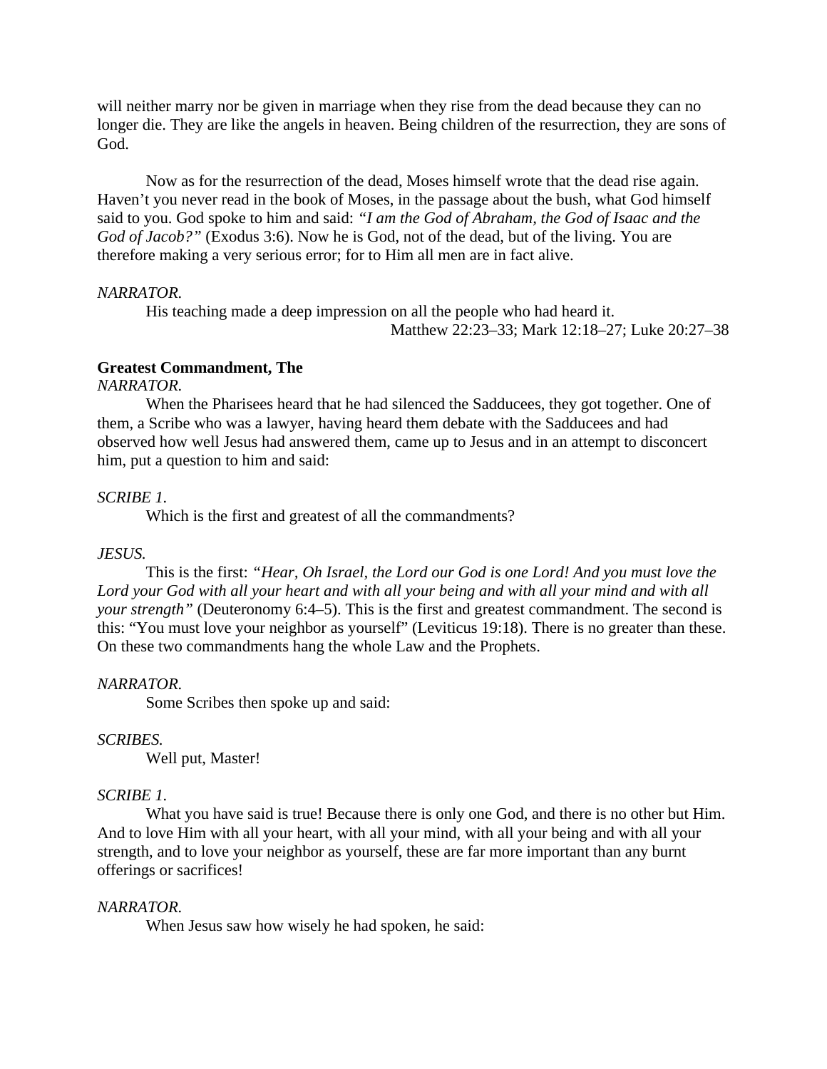will neither marry nor be given in marriage when they rise from the dead because they can no longer die. They are like the angels in heaven. Being children of the resurrection, they are sons of God.

Now as for the resurrection of the dead, Moses himself wrote that the dead rise again. Haven't you never read in the book of Moses, in the passage about the bush, what God himself said to you. God spoke to him and said: *"I am the God of Abraham, the God of Isaac and the God of Jacob?"* (Exodus 3:6). Now he is God, not of the dead, but of the living. You are therefore making a very serious error; for to Him all men are in fact alive.

*NARRATOR.*

His teaching made a deep impression on all the people who had heard it.

Matthew 22:23–33; Mark 12:18–27; Luke 20:27–38

**Greatest Commandment, The**

*NARRATOR.*

When the Pharisees heard that he had silenced the Sadducees, they got together. One of them, a Scribe who was a lawyer, having heard them debate with the Sadducees and had observed how well Jesus had answered them, came up to Jesus and in an attempt to disconcert him, put a question to him and said:

*SCRIBE 1.*

Which is the first and greatest of all the commandments?

*JESUS.*

This is the first: *"Hear, Oh Israel, the Lord our God is one Lord! And you must love the Lord your God with all your heart and with all your being and with all your mind and with all your strength"* (Deuteronomy 6:4–5). This is the first and greatest commandment. The second is this: "You must love your neighbor as yourself" (Leviticus 19:18). There is no greater than these. On these two commandments hang the whole Law and the Prophets.

*NARRATOR.*

Some Scribes then spoke up and said:

*SCRIBES.*

Well put, Master!

*SCRIBE 1.*

What you have said is true! Because there is only one God, and there is no other but Him. And to love Him with all your heart, with all your mind, with all your being and with all your strength, and to love your neighbor as yourself, these are far more important than any burnt offerings or sacrifices!

*NARRATOR.*

When Jesus saw how wisely he had spoken, he said: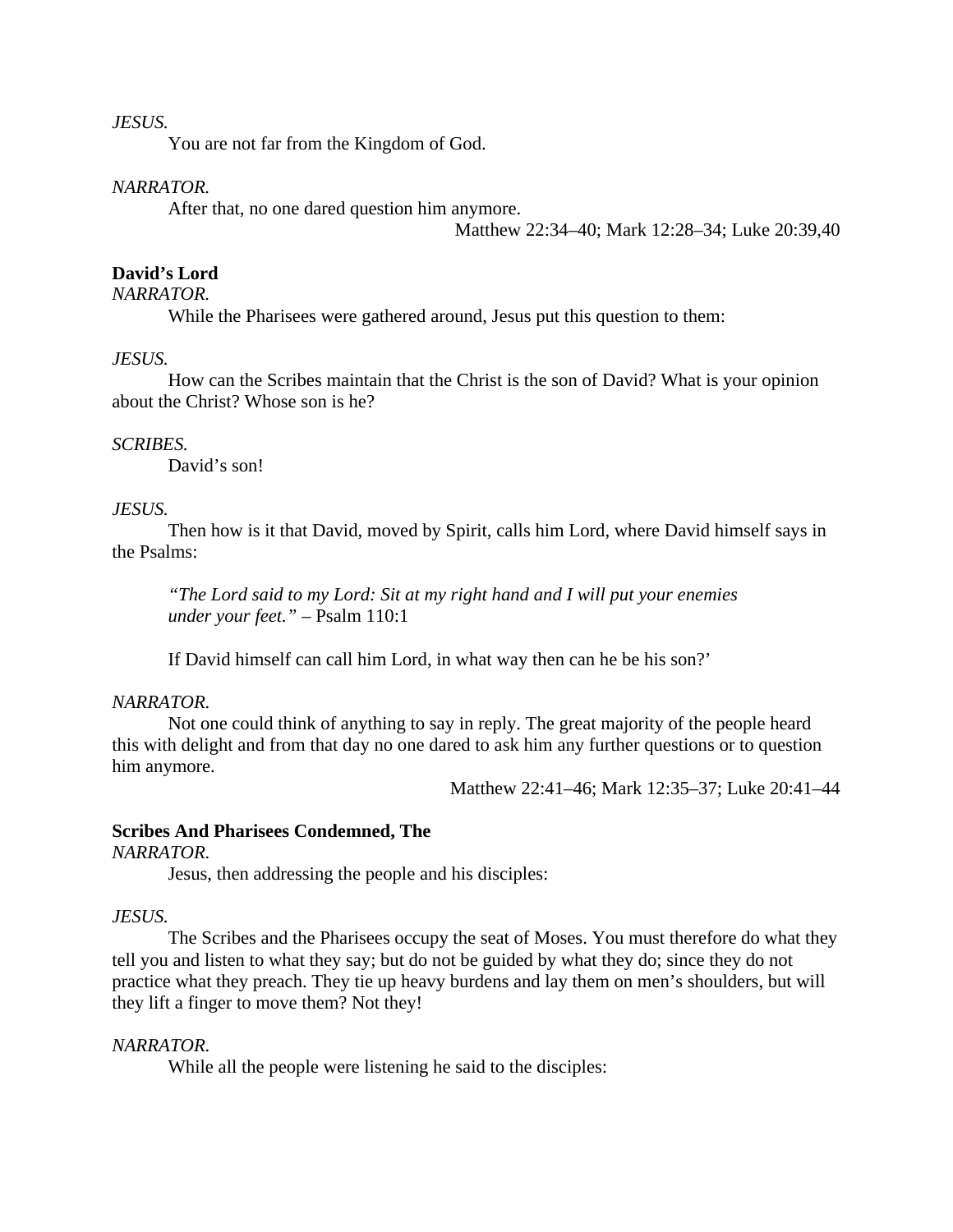*JESUS.*

You are not far from the Kingdom of God.

*NARRATOR.*

After that, no one dared question him anymore.

Matthew 22:34–40; Mark 12:28–34; Luke 20:39,40

**David's Lord**

*NARRATOR.*

While the Pharisees were gathered around, Jesus put this question to them:

*JESUS.*

How can the Scribes maintain that the Christ is the son of David? What is your opinion about the Christ? Whose son is he?

*SCRIBES.*

David's son!

*JESUS.*

Then how is it that David, moved by Spirit, calls him Lord, where David himself says in the Psalms:

> *"The Lord said to my Lord: Sit at my right hand and I will put your enemies under your feet."* – Psalm 110:1

If David himself can call him Lord, in what way then can he be his son?'

*NARRATOR.*

Not one could think of anything to say in reply. The great majority of the people heard this with delight and from that day no one dared to ask him any further questions or to question him anymore.

Matthew 22:41–46; Mark 12:35–37; Luke 20:41–44

**Scribes And Pharisees Condemned, The**

*NARRATOR.*

Jesus, then addressing the people and his disciples:

*JESUS.*

The Scribes and the Pharisees occupy the seat of Moses. You must therefore do what they tell you and listen to what they say; but do not be guided by what they do; since they do not practice what they preach. They tie up heavy burdens and lay them on men's shoulders, but will they lift a finger to move them? Not they!

*NARRATOR.*

While all the people were listening he said to the disciples: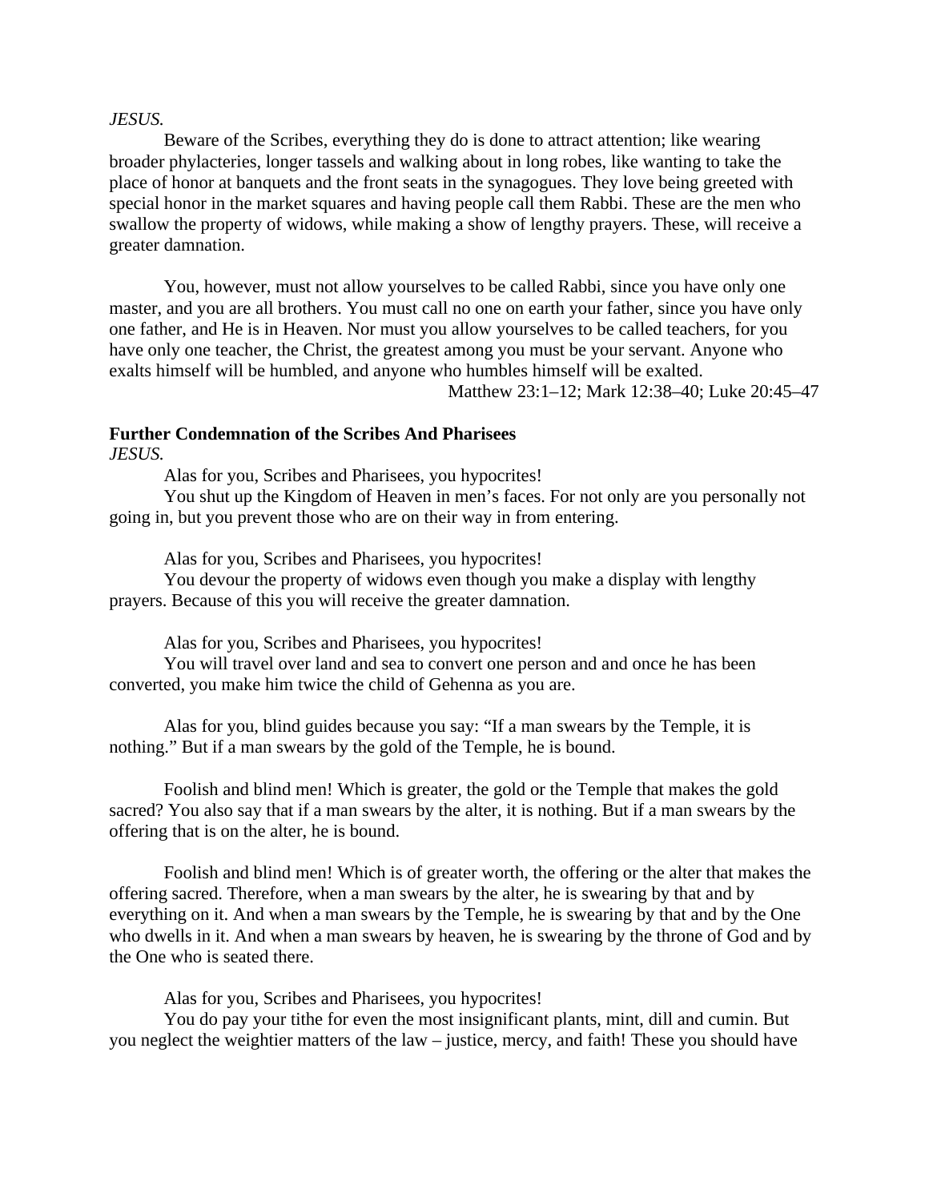*JESUS.*

Beware of the Scribes, everything they do is done to attract attention; like wearing broader phylacteries, longer tassels and walking about in long robes, like wanting to take the place of honor at banquets and the front seats in the synagogues. They love being greeted with special honor in the market squares and having people call them Rabbi. These are the men who swallow the property of widows, while making a show of lengthy prayers. These, will receive a greater damnation.

You, however, must not allow yourselves to be called Rabbi, since you have only one master, and you are all brothers. You must call no one on earth your father, since you have only one father, and He is in Heaven. Nor must you allow yourselves to be called teachers, for you have only one teacher, the Christ, the greatest among you must be your servant. Anyone who exalts himself will be humbled, and anyone who humbles himself will be exalted.

Matthew 23:1–12; Mark 12:38–40; Luke 20:45–47

**Further Condemnation of the Scribes And Pharisees**

*JESUS.*

Alas for you, Scribes and Pharisees, you hypocrites!

You shut up the Kingdom of Heaven in men's faces. For not only are you personally not going in, but you prevent those who are on their way in from entering.

Alas for you, Scribes and Pharisees, you hypocrites!

You devour the property of widows even though you make a display with lengthy prayers. Because of this you will receive the greater damnation.

Alas for you, Scribes and Pharisees, you hypocrites!

You will travel over land and sea to convert one person and and once he has been converted, you make him twice the child of Gehenna as you are.

Alas for you, blind guides because you say: "If a man swears by the Temple, it is nothing." But if a man swears by the gold of the Temple, he is bound.

Foolish and blind men! Which is greater, the gold or the Temple that makes the gold sacred? You also say that if a man swears by the alter, it is nothing. But if a man swears by the offering that is on the alter, he is bound.

Foolish and blind men! Which is of greater worth, the offering or the alter that makes the offering sacred. Therefore, when a man swears by the alter, he is swearing by that and by everything on it. And when a man swears by the Temple, he is swearing by that and by the One who dwells in it. And when a man swears by heaven, he is swearing by the throne of God and by the One who is seated there.

Alas for you, Scribes and Pharisees, you hypocrites!

You do pay your tithe for even the most insignificant plants, mint, dill and cumin. But you neglect the weightier matters of the law – justice, mercy, and faith! These you should have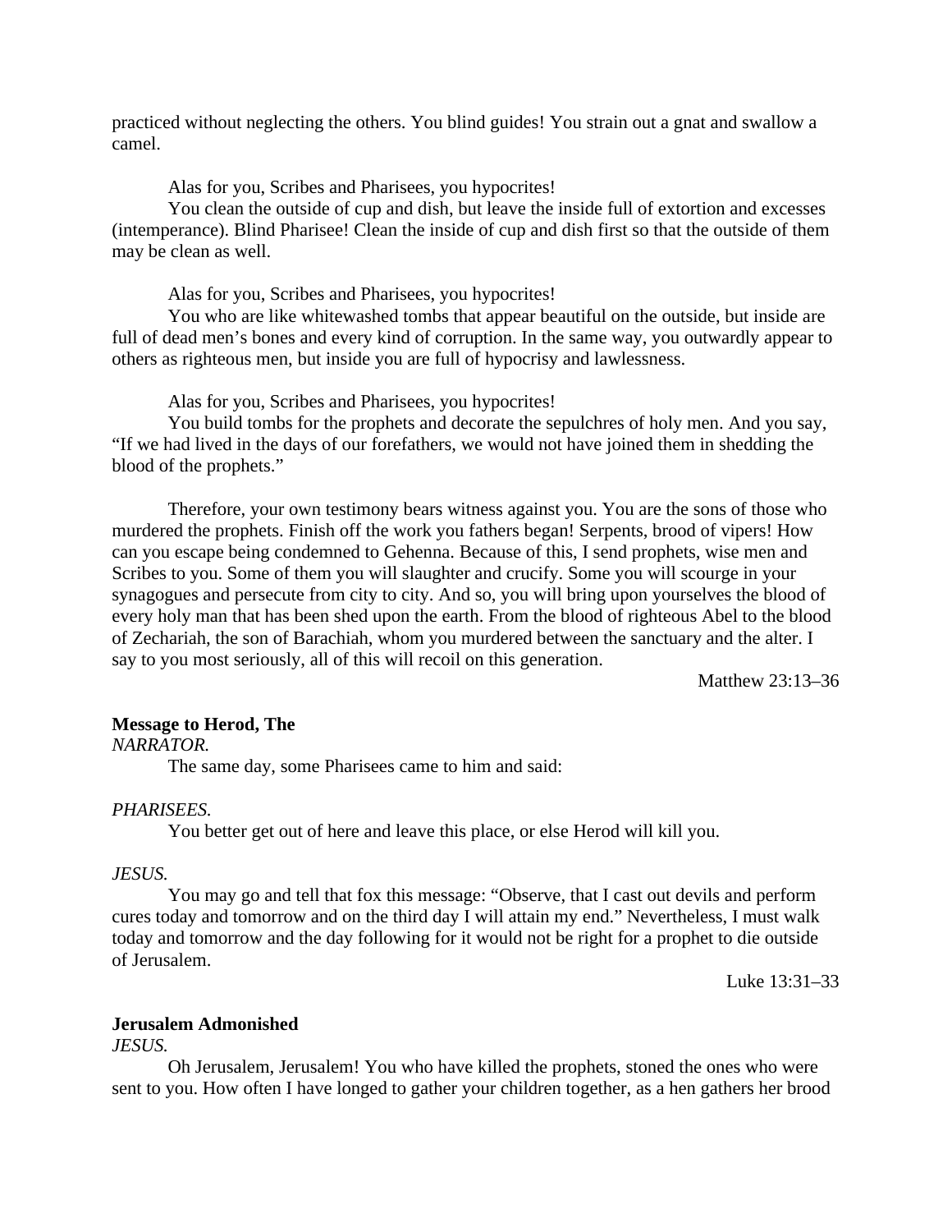practiced without neglecting the others. You blind guides! You strain out a gnat and swallow a camel.

Alas for you, Scribes and Pharisees, you hypocrites!

You clean the outside of cup and dish, but leave the inside full of extortion and excesses (intemperance). Blind Pharisee! Clean the inside of cup and dish first so that the outside of them may be clean as well.

Alas for you, Scribes and Pharisees, you hypocrites!

You who are like whitewashed tombs that appear beautiful on the outside, but inside are full of dead men's bones and every kind of corruption. In the same way, you outwardly appear to others as righteous men, but inside you are full of hypocrisy and lawlessness.

Alas for you, Scribes and Pharisees, you hypocrites!

You build tombs for the prophets and decorate the sepulchres of holy men. And you say, "If we had lived in the days of our forefathers, we would not have joined them in shedding the blood of the prophets."

Therefore, your own testimony bears witness against you. You are the sons of those who murdered the prophets. Finish off the work you fathers began! Serpents, brood of vipers! How can you escape being condemned to Gehenna. Because of this, I send prophets, wise men and Scribes to you. Some of them you will slaughter and crucify. Some you will scourge in your synagogues and persecute from city to city. And so, you will bring upon yourselves the blood of every holy man that has been shed upon the earth. From the blood of righteous Abel to the blood of Zechariah, the son of Barachiah, whom you murdered between the sanctuary and the alter. I say to you most seriously, all of this will recoil on this generation.

Matthew 23:13–36

**Message to Herod, The**

*NARRATOR.*

The same day, some Pharisees came to him and said:

*PHARISEES.*

You better get out of here and leave this place, or else Herod will kill you.

*JESUS.*

You may go and tell that fox this message: "Observe, that I cast out devils and perform cures today and tomorrow and on the third day I will attain my end." Nevertheless, I must walk today and tomorrow and the day following for it would not be right for a prophet to die outside of Jerusalem.

Luke 13:31–33

**Jerusalem Admonished**

*JESUS.*

Oh Jerusalem, Jerusalem! You who have killed the prophets, stoned the ones who were sent to you. How often I have longed to gather your children together, as a hen gathers her brood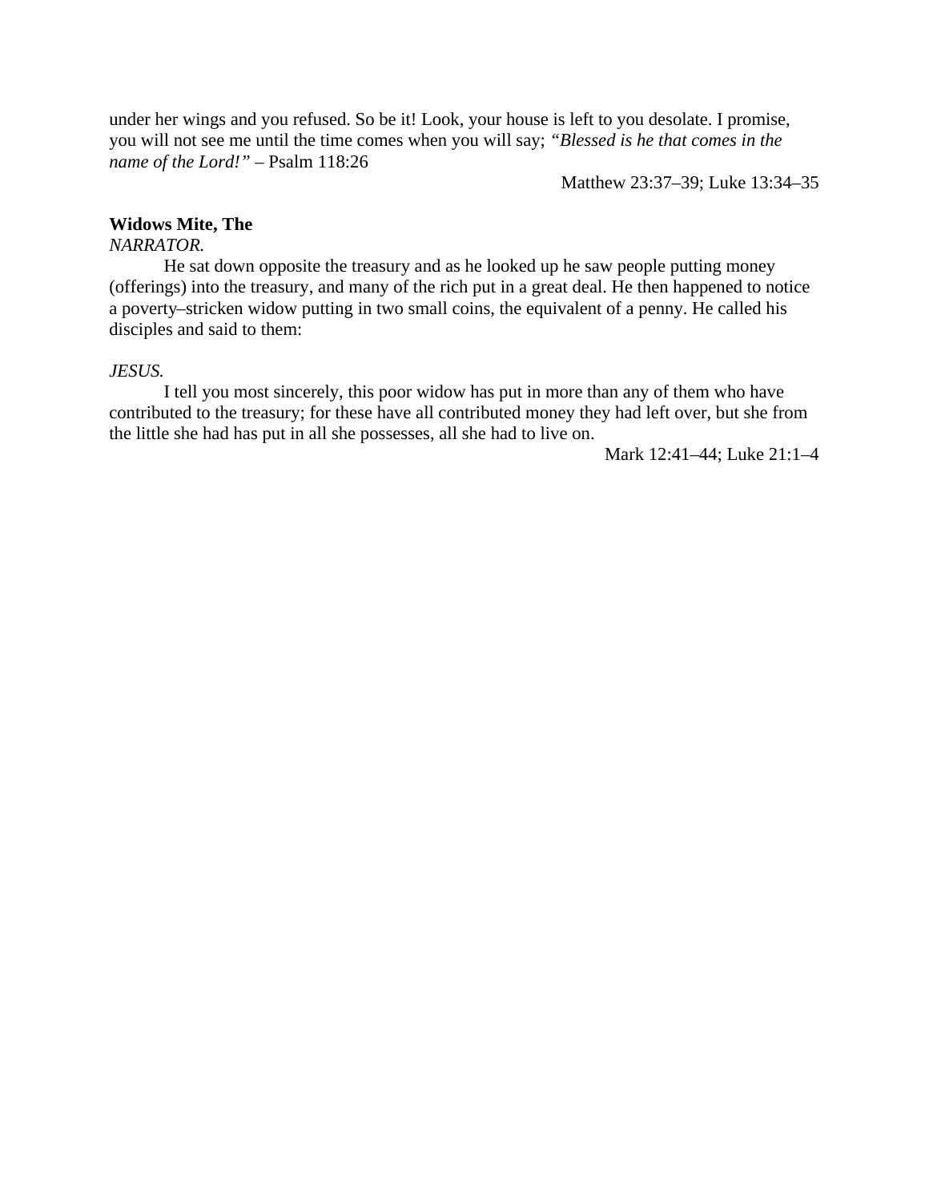under her wings and you refused. So be it! Look, your house is left to you desolate. I promise, you will not see me until the time comes when you will say; *“Blessed is he that comes in the name of the Lord!”* – Psalm 118:26

Matthew 23:37–39; Luke 13:34–35

**Widows Mite, The**

*NARRATOR.*

He sat down opposite the treasury and as he looked up he saw people putting money (offerings) into the treasury, and many of the rich put in a great deal. He then happened to notice a poverty–stricken widow putting in two small coins, the equivalent of a penny. He called his disciples and said to them:

*JESUS.*

I tell you most sincerely, this poor widow has put in more than any of them who have contributed to the treasury; for these have all contributed money they had left over, but she from the little she had has put in all she possesses, all she had to live on.

Mark 12:41–44; Luke 21:1–4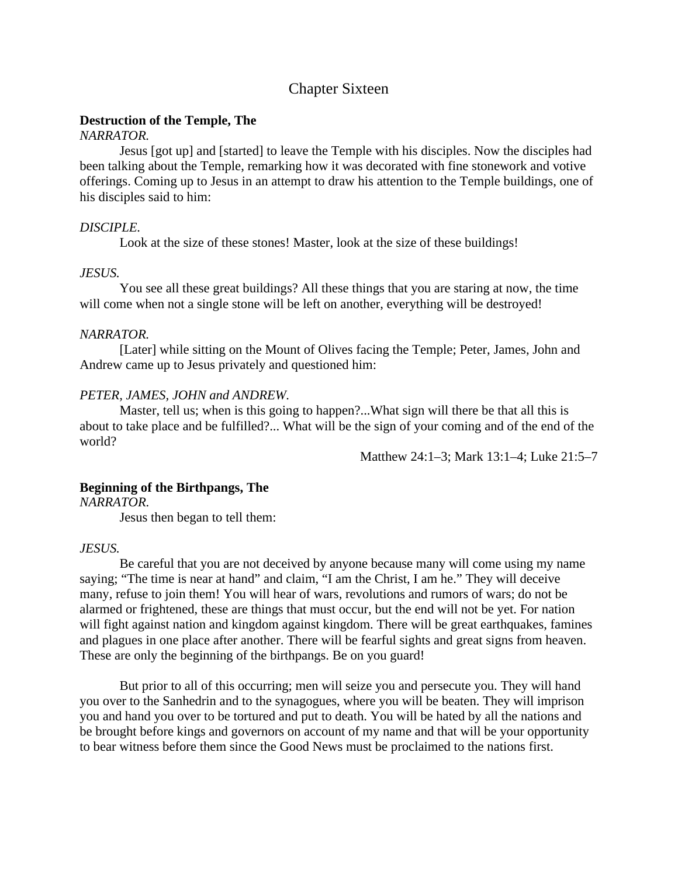# Chapter Sixteen

**Destruction of the Temple, The**

*NARRATOR.*

Jesus [got up] and [started] to leave the Temple with his disciples. Now the disciples had been talking about the Temple, remarking how it was decorated with fine stonework and votive offerings. Coming up to Jesus in an attempt to draw his attention to the Temple buildings, one of his disciples said to him:

*DISCIPLE.*

Look at the size of these stones! Master, look at the size of these buildings!

*JESUS.*

You see all these great buildings? All these things that you are staring at now, the time will come when not a single stone will be left on another, everything will be destroyed!

*NARRATOR.*

[Later] while sitting on the Mount of Olives facing the Temple; Peter, James, John and Andrew came up to Jesus privately and questioned him:

*PETER, JAMES, JOHN and ANDREW.*

Master, tell us; when is this going to happen?...What sign will there be that all this is about to take place and be fulfilled?... What will be the sign of your coming and of the end of the world?

Matthew 24:1–3; Mark 13:1–4; Luke 21:5–7

**Beginning of the Birthpangs, The**

*NARRATOR.*

Jesus then began to tell them:

*JESUS.*

Be careful that you are not deceived by anyone because many will come using my name saying; "The time is near at hand" and claim, "I am the Christ, I am he." They will deceive many, refuse to join them! You will hear of wars, revolutions and rumors of wars; do not be alarmed or frightened, these are things that must occur, but the end will not be yet. For nation will fight against nation and kingdom against kingdom. There will be great earthquakes, famines and plagues in one place after another. There will be fearful sights and great signs from heaven. These are only the beginning of the birthpangs. Be on you guard!

But prior to all of this occurring; men will seize you and persecute you. They will hand you over to the Sanhedrin and to the synagogues, where you will be beaten. They will imprison you and hand you over to be tortured and put to death. You will be hated by all the nations and be brought before kings and governors on account of my name and that will be your opportunity to bear witness before them since the Good News must be proclaimed to the nations first.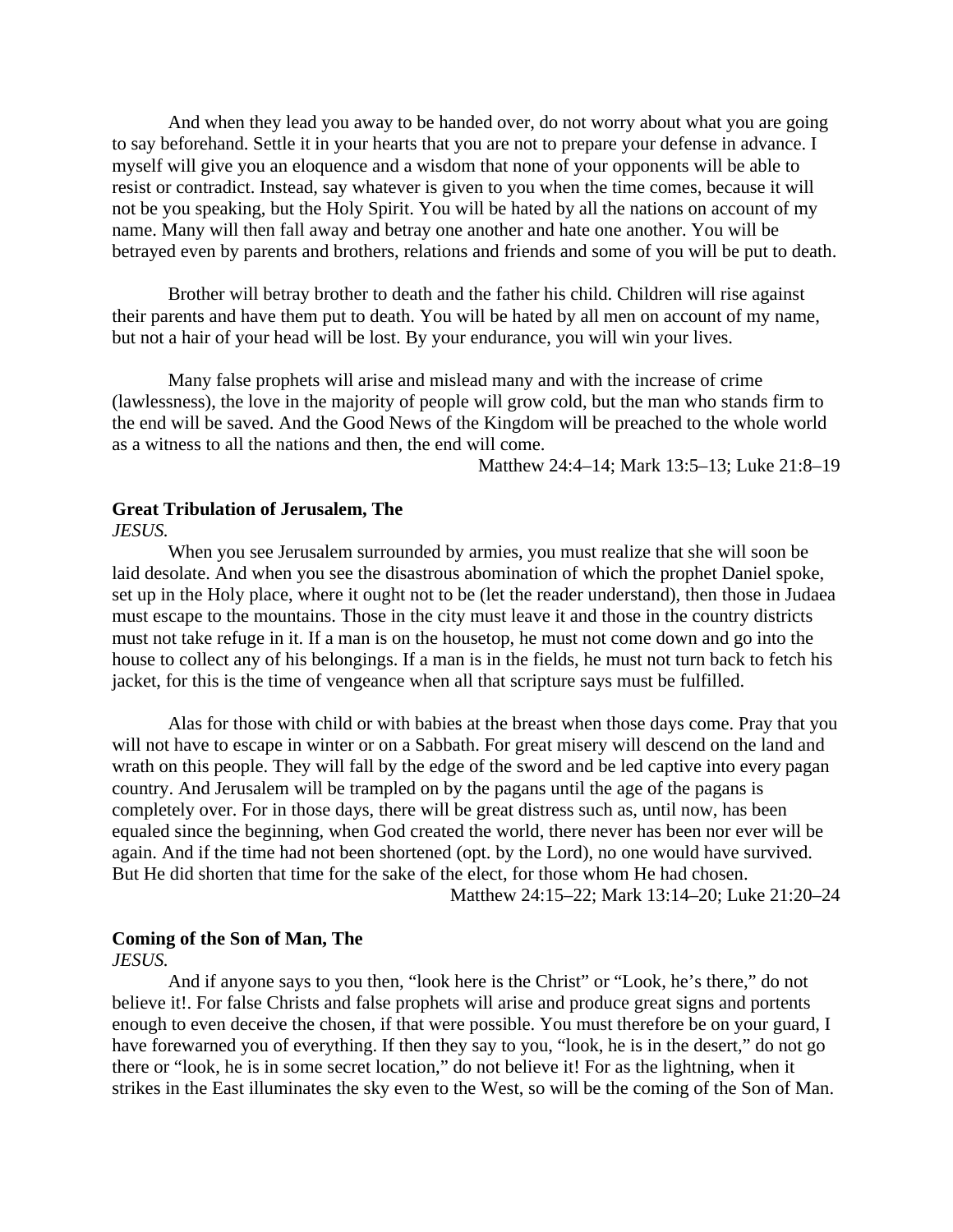And when they lead you away to be handed over, do not worry about what you are going to say beforehand. Settle it in your hearts that you are not to prepare your defense in advance. I myself will give you an eloquence and a wisdom that none of your opponents will be able to resist or contradict. Instead, say whatever is given to you when the time comes, because it will not be you speaking, but the Holy Spirit. You will be hated by all the nations on account of my name. Many will then fall away and betray one another and hate one another. You will be betrayed even by parents and brothers, relations and friends and some of you will be put to death.

Brother will betray brother to death and the father his child. Children will rise against their parents and have them put to death. You will be hated by all men on account of my name, but not a hair of your head will be lost. By your endurance, you will win your lives.

Many false prophets will arise and mislead many and with the increase of crime (lawlessness), the love in the majority of people will grow cold, but the man who stands firm to the end will be saved. And the Good News of the Kingdom will be preached to the whole world as a witness to all the nations and then, the end will come.

Matthew 24:4–14; Mark 13:5–13; Luke 21:8–19

**Great Tribulation of Jerusalem, The**

*JESUS.*

When you see Jerusalem surrounded by armies, you must realize that she will soon be laid desolate. And when you see the disastrous abomination of which the prophet Daniel spoke, set up in the Holy place, where it ought not to be (let the reader understand), then those in Judaea must escape to the mountains. Those in the city must leave it and those in the country districts must not take refuge in it. If a man is on the housetop, he must not come down and go into the house to collect any of his belongings. If a man is in the fields, he must not turn back to fetch his jacket, for this is the time of vengeance when all that scripture says must be fulfilled.

Alas for those with child or with babies at the breast when those days come. Pray that you will not have to escape in winter or on a Sabbath. For great misery will descend on the land and wrath on this people. They will fall by the edge of the sword and be led captive into every pagan country. And Jerusalem will be trampled on by the pagans until the age of the pagans is completely over. For in those days, there will be great distress such as, until now, has been equaled since the beginning, when God created the world, there never has been nor ever will be again. And if the time had not been shortened (opt. by the Lord), no one would have survived. But He did shorten that time for the sake of the elect, for those whom He had chosen.

Matthew 24:15–22; Mark 13:14–20; Luke 21:20–24

**Coming of the Son of Man, The**

*JESUS.*

And if anyone says to you then, “look here is the Christ” or “Look, he’s there,” do not believe it!. For false Christs and false prophets will arise and produce great signs and portents enough to even deceive the chosen, if that were possible. You must therefore be on your guard, I have forewarned you of everything. If then they say to you, “look, he is in the desert,” do not go there or “look, he is in some secret location,” do not believe it! For as the lightning, when it strikes in the East illuminates the sky even to the West, so will be the coming of the Son of Man.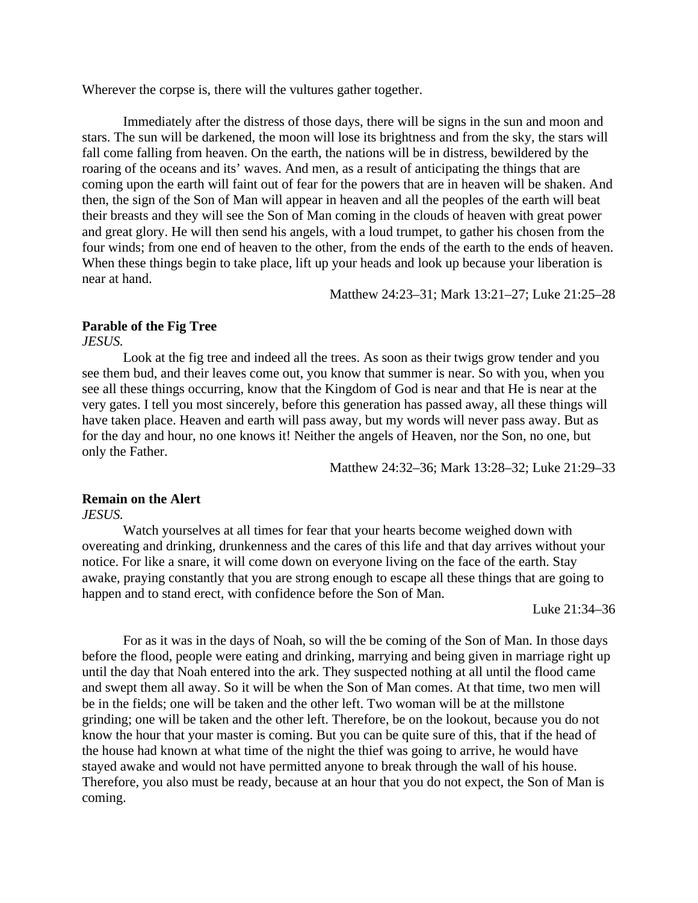Wherever the corpse is, there will the vultures gather together.

Immediately after the distress of those days, there will be signs in the sun and moon and stars. The sun will be darkened, the moon will lose its brightness and from the sky, the stars will fall come falling from heaven. On the earth, the nations will be in distress, bewildered by the roaring of the oceans and its' waves. And men, as a result of anticipating the things that are coming upon the earth will faint out of fear for the powers that are in heaven will be shaken. And then, the sign of the Son of Man will appear in heaven and all the peoples of the earth will beat their breasts and they will see the Son of Man coming in the clouds of heaven with great power and great glory. He will then send his angels, with a loud trumpet, to gather his chosen from the four winds; from one end of heaven to the other, from the ends of the earth to the ends of heaven. When these things begin to take place, lift up your heads and look up because your liberation is near at hand.

Matthew 24:23–31; Mark 13:21–27; Luke 21:25–28

**Parable of the Fig Tree**

*JESUS.*

Look at the fig tree and indeed all the trees. As soon as their twigs grow tender and you see them bud, and their leaves come out, you know that summer is near. So with you, when you see all these things occurring, know that the Kingdom of God is near and that He is near at the very gates. I tell you most sincerely, before this generation has passed away, all these things will have taken place. Heaven and earth will pass away, but my words will never pass away. But as for the day and hour, no one knows it! Neither the angels of Heaven, nor the Son, no one, but only the Father.

Matthew 24:32–36; Mark 13:28–32; Luke 21:29–33

**Remain on the Alert**

*JESUS.*

Watch yourselves at all times for fear that your hearts become weighed down with overeating and drinking, drunkenness and the cares of this life and that day arrives without your notice. For like a snare, it will come down on everyone living on the face of the earth. Stay awake, praying constantly that you are strong enough to escape all these things that are going to happen and to stand erect, with confidence before the Son of Man.

Luke 21:34–36

For as it was in the days of Noah, so will the be coming of the Son of Man. In those days before the flood, people were eating and drinking, marrying and being given in marriage right up until the day that Noah entered into the ark. They suspected nothing at all until the flood came and swept them all away. So it will be when the Son of Man comes. At that time, two men will be in the fields; one will be taken and the other left. Two woman will be at the millstone grinding; one will be taken and the other left. Therefore, be on the lookout, because you do not know the hour that your master is coming. But you can be quite sure of this, that if the head of the house had known at what time of the night the thief was going to arrive, he would have stayed awake and would not have permitted anyone to break through the wall of his house. Therefore, you also must be ready, because at an hour that you do not expect, the Son of Man is coming.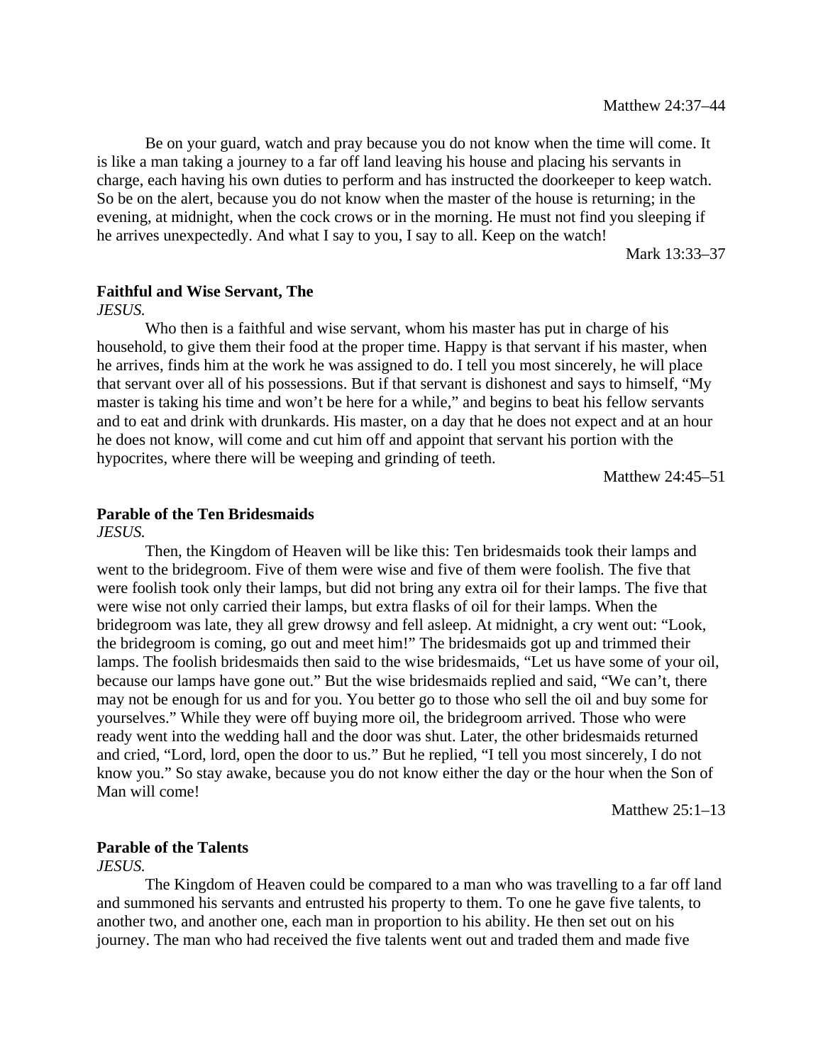Matthew 24:37–44

Be on your guard, watch and pray because you do not know when the time will come. It is like a man taking a journey to a far off land leaving his house and placing his servants in charge, each having his own duties to perform and has instructed the doorkeeper to keep watch. So be on the alert, because you do not know when the master of the house is returning; in the evening, at midnight, when the cock crows or in the morning. He must not find you sleeping if he arrives unexpectedly. And what I say to you, I say to all. Keep on the watch!

Mark 13:33–37

**Faithful and Wise Servant, The**

*JESUS.*

Who then is a faithful and wise servant, whom his master has put in charge of his household, to give them their food at the proper time. Happy is that servant if his master, when he arrives, finds him at the work he was assigned to do. I tell you most sincerely, he will place that servant over all of his possessions. But if that servant is dishonest and says to himself, "My master is taking his time and won't be here for a while," and begins to beat his fellow servants and to eat and drink with drunkards. His master, on a day that he does not expect and at an hour he does not know, will come and cut him off and appoint that servant his portion with the hypocrites, where there will be weeping and grinding of teeth.

Matthew 24:45–51

**Parable of the Ten Bridesmaids**

*JESUS.*

Then, the Kingdom of Heaven will be like this: Ten bridesmaids took their lamps and went to the bridegroom. Five of them were wise and five of them were foolish. The five that were foolish took only their lamps, but did not bring any extra oil for their lamps. The five that were wise not only carried their lamps, but extra flasks of oil for their lamps. When the bridegroom was late, they all grew drowsy and fell asleep. At midnight, a cry went out: "Look, the bridegroom is coming, go out and meet him!" The bridesmaids got up and trimmed their lamps. The foolish bridesmaids then said to the wise bridesmaids, "Let us have some of your oil, because our lamps have gone out." But the wise bridesmaids replied and said, "We can't, there may not be enough for us and for you. You better go to those who sell the oil and buy some for yourselves." While they were off buying more oil, the bridegroom arrived. Those who were ready went into the wedding hall and the door was shut. Later, the other bridesmaids returned and cried, "Lord, lord, open the door to us." But he replied, "I tell you most sincerely, I do not know you." So stay awake, because you do not know either the day or the hour when the Son of Man will come!

Matthew 25:1–13

**Parable of the Talents**

*JESUS.*

The Kingdom of Heaven could be compared to a man who was travelling to a far off land and summoned his servants and entrusted his property to them. To one he gave five talents, to another two, and another one, each man in proportion to his ability. He then set out on his journey. The man who had received the five talents went out and traded them and made five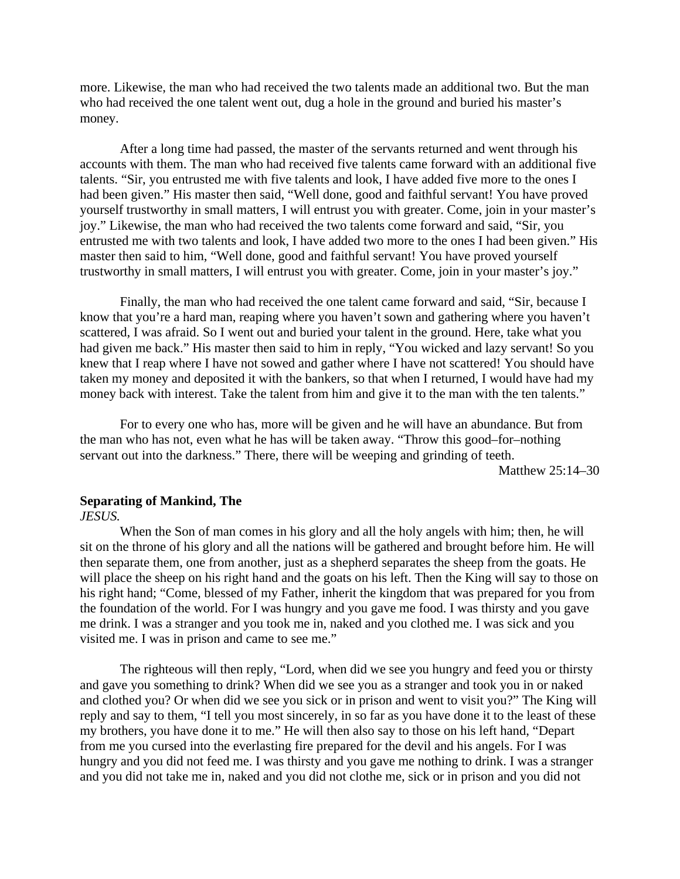more. Likewise, the man who had received the two talents made an additional two. But the man who had received the one talent went out, dug a hole in the ground and buried his master's money.

After a long time had passed, the master of the servants returned and went through his accounts with them. The man who had received five talents came forward with an additional five talents. "Sir, you entrusted me with five talents and look, I have added five more to the ones I had been given." His master then said, "Well done, good and faithful servant! You have proved yourself trustworthy in small matters, I will entrust you with greater. Come, join in your master's joy." Likewise, the man who had received the two talents come forward and said, "Sir, you entrusted me with two talents and look, I have added two more to the ones I had been given." His master then said to him, "Well done, good and faithful servant! You have proved yourself trustworthy in small matters, I will entrust you with greater. Come, join in your master's joy."

Finally, the man who had received the one talent came forward and said, "Sir, because I know that you're a hard man, reaping where you haven't sown and gathering where you haven't scattered, I was afraid. So I went out and buried your talent in the ground. Here, take what you had given me back." His master then said to him in reply, "You wicked and lazy servant! So you knew that I reap where I have not sowed and gather where I have not scattered! You should have taken my money and deposited it with the bankers, so that when I returned, I would have had my money back with interest. Take the talent from him and give it to the man with the ten talents."

For to every one who has, more will be given and he will have an abundance. But from the man who has not, even what he has will be taken away. "Throw this good–for–nothing servant out into the darkness." There, there will be weeping and grinding of teeth.

Matthew 25:14–30

**Separating of Mankind, The**

*JESUS.*

When the Son of man comes in his glory and all the holy angels with him; then, he will sit on the throne of his glory and all the nations will be gathered and brought before him. He will then separate them, one from another, just as a shepherd separates the sheep from the goats. He will place the sheep on his right hand and the goats on his left. Then the King will say to those on his right hand; "Come, blessed of my Father, inherit the kingdom that was prepared for you from the foundation of the world. For I was hungry and you gave me food. I was thirsty and you gave me drink. I was a stranger and you took me in, naked and you clothed me. I was sick and you visited me. I was in prison and came to see me."

The righteous will then reply, "Lord, when did we see you hungry and feed you or thirsty and gave you something to drink? When did we see you as a stranger and took you in or naked and clothed you? Or when did we see you sick or in prison and went to visit you?" The King will reply and say to them, "I tell you most sincerely, in so far as you have done it to the least of these my brothers, you have done it to me." He will then also say to those on his left hand, "Depart from me you cursed into the everlasting fire prepared for the devil and his angels. For I was hungry and you did not feed me. I was thirsty and you gave me nothing to drink. I was a stranger and you did not take me in, naked and you did not clothe me, sick or in prison and you did not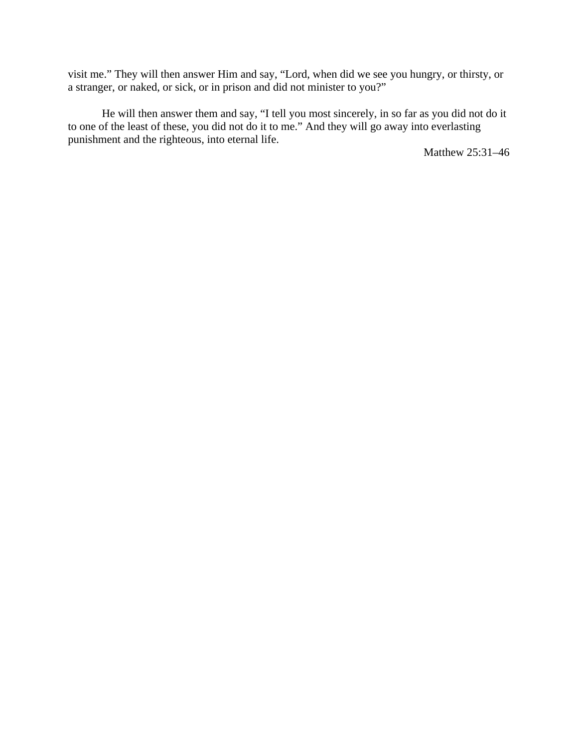visit me." They will then answer Him and say, "Lord, when did we see you hungry, or thirsty, or a stranger, or naked, or sick, or in prison and did not minister to you?"

He will then answer them and say, "I tell you most sincerely, in so far as you did not do it to one of the least of these, you did not do it to me." And they will go away into everlasting punishment and the righteous, into eternal life.

<div align="right">Matthew 25:31–46</div>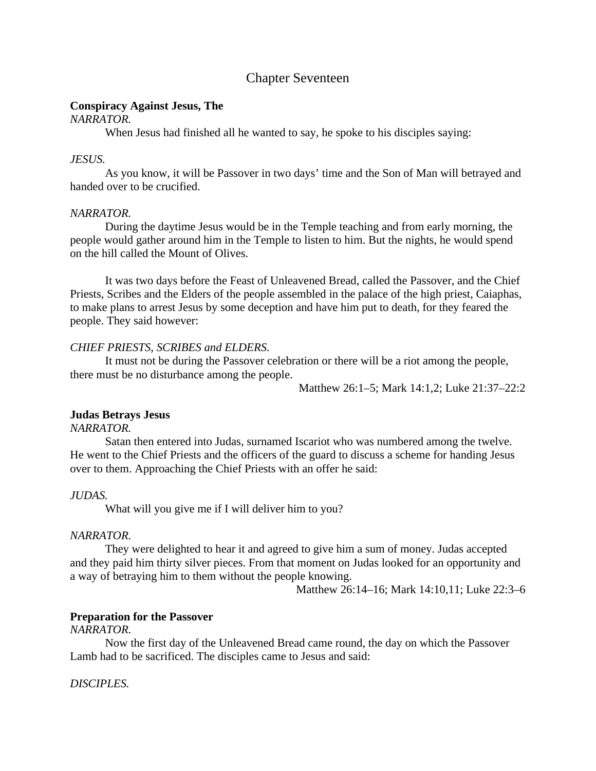## Chapter Seventeen

**Conspiracy Against Jesus, The**

*NARRATOR.*

When Jesus had finished all he wanted to say, he spoke to his disciples saying:

*JESUS.*

As you know, it will be Passover in two days' time and the Son of Man will betrayed and handed over to be crucified.

*NARRATOR.*

During the daytime Jesus would be in the Temple teaching and from early morning, the people would gather around him in the Temple to listen to him. But the nights, he would spend on the hill called the Mount of Olives.

It was two days before the Feast of Unleavened Bread, called the Passover, and the Chief Priests, Scribes and the Elders of the people assembled in the palace of the high priest, Caiaphas, to make plans to arrest Jesus by some deception and have him put to death, for they feared the people. They said however:

*CHIEF PRIESTS, SCRIBES and ELDERS.*

It must not be during the Passover celebration or there will be a riot among the people, there must be no disturbance among the people.

Matthew 26:1–5; Mark 14:1,2; Luke 21:37–22:2

**Judas Betrays Jesus**

*NARRATOR.*

Satan then entered into Judas, surnamed Iscariot who was numbered among the twelve. He went to the Chief Priests and the officers of the guard to discuss a scheme for handing Jesus over to them. Approaching the Chief Priests with an offer he said:

*JUDAS.*

What will you give me if I will deliver him to you?

*NARRATOR.*

They were delighted to hear it and agreed to give him a sum of money. Judas accepted and they paid him thirty silver pieces. From that moment on Judas looked for an opportunity and a way of betraying him to them without the people knowing.

Matthew 26:14–16; Mark 14:10,11; Luke 22:3–6

**Preparation for the Passover**

*NARRATOR.*

Now the first day of the Unleavened Bread came round, the day on which the Passover Lamb had to be sacrificed. The disciples came to Jesus and said:

*DISCIPLES.*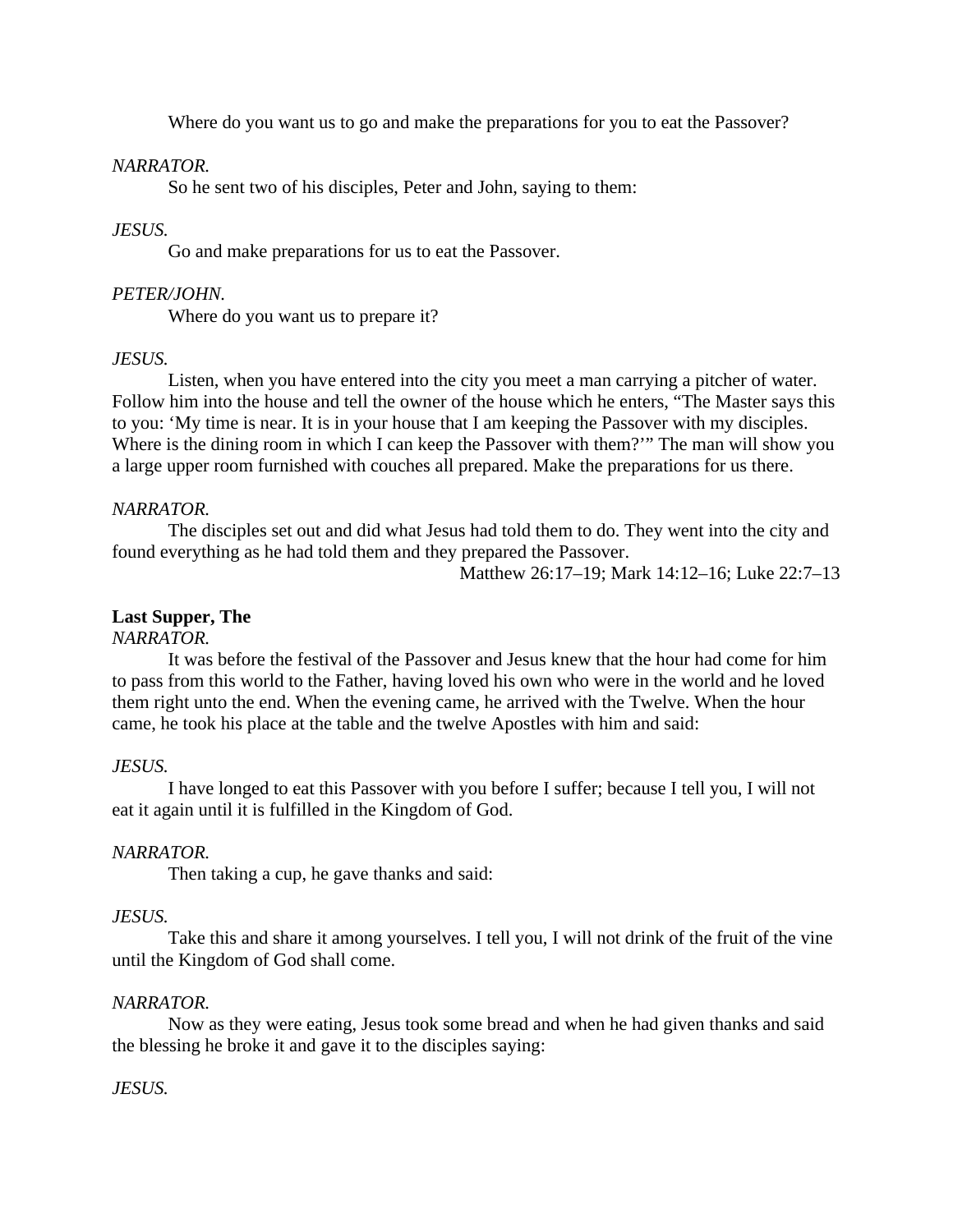Where do you want us to go and make the preparations for you to eat the Passover?

*NARRATOR.*

So he sent two of his disciples, Peter and John, saying to them:

*JESUS.*

Go and make preparations for us to eat the Passover.

*PETER/JOHN.*

Where do you want us to prepare it?

*JESUS.*

Listen, when you have entered into the city you meet a man carrying a pitcher of water. Follow him into the house and tell the owner of the house which he enters, "The Master says this to you: 'My time is near. It is in your house that I am keeping the Passover with my disciples. Where is the dining room in which I can keep the Passover with them?'" The man will show you a large upper room furnished with couches all prepared. Make the preparations for us there.

*NARRATOR.*

The disciples set out and did what Jesus had told them to do. They went into the city and found everything as he had told them and they prepared the Passover.

Matthew 26:17–19; Mark 14:12–16; Luke 22:7–13

**Last Supper, The**

*NARRATOR.*

It was before the festival of the Passover and Jesus knew that the hour had come for him to pass from this world to the Father, having loved his own who were in the world and he loved them right unto the end. When the evening came, he arrived with the Twelve. When the hour came, he took his place at the table and the twelve Apostles with him and said:

*JESUS.*

I have longed to eat this Passover with you before I suffer; because I tell you, I will not eat it again until it is fulfilled in the Kingdom of God.

*NARRATOR.*

Then taking a cup, he gave thanks and said:

*JESUS.*

Take this and share it among yourselves. I tell you, I will not drink of the fruit of the vine until the Kingdom of God shall come.

*NARRATOR.*

Now as they were eating, Jesus took some bread and when he had given thanks and said the blessing he broke it and gave it to the disciples saying:

*JESUS.*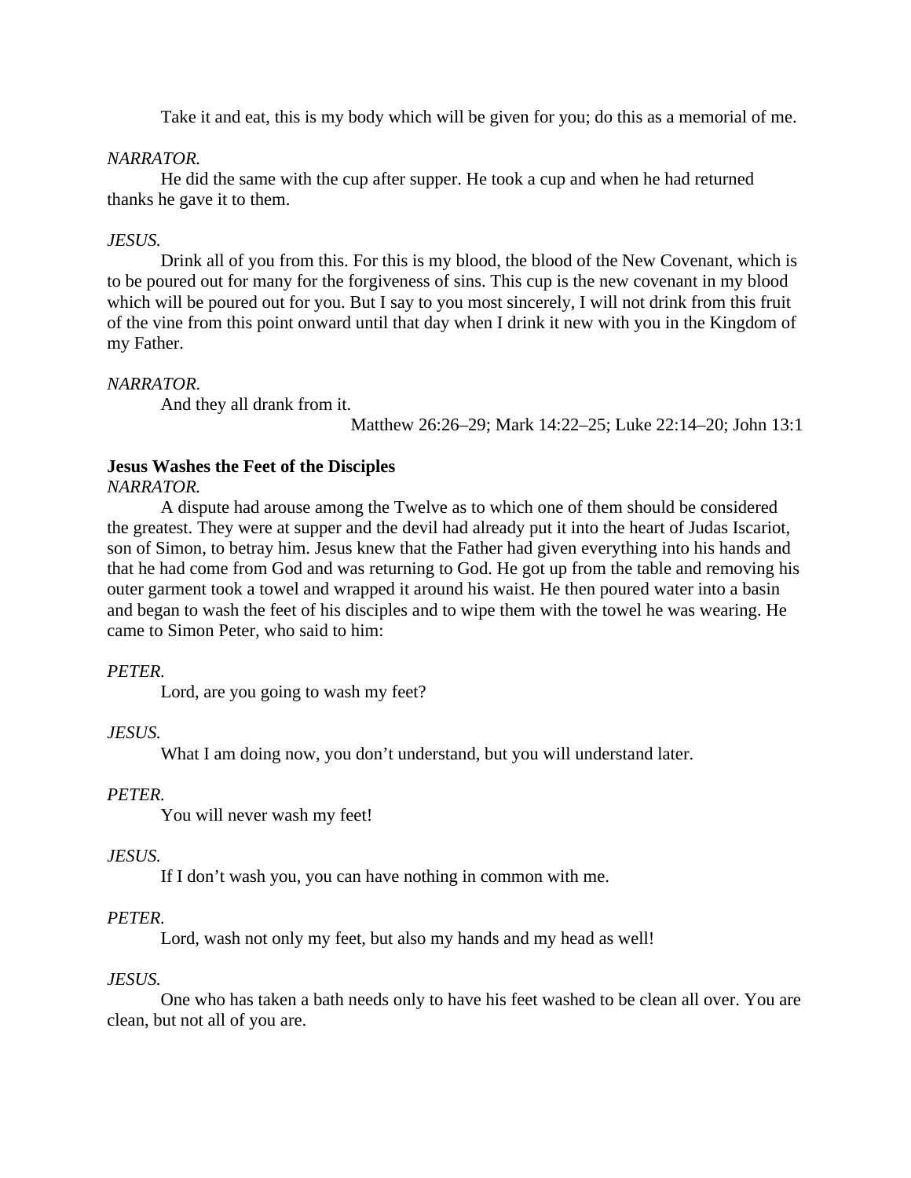Take it and eat, this is my body which will be given for you; do this as a memorial of me.

*NARRATOR.*

He did the same with the cup after supper. He took a cup and when he had returned thanks he gave it to them.

*JESUS.*

Drink all of you from this. For this is my blood, the blood of the New Covenant, which is to be poured out for many for the forgiveness of sins. This cup is the new covenant in my blood which will be poured out for you. But I say to you most sincerely, I will not drink from this fruit of the vine from this point onward until that day when I drink it new with you in the Kingdom of my Father.

*NARRATOR.*

And they all drank from it.

Matthew 26:26–29; Mark 14:22–25; Luke 22:14–20; John 13:1

**Jesus Washes the Feet of the Disciples**

*NARRATOR.*

A dispute had arouse among the Twelve as to which one of them should be considered the greatest. They were at supper and the devil had already put it into the heart of Judas Iscariot, son of Simon, to betray him. Jesus knew that the Father had given everything into his hands and that he had come from God and was returning to God. He got up from the table and removing his outer garment took a towel and wrapped it around his waist. He then poured water into a basin and began to wash the feet of his disciples and to wipe them with the towel he was wearing. He came to Simon Peter, who said to him:

*PETER.*

Lord, are you going to wash my feet?

*JESUS.*

What I am doing now, you don't understand, but you will understand later.

*PETER.*

You will never wash my feet!

*JESUS.*

If I don't wash you, you can have nothing in common with me.

*PETER.*

Lord, wash not only my feet, but also my hands and my head as well!

*JESUS.*

One who has taken a bath needs only to have his feet washed to be clean all over. You are clean, but not all of you are.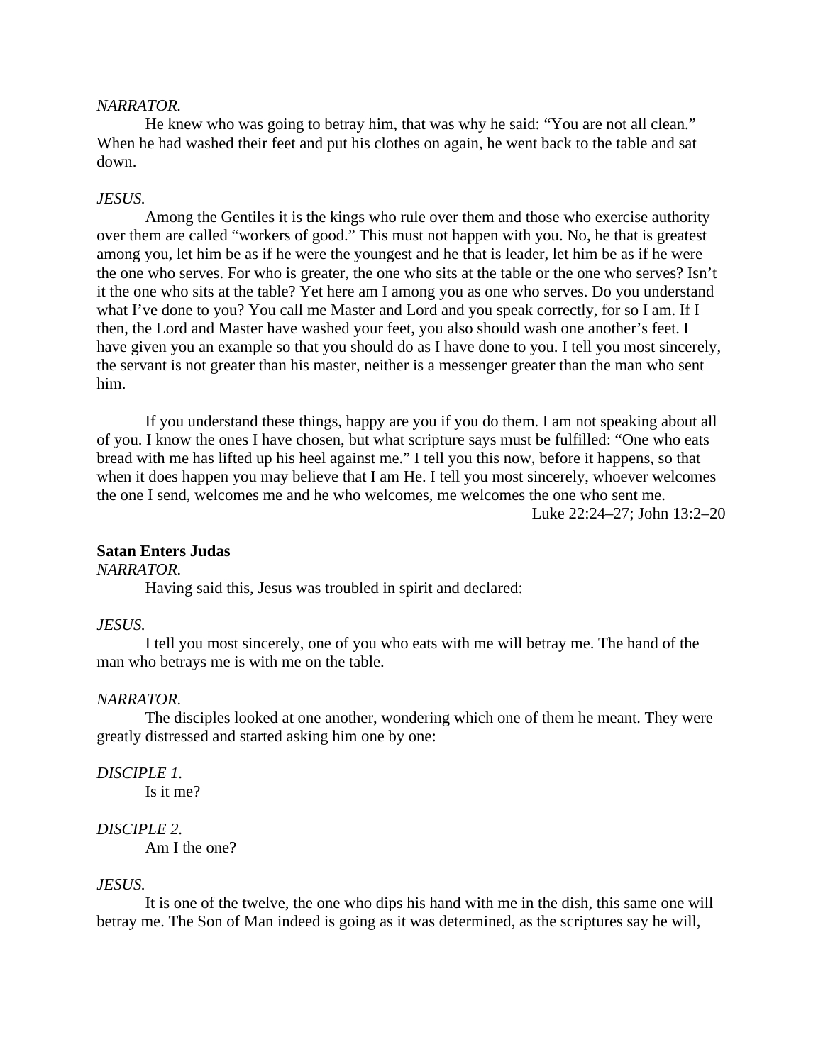*NARRATOR.*

He knew who was going to betray him, that was why he said: “You are not all clean.” When he had washed their feet and put his clothes on again, he went back to the table and sat down.

*JESUS.*

Among the Gentiles it is the kings who rule over them and those who exercise authority over them are called “workers of good.” This must not happen with you. No, he that is greatest among you, let him be as if he were the youngest and he that is leader, let him be as if he were the one who serves. For who is greater, the one who sits at the table or the one who serves? Isn’t it the one who sits at the table? Yet here am I among you as one who serves. Do you understand what I’ve done to you? You call me Master and Lord and you speak correctly, for so I am. If I then, the Lord and Master have washed your feet, you also should wash one another’s feet. I have given you an example so that you should do as I have done to you. I tell you most sincerely, the servant is not greater than his master, neither is a messenger greater than the man who sent him.

If you understand these things, happy are you if you do them. I am not speaking about all of you. I know the ones I have chosen, but what scripture says must be fulfilled: “One who eats bread with me has lifted up his heel against me.” I tell you this now, before it happens, so that when it does happen you may believe that I am He. I tell you most sincerely, whoever welcomes the one I send, welcomes me and he who welcomes, me welcomes the one who sent me.

Luke 22:24–27; John 13:2–20

**Satan Enters Judas**

*NARRATOR.*

Having said this, Jesus was troubled in spirit and declared:

*JESUS.*

I tell you most sincerely, one of you who eats with me will betray me. The hand of the man who betrays me is with me on the table.

*NARRATOR.*

The disciples looked at one another, wondering which one of them he meant. They were greatly distressed and started asking him one by one:

*DISCIPLE 1.*

Is it me?

*DISCIPLE 2.*

Am I the one?

*JESUS.*

It is one of the twelve, the one who dips his hand with me in the dish, this same one will betray me. The Son of Man indeed is going as it was determined, as the scriptures say he will,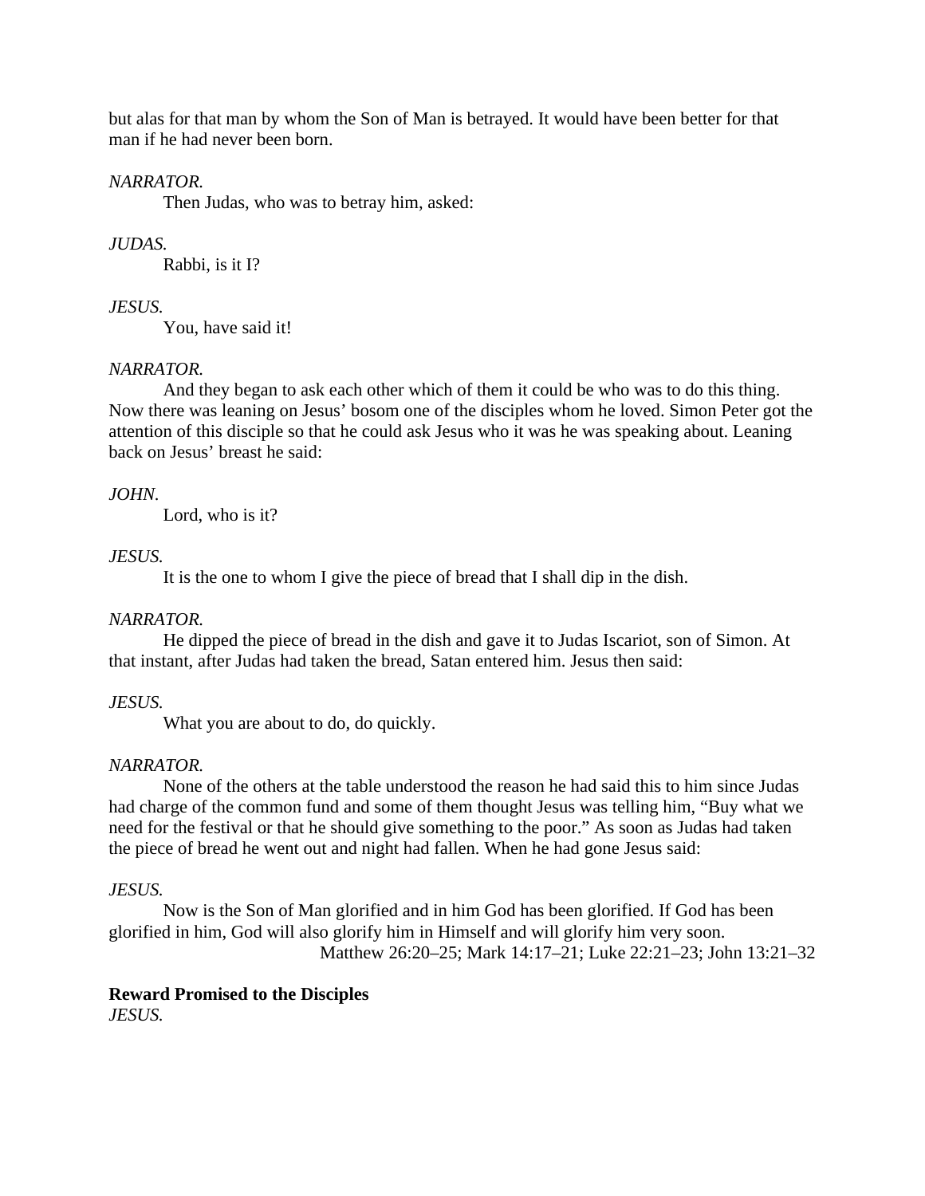but alas for that man by whom the Son of Man is betrayed. It would have been better for that man if he had never been born.

*NARRATOR.*

Then Judas, who was to betray him, asked:

*JUDAS.*

Rabbi, is it I?

*JESUS.*

You, have said it!

*NARRATOR.*

And they began to ask each other which of them it could be who was to do this thing. Now there was leaning on Jesus' bosom one of the disciples whom he loved. Simon Peter got the attention of this disciple so that he could ask Jesus who it was he was speaking about. Leaning back on Jesus' breast he said:

*JOHN.*

Lord, who is it?

*JESUS.*

It is the one to whom I give the piece of bread that I shall dip in the dish.

*NARRATOR.*

He dipped the piece of bread in the dish and gave it to Judas Iscariot, son of Simon. At that instant, after Judas had taken the bread, Satan entered him. Jesus then said:

*JESUS.*

What you are about to do, do quickly.

*NARRATOR.*

None of the others at the table understood the reason he had said this to him since Judas had charge of the common fund and some of them thought Jesus was telling him, "Buy what we need for the festival or that he should give something to the poor." As soon as Judas had taken the piece of bread he went out and night had fallen. When he had gone Jesus said:

*JESUS.*

Now is the Son of Man glorified and in him God has been glorified. If God has been glorified in him, God will also glorify him in Himself and will glorify him very soon.

Matthew 26:20–25; Mark 14:17–21; Luke 22:21–23; John 13:21–32

**Reward Promised to the Disciples**

*JESUS.*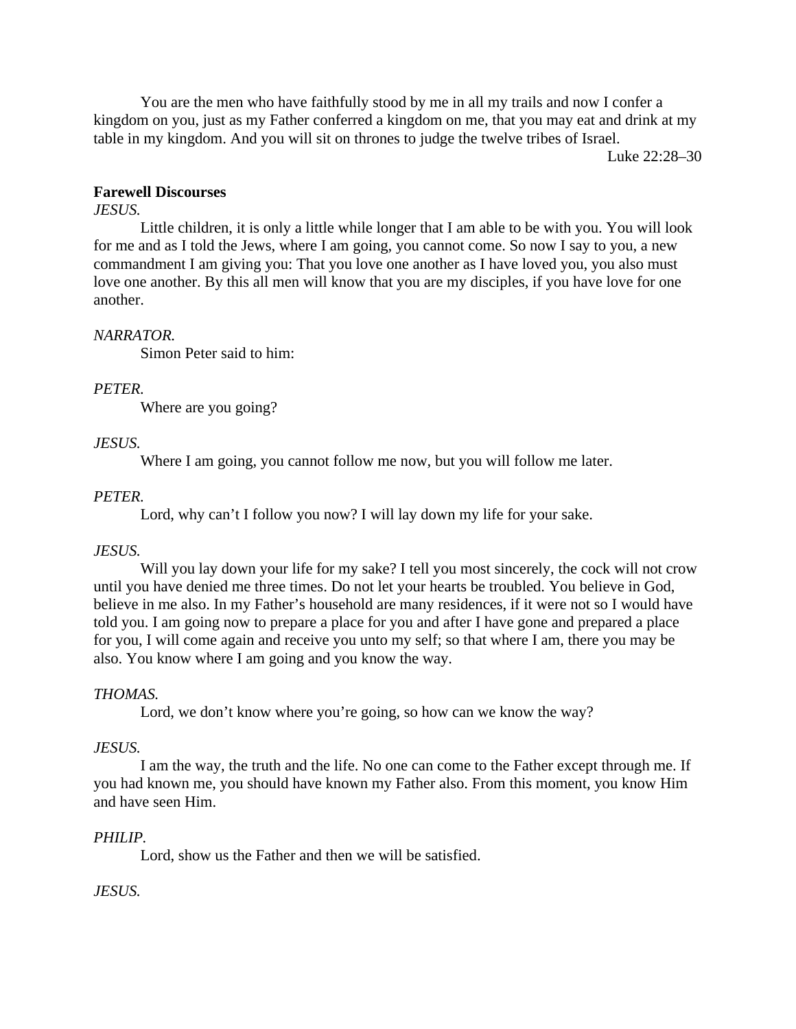You are the men who have faithfully stood by me in all my trails and now I confer a kingdom on you, just as my Father conferred a kingdom on me, that you may eat and drink at my table in my kingdom. And you will sit on thrones to judge the twelve tribes of Israel.

Luke 22:28–30

**Farewell Discourses**

*JESUS.*

Little children, it is only a little while longer that I am able to be with you. You will look for me and as I told the Jews, where I am going, you cannot come. So now I say to you, a new commandment I am giving you: That you love one another as I have loved you, you also must love one another. By this all men will know that you are my disciples, if you have love for one another.

*NARRATOR.*

Simon Peter said to him:

*PETER.*

Where are you going?

*JESUS.*

Where I am going, you cannot follow me now, but you will follow me later.

*PETER.*

Lord, why can't I follow you now? I will lay down my life for your sake.

*JESUS.*

Will you lay down your life for my sake? I tell you most sincerely, the cock will not crow until you have denied me three times. Do not let your hearts be troubled. You believe in God, believe in me also. In my Father's household are many residences, if it were not so I would have told you. I am going now to prepare a place for you and after I have gone and prepared a place for you, I will come again and receive you unto my self; so that where I am, there you may be also. You know where I am going and you know the way.

*THOMAS.*

Lord, we don't know where you're going, so how can we know the way?

*JESUS.*

I am the way, the truth and the life. No one can come to the Father except through me. If you had known me, you should have known my Father also. From this moment, you know Him and have seen Him.

*PHILIP.*

Lord, show us the Father and then we will be satisfied.

*JESUS.*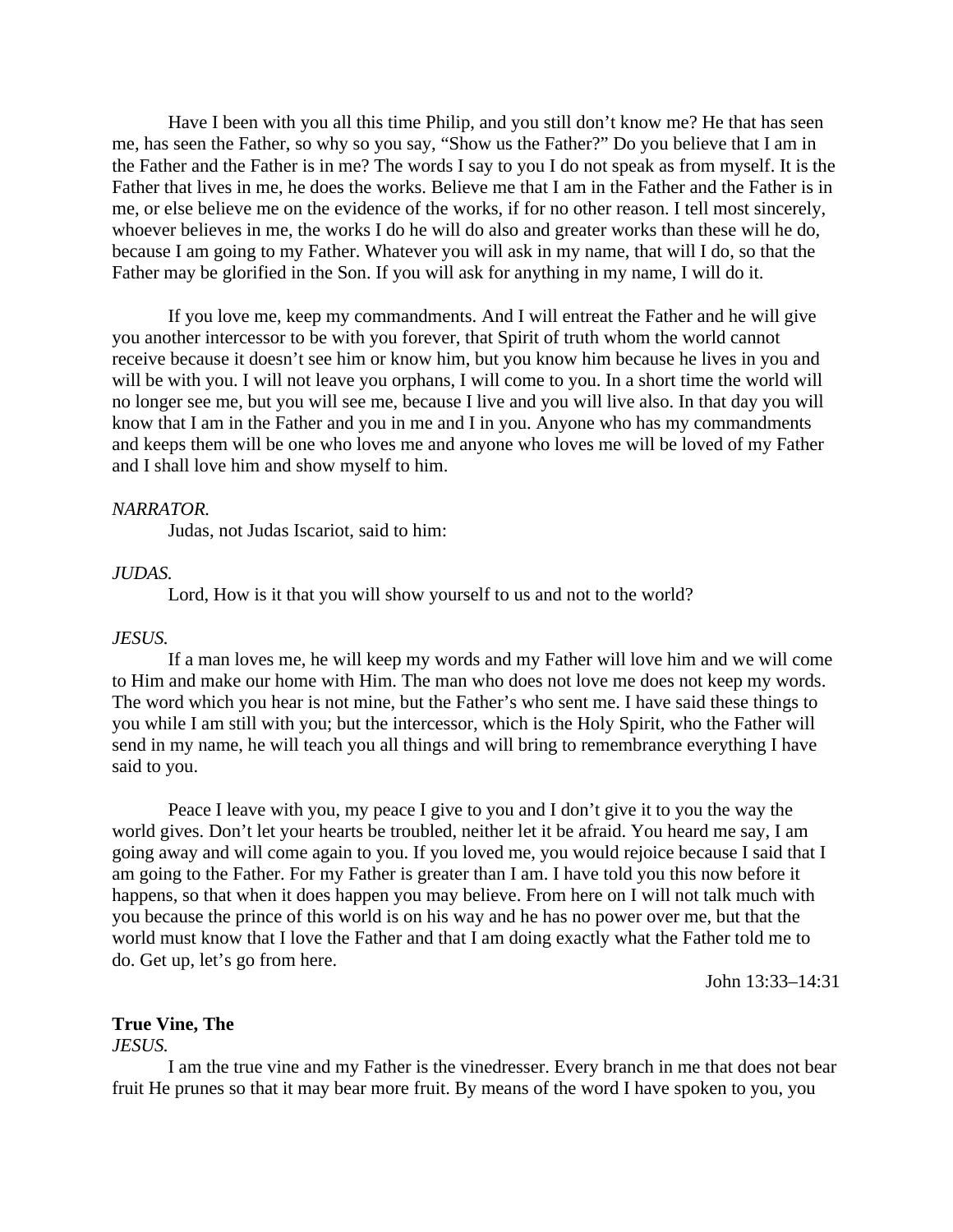Have I been with you all this time Philip, and you still don’t know me? He that has seen me, has seen the Father, so why so you say, “Show us the Father?” Do you believe that I am in the Father and the Father is in me? The words I say to you I do not speak as from myself. It is the Father that lives in me, he does the works. Believe me that I am in the Father and the Father is in me, or else believe me on the evidence of the works, if for no other reason. I tell most sincerely, whoever believes in me, the works I do he will do also and greater works than these will he do, because I am going to my Father. Whatever you will ask in my name, that will I do, so that the Father may be glorified in the Son. If you will ask for anything in my name, I will do it.

If you love me, keep my commandments. And I will entreat the Father and he will give you another intercessor to be with you forever, that Spirit of truth whom the world cannot receive because it doesn’t see him or know him, but you know him because he lives in you and will be with you. I will not leave you orphans, I will come to you. In a short time the world will no longer see me, but you will see me, because I live and you will live also. In that day you will know that I am in the Father and you in me and I in you. Anyone who has my commandments and keeps them will be one who loves me and anyone who loves me will be loved of my Father and I shall love him and show myself to him.

*NARRATOR.*

Judas, not Judas Iscariot, said to him:

*JUDAS.*

Lord, How is it that you will show yourself to us and not to the world?

*JESUS.*

If a man loves me, he will keep my words and my Father will love him and we will come to Him and make our home with Him. The man who does not love me does not keep my words. The word which you hear is not mine, but the Father’s who sent me. I have said these things to you while I am still with you; but the intercessor, which is the Holy Spirit, who the Father will send in my name, he will teach you all things and will bring to remembrance everything I have said to you.

Peace I leave with you, my peace I give to you and I don’t give it to you the way the world gives. Don’t let your hearts be troubled, neither let it be afraid. You heard me say, I am going away and will come again to you. If you loved me, you would rejoice because I said that I am going to the Father. For my Father is greater than I am. I have told you this now before it happens, so that when it does happen you may believe. From here on I will not talk much with you because the prince of this world is on his way and he has no power over me, but that the world must know that I love the Father and that I am doing exactly what the Father told me to do. Get up, let’s go from here.

John 13:33–14:31

**True Vine, The**

*JESUS.*

I am the true vine and my Father is the vinedresser. Every branch in me that does not bear fruit He prunes so that it may bear more fruit. By means of the word I have spoken to you, you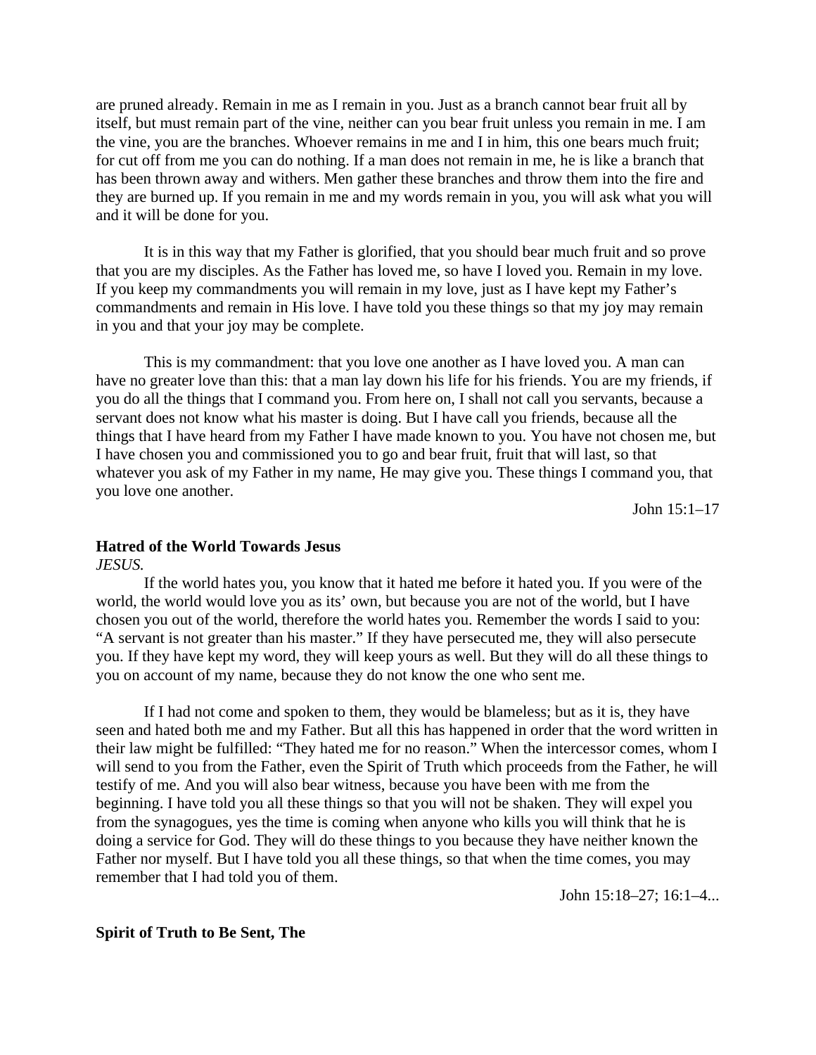are pruned already. Remain in me as I remain in you. Just as a branch cannot bear fruit all by itself, but must remain part of the vine, neither can you bear fruit unless you remain in me. I am the vine, you are the branches. Whoever remains in me and I in him, this one bears much fruit; for cut off from me you can do nothing. If a man does not remain in me, he is like a branch that has been thrown away and withers. Men gather these branches and throw them into the fire and they are burned up. If you remain in me and my words remain in you, you will ask what you will and it will be done for you.

It is in this way that my Father is glorified, that you should bear much fruit and so prove that you are my disciples. As the Father has loved me, so have I loved you. Remain in my love. If you keep my commandments you will remain in my love, just as I have kept my Father's commandments and remain in His love. I have told you these things so that my joy may remain in you and that your joy may be complete.

This is my commandment: that you love one another as I have loved you. A man can have no greater love than this: that a man lay down his life for his friends. You are my friends, if you do all the things that I command you. From here on, I shall not call you servants, because a servant does not know what his master is doing. But I have call you friends, because all the things that I have heard from my Father I have made known to you. You have not chosen me, but I have chosen you and commissioned you to go and bear fruit, fruit that will last, so that whatever you ask of my Father in my name, He may give you. These things I command you, that you love one another.

John 15:1–17

**Hatred of the World Towards Jesus**

*JESUS.*

If the world hates you, you know that it hated me before it hated you. If you were of the world, the world would love you as its' own, but because you are not of the world, but I have chosen you out of the world, therefore the world hates you. Remember the words I said to you: "A servant is not greater than his master." If they have persecuted me, they will also persecute you. If they have kept my word, they will keep yours as well. But they will do all these things to you on account of my name, because they do not know the one who sent me.

If I had not come and spoken to them, they would be blameless; but as it is, they have seen and hated both me and my Father. But all this has happened in order that the word written in their law might be fulfilled: "They hated me for no reason." When the intercessor comes, whom I will send to you from the Father, even the Spirit of Truth which proceeds from the Father, he will testify of me. And you will also bear witness, because you have been with me from the beginning. I have told you all these things so that you will not be shaken. They will expel you from the synagogues, yes the time is coming when anyone who kills you will think that he is doing a service for God. They will do these things to you because they have neither known the Father nor myself. But I have told you all these things, so that when the time comes, you may remember that I had told you of them.

John 15:18–27; 16:1–4...

**Spirit of Truth to Be Sent, The**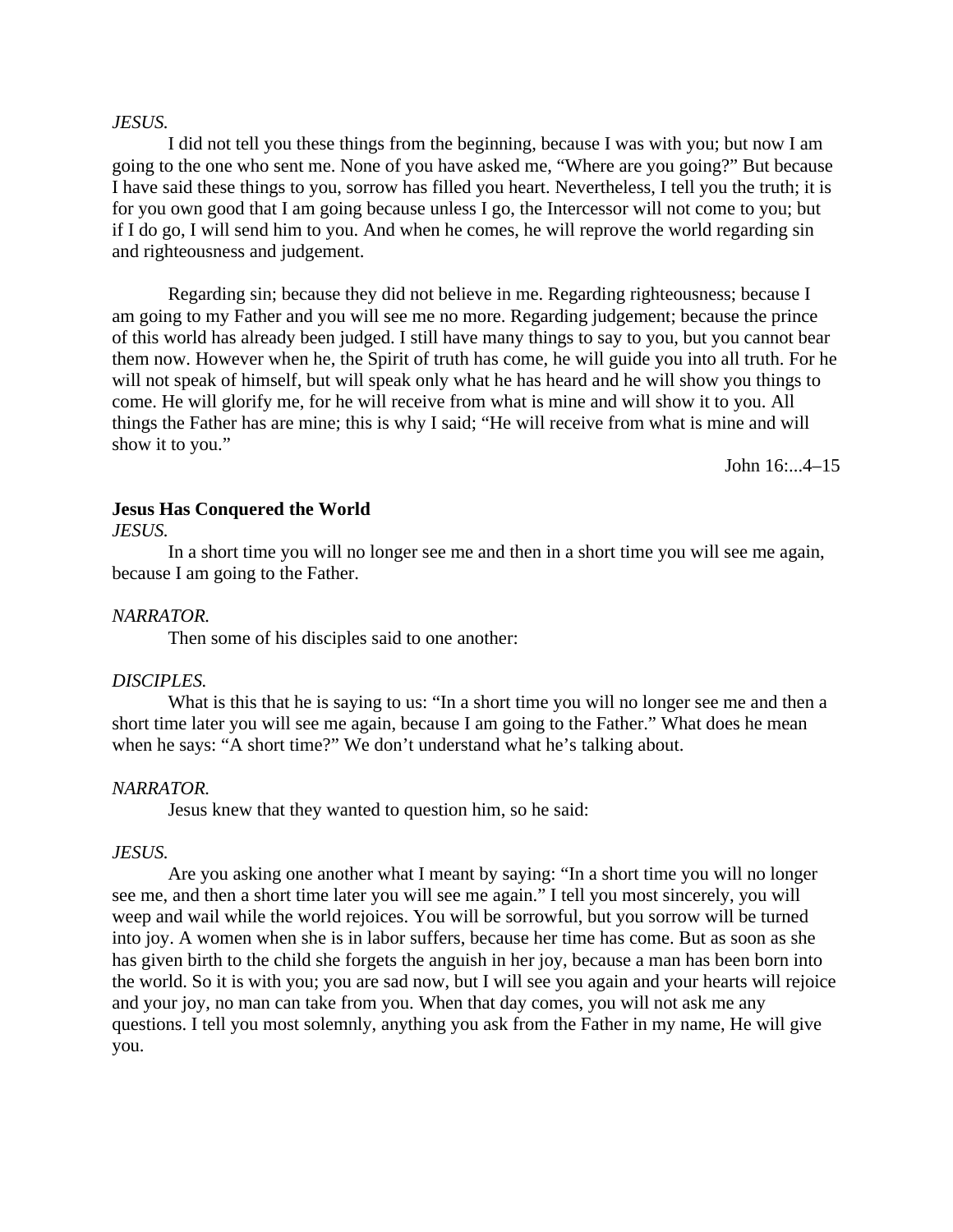*JESUS.*

I did not tell you these things from the beginning, because I was with you; but now I am going to the one who sent me. None of you have asked me, "Where are you going?" But because I have said these things to you, sorrow has filled you heart. Nevertheless, I tell you the truth; it is for you own good that I am going because unless I go, the Intercessor will not come to you; but if I do go, I will send him to you. And when he comes, he will reprove the world regarding sin and righteousness and judgement.

Regarding sin; because they did not believe in me. Regarding righteousness; because I am going to my Father and you will see me no more. Regarding judgement; because the prince of this world has already been judged. I still have many things to say to you, but you cannot bear them now. However when he, the Spirit of truth has come, he will guide you into all truth. For he will not speak of himself, but will speak only what he has heard and he will show you things to come. He will glorify me, for he will receive from what is mine and will show it to you. All things the Father has are mine; this is why I said; "He will receive from what is mine and will show it to you."

John 16:...4–15

**Jesus Has Conquered the World**

*JESUS.*

In a short time you will no longer see me and then in a short time you will see me again, because I am going to the Father.

*NARRATOR.*

Then some of his disciples said to one another:

*DISCIPLES.*

What is this that he is saying to us: "In a short time you will no longer see me and then a short time later you will see me again, because I am going to the Father." What does he mean when he says: "A short time?" We don't understand what he's talking about.

*NARRATOR.*

Jesus knew that they wanted to question him, so he said:

*JESUS.*

Are you asking one another what I meant by saying: "In a short time you will no longer see me, and then a short time later you will see me again." I tell you most sincerely, you will weep and wail while the world rejoices. You will be sorrowful, but you sorrow will be turned into joy. A women when she is in labor suffers, because her time has come. But as soon as she has given birth to the child she forgets the anguish in her joy, because a man has been born into the world. So it is with you; you are sad now, but I will see you again and your hearts will rejoice and your joy, no man can take from you. When that day comes, you will not ask me any questions. I tell you most solemnly, anything you ask from the Father in my name, He will give you.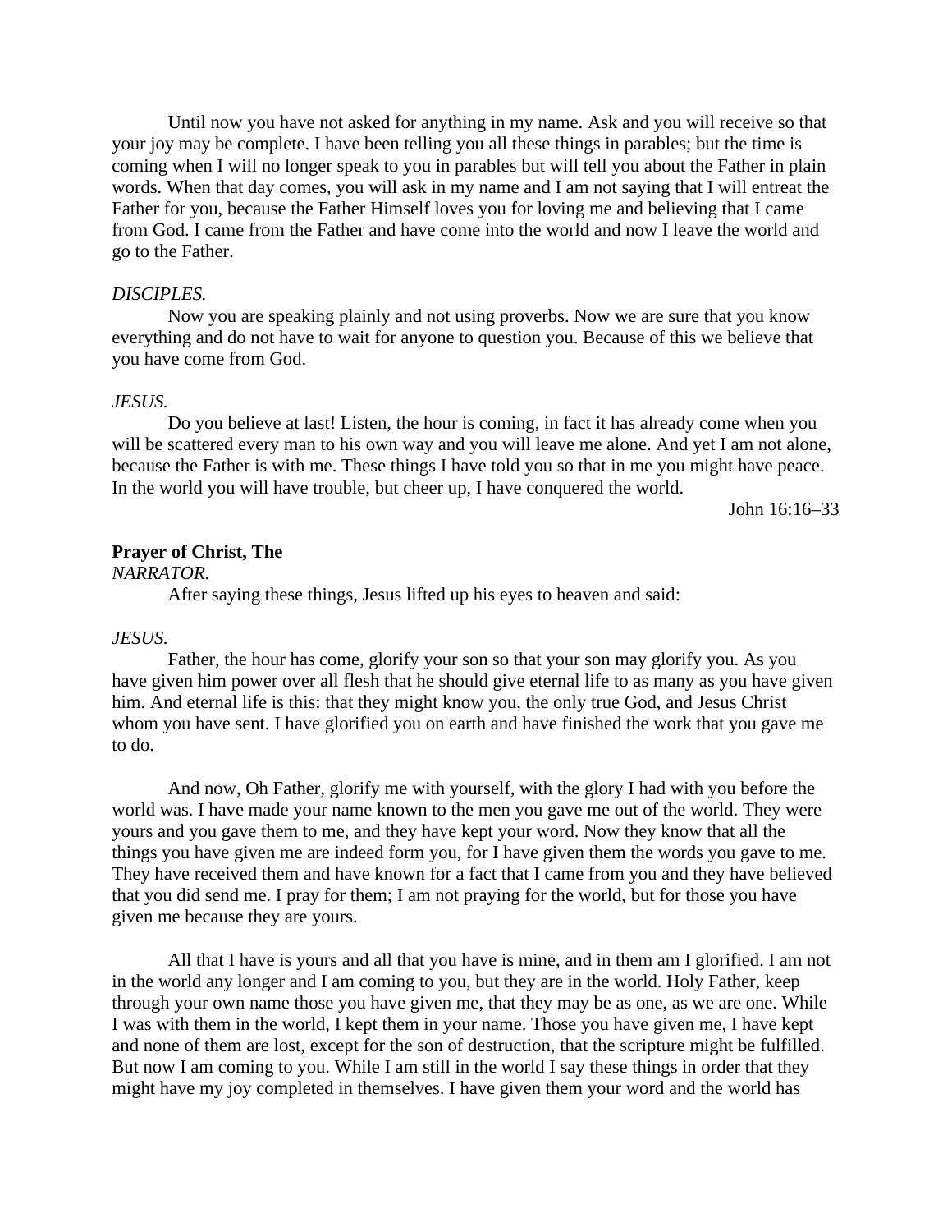Until now you have not asked for anything in my name. Ask and you will receive so that your joy may be complete. I have been telling you all these things in parables; but the time is coming when I will no longer speak to you in parables but will tell you about the Father in plain words. When that day comes, you will ask in my name and I am not saying that I will entreat the Father for you, because the Father Himself loves you for loving me and believing that I came from God. I came from the Father and have come into the world and now I leave the world and go to the Father.

*DISCIPLES.*

Now you are speaking plainly and not using proverbs. Now we are sure that you know everything and do not have to wait for anyone to question you. Because of this we believe that you have come from God.

*JESUS.*

Do you believe at last! Listen, the hour is coming, in fact it has already come when you will be scattered every man to his own way and you will leave me alone. And yet I am not alone, because the Father is with me. These things I have told you so that in me you might have peace. In the world you will have trouble, but cheer up, I have conquered the world.

John 16:16–33

**Prayer of Christ, The**

*NARRATOR.*

After saying these things, Jesus lifted up his eyes to heaven and said:

*JESUS.*

Father, the hour has come, glorify your son so that your son may glorify you. As you have given him power over all flesh that he should give eternal life to as many as you have given him. And eternal life is this: that they might know you, the only true God, and Jesus Christ whom you have sent. I have glorified you on earth and have finished the work that you gave me to do.

And now, Oh Father, glorify me with yourself, with the glory I had with you before the world was. I have made your name known to the men you gave me out of the world. They were yours and you gave them to me, and they have kept your word. Now they know that all the things you have given me are indeed form you, for I have given them the words you gave to me. They have received them and have known for a fact that I came from you and they have believed that you did send me. I pray for them; I am not praying for the world, but for those you have given me because they are yours.

All that I have is yours and all that you have is mine, and in them am I glorified. I am not in the world any longer and I am coming to you, but they are in the world. Holy Father, keep through your own name those you have given me, that they may be as one, as we are one. While I was with them in the world, I kept them in your name. Those you have given me, I have kept and none of them are lost, except for the son of destruction, that the scripture might be fulfilled. But now I am coming to you. While I am still in the world I say these things in order that they might have my joy completed in themselves. I have given them your word and the world has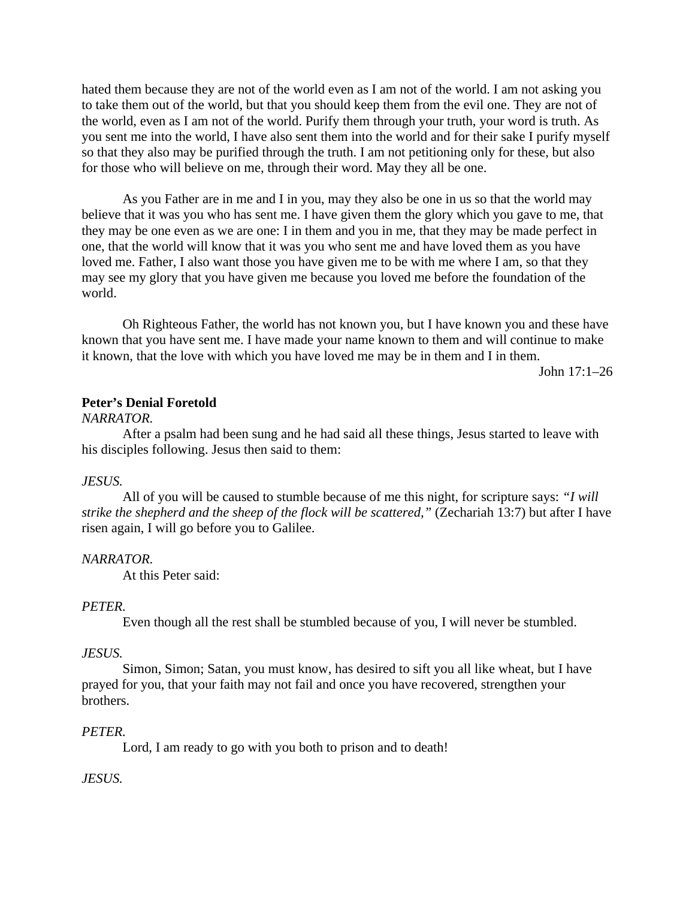hated them because they are not of the world even as I am not of the world. I am not asking you to take them out of the world, but that you should keep them from the evil one. They are not of the world, even as I am not of the world. Purify them through your truth, your word is truth. As you sent me into the world, I have also sent them into the world and for their sake I purify myself so that they also may be purified through the truth. I am not petitioning only for these, but also for those who will believe on me, through their word. May they all be one.

As you Father are in me and I in you, may they also be one in us so that the world may believe that it was you who has sent me. I have given them the glory which you gave to me, that they may be one even as we are one: I in them and you in me, that they may be made perfect in one, that the world will know that it was you who sent me and have loved them as you have loved me. Father, I also want those you have given me to be with me where I am, so that they may see my glory that you have given me because you loved me before the foundation of the world.

Oh Righteous Father, the world has not known you, but I have known you and these have known that you have sent me. I have made your name known to them and will continue to make it known, that the love with which you have loved me may be in them and I in them.

John 17:1–26

**Peter's Denial Foretold**

*NARRATOR.*

After a psalm had been sung and he had said all these things, Jesus started to leave with his disciples following. Jesus then said to them:

*JESUS.*

All of you will be caused to stumble because of me this night, for scripture says: *"I will strike the shepherd and the sheep of the flock will be scattered,"* (Zechariah 13:7) but after I have risen again, I will go before you to Galilee.

*NARRATOR.*

At this Peter said:

*PETER.*

Even though all the rest shall be stumbled because of you, I will never be stumbled.

*JESUS.*

Simon, Simon; Satan, you must know, has desired to sift you all like wheat, but I have prayed for you, that your faith may not fail and once you have recovered, strengthen your brothers.

*PETER.*

Lord, I am ready to go with you both to prison and to death!

*JESUS.*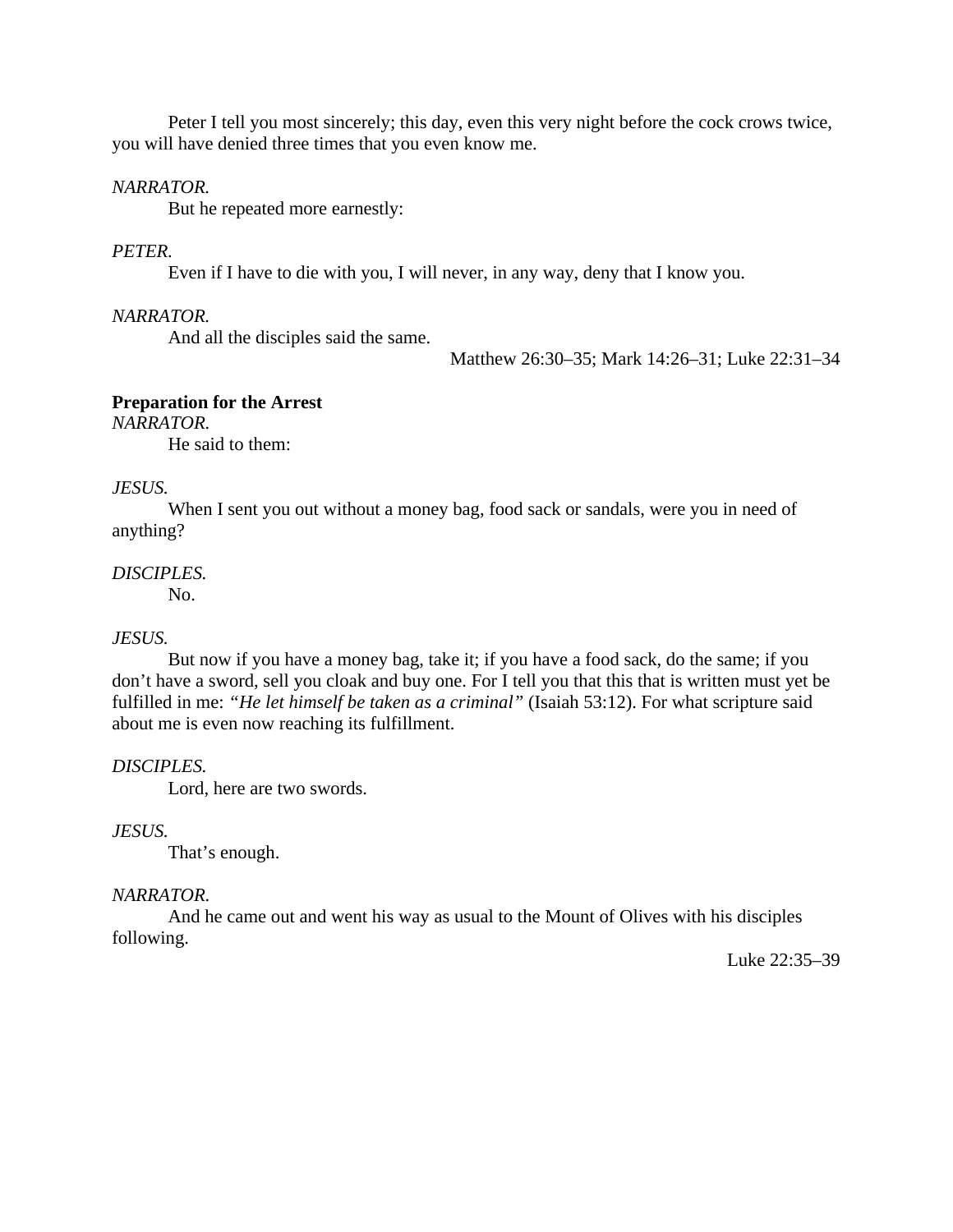Peter I tell you most sincerely; this day, even this very night before the cock crows twice, you will have denied three times that you even know me.

*NARRATOR.*

But he repeated more earnestly:

*PETER.*

Even if I have to die with you, I will never, in any way, deny that I know you.

*NARRATOR.*

And all the disciples said the same.

Matthew 26:30–35; Mark 14:26–31; Luke 22:31–34

**Preparation for the Arrest**

*NARRATOR.*

He said to them:

*JESUS.*

When I sent you out without a money bag, food sack or sandals, were you in need of anything?

*DISCIPLES.*

No.

*JESUS.*

But now if you have a money bag, take it; if you have a food sack, do the same; if you don't have a sword, sell you cloak and buy one. For I tell you that this that is written must yet be fulfilled in me: *"He let himself be taken as a criminal"* (Isaiah 53:12). For what scripture said about me is even now reaching its fulfillment.

*DISCIPLES.*

Lord, here are two swords.

*JESUS.*

That's enough.

*NARRATOR.*

And he came out and went his way as usual to the Mount of Olives with his disciples following.

Luke 22:35–39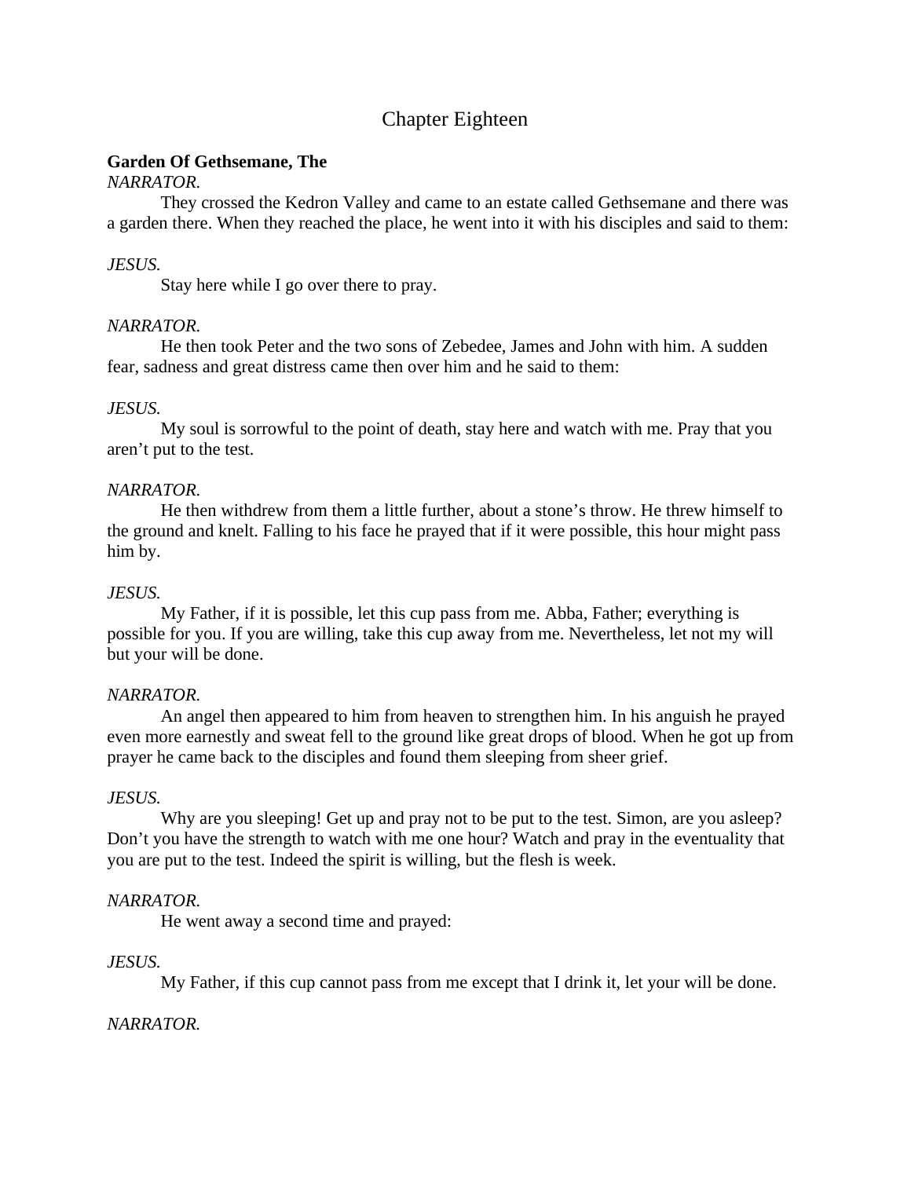# Chapter Eighteen

**Garden Of Gethsemane, The**

*NARRATOR.*

They crossed the Kedron Valley and came to an estate called Gethsemane and there was a garden there. When they reached the place, he went into it with his disciples and said to them:

*JESUS.*

Stay here while I go over there to pray.

*NARRATOR.*

He then took Peter and the two sons of Zebedee, James and John with him. A sudden fear, sadness and great distress came then over him and he said to them:

*JESUS.*

My soul is sorrowful to the point of death, stay here and watch with me. Pray that you aren't put to the test.

*NARRATOR.*

He then withdrew from them a little further, about a stone's throw. He threw himself to the ground and knelt. Falling to his face he prayed that if it were possible, this hour might pass him by.

*JESUS.*

My Father, if it is possible, let this cup pass from me. Abba, Father; everything is possible for you. If you are willing, take this cup away from me. Nevertheless, let not my will but your will be done.

*NARRATOR.*

An angel then appeared to him from heaven to strengthen him. In his anguish he prayed even more earnestly and sweat fell to the ground like great drops of blood. When he got up from prayer he came back to the disciples and found them sleeping from sheer grief.

*JESUS.*

Why are you sleeping! Get up and pray not to be put to the test. Simon, are you asleep? Don't you have the strength to watch with me one hour? Watch and pray in the eventuality that you are put to the test. Indeed the spirit is willing, but the flesh is week.

*NARRATOR.*

He went away a second time and prayed:

*JESUS.*

My Father, if this cup cannot pass from me except that I drink it, let your will be done.

*NARRATOR.*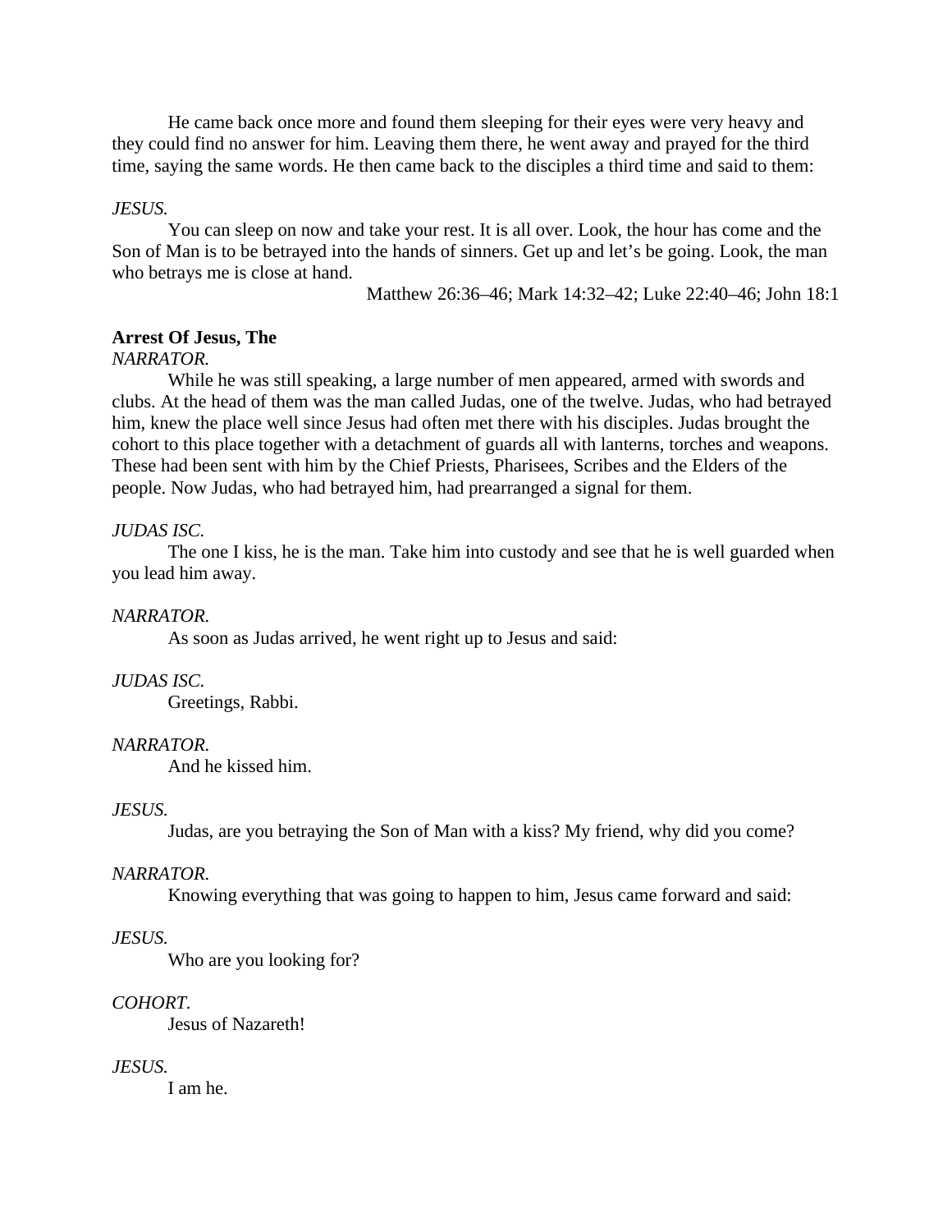He came back once more and found them sleeping for their eyes were very heavy and they could find no answer for him. Leaving them there, he went away and prayed for the third time, saying the same words. He then came back to the disciples a third time and said to them:

*JESUS.*

You can sleep on now and take your rest. It is all over. Look, the hour has come and the Son of Man is to be betrayed into the hands of sinners. Get up and let's be going. Look, the man who betrays me is close at hand.

Matthew 26:36–46; Mark 14:32–42; Luke 22:40–46; John 18:1

**Arrest Of Jesus, The**

*NARRATOR.*

While he was still speaking, a large number of men appeared, armed with swords and clubs. At the head of them was the man called Judas, one of the twelve. Judas, who had betrayed him, knew the place well since Jesus had often met there with his disciples. Judas brought the cohort to this place together with a detachment of guards all with lanterns, torches and weapons. These had been sent with him by the Chief Priests, Pharisees, Scribes and the Elders of the people. Now Judas, who had betrayed him, had prearranged a signal for them.

*JUDAS ISC.*

The one I kiss, he is the man. Take him into custody and see that he is well guarded when you lead him away.

*NARRATOR.*

As soon as Judas arrived, he went right up to Jesus and said:

*JUDAS ISC.*

Greetings, Rabbi.

*NARRATOR.*

And he kissed him.

*JESUS.*

Judas, are you betraying the Son of Man with a kiss? My friend, why did you come?

*NARRATOR.*

Knowing everything that was going to happen to him, Jesus came forward and said:

*JESUS.*

Who are you looking for?

*COHORT.*

Jesus of Nazareth!

*JESUS.*

I am he.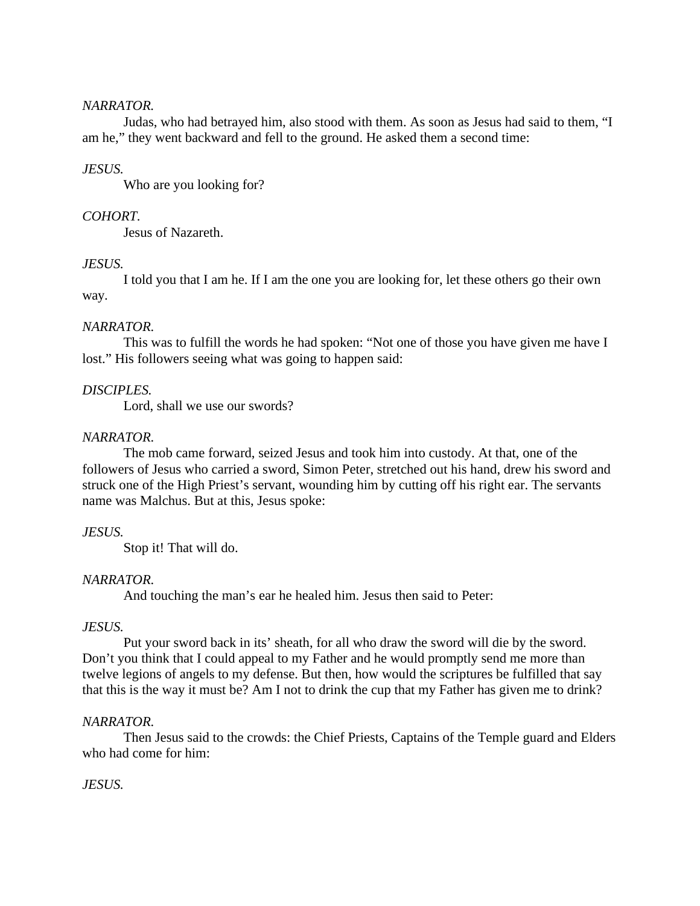*NARRATOR.*

Judas, who had betrayed him, also stood with them. As soon as Jesus had said to them, “I am he,” they went backward and fell to the ground. He asked them a second time:

*JESUS.*

Who are you looking for?

*COHORT.*

Jesus of Nazareth.

*JESUS.*

I told you that I am he. If I am the one you are looking for, let these others go their own way.

*NARRATOR.*

This was to fulfill the words he had spoken: “Not one of those you have given me have I lost.” His followers seeing what was going to happen said:

*DISCIPLES.*

Lord, shall we use our swords?

*NARRATOR.*

The mob came forward, seized Jesus and took him into custody. At that, one of the followers of Jesus who carried a sword, Simon Peter, stretched out his hand, drew his sword and struck one of the High Priest’s servant, wounding him by cutting off his right ear. The servants name was Malchus. But at this, Jesus spoke:

*JESUS.*

Stop it! That will do.

*NARRATOR.*

And touching the man’s ear he healed him. Jesus then said to Peter:

*JESUS.*

Put your sword back in its’ sheath, for all who draw the sword will die by the sword. Don’t you think that I could appeal to my Father and he would promptly send me more than twelve legions of angels to my defense. But then, how would the scriptures be fulfilled that say that this is the way it must be? Am I not to drink the cup that my Father has given me to drink?

*NARRATOR.*

Then Jesus said to the crowds: the Chief Priests, Captains of the Temple guard and Elders who had come for him:

*JESUS.*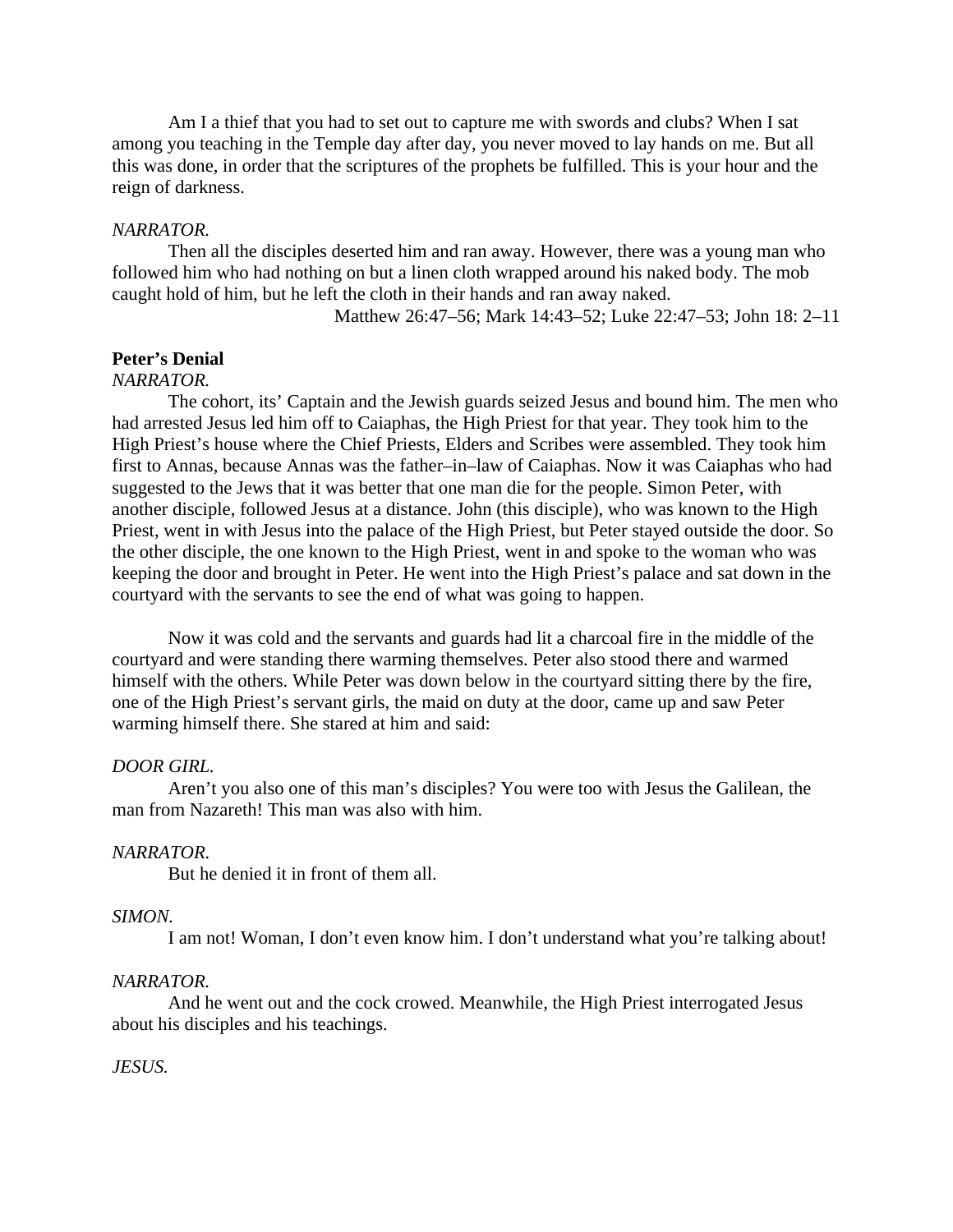Am I a thief that you had to set out to capture me with swords and clubs? When I sat among you teaching in the Temple day after day, you never moved to lay hands on me. But all this was done, in order that the scriptures of the prophets be fulfilled. This is your hour and the reign of darkness.

*NARRATOR.*

Then all the disciples deserted him and ran away. However, there was a young man who followed him who had nothing on but a linen cloth wrapped around his naked body. The mob caught hold of him, but he left the cloth in their hands and ran away naked.

Matthew 26:47–56; Mark 14:43–52; Luke 22:47–53; John 18: 2–11

**Peter's Denial**

*NARRATOR.*

The cohort, its' Captain and the Jewish guards seized Jesus and bound him. The men who had arrested Jesus led him off to Caiaphas, the High Priest for that year. They took him to the High Priest's house where the Chief Priests, Elders and Scribes were assembled. They took him first to Annas, because Annas was the father–in–law of Caiaphas. Now it was Caiaphas who had suggested to the Jews that it was better that one man die for the people. Simon Peter, with another disciple, followed Jesus at a distance. John (this disciple), who was known to the High Priest, went in with Jesus into the palace of the High Priest, but Peter stayed outside the door. So the other disciple, the one known to the High Priest, went in and spoke to the woman who was keeping the door and brought in Peter. He went into the High Priest's palace and sat down in the courtyard with the servants to see the end of what was going to happen.

Now it was cold and the servants and guards had lit a charcoal fire in the middle of the courtyard and were standing there warming themselves. Peter also stood there and warmed himself with the others. While Peter was down below in the courtyard sitting there by the fire, one of the High Priest's servant girls, the maid on duty at the door, came up and saw Peter warming himself there. She stared at him and said:

*DOOR GIRL.*

Aren't you also one of this man's disciples? You were too with Jesus the Galilean, the man from Nazareth! This man was also with him.

*NARRATOR.*

But he denied it in front of them all.

*SIMON.*

I am not! Woman, I don't even know him. I don't understand what you're talking about!

*NARRATOR.*

And he went out and the cock crowed. Meanwhile, the High Priest interrogated Jesus about his disciples and his teachings.

*JESUS.*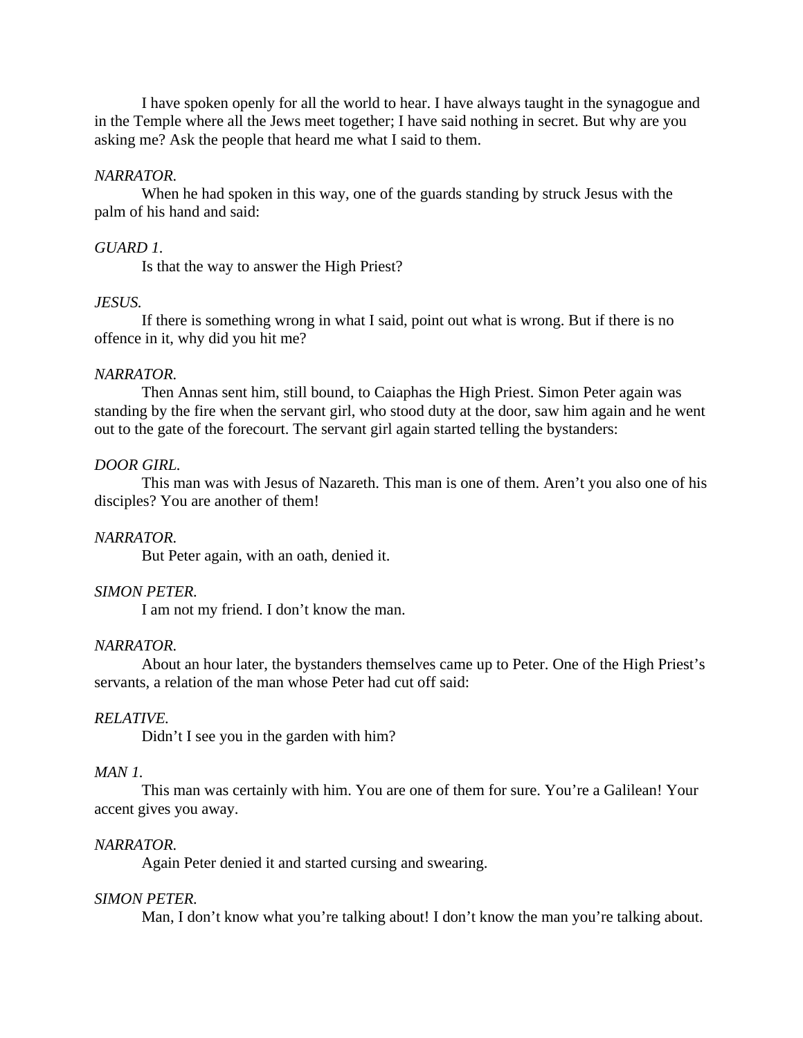I have spoken openly for all the world to hear. I have always taught in the synagogue and in the Temple where all the Jews meet together; I have said nothing in secret. But why are you asking me? Ask the people that heard me what I said to them.

*NARRATOR.*

When he had spoken in this way, one of the guards standing by struck Jesus with the palm of his hand and said:

*GUARD 1.*

Is that the way to answer the High Priest?

*JESUS.*

If there is something wrong in what I said, point out what is wrong. But if there is no offence in it, why did you hit me?

*NARRATOR.*

Then Annas sent him, still bound, to Caiaphas the High Priest. Simon Peter again was standing by the fire when the servant girl, who stood duty at the door, saw him again and he went out to the gate of the forecourt. The servant girl again started telling the bystanders:

*DOOR GIRL.*

This man was with Jesus of Nazareth. This man is one of them. Aren't you also one of his disciples? You are another of them!

*NARRATOR.*

But Peter again, with an oath, denied it.

*SIMON PETER.*

I am not my friend. I don't know the man.

*NARRATOR.*

About an hour later, the bystanders themselves came up to Peter. One of the High Priest's servants, a relation of the man whose Peter had cut off said:

*RELATIVE.*

Didn't I see you in the garden with him?

*MAN 1.*

This man was certainly with him. You are one of them for sure. You're a Galilean! Your accent gives you away.

*NARRATOR.*

Again Peter denied it and started cursing and swearing.

*SIMON PETER.*

Man, I don't know what you're talking about! I don't know the man you're talking about.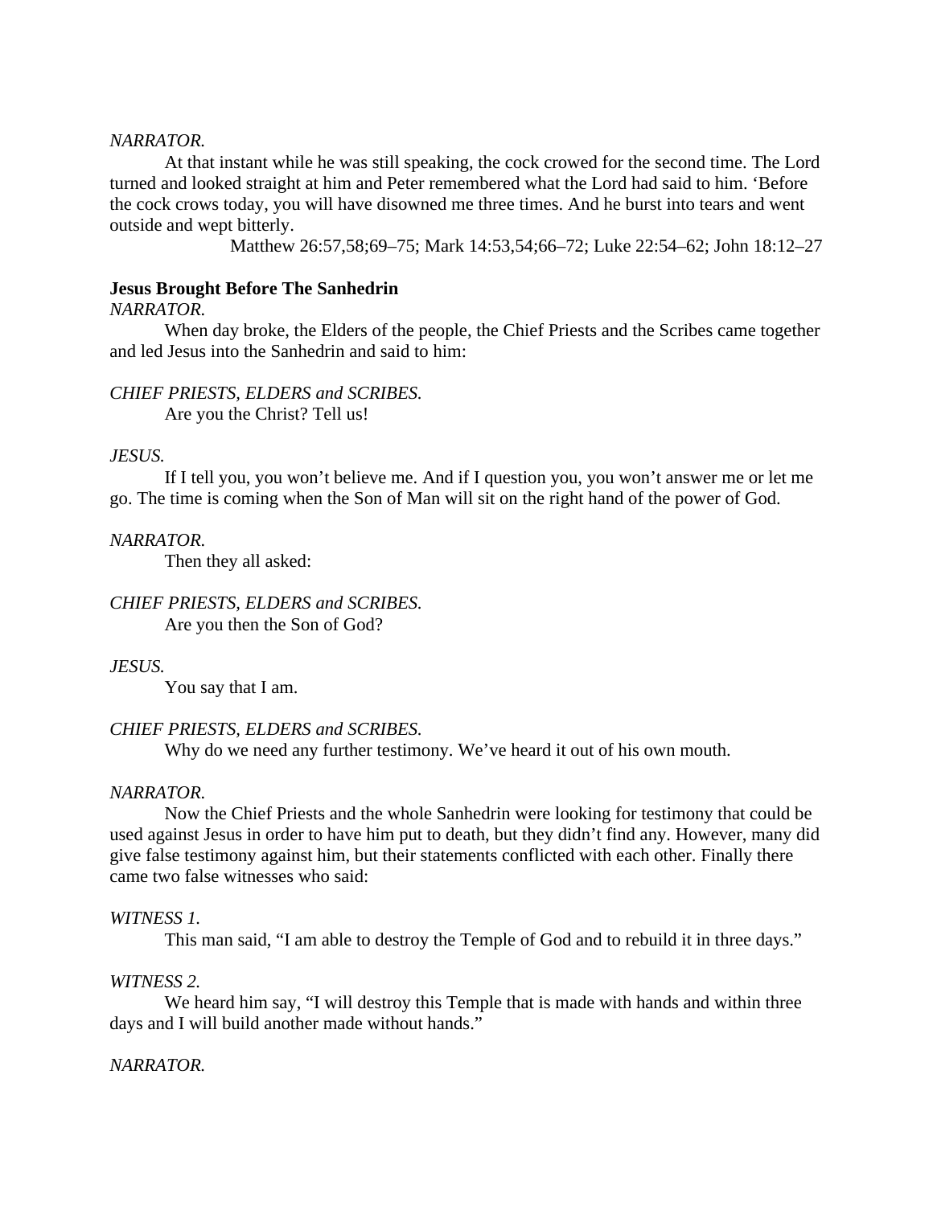*NARRATOR.*

At that instant while he was still speaking, the cock crowed for the second time. The Lord turned and looked straight at him and Peter remembered what the Lord had said to him. ‘Before the cock crows today, you will have disowned me three times. And he burst into tears and went outside and wept bitterly.

Matthew 26:57,58;69–75; Mark 14:53,54;66–72; Luke 22:54–62; John 18:12–27

**Jesus Brought Before The Sanhedrin**

*NARRATOR.*

When day broke, the Elders of the people, the Chief Priests and the Scribes came together and led Jesus into the Sanhedrin and said to him:

*CHIEF PRIESTS, ELDERS and SCRIBES.*

Are you the Christ? Tell us!

*JESUS.*

If I tell you, you won’t believe me. And if I question you, you won’t answer me or let me go. The time is coming when the Son of Man will sit on the right hand of the power of God.

*NARRATOR.*

Then they all asked:

*CHIEF PRIESTS, ELDERS and SCRIBES.*

Are you then the Son of God?

*JESUS.*

You say that I am.

*CHIEF PRIESTS, ELDERS and SCRIBES.*

Why do we need any further testimony. We’ve heard it out of his own mouth.

*NARRATOR.*

Now the Chief Priests and the whole Sanhedrin were looking for testimony that could be used against Jesus in order to have him put to death, but they didn’t find any. However, many did give false testimony against him, but their statements conflicted with each other. Finally there came two false witnesses who said:

*WITNESS 1.*

This man said, “I am able to destroy the Temple of God and to rebuild it in three days.”

*WITNESS 2.*

We heard him say, “I will destroy this Temple that is made with hands and within three days and I will build another made without hands.”

*NARRATOR.*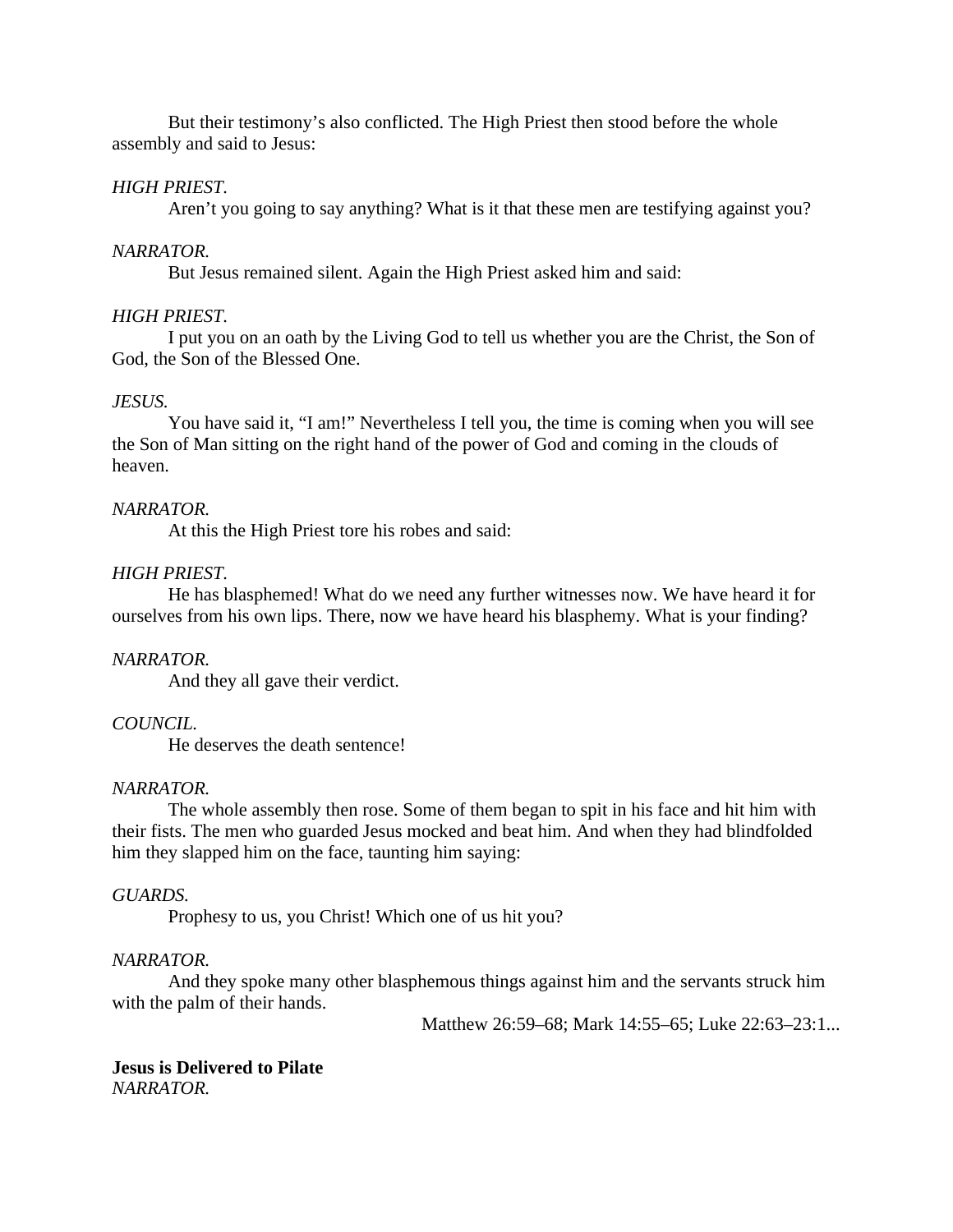But their testimony's also conflicted. The High Priest then stood before the whole assembly and said to Jesus:

*HIGH PRIEST.*

Aren't you going to say anything? What is it that these men are testifying against you?

*NARRATOR.*

But Jesus remained silent. Again the High Priest asked him and said:

*HIGH PRIEST.*

I put you on an oath by the Living God to tell us whether you are the Christ, the Son of God, the Son of the Blessed One.

*JESUS.*

You have said it, "I am!" Nevertheless I tell you, the time is coming when you will see the Son of Man sitting on the right hand of the power of God and coming in the clouds of heaven.

*NARRATOR.*

At this the High Priest tore his robes and said:

*HIGH PRIEST.*

He has blasphemed! What do we need any further witnesses now. We have heard it for ourselves from his own lips. There, now we have heard his blasphemy. What is your finding?

*NARRATOR.*

And they all gave their verdict.

*COUNCIL.*

He deserves the death sentence!

*NARRATOR.*

The whole assembly then rose. Some of them began to spit in his face and hit him with their fists. The men who guarded Jesus mocked and beat him. And when they had blindfolded him they slapped him on the face, taunting him saying:

*GUARDS.*

Prophesy to us, you Christ! Which one of us hit you?

*NARRATOR.*

And they spoke many other blasphemous things against him and the servants struck him with the palm of their hands.

Matthew 26:59–68; Mark 14:55–65; Luke 22:63–23:1...

**Jesus is Delivered to Pilate**

*NARRATOR.*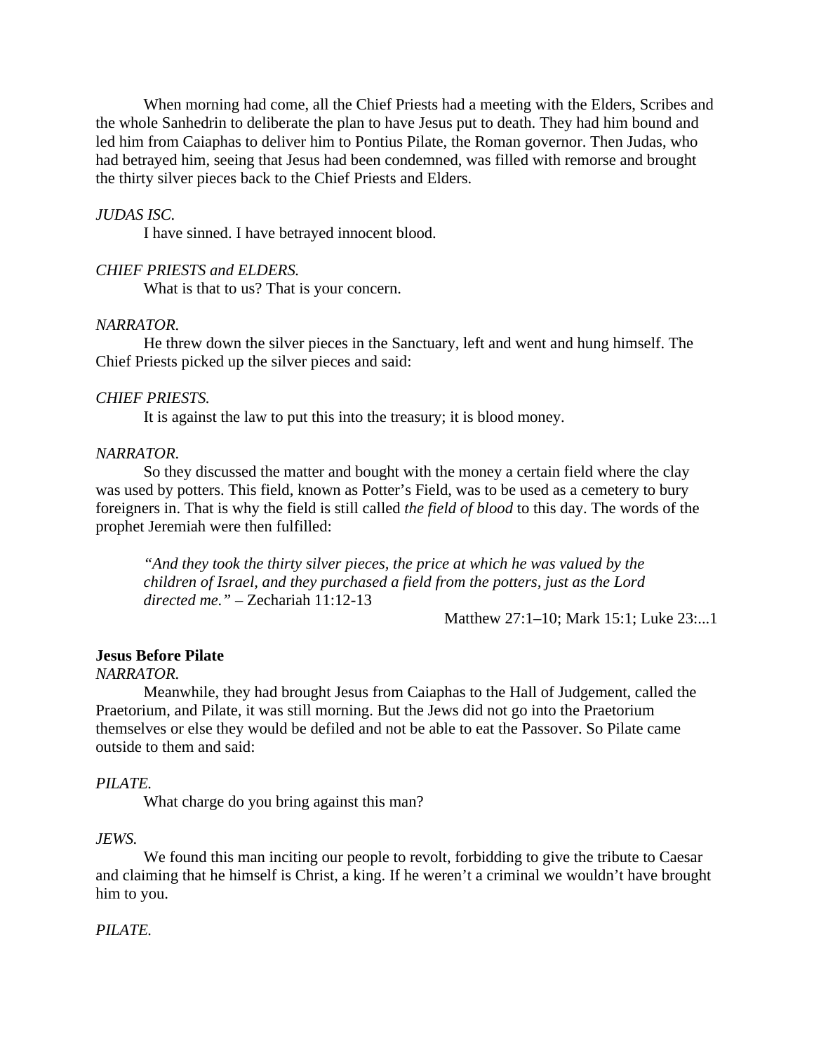When morning had come, all the Chief Priests had a meeting with the Elders, Scribes and the whole Sanhedrin to deliberate the plan to have Jesus put to death. They had him bound and led him from Caiaphas to deliver him to Pontius Pilate, the Roman governor. Then Judas, who had betrayed him, seeing that Jesus had been condemned, was filled with remorse and brought the thirty silver pieces back to the Chief Priests and Elders.

*JUDAS ISC.*

I have sinned. I have betrayed innocent blood.

*CHIEF PRIESTS and ELDERS.*

What is that to us? That is your concern.

*NARRATOR.*

He threw down the silver pieces in the Sanctuary, left and went and hung himself. The Chief Priests picked up the silver pieces and said:

*CHIEF PRIESTS.*

It is against the law to put this into the treasury; it is blood money.

*NARRATOR.*

So they discussed the matter and bought with the money a certain field where the clay was used by potters. This field, known as Potter's Field, was to be used as a cemetery to bury foreigners in. That is why the field is still called *the field of blood* to this day. The words of the prophet Jeremiah were then fulfilled:

> *"And they took the thirty silver pieces, the price at which he was valued by the children of Israel, and they purchased a field from the potters, just as the Lord directed me."* – Zechariah 11:12-13

Matthew 27:1–10; Mark 15:1; Luke 23:...1

**Jesus Before Pilate**

*NARRATOR.*

Meanwhile, they had brought Jesus from Caiaphas to the Hall of Judgement, called the Praetorium, and Pilate, it was still morning. But the Jews did not go into the Praetorium themselves or else they would be defiled and not be able to eat the Passover. So Pilate came outside to them and said:

*PILATE.*

What charge do you bring against this man?

*JEWS.*

We found this man inciting our people to revolt, forbidding to give the tribute to Caesar and claiming that he himself is Christ, a king. If he weren't a criminal we wouldn't have brought him to you.

*PILATE.*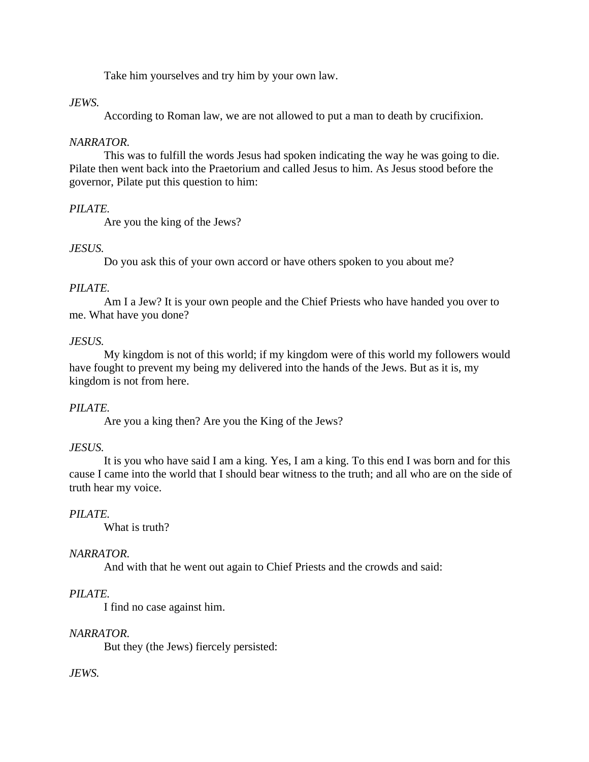Take him yourselves and try him by your own law.

*JEWS.*

According to Roman law, we are not allowed to put a man to death by crucifixion.

*NARRATOR.*

This was to fulfill the words Jesus had spoken indicating the way he was going to die. Pilate then went back into the Praetorium and called Jesus to him. As Jesus stood before the governor, Pilate put this question to him:

*PILATE.*

Are you the king of the Jews?

*JESUS.*

Do you ask this of your own accord or have others spoken to you about me?

*PILATE.*

Am I a Jew? It is your own people and the Chief Priests who have handed you over to me. What have you done?

*JESUS.*

My kingdom is not of this world; if my kingdom were of this world my followers would have fought to prevent my being my delivered into the hands of the Jews. But as it is, my kingdom is not from here.

*PILATE.*

Are you a king then? Are you the King of the Jews?

*JESUS.*

It is you who have said I am a king. Yes, I am a king. To this end I was born and for this cause I came into the world that I should bear witness to the truth; and all who are on the side of truth hear my voice.

*PILATE.*

What is truth?

*NARRATOR.*

And with that he went out again to Chief Priests and the crowds and said:

*PILATE.*

I find no case against him.

*NARRATOR.*

But they (the Jews) fiercely persisted:

*JEWS.*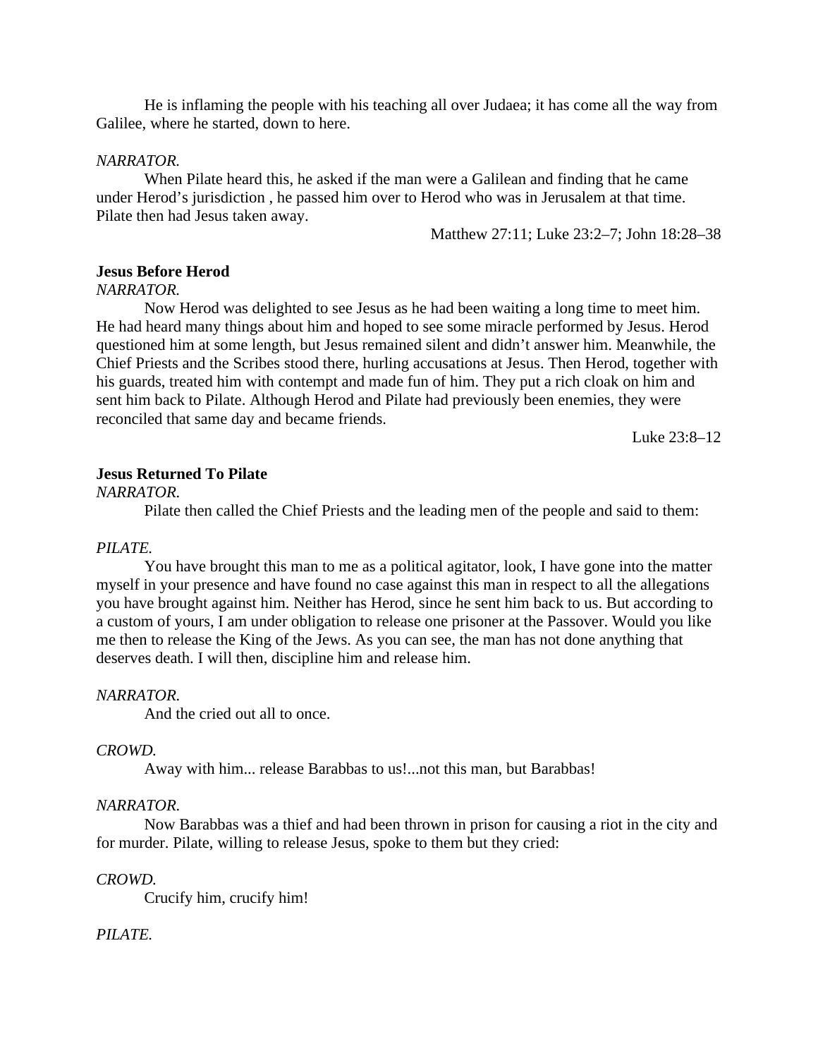He is inflaming the people with his teaching all over Judaea; it has come all the way from Galilee, where he started, down to here.

*NARRATOR.*

When Pilate heard this, he asked if the man were a Galilean and finding that he came under Herod's jurisdiction , he passed him over to Herod who was in Jerusalem at that time. Pilate then had Jesus taken away.

Matthew 27:11; Luke 23:2–7; John 18:28–38

**Jesus Before Herod**

*NARRATOR.*

Now Herod was delighted to see Jesus as he had been waiting a long time to meet him. He had heard many things about him and hoped to see some miracle performed by Jesus. Herod questioned him at some length, but Jesus remained silent and didn't answer him. Meanwhile, the Chief Priests and the Scribes stood there, hurling accusations at Jesus. Then Herod, together with his guards, treated him with contempt and made fun of him. They put a rich cloak on him and sent him back to Pilate. Although Herod and Pilate had previously been enemies, they were reconciled that same day and became friends.

Luke 23:8–12

**Jesus Returned To Pilate**

*NARRATOR.*

Pilate then called the Chief Priests and the leading men of the people and said to them:

*PILATE.*

You have brought this man to me as a political agitator, look, I have gone into the matter myself in your presence and have found no case against this man in respect to all the allegations you have brought against him. Neither has Herod, since he sent him back to us. But according to a custom of yours, I am under obligation to release one prisoner at the Passover. Would you like me then to release the King of the Jews. As you can see, the man has not done anything that deserves death. I will then, discipline him and release him.

*NARRATOR.*

And the cried out all to once.

*CROWD.*

Away with him... release Barabbas to us!...not this man, but Barabbas!

*NARRATOR.*

Now Barabbas was a thief and had been thrown in prison for causing a riot in the city and for murder. Pilate, willing to release Jesus, spoke to them but they cried:

*CROWD.*

Crucify him, crucify him!

*PILATE.*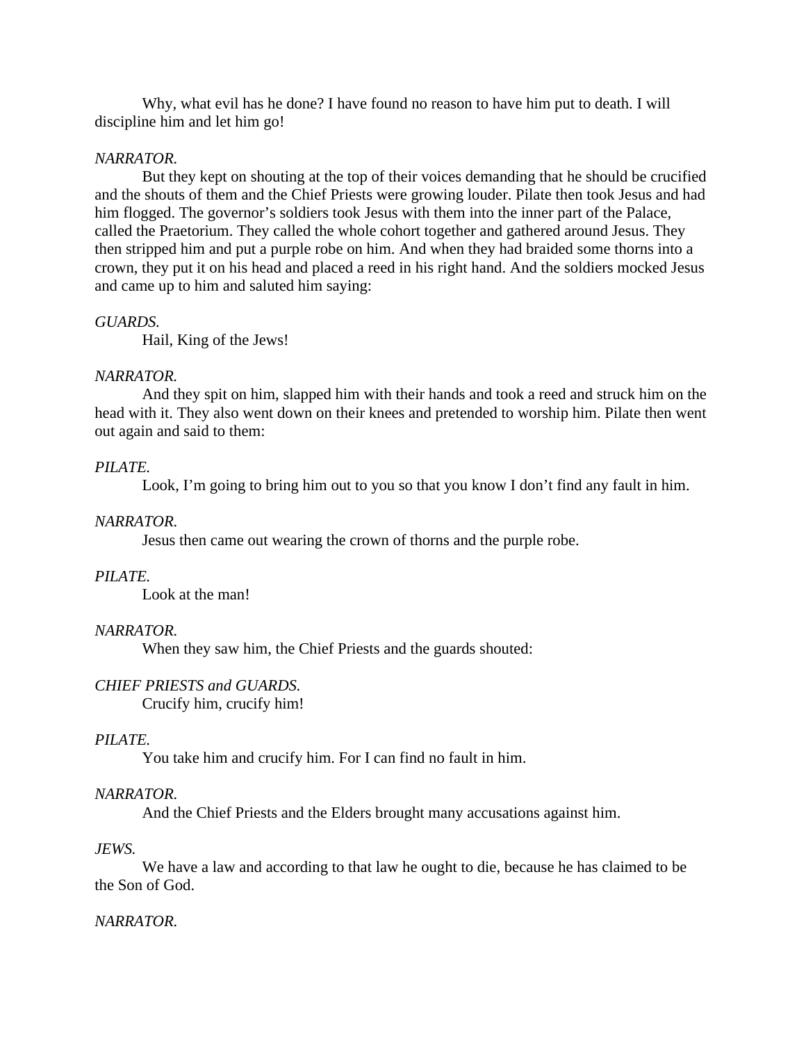Why, what evil has he done? I have found no reason to have him put to death. I will discipline him and let him go!

*NARRATOR.*

But they kept on shouting at the top of their voices demanding that he should be crucified and the shouts of them and the Chief Priests were growing louder. Pilate then took Jesus and had him flogged. The governor's soldiers took Jesus with them into the inner part of the Palace, called the Praetorium. They called the whole cohort together and gathered around Jesus. They then stripped him and put a purple robe on him. And when they had braided some thorns into a crown, they put it on his head and placed a reed in his right hand. And the soldiers mocked Jesus and came up to him and saluted him saying:

*GUARDS.*

Hail, King of the Jews!

*NARRATOR.*

And they spit on him, slapped him with their hands and took a reed and struck him on the head with it. They also went down on their knees and pretended to worship him. Pilate then went out again and said to them:

*PILATE.*

Look, I'm going to bring him out to you so that you know I don't find any fault in him.

*NARRATOR.*

Jesus then came out wearing the crown of thorns and the purple robe.

*PILATE.*

Look at the man!

*NARRATOR.*

When they saw him, the Chief Priests and the guards shouted:

*CHIEF PRIESTS and GUARDS.*

Crucify him, crucify him!

*PILATE.*

You take him and crucify him. For I can find no fault in him.

*NARRATOR.*

And the Chief Priests and the Elders brought many accusations against him.

*JEWS.*

We have a law and according to that law he ought to die, because he has claimed to be the Son of God.

*NARRATOR.*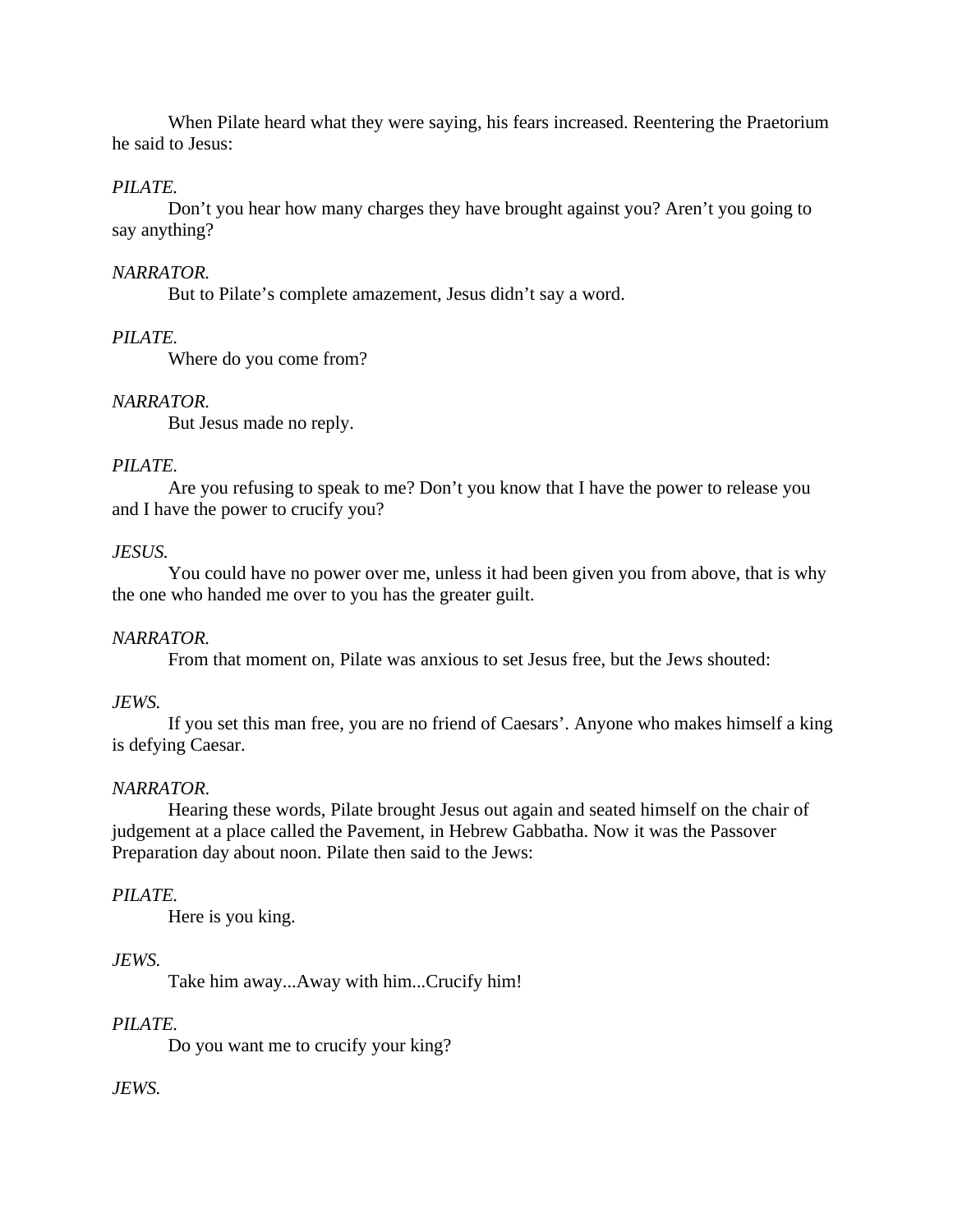When Pilate heard what they were saying, his fears increased. Reentering the Praetorium he said to Jesus:

*PILATE.*

Don't you hear how many charges they have brought against you? Aren't you going to say anything?

*NARRATOR.*

But to Pilate's complete amazement, Jesus didn't say a word.

*PILATE.*

Where do you come from?

*NARRATOR.*

But Jesus made no reply.

*PILATE.*

Are you refusing to speak to me? Don't you know that I have the power to release you and I have the power to crucify you?

*JESUS.*

You could have no power over me, unless it had been given you from above, that is why the one who handed me over to you has the greater guilt.

*NARRATOR.*

From that moment on, Pilate was anxious to set Jesus free, but the Jews shouted:

*JEWS.*

If you set this man free, you are no friend of Caesars'. Anyone who makes himself a king is defying Caesar.

*NARRATOR.*

Hearing these words, Pilate brought Jesus out again and seated himself on the chair of judgement at a place called the Pavement, in Hebrew Gabbatha. Now it was the Passover Preparation day about noon. Pilate then said to the Jews:

*PILATE.*

Here is you king.

*JEWS.*

Take him away...Away with him...Crucify him!

*PILATE.*

Do you want me to crucify your king?

*JEWS.*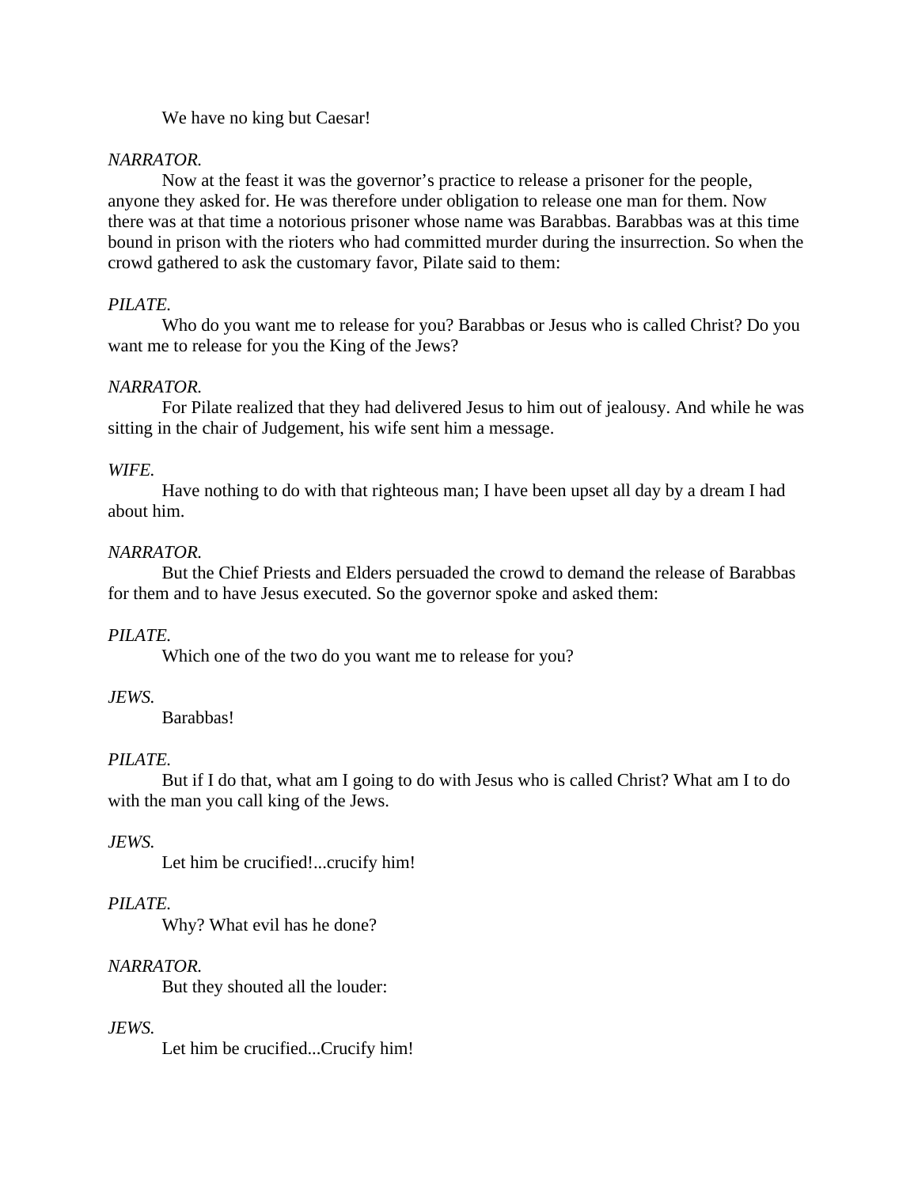We have no king but Caesar!

*NARRATOR.*

Now at the feast it was the governor's practice to release a prisoner for the people, anyone they asked for. He was therefore under obligation to release one man for them. Now there was at that time a notorious prisoner whose name was Barabbas. Barabbas was at this time bound in prison with the rioters who had committed murder during the insurrection. So when the crowd gathered to ask the customary favor, Pilate said to them:

*PILATE.*

Who do you want me to release for you? Barabbas or Jesus who is called Christ? Do you want me to release for you the King of the Jews?

*NARRATOR.*

For Pilate realized that they had delivered Jesus to him out of jealousy. And while he was sitting in the chair of Judgement, his wife sent him a message.

*WIFE.*

Have nothing to do with that righteous man; I have been upset all day by a dream I had about him.

*NARRATOR.*

But the Chief Priests and Elders persuaded the crowd to demand the release of Barabbas for them and to have Jesus executed. So the governor spoke and asked them:

*PILATE.*

Which one of the two do you want me to release for you?

*JEWS.*

Barabbas!

*PILATE.*

But if I do that, what am I going to do with Jesus who is called Christ? What am I to do with the man you call king of the Jews.

*JEWS.*

Let him be crucified!...crucify him!

*PILATE.*

Why? What evil has he done?

*NARRATOR.*

But they shouted all the louder:

*JEWS.*

Let him be crucified...Crucify him!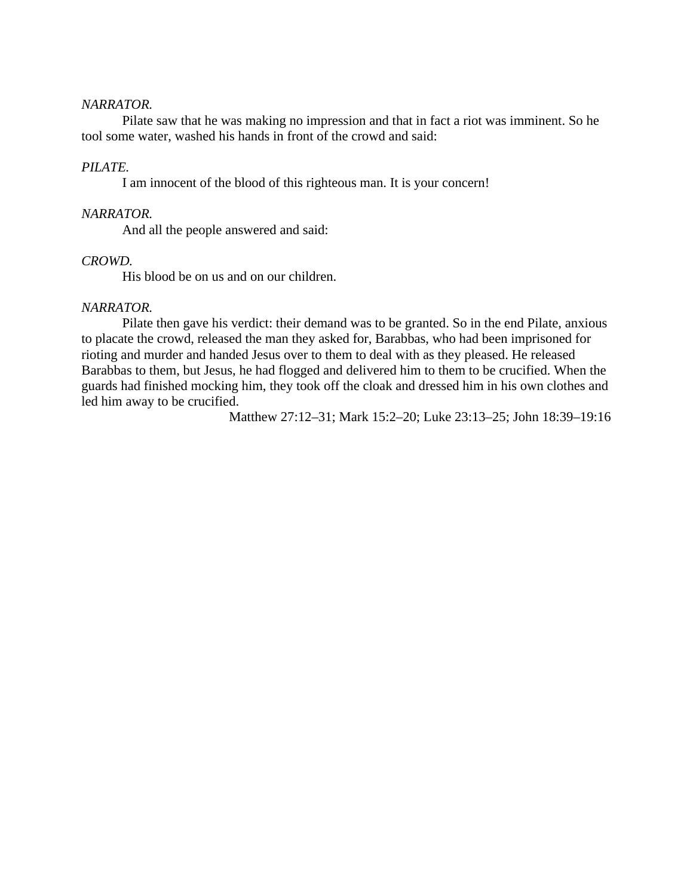*NARRATOR.*

Pilate saw that he was making no impression and that in fact a riot was imminent. So he tool some water, washed his hands in front of the crowd and said:

*PILATE.*

I am innocent of the blood of this righteous man. It is your concern!

*NARRATOR.*

And all the people answered and said:

*CROWD.*

His blood be on us and on our children.

*NARRATOR.*

Pilate then gave his verdict: their demand was to be granted. So in the end Pilate, anxious to placate the crowd, released the man they asked for, Barabbas, who had been imprisoned for rioting and murder and handed Jesus over to them to deal with as they pleased. He released Barabbas to them, but Jesus, he had flogged and delivered him to them to be crucified. When the guards had finished mocking him, they took off the cloak and dressed him in his own clothes and led him away to be crucified.

Matthew 27:12–31; Mark 15:2–20; Luke 23:13–25; John 18:39–19:16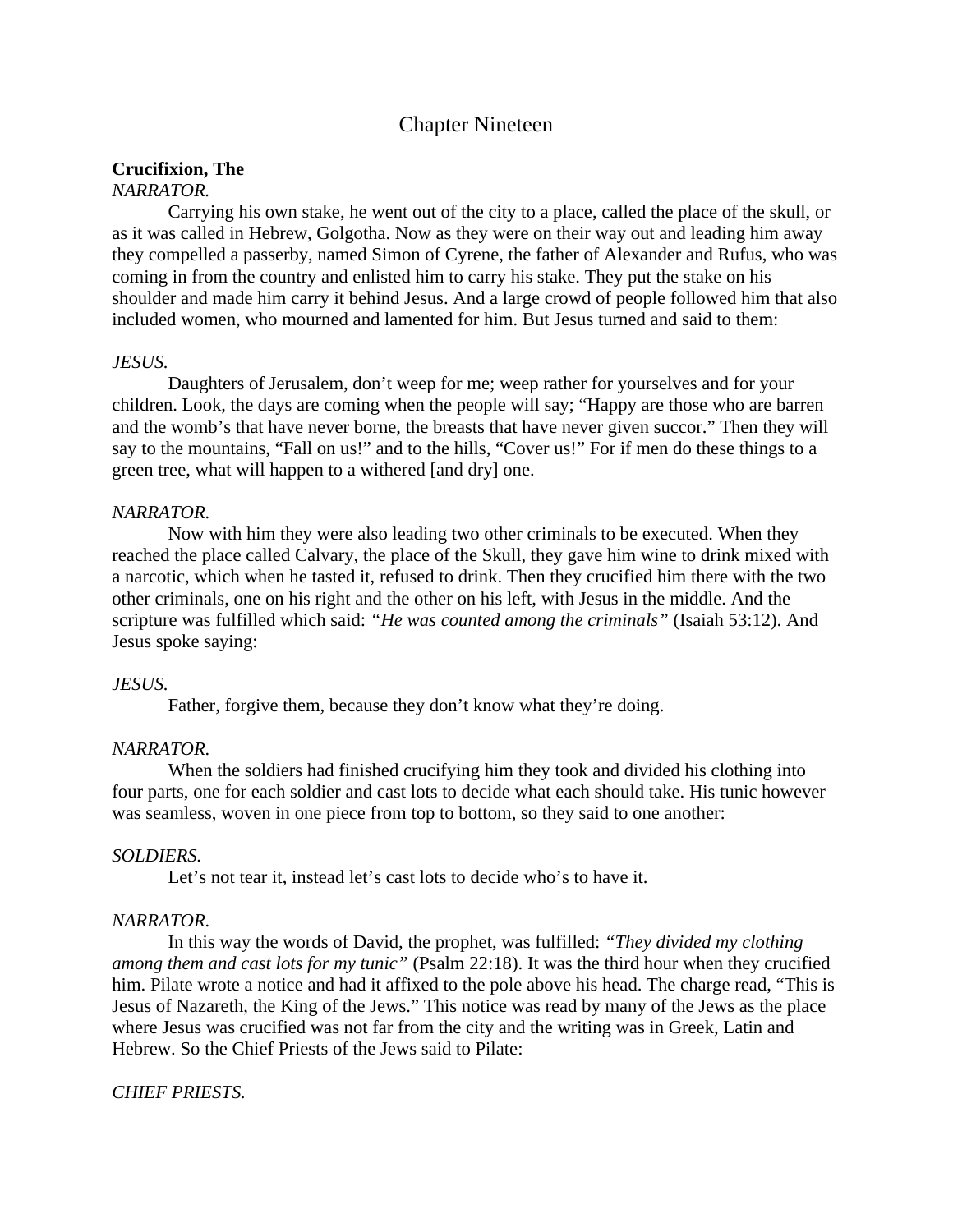# Chapter Nineteen

**Crucifixion, The**

*NARRATOR.*

Carrying his own stake, he went out of the city to a place, called the place of the skull, or as it was called in Hebrew, Golgotha. Now as they were on their way out and leading him away they compelled a passerby, named Simon of Cyrene, the father of Alexander and Rufus, who was coming in from the country and enlisted him to carry his stake. They put the stake on his shoulder and made him carry it behind Jesus. And a large crowd of people followed him that also included women, who mourned and lamented for him. But Jesus turned and said to them:

*JESUS.*

Daughters of Jerusalem, don't weep for me; weep rather for yourselves and for your children. Look, the days are coming when the people will say; "Happy are those who are barren and the womb's that have never borne, the breasts that have never given succor." Then they will say to the mountains, "Fall on us!" and to the hills, "Cover us!" For if men do these things to a green tree, what will happen to a withered [and dry] one.

*NARRATOR.*

Now with him they were also leading two other criminals to be executed. When they reached the place called Calvary, the place of the Skull, they gave him wine to drink mixed with a narcotic, which when he tasted it, refused to drink. Then they crucified him there with the two other criminals, one on his right and the other on his left, with Jesus in the middle. And the scripture was fulfilled which said: *"He was counted among the criminals"* (Isaiah 53:12). And Jesus spoke saying:

*JESUS.*

Father, forgive them, because they don't know what they're doing.

*NARRATOR.*

When the soldiers had finished crucifying him they took and divided his clothing into four parts, one for each soldier and cast lots to decide what each should take. His tunic however was seamless, woven in one piece from top to bottom, so they said to one another:

*SOLDIERS.*

Let's not tear it, instead let's cast lots to decide who's to have it.

*NARRATOR.*

In this way the words of David, the prophet, was fulfilled: *"They divided my clothing among them and cast lots for my tunic"* (Psalm 22:18). It was the third hour when they crucified him. Pilate wrote a notice and had it affixed to the pole above his head. The charge read, "This is Jesus of Nazareth, the King of the Jews." This notice was read by many of the Jews as the place where Jesus was crucified was not far from the city and the writing was in Greek, Latin and Hebrew. So the Chief Priests of the Jews said to Pilate:

*CHIEF PRIESTS.*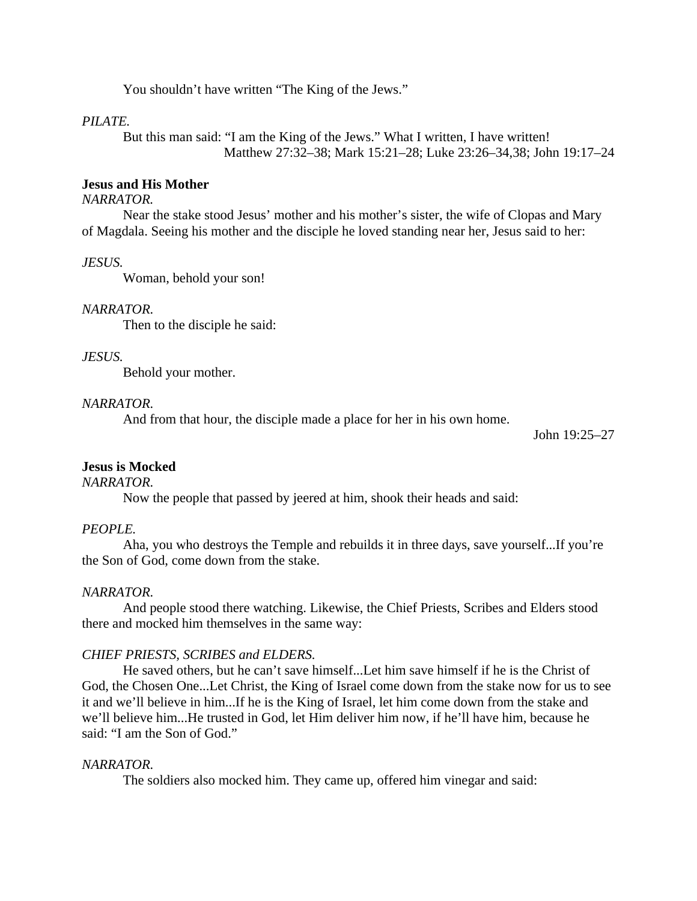You shouldn't have written "The King of the Jews."

*PILATE.*

But this man said: "I am the King of the Jews." What I written, I have written!

Matthew 27:32–38; Mark 15:21–28; Luke 23:26–34,38; John 19:17–24

**Jesus and His Mother**

*NARRATOR.*

Near the stake stood Jesus' mother and his mother's sister, the wife of Clopas and Mary of Magdala. Seeing his mother and the disciple he loved standing near her, Jesus said to her:

*JESUS.*

Woman, behold your son!

*NARRATOR.*

Then to the disciple he said:

*JESUS.*

Behold your mother.

*NARRATOR.*

And from that hour, the disciple made a place for her in his own home.

John 19:25–27

**Jesus is Mocked**

*NARRATOR.*

Now the people that passed by jeered at him, shook their heads and said:

*PEOPLE.*

Aha, you who destroys the Temple and rebuilds it in three days, save yourself...If you're the Son of God, come down from the stake.

*NARRATOR.*

And people stood there watching. Likewise, the Chief Priests, Scribes and Elders stood there and mocked him themselves in the same way:

*CHIEF PRIESTS, SCRIBES and ELDERS.*

He saved others, but he can't save himself...Let him save himself if he is the Christ of God, the Chosen One...Let Christ, the King of Israel come down from the stake now for us to see it and we'll believe in him...If he is the King of Israel, let him come down from the stake and we'll believe him...He trusted in God, let Him deliver him now, if he'll have him, because he said: "I am the Son of God."

*NARRATOR.*

The soldiers also mocked him. They came up, offered him vinegar and said: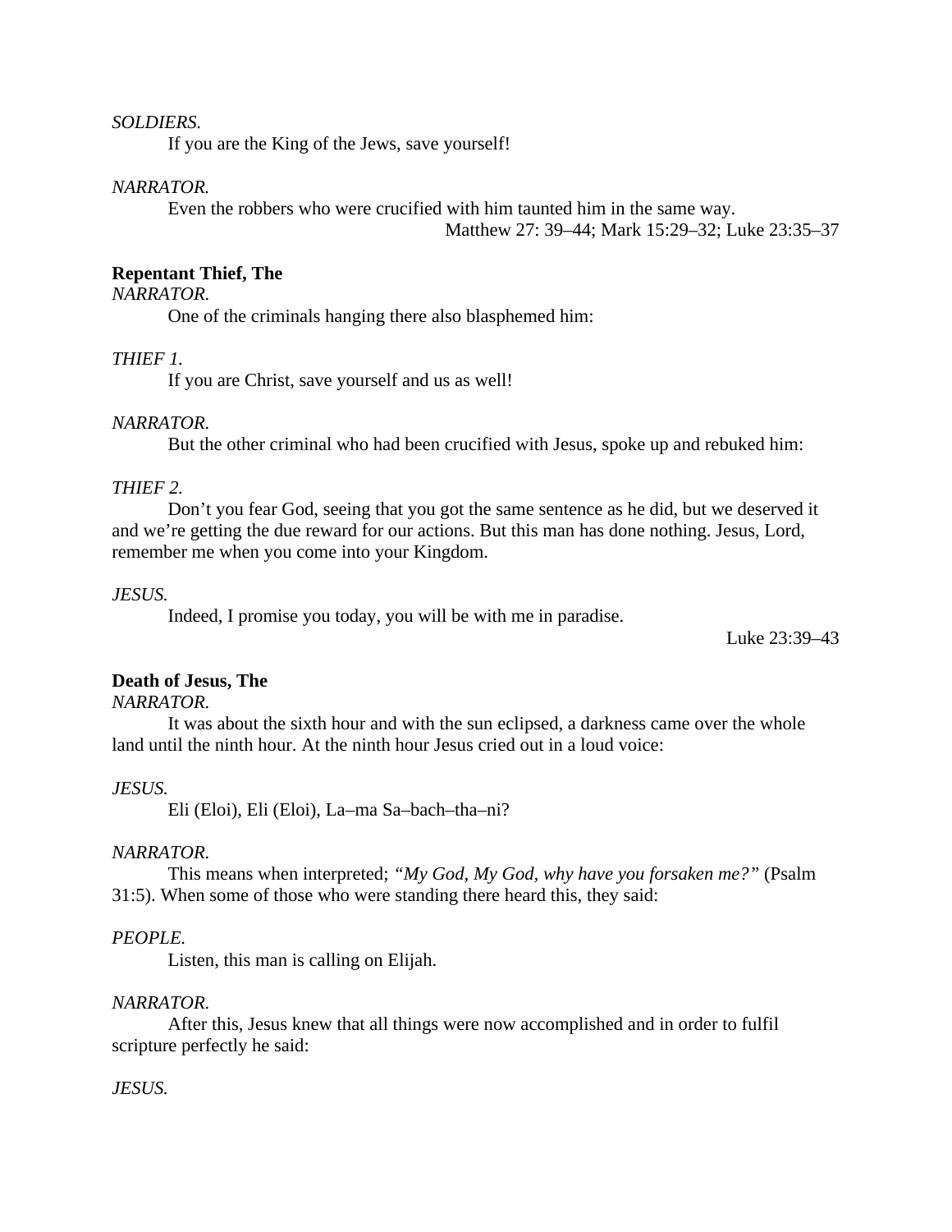*SOLDIERS.*

If you are the King of the Jews, save yourself!

*NARRATOR.*

Even the robbers who were crucified with him taunted him in the same way.

Matthew 27: 39–44; Mark 15:29–32; Luke 23:35–37

**Repentant Thief, The**

*NARRATOR.*

One of the criminals hanging there also blasphemed him:

*THIEF 1.*

If you are Christ, save yourself and us as well!

*NARRATOR.*

But the other criminal who had been crucified with Jesus, spoke up and rebuked him:

*THIEF 2.*

Don't you fear God, seeing that you got the same sentence as he did, but we deserved it and we're getting the due reward for our actions. But this man has done nothing. Jesus, Lord, remember me when you come into your Kingdom.

*JESUS.*

Indeed, I promise you today, you will be with me in paradise.

Luke 23:39–43

**Death of Jesus, The**

*NARRATOR.*

It was about the sixth hour and with the sun eclipsed, a darkness came over the whole land until the ninth hour. At the ninth hour Jesus cried out in a loud voice:

*JESUS.*

Eli (Eloi), Eli (Eloi), La–ma Sa–bach–tha–ni?

*NARRATOR.*

This means when interpreted; *"My God, My God, why have you forsaken me?"* (Psalm 31:5). When some of those who were standing there heard this, they said:

*PEOPLE.*

Listen, this man is calling on Elijah.

*NARRATOR.*

After this, Jesus knew that all things were now accomplished and in order to fulfil scripture perfectly he said:

*JESUS.*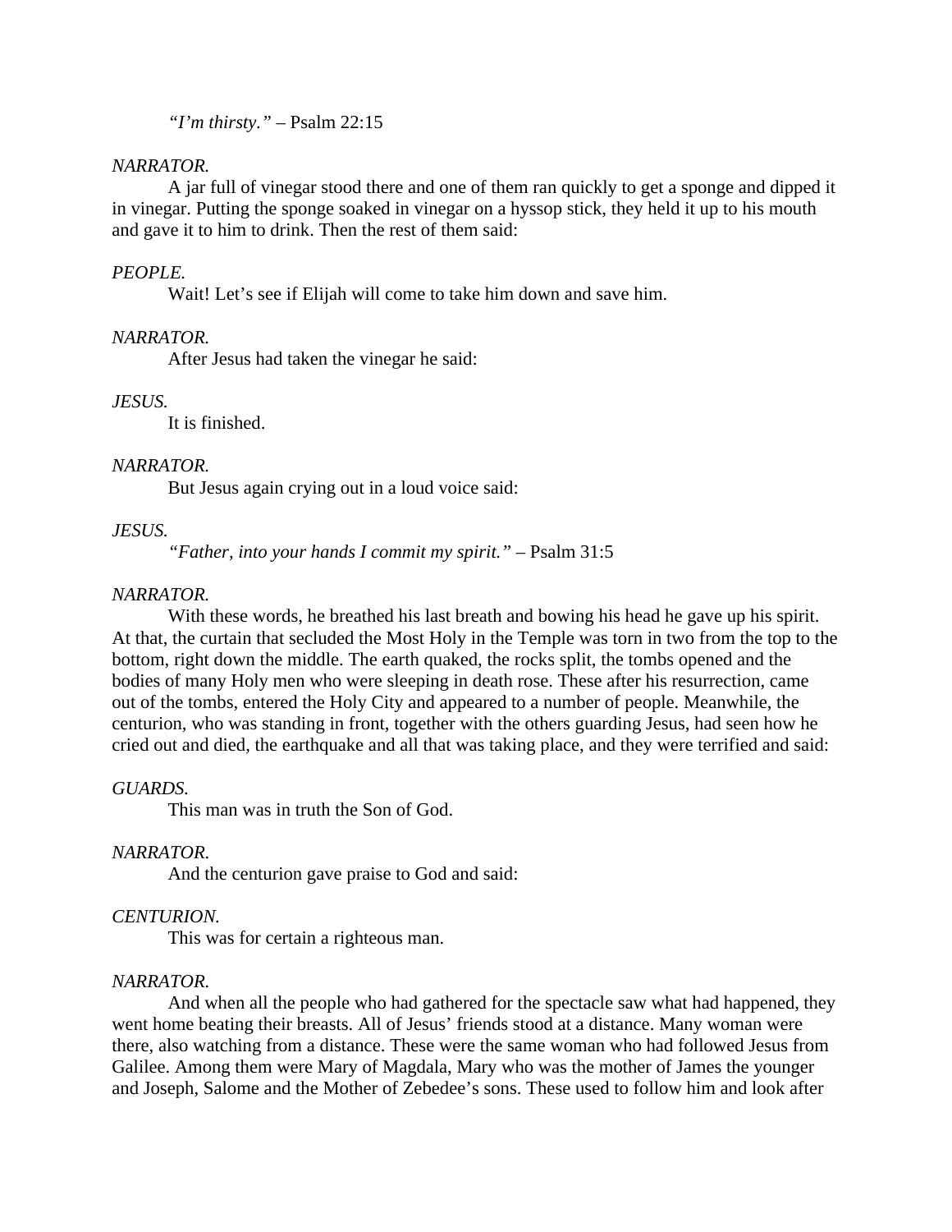*"I'm thirsty."* – Psalm 22:15

*NARRATOR.*

A jar full of vinegar stood there and one of them ran quickly to get a sponge and dipped it in vinegar. Putting the sponge soaked in vinegar on a hyssop stick, they held it up to his mouth and gave it to him to drink. Then the rest of them said:

*PEOPLE.*

Wait! Let's see if Elijah will come to take him down and save him.

*NARRATOR.*

After Jesus had taken the vinegar he said:

*JESUS.*

It is finished.

*NARRATOR.*

But Jesus again crying out in a loud voice said:

*JESUS.*

*"Father, into your hands I commit my spirit."* – Psalm 31:5

*NARRATOR.*

With these words, he breathed his last breath and bowing his head he gave up his spirit. At that, the curtain that secluded the Most Holy in the Temple was torn in two from the top to the bottom, right down the middle. The earth quaked, the rocks split, the tombs opened and the bodies of many Holy men who were sleeping in death rose. These after his resurrection, came out of the tombs, entered the Holy City and appeared to a number of people. Meanwhile, the centurion, who was standing in front, together with the others guarding Jesus, had seen how he cried out and died, the earthquake and all that was taking place, and they were terrified and said:

*GUARDS.*

This man was in truth the Son of God.

*NARRATOR.*

And the centurion gave praise to God and said:

*CENTURION.*

This was for certain a righteous man.

*NARRATOR.*

And when all the people who had gathered for the spectacle saw what had happened, they went home beating their breasts. All of Jesus' friends stood at a distance. Many woman were there, also watching from a distance. These were the same woman who had followed Jesus from Galilee. Among them were Mary of Magdala, Mary who was the mother of James the younger and Joseph, Salome and the Mother of Zebedee's sons. These used to follow him and look after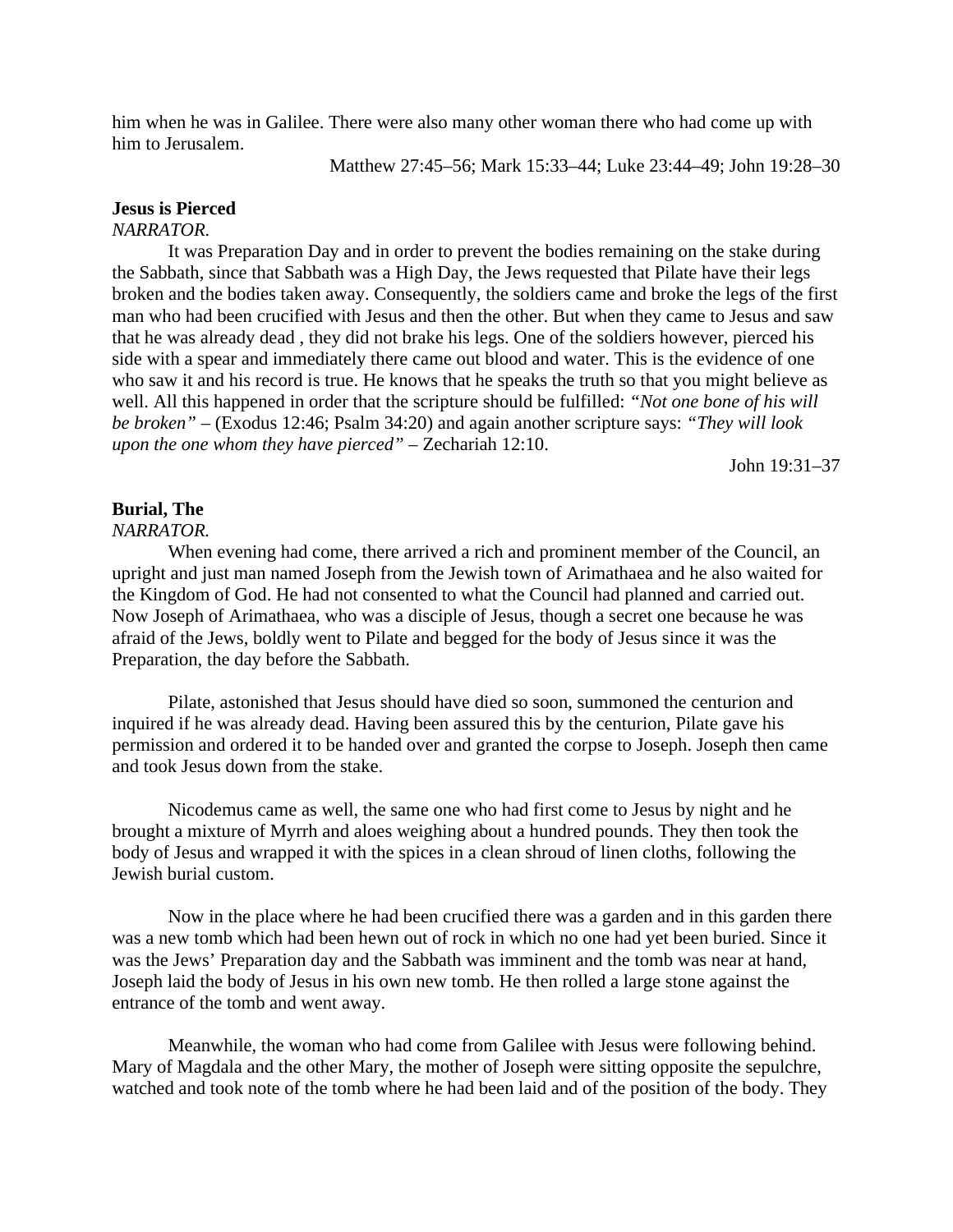him when he was in Galilee. There were also many other woman there who had come up with him to Jerusalem.

Matthew 27:45–56; Mark 15:33–44; Luke 23:44–49; John 19:28–30

**Jesus is Pierced**

*NARRATOR.*

It was Preparation Day and in order to prevent the bodies remaining on the stake during the Sabbath, since that Sabbath was a High Day, the Jews requested that Pilate have their legs broken and the bodies taken away. Consequently, the soldiers came and broke the legs of the first man who had been crucified with Jesus and then the other. But when they came to Jesus and saw that he was already dead , they did not brake his legs. One of the soldiers however, pierced his side with a spear and immediately there came out blood and water. This is the evidence of one who saw it and his record is true. He knows that he speaks the truth so that you might believe as well. All this happened in order that the scripture should be fulfilled: *"Not one bone of his will be broken"* – (Exodus 12:46; Psalm 34:20) and again another scripture says: *"They will look upon the one whom they have pierced"* – Zechariah 12:10.

John 19:31–37

**Burial, The**

*NARRATOR.*

When evening had come, there arrived a rich and prominent member of the Council, an upright and just man named Joseph from the Jewish town of Arimathaea and he also waited for the Kingdom of God. He had not consented to what the Council had planned and carried out. Now Joseph of Arimathaea, who was a disciple of Jesus, though a secret one because he was afraid of the Jews, boldly went to Pilate and begged for the body of Jesus since it was the Preparation, the day before the Sabbath.

Pilate, astonished that Jesus should have died so soon, summoned the centurion and inquired if he was already dead. Having been assured this by the centurion, Pilate gave his permission and ordered it to be handed over and granted the corpse to Joseph. Joseph then came and took Jesus down from the stake.

Nicodemus came as well, the same one who had first come to Jesus by night and he brought a mixture of Myrrh and aloes weighing about a hundred pounds. They then took the body of Jesus and wrapped it with the spices in a clean shroud of linen cloths, following the Jewish burial custom.

Now in the place where he had been crucified there was a garden and in this garden there was a new tomb which had been hewn out of rock in which no one had yet been buried. Since it was the Jews' Preparation day and the Sabbath was imminent and the tomb was near at hand, Joseph laid the body of Jesus in his own new tomb. He then rolled a large stone against the entrance of the tomb and went away.

Meanwhile, the woman who had come from Galilee with Jesus were following behind. Mary of Magdala and the other Mary, the mother of Joseph were sitting opposite the sepulchre, watched and took note of the tomb where he had been laid and of the position of the body. They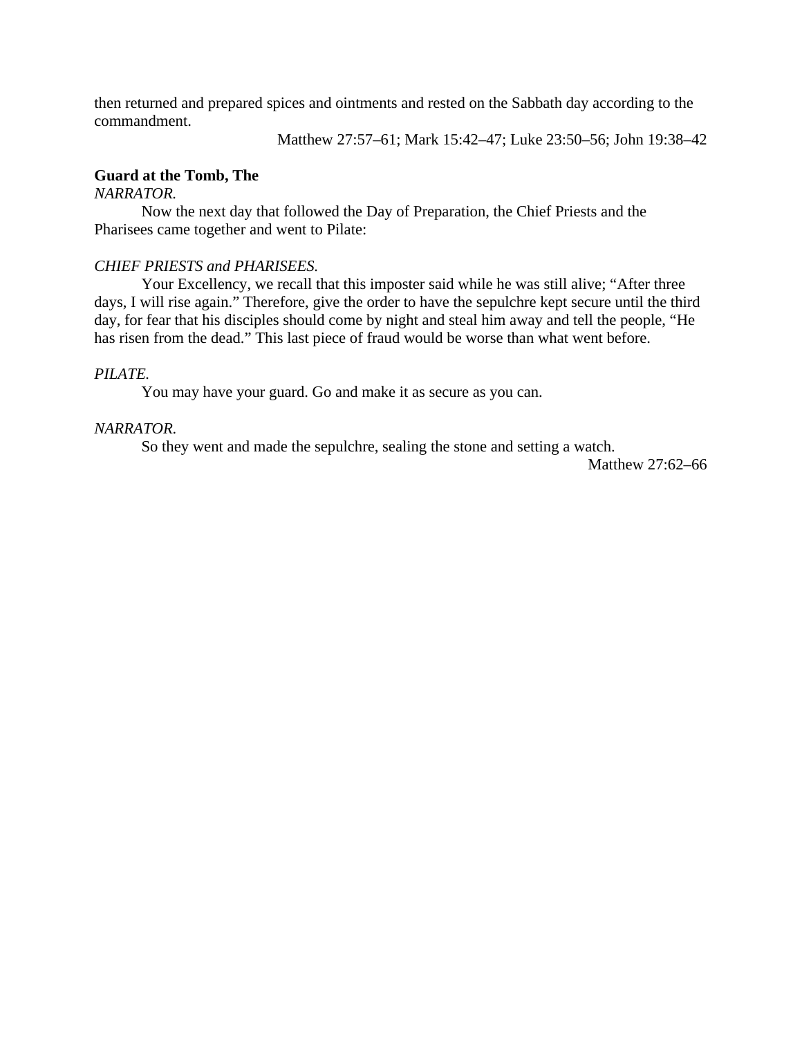then returned and prepared spices and ointments and rested on the Sabbath day according to the commandment.

Matthew 27:57–61; Mark 15:42–47; Luke 23:50–56; John 19:38–42

**Guard at the Tomb, The**

*NARRATOR.*

Now the next day that followed the Day of Preparation, the Chief Priests and the Pharisees came together and went to Pilate:

*CHIEF PRIESTS and PHARISEES.*

Your Excellency, we recall that this imposter said while he was still alive; "After three days, I will rise again." Therefore, give the order to have the sepulchre kept secure until the third day, for fear that his disciples should come by night and steal him away and tell the people, "He has risen from the dead." This last piece of fraud would be worse than what went before.

*PILATE.*

You may have your guard. Go and make it as secure as you can.

*NARRATOR.*

So they went and made the sepulchre, sealing the stone and setting a watch.

Matthew 27:62–66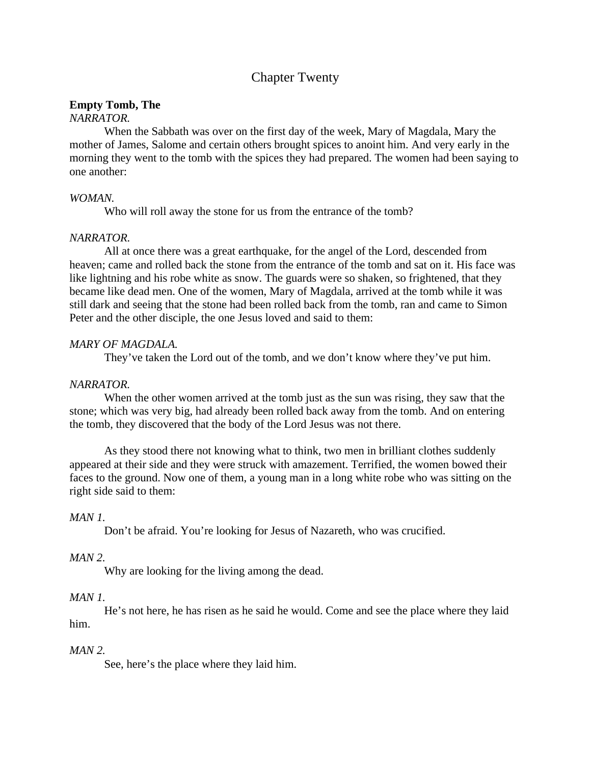## Chapter Twenty

**Empty Tomb, The**

*NARRATOR.*

When the Sabbath was over on the first day of the week, Mary of Magdala, Mary the mother of James, Salome and certain others brought spices to anoint him. And very early in the morning they went to the tomb with the spices they had prepared. The women had been saying to one another:

*WOMAN.*

Who will roll away the stone for us from the entrance of the tomb?

*NARRATOR.*

All at once there was a great earthquake, for the angel of the Lord, descended from heaven; came and rolled back the stone from the entrance of the tomb and sat on it. His face was like lightning and his robe white as snow. The guards were so shaken, so frightened, that they became like dead men. One of the women, Mary of Magdala, arrived at the tomb while it was still dark and seeing that the stone had been rolled back from the tomb, ran and came to Simon Peter and the other disciple, the one Jesus loved and said to them:

*MARY OF MAGDALA.*

They've taken the Lord out of the tomb, and we don't know where they've put him.

*NARRATOR.*

When the other women arrived at the tomb just as the sun was rising, they saw that the stone; which was very big, had already been rolled back away from the tomb. And on entering the tomb, they discovered that the body of the Lord Jesus was not there.

As they stood there not knowing what to think, two men in brilliant clothes suddenly appeared at their side and they were struck with amazement. Terrified, the women bowed their faces to the ground. Now one of them, a young man in a long white robe who was sitting on the right side said to them:

*MAN 1.*

Don't be afraid. You're looking for Jesus of Nazareth, who was crucified.

*MAN 2.*

Why are looking for the living among the dead.

*MAN 1.*

He's not here, he has risen as he said he would. Come and see the place where they laid him.

*MAN 2.*

See, here's the place where they laid him.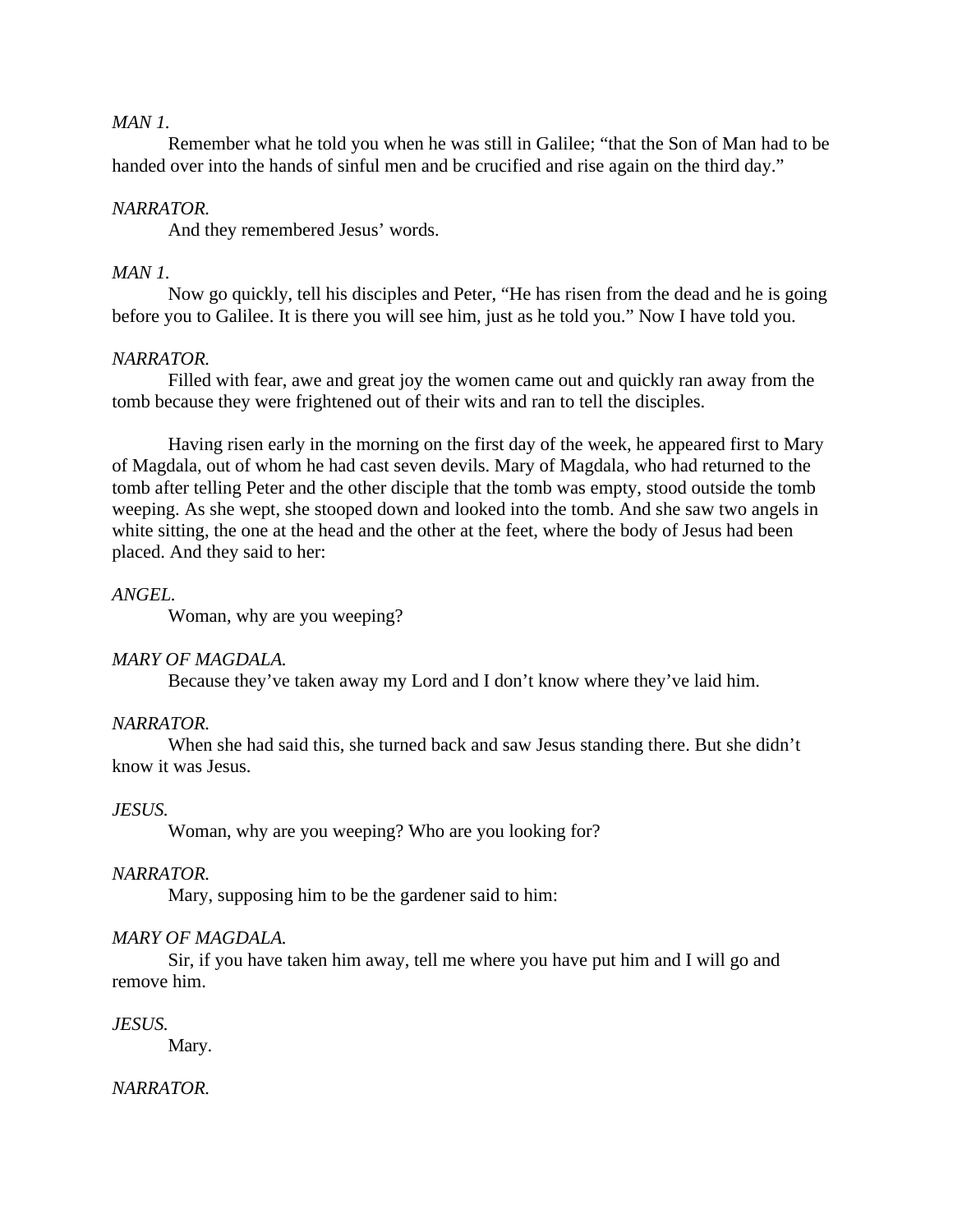*MAN 1.*

Remember what he told you when he was still in Galilee; "that the Son of Man had to be handed over into the hands of sinful men and be crucified and rise again on the third day."

*NARRATOR.*

And they remembered Jesus' words.

*MAN 1.*

Now go quickly, tell his disciples and Peter, "He has risen from the dead and he is going before you to Galilee. It is there you will see him, just as he told you." Now I have told you.

*NARRATOR.*

Filled with fear, awe and great joy the women came out and quickly ran away from the tomb because they were frightened out of their wits and ran to tell the disciples.

Having risen early in the morning on the first day of the week, he appeared first to Mary of Magdala, out of whom he had cast seven devils. Mary of Magdala, who had returned to the tomb after telling Peter and the other disciple that the tomb was empty, stood outside the tomb weeping. As she wept, she stooped down and looked into the tomb. And she saw two angels in white sitting, the one at the head and the other at the feet, where the body of Jesus had been placed. And they said to her:

*ANGEL.*

Woman, why are you weeping?

*MARY OF MAGDALA.*

Because they've taken away my Lord and I don't know where they've laid him.

*NARRATOR.*

When she had said this, she turned back and saw Jesus standing there. But she didn't know it was Jesus.

*JESUS.*

Woman, why are you weeping? Who are you looking for?

*NARRATOR.*

Mary, supposing him to be the gardener said to him:

*MARY OF MAGDALA.*

Sir, if you have taken him away, tell me where you have put him and I will go and remove him.

*JESUS.*

Mary.

*NARRATOR.*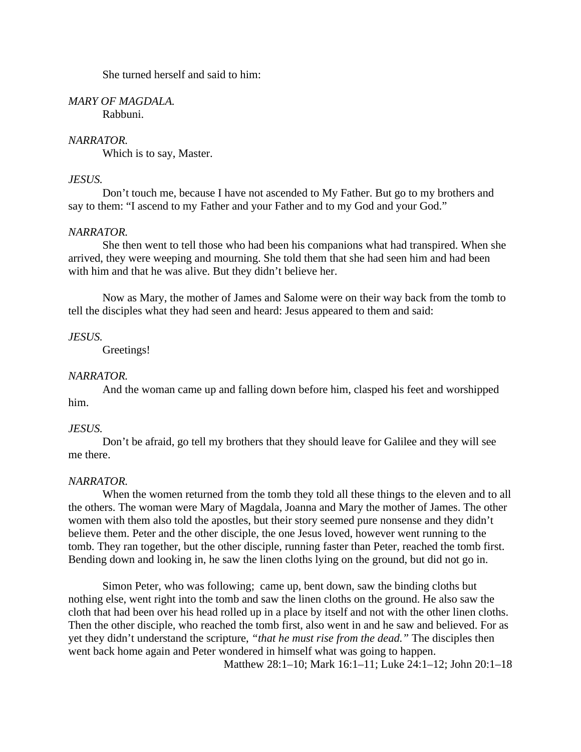She turned herself and said to him:

*MARY OF MAGDALA.*

Rabbuni.

*NARRATOR.*

Which is to say, Master.

*JESUS.*

Don't touch me, because I have not ascended to My Father. But go to my brothers and say to them: "I ascend to my Father and your Father and to my God and your God."

*NARRATOR.*

She then went to tell those who had been his companions what had transpired. When she arrived, they were weeping and mourning. She told them that she had seen him and had been with him and that he was alive. But they didn't believe her.

Now as Mary, the mother of James and Salome were on their way back from the tomb to tell the disciples what they had seen and heard: Jesus appeared to them and said:

*JESUS.*

Greetings!

*NARRATOR.*

And the woman came up and falling down before him, clasped his feet and worshipped him.

*JESUS.*

Don't be afraid, go tell my brothers that they should leave for Galilee and they will see me there.

*NARRATOR.*

When the women returned from the tomb they told all these things to the eleven and to all the others. The woman were Mary of Magdala, Joanna and Mary the mother of James. The other women with them also told the apostles, but their story seemed pure nonsense and they didn't believe them. Peter and the other disciple, the one Jesus loved, however went running to the tomb. They ran together, but the other disciple, running faster than Peter, reached the tomb first. Bending down and looking in, he saw the linen cloths lying on the ground, but did not go in.

Simon Peter, who was following; came up, bent down, saw the binding cloths but nothing else, went right into the tomb and saw the linen cloths on the ground. He also saw the cloth that had been over his head rolled up in a place by itself and not with the other linen cloths. Then the other disciple, who reached the tomb first, also went in and he saw and believed. For as yet they didn't understand the scripture, *"that he must rise from the dead."* The disciples then went back home again and Peter wondered in himself what was going to happen.

Matthew 28:1–10; Mark 16:1–11; Luke 24:1–12; John 20:1–18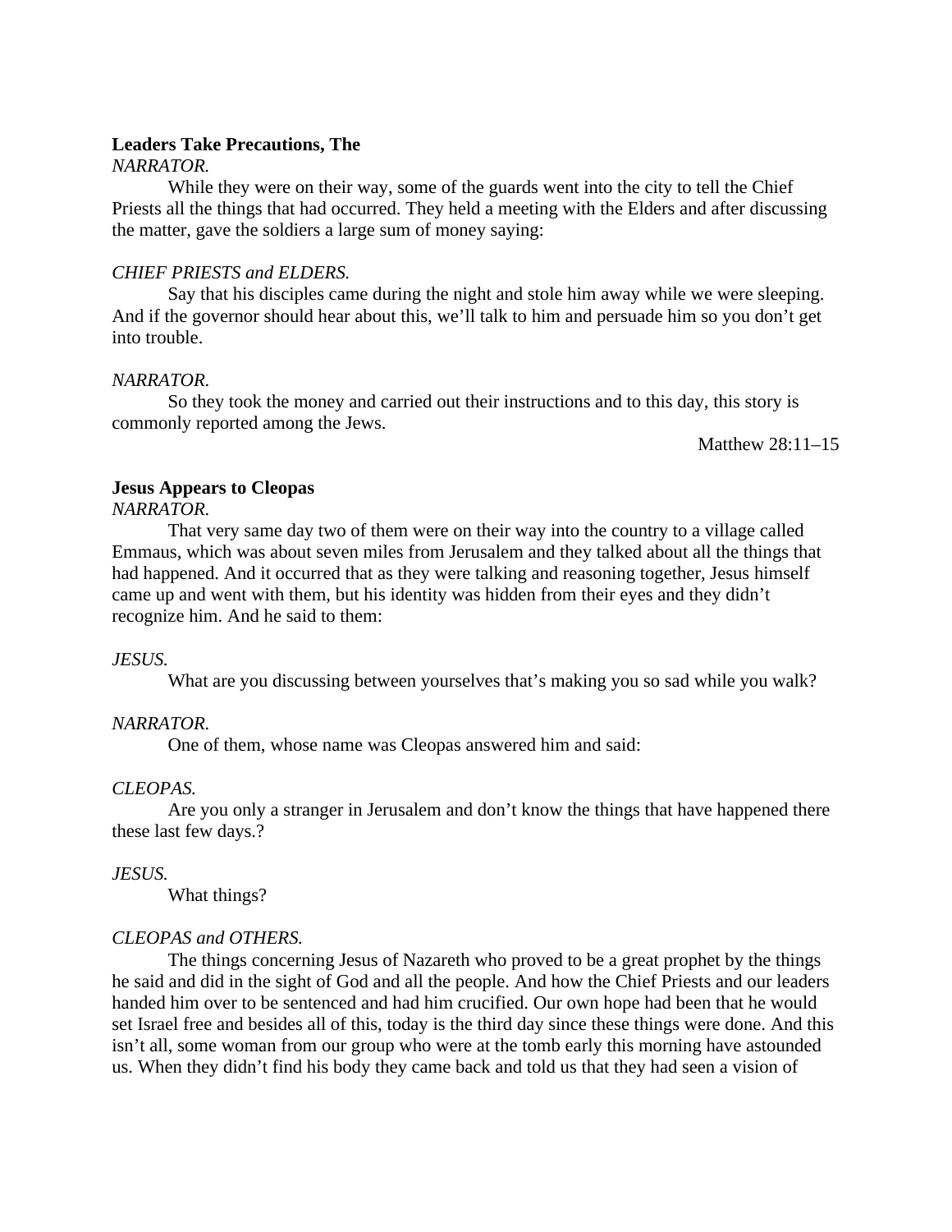**Leaders Take Precautions, The**

*NARRATOR.*

While they were on their way, some of the guards went into the city to tell the Chief Priests all the things that had occurred. They held a meeting with the Elders and after discussing the matter, gave the soldiers a large sum of money saying:

*CHIEF PRIESTS and ELDERS.*

Say that his disciples came during the night and stole him away while we were sleeping. And if the governor should hear about this, we'll talk to him and persuade him so you don't get into trouble.

*NARRATOR.*

So they took the money and carried out their instructions and to this day, this story is commonly reported among the Jews.

Matthew 28:11–15

**Jesus Appears to Cleopas**

*NARRATOR.*

That very same day two of them were on their way into the country to a village called Emmaus, which was about seven miles from Jerusalem and they talked about all the things that had happened. And it occurred that as they were talking and reasoning together, Jesus himself came up and went with them, but his identity was hidden from their eyes and they didn't recognize him. And he said to them:

*JESUS.*

What are you discussing between yourselves that's making you so sad while you walk?

*NARRATOR.*

One of them, whose name was Cleopas answered him and said:

*CLEOPAS.*

Are you only a stranger in Jerusalem and don't know the things that have happened there these last few days.?

*JESUS.*

What things?

*CLEOPAS and OTHERS.*

The things concerning Jesus of Nazareth who proved to be a great prophet by the things he said and did in the sight of God and all the people. And how the Chief Priests and our leaders handed him over to be sentenced and had him crucified. Our own hope had been that he would set Israel free and besides all of this, today is the third day since these things were done. And this isn't all, some woman from our group who were at the tomb early this morning have astounded us. When they didn't find his body they came back and told us that they had seen a vision of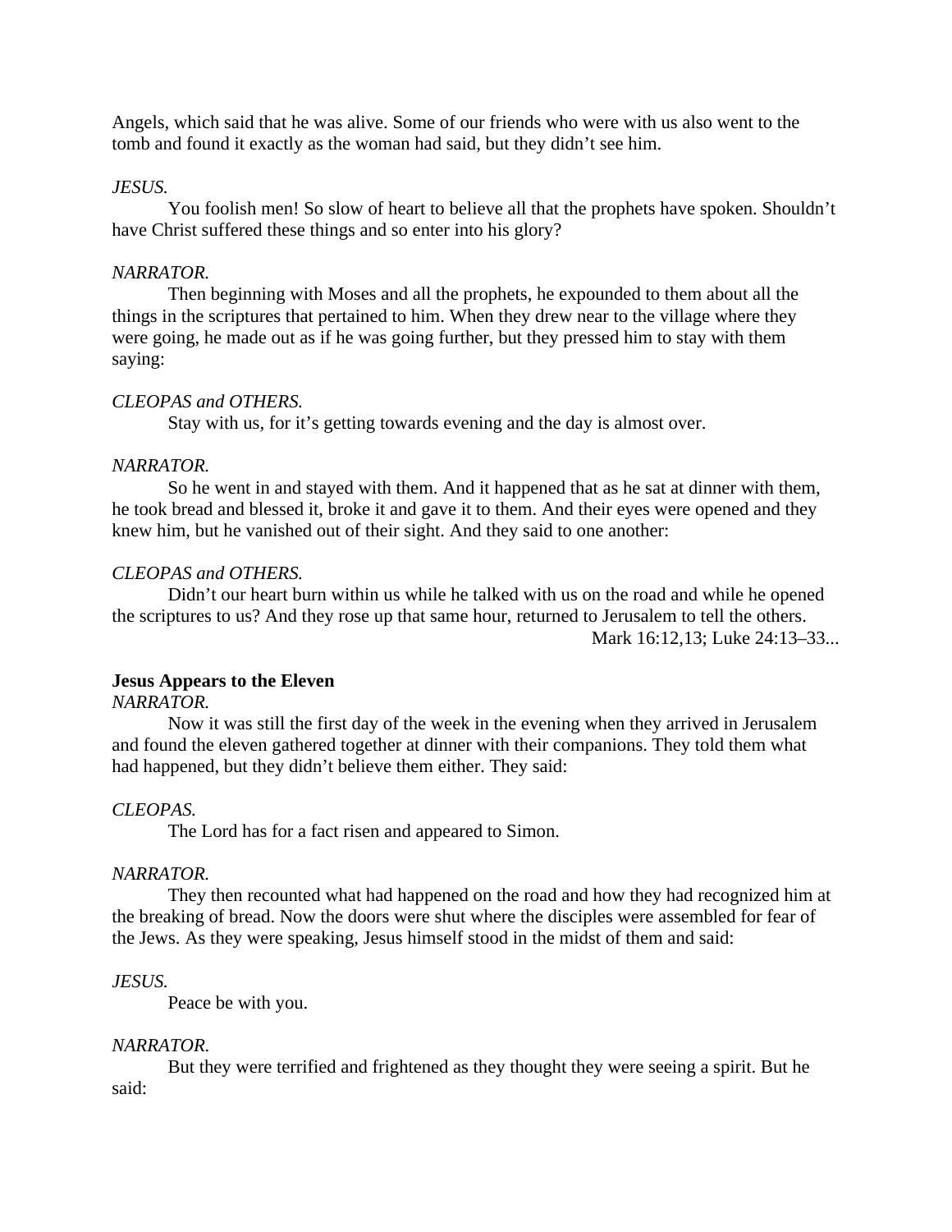Angels, which said that he was alive. Some of our friends who were with us also went to the tomb and found it exactly as the woman had said, but they didn't see him.

*JESUS.*

You foolish men! So slow of heart to believe all that the prophets have spoken. Shouldn't have Christ suffered these things and so enter into his glory?

*NARRATOR.*

Then beginning with Moses and all the prophets, he expounded to them about all the things in the scriptures that pertained to him. When they drew near to the village where they were going, he made out as if he was going further, but they pressed him to stay with them saying:

*CLEOPAS and OTHERS.*

Stay with us, for it's getting towards evening and the day is almost over.

*NARRATOR.*

So he went in and stayed with them. And it happened that as he sat at dinner with them, he took bread and blessed it, broke it and gave it to them. And their eyes were opened and they knew him, but he vanished out of their sight. And they said to one another:

*CLEOPAS and OTHERS.*

Didn't our heart burn within us while he talked with us on the road and while he opened the scriptures to us? And they rose up that same hour, returned to Jerusalem to tell the others.

Mark 16:12,13; Luke 24:13–33...

**Jesus Appears to the Eleven**

*NARRATOR.*

Now it was still the first day of the week in the evening when they arrived in Jerusalem and found the eleven gathered together at dinner with their companions. They told them what had happened, but they didn't believe them either. They said:

*CLEOPAS.*

The Lord has for a fact risen and appeared to Simon.

*NARRATOR.*

They then recounted what had happened on the road and how they had recognized him at the breaking of bread. Now the doors were shut where the disciples were assembled for fear of the Jews. As they were speaking, Jesus himself stood in the midst of them and said:

*JESUS.*

Peace be with you.

*NARRATOR.*

But they were terrified and frightened as they thought they were seeing a spirit. But he said: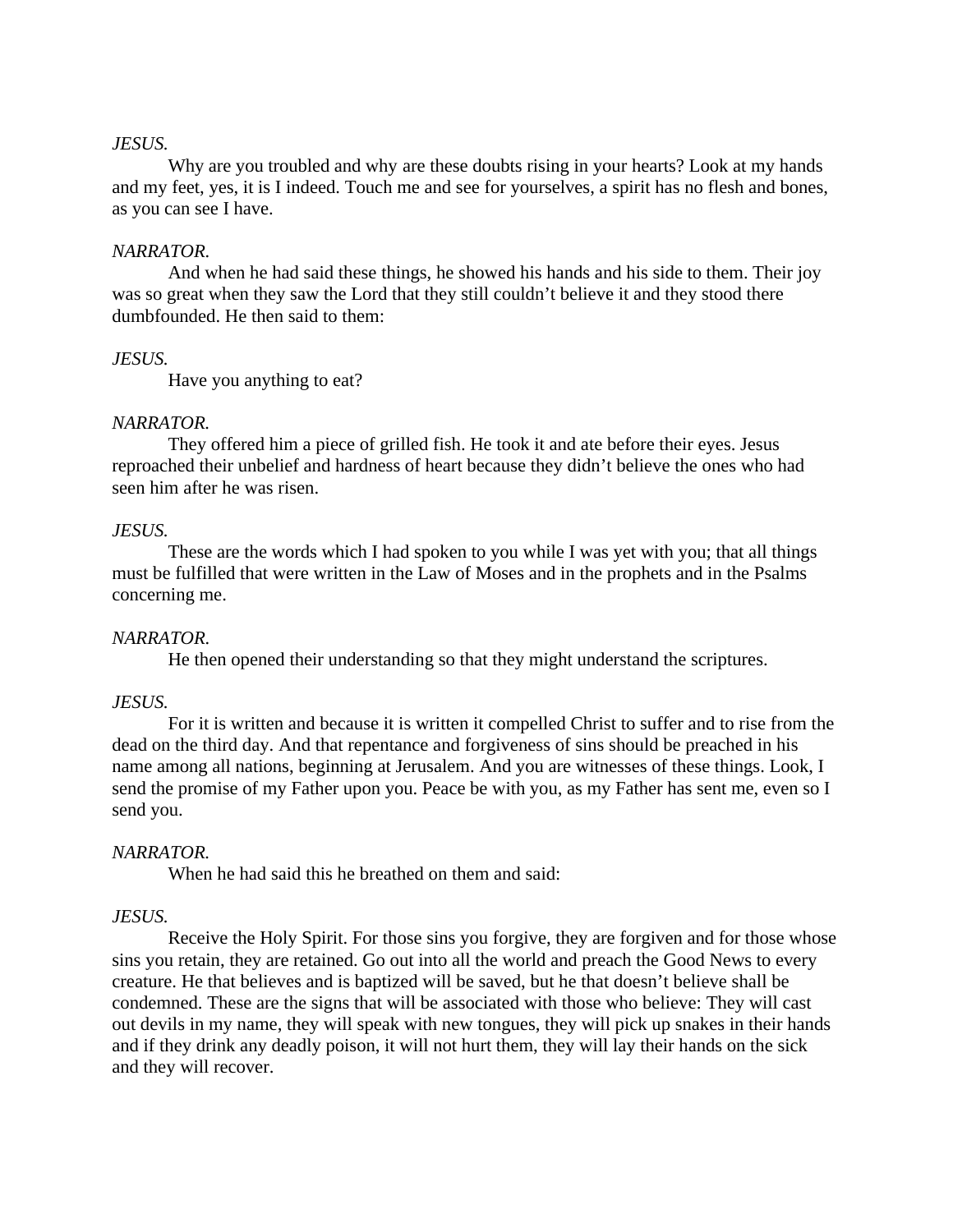*JESUS.*

Why are you troubled and why are these doubts rising in your hearts? Look at my hands and my feet, yes, it is I indeed. Touch me and see for yourselves, a spirit has no flesh and bones, as you can see I have.

*NARRATOR.*

And when he had said these things, he showed his hands and his side to them. Their joy was so great when they saw the Lord that they still couldn't believe it and they stood there dumbfounded. He then said to them:

*JESUS.*

Have you anything to eat?

*NARRATOR.*

They offered him a piece of grilled fish. He took it and ate before their eyes. Jesus reproached their unbelief and hardness of heart because they didn't believe the ones who had seen him after he was risen.

*JESUS.*

These are the words which I had spoken to you while I was yet with you; that all things must be fulfilled that were written in the Law of Moses and in the prophets and in the Psalms concerning me.

*NARRATOR.*

He then opened their understanding so that they might understand the scriptures.

*JESUS.*

For it is written and because it is written it compelled Christ to suffer and to rise from the dead on the third day. And that repentance and forgiveness of sins should be preached in his name among all nations, beginning at Jerusalem. And you are witnesses of these things. Look, I send the promise of my Father upon you. Peace be with you, as my Father has sent me, even so I send you.

*NARRATOR.*

When he had said this he breathed on them and said:

*JESUS.*

Receive the Holy Spirit. For those sins you forgive, they are forgiven and for those whose sins you retain, they are retained. Go out into all the world and preach the Good News to every creature. He that believes and is baptized will be saved, but he that doesn't believe shall be condemned. These are the signs that will be associated with those who believe: They will cast out devils in my name, they will speak with new tongues, they will pick up snakes in their hands and if they drink any deadly poison, it will not hurt them, they will lay their hands on the sick and they will recover.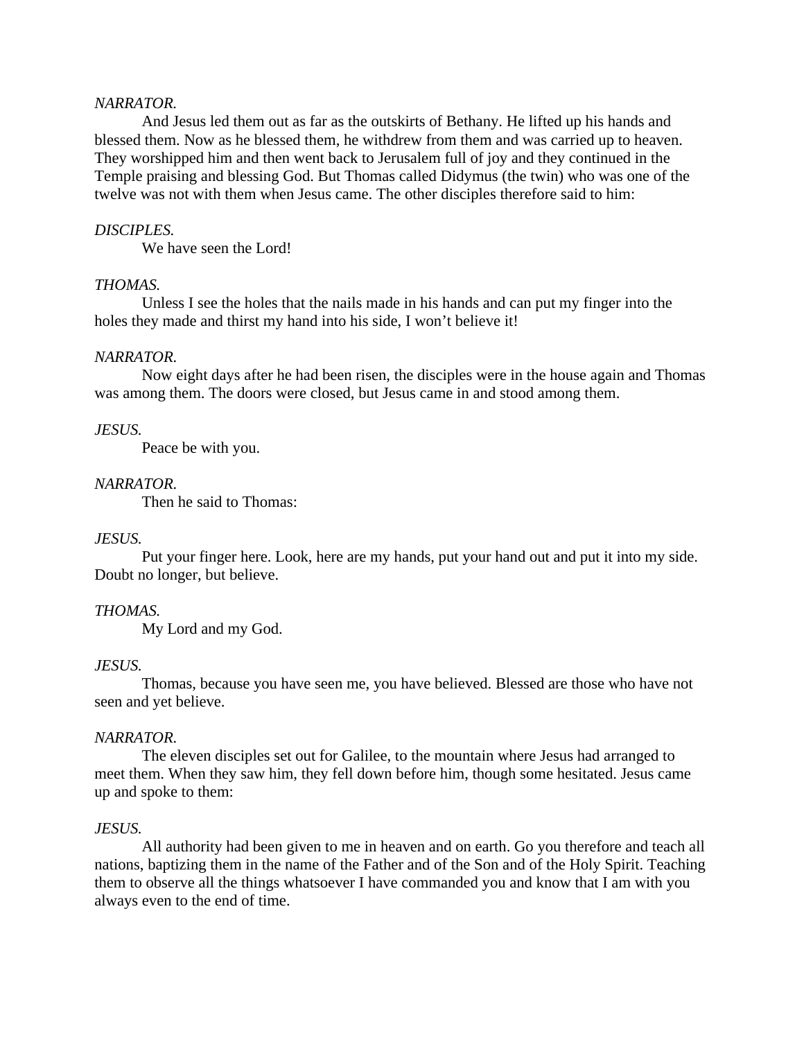*NARRATOR.*

And Jesus led them out as far as the outskirts of Bethany. He lifted up his hands and blessed them. Now as he blessed them, he withdrew from them and was carried up to heaven. They worshipped him and then went back to Jerusalem full of joy and they continued in the Temple praising and blessing God. But Thomas called Didymus (the twin) who was one of the twelve was not with them when Jesus came. The other disciples therefore said to him:

*DISCIPLES.*

We have seen the Lord!

*THOMAS.*

Unless I see the holes that the nails made in his hands and can put my finger into the holes they made and thirst my hand into his side, I won't believe it!

*NARRATOR.*

Now eight days after he had been risen, the disciples were in the house again and Thomas was among them. The doors were closed, but Jesus came in and stood among them.

*JESUS.*

Peace be with you.

*NARRATOR.*

Then he said to Thomas:

*JESUS.*

Put your finger here. Look, here are my hands, put your hand out and put it into my side. Doubt no longer, but believe.

*THOMAS.*

My Lord and my God.

*JESUS.*

Thomas, because you have seen me, you have believed. Blessed are those who have not seen and yet believe.

*NARRATOR.*

The eleven disciples set out for Galilee, to the mountain where Jesus had arranged to meet them. When they saw him, they fell down before him, though some hesitated. Jesus came up and spoke to them:

*JESUS.*

All authority had been given to me in heaven and on earth. Go you therefore and teach all nations, baptizing them in the name of the Father and of the Son and of the Holy Spirit. Teaching them to observe all the things whatsoever I have commanded you and know that I am with you always even to the end of time.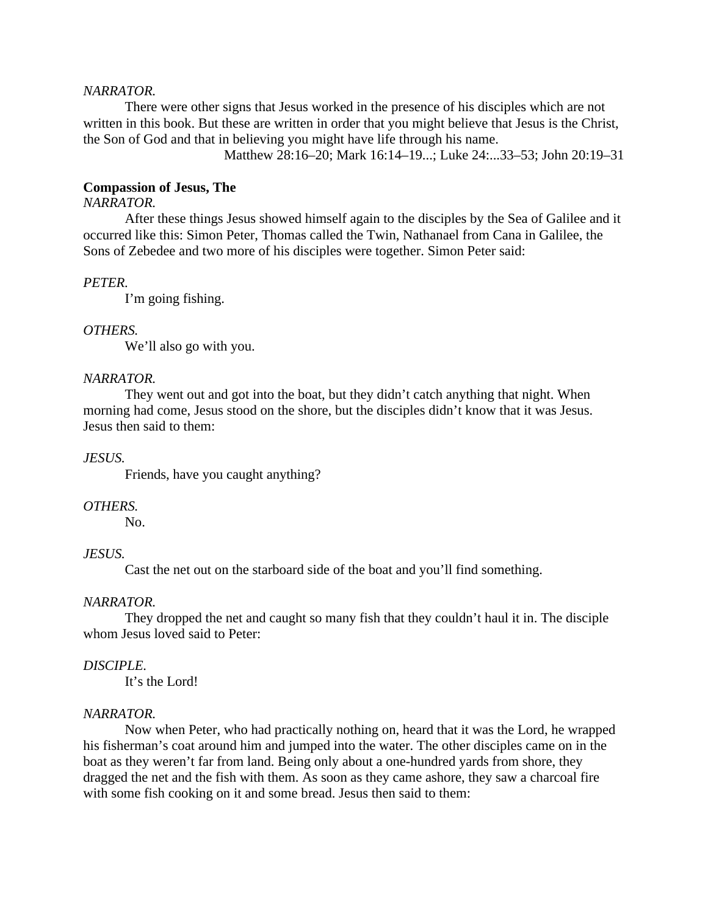*NARRATOR.*

There were other signs that Jesus worked in the presence of his disciples which are not written in this book. But these are written in order that you might believe that Jesus is the Christ, the Son of God and that in believing you might have life through his name.

Matthew 28:16–20; Mark 16:14–19...; Luke 24:...33–53; John 20:19–31

**Compassion of Jesus, The**

*NARRATOR.*

After these things Jesus showed himself again to the disciples by the Sea of Galilee and it occurred like this: Simon Peter, Thomas called the Twin, Nathanael from Cana in Galilee, the Sons of Zebedee and two more of his disciples were together. Simon Peter said:

*PETER.*

I'm going fishing.

*OTHERS.*

We'll also go with you.

*NARRATOR.*

They went out and got into the boat, but they didn't catch anything that night. When morning had come, Jesus stood on the shore, but the disciples didn't know that it was Jesus. Jesus then said to them:

*JESUS.*

Friends, have you caught anything?

*OTHERS.*

No.

*JESUS.*

Cast the net out on the starboard side of the boat and you'll find something.

*NARRATOR.*

They dropped the net and caught so many fish that they couldn't haul it in. The disciple whom Jesus loved said to Peter:

*DISCIPLE.*

It's the Lord!

*NARRATOR.*

Now when Peter, who had practically nothing on, heard that it was the Lord, he wrapped his fisherman's coat around him and jumped into the water. The other disciples came on in the boat as they weren't far from land. Being only about a one-hundred yards from shore, they dragged the net and the fish with them. As soon as they came ashore, they saw a charcoal fire with some fish cooking on it and some bread. Jesus then said to them: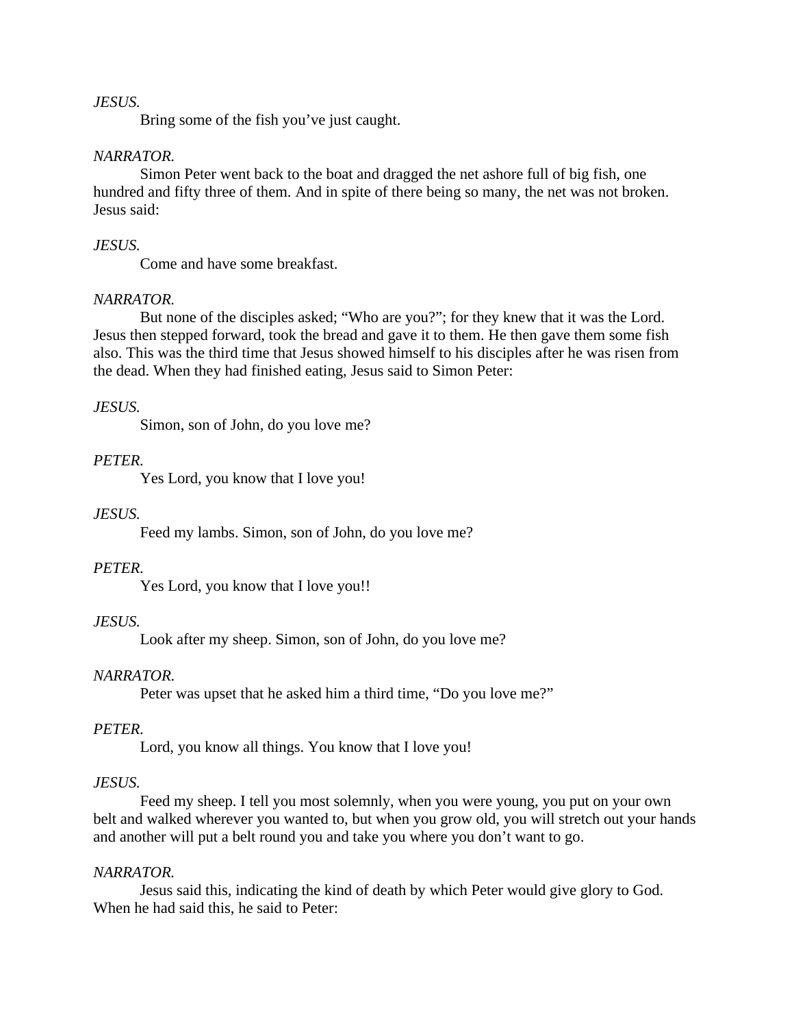*JESUS.*

Bring some of the fish you've just caught.

*NARRATOR.*

Simon Peter went back to the boat and dragged the net ashore full of big fish, one hundred and fifty three of them. And in spite of there being so many, the net was not broken. Jesus said:

*JESUS.*

Come and have some breakfast.

*NARRATOR.*

But none of the disciples asked; "Who are you?"; for they knew that it was the Lord. Jesus then stepped forward, took the bread and gave it to them. He then gave them some fish also. This was the third time that Jesus showed himself to his disciples after he was risen from the dead. When they had finished eating, Jesus said to Simon Peter:

*JESUS.*

Simon, son of John, do you love me?

*PETER.*

Yes Lord, you know that I love you!

*JESUS.*

Feed my lambs. Simon, son of John, do you love me?

*PETER.*

Yes Lord, you know that I love you!!

*JESUS.*

Look after my sheep. Simon, son of John, do you love me?

*NARRATOR.*

Peter was upset that he asked him a third time, "Do you love me?"

*PETER.*

Lord, you know all things. You know that I love you!

*JESUS.*

Feed my sheep. I tell you most solemnly, when you were young, you put on your own belt and walked wherever you wanted to, but when you grow old, you will stretch out your hands and another will put a belt round you and take you where you don't want to go.

*NARRATOR.*

Jesus said this, indicating the kind of death by which Peter would give glory to God. When he had said this, he said to Peter: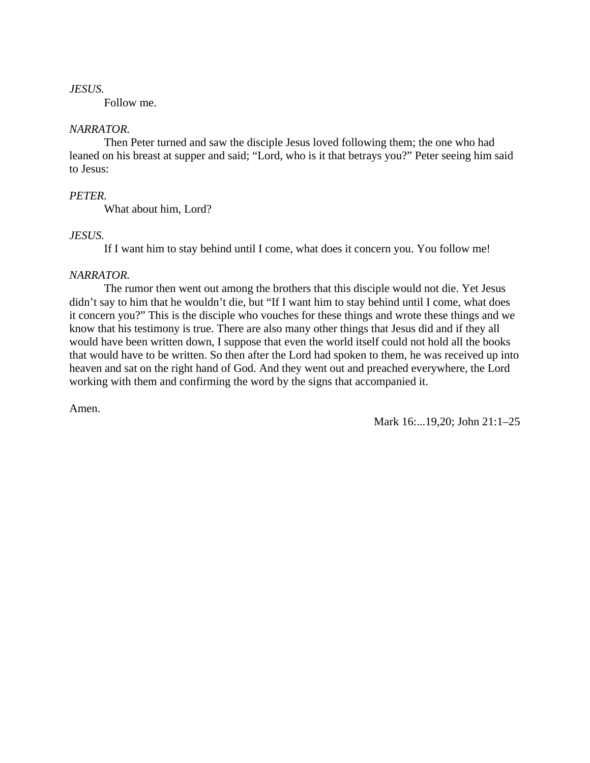*JESUS.*

Follow me.

*NARRATOR.*

Then Peter turned and saw the disciple Jesus loved following them; the one who had leaned on his breast at supper and said; “Lord, who is it that betrays you?” Peter seeing him said to Jesus:

*PETER.*

What about him, Lord?

*JESUS.*

If I want him to stay behind until I come, what does it concern you. You follow me!

*NARRATOR.*

The rumor then went out among the brothers that this disciple would not die. Yet Jesus didn’t say to him that he wouldn’t die, but “If I want him to stay behind until I come, what does it concern you?” This is the disciple who vouches for these things and wrote these things and we know that his testimony is true. There are also many other things that Jesus did and if they all would have been written down, I suppose that even the world itself could not hold all the books that would have to be written. So then after the Lord had spoken to them, he was received up into heaven and sat on the right hand of God. And they went out and preached everywhere, the Lord working with them and confirming the word by the signs that accompanied it.

Amen.

Mark 16:...19,20; John 21:1–25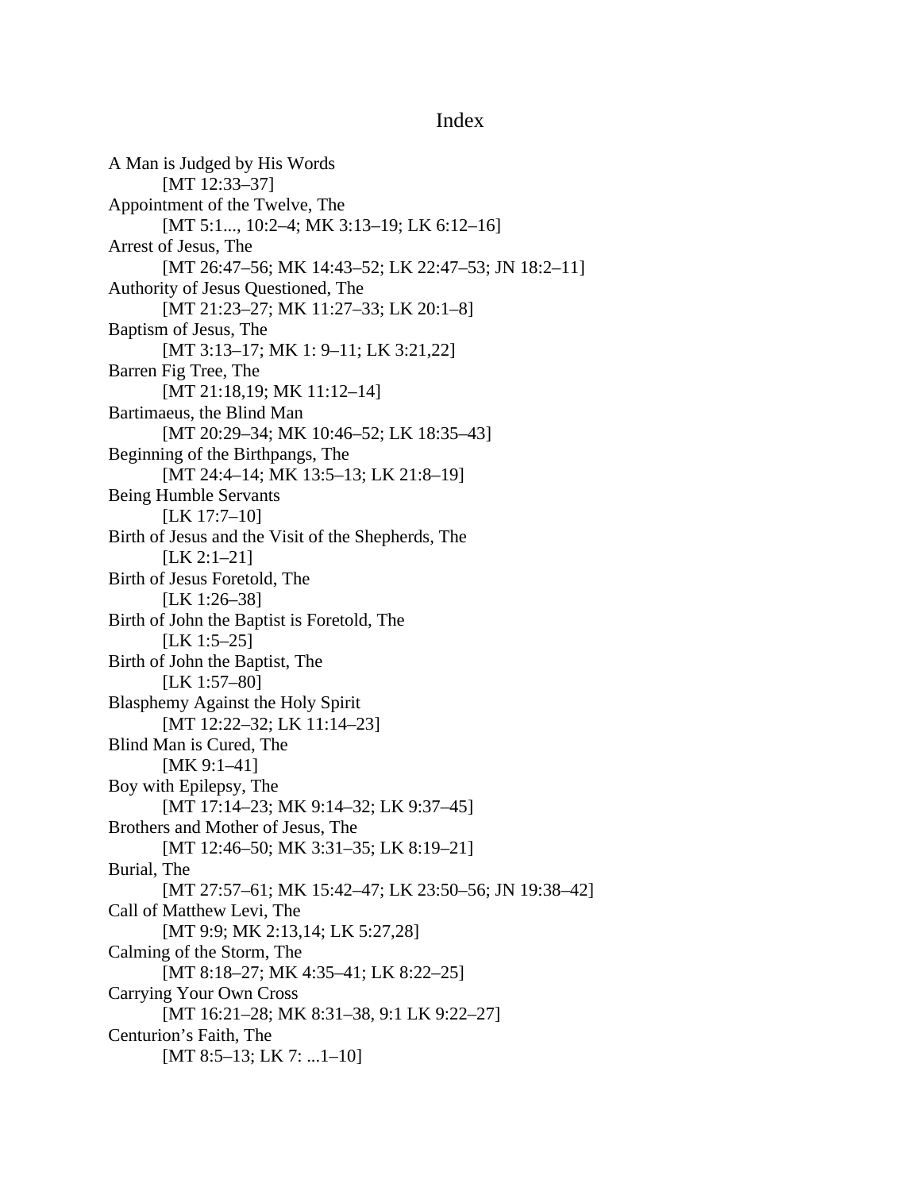# Index

A Man is Judged by His Words
    [MT 12:33–37]
Appointment of the Twelve, The
    [MT 5:1..., 10:2–4; MK 3:13–19; LK 6:12–16]
Arrest of Jesus, The
    [MT 26:47–56; MK 14:43–52; LK 22:47–53; JN 18:2–11]
Authority of Jesus Questioned, The
    [MT 21:23–27; MK 11:27–33; LK 20:1–8]
Baptism of Jesus, The
    [MT 3:13–17; MK 1: 9–11; LK 3:21,22]
Barren Fig Tree, The
    [MT 21:18,19; MK 11:12–14]
Bartimaeus, the Blind Man
    [MT 20:29–34; MK 10:46–52; LK 18:35–43]
Beginning of the Birthpangs, The
    [MT 24:4–14; MK 13:5–13; LK 21:8–19]
Being Humble Servants
    [LK 17:7–10]
Birth of Jesus and the Visit of the Shepherds, The
    [LK 2:1–21]
Birth of Jesus Foretold, The
    [LK 1:26–38]
Birth of John the Baptist is Foretold, The
    [LK 1:5–25]
Birth of John the Baptist, The
    [LK 1:57–80]
Blasphemy Against the Holy Spirit
    [MT 12:22–32; LK 11:14–23]
Blind Man is Cured, The
    [MK 9:1–41]
Boy with Epilepsy, The
    [MT 17:14–23; MK 9:14–32; LK 9:37–45]
Brothers and Mother of Jesus, The
    [MT 12:46–50; MK 3:31–35; LK 8:19–21]
Burial, The
    [MT 27:57–61; MK 15:42–47; LK 23:50–56; JN 19:38–42]
Call of Matthew Levi, The
    [MT 9:9; MK 2:13,14; LK 5:27,28]
Calming of the Storm, The
    [MT 8:18–27; MK 4:35–41; LK 8:22–25]
Carrying Your Own Cross
    [MT 16:21–28; MK 8:31–38, 9:1 LK 9:22–27]
Centurion's Faith, The
    [MT 8:5–13; LK 7: ...1–10]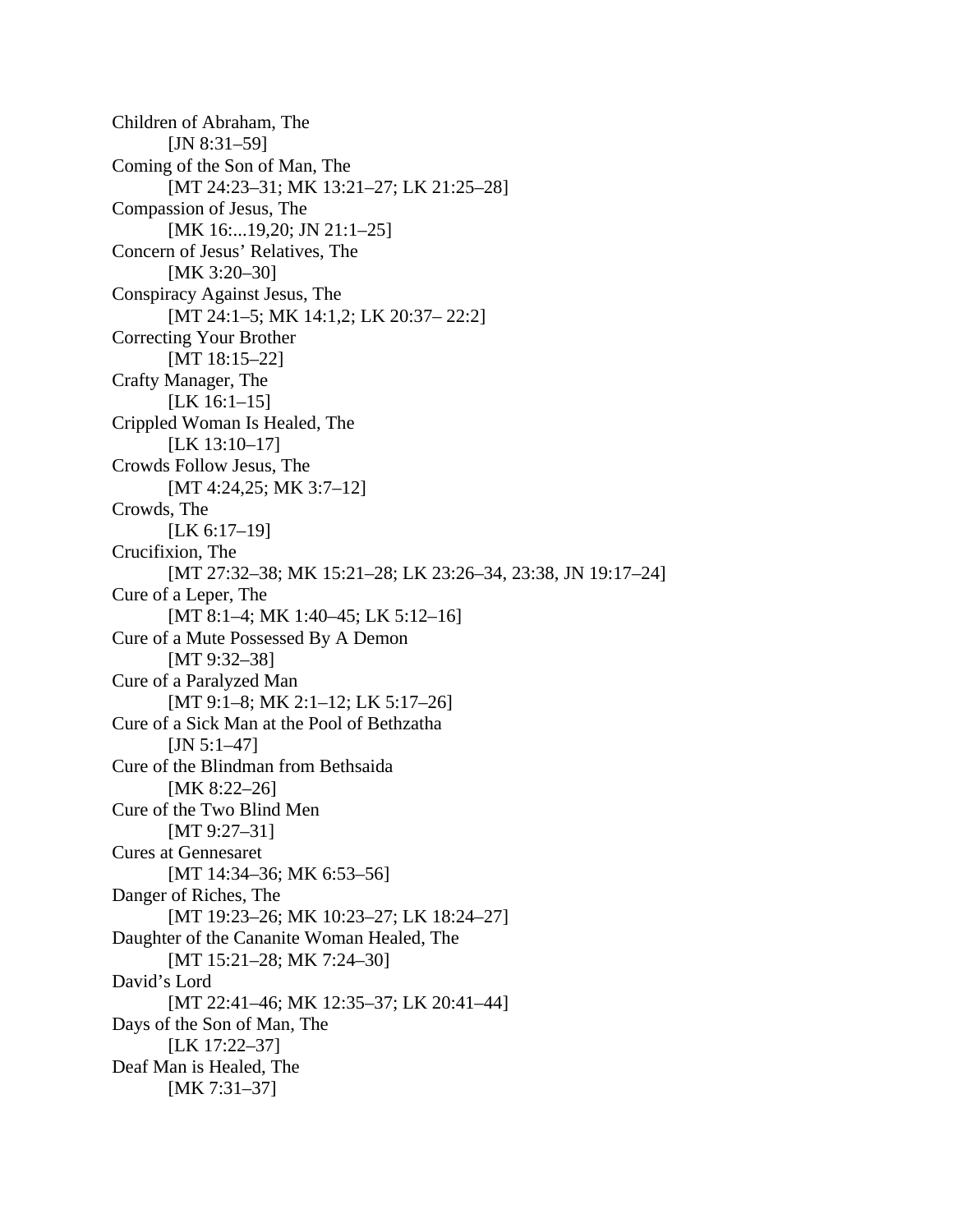Children of Abraham, The
    [JN 8:31–59]
Coming of the Son of Man, The
    [MT 24:23–31; MK 13:21–27; LK 21:25–28]
Compassion of Jesus, The
    [MK 16:...19,20; JN 21:1–25]
Concern of Jesus' Relatives, The
    [MK 3:20–30]
Conspiracy Against Jesus, The
    [MT 24:1–5; MK 14:1,2; LK 20:37– 22:2]
Correcting Your Brother
    [MT 18:15–22]
Crafty Manager, The
    [LK 16:1–15]
Crippled Woman Is Healed, The
    [LK 13:10–17]
Crowds Follow Jesus, The
    [MT 4:24,25; MK 3:7–12]
Crowds, The
    [LK 6:17–19]
Crucifixion, The
    [MT 27:32–38; MK 15:21–28; LK 23:26–34, 23:38, JN 19:17–24]
Cure of a Leper, The
    [MT 8:1–4; MK 1:40–45; LK 5:12–16]
Cure of a Mute Possessed By A Demon
    [MT 9:32–38]
Cure of a Paralyzed Man
    [MT 9:1–8; MK 2:1–12; LK 5:17–26]
Cure of a Sick Man at the Pool of Bethzatha
    [JN 5:1–47]
Cure of the Blindman from Bethsaida
    [MK 8:22–26]
Cure of the Two Blind Men
    [MT 9:27–31]
Cures at Gennesaret
    [MT 14:34–36; MK 6:53–56]
Danger of Riches, The
    [MT 19:23–26; MK 10:23–27; LK 18:24–27]
Daughter of the Cananite Woman Healed, The
    [MT 15:21–28; MK 7:24–30]
David's Lord
    [MT 22:41–46; MK 12:35–37; LK 20:41–44]
Days of the Son of Man, The
    [LK 17:22–37]
Deaf Man is Healed, The
    [MK 7:31–37]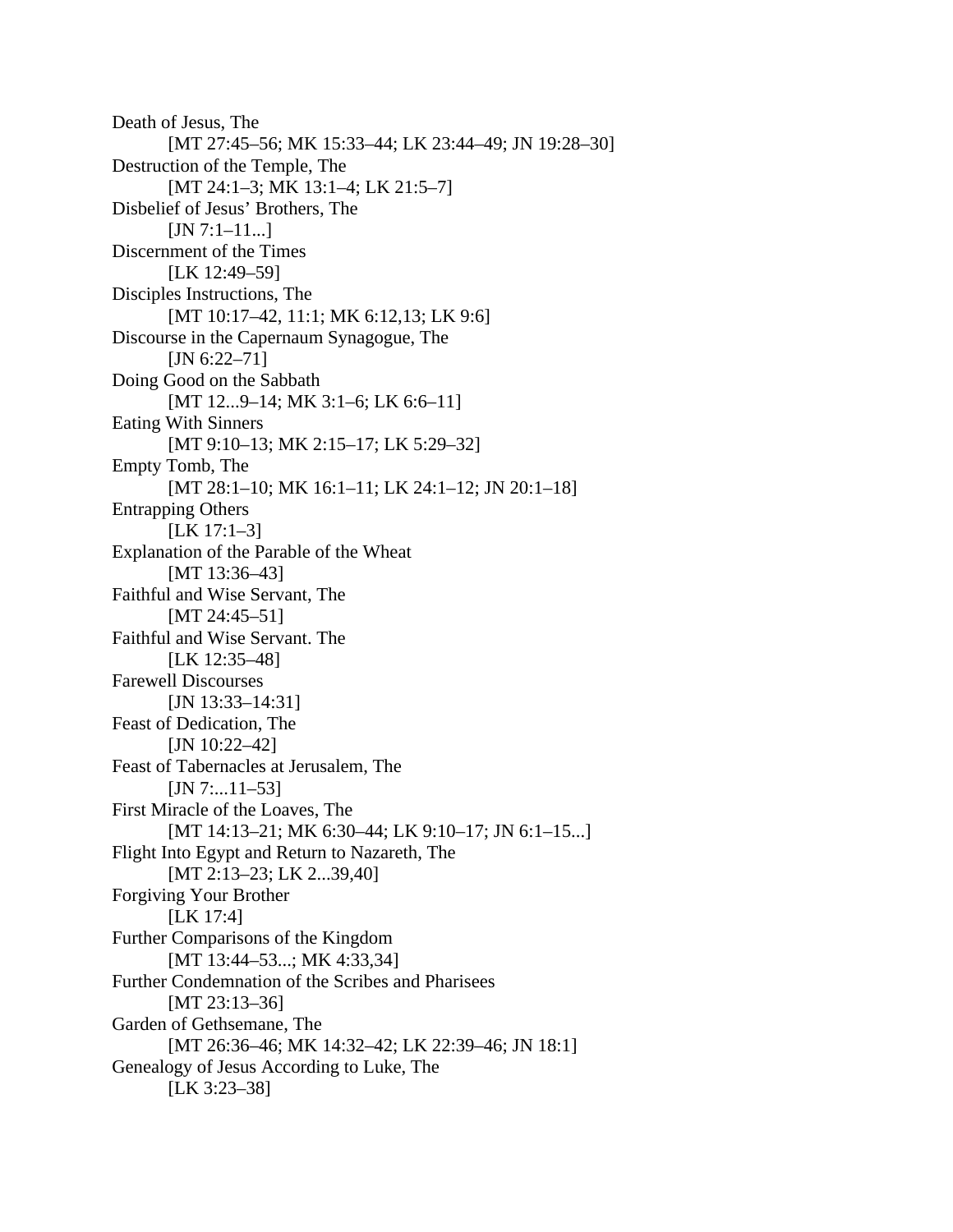Death of Jesus, The
    [MT 27:45–56; MK 15:33–44; LK 23:44–49; JN 19:28–30]
Destruction of the Temple, The
    [MT 24:1–3; MK 13:1–4; LK 21:5–7]
Disbelief of Jesus' Brothers, The
    [JN 7:1–11...]
Discernment of the Times
    [LK 12:49–59]
Disciples Instructions, The
    [MT 10:17–42, 11:1; MK 6:12,13; LK 9:6]
Discourse in the Capernaum Synagogue, The
    [JN 6:22–71]
Doing Good on the Sabbath
    [MT 12...9–14; MK 3:1–6; LK 6:6–11]
Eating With Sinners
    [MT 9:10–13; MK 2:15–17; LK 5:29–32]
Empty Tomb, The
    [MT 28:1–10; MK 16:1–11; LK 24:1–12; JN 20:1–18]
Entrapping Others
    [LK 17:1–3]
Explanation of the Parable of the Wheat
    [MT 13:36–43]
Faithful and Wise Servant, The
    [MT 24:45–51]
Faithful and Wise Servant. The
    [LK 12:35–48]
Farewell Discourses
    [JN 13:33–14:31]
Feast of Dedication, The
    [JN 10:22–42]
Feast of Tabernacles at Jerusalem, The
    [JN 7:...11–53]
First Miracle of the Loaves, The
    [MT 14:13–21; MK 6:30–44; LK 9:10–17; JN 6:1–15...]
Flight Into Egypt and Return to Nazareth, The
    [MT 2:13–23; LK 2...39,40]
Forgiving Your Brother
    [LK 17:4]
Further Comparisons of the Kingdom
    [MT 13:44–53...; MK 4:33,34]
Further Condemnation of the Scribes and Pharisees
    [MT 23:13–36]
Garden of Gethsemane, The
    [MT 26:36–46; MK 14:32–42; LK 22:39–46; JN 18:1]
Genealogy of Jesus According to Luke, The
    [LK 3:23–38]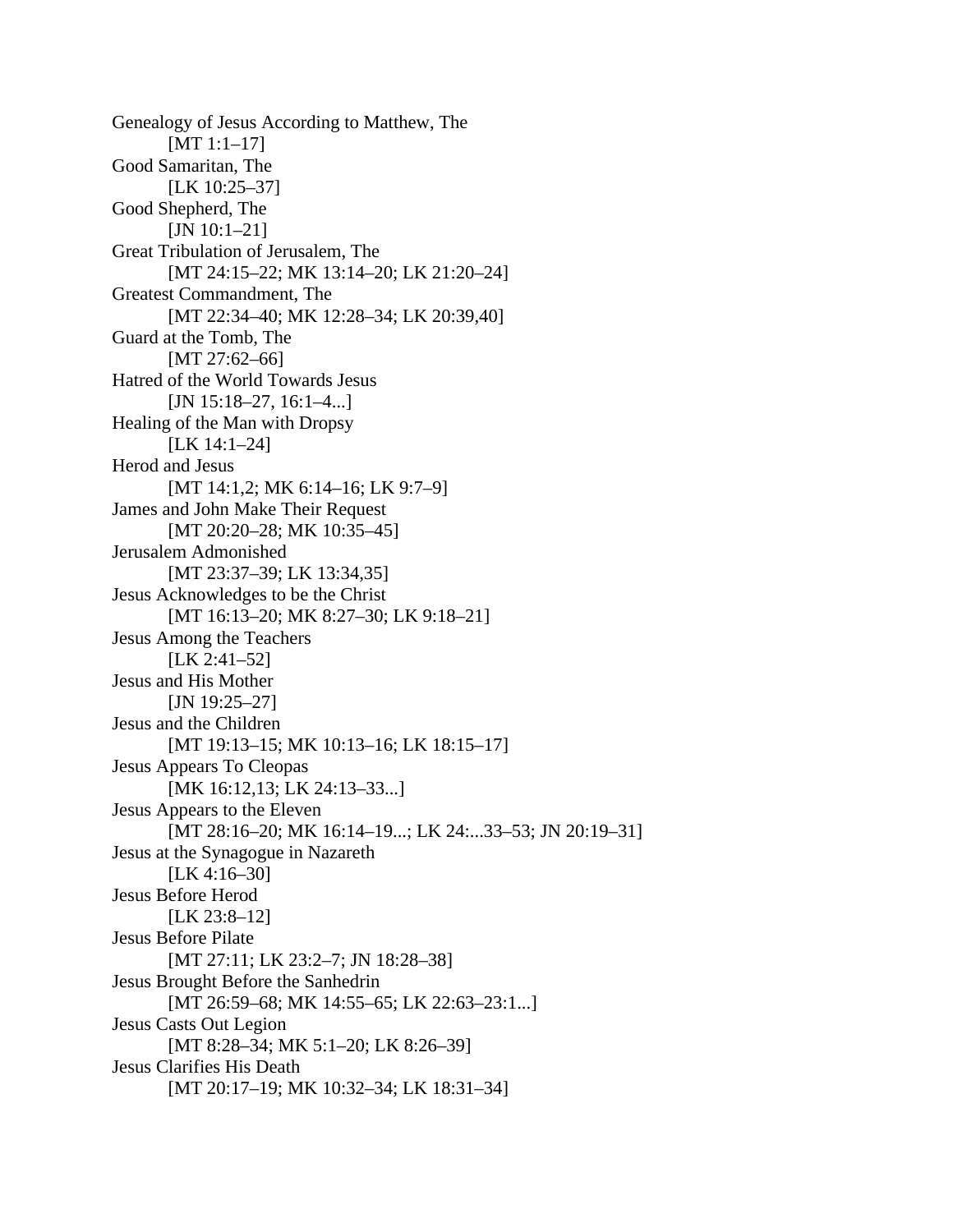Genealogy of Jesus According to Matthew, The
    [MT 1:1–17]
Good Samaritan, The
    [LK 10:25–37]
Good Shepherd, The
    [JN 10:1–21]
Great Tribulation of Jerusalem, The
    [MT 24:15–22; MK 13:14–20; LK 21:20–24]
Greatest Commandment, The
    [MT 22:34–40; MK 12:28–34; LK 20:39,40]
Guard at the Tomb, The
    [MT 27:62–66]
Hatred of the World Towards Jesus
    [JN 15:18–27, 16:1–4...]
Healing of the Man with Dropsy
    [LK 14:1–24]
Herod and Jesus
    [MT 14:1,2; MK 6:14–16; LK 9:7–9]
James and John Make Their Request
    [MT 20:20–28; MK 10:35–45]
Jerusalem Admonished
    [MT 23:37–39; LK 13:34,35]
Jesus Acknowledges to be the Christ
    [MT 16:13–20; MK 8:27–30; LK 9:18–21]
Jesus Among the Teachers
    [LK 2:41–52]
Jesus and His Mother
    [JN 19:25–27]
Jesus and the Children
    [MT 19:13–15; MK 10:13–16; LK 18:15–17]
Jesus Appears To Cleopas
    [MK 16:12,13; LK 24:13–33...]
Jesus Appears to the Eleven
    [MT 28:16–20; MK 16:14–19...; LK 24:...33–53; JN 20:19–31]
Jesus at the Synagogue in Nazareth
    [LK 4:16–30]
Jesus Before Herod
    [LK 23:8–12]
Jesus Before Pilate
    [MT 27:11; LK 23:2–7; JN 18:28–38]
Jesus Brought Before the Sanhedrin
    [MT 26:59–68; MK 14:55–65; LK 22:63–23:1...]
Jesus Casts Out Legion
    [MT 8:28–34; MK 5:1–20; LK 8:26–39]
Jesus Clarifies His Death
    [MT 20:17–19; MK 10:32–34; LK 18:31–34]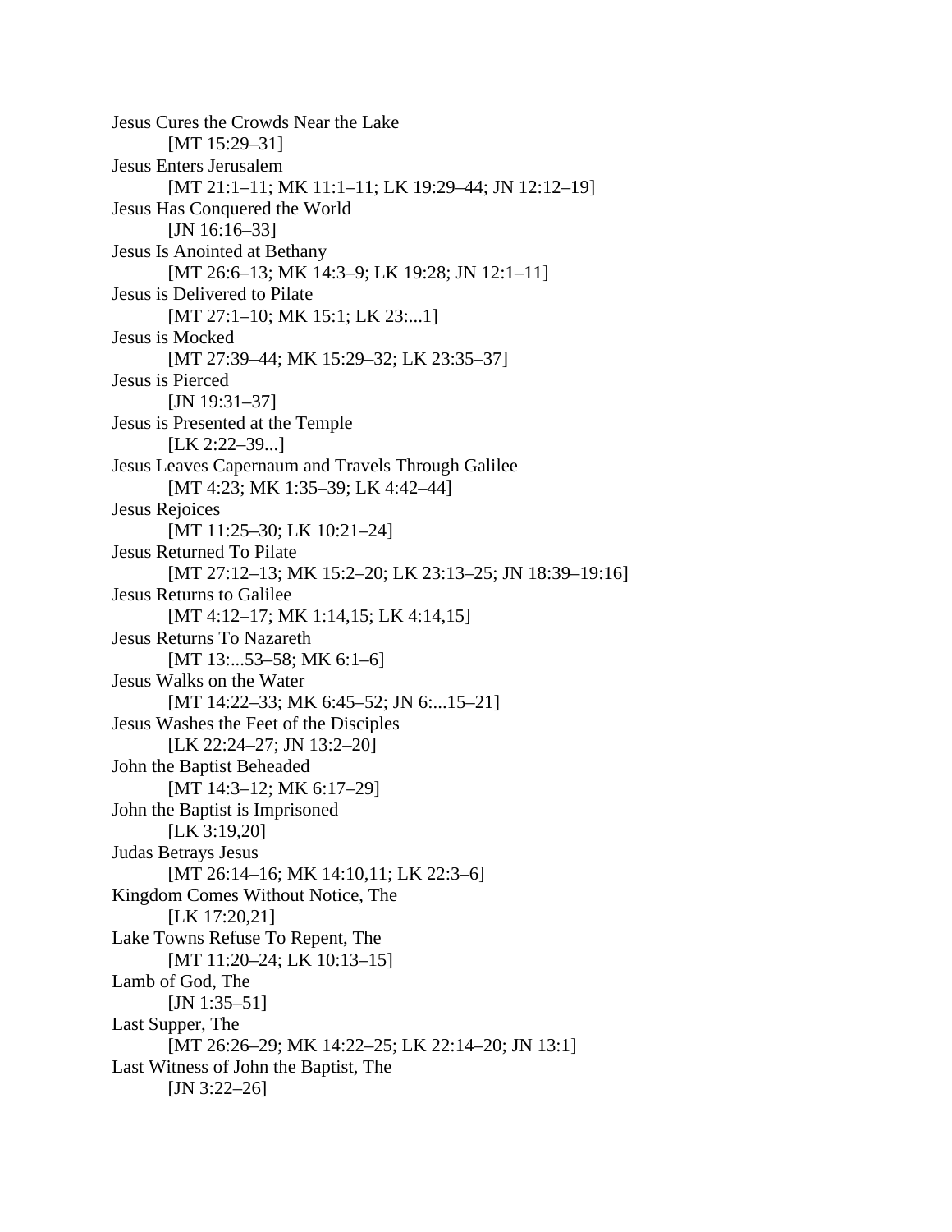Jesus Cures the Crowds Near the Lake
    [MT 15:29–31]
Jesus Enters Jerusalem
    [MT 21:1–11; MK 11:1–11; LK 19:29–44; JN 12:12–19]
Jesus Has Conquered the World
    [JN 16:16–33]
Jesus Is Anointed at Bethany
    [MT 26:6–13; MK 14:3–9; LK 19:28; JN 12:1–11]
Jesus is Delivered to Pilate
    [MT 27:1–10; MK 15:1; LK 23:...1]
Jesus is Mocked
    [MT 27:39–44; MK 15:29–32; LK 23:35–37]
Jesus is Pierced
    [JN 19:31–37]
Jesus is Presented at the Temple
    [LK 2:22–39...]
Jesus Leaves Capernaum and Travels Through Galilee
    [MT 4:23; MK 1:35–39; LK 4:42–44]
Jesus Rejoices
    [MT 11:25–30; LK 10:21–24]
Jesus Returned To Pilate
    [MT 27:12–13; MK 15:2–20; LK 23:13–25; JN 18:39–19:16]
Jesus Returns to Galilee
    [MT 4:12–17; MK 1:14,15; LK 4:14,15]
Jesus Returns To Nazareth
    [MT 13:...53–58; MK 6:1–6]
Jesus Walks on the Water
    [MT 14:22–33; MK 6:45–52; JN 6:...15–21]
Jesus Washes the Feet of the Disciples
    [LK 22:24–27; JN 13:2–20]
John the Baptist Beheaded
    [MT 14:3–12; MK 6:17–29]
John the Baptist is Imprisoned
    [LK 3:19,20]
Judas Betrays Jesus
    [MT 26:14–16; MK 14:10,11; LK 22:3–6]
Kingdom Comes Without Notice, The
    [LK 17:20,21]
Lake Towns Refuse To Repent, The
    [MT 11:20–24; LK 10:13–15]
Lamb of God, The
    [JN 1:35–51]
Last Supper, The
    [MT 26:26–29; MK 14:22–25; LK 22:14–20; JN 13:1]
Last Witness of John the Baptist, The
    [JN 3:22–26]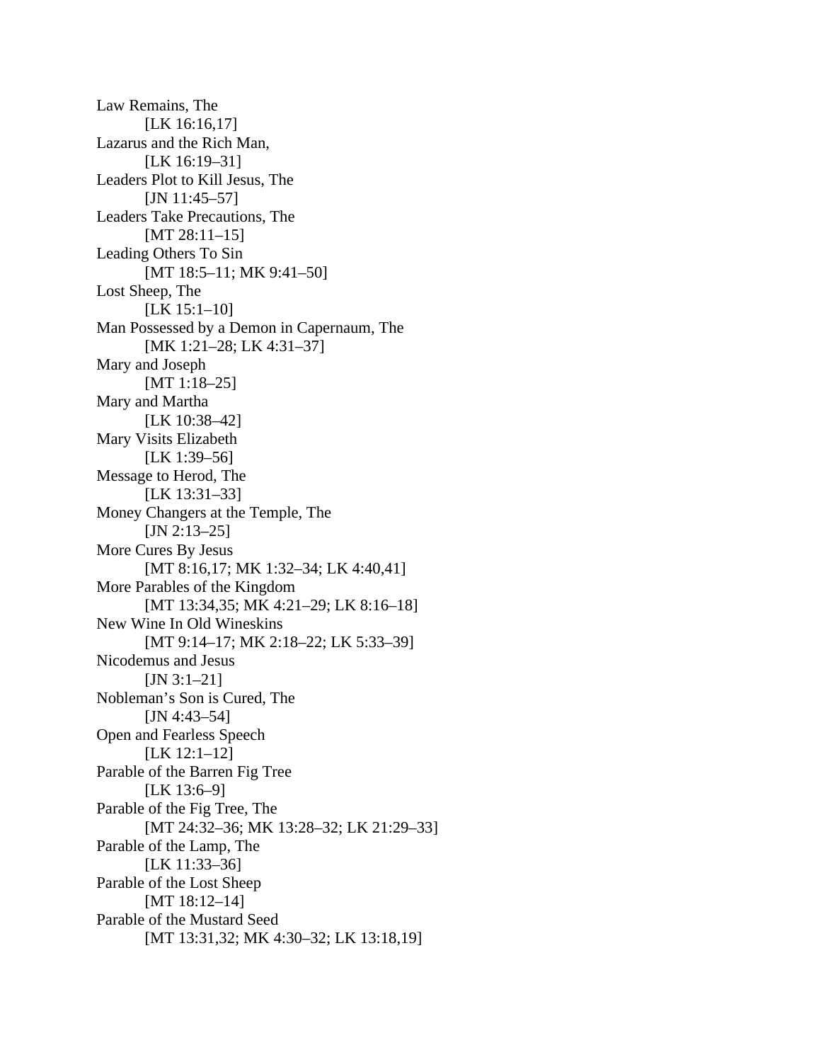Law Remains, The
    [LK 16:16,17]
Lazarus and the Rich Man,
    [LK 16:19–31]
Leaders Plot to Kill Jesus, The
    [JN 11:45–57]
Leaders Take Precautions, The
    [MT 28:11–15]
Leading Others To Sin
    [MT 18:5–11; MK 9:41–50]
Lost Sheep, The
    [LK 15:1–10]
Man Possessed by a Demon in Capernaum, The
    [MK 1:21–28; LK 4:31–37]
Mary and Joseph
    [MT 1:18–25]
Mary and Martha
    [LK 10:38–42]
Mary Visits Elizabeth
    [LK 1:39–56]
Message to Herod, The
    [LK 13:31–33]
Money Changers at the Temple, The
    [JN 2:13–25]
More Cures By Jesus
    [MT 8:16,17; MK 1:32–34; LK 4:40,41]
More Parables of the Kingdom
    [MT 13:34,35; MK 4:21–29; LK 8:16–18]
New Wine In Old Wineskins
    [MT 9:14–17; MK 2:18–22; LK 5:33–39]
Nicodemus and Jesus
    [JN 3:1–21]
Nobleman's Son is Cured, The
    [JN 4:43–54]
Open and Fearless Speech
    [LK 12:1–12]
Parable of the Barren Fig Tree
    [LK 13:6–9]
Parable of the Fig Tree, The
    [MT 24:32–36; MK 13:28–32; LK 21:29–33]
Parable of the Lamp, The
    [LK 11:33–36]
Parable of the Lost Sheep
    [MT 18:12–14]
Parable of the Mustard Seed
    [MT 13:31,32; MK 4:30–32; LK 13:18,19]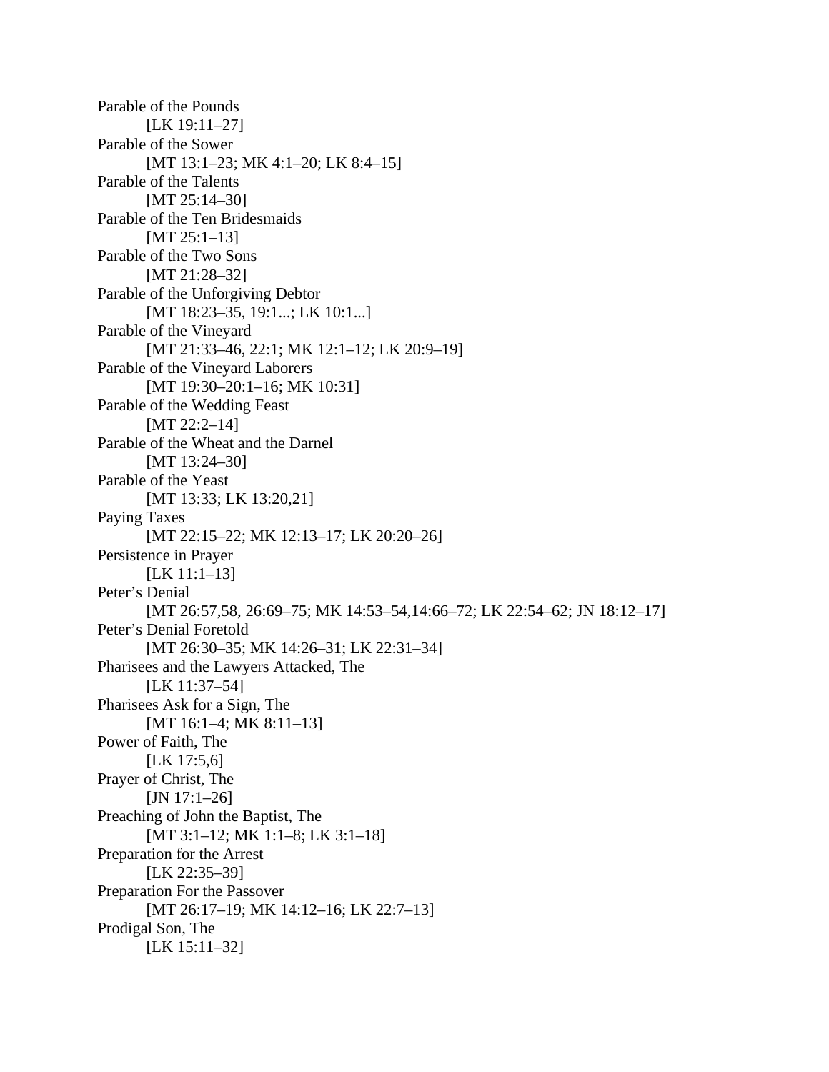Parable of the Pounds
 [LK 19:11–27]
Parable of the Sower
 [MT 13:1–23; MK 4:1–20; LK 8:4–15]
Parable of the Talents
 [MT 25:14–30]
Parable of the Ten Bridesmaids
 [MT 25:1–13]
Parable of the Two Sons
 [MT 21:28–32]
Parable of the Unforgiving Debtor
 [MT 18:23–35, 19:1...; LK 10:1...]
Parable of the Vineyard
 [MT 21:33–46, 22:1; MK 12:1–12; LK 20:9–19]
Parable of the Vineyard Laborers
 [MT 19:30–20:1–16; MK 10:31]
Parable of the Wedding Feast
 [MT 22:2–14]
Parable of the Wheat and the Darnel
 [MT 13:24–30]
Parable of the Yeast
 [MT 13:33; LK 13:20,21]
Paying Taxes
 [MT 22:15–22; MK 12:13–17; LK 20:20–26]
Persistence in Prayer
 [LK 11:1–13]
Peter's Denial
 [MT 26:57,58, 26:69–75; MK 14:53–54,14:66–72; LK 22:54–62; JN 18:12–17]
Peter's Denial Foretold
 [MT 26:30–35; MK 14:26–31; LK 22:31–34]
Pharisees and the Lawyers Attacked, The
 [LK 11:37–54]
Pharisees Ask for a Sign, The
 [MT 16:1–4; MK 8:11–13]
Power of Faith, The
 [LK 17:5,6]
Prayer of Christ, The
 [JN 17:1–26]
Preaching of John the Baptist, The
 [MT 3:1–12; MK 1:1–8; LK 3:1–18]
Preparation for the Arrest
 [LK 22:35–39]
Preparation For the Passover
 [MT 26:17–19; MK 14:12–16; LK 22:7–13]
Prodigal Son, The
 [LK 15:11–32]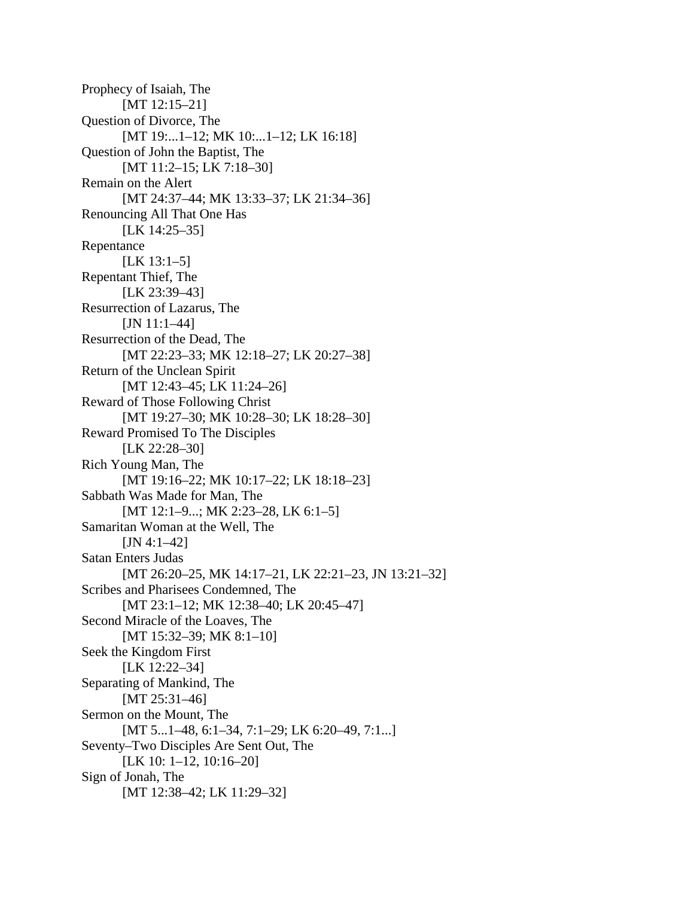Prophecy of Isaiah, The
 [MT 12:15–21]
Question of Divorce, The
 [MT 19:...1–12; MK 10:...1–12; LK 16:18]
Question of John the Baptist, The
 [MT 11:2–15; LK 7:18–30]
Remain on the Alert
 [MT 24:37–44; MK 13:33–37; LK 21:34–36]
Renouncing All That One Has
 [LK 14:25–35]
Repentance
 [LK 13:1–5]
Repentant Thief, The
 [LK 23:39–43]
Resurrection of Lazarus, The
 [JN 11:1–44]
Resurrection of the Dead, The
 [MT 22:23–33; MK 12:18–27; LK 20:27–38]
Return of the Unclean Spirit
 [MT 12:43–45; LK 11:24–26]
Reward of Those Following Christ
 [MT 19:27–30; MK 10:28–30; LK 18:28–30]
Reward Promised To The Disciples
 [LK 22:28–30]
Rich Young Man, The
 [MT 19:16–22; MK 10:17–22; LK 18:18–23]
Sabbath Was Made for Man, The
 [MT 12:1–9...; MK 2:23–28, LK 6:1–5]
Samaritan Woman at the Well, The
 [JN 4:1–42]
Satan Enters Judas
 [MT 26:20–25, MK 14:17–21, LK 22:21–23, JN 13:21–32]
Scribes and Pharisees Condemned, The
 [MT 23:1–12; MK 12:38–40; LK 20:45–47]
Second Miracle of the Loaves, The
 [MT 15:32–39; MK 8:1–10]
Seek the Kingdom First
 [LK 12:22–34]
Separating of Mankind, The
 [MT 25:31–46]
Sermon on the Mount, The
 [MT 5...1–48, 6:1–34, 7:1–29; LK 6:20–49, 7:1...]
Seventy–Two Disciples Are Sent Out, The
 [LK 10: 1–12, 10:16–20]
Sign of Jonah, The
 [MT 12:38–42; LK 11:29–32]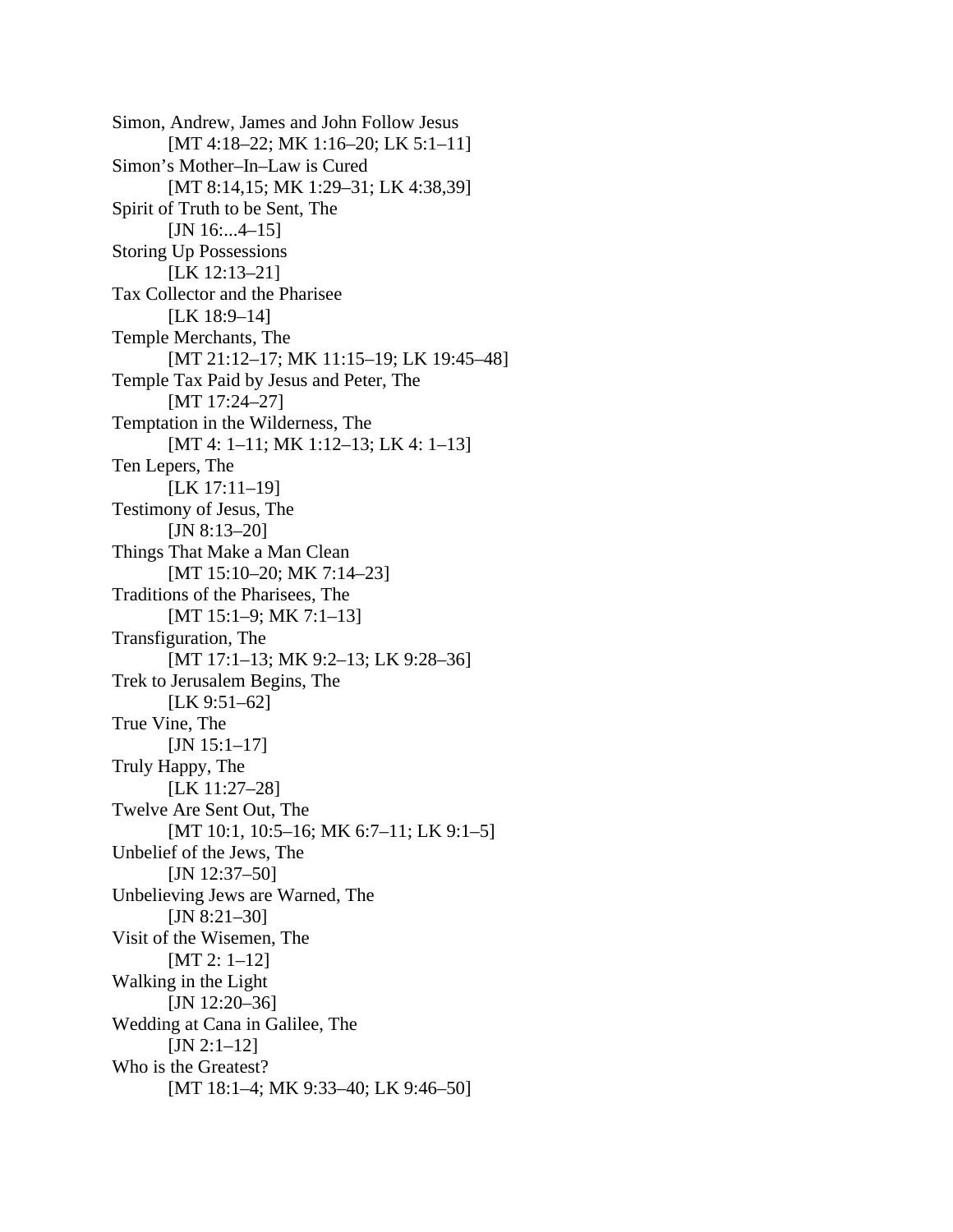Simon, Andrew, James and John Follow Jesus
    [MT 4:18–22; MK 1:16–20; LK 5:1–11]
Simon's Mother–In–Law is Cured
    [MT 8:14,15; MK 1:29–31; LK 4:38,39]
Spirit of Truth to be Sent, The
    [JN 16:...4–15]
Storing Up Possessions
    [LK 12:13–21]
Tax Collector and the Pharisee
    [LK 18:9–14]
Temple Merchants, The
    [MT 21:12–17; MK 11:15–19; LK 19:45–48]
Temple Tax Paid by Jesus and Peter, The
    [MT 17:24–27]
Temptation in the Wilderness, The
    [MT 4: 1–11; MK 1:12–13; LK 4: 1–13]
Ten Lepers, The
    [LK 17:11–19]
Testimony of Jesus, The
    [JN 8:13–20]
Things That Make a Man Clean
    [MT 15:10–20; MK 7:14–23]
Traditions of the Pharisees, The
    [MT 15:1–9; MK 7:1–13]
Transfiguration, The
    [MT 17:1–13; MK 9:2–13; LK 9:28–36]
Trek to Jerusalem Begins, The
    [LK 9:51–62]
True Vine, The
    [JN 15:1–17]
Truly Happy, The
    [LK 11:27–28]
Twelve Are Sent Out, The
    [MT 10:1, 10:5–16; MK 6:7–11; LK 9:1–5]
Unbelief of the Jews, The
    [JN 12:37–50]
Unbelieving Jews are Warned, The
    [JN 8:21–30]
Visit of the Wisemen, The
    [MT 2: 1–12]
Walking in the Light
    [JN 12:20–36]
Wedding at Cana in Galilee, The
    [JN 2:1–12]
Who is the Greatest?
    [MT 18:1–4; MK 9:33–40; LK 9:46–50]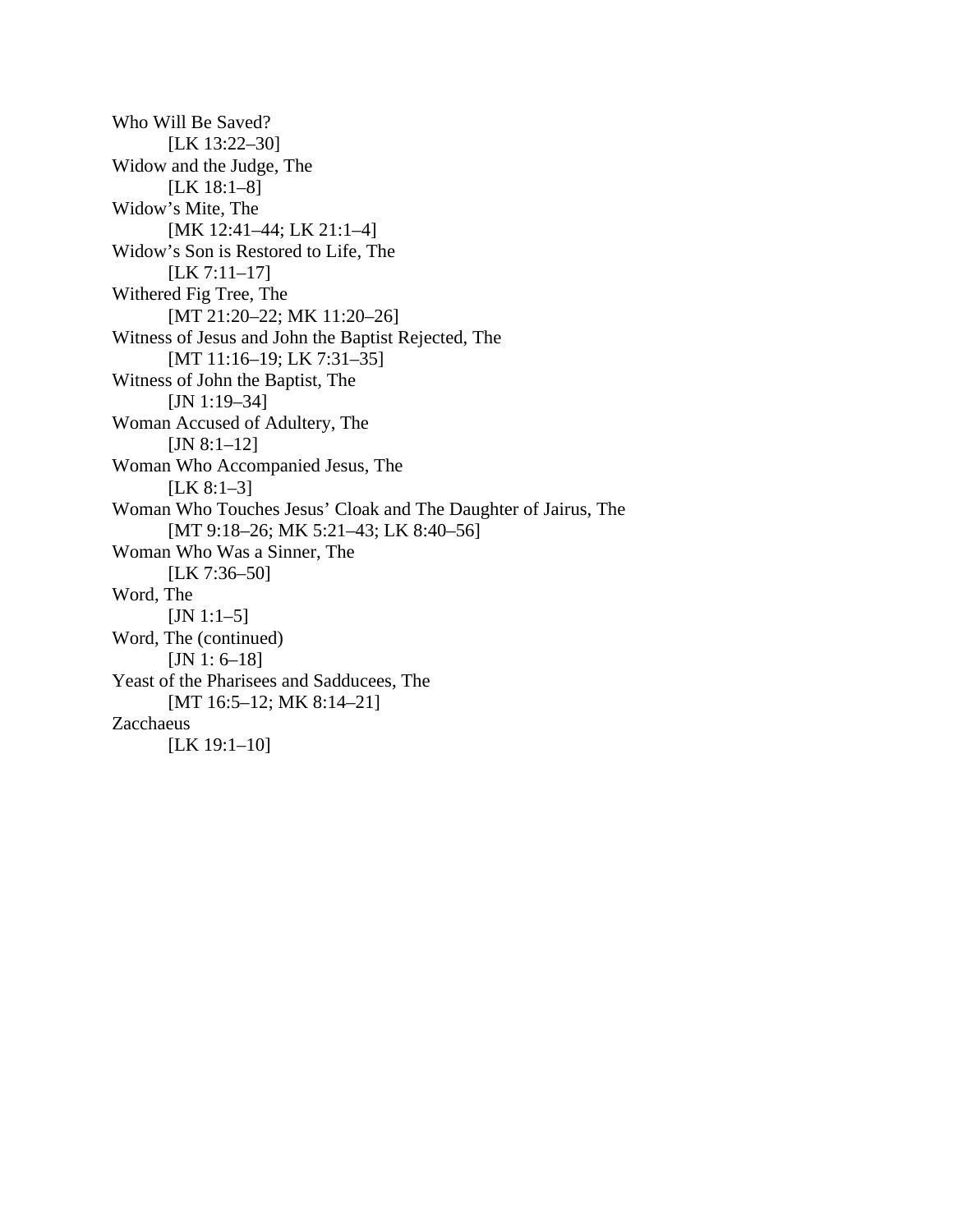Who Will Be Saved?
    [LK 13:22–30]
Widow and the Judge, The
    [LK 18:1–8]
Widow's Mite, The
    [MK 12:41–44; LK 21:1–4]
Widow's Son is Restored to Life, The
    [LK 7:11–17]
Withered Fig Tree, The
    [MT 21:20–22; MK 11:20–26]
Witness of Jesus and John the Baptist Rejected, The
    [MT 11:16–19; LK 7:31–35]
Witness of John the Baptist, The
    [JN 1:19–34]
Woman Accused of Adultery, The
    [JN 8:1–12]
Woman Who Accompanied Jesus, The
    [LK 8:1–3]
Woman Who Touches Jesus' Cloak and The Daughter of Jairus, The
    [MT 9:18–26; MK 5:21–43; LK 8:40–56]
Woman Who Was a Sinner, The
    [LK 7:36–50]
Word, The
    [JN 1:1–5]
Word, The (continued)
    [JN 1: 6–18]
Yeast of the Pharisees and Sadducees, The
    [MT 16:5–12; MK 8:14–21]
Zacchaeus
    [LK 19:1–10]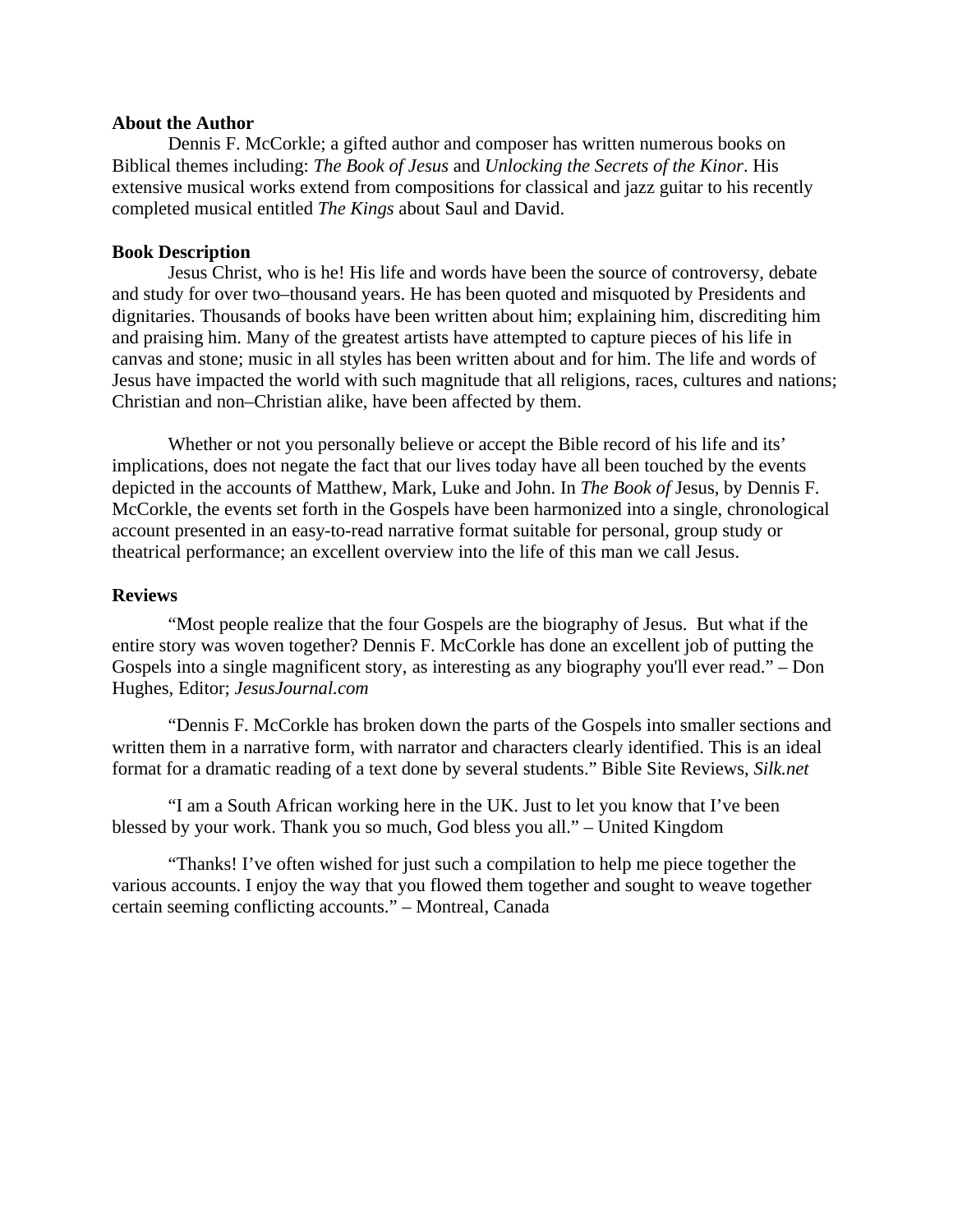**About the Author**

Dennis F. McCorkle; a gifted author and composer has written numerous books on Biblical themes including: *The Book of Jesus* and *Unlocking the Secrets of the Kinor*. His extensive musical works extend from compositions for classical and jazz guitar to his recently completed musical entitled *The Kings* about Saul and David.

**Book Description**

Jesus Christ, who is he! His life and words have been the source of controversy, debate and study for over two–thousand years. He has been quoted and misquoted by Presidents and dignitaries. Thousands of books have been written about him; explaining him, discrediting him and praising him. Many of the greatest artists have attempted to capture pieces of his life in canvas and stone; music in all styles has been written about and for him. The life and words of Jesus have impacted the world with such magnitude that all religions, races, cultures and nations; Christian and non–Christian alike, have been affected by them.

Whether or not you personally believe or accept the Bible record of his life and its' implications, does not negate the fact that our lives today have all been touched by the events depicted in the accounts of Matthew, Mark, Luke and John. In *The Book of* Jesus, by Dennis F. McCorkle, the events set forth in the Gospels have been harmonized into a single, chronological account presented in an easy-to-read narrative format suitable for personal, group study or theatrical performance; an excellent overview into the life of this man we call Jesus.

**Reviews**

"Most people realize that the four Gospels are the biography of Jesus. But what if the entire story was woven together? Dennis F. McCorkle has done an excellent job of putting the Gospels into a single magnificent story, as interesting as any biography you'll ever read." – Don Hughes, Editor; *JesusJournal.com*

"Dennis F. McCorkle has broken down the parts of the Gospels into smaller sections and written them in a narrative form, with narrator and characters clearly identified. This is an ideal format for a dramatic reading of a text done by several students." Bible Site Reviews, *Silk.net*

"I am a South African working here in the UK. Just to let you know that I've been blessed by your work. Thank you so much, God bless you all." – United Kingdom

"Thanks! I've often wished for just such a compilation to help me piece together the various accounts. I enjoy the way that you flowed them together and sought to weave together certain seeming conflicting accounts." – Montreal, Canada